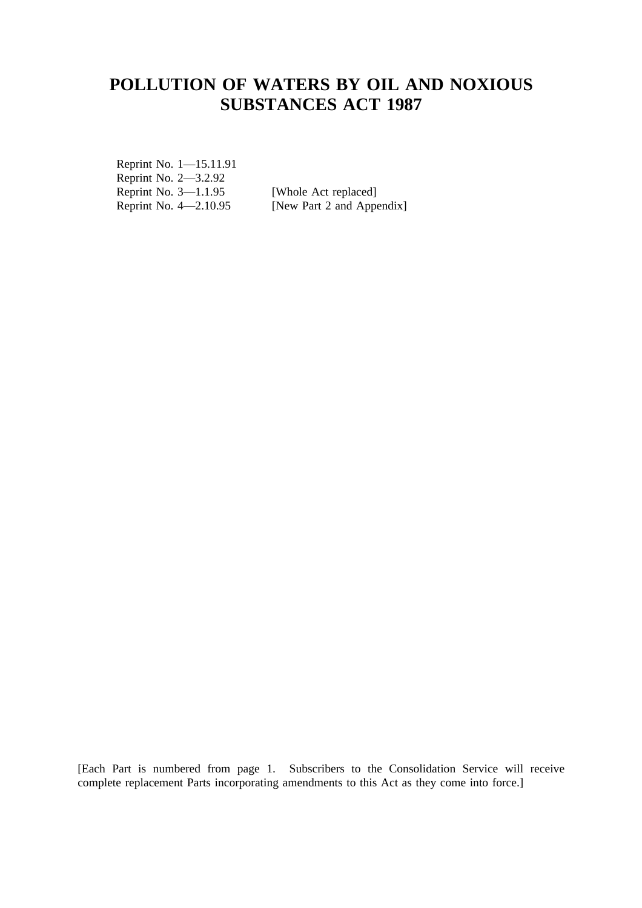# POLLUTION OF WATERS BY OIL AND NOXIOUS SUBSTANCES ACT 1987

| | |
|---|---|
| Reprint No. 1—15.11.91 | |
| Reprint No. 2—3.2.92 | |
| Reprint No. 3—1.1.95 | [Whole Act replaced] |
| Reprint No. 4—2.10.95 | [New Part 2 and Appendix] |

[Each Part is numbered from page 1. Subscribers to the Consolidation Service will receive complete replacement Parts incorporating amendments to this Act as they come into force.]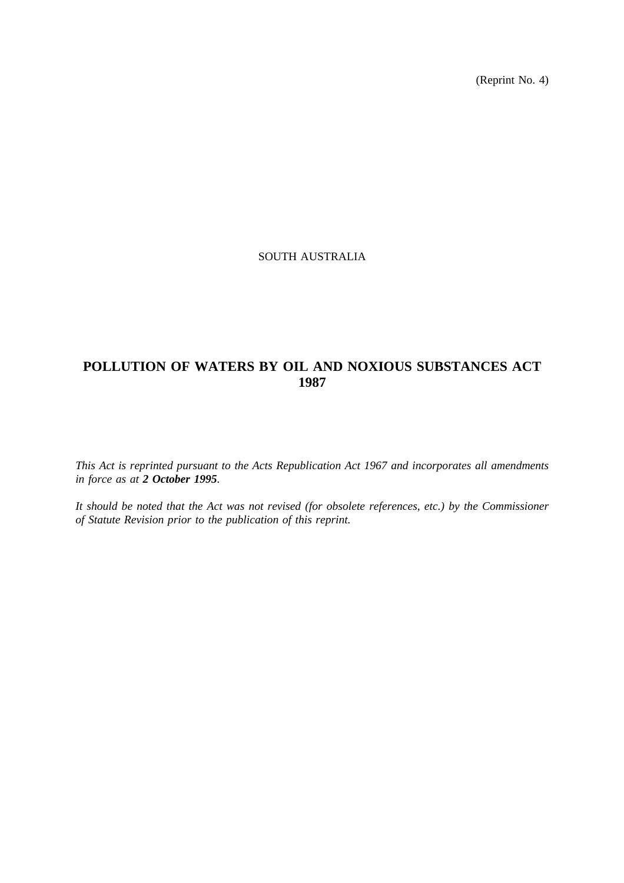(Reprint No. 4)

SOUTH AUSTRALIA

# POLLUTION OF WATERS BY OIL AND NOXIOUS SUBSTANCES ACT 1987

*This Act is reprinted pursuant to the Acts Republication Act 1967 and incorporates all amendments in force as at **2 October 1995**.*

*It should be noted that the Act was not revised (for obsolete references, etc.) by the Commissioner of Statute Revision prior to the publication of this reprint.*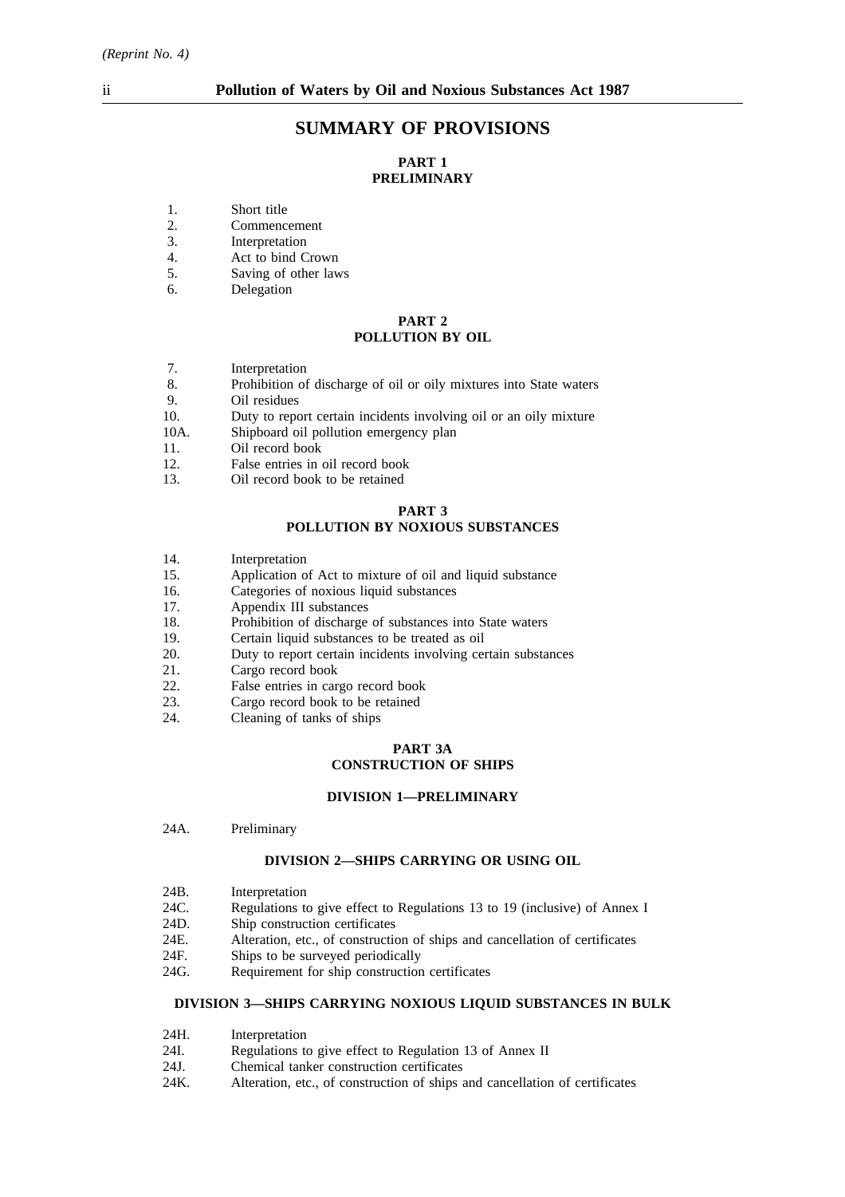# SUMMARY OF PROVISIONS

## PART 1
## PRELIMINARY

1. Short title
2. Commencement
3. Interpretation
4. Act to bind Crown
5. Saving of other laws
6. Delegation

## PART 2
## POLLUTION BY OIL

7. Interpretation
8. Prohibition of discharge of oil or oily mixtures into State waters
9. Oil residues
10. Duty to report certain incidents involving oil or an oily mixture

10A. Shipboard oil pollution emergency plan

11. Oil record book
12. False entries in oil record book
13. Oil record book to be retained

## PART 3
## POLLUTION BY NOXIOUS SUBSTANCES

14. Interpretation
15. Application of Act to mixture of oil and liquid substance
16. Categories of noxious liquid substances
17. Appendix III substances
18. Prohibition of discharge of substances into State waters
19. Certain liquid substances to be treated as oil
20. Duty to report certain incidents involving certain substances
21. Cargo record book
22. False entries in cargo record book
23. Cargo record book to be retained
24. Cleaning of tanks of ships

## PART 3A
## CONSTRUCTION OF SHIPS

### DIVISION 1—PRELIMINARY

24A. Preliminary

### DIVISION 2—SHIPS CARRYING OR USING OIL

24B. Interpretation

24C. Regulations to give effect to Regulations 13 to 19 (inclusive) of Annex I

24D. Ship construction certificates

24E. Alteration, etc., of construction of ships and cancellation of certificates

24F. Ships to be surveyed periodically

24G. Requirement for ship construction certificates

### DIVISION 3—SHIPS CARRYING NOXIOUS LIQUID SUBSTANCES IN BULK

24H. Interpretation

24I. Regulations to give effect to Regulation 13 of Annex II

24J. Chemical tanker construction certificates

24K. Alteration, etc., of construction of ships and cancellation of certificates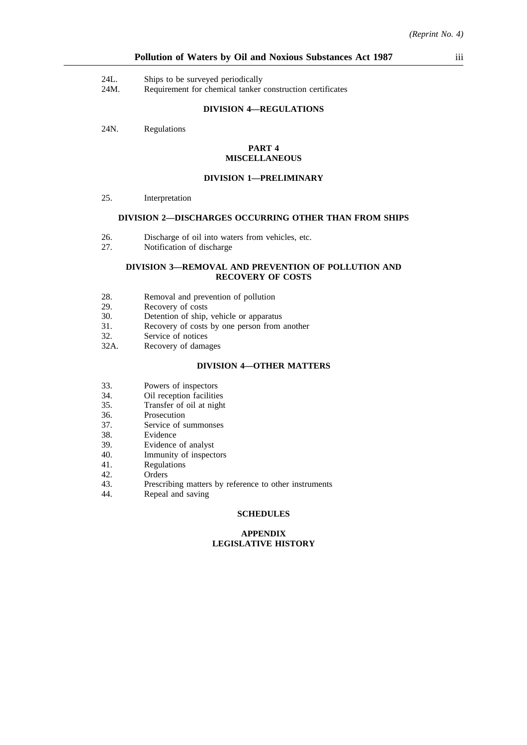24L. Ships to be surveyed periodically
24M. Requirement for chemical tanker construction certificates

### DIVISION 4—REGULATIONS

24N. Regulations

## PART 4
## MISCELLANEOUS

### DIVISION 1—PRELIMINARY

25. Interpretation

### DIVISION 2—DISCHARGES OCCURRING OTHER THAN FROM SHIPS

26. Discharge of oil into waters from vehicles, etc.
27. Notification of discharge

### DIVISION 3—REMOVAL AND PREVENTION OF POLLUTION AND RECOVERY OF COSTS

28. Removal and prevention of pollution
29. Recovery of costs
30. Detention of ship, vehicle or apparatus
31. Recovery of costs by one person from another
32. Service of notices
32A. Recovery of damages

### DIVISION 4—OTHER MATTERS

33. Powers of inspectors
34. Oil reception facilities
35. Transfer of oil at night
36. Prosecution
37. Service of summonses
38. Evidence
39. Evidence of analyst
40. Immunity of inspectors
41. Regulations
42. Orders
43. Prescribing matters by reference to other instruments
44. Repeal and saving

## SCHEDULES

## APPENDIX
## LEGISLATIVE HISTORY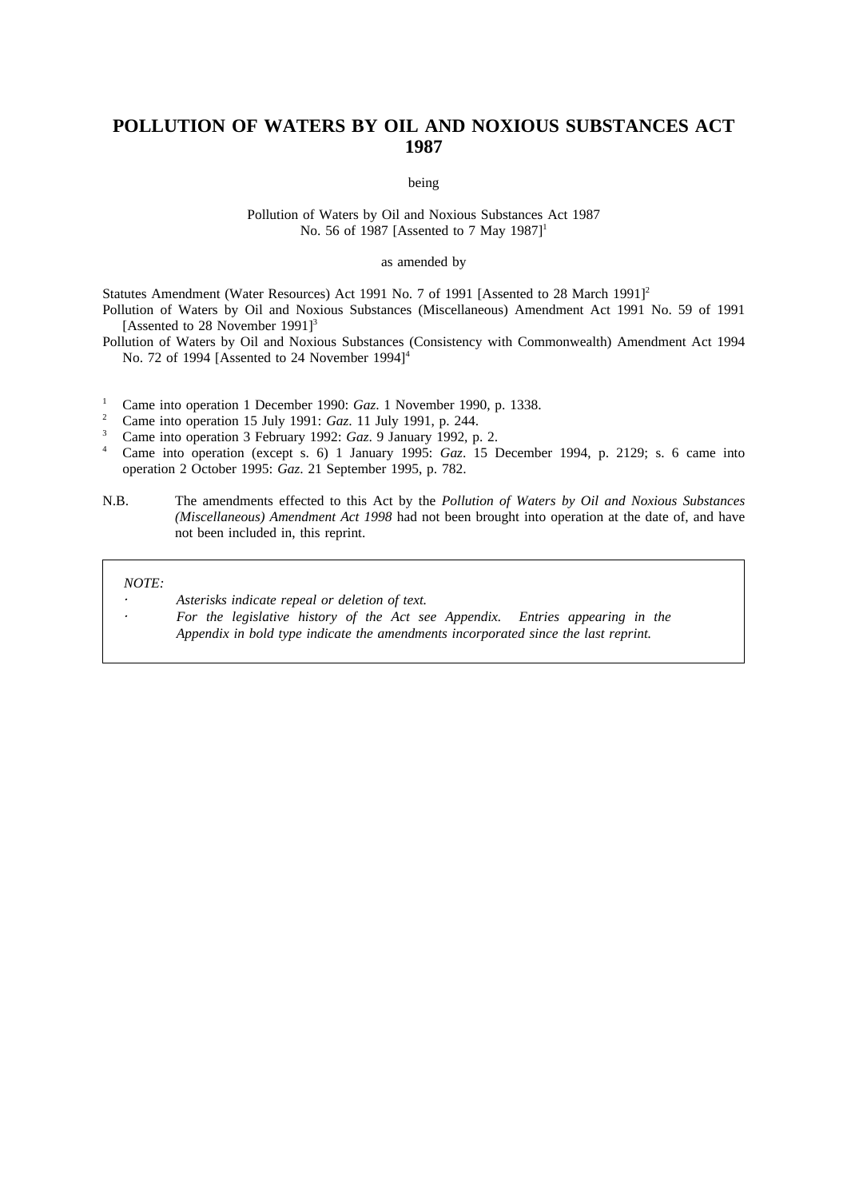# POLLUTION OF WATERS BY OIL AND NOXIOUS SUBSTANCES ACT 1987

being

Pollution of Waters by Oil and Noxious Substances Act 1987
No. 56 of 1987 [Assented to 7 May 1987][1]

as amended by

Statutes Amendment (Water Resources) Act 1991 No. 7 of 1991 [Assented to 28 March 1991][2]
Pollution of Waters by Oil and Noxious Substances (Miscellaneous) Amendment Act 1991 No. 59 of 1991 [Assented to 28 November 1991][3]
Pollution of Waters by Oil and Noxious Substances (Consistency with Commonwealth) Amendment Act 1994 No. 72 of 1994 [Assented to 24 November 1994][4]

[1] Came into operation 1 December 1990: *Gaz*. 1 November 1990, p. 1338.
[2] Came into operation 15 July 1991: *Gaz*. 11 July 1991, p. 244.
[3] Came into operation 3 February 1992: *Gaz*. 9 January 1992, p. 2.
[4] Came into operation (except s. 6) 1 January 1995: *Gaz*. 15 December 1994, p. 2129; s. 6 came into operation 2 October 1995: *Gaz*. 21 September 1995, p. 782.

N.B. The amendments effected to this Act by the *Pollution of Waters by Oil and Noxious Substances (Miscellaneous) Amendment Act 1998* had not been brought into operation at the date of, and have not been included in, this reprint.

*NOTE:*

- *Asterisks indicate repeal or deletion of text.*
- *For the legislative history of the Act see Appendix. Entries appearing in the Appendix in bold type indicate the amendments incorporated since the last reprint.*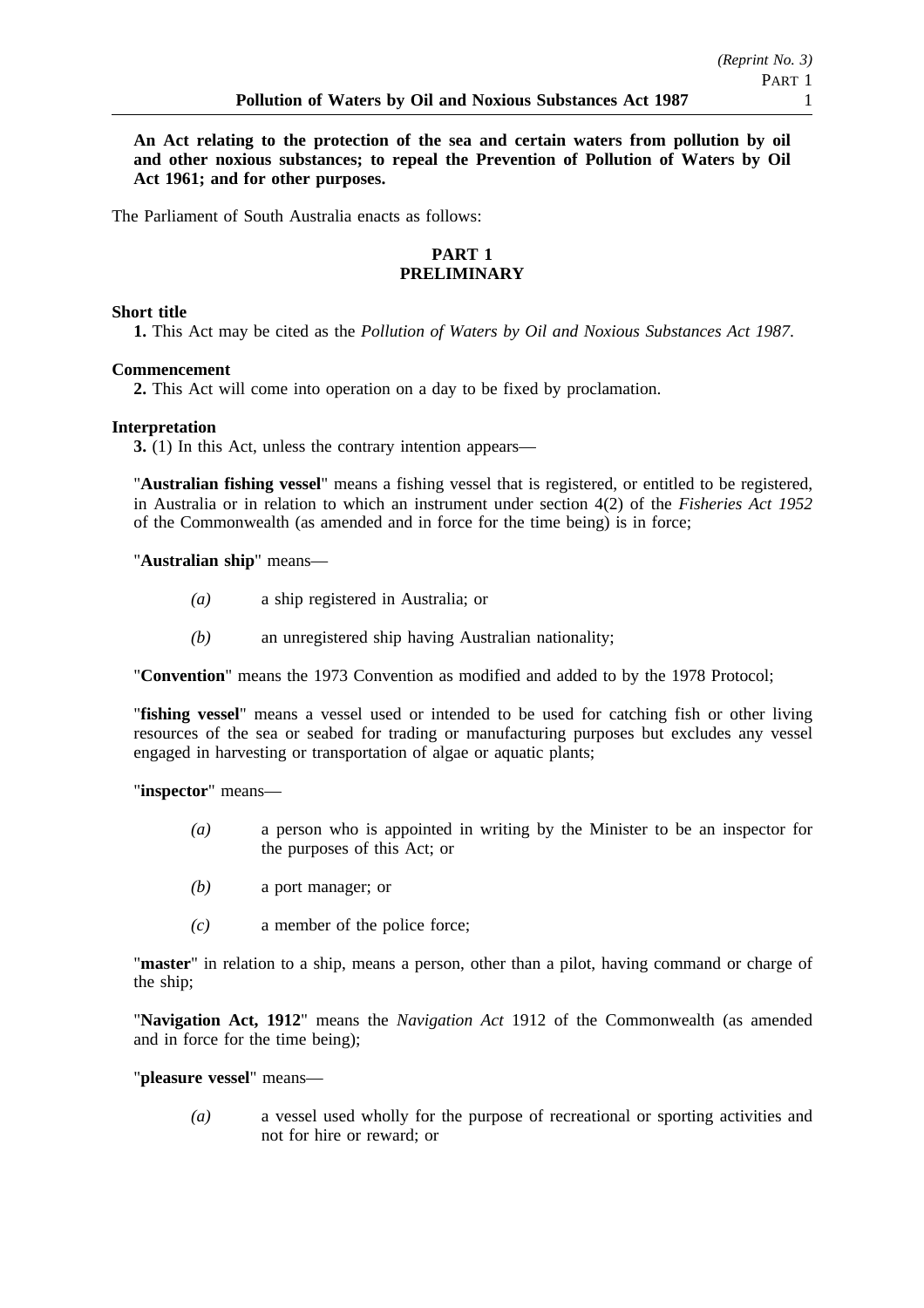**An Act relating to the protection of the sea and certain waters from pollution by oil and other noxious substances; to repeal the Prevention of Pollution of Waters by Oil Act 1961; and for other purposes.**

The Parliament of South Australia enacts as follows:

## PART 1
## PRELIMINARY

**Short title**

**1.** This Act may be cited as the *Pollution of Waters by Oil and Noxious Substances Act 1987*.

**Commencement**

**2.** This Act will come into operation on a day to be fixed by proclamation.

**Interpretation**

**3.** (1) In this Act, unless the contrary intention appears—

"**Australian fishing vessel**" means a fishing vessel that is registered, or entitled to be registered, in Australia or in relation to which an instrument under section 4(2) of the *Fisheries Act 1952* of the Commonwealth (as amended and in force for the time being) is in force;

"**Australian ship**" means—

*(a)* a ship registered in Australia; or

*(b)* an unregistered ship having Australian nationality;

"**Convention**" means the 1973 Convention as modified and added to by the 1978 Protocol;

"**fishing vessel**" means a vessel used or intended to be used for catching fish or other living resources of the sea or seabed for trading or manufacturing purposes but excludes any vessel engaged in harvesting or transportation of algae or aquatic plants;

"**inspector**" means—

*(a)* a person who is appointed in writing by the Minister to be an inspector for the purposes of this Act; or

*(b)* a port manager; or

*(c)* a member of the police force;

"**master**" in relation to a ship, means a person, other than a pilot, having command or charge of the ship;

"**Navigation Act, 1912**" means the *Navigation Act* 1912 of the Commonwealth (as amended and in force for the time being);

"**pleasure vessel**" means—

*(a)* a vessel used wholly for the purpose of recreational or sporting activities and not for hire or reward; or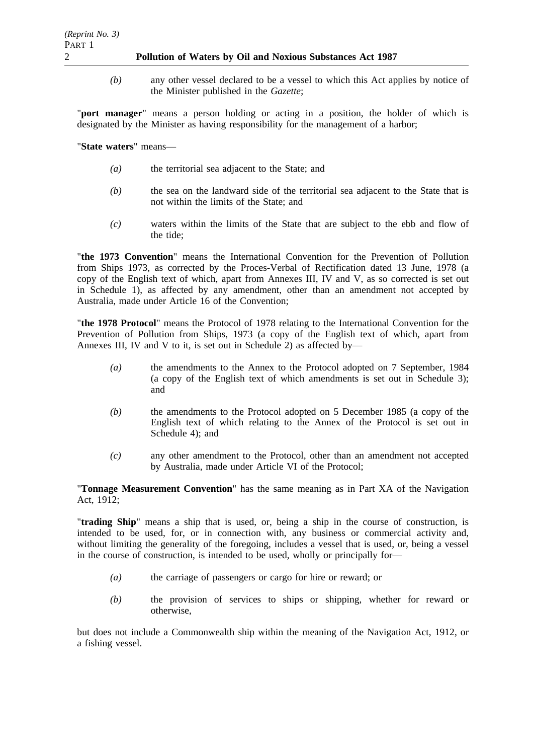*(b)* any other vessel declared to be a vessel to which this Act applies by notice of the Minister published in the *Gazette*;

"**port manager**" means a person holding or acting in a position, the holder of which is designated by the Minister as having responsibility for the management of a harbor;

"**State waters**" means—

*(a)* the territorial sea adjacent to the State; and

*(b)* the sea on the landward side of the territorial sea adjacent to the State that is not within the limits of the State; and

*(c)* waters within the limits of the State that are subject to the ebb and flow of the tide;

"**the 1973 Convention**" means the International Convention for the Prevention of Pollution from Ships 1973, as corrected by the Proces-Verbal of Rectification dated 13 June, 1978 (a copy of the English text of which, apart from Annexes III, IV and V, as so corrected is set out in Schedule 1), as affected by any amendment, other than an amendment not accepted by Australia, made under Article 16 of the Convention;

"**the 1978 Protocol**" means the Protocol of 1978 relating to the International Convention for the Prevention of Pollution from Ships, 1973 (a copy of the English text of which, apart from Annexes III, IV and V to it, is set out in Schedule 2) as affected by—

*(a)* the amendments to the Annex to the Protocol adopted on 7 September, 1984 (a copy of the English text of which amendments is set out in Schedule 3); and

*(b)* the amendments to the Protocol adopted on 5 December 1985 (a copy of the English text of which relating to the Annex of the Protocol is set out in Schedule 4); and

*(c)* any other amendment to the Protocol, other than an amendment not accepted by Australia, made under Article VI of the Protocol;

"**Tonnage Measurement Convention**" has the same meaning as in Part XA of the Navigation Act, 1912;

"**trading Ship**" means a ship that is used, or, being a ship in the course of construction, is intended to be used, for, or in connection with, any business or commercial activity and, without limiting the generality of the foregoing, includes a vessel that is used, or, being a vessel in the course of construction, is intended to be used, wholly or principally for—

*(a)* the carriage of passengers or cargo for hire or reward; or

*(b)* the provision of services to ships or shipping, whether for reward or otherwise,

but does not include a Commonwealth ship within the meaning of the Navigation Act, 1912, or a fishing vessel.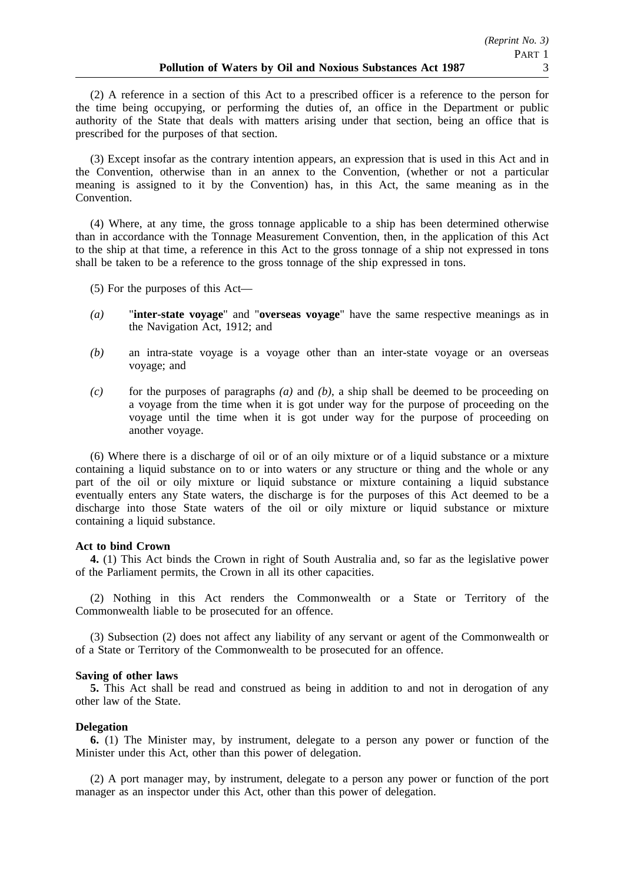(2) A reference in a section of this Act to a prescribed officer is a reference to the person for the time being occupying, or performing the duties of, an office in the Department or public authority of the State that deals with matters arising under that section, being an office that is prescribed for the purposes of that section.

(3) Except insofar as the contrary intention appears, an expression that is used in this Act and in the Convention, otherwise than in an annex to the Convention, (whether or not a particular meaning is assigned to it by the Convention) has, in this Act, the same meaning as in the Convention.

(4) Where, at any time, the gross tonnage applicable to a ship has been determined otherwise than in accordance with the Tonnage Measurement Convention, then, in the application of this Act to the ship at that time, a reference in this Act to the gross tonnage of a ship not expressed in tons shall be taken to be a reference to the gross tonnage of the ship expressed in tons.

(5) For the purposes of this Act—

*(a)* "**inter-state voyage**" and "**overseas voyage**" have the same respective meanings as in the Navigation Act, 1912; and

*(b)* an intra-state voyage is a voyage other than an inter-state voyage or an overseas voyage; and

*(c)* for the purposes of paragraphs *(a)* and *(b)*, a ship shall be deemed to be proceeding on a voyage from the time when it is got under way for the purpose of proceeding on the voyage until the time when it is got under way for the purpose of proceeding on another voyage.

(6) Where there is a discharge of oil or of an oily mixture or of a liquid substance or a mixture containing a liquid substance on to or into waters or any structure or thing and the whole or any part of the oil or oily mixture or liquid substance or mixture containing a liquid substance eventually enters any State waters, the discharge is for the purposes of this Act deemed to be a discharge into those State waters of the oil or oily mixture or liquid substance or mixture containing a liquid substance.

**Act to bind Crown**

**4.** (1) This Act binds the Crown in right of South Australia and, so far as the legislative power of the Parliament permits, the Crown in all its other capacities.

(2) Nothing in this Act renders the Commonwealth or a State or Territory of the Commonwealth liable to be prosecuted for an offence.

(3) Subsection (2) does not affect any liability of any servant or agent of the Commonwealth or of a State or Territory of the Commonwealth to be prosecuted for an offence.

**Saving of other laws**

**5.** This Act shall be read and construed as being in addition to and not in derogation of any other law of the State.

**Delegation**

**6.** (1) The Minister may, by instrument, delegate to a person any power or function of the Minister under this Act, other than this power of delegation.

(2) A port manager may, by instrument, delegate to a person any power or function of the port manager as an inspector under this Act, other than this power of delegation.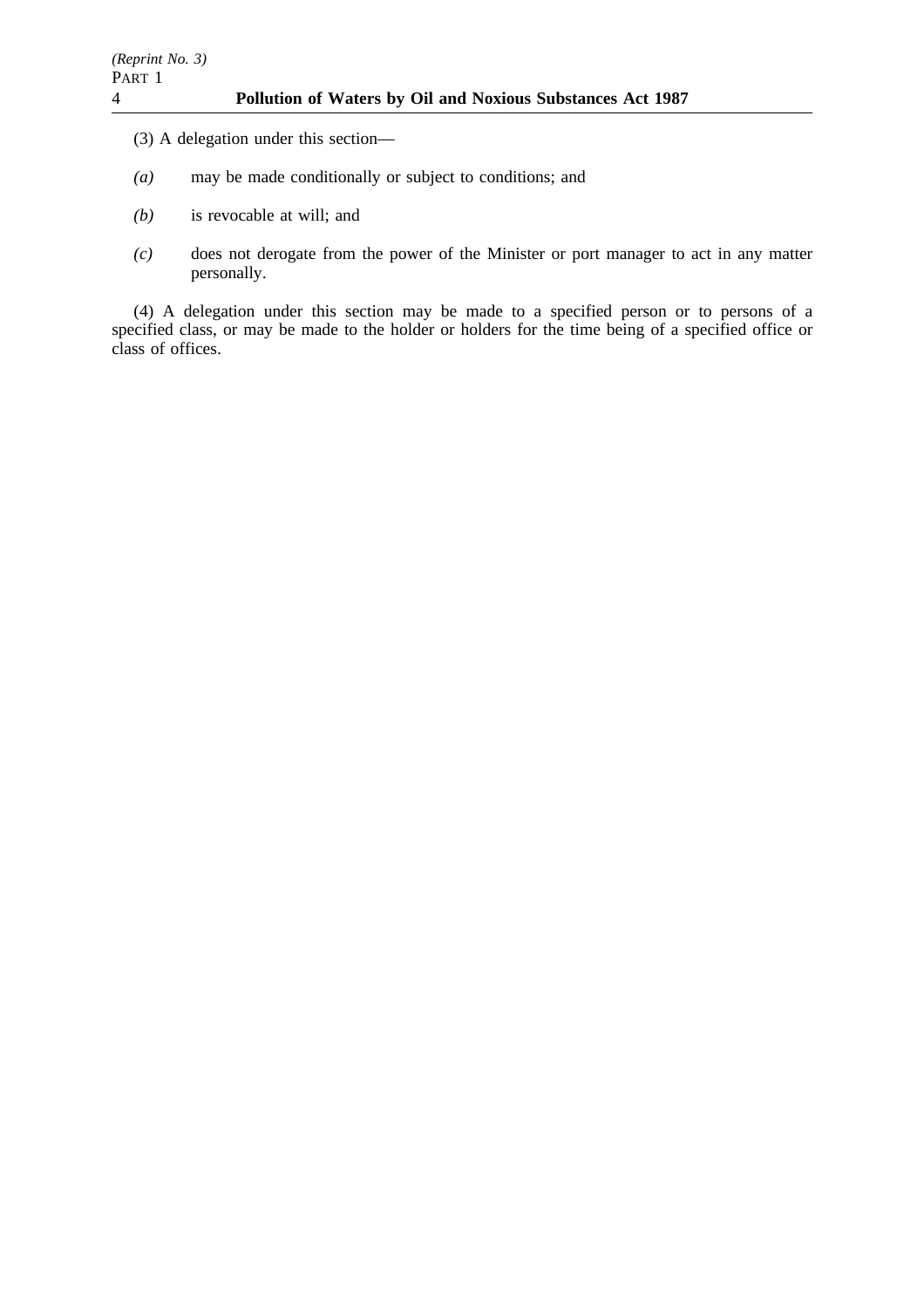(3) A delegation under this section—

*(a)* may be made conditionally or subject to conditions; and

*(b)* is revocable at will; and

*(c)* does not derogate from the power of the Minister or port manager to act in any matter personally.

(4) A delegation under this section may be made to a specified person or to persons of a specified class, or may be made to the holder or holders for the time being of a specified office or class of offices.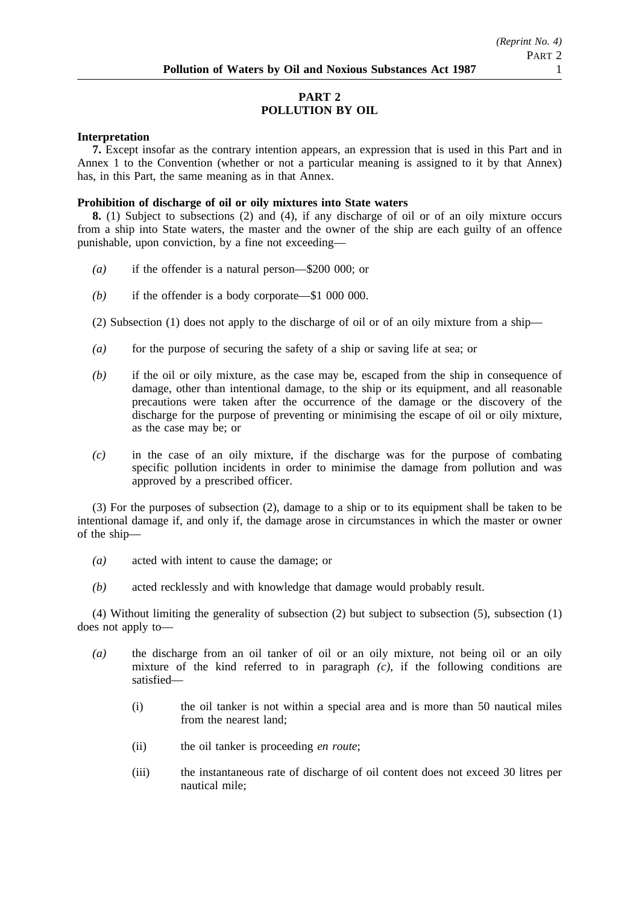# PART 2
# POLLUTION BY OIL

**Interpretation**

**7.** Except insofar as the contrary intention appears, an expression that is used in this Part and in Annex 1 to the Convention (whether or not a particular meaning is assigned to it by that Annex) has, in this Part, the same meaning as in that Annex.

**Prohibition of discharge of oil or oily mixtures into State waters**

**8.** (1) Subject to subsections (2) and (4), if any discharge of oil or of an oily mixture occurs from a ship into State waters, the master and the owner of the ship are each guilty of an offence punishable, upon conviction, by a fine not exceeding—

*(a)* if the offender is a natural person—$200 000; or

*(b)* if the offender is a body corporate—$1 000 000.

(2) Subsection (1) does not apply to the discharge of oil or of an oily mixture from a ship—

*(a)* for the purpose of securing the safety of a ship or saving life at sea; or

*(b)* if the oil or oily mixture, as the case may be, escaped from the ship in consequence of damage, other than intentional damage, to the ship or its equipment, and all reasonable precautions were taken after the occurrence of the damage or the discovery of the discharge for the purpose of preventing or minimising the escape of oil or oily mixture, as the case may be; or

*(c)* in the case of an oily mixture, if the discharge was for the purpose of combating specific pollution incidents in order to minimise the damage from pollution and was approved by a prescribed officer.

(3) For the purposes of subsection (2), damage to a ship or to its equipment shall be taken to be intentional damage if, and only if, the damage arose in circumstances in which the master or owner of the ship—

*(a)* acted with intent to cause the damage; or

*(b)* acted recklessly and with knowledge that damage would probably result.

(4) Without limiting the generality of subsection (2) but subject to subsection (5), subsection (1) does not apply to—

*(a)* the discharge from an oil tanker of oil or an oily mixture, not being oil or an oily mixture of the kind referred to in paragraph *(c)*, if the following conditions are satisfied—

(i) the oil tanker is not within a special area and is more than 50 nautical miles from the nearest land;

(ii) the oil tanker is proceeding *en route*;

(iii) the instantaneous rate of discharge of oil content does not exceed 30 litres per nautical mile;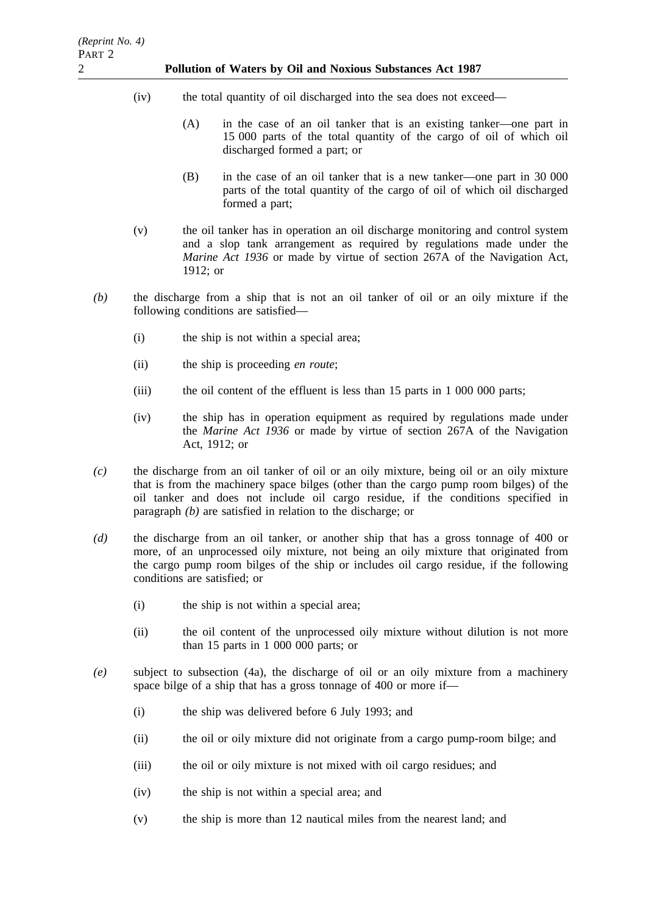(iv) the total quantity of oil discharged into the sea does not exceed—

(A) in the case of an oil tanker that is an existing tanker—one part in 15 000 parts of the total quantity of the cargo of oil of which oil discharged formed a part; or

(B) in the case of an oil tanker that is a new tanker—one part in 30 000 parts of the total quantity of the cargo of oil of which oil discharged formed a part;

(v) the oil tanker has in operation an oil discharge monitoring and control system and a slop tank arrangement as required by regulations made under the *Marine Act 1936* or made by virtue of section 267A of the Navigation Act, 1912; or

*(b)* the discharge from a ship that is not an oil tanker of oil or an oily mixture if the following conditions are satisfied—

(i) the ship is not within a special area;

(ii) the ship is proceeding *en route*;

(iii) the oil content of the effluent is less than 15 parts in 1 000 000 parts;

(iv) the ship has in operation equipment as required by regulations made under the *Marine Act 1936* or made by virtue of section 267A of the Navigation Act, 1912; or

*(c)* the discharge from an oil tanker of oil or an oily mixture, being oil or an oily mixture that is from the machinery space bilges (other than the cargo pump room bilges) of the oil tanker and does not include oil cargo residue, if the conditions specified in paragraph *(b)* are satisfied in relation to the discharge; or

*(d)* the discharge from an oil tanker, or another ship that has a gross tonnage of 400 or more, of an unprocessed oily mixture, not being an oily mixture that originated from the cargo pump room bilges of the ship or includes oil cargo residue, if the following conditions are satisfied; or

(i) the ship is not within a special area;

(ii) the oil content of the unprocessed oily mixture without dilution is not more than 15 parts in 1 000 000 parts; or

*(e)* subject to subsection (4a), the discharge of oil or an oily mixture from a machinery space bilge of a ship that has a gross tonnage of 400 or more if—

(i) the ship was delivered before 6 July 1993; and

(ii) the oil or oily mixture did not originate from a cargo pump-room bilge; and

(iii) the oil or oily mixture is not mixed with oil cargo residues; and

(iv) the ship is not within a special area; and

(v) the ship is more than 12 nautical miles from the nearest land; and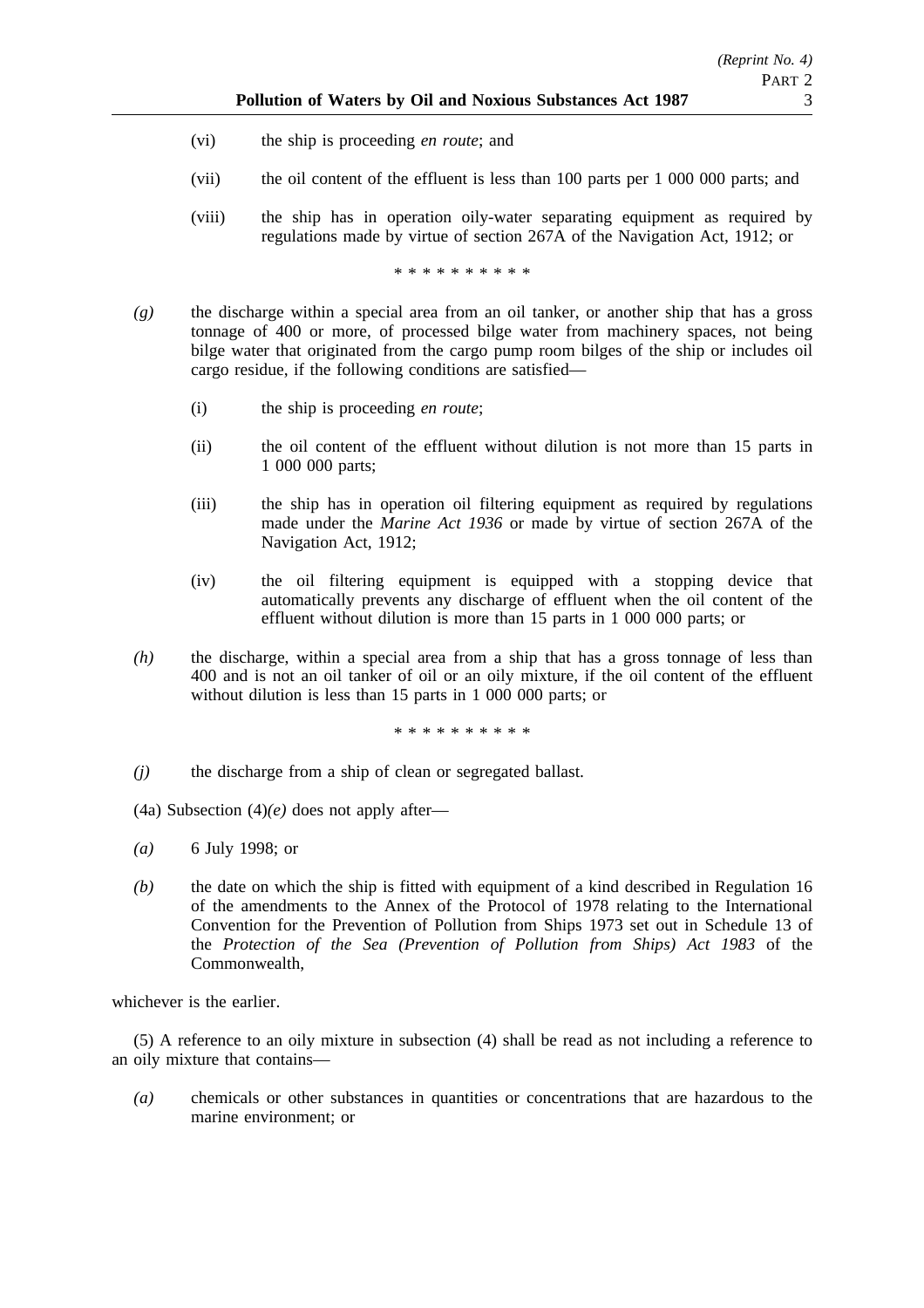(vi) the ship is proceeding *en route*; and

(vii) the oil content of the effluent is less than 100 parts per 1 000 000 parts; and

(viii) the ship has in operation oily-water separating equipment as required by regulations made by virtue of section 267A of the Navigation Act, 1912; or

\* \* \* \* \* \* \* \* \* \*

*(g)* the discharge within a special area from an oil tanker, or another ship that has a gross tonnage of 400 or more, of processed bilge water from machinery spaces, not being bilge water that originated from the cargo pump room bilges of the ship or includes oil cargo residue, if the following conditions are satisfied—

(i) the ship is proceeding *en route*;

(ii) the oil content of the effluent without dilution is not more than 15 parts in 1 000 000 parts;

(iii) the ship has in operation oil filtering equipment as required by regulations made under the *Marine Act 1936* or made by virtue of section 267A of the Navigation Act, 1912;

(iv) the oil filtering equipment is equipped with a stopping device that automatically prevents any discharge of effluent when the oil content of the effluent without dilution is more than 15 parts in 1 000 000 parts; or

*(h)* the discharge, within a special area from a ship that has a gross tonnage of less than 400 and is not an oil tanker of oil or an oily mixture, if the oil content of the effluent without dilution is less than 15 parts in 1 000 000 parts; or

\* \* \* \* \* \* \* \* \* \*

*(j)* the discharge from a ship of clean or segregated ballast.

(4a) Subsection (4)*(e)* does not apply after—

*(a)* 6 July 1998; or

*(b)* the date on which the ship is fitted with equipment of a kind described in Regulation 16 of the amendments to the Annex of the Protocol of 1978 relating to the International Convention for the Prevention of Pollution from Ships 1973 set out in Schedule 13 of the *Protection of the Sea (Prevention of Pollution from Ships) Act 1983* of the Commonwealth,

whichever is the earlier.

(5) A reference to an oily mixture in subsection (4) shall be read as not including a reference to an oily mixture that contains—

*(a)* chemicals or other substances in quantities or concentrations that are hazardous to the marine environment; or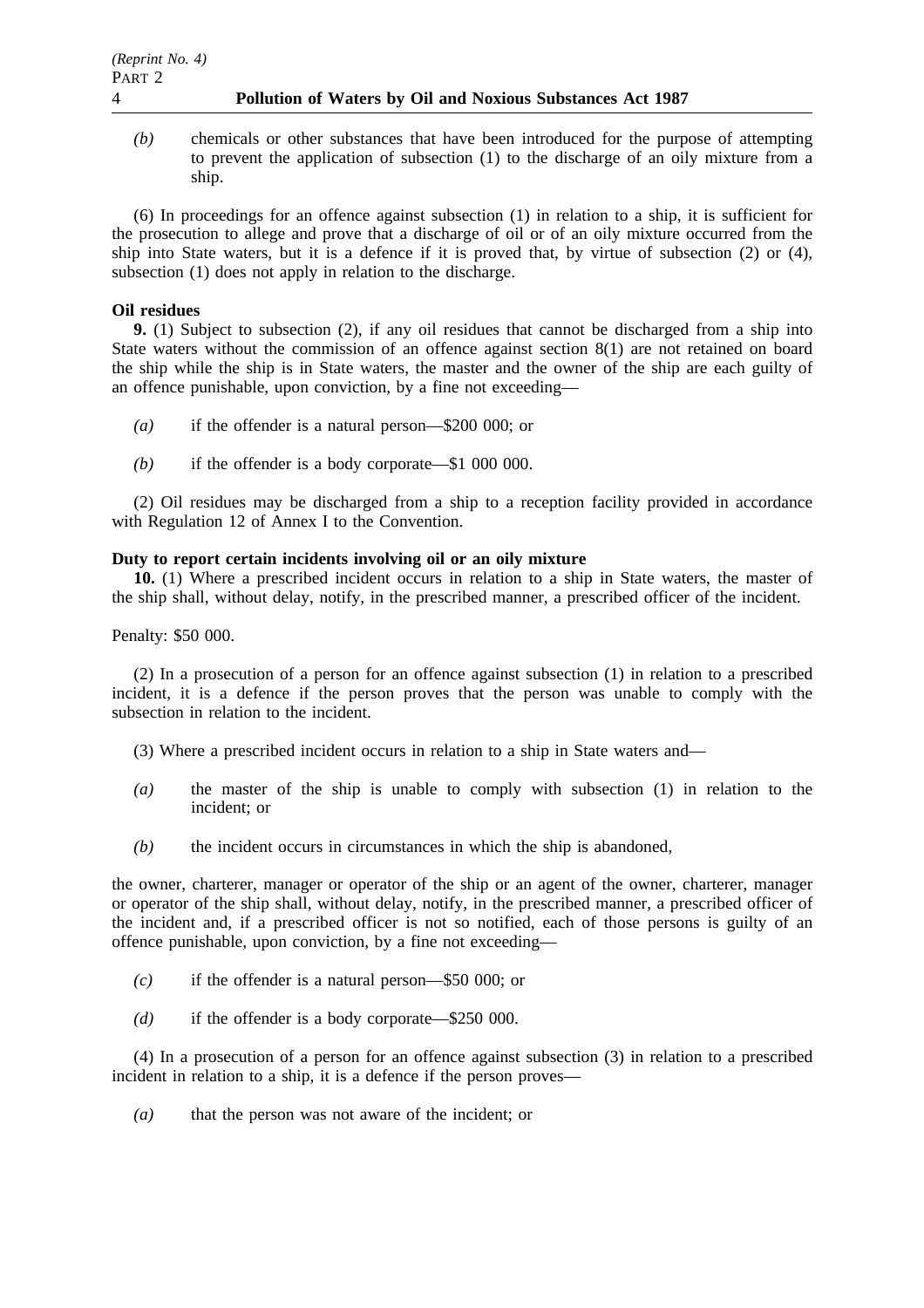*(b)* chemicals or other substances that have been introduced for the purpose of attempting to prevent the application of subsection (1) to the discharge of an oily mixture from a ship.

(6) In proceedings for an offence against subsection (1) in relation to a ship, it is sufficient for the prosecution to allege and prove that a discharge of oil or of an oily mixture occurred from the ship into State waters, but it is a defence if it is proved that, by virtue of subsection (2) or (4), subsection (1) does not apply in relation to the discharge.

**Oil residues**

**9.** (1) Subject to subsection (2), if any oil residues that cannot be discharged from a ship into State waters without the commission of an offence against section 8(1) are not retained on board the ship while the ship is in State waters, the master and the owner of the ship are each guilty of an offence punishable, upon conviction, by a fine not exceeding—

*(a)* if the offender is a natural person—$200 000; or

*(b)* if the offender is a body corporate—$1 000 000.

(2) Oil residues may be discharged from a ship to a reception facility provided in accordance with Regulation 12 of Annex I to the Convention.

**Duty to report certain incidents involving oil or an oily mixture**

**10.** (1) Where a prescribed incident occurs in relation to a ship in State waters, the master of the ship shall, without delay, notify, in the prescribed manner, a prescribed officer of the incident.

Penalty: $50 000.

(2) In a prosecution of a person for an offence against subsection (1) in relation to a prescribed incident, it is a defence if the person proves that the person was unable to comply with the subsection in relation to the incident.

(3) Where a prescribed incident occurs in relation to a ship in State waters and—

*(a)* the master of the ship is unable to comply with subsection (1) in relation to the incident; or

*(b)* the incident occurs in circumstances in which the ship is abandoned,

the owner, charterer, manager or operator of the ship or an agent of the owner, charterer, manager or operator of the ship shall, without delay, notify, in the prescribed manner, a prescribed officer of the incident and, if a prescribed officer is not so notified, each of those persons is guilty of an offence punishable, upon conviction, by a fine not exceeding—

*(c)* if the offender is a natural person—$50 000; or

*(d)* if the offender is a body corporate—$250 000.

(4) In a prosecution of a person for an offence against subsection (3) in relation to a prescribed incident in relation to a ship, it is a defence if the person proves—

*(a)* that the person was not aware of the incident; or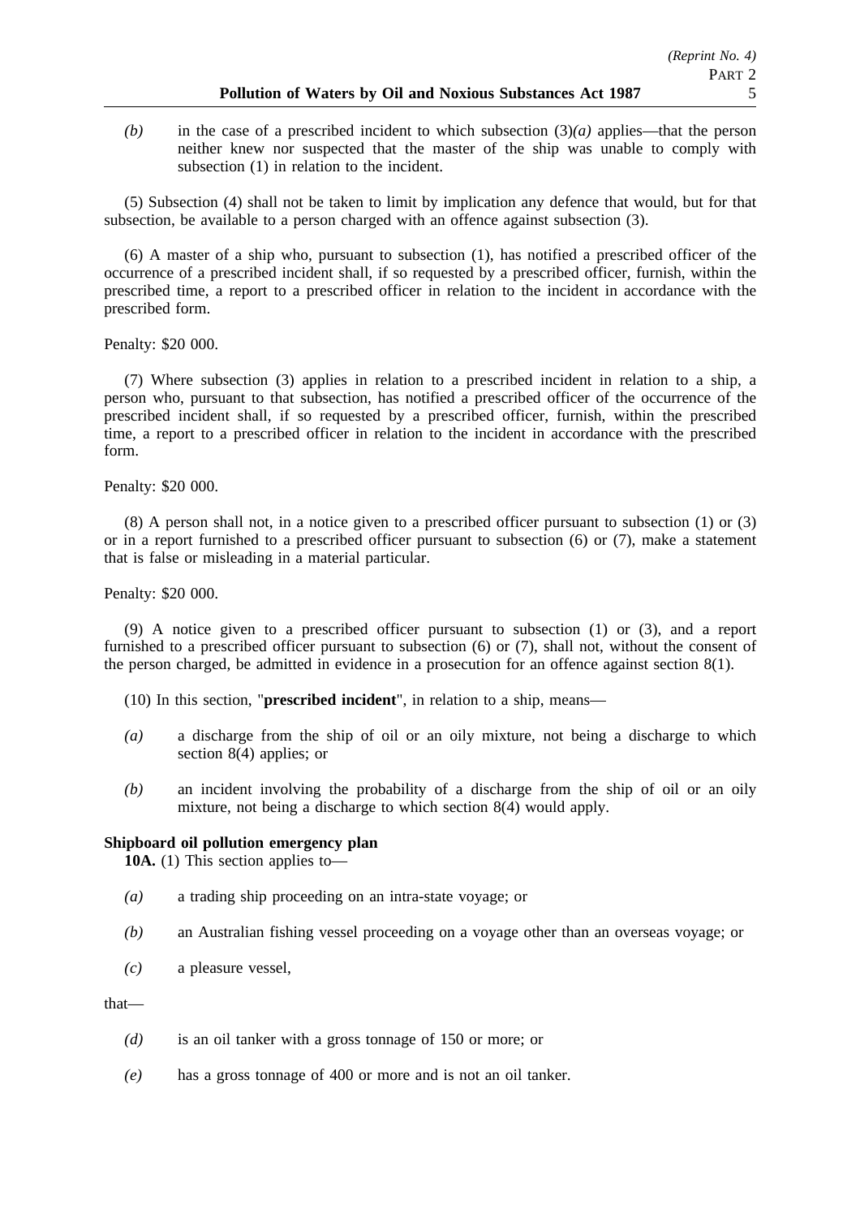*(b)* in the case of a prescribed incident to which subsection (3)*(a)* applies—that the person neither knew nor suspected that the master of the ship was unable to comply with subsection (1) in relation to the incident.

(5) Subsection (4) shall not be taken to limit by implication any defence that would, but for that subsection, be available to a person charged with an offence against subsection (3).

(6) A master of a ship who, pursuant to subsection (1), has notified a prescribed officer of the occurrence of a prescribed incident shall, if so requested by a prescribed officer, furnish, within the prescribed time, a report to a prescribed officer in relation to the incident in accordance with the prescribed form.

Penalty: $20 000.

(7) Where subsection (3) applies in relation to a prescribed incident in relation to a ship, a person who, pursuant to that subsection, has notified a prescribed officer of the occurrence of the prescribed incident shall, if so requested by a prescribed officer, furnish, within the prescribed time, a report to a prescribed officer in relation to the incident in accordance with the prescribed form.

Penalty: $20 000.

(8) A person shall not, in a notice given to a prescribed officer pursuant to subsection (1) or (3) or in a report furnished to a prescribed officer pursuant to subsection (6) or (7), make a statement that is false or misleading in a material particular.

Penalty: $20 000.

(9) A notice given to a prescribed officer pursuant to subsection (1) or (3), and a report furnished to a prescribed officer pursuant to subsection (6) or (7), shall not, without the consent of the person charged, be admitted in evidence in a prosecution for an offence against section 8(1).

(10) In this section, "**prescribed incident**", in relation to a ship, means—

*(a)* a discharge from the ship of oil or an oily mixture, not being a discharge to which section 8(4) applies; or

*(b)* an incident involving the probability of a discharge from the ship of oil or an oily mixture, not being a discharge to which section 8(4) would apply.

**Shipboard oil pollution emergency plan**

**10A.** (1) This section applies to—

*(a)* a trading ship proceeding on an intra-state voyage; or

*(b)* an Australian fishing vessel proceeding on a voyage other than an overseas voyage; or

*(c)* a pleasure vessel,

that—

*(d)* is an oil tanker with a gross tonnage of 150 or more; or

*(e)* has a gross tonnage of 400 or more and is not an oil tanker.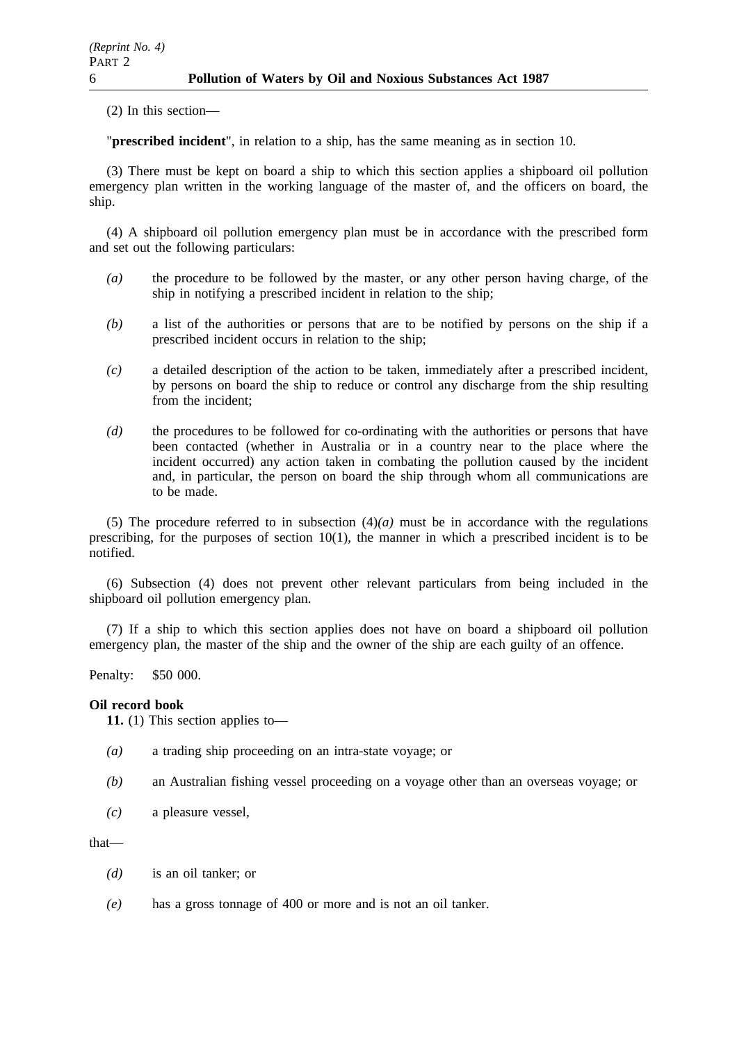(2) In this section—

"**prescribed incident**", in relation to a ship, has the same meaning as in section 10.

(3) There must be kept on board a ship to which this section applies a shipboard oil pollution emergency plan written in the working language of the master of, and the officers on board, the ship.

(4) A shipboard oil pollution emergency plan must be in accordance with the prescribed form and set out the following particulars:

*(a)* the procedure to be followed by the master, or any other person having charge, of the ship in notifying a prescribed incident in relation to the ship;

*(b)* a list of the authorities or persons that are to be notified by persons on the ship if a prescribed incident occurs in relation to the ship;

*(c)* a detailed description of the action to be taken, immediately after a prescribed incident, by persons on board the ship to reduce or control any discharge from the ship resulting from the incident;

*(d)* the procedures to be followed for co-ordinating with the authorities or persons that have been contacted (whether in Australia or in a country near to the place where the incident occurred) any action taken in combating the pollution caused by the incident and, in particular, the person on board the ship through whom all communications are to be made.

(5) The procedure referred to in subsection (4)*(a)* must be in accordance with the regulations prescribing, for the purposes of section 10(1), the manner in which a prescribed incident is to be notified.

(6) Subsection (4) does not prevent other relevant particulars from being included in the shipboard oil pollution emergency plan.

(7) If a ship to which this section applies does not have on board a shipboard oil pollution emergency plan, the master of the ship and the owner of the ship are each guilty of an offence.

Penalty: $50 000.

**Oil record book**

**11.** (1) This section applies to—

*(a)* a trading ship proceeding on an intra-state voyage; or

*(b)* an Australian fishing vessel proceeding on a voyage other than an overseas voyage; or

*(c)* a pleasure vessel,

that—

*(d)* is an oil tanker; or

*(e)* has a gross tonnage of 400 or more and is not an oil tanker.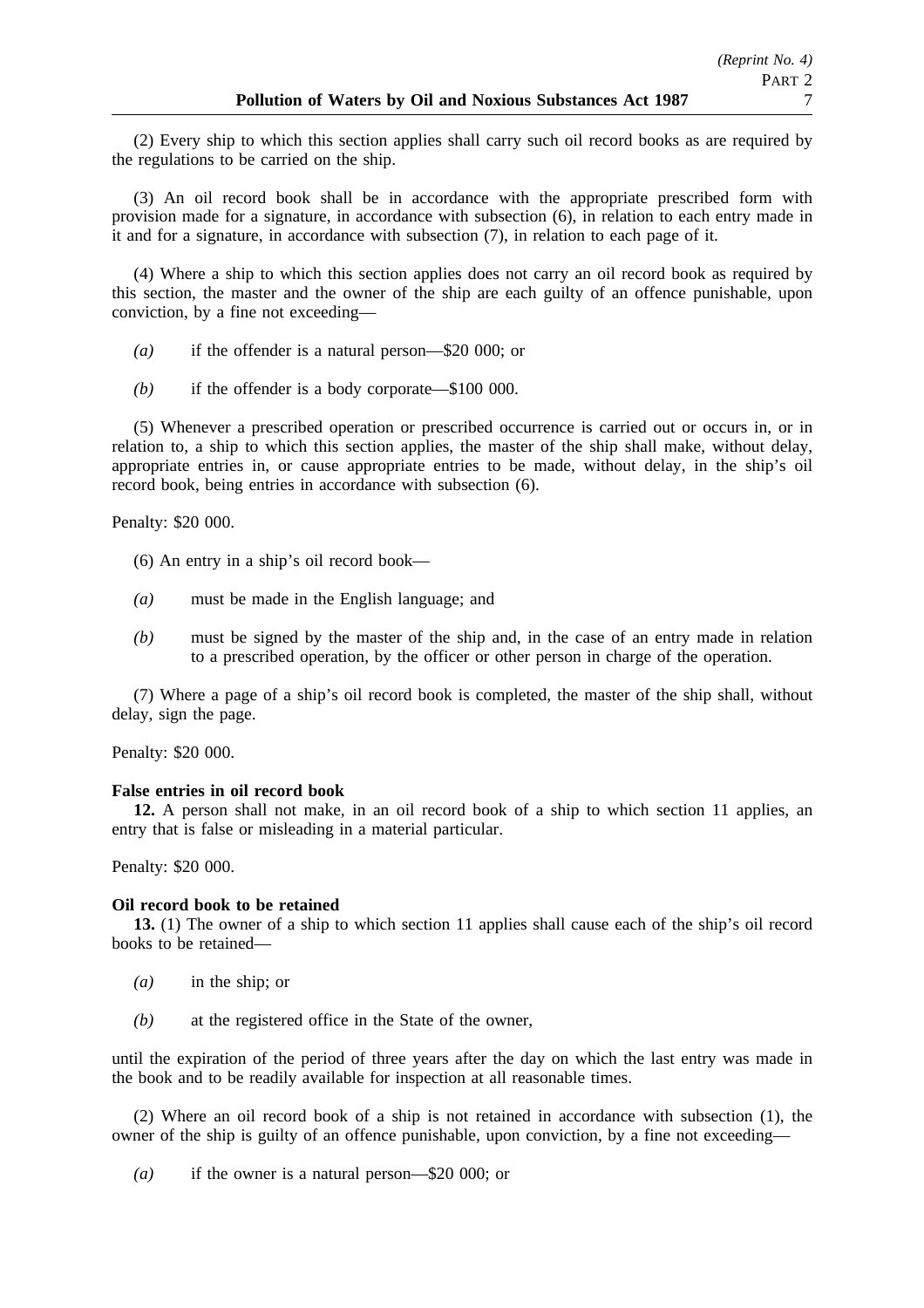(2) Every ship to which this section applies shall carry such oil record books as are required by the regulations to be carried on the ship.

(3) An oil record book shall be in accordance with the appropriate prescribed form with provision made for a signature, in accordance with subsection (6), in relation to each entry made in it and for a signature, in accordance with subsection (7), in relation to each page of it.

(4) Where a ship to which this section applies does not carry an oil record book as required by this section, the master and the owner of the ship are each guilty of an offence punishable, upon conviction, by a fine not exceeding—

*(a)* if the offender is a natural person—$20 000; or

*(b)* if the offender is a body corporate—$100 000.

(5) Whenever a prescribed operation or prescribed occurrence is carried out or occurs in, or in relation to, a ship to which this section applies, the master of the ship shall make, without delay, appropriate entries in, or cause appropriate entries to be made, without delay, in the ship's oil record book, being entries in accordance with subsection (6).

Penalty: $20 000.

(6) An entry in a ship's oil record book—

*(a)* must be made in the English language; and

*(b)* must be signed by the master of the ship and, in the case of an entry made in relation to a prescribed operation, by the officer or other person in charge of the operation.

(7) Where a page of a ship's oil record book is completed, the master of the ship shall, without delay, sign the page.

Penalty: $20 000.

**False entries in oil record book**

**12.** A person shall not make, in an oil record book of a ship to which section 11 applies, an entry that is false or misleading in a material particular.

Penalty: $20 000.

**Oil record book to be retained**

**13.** (1) The owner of a ship to which section 11 applies shall cause each of the ship's oil record books to be retained—

*(a)* in the ship; or

*(b)* at the registered office in the State of the owner,

until the expiration of the period of three years after the day on which the last entry was made in the book and to be readily available for inspection at all reasonable times.

(2) Where an oil record book of a ship is not retained in accordance with subsection (1), the owner of the ship is guilty of an offence punishable, upon conviction, by a fine not exceeding—

*(a)* if the owner is a natural person—$20 000; or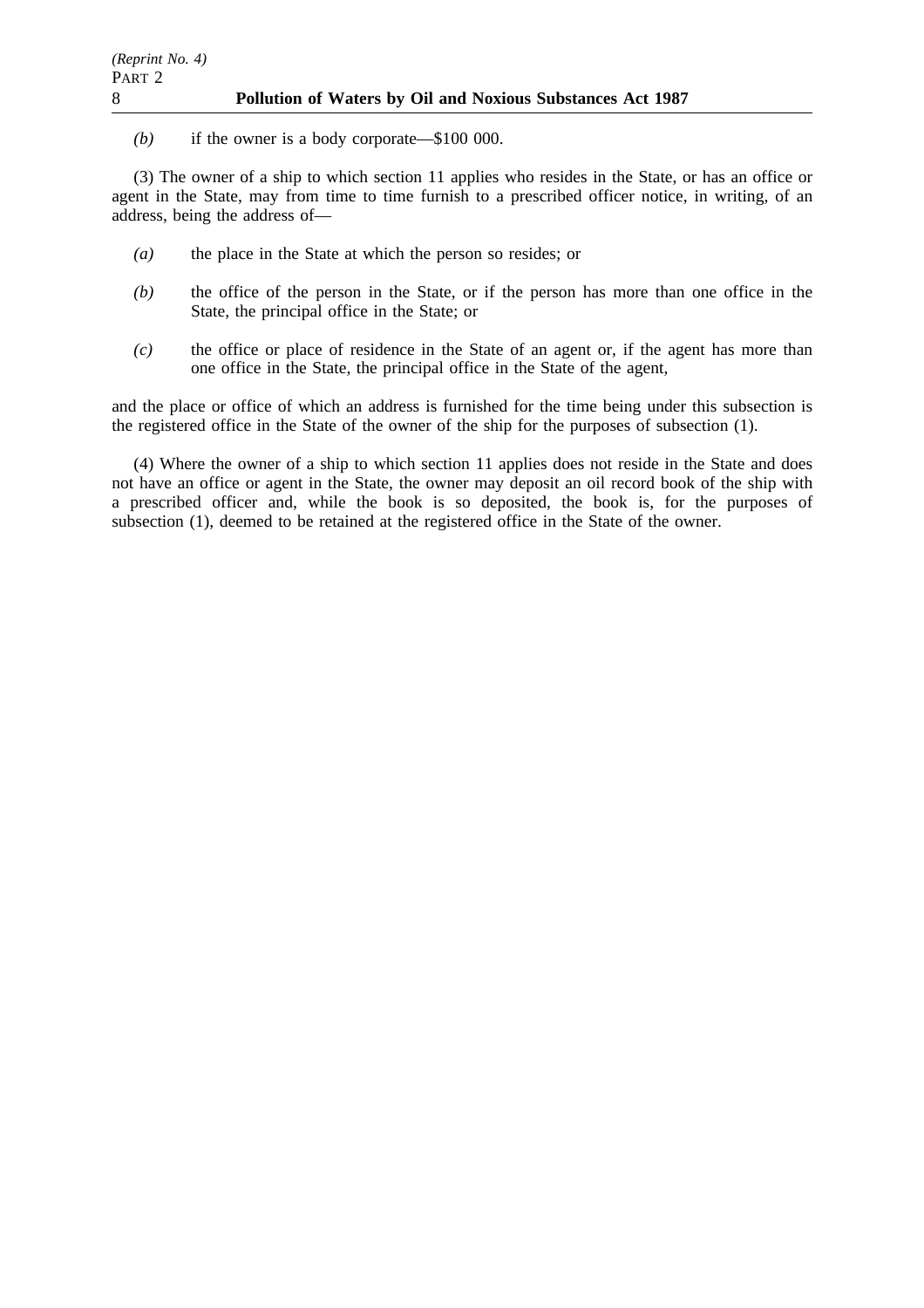*(b)* if the owner is a body corporate—$100 000.

(3) The owner of a ship to which section 11 applies who resides in the State, or has an office or agent in the State, may from time to time furnish to a prescribed officer notice, in writing, of an address, being the address of—

*(a)* the place in the State at which the person so resides; or

*(b)* the office of the person in the State, or if the person has more than one office in the State, the principal office in the State; or

*(c)* the office or place of residence in the State of an agent or, if the agent has more than one office in the State, the principal office in the State of the agent,

and the place or office of which an address is furnished for the time being under this subsection is the registered office in the State of the owner of the ship for the purposes of subsection (1).

(4) Where the owner of a ship to which section 11 applies does not reside in the State and does not have an office or agent in the State, the owner may deposit an oil record book of the ship with a prescribed officer and, while the book is so deposited, the book is, for the purposes of subsection (1), deemed to be retained at the registered office in the State of the owner.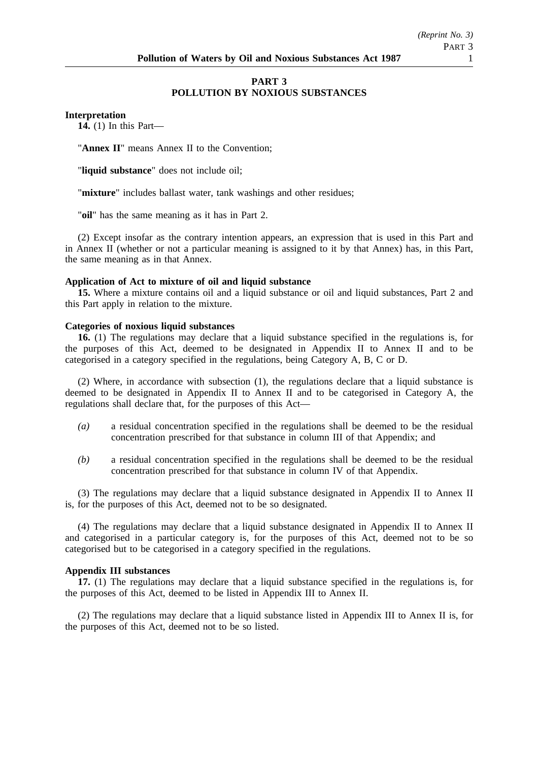## PART 3
## POLLUTION BY NOXIOUS SUBSTANCES

**Interpretation**

**14.** (1) In this Part—

"**Annex II**" means Annex II to the Convention;

"**liquid substance**" does not include oil;

"**mixture**" includes ballast water, tank washings and other residues;

"**oil**" has the same meaning as it has in Part 2.

(2) Except insofar as the contrary intention appears, an expression that is used in this Part and in Annex II (whether or not a particular meaning is assigned to it by that Annex) has, in this Part, the same meaning as in that Annex.

**Application of Act to mixture of oil and liquid substance**

**15.** Where a mixture contains oil and a liquid substance or oil and liquid substances, Part 2 and this Part apply in relation to the mixture.

**Categories of noxious liquid substances**

**16.** (1) The regulations may declare that a liquid substance specified in the regulations is, for the purposes of this Act, deemed to be designated in Appendix II to Annex II and to be categorised in a category specified in the regulations, being Category A, B, C or D.

(2) Where, in accordance with subsection (1), the regulations declare that a liquid substance is deemed to be designated in Appendix II to Annex II and to be categorised in Category A, the regulations shall declare that, for the purposes of this Act—

*(a)* a residual concentration specified in the regulations shall be deemed to be the residual concentration prescribed for that substance in column III of that Appendix; and

*(b)* a residual concentration specified in the regulations shall be deemed to be the residual concentration prescribed for that substance in column IV of that Appendix.

(3) The regulations may declare that a liquid substance designated in Appendix II to Annex II is, for the purposes of this Act, deemed not to be so designated.

(4) The regulations may declare that a liquid substance designated in Appendix II to Annex II and categorised in a particular category is, for the purposes of this Act, deemed not to be so categorised but to be categorised in a category specified in the regulations.

**Appendix III substances**

**17.** (1) The regulations may declare that a liquid substance specified in the regulations is, for the purposes of this Act, deemed to be listed in Appendix III to Annex II.

(2) The regulations may declare that a liquid substance listed in Appendix III to Annex II is, for the purposes of this Act, deemed not to be so listed.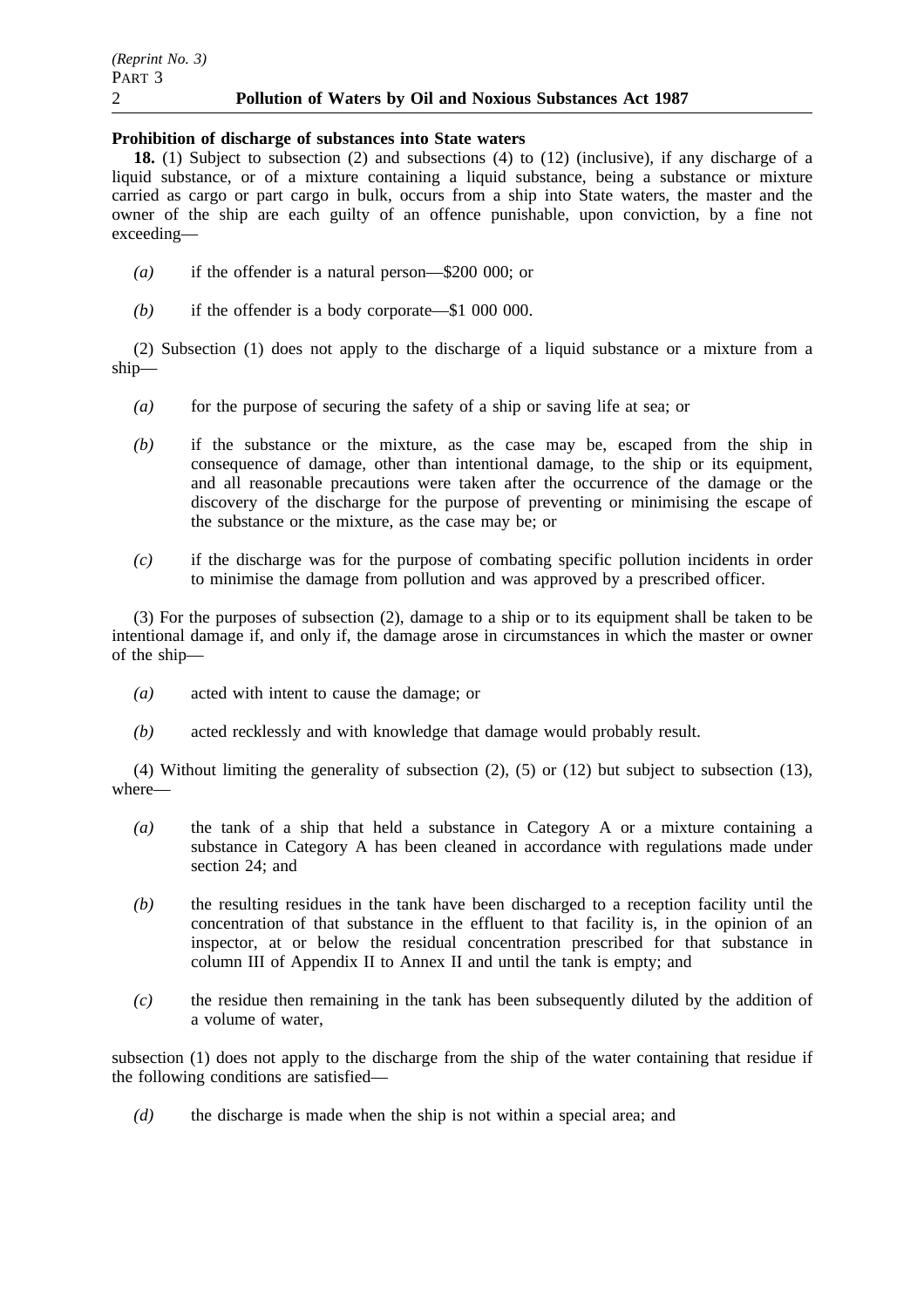**Prohibition of discharge of substances into State waters**

**18.** (1) Subject to subsection (2) and subsections (4) to (12) (inclusive), if any discharge of a liquid substance, or of a mixture containing a liquid substance, being a substance or mixture carried as cargo or part cargo in bulk, occurs from a ship into State waters, the master and the owner of the ship are each guilty of an offence punishable, upon conviction, by a fine not exceeding—

*(a)* if the offender is a natural person—$200 000; or

*(b)* if the offender is a body corporate—$1 000 000.

(2) Subsection (1) does not apply to the discharge of a liquid substance or a mixture from a ship—

*(a)* for the purpose of securing the safety of a ship or saving life at sea; or

*(b)* if the substance or the mixture, as the case may be, escaped from the ship in consequence of damage, other than intentional damage, to the ship or its equipment, and all reasonable precautions were taken after the occurrence of the damage or the discovery of the discharge for the purpose of preventing or minimising the escape of the substance or the mixture, as the case may be; or

*(c)* if the discharge was for the purpose of combating specific pollution incidents in order to minimise the damage from pollution and was approved by a prescribed officer.

(3) For the purposes of subsection (2), damage to a ship or to its equipment shall be taken to be intentional damage if, and only if, the damage arose in circumstances in which the master or owner of the ship—

*(a)* acted with intent to cause the damage; or

*(b)* acted recklessly and with knowledge that damage would probably result.

(4) Without limiting the generality of subsection (2), (5) or (12) but subject to subsection (13), where—

*(a)* the tank of a ship that held a substance in Category A or a mixture containing a substance in Category A has been cleaned in accordance with regulations made under section 24; and

*(b)* the resulting residues in the tank have been discharged to a reception facility until the concentration of that substance in the effluent to that facility is, in the opinion of an inspector, at or below the residual concentration prescribed for that substance in column III of Appendix II to Annex II and until the tank is empty; and

*(c)* the residue then remaining in the tank has been subsequently diluted by the addition of a volume of water,

subsection (1) does not apply to the discharge from the ship of the water containing that residue if the following conditions are satisfied—

*(d)* the discharge is made when the ship is not within a special area; and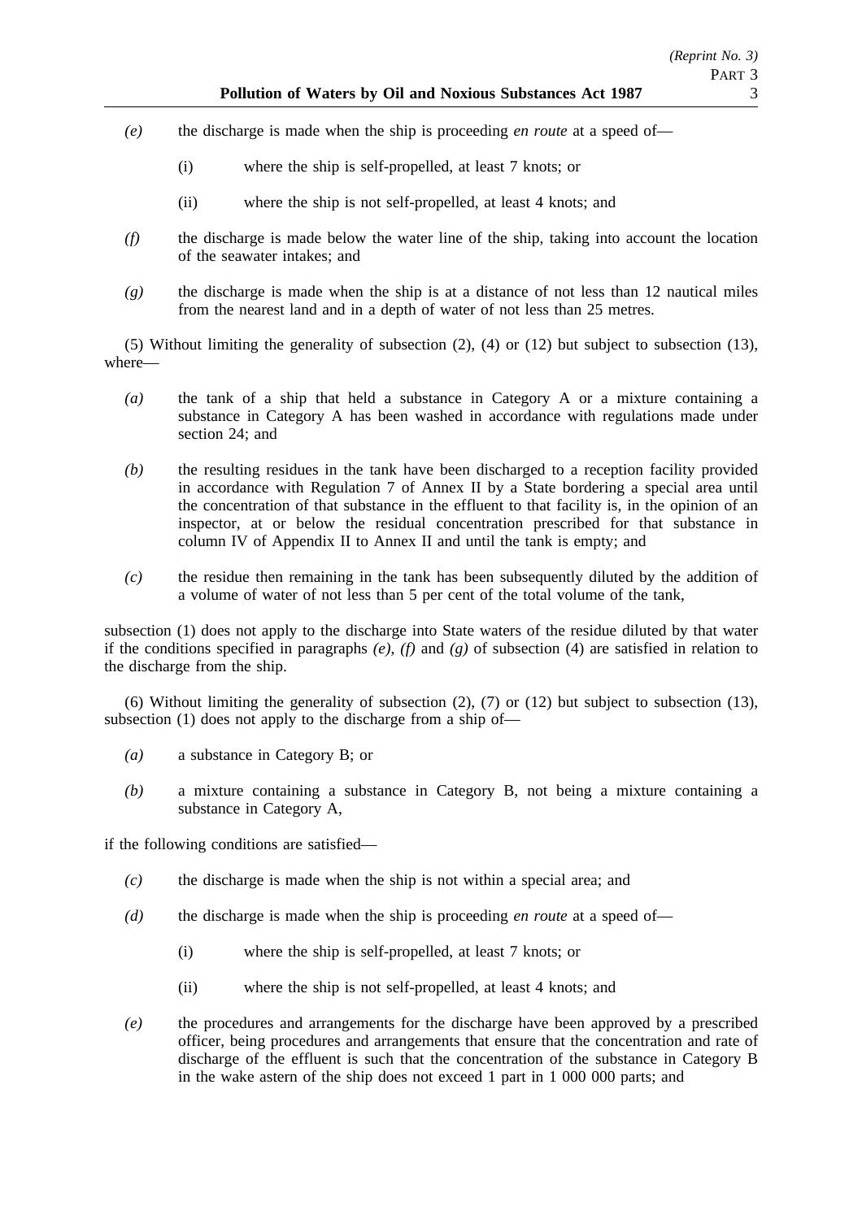*(e)* the discharge is made when the ship is proceeding *en route* at a speed of—

(i) where the ship is self-propelled, at least 7 knots; or

(ii) where the ship is not self-propelled, at least 4 knots; and

*(f)* the discharge is made below the water line of the ship, taking into account the location of the seawater intakes; and

*(g)* the discharge is made when the ship is at a distance of not less than 12 nautical miles from the nearest land and in a depth of water of not less than 25 metres.

(5) Without limiting the generality of subsection (2), (4) or (12) but subject to subsection (13), where—

*(a)* the tank of a ship that held a substance in Category A or a mixture containing a substance in Category A has been washed in accordance with regulations made under section 24; and

*(b)* the resulting residues in the tank have been discharged to a reception facility provided in accordance with Regulation 7 of Annex II by a State bordering a special area until the concentration of that substance in the effluent to that facility is, in the opinion of an inspector, at or below the residual concentration prescribed for that substance in column IV of Appendix II to Annex II and until the tank is empty; and

*(c)* the residue then remaining in the tank has been subsequently diluted by the addition of a volume of water of not less than 5 per cent of the total volume of the tank,

subsection (1) does not apply to the discharge into State waters of the residue diluted by that water if the conditions specified in paragraphs *(e)*, *(f)* and *(g)* of subsection (4) are satisfied in relation to the discharge from the ship.

(6) Without limiting the generality of subsection (2), (7) or (12) but subject to subsection (13), subsection (1) does not apply to the discharge from a ship of—

*(a)* a substance in Category B; or

*(b)* a mixture containing a substance in Category B, not being a mixture containing a substance in Category A,

if the following conditions are satisfied—

*(c)* the discharge is made when the ship is not within a special area; and

*(d)* the discharge is made when the ship is proceeding *en route* at a speed of—

(i) where the ship is self-propelled, at least 7 knots; or

(ii) where the ship is not self-propelled, at least 4 knots; and

*(e)* the procedures and arrangements for the discharge have been approved by a prescribed officer, being procedures and arrangements that ensure that the concentration and rate of discharge of the effluent is such that the concentration of the substance in Category B in the wake astern of the ship does not exceed 1 part in 1 000 000 parts; and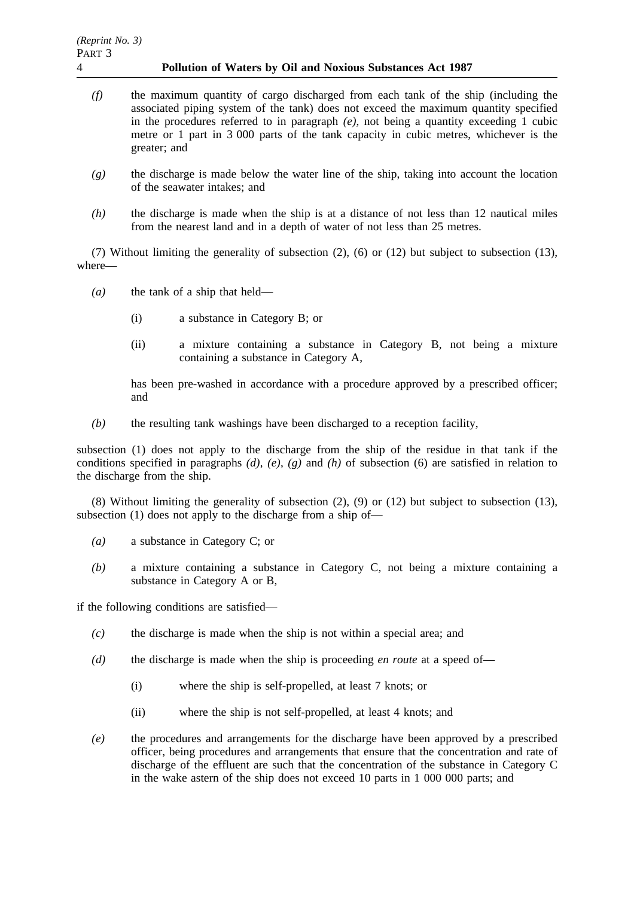*(f)* the maximum quantity of cargo discharged from each tank of the ship (including the associated piping system of the tank) does not exceed the maximum quantity specified in the procedures referred to in paragraph *(e)*, not being a quantity exceeding 1 cubic metre or 1 part in 3 000 parts of the tank capacity in cubic metres, whichever is the greater; and

*(g)* the discharge is made below the water line of the ship, taking into account the location of the seawater intakes; and

*(h)* the discharge is made when the ship is at a distance of not less than 12 nautical miles from the nearest land and in a depth of water of not less than 25 metres.

(7) Without limiting the generality of subsection (2), (6) or (12) but subject to subsection (13), where—

*(a)* the tank of a ship that held—

(i) a substance in Category B; or

(ii) a mixture containing a substance in Category B, not being a mixture containing a substance in Category A,

has been pre-washed in accordance with a procedure approved by a prescribed officer; and

*(b)* the resulting tank washings have been discharged to a reception facility,

subsection (1) does not apply to the discharge from the ship of the residue in that tank if the conditions specified in paragraphs *(d)*, *(e)*, *(g)* and *(h)* of subsection (6) are satisfied in relation to the discharge from the ship.

(8) Without limiting the generality of subsection (2), (9) or (12) but subject to subsection (13), subsection (1) does not apply to the discharge from a ship of—

*(a)* a substance in Category C; or

*(b)* a mixture containing a substance in Category C, not being a mixture containing a substance in Category A or B,

if the following conditions are satisfied—

*(c)* the discharge is made when the ship is not within a special area; and

*(d)* the discharge is made when the ship is proceeding *en route* at a speed of—

(i) where the ship is self-propelled, at least 7 knots; or

(ii) where the ship is not self-propelled, at least 4 knots; and

*(e)* the procedures and arrangements for the discharge have been approved by a prescribed officer, being procedures and arrangements that ensure that the concentration and rate of discharge of the effluent are such that the concentration of the substance in Category C in the wake astern of the ship does not exceed 10 parts in 1 000 000 parts; and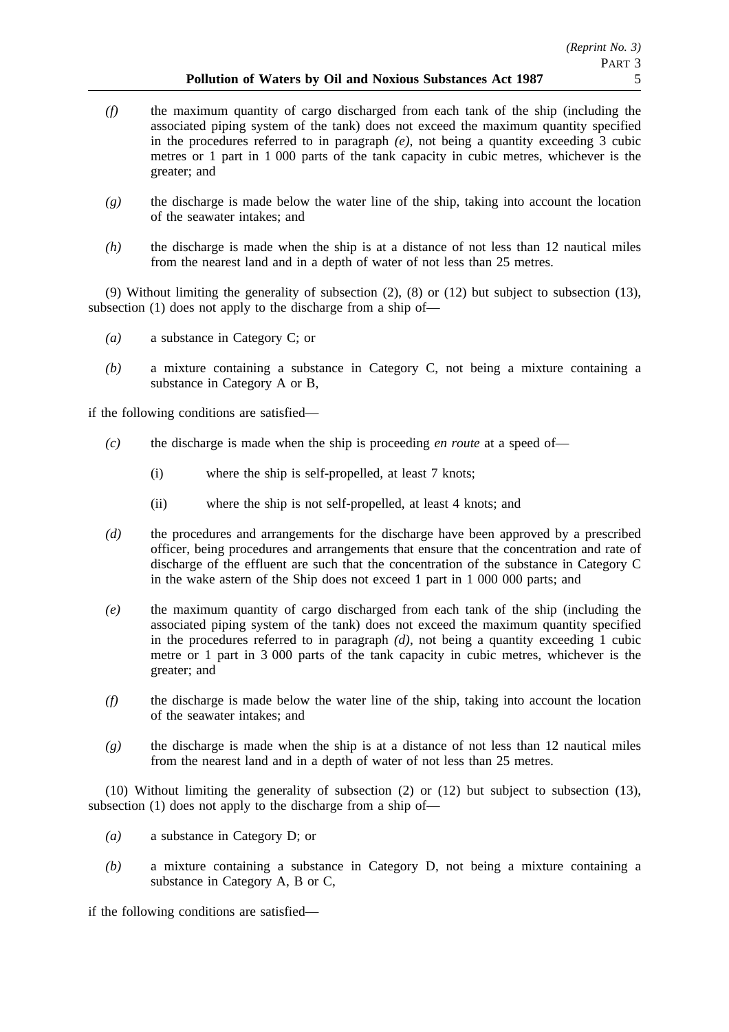*(f)* the maximum quantity of cargo discharged from each tank of the ship (including the associated piping system of the tank) does not exceed the maximum quantity specified in the procedures referred to in paragraph *(e)*, not being a quantity exceeding 3 cubic metres or 1 part in 1 000 parts of the tank capacity in cubic metres, whichever is the greater; and

*(g)* the discharge is made below the water line of the ship, taking into account the location of the seawater intakes; and

*(h)* the discharge is made when the ship is at a distance of not less than 12 nautical miles from the nearest land and in a depth of water of not less than 25 metres.

(9) Without limiting the generality of subsection (2), (8) or (12) but subject to subsection (13), subsection (1) does not apply to the discharge from a ship of—

*(a)* a substance in Category C; or

*(b)* a mixture containing a substance in Category C, not being a mixture containing a substance in Category A or B,

if the following conditions are satisfied—

*(c)* the discharge is made when the ship is proceeding *en route* at a speed of—

(i) where the ship is self-propelled, at least 7 knots;

(ii) where the ship is not self-propelled, at least 4 knots; and

*(d)* the procedures and arrangements for the discharge have been approved by a prescribed officer, being procedures and arrangements that ensure that the concentration and rate of discharge of the effluent are such that the concentration of the substance in Category C in the wake astern of the Ship does not exceed 1 part in 1 000 000 parts; and

*(e)* the maximum quantity of cargo discharged from each tank of the ship (including the associated piping system of the tank) does not exceed the maximum quantity specified in the procedures referred to in paragraph *(d)*, not being a quantity exceeding 1 cubic metre or 1 part in 3 000 parts of the tank capacity in cubic metres, whichever is the greater; and

*(f)* the discharge is made below the water line of the ship, taking into account the location of the seawater intakes; and

*(g)* the discharge is made when the ship is at a distance of not less than 12 nautical miles from the nearest land and in a depth of water of not less than 25 metres.

(10) Without limiting the generality of subsection (2) or (12) but subject to subsection (13), subsection (1) does not apply to the discharge from a ship of—

*(a)* a substance in Category D; or

*(b)* a mixture containing a substance in Category D, not being a mixture containing a substance in Category A, B or C,

if the following conditions are satisfied—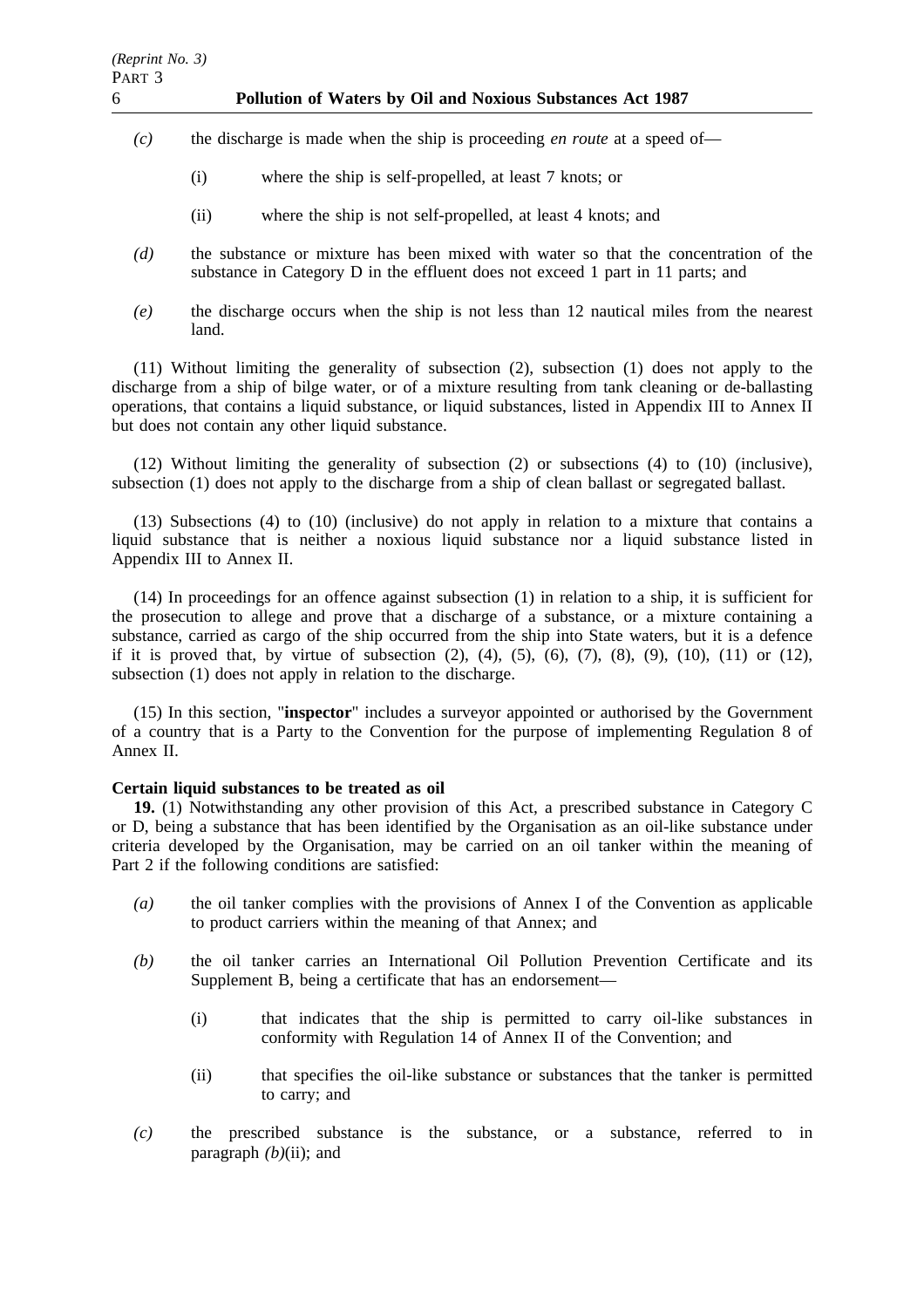*(c)* the discharge is made when the ship is proceeding *en route* at a speed of—

(i) where the ship is self-propelled, at least 7 knots; or

(ii) where the ship is not self-propelled, at least 4 knots; and

*(d)* the substance or mixture has been mixed with water so that the concentration of the substance in Category D in the effluent does not exceed 1 part in 11 parts; and

*(e)* the discharge occurs when the ship is not less than 12 nautical miles from the nearest land.

(11) Without limiting the generality of subsection (2), subsection (1) does not apply to the discharge from a ship of bilge water, or of a mixture resulting from tank cleaning or de-ballasting operations, that contains a liquid substance, or liquid substances, listed in Appendix III to Annex II but does not contain any other liquid substance.

(12) Without limiting the generality of subsection (2) or subsections (4) to (10) (inclusive), subsection (1) does not apply to the discharge from a ship of clean ballast or segregated ballast.

(13) Subsections (4) to (10) (inclusive) do not apply in relation to a mixture that contains a liquid substance that is neither a noxious liquid substance nor a liquid substance listed in Appendix III to Annex II.

(14) In proceedings for an offence against subsection (1) in relation to a ship, it is sufficient for the prosecution to allege and prove that a discharge of a substance, or a mixture containing a substance, carried as cargo of the ship occurred from the ship into State waters, but it is a defence if it is proved that, by virtue of subsection (2), (4), (5), (6), (7), (8), (9), (10), (11) or (12), subsection (1) does not apply in relation to the discharge.

(15) In this section, "**inspector**" includes a surveyor appointed or authorised by the Government of a country that is a Party to the Convention for the purpose of implementing Regulation 8 of Annex II.

**Certain liquid substances to be treated as oil**

**19.** (1) Notwithstanding any other provision of this Act, a prescribed substance in Category C or D, being a substance that has been identified by the Organisation as an oil-like substance under criteria developed by the Organisation, may be carried on an oil tanker within the meaning of Part 2 if the following conditions are satisfied:

*(a)* the oil tanker complies with the provisions of Annex I of the Convention as applicable to product carriers within the meaning of that Annex; and

*(b)* the oil tanker carries an International Oil Pollution Prevention Certificate and its Supplement B, being a certificate that has an endorsement—

(i) that indicates that the ship is permitted to carry oil-like substances in conformity with Regulation 14 of Annex II of the Convention; and

(ii) that specifies the oil-like substance or substances that the tanker is permitted to carry; and

*(c)* the prescribed substance is the substance, or a substance, referred to in paragraph *(b)*(ii); and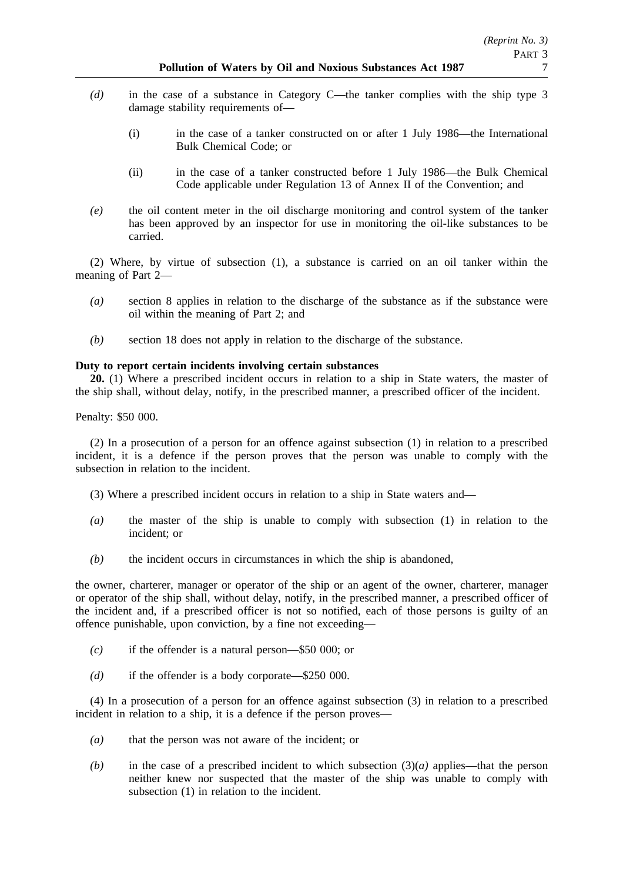*(d)* in the case of a substance in Category C—the tanker complies with the ship type 3 damage stability requirements of—

(i) in the case of a tanker constructed on or after 1 July 1986—the International Bulk Chemical Code; or

(ii) in the case of a tanker constructed before 1 July 1986—the Bulk Chemical Code applicable under Regulation 13 of Annex II of the Convention; and

*(e)* the oil content meter in the oil discharge monitoring and control system of the tanker has been approved by an inspector for use in monitoring the oil-like substances to be carried.

(2) Where, by virtue of subsection (1), a substance is carried on an oil tanker within the meaning of Part 2—

*(a)* section 8 applies in relation to the discharge of the substance as if the substance were oil within the meaning of Part 2; and

*(b)* section 18 does not apply in relation to the discharge of the substance.

**Duty to report certain incidents involving certain substances**

**20.** (1) Where a prescribed incident occurs in relation to a ship in State waters, the master of the ship shall, without delay, notify, in the prescribed manner, a prescribed officer of the incident.

Penalty: $50 000.

(2) In a prosecution of a person for an offence against subsection (1) in relation to a prescribed incident, it is a defence if the person proves that the person was unable to comply with the subsection in relation to the incident.

(3) Where a prescribed incident occurs in relation to a ship in State waters and—

*(a)* the master of the ship is unable to comply with subsection (1) in relation to the incident; or

*(b)* the incident occurs in circumstances in which the ship is abandoned,

the owner, charterer, manager or operator of the ship or an agent of the owner, charterer, manager or operator of the ship shall, without delay, notify, in the prescribed manner, a prescribed officer of the incident and, if a prescribed officer is not so notified, each of those persons is guilty of an offence punishable, upon conviction, by a fine not exceeding—

*(c)* if the offender is a natural person—$50 000; or

*(d)* if the offender is a body corporate—$250 000.

(4) In a prosecution of a person for an offence against subsection (3) in relation to a prescribed incident in relation to a ship, it is a defence if the person proves—

*(a)* that the person was not aware of the incident; or

*(b)* in the case of a prescribed incident to which subsection (3)*(a)* applies—that the person neither knew nor suspected that the master of the ship was unable to comply with subsection (1) in relation to the incident.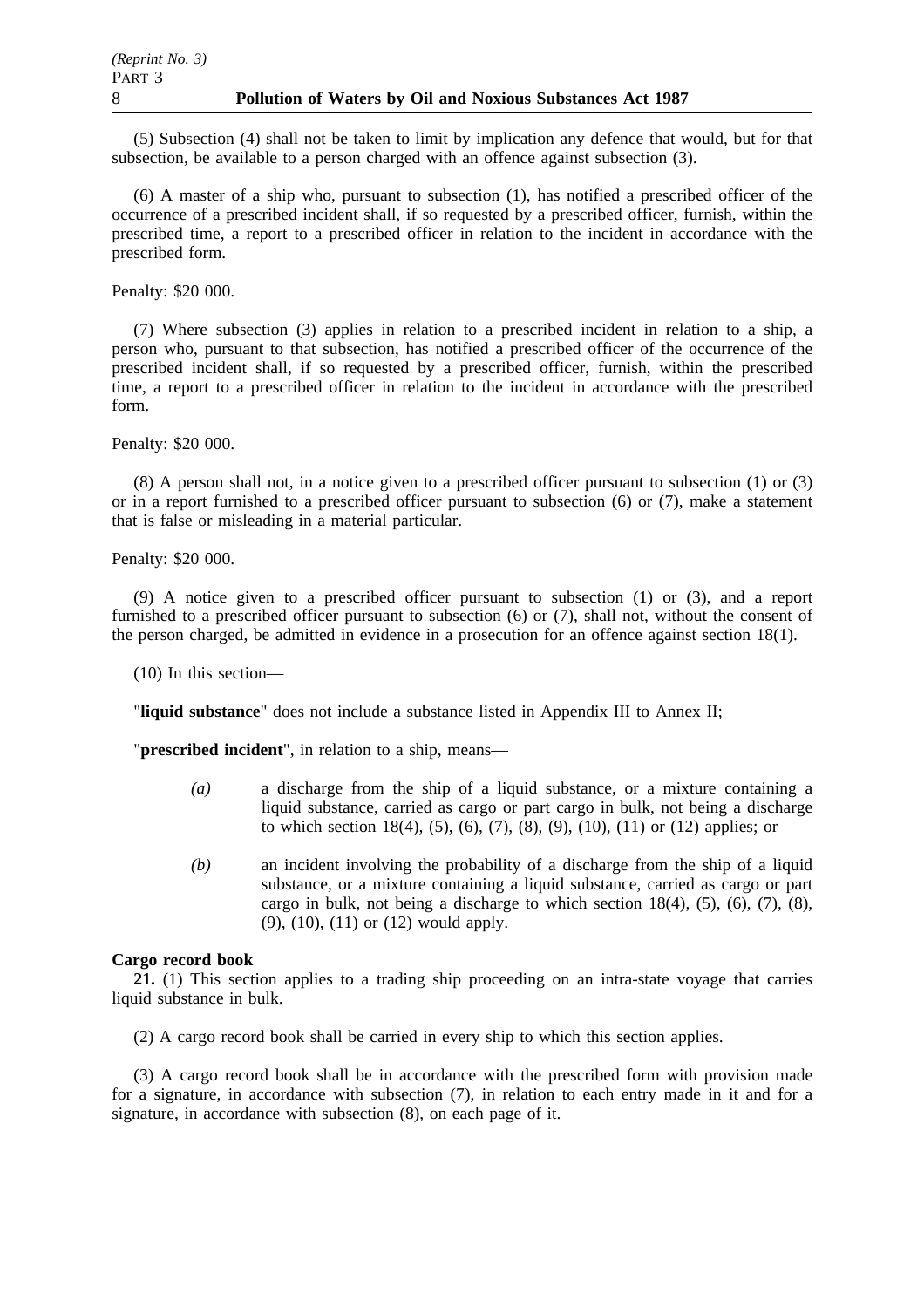(5) Subsection (4) shall not be taken to limit by implication any defence that would, but for that subsection, be available to a person charged with an offence against subsection (3).

(6) A master of a ship who, pursuant to subsection (1), has notified a prescribed officer of the occurrence of a prescribed incident shall, if so requested by a prescribed officer, furnish, within the prescribed time, a report to a prescribed officer in relation to the incident in accordance with the prescribed form.

Penalty: $20 000.

(7) Where subsection (3) applies in relation to a prescribed incident in relation to a ship, a person who, pursuant to that subsection, has notified a prescribed officer of the occurrence of the prescribed incident shall, if so requested by a prescribed officer, furnish, within the prescribed time, a report to a prescribed officer in relation to the incident in accordance with the prescribed form.

Penalty: $20 000.

(8) A person shall not, in a notice given to a prescribed officer pursuant to subsection (1) or (3) or in a report furnished to a prescribed officer pursuant to subsection (6) or (7), make a statement that is false or misleading in a material particular.

Penalty: $20 000.

(9) A notice given to a prescribed officer pursuant to subsection (1) or (3), and a report furnished to a prescribed officer pursuant to subsection (6) or (7), shall not, without the consent of the person charged, be admitted in evidence in a prosecution for an offence against section 18(1).

(10) In this section—

"**liquid substance**" does not include a substance listed in Appendix III to Annex II;

"**prescribed incident**", in relation to a ship, means—

*(a)* a discharge from the ship of a liquid substance, or a mixture containing a liquid substance, carried as cargo or part cargo in bulk, not being a discharge to which section 18(4), (5), (6), (7), (8), (9), (10), (11) or (12) applies; or

*(b)* an incident involving the probability of a discharge from the ship of a liquid substance, or a mixture containing a liquid substance, carried as cargo or part cargo in bulk, not being a discharge to which section 18(4), (5), (6), (7), (8), (9), (10), (11) or (12) would apply.

**Cargo record book**

**21.** (1) This section applies to a trading ship proceeding on an intra-state voyage that carries liquid substance in bulk.

(2) A cargo record book shall be carried in every ship to which this section applies.

(3) A cargo record book shall be in accordance with the prescribed form with provision made for a signature, in accordance with subsection (7), in relation to each entry made in it and for a signature, in accordance with subsection (8), on each page of it.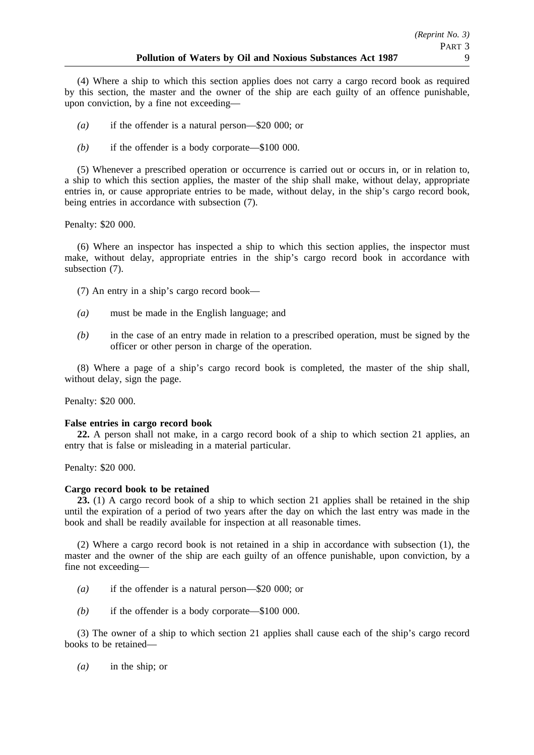(4) Where a ship to which this section applies does not carry a cargo record book as required by this section, the master and the owner of the ship are each guilty of an offence punishable, upon conviction, by a fine not exceeding—

*(a)* if the offender is a natural person—$20 000; or

*(b)* if the offender is a body corporate—$100 000.

(5) Whenever a prescribed operation or occurrence is carried out or occurs in, or in relation to, a ship to which this section applies, the master of the ship shall make, without delay, appropriate entries in, or cause appropriate entries to be made, without delay, in the ship's cargo record book, being entries in accordance with subsection (7).

Penalty: $20 000.

(6) Where an inspector has inspected a ship to which this section applies, the inspector must make, without delay, appropriate entries in the ship's cargo record book in accordance with subsection (7).

(7) An entry in a ship's cargo record book—

*(a)* must be made in the English language; and

*(b)* in the case of an entry made in relation to a prescribed operation, must be signed by the officer or other person in charge of the operation.

(8) Where a page of a ship's cargo record book is completed, the master of the ship shall, without delay, sign the page.

Penalty: $20 000.

**False entries in cargo record book**

**22.** A person shall not make, in a cargo record book of a ship to which section 21 applies, an entry that is false or misleading in a material particular.

Penalty: $20 000.

**Cargo record book to be retained**

**23.** (1) A cargo record book of a ship to which section 21 applies shall be retained in the ship until the expiration of a period of two years after the day on which the last entry was made in the book and shall be readily available for inspection at all reasonable times.

(2) Where a cargo record book is not retained in a ship in accordance with subsection (1), the master and the owner of the ship are each guilty of an offence punishable, upon conviction, by a fine not exceeding—

*(a)* if the offender is a natural person—$20 000; or

*(b)* if the offender is a body corporate—$100 000.

(3) The owner of a ship to which section 21 applies shall cause each of the ship's cargo record books to be retained—

*(a)* in the ship; or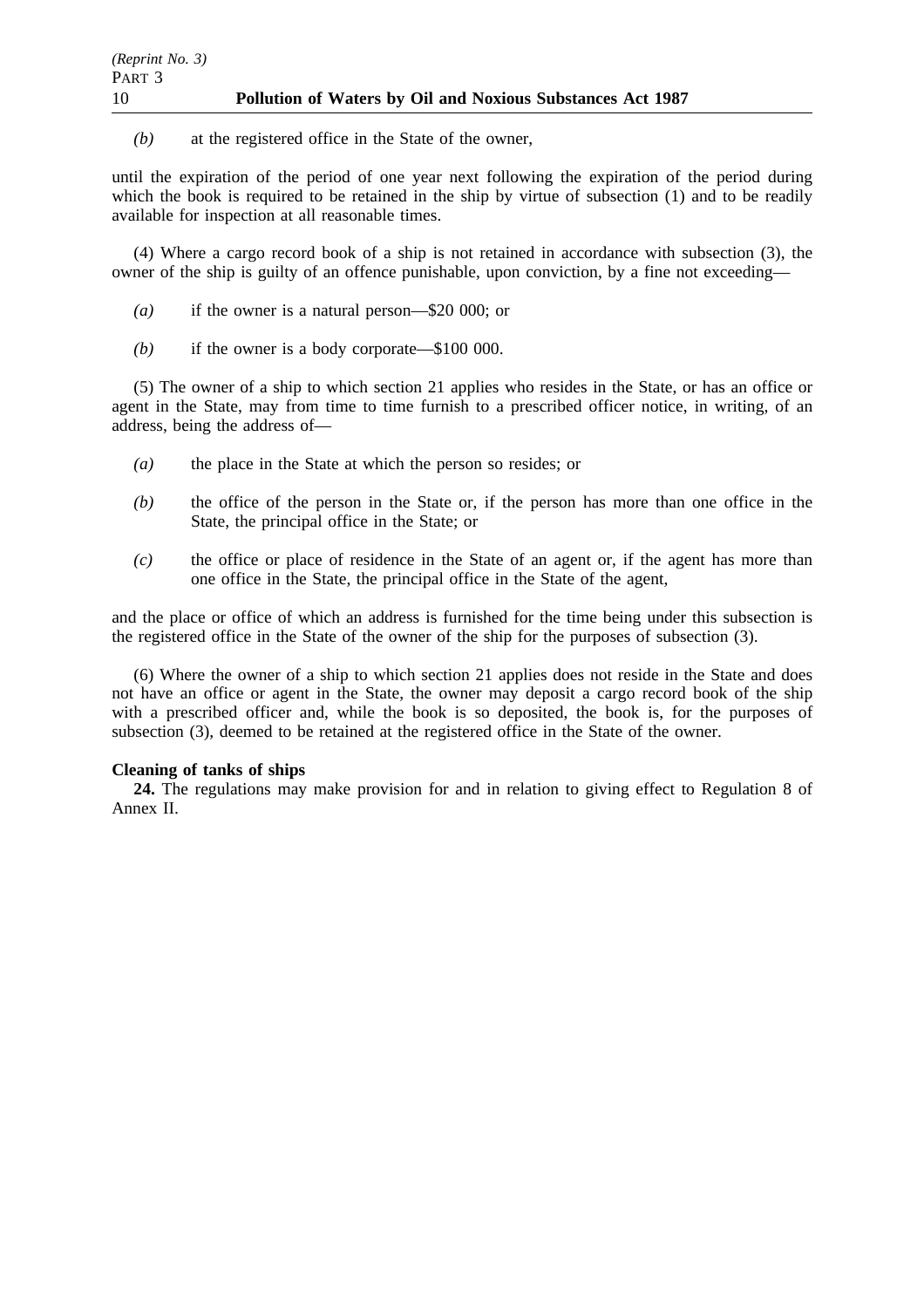*(b)* at the registered office in the State of the owner,

until the expiration of the period of one year next following the expiration of the period during which the book is required to be retained in the ship by virtue of subsection (1) and to be readily available for inspection at all reasonable times.

(4) Where a cargo record book of a ship is not retained in accordance with subsection (3), the owner of the ship is guilty of an offence punishable, upon conviction, by a fine not exceeding—

*(a)* if the owner is a natural person—$20 000; or

*(b)* if the owner is a body corporate—$100 000.

(5) The owner of a ship to which section 21 applies who resides in the State, or has an office or agent in the State, may from time to time furnish to a prescribed officer notice, in writing, of an address, being the address of—

*(a)* the place in the State at which the person so resides; or

*(b)* the office of the person in the State or, if the person has more than one office in the State, the principal office in the State; or

*(c)* the office or place of residence in the State of an agent or, if the agent has more than one office in the State, the principal office in the State of the agent,

and the place or office of which an address is furnished for the time being under this subsection is the registered office in the State of the owner of the ship for the purposes of subsection (3).

(6) Where the owner of a ship to which section 21 applies does not reside in the State and does not have an office or agent in the State, the owner may deposit a cargo record book of the ship with a prescribed officer and, while the book is so deposited, the book is, for the purposes of subsection (3), deemed to be retained at the registered office in the State of the owner.

**Cleaning of tanks of ships**

**24.** The regulations may make provision for and in relation to giving effect to Regulation 8 of Annex II.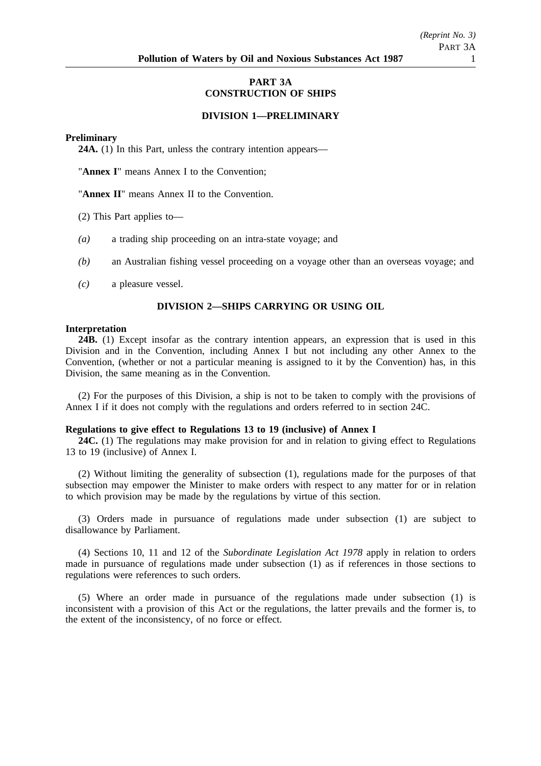## PART 3A
## CONSTRUCTION OF SHIPS

### DIVISION 1—PRELIMINARY

**Preliminary**

**24A.** (1) In this Part, unless the contrary intention appears—

"**Annex I**" means Annex I to the Convention;

"**Annex II**" means Annex II to the Convention.

(2) This Part applies to—

*(a)* a trading ship proceeding on an intra-state voyage; and

*(b)* an Australian fishing vessel proceeding on a voyage other than an overseas voyage; and

*(c)* a pleasure vessel.

### DIVISION 2—SHIPS CARRYING OR USING OIL

**Interpretation**

**24B.** (1) Except insofar as the contrary intention appears, an expression that is used in this Division and in the Convention, including Annex I but not including any other Annex to the Convention, (whether or not a particular meaning is assigned to it by the Convention) has, in this Division, the same meaning as in the Convention.

(2) For the purposes of this Division, a ship is not to be taken to comply with the provisions of Annex I if it does not comply with the regulations and orders referred to in section 24C.

**Regulations to give effect to Regulations 13 to 19 (inclusive) of Annex I**

**24C.** (1) The regulations may make provision for and in relation to giving effect to Regulations 13 to 19 (inclusive) of Annex I.

(2) Without limiting the generality of subsection (1), regulations made for the purposes of that subsection may empower the Minister to make orders with respect to any matter for or in relation to which provision may be made by the regulations by virtue of this section.

(3) Orders made in pursuance of regulations made under subsection (1) are subject to disallowance by Parliament.

(4) Sections 10, 11 and 12 of the *Subordinate Legislation Act 1978* apply in relation to orders made in pursuance of regulations made under subsection (1) as if references in those sections to regulations were references to such orders.

(5) Where an order made in pursuance of the regulations made under subsection (1) is inconsistent with a provision of this Act or the regulations, the latter prevails and the former is, to the extent of the inconsistency, of no force or effect.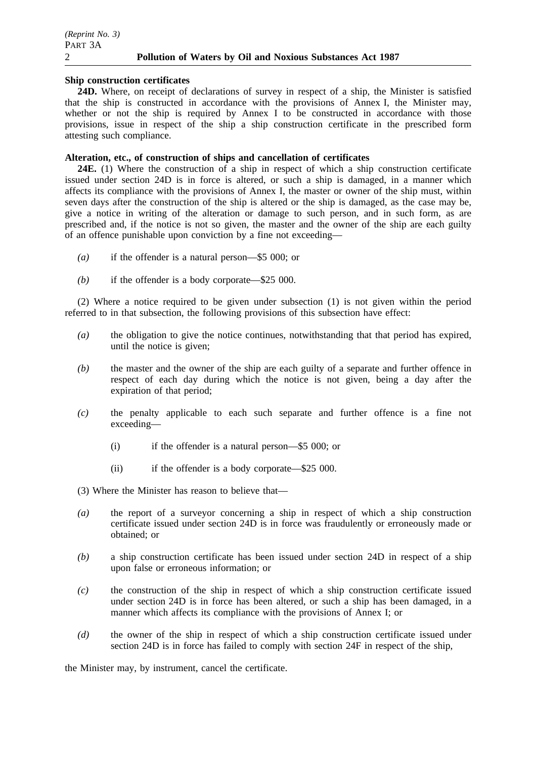**Ship construction certificates**

**24D.** Where, on receipt of declarations of survey in respect of a ship, the Minister is satisfied that the ship is constructed in accordance with the provisions of Annex I, the Minister may, whether or not the ship is required by Annex I to be constructed in accordance with those provisions, issue in respect of the ship a ship construction certificate in the prescribed form attesting such compliance.

**Alteration, etc., of construction of ships and cancellation of certificates**

**24E.** (1) Where the construction of a ship in respect of which a ship construction certificate issued under section 24D is in force is altered, or such a ship is damaged, in a manner which affects its compliance with the provisions of Annex I, the master or owner of the ship must, within seven days after the construction of the ship is altered or the ship is damaged, as the case may be, give a notice in writing of the alteration or damage to such person, and in such form, as are prescribed and, if the notice is not so given, the master and the owner of the ship are each guilty of an offence punishable upon conviction by a fine not exceeding—

*(a)* if the offender is a natural person—$5 000; or

*(b)* if the offender is a body corporate—$25 000.

(2) Where a notice required to be given under subsection (1) is not given within the period referred to in that subsection, the following provisions of this subsection have effect:

*(a)* the obligation to give the notice continues, notwithstanding that that period has expired, until the notice is given;

*(b)* the master and the owner of the ship are each guilty of a separate and further offence in respect of each day during which the notice is not given, being a day after the expiration of that period;

*(c)* the penalty applicable to each such separate and further offence is a fine not exceeding—

(i) if the offender is a natural person—$5 000; or

(ii) if the offender is a body corporate—$25 000.

(3) Where the Minister has reason to believe that—

*(a)* the report of a surveyor concerning a ship in respect of which a ship construction certificate issued under section 24D is in force was fraudulently or erroneously made or obtained; or

*(b)* a ship construction certificate has been issued under section 24D in respect of a ship upon false or erroneous information; or

*(c)* the construction of the ship in respect of which a ship construction certificate issued under section 24D is in force has been altered, or such a ship has been damaged, in a manner which affects its compliance with the provisions of Annex I; or

*(d)* the owner of the ship in respect of which a ship construction certificate issued under section 24D is in force has failed to comply with section 24F in respect of the ship,

the Minister may, by instrument, cancel the certificate.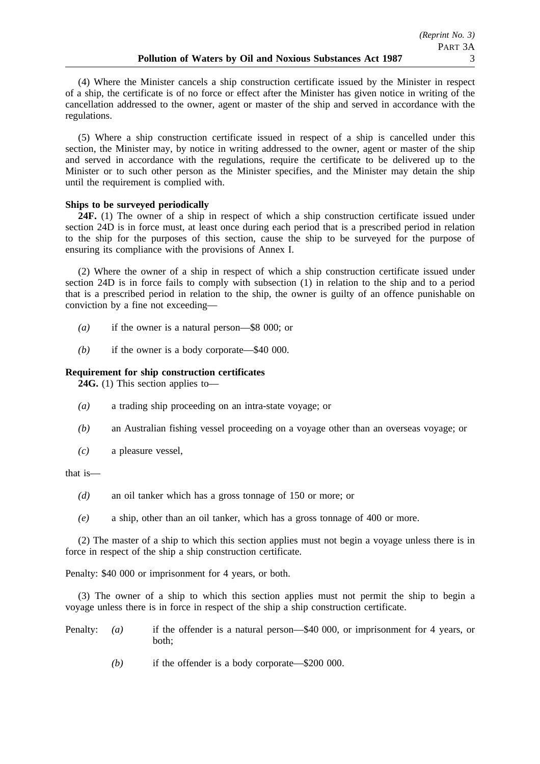(4) Where the Minister cancels a ship construction certificate issued by the Minister in respect of a ship, the certificate is of no force or effect after the Minister has given notice in writing of the cancellation addressed to the owner, agent or master of the ship and served in accordance with the regulations.

(5) Where a ship construction certificate issued in respect of a ship is cancelled under this section, the Minister may, by notice in writing addressed to the owner, agent or master of the ship and served in accordance with the regulations, require the certificate to be delivered up to the Minister or to such other person as the Minister specifies, and the Minister may detain the ship until the requirement is complied with.

**Ships to be surveyed periodically**

**24F.** (1) The owner of a ship in respect of which a ship construction certificate issued under section 24D is in force must, at least once during each period that is a prescribed period in relation to the ship for the purposes of this section, cause the ship to be surveyed for the purpose of ensuring its compliance with the provisions of Annex I.

(2) Where the owner of a ship in respect of which a ship construction certificate issued under section 24D is in force fails to comply with subsection (1) in relation to the ship and to a period that is a prescribed period in relation to the ship, the owner is guilty of an offence punishable on conviction by a fine not exceeding—

*(a)* if the owner is a natural person—$8 000; or

*(b)* if the owner is a body corporate—$40 000.

**Requirement for ship construction certificates**

**24G.** (1) This section applies to—

*(a)* a trading ship proceeding on an intra-state voyage; or

*(b)* an Australian fishing vessel proceeding on a voyage other than an overseas voyage; or

*(c)* a pleasure vessel,

that is—

*(d)* an oil tanker which has a gross tonnage of 150 or more; or

*(e)* a ship, other than an oil tanker, which has a gross tonnage of 400 or more.

(2) The master of a ship to which this section applies must not begin a voyage unless there is in force in respect of the ship a ship construction certificate.

Penalty: $40 000 or imprisonment for 4 years, or both.

(3) The owner of a ship to which this section applies must not permit the ship to begin a voyage unless there is in force in respect of the ship a ship construction certificate.

Penalty: *(a)* if the offender is a natural person—$40 000, or imprisonment for 4 years, or both;

*(b)* if the offender is a body corporate—$200 000.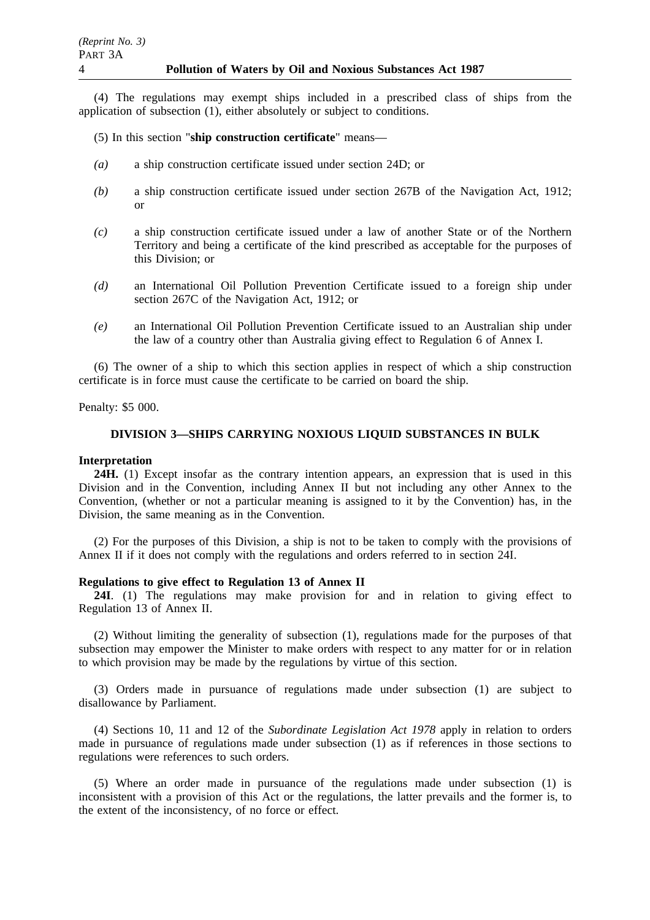(4) The regulations may exempt ships included in a prescribed class of ships from the application of subsection (1), either absolutely or subject to conditions.

(5) In this section "**ship construction certificate**" means—

*(a)* a ship construction certificate issued under section 24D; or

*(b)* a ship construction certificate issued under section 267B of the Navigation Act, 1912; or

*(c)* a ship construction certificate issued under a law of another State or of the Northern Territory and being a certificate of the kind prescribed as acceptable for the purposes of this Division; or

*(d)* an International Oil Pollution Prevention Certificate issued to a foreign ship under section 267C of the Navigation Act, 1912; or

*(e)* an International Oil Pollution Prevention Certificate issued to an Australian ship under the law of a country other than Australia giving effect to Regulation 6 of Annex I.

(6) The owner of a ship to which this section applies in respect of which a ship construction certificate is in force must cause the certificate to be carried on board the ship.

Penalty: $5 000.

## DIVISION 3—SHIPS CARRYING NOXIOUS LIQUID SUBSTANCES IN BULK

**Interpretation**

**24H.** (1) Except insofar as the contrary intention appears, an expression that is used in this Division and in the Convention, including Annex II but not including any other Annex to the Convention, (whether or not a particular meaning is assigned to it by the Convention) has, in the Division, the same meaning as in the Convention.

(2) For the purposes of this Division, a ship is not to be taken to comply with the provisions of Annex II if it does not comply with the regulations and orders referred to in section 24I.

**Regulations to give effect to Regulation 13 of Annex II**

**24I**. (1) The regulations may make provision for and in relation to giving effect to Regulation 13 of Annex II.

(2) Without limiting the generality of subsection (1), regulations made for the purposes of that subsection may empower the Minister to make orders with respect to any matter for or in relation to which provision may be made by the regulations by virtue of this section.

(3) Orders made in pursuance of regulations made under subsection (1) are subject to disallowance by Parliament.

(4) Sections 10, 11 and 12 of the *Subordinate Legislation Act 1978* apply in relation to orders made in pursuance of regulations made under subsection (1) as if references in those sections to regulations were references to such orders.

(5) Where an order made in pursuance of the regulations made under subsection (1) is inconsistent with a provision of this Act or the regulations, the latter prevails and the former is, to the extent of the inconsistency, of no force or effect.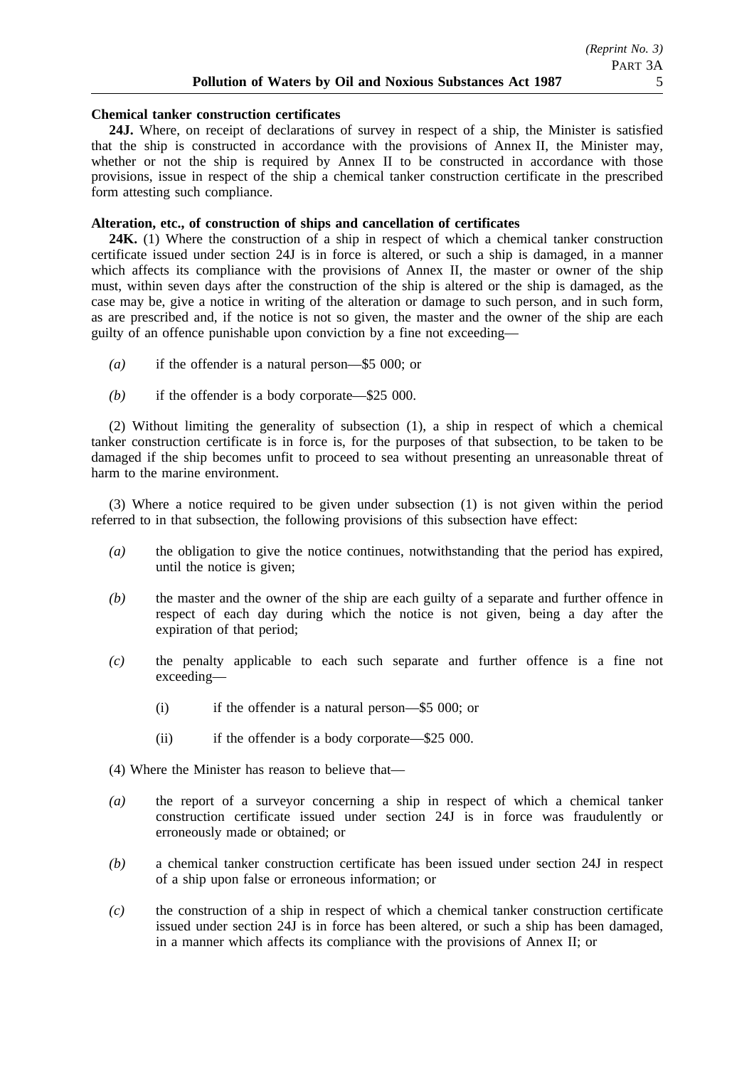**Chemical tanker construction certificates**

**24J.** Where, on receipt of declarations of survey in respect of a ship, the Minister is satisfied that the ship is constructed in accordance with the provisions of Annex II, the Minister may, whether or not the ship is required by Annex II to be constructed in accordance with those provisions, issue in respect of the ship a chemical tanker construction certificate in the prescribed form attesting such compliance.

**Alteration, etc., of construction of ships and cancellation of certificates**

**24K.** (1) Where the construction of a ship in respect of which a chemical tanker construction certificate issued under section 24J is in force is altered, or such a ship is damaged, in a manner which affects its compliance with the provisions of Annex II, the master or owner of the ship must, within seven days after the construction of the ship is altered or the ship is damaged, as the case may be, give a notice in writing of the alteration or damage to such person, and in such form, as are prescribed and, if the notice is not so given, the master and the owner of the ship are each guilty of an offence punishable upon conviction by a fine not exceeding—

*(a)* if the offender is a natural person—$5 000; or

*(b)* if the offender is a body corporate—$25 000.

(2) Without limiting the generality of subsection (1), a ship in respect of which a chemical tanker construction certificate is in force is, for the purposes of that subsection, to be taken to be damaged if the ship becomes unfit to proceed to sea without presenting an unreasonable threat of harm to the marine environment.

(3) Where a notice required to be given under subsection (1) is not given within the period referred to in that subsection, the following provisions of this subsection have effect:

*(a)* the obligation to give the notice continues, notwithstanding that the period has expired, until the notice is given;

*(b)* the master and the owner of the ship are each guilty of a separate and further offence in respect of each day during which the notice is not given, being a day after the expiration of that period;

*(c)* the penalty applicable to each such separate and further offence is a fine not exceeding—

(i) if the offender is a natural person—$5 000; or

(ii) if the offender is a body corporate—$25 000.

(4) Where the Minister has reason to believe that—

*(a)* the report of a surveyor concerning a ship in respect of which a chemical tanker construction certificate issued under section 24J is in force was fraudulently or erroneously made or obtained; or

*(b)* a chemical tanker construction certificate has been issued under section 24J in respect of a ship upon false or erroneous information; or

*(c)* the construction of a ship in respect of which a chemical tanker construction certificate issued under section 24J is in force has been altered, or such a ship has been damaged, in a manner which affects its compliance with the provisions of Annex II; or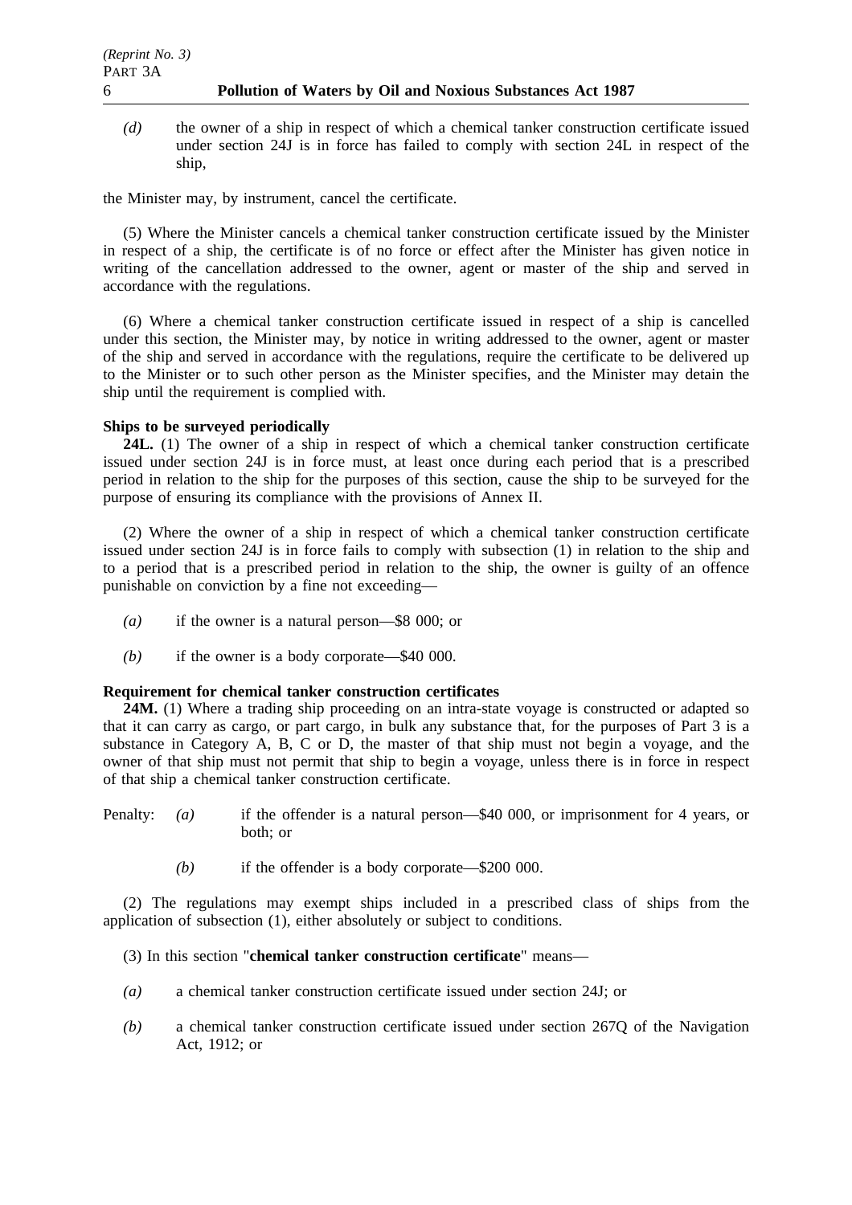*(d)* the owner of a ship in respect of which a chemical tanker construction certificate issued under section 24J is in force has failed to comply with section 24L in respect of the ship,

the Minister may, by instrument, cancel the certificate.

(5) Where the Minister cancels a chemical tanker construction certificate issued by the Minister in respect of a ship, the certificate is of no force or effect after the Minister has given notice in writing of the cancellation addressed to the owner, agent or master of the ship and served in accordance with the regulations.

(6) Where a chemical tanker construction certificate issued in respect of a ship is cancelled under this section, the Minister may, by notice in writing addressed to the owner, agent or master of the ship and served in accordance with the regulations, require the certificate to be delivered up to the Minister or to such other person as the Minister specifies, and the Minister may detain the ship until the requirement is complied with.

**Ships to be surveyed periodically**

**24L.** (1) The owner of a ship in respect of which a chemical tanker construction certificate issued under section 24J is in force must, at least once during each period that is a prescribed period in relation to the ship for the purposes of this section, cause the ship to be surveyed for the purpose of ensuring its compliance with the provisions of Annex II.

(2) Where the owner of a ship in respect of which a chemical tanker construction certificate issued under section 24J is in force fails to comply with subsection (1) in relation to the ship and to a period that is a prescribed period in relation to the ship, the owner is guilty of an offence punishable on conviction by a fine not exceeding—

*(a)* if the owner is a natural person—$8 000; or

*(b)* if the owner is a body corporate—$40 000.

**Requirement for chemical tanker construction certificates**

**24M.** (1) Where a trading ship proceeding on an intra-state voyage is constructed or adapted so that it can carry as cargo, or part cargo, in bulk any substance that, for the purposes of Part 3 is a substance in Category A, B, C or D, the master of that ship must not begin a voyage, and the owner of that ship must not permit that ship to begin a voyage, unless there is in force in respect of that ship a chemical tanker construction certificate.

Penalty: *(a)* if the offender is a natural person—$40 000, or imprisonment for 4 years, or both; or

*(b)* if the offender is a body corporate—$200 000.

(2) The regulations may exempt ships included in a prescribed class of ships from the application of subsection (1), either absolutely or subject to conditions.

(3) In this section "**chemical tanker construction certificate**" means—

*(a)* a chemical tanker construction certificate issued under section 24J; or

*(b)* a chemical tanker construction certificate issued under section 267Q of the Navigation Act, 1912; or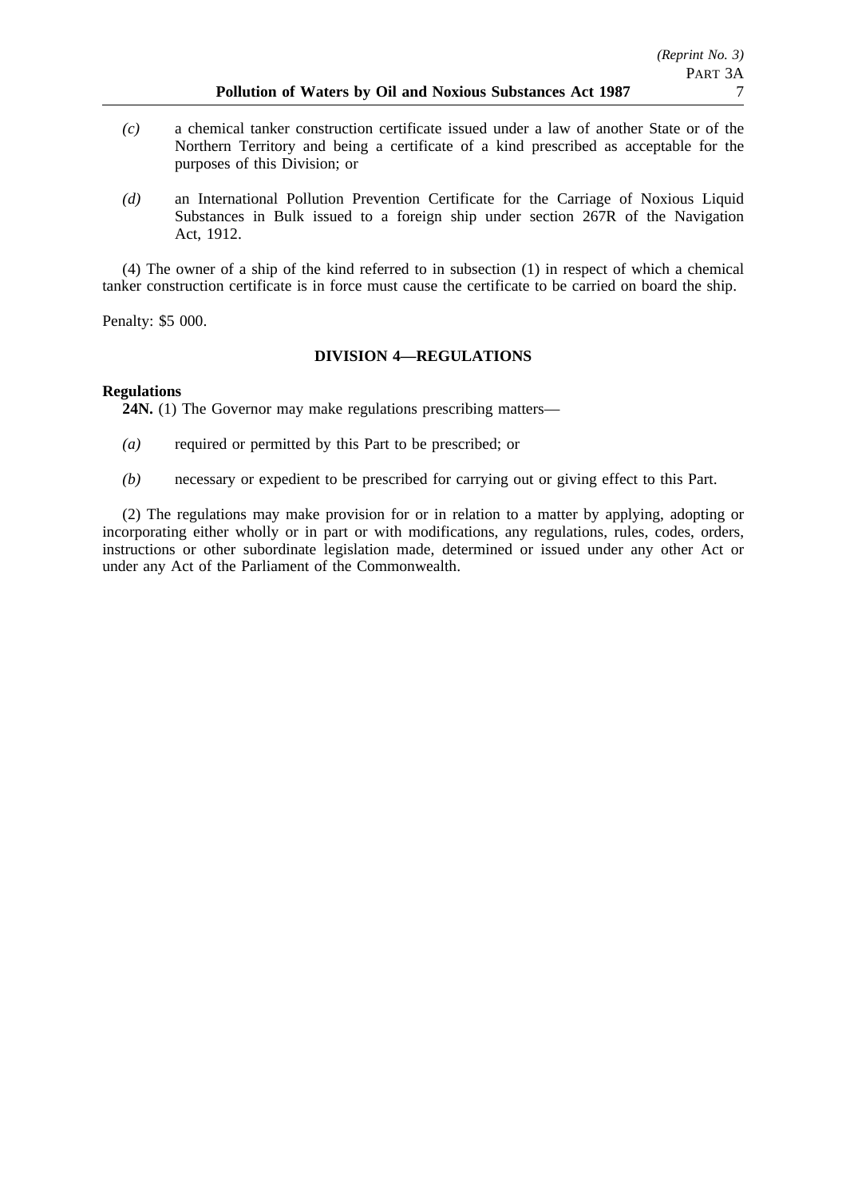*(c)* a chemical tanker construction certificate issued under a law of another State or of the Northern Territory and being a certificate of a kind prescribed as acceptable for the purposes of this Division; or

*(d)* an International Pollution Prevention Certificate for the Carriage of Noxious Liquid Substances in Bulk issued to a foreign ship under section 267R of the Navigation Act, 1912.

(4) The owner of a ship of the kind referred to in subsection (1) in respect of which a chemical tanker construction certificate is in force must cause the certificate to be carried on board the ship.

Penalty: $5 000.

## DIVISION 4—REGULATIONS

**Regulations**

**24N.** (1) The Governor may make regulations prescribing matters—

*(a)* required or permitted by this Part to be prescribed; or

*(b)* necessary or expedient to be prescribed for carrying out or giving effect to this Part.

(2) The regulations may make provision for or in relation to a matter by applying, adopting or incorporating either wholly or in part or with modifications, any regulations, rules, codes, orders, instructions or other subordinate legislation made, determined or issued under any other Act or under any Act of the Parliament of the Commonwealth.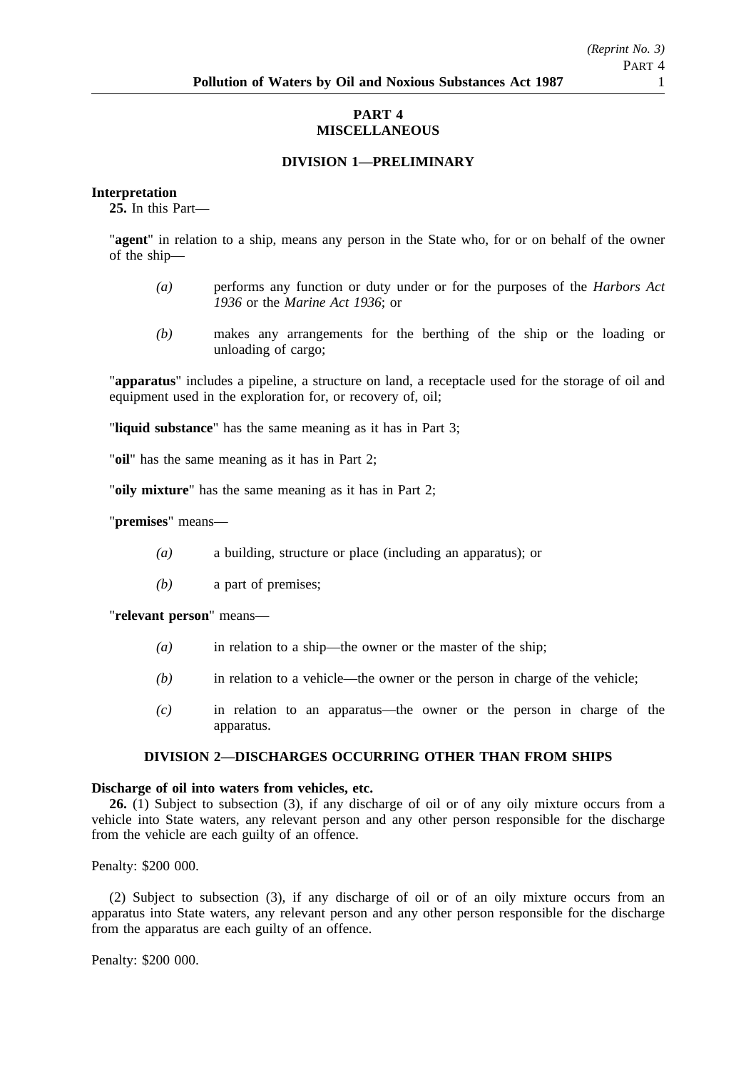## PART 4
## MISCELLANEOUS

### DIVISION 1—PRELIMINARY

**Interpretation**

**25.** In this Part—

"**agent**" in relation to a ship, means any person in the State who, for or on behalf of the owner of the ship—

*(a)* performs any function or duty under or for the purposes of the *Harbors Act 1936* or the *Marine Act 1936*; or

*(b)* makes any arrangements for the berthing of the ship or the loading or unloading of cargo;

"**apparatus**" includes a pipeline, a structure on land, a receptacle used for the storage of oil and equipment used in the exploration for, or recovery of, oil;

"**liquid substance**" has the same meaning as it has in Part 3;

"**oil**" has the same meaning as it has in Part 2;

"**oily mixture**" has the same meaning as it has in Part 2;

"**premises**" means—

*(a)* a building, structure or place (including an apparatus); or

*(b)* a part of premises;

"**relevant person**" means—

*(a)* in relation to a ship—the owner or the master of the ship;

*(b)* in relation to a vehicle—the owner or the person in charge of the vehicle;

*(c)* in relation to an apparatus—the owner or the person in charge of the apparatus.

### DIVISION 2—DISCHARGES OCCURRING OTHER THAN FROM SHIPS

**Discharge of oil into waters from vehicles, etc.**

**26.** (1) Subject to subsection (3), if any discharge of oil or of any oily mixture occurs from a vehicle into State waters, any relevant person and any other person responsible for the discharge from the vehicle are each guilty of an offence.

Penalty: $200 000.

(2) Subject to subsection (3), if any discharge of oil or of an oily mixture occurs from an apparatus into State waters, any relevant person and any other person responsible for the discharge from the apparatus are each guilty of an offence.

Penalty: $200 000.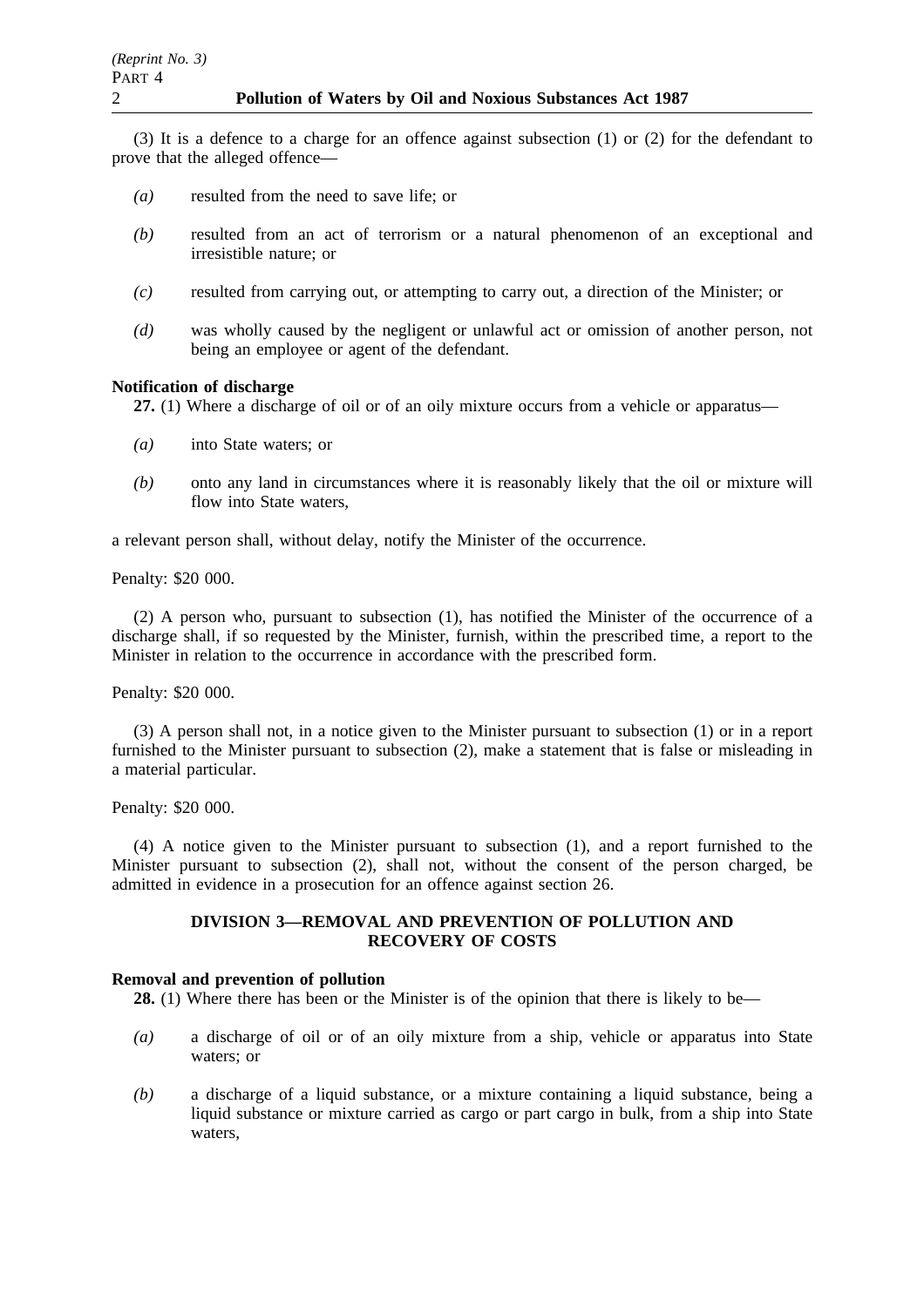(3) It is a defence to a charge for an offence against subsection (1) or (2) for the defendant to prove that the alleged offence—

*(a)* resulted from the need to save life; or

*(b)* resulted from an act of terrorism or a natural phenomenon of an exceptional and irresistible nature; or

*(c)* resulted from carrying out, or attempting to carry out, a direction of the Minister; or

*(d)* was wholly caused by the negligent or unlawful act or omission of another person, not being an employee or agent of the defendant.

**Notification of discharge**

**27.** (1) Where a discharge of oil or of an oily mixture occurs from a vehicle or apparatus—

*(a)* into State waters; or

*(b)* onto any land in circumstances where it is reasonably likely that the oil or mixture will flow into State waters,

a relevant person shall, without delay, notify the Minister of the occurrence.

Penalty: $20 000.

(2) A person who, pursuant to subsection (1), has notified the Minister of the occurrence of a discharge shall, if so requested by the Minister, furnish, within the prescribed time, a report to the Minister in relation to the occurrence in accordance with the prescribed form.

Penalty: $20 000.

(3) A person shall not, in a notice given to the Minister pursuant to subsection (1) or in a report furnished to the Minister pursuant to subsection (2), make a statement that is false or misleading in a material particular.

Penalty: $20 000.

(4) A notice given to the Minister pursuant to subsection (1), and a report furnished to the Minister pursuant to subsection (2), shall not, without the consent of the person charged, be admitted in evidence in a prosecution for an offence against section 26.

## DIVISION 3—REMOVAL AND PREVENTION OF POLLUTION AND RECOVERY OF COSTS

**Removal and prevention of pollution**

**28.** (1) Where there has been or the Minister is of the opinion that there is likely to be—

*(a)* a discharge of oil or of an oily mixture from a ship, vehicle or apparatus into State waters; or

*(b)* a discharge of a liquid substance, or a mixture containing a liquid substance, being a liquid substance or mixture carried as cargo or part cargo in bulk, from a ship into State waters,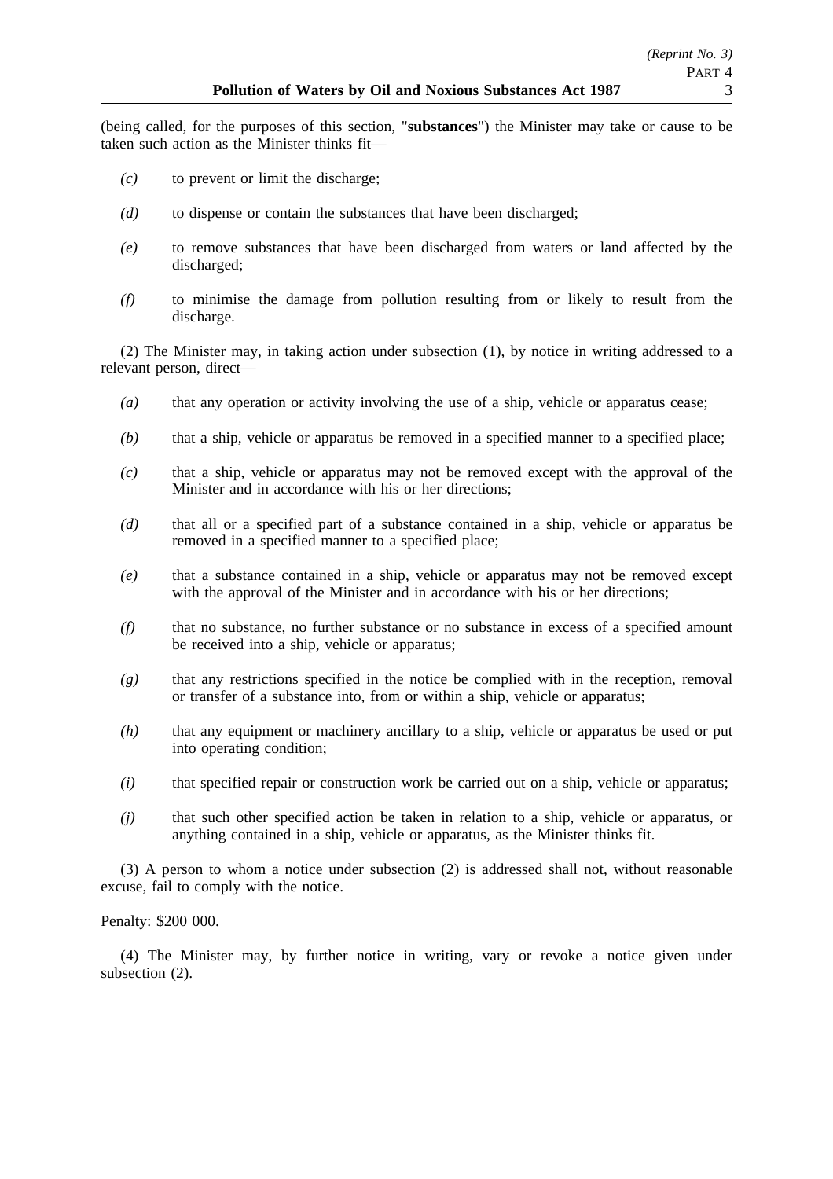(being called, for the purposes of this section, "**substances**") the Minister may take or cause to be taken such action as the Minister thinks fit—

*(c)* to prevent or limit the discharge;

*(d)* to dispense or contain the substances that have been discharged;

*(e)* to remove substances that have been discharged from waters or land affected by the discharged;

*(f)* to minimise the damage from pollution resulting from or likely to result from the discharge.

(2) The Minister may, in taking action under subsection (1), by notice in writing addressed to a relevant person, direct—

*(a)* that any operation or activity involving the use of a ship, vehicle or apparatus cease;

*(b)* that a ship, vehicle or apparatus be removed in a specified manner to a specified place;

*(c)* that a ship, vehicle or apparatus may not be removed except with the approval of the Minister and in accordance with his or her directions;

*(d)* that all or a specified part of a substance contained in a ship, vehicle or apparatus be removed in a specified manner to a specified place;

*(e)* that a substance contained in a ship, vehicle or apparatus may not be removed except with the approval of the Minister and in accordance with his or her directions;

*(f)* that no substance, no further substance or no substance in excess of a specified amount be received into a ship, vehicle or apparatus;

*(g)* that any restrictions specified in the notice be complied with in the reception, removal or transfer of a substance into, from or within a ship, vehicle or apparatus;

*(h)* that any equipment or machinery ancillary to a ship, vehicle or apparatus be used or put into operating condition;

*(i)* that specified repair or construction work be carried out on a ship, vehicle or apparatus;

*(j)* that such other specified action be taken in relation to a ship, vehicle or apparatus, or anything contained in a ship, vehicle or apparatus, as the Minister thinks fit.

(3) A person to whom a notice under subsection (2) is addressed shall not, without reasonable excuse, fail to comply with the notice.

Penalty: $200 000.

(4) The Minister may, by further notice in writing, vary or revoke a notice given under subsection (2).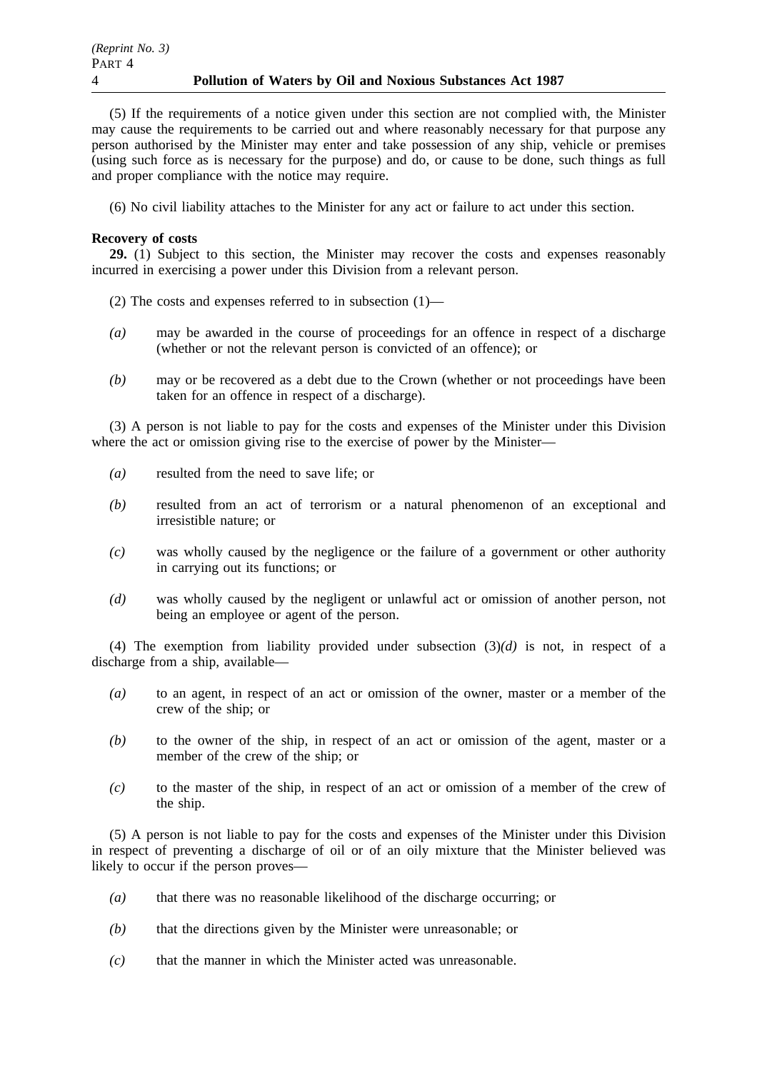(5) If the requirements of a notice given under this section are not complied with, the Minister may cause the requirements to be carried out and where reasonably necessary for that purpose any person authorised by the Minister may enter and take possession of any ship, vehicle or premises (using such force as is necessary for the purpose) and do, or cause to be done, such things as full and proper compliance with the notice may require.

(6) No civil liability attaches to the Minister for any act or failure to act under this section.

**Recovery of costs**

**29.** (1) Subject to this section, the Minister may recover the costs and expenses reasonably incurred in exercising a power under this Division from a relevant person.

(2) The costs and expenses referred to in subsection (1)—

*(a)* may be awarded in the course of proceedings for an offence in respect of a discharge (whether or not the relevant person is convicted of an offence); or

*(b)* may or be recovered as a debt due to the Crown (whether or not proceedings have been taken for an offence in respect of a discharge).

(3) A person is not liable to pay for the costs and expenses of the Minister under this Division where the act or omission giving rise to the exercise of power by the Minister—

*(a)* resulted from the need to save life; or

*(b)* resulted from an act of terrorism or a natural phenomenon of an exceptional and irresistible nature; or

*(c)* was wholly caused by the negligence or the failure of a government or other authority in carrying out its functions; or

*(d)* was wholly caused by the negligent or unlawful act or omission of another person, not being an employee or agent of the person.

(4) The exemption from liability provided under subsection (3)*(d)* is not, in respect of a discharge from a ship, available—

*(a)* to an agent, in respect of an act or omission of the owner, master or a member of the crew of the ship; or

*(b)* to the owner of the ship, in respect of an act or omission of the agent, master or a member of the crew of the ship; or

*(c)* to the master of the ship, in respect of an act or omission of a member of the crew of the ship.

(5) A person is not liable to pay for the costs and expenses of the Minister under this Division in respect of preventing a discharge of oil or of an oily mixture that the Minister believed was likely to occur if the person proves—

*(a)* that there was no reasonable likelihood of the discharge occurring; or

*(b)* that the directions given by the Minister were unreasonable; or

*(c)* that the manner in which the Minister acted was unreasonable.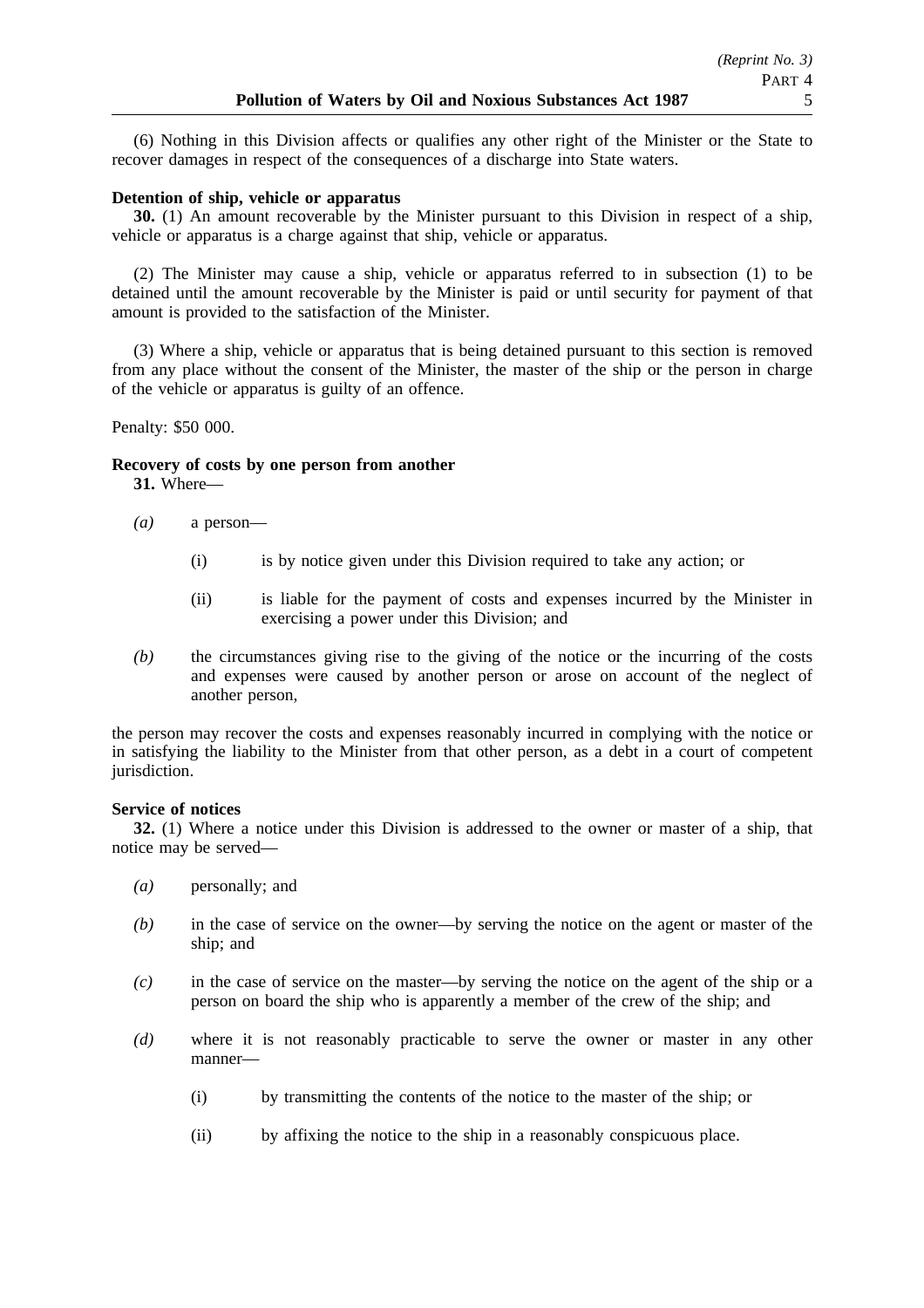(6) Nothing in this Division affects or qualifies any other right of the Minister or the State to recover damages in respect of the consequences of a discharge into State waters.

**Detention of ship, vehicle or apparatus**

**30.** (1) An amount recoverable by the Minister pursuant to this Division in respect of a ship, vehicle or apparatus is a charge against that ship, vehicle or apparatus.

(2) The Minister may cause a ship, vehicle or apparatus referred to in subsection (1) to be detained until the amount recoverable by the Minister is paid or until security for payment of that amount is provided to the satisfaction of the Minister.

(3) Where a ship, vehicle or apparatus that is being detained pursuant to this section is removed from any place without the consent of the Minister, the master of the ship or the person in charge of the vehicle or apparatus is guilty of an offence.

Penalty: $50 000.

**Recovery of costs by one person from another**

**31.** Where—

- *(a)* a person—
  - (i) is by notice given under this Division required to take any action; or
  - (ii) is liable for the payment of costs and expenses incurred by the Minister in exercising a power under this Division; and
- *(b)* the circumstances giving rise to the giving of the notice or the incurring of the costs and expenses were caused by another person or arose on account of the neglect of another person,

the person may recover the costs and expenses reasonably incurred in complying with the notice or in satisfying the liability to the Minister from that other person, as a debt in a court of competent jurisdiction.

**Service of notices**

**32.** (1) Where a notice under this Division is addressed to the owner or master of a ship, that notice may be served—

- *(a)* personally; and
- *(b)* in the case of service on the owner—by serving the notice on the agent or master of the ship; and
- *(c)* in the case of service on the master—by serving the notice on the agent of the ship or a person on board the ship who is apparently a member of the crew of the ship; and
- *(d)* where it is not reasonably practicable to serve the owner or master in any other manner—
  - (i) by transmitting the contents of the notice to the master of the ship; or
  - (ii) by affixing the notice to the ship in a reasonably conspicuous place.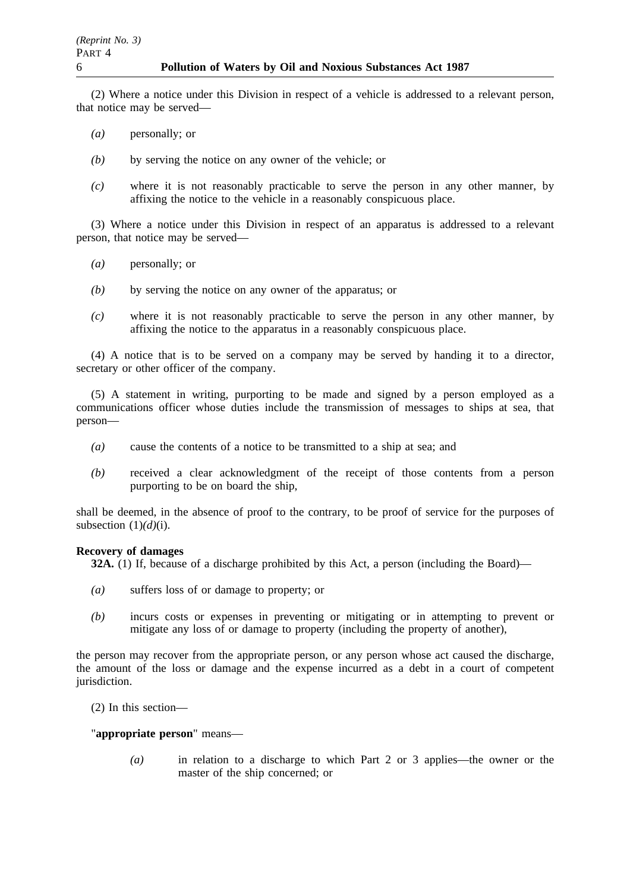(2) Where a notice under this Division in respect of a vehicle is addressed to a relevant person, that notice may be served—

*(a)* personally; or

*(b)* by serving the notice on any owner of the vehicle; or

*(c)* where it is not reasonably practicable to serve the person in any other manner, by affixing the notice to the vehicle in a reasonably conspicuous place.

(3) Where a notice under this Division in respect of an apparatus is addressed to a relevant person, that notice may be served—

*(a)* personally; or

*(b)* by serving the notice on any owner of the apparatus; or

*(c)* where it is not reasonably practicable to serve the person in any other manner, by affixing the notice to the apparatus in a reasonably conspicuous place.

(4) A notice that is to be served on a company may be served by handing it to a director, secretary or other officer of the company.

(5) A statement in writing, purporting to be made and signed by a person employed as a communications officer whose duties include the transmission of messages to ships at sea, that person—

*(a)* cause the contents of a notice to be transmitted to a ship at sea; and

*(b)* received a clear acknowledgment of the receipt of those contents from a person purporting to be on board the ship,

shall be deemed, in the absence of proof to the contrary, to be proof of service for the purposes of subsection (1)*(d)*(i).

**Recovery of damages**

**32A.** (1) If, because of a discharge prohibited by this Act, a person (including the Board)—

*(a)* suffers loss of or damage to property; or

*(b)* incurs costs or expenses in preventing or mitigating or in attempting to prevent or mitigate any loss of or damage to property (including the property of another),

the person may recover from the appropriate person, or any person whose act caused the discharge, the amount of the loss or damage and the expense incurred as a debt in a court of competent jurisdiction.

(2) In this section—

"**appropriate person**" means—

*(a)* in relation to a discharge to which Part 2 or 3 applies—the owner or the master of the ship concerned; or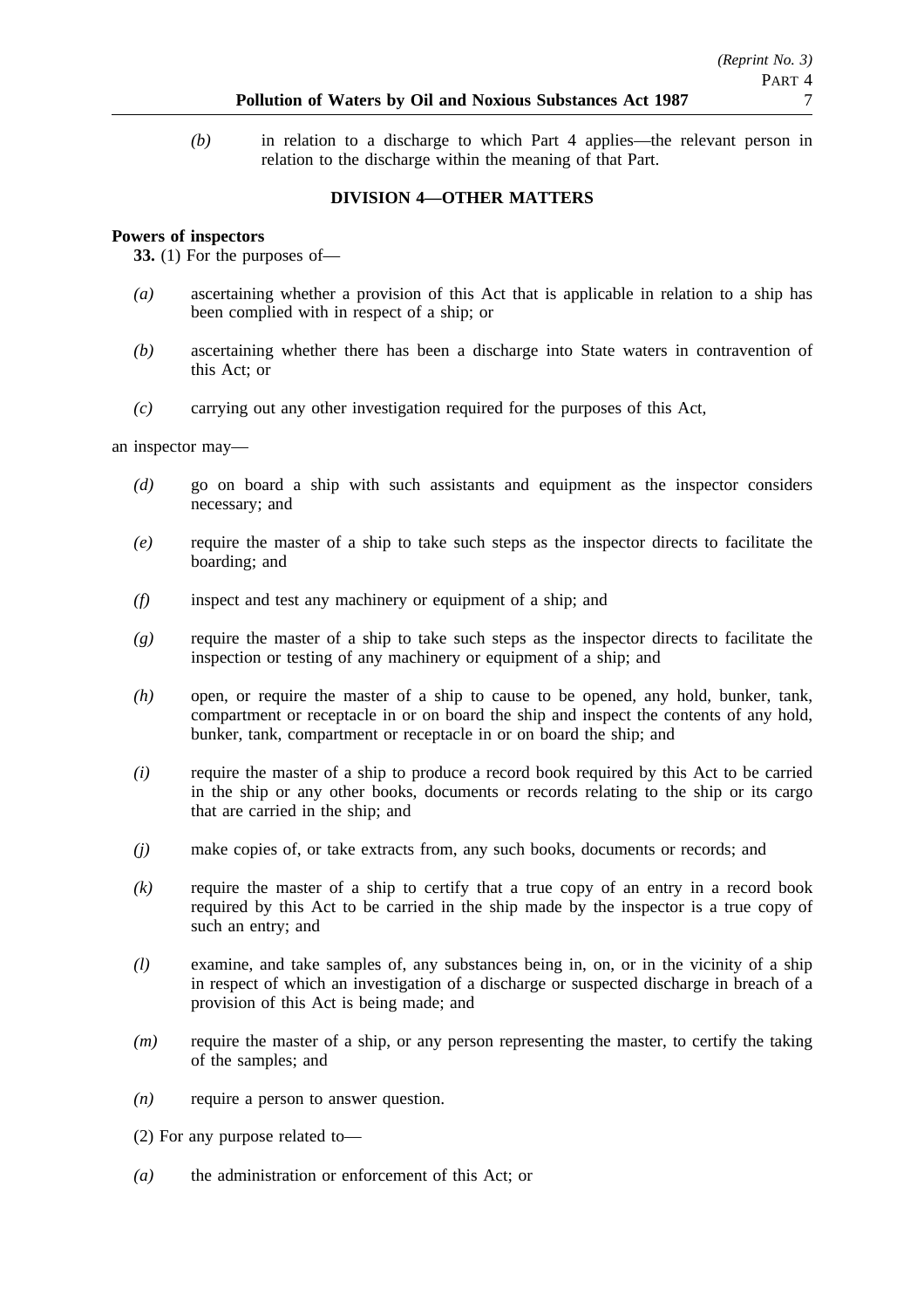*(b)* in relation to a discharge to which Part 4 applies—the relevant person in relation to the discharge within the meaning of that Part.

## DIVISION 4—OTHER MATTERS

**Powers of inspectors**

**33.** (1) For the purposes of—

*(a)* ascertaining whether a provision of this Act that is applicable in relation to a ship has been complied with in respect of a ship; or

*(b)* ascertaining whether there has been a discharge into State waters in contravention of this Act; or

*(c)* carrying out any other investigation required for the purposes of this Act,

an inspector may—

*(d)* go on board a ship with such assistants and equipment as the inspector considers necessary; and

*(e)* require the master of a ship to take such steps as the inspector directs to facilitate the boarding; and

*(f)* inspect and test any machinery or equipment of a ship; and

*(g)* require the master of a ship to take such steps as the inspector directs to facilitate the inspection or testing of any machinery or equipment of a ship; and

*(h)* open, or require the master of a ship to cause to be opened, any hold, bunker, tank, compartment or receptacle in or on board the ship and inspect the contents of any hold, bunker, tank, compartment or receptacle in or on board the ship; and

*(i)* require the master of a ship to produce a record book required by this Act to be carried in the ship or any other books, documents or records relating to the ship or its cargo that are carried in the ship; and

*(j)* make copies of, or take extracts from, any such books, documents or records; and

*(k)* require the master of a ship to certify that a true copy of an entry in a record book required by this Act to be carried in the ship made by the inspector is a true copy of such an entry; and

*(l)* examine, and take samples of, any substances being in, on, or in the vicinity of a ship in respect of which an investigation of a discharge or suspected discharge in breach of a provision of this Act is being made; and

*(m)* require the master of a ship, or any person representing the master, to certify the taking of the samples; and

*(n)* require a person to answer question.

(2) For any purpose related to—

*(a)* the administration or enforcement of this Act; or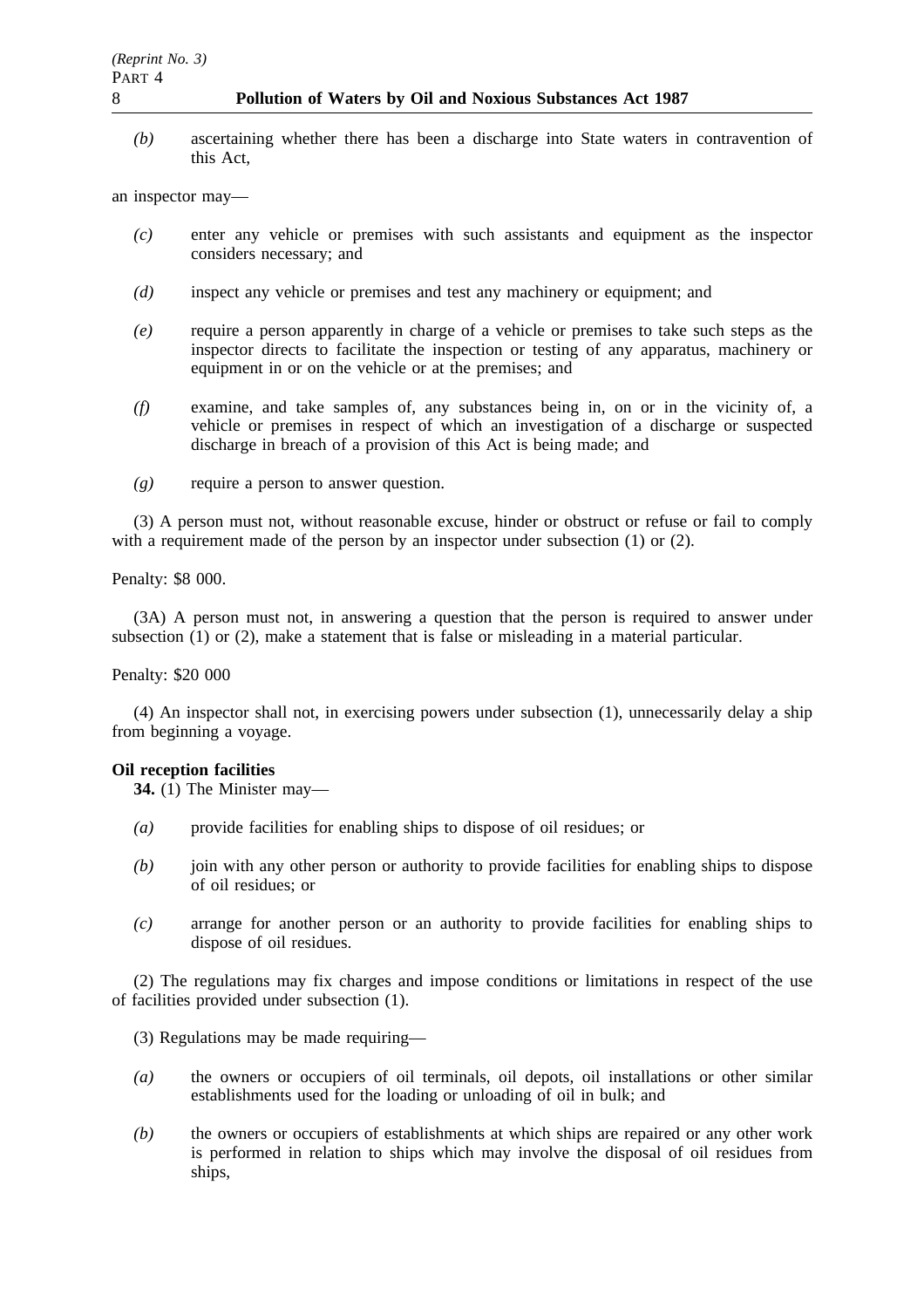*(b)* ascertaining whether there has been a discharge into State waters in contravention of this Act,

an inspector may—

*(c)* enter any vehicle or premises with such assistants and equipment as the inspector considers necessary; and

*(d)* inspect any vehicle or premises and test any machinery or equipment; and

*(e)* require a person apparently in charge of a vehicle or premises to take such steps as the inspector directs to facilitate the inspection or testing of any apparatus, machinery or equipment in or on the vehicle or at the premises; and

*(f)* examine, and take samples of, any substances being in, on or in the vicinity of, a vehicle or premises in respect of which an investigation of a discharge or suspected discharge in breach of a provision of this Act is being made; and

*(g)* require a person to answer question.

(3) A person must not, without reasonable excuse, hinder or obstruct or refuse or fail to comply with a requirement made of the person by an inspector under subsection (1) or (2).

Penalty: $8 000.

(3A) A person must not, in answering a question that the person is required to answer under subsection (1) or (2), make a statement that is false or misleading in a material particular.

Penalty: $20 000

(4) An inspector shall not, in exercising powers under subsection (1), unnecessarily delay a ship from beginning a voyage.

**Oil reception facilities**

**34.** (1) The Minister may—

*(a)* provide facilities for enabling ships to dispose of oil residues; or

*(b)* join with any other person or authority to provide facilities for enabling ships to dispose of oil residues; or

*(c)* arrange for another person or an authority to provide facilities for enabling ships to dispose of oil residues.

(2) The regulations may fix charges and impose conditions or limitations in respect of the use of facilities provided under subsection (1).

(3) Regulations may be made requiring—

*(a)* the owners or occupiers of oil terminals, oil depots, oil installations or other similar establishments used for the loading or unloading of oil in bulk; and

*(b)* the owners or occupiers of establishments at which ships are repaired or any other work is performed in relation to ships which may involve the disposal of oil residues from ships,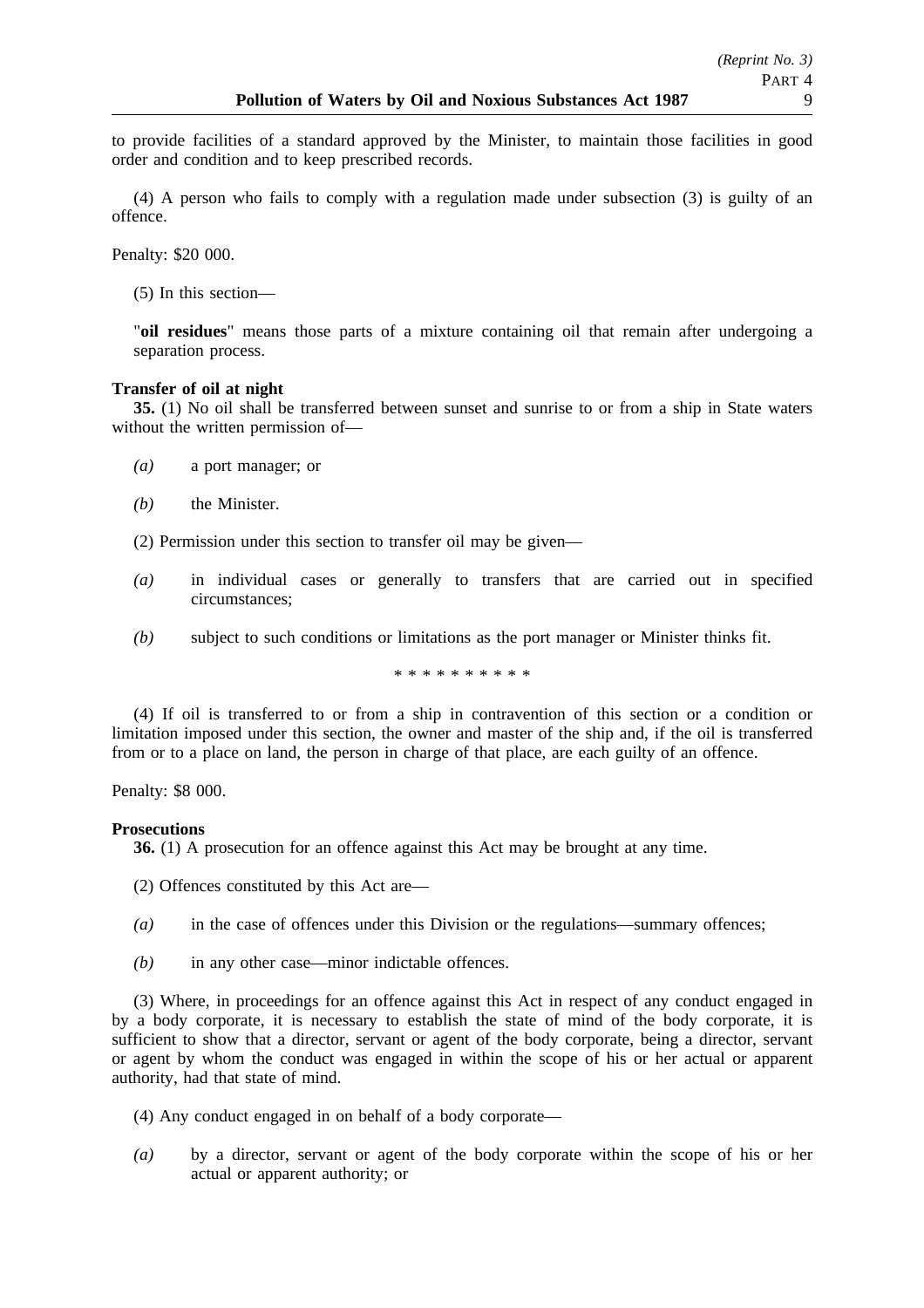to provide facilities of a standard approved by the Minister, to maintain those facilities in good order and condition and to keep prescribed records.

(4) A person who fails to comply with a regulation made under subsection (3) is guilty of an offence.

Penalty: $20 000.

(5) In this section—

"**oil residues**" means those parts of a mixture containing oil that remain after undergoing a separation process.

**Transfer of oil at night**

**35.** (1) No oil shall be transferred between sunset and sunrise to or from a ship in State waters without the written permission of—

*(a)* a port manager; or

*(b)* the Minister.

(2) Permission under this section to transfer oil may be given—

*(a)* in individual cases or generally to transfers that are carried out in specified circumstances;

*(b)* subject to such conditions or limitations as the port manager or Minister thinks fit.

\* \* \* \* \* \* \* \* \* \*

(4) If oil is transferred to or from a ship in contravention of this section or a condition or limitation imposed under this section, the owner and master of the ship and, if the oil is transferred from or to a place on land, the person in charge of that place, are each guilty of an offence.

Penalty: $8 000.

**Prosecutions**

**36.** (1) A prosecution for an offence against this Act may be brought at any time.

(2) Offences constituted by this Act are—

*(a)* in the case of offences under this Division or the regulations—summary offences;

*(b)* in any other case—minor indictable offences.

(3) Where, in proceedings for an offence against this Act in respect of any conduct engaged in by a body corporate, it is necessary to establish the state of mind of the body corporate, it is sufficient to show that a director, servant or agent of the body corporate, being a director, servant or agent by whom the conduct was engaged in within the scope of his or her actual or apparent authority, had that state of mind.

(4) Any conduct engaged in on behalf of a body corporate—

*(a)* by a director, servant or agent of the body corporate within the scope of his or her actual or apparent authority; or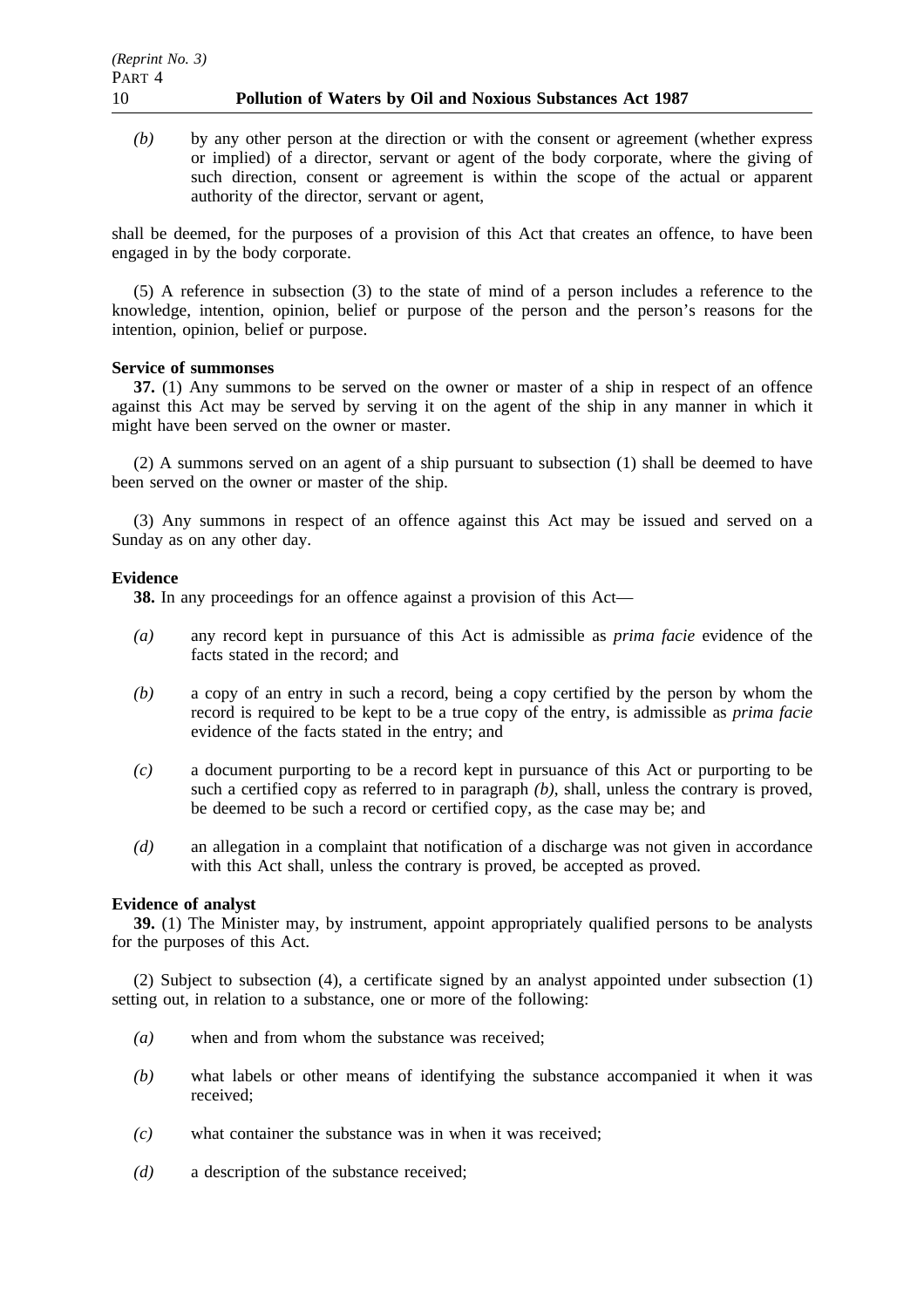*(b)* by any other person at the direction or with the consent or agreement (whether express or implied) of a director, servant or agent of the body corporate, where the giving of such direction, consent or agreement is within the scope of the actual or apparent authority of the director, servant or agent,

shall be deemed, for the purposes of a provision of this Act that creates an offence, to have been engaged in by the body corporate.

(5) A reference in subsection (3) to the state of mind of a person includes a reference to the knowledge, intention, opinion, belief or purpose of the person and the person's reasons for the intention, opinion, belief or purpose.

**Service of summonses**

**37.** (1) Any summons to be served on the owner or master of a ship in respect of an offence against this Act may be served by serving it on the agent of the ship in any manner in which it might have been served on the owner or master.

(2) A summons served on an agent of a ship pursuant to subsection (1) shall be deemed to have been served on the owner or master of the ship.

(3) Any summons in respect of an offence against this Act may be issued and served on a Sunday as on any other day.

**Evidence**

**38.** In any proceedings for an offence against a provision of this Act—

*(a)* any record kept in pursuance of this Act is admissible as *prima facie* evidence of the facts stated in the record; and

*(b)* a copy of an entry in such a record, being a copy certified by the person by whom the record is required to be kept to be a true copy of the entry, is admissible as *prima facie* evidence of the facts stated in the entry; and

*(c)* a document purporting to be a record kept in pursuance of this Act or purporting to be such a certified copy as referred to in paragraph *(b)*, shall, unless the contrary is proved, be deemed to be such a record or certified copy, as the case may be; and

*(d)* an allegation in a complaint that notification of a discharge was not given in accordance with this Act shall, unless the contrary is proved, be accepted as proved.

**Evidence of analyst**

**39.** (1) The Minister may, by instrument, appoint appropriately qualified persons to be analysts for the purposes of this Act.

(2) Subject to subsection (4), a certificate signed by an analyst appointed under subsection (1) setting out, in relation to a substance, one or more of the following:

*(a)* when and from whom the substance was received;

*(b)* what labels or other means of identifying the substance accompanied it when it was received;

*(c)* what container the substance was in when it was received;

*(d)* a description of the substance received;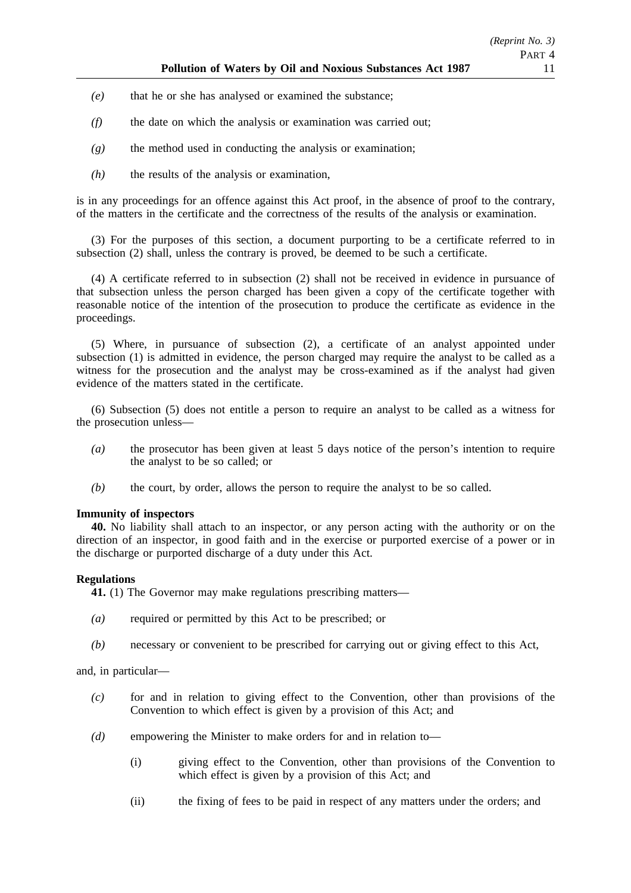*(e)* that he or she has analysed or examined the substance;

*(f)* the date on which the analysis or examination was carried out;

*(g)* the method used in conducting the analysis or examination;

*(h)* the results of the analysis or examination,

is in any proceedings for an offence against this Act proof, in the absence of proof to the contrary, of the matters in the certificate and the correctness of the results of the analysis or examination.

(3) For the purposes of this section, a document purporting to be a certificate referred to in subsection (2) shall, unless the contrary is proved, be deemed to be such a certificate.

(4) A certificate referred to in subsection (2) shall not be received in evidence in pursuance of that subsection unless the person charged has been given a copy of the certificate together with reasonable notice of the intention of the prosecution to produce the certificate as evidence in the proceedings.

(5) Where, in pursuance of subsection (2), a certificate of an analyst appointed under subsection (1) is admitted in evidence, the person charged may require the analyst to be called as a witness for the prosecution and the analyst may be cross-examined as if the analyst had given evidence of the matters stated in the certificate.

(6) Subsection (5) does not entitle a person to require an analyst to be called as a witness for the prosecution unless—

*(a)* the prosecutor has been given at least 5 days notice of the person's intention to require the analyst to be so called; or

*(b)* the court, by order, allows the person to require the analyst to be so called.

**Immunity of inspectors**

**40.** No liability shall attach to an inspector, or any person acting with the authority or on the direction of an inspector, in good faith and in the exercise or purported exercise of a power or in the discharge or purported discharge of a duty under this Act.

**Regulations**

**41.** (1) The Governor may make regulations prescribing matters—

*(a)* required or permitted by this Act to be prescribed; or

*(b)* necessary or convenient to be prescribed for carrying out or giving effect to this Act,

and, in particular—

*(c)* for and in relation to giving effect to the Convention, other than provisions of the Convention to which effect is given by a provision of this Act; and

*(d)* empowering the Minister to make orders for and in relation to—

(i) giving effect to the Convention, other than provisions of the Convention to which effect is given by a provision of this Act; and

(ii) the fixing of fees to be paid in respect of any matters under the orders; and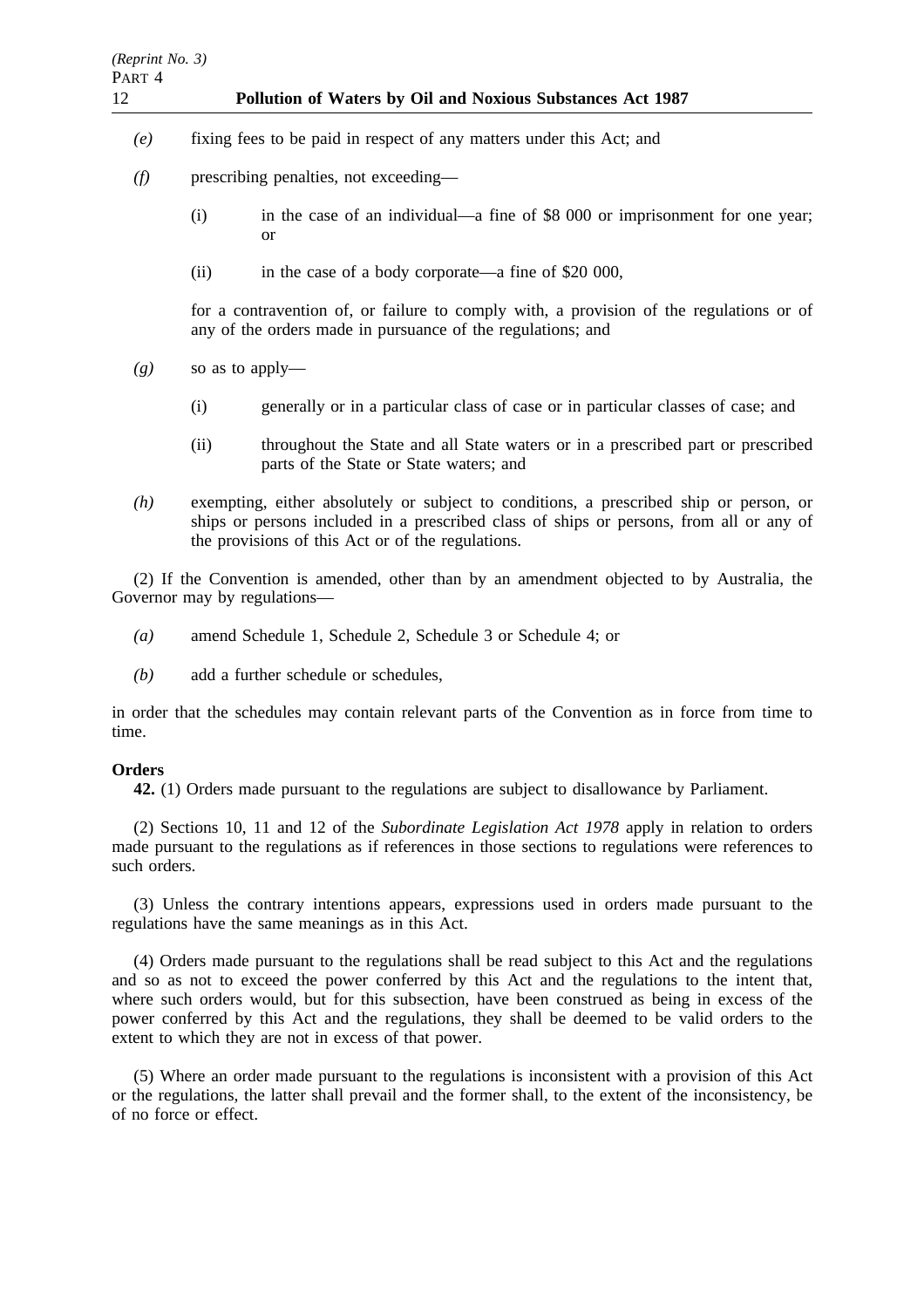*(e)* fixing fees to be paid in respect of any matters under this Act; and

*(f)* prescribing penalties, not exceeding—

(i) in the case of an individual—a fine of $8 000 or imprisonment for one year; or

(ii) in the case of a body corporate—a fine of $20 000,

for a contravention of, or failure to comply with, a provision of the regulations or of any of the orders made in pursuance of the regulations; and

*(g)* so as to apply—

(i) generally or in a particular class of case or in particular classes of case; and

(ii) throughout the State and all State waters or in a prescribed part or prescribed parts of the State or State waters; and

*(h)* exempting, either absolutely or subject to conditions, a prescribed ship or person, or ships or persons included in a prescribed class of ships or persons, from all or any of the provisions of this Act or of the regulations.

(2) If the Convention is amended, other than by an amendment objected to by Australia, the Governor may by regulations—

*(a)* amend Schedule 1, Schedule 2, Schedule 3 or Schedule 4; or

*(b)* add a further schedule or schedules,

in order that the schedules may contain relevant parts of the Convention as in force from time to time.

**Orders**

**42.** (1) Orders made pursuant to the regulations are subject to disallowance by Parliament.

(2) Sections 10, 11 and 12 of the *Subordinate Legislation Act 1978* apply in relation to orders made pursuant to the regulations as if references in those sections to regulations were references to such orders.

(3) Unless the contrary intentions appears, expressions used in orders made pursuant to the regulations have the same meanings as in this Act.

(4) Orders made pursuant to the regulations shall be read subject to this Act and the regulations and so as not to exceed the power conferred by this Act and the regulations to the intent that, where such orders would, but for this subsection, have been construed as being in excess of the power conferred by this Act and the regulations, they shall be deemed to be valid orders to the extent to which they are not in excess of that power.

(5) Where an order made pursuant to the regulations is inconsistent with a provision of this Act or the regulations, the latter shall prevail and the former shall, to the extent of the inconsistency, be of no force or effect.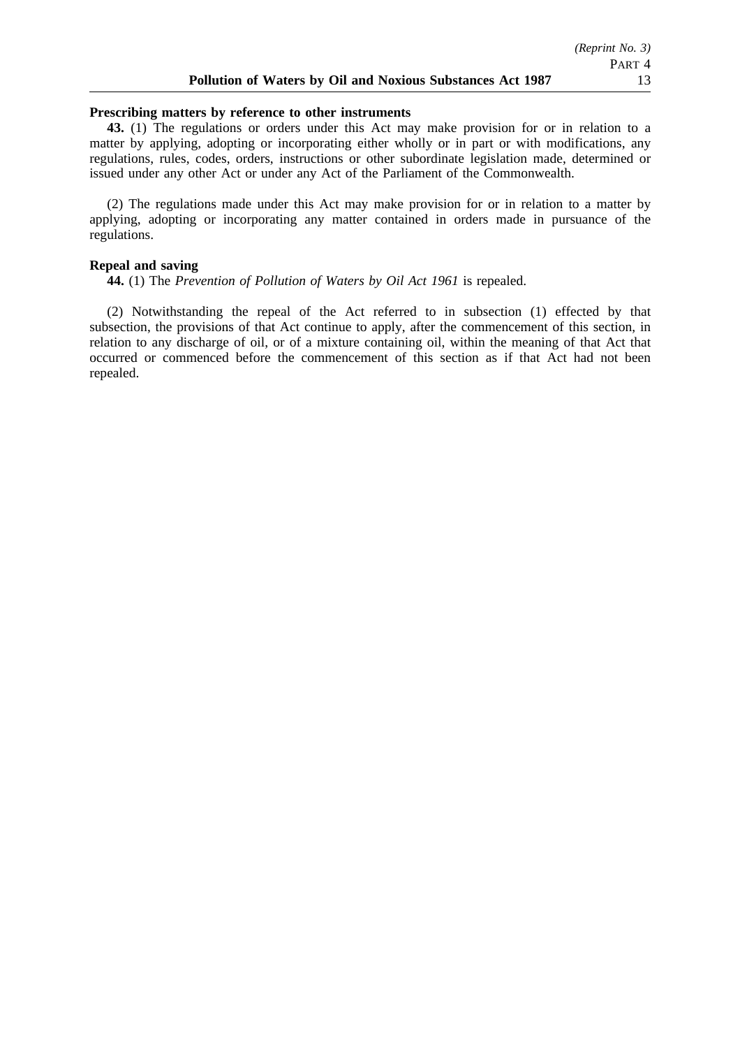**Prescribing matters by reference to other instruments**

**43.** (1) The regulations or orders under this Act may make provision for or in relation to a matter by applying, adopting or incorporating either wholly or in part or with modifications, any regulations, rules, codes, orders, instructions or other subordinate legislation made, determined or issued under any other Act or under any Act of the Parliament of the Commonwealth.

(2) The regulations made under this Act may make provision for or in relation to a matter by applying, adopting or incorporating any matter contained in orders made in pursuance of the regulations.

**Repeal and saving**

**44.** (1) The *Prevention of Pollution of Waters by Oil Act 1961* is repealed.

(2) Notwithstanding the repeal of the Act referred to in subsection (1) effected by that subsection, the provisions of that Act continue to apply, after the commencement of this section, in relation to any discharge of oil, or of a mixture containing oil, within the meaning of that Act that occurred or commenced before the commencement of this section as if that Act had not been repealed.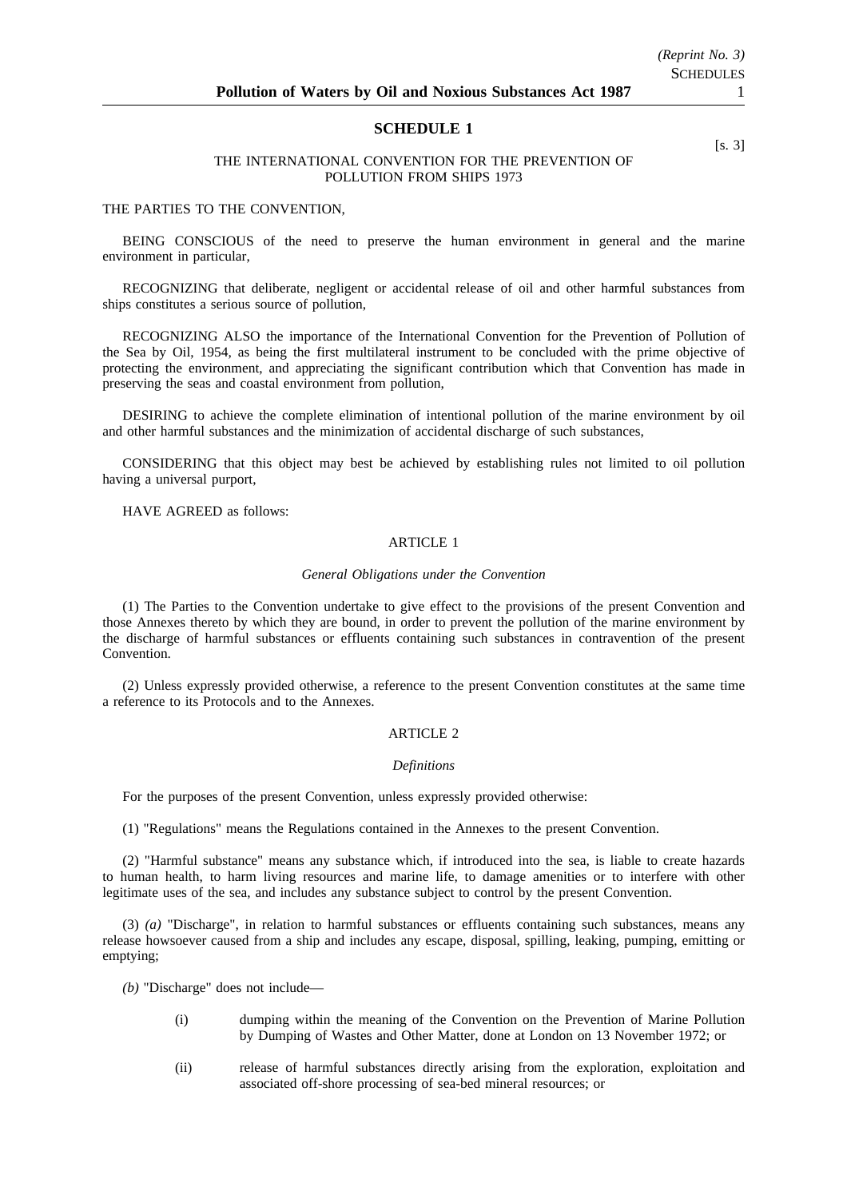## SCHEDULE 1

[s. 3]

THE INTERNATIONAL CONVENTION FOR THE PREVENTION OF POLLUTION FROM SHIPS 1973

THE PARTIES TO THE CONVENTION,

BEING CONSCIOUS of the need to preserve the human environment in general and the marine environment in particular,

RECOGNIZING that deliberate, negligent or accidental release of oil and other harmful substances from ships constitutes a serious source of pollution,

RECOGNIZING ALSO the importance of the International Convention for the Prevention of Pollution of the Sea by Oil, 1954, as being the first multilateral instrument to be concluded with the prime objective of protecting the environment, and appreciating the significant contribution which that Convention has made in preserving the seas and coastal environment from pollution,

DESIRING to achieve the complete elimination of intentional pollution of the marine environment by oil and other harmful substances and the minimization of accidental discharge of such substances,

CONSIDERING that this object may best be achieved by establishing rules not limited to oil pollution having a universal purport,

HAVE AGREED as follows:

### ARTICLE 1

*General Obligations under the Convention*

(1) The Parties to the Convention undertake to give effect to the provisions of the present Convention and those Annexes thereto by which they are bound, in order to prevent the pollution of the marine environment by the discharge of harmful substances or effluents containing such substances in contravention of the present Convention.

(2) Unless expressly provided otherwise, a reference to the present Convention constitutes at the same time a reference to its Protocols and to the Annexes.

### ARTICLE 2

*Definitions*

For the purposes of the present Convention, unless expressly provided otherwise:

(1) "Regulations" means the Regulations contained in the Annexes to the present Convention.

(2) "Harmful substance" means any substance which, if introduced into the sea, is liable to create hazards to human health, to harm living resources and marine life, to damage amenities or to interfere with other legitimate uses of the sea, and includes any substance subject to control by the present Convention.

(3) *(a)* "Discharge", in relation to harmful substances or effluents containing such substances, means any release howsoever caused from a ship and includes any escape, disposal, spilling, leaking, pumping, emitting or emptying;

*(b)* "Discharge" does not include—

(i) dumping within the meaning of the Convention on the Prevention of Marine Pollution by Dumping of Wastes and Other Matter, done at London on 13 November 1972; or

(ii) release of harmful substances directly arising from the exploration, exploitation and associated off-shore processing of sea-bed mineral resources; or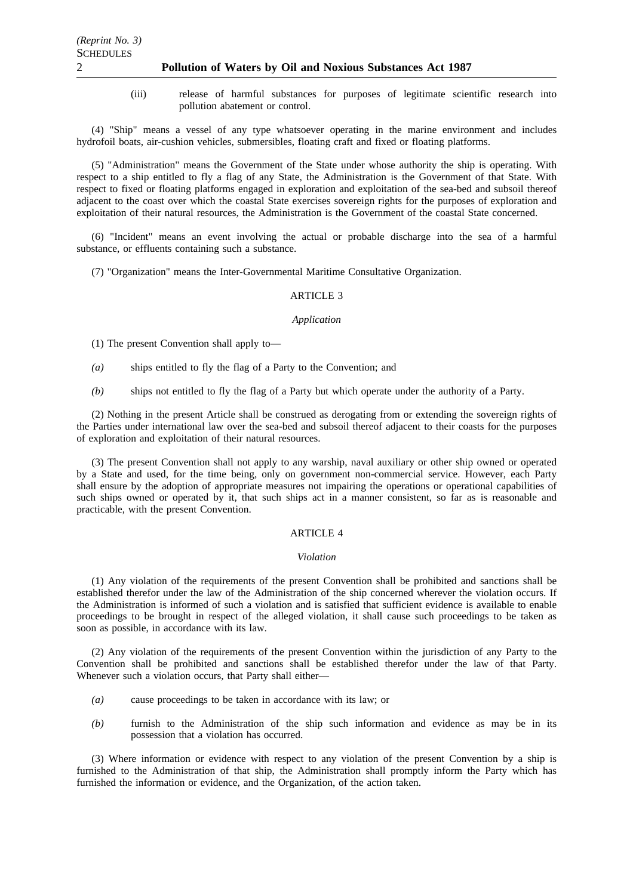(iii) release of harmful substances for purposes of legitimate scientific research into pollution abatement or control.

(4) "Ship" means a vessel of any type whatsoever operating in the marine environment and includes hydrofoil boats, air-cushion vehicles, submersibles, floating craft and fixed or floating platforms.

(5) "Administration" means the Government of the State under whose authority the ship is operating. With respect to a ship entitled to fly a flag of any State, the Administration is the Government of that State. With respect to fixed or floating platforms engaged in exploration and exploitation of the sea-bed and subsoil thereof adjacent to the coast over which the coastal State exercises sovereign rights for the purposes of exploration and exploitation of their natural resources, the Administration is the Government of the coastal State concerned.

(6) "Incident" means an event involving the actual or probable discharge into the sea of a harmful substance, or effluents containing such a substance.

(7) "Organization" means the Inter-Governmental Maritime Consultative Organization.

## ARTICLE 3

### *Application*

(1) The present Convention shall apply to—

*(a)* ships entitled to fly the flag of a Party to the Convention; and

*(b)* ships not entitled to fly the flag of a Party but which operate under the authority of a Party.

(2) Nothing in the present Article shall be construed as derogating from or extending the sovereign rights of the Parties under international law over the sea-bed and subsoil thereof adjacent to their coasts for the purposes of exploration and exploitation of their natural resources.

(3) The present Convention shall not apply to any warship, naval auxiliary or other ship owned or operated by a State and used, for the time being, only on government non-commercial service. However, each Party shall ensure by the adoption of appropriate measures not impairing the operations or operational capabilities of such ships owned or operated by it, that such ships act in a manner consistent, so far as is reasonable and practicable, with the present Convention.

## ARTICLE 4

### *Violation*

(1) Any violation of the requirements of the present Convention shall be prohibited and sanctions shall be established therefor under the law of the Administration of the ship concerned wherever the violation occurs. If the Administration is informed of such a violation and is satisfied that sufficient evidence is available to enable proceedings to be brought in respect of the alleged violation, it shall cause such proceedings to be taken as soon as possible, in accordance with its law.

(2) Any violation of the requirements of the present Convention within the jurisdiction of any Party to the Convention shall be prohibited and sanctions shall be established therefor under the law of that Party. Whenever such a violation occurs, that Party shall either—

*(a)* cause proceedings to be taken in accordance with its law; or

*(b)* furnish to the Administration of the ship such information and evidence as may be in its possession that a violation has occurred.

(3) Where information or evidence with respect to any violation of the present Convention by a ship is furnished to the Administration of that ship, the Administration shall promptly inform the Party which has furnished the information or evidence, and the Organization, of the action taken.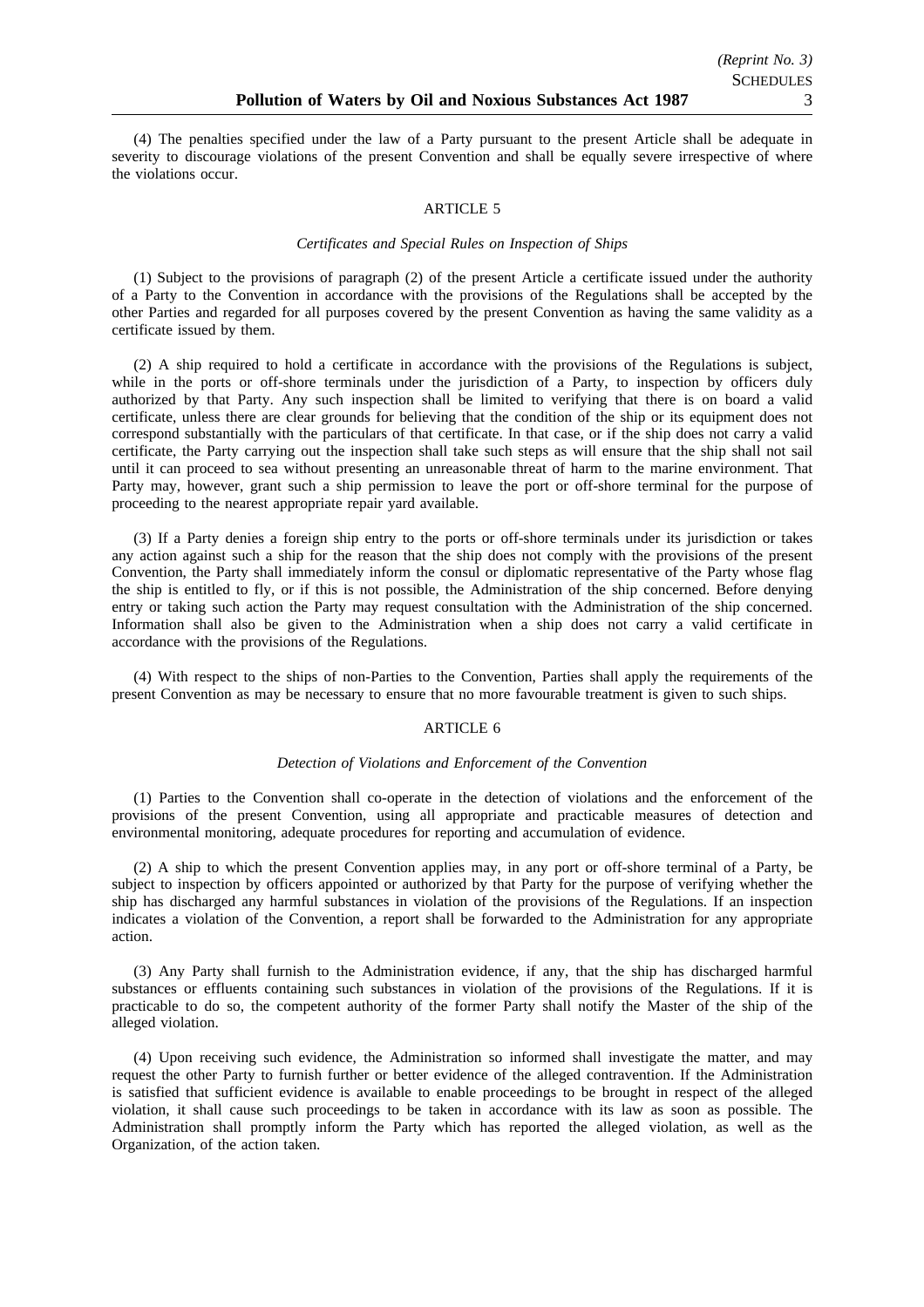(4) The penalties specified under the law of a Party pursuant to the present Article shall be adequate in severity to discourage violations of the present Convention and shall be equally severe irrespective of where the violations occur.

## ARTICLE 5

### *Certificates and Special Rules on Inspection of Ships*

(1) Subject to the provisions of paragraph (2) of the present Article a certificate issued under the authority of a Party to the Convention in accordance with the provisions of the Regulations shall be accepted by the other Parties and regarded for all purposes covered by the present Convention as having the same validity as a certificate issued by them.

(2) A ship required to hold a certificate in accordance with the provisions of the Regulations is subject, while in the ports or off-shore terminals under the jurisdiction of a Party, to inspection by officers duly authorized by that Party. Any such inspection shall be limited to verifying that there is on board a valid certificate, unless there are clear grounds for believing that the condition of the ship or its equipment does not correspond substantially with the particulars of that certificate. In that case, or if the ship does not carry a valid certificate, the Party carrying out the inspection shall take such steps as will ensure that the ship shall not sail until it can proceed to sea without presenting an unreasonable threat of harm to the marine environment. That Party may, however, grant such a ship permission to leave the port or off-shore terminal for the purpose of proceeding to the nearest appropriate repair yard available.

(3) If a Party denies a foreign ship entry to the ports or off-shore terminals under its jurisdiction or takes any action against such a ship for the reason that the ship does not comply with the provisions of the present Convention, the Party shall immediately inform the consul or diplomatic representative of the Party whose flag the ship is entitled to fly, or if this is not possible, the Administration of the ship concerned. Before denying entry or taking such action the Party may request consultation with the Administration of the ship concerned. Information shall also be given to the Administration when a ship does not carry a valid certificate in accordance with the provisions of the Regulations.

(4) With respect to the ships of non-Parties to the Convention, Parties shall apply the requirements of the present Convention as may be necessary to ensure that no more favourable treatment is given to such ships.

## ARTICLE 6

### *Detection of Violations and Enforcement of the Convention*

(1) Parties to the Convention shall co-operate in the detection of violations and the enforcement of the provisions of the present Convention, using all appropriate and practicable measures of detection and environmental monitoring, adequate procedures for reporting and accumulation of evidence.

(2) A ship to which the present Convention applies may, in any port or off-shore terminal of a Party, be subject to inspection by officers appointed or authorized by that Party for the purpose of verifying whether the ship has discharged any harmful substances in violation of the provisions of the Regulations. If an inspection indicates a violation of the Convention, a report shall be forwarded to the Administration for any appropriate action.

(3) Any Party shall furnish to the Administration evidence, if any, that the ship has discharged harmful substances or effluents containing such substances in violation of the provisions of the Regulations. If it is practicable to do so, the competent authority of the former Party shall notify the Master of the ship of the alleged violation.

(4) Upon receiving such evidence, the Administration so informed shall investigate the matter, and may request the other Party to furnish further or better evidence of the alleged contravention. If the Administration is satisfied that sufficient evidence is available to enable proceedings to be brought in respect of the alleged violation, it shall cause such proceedings to be taken in accordance with its law as soon as possible. The Administration shall promptly inform the Party which has reported the alleged violation, as well as the Organization, of the action taken.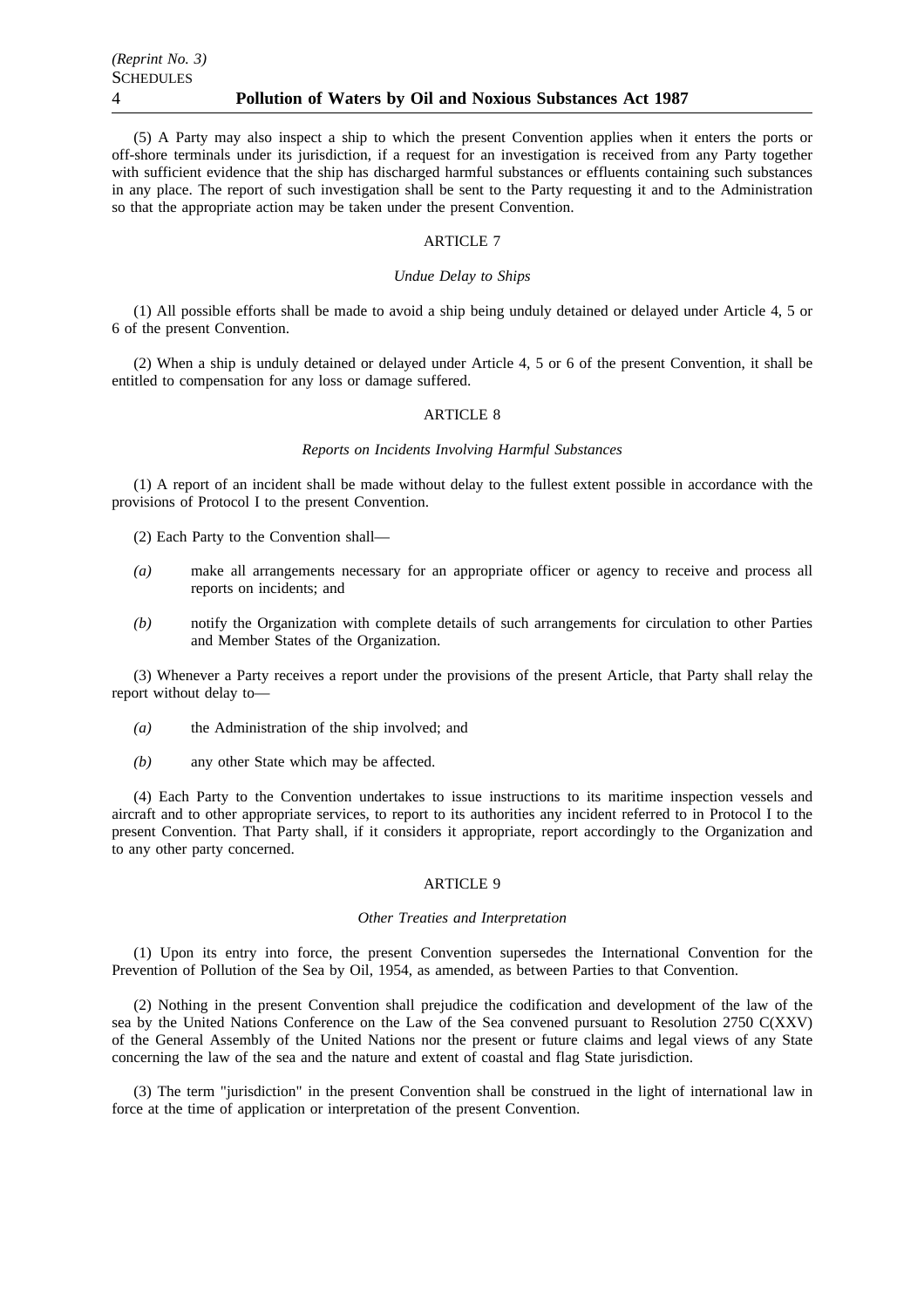(5) A Party may also inspect a ship to which the present Convention applies when it enters the ports or off-shore terminals under its jurisdiction, if a request for an investigation is received from any Party together with sufficient evidence that the ship has discharged harmful substances or effluents containing such substances in any place. The report of such investigation shall be sent to the Party requesting it and to the Administration so that the appropriate action may be taken under the present Convention.

ARTICLE 7

*Undue Delay to Ships*

(1) All possible efforts shall be made to avoid a ship being unduly detained or delayed under Article 4, 5 or 6 of the present Convention.

(2) When a ship is unduly detained or delayed under Article 4, 5 or 6 of the present Convention, it shall be entitled to compensation for any loss or damage suffered.

ARTICLE 8

*Reports on Incidents Involving Harmful Substances*

(1) A report of an incident shall be made without delay to the fullest extent possible in accordance with the provisions of Protocol I to the present Convention.

(2) Each Party to the Convention shall—

*(a)* make all arrangements necessary for an appropriate officer or agency to receive and process all reports on incidents; and

*(b)* notify the Organization with complete details of such arrangements for circulation to other Parties and Member States of the Organization.

(3) Whenever a Party receives a report under the provisions of the present Article, that Party shall relay the report without delay to—

*(a)* the Administration of the ship involved; and

*(b)* any other State which may be affected.

(4) Each Party to the Convention undertakes to issue instructions to its maritime inspection vessels and aircraft and to other appropriate services, to report to its authorities any incident referred to in Protocol I to the present Convention. That Party shall, if it considers it appropriate, report accordingly to the Organization and to any other party concerned.

ARTICLE 9

*Other Treaties and Interpretation*

(1) Upon its entry into force, the present Convention supersedes the International Convention for the Prevention of Pollution of the Sea by Oil, 1954, as amended, as between Parties to that Convention.

(2) Nothing in the present Convention shall prejudice the codification and development of the law of the sea by the United Nations Conference on the Law of the Sea convened pursuant to Resolution 2750 C(XXV) of the General Assembly of the United Nations nor the present or future claims and legal views of any State concerning the law of the sea and the nature and extent of coastal and flag State jurisdiction.

(3) The term "jurisdiction" in the present Convention shall be construed in the light of international law in force at the time of application or interpretation of the present Convention.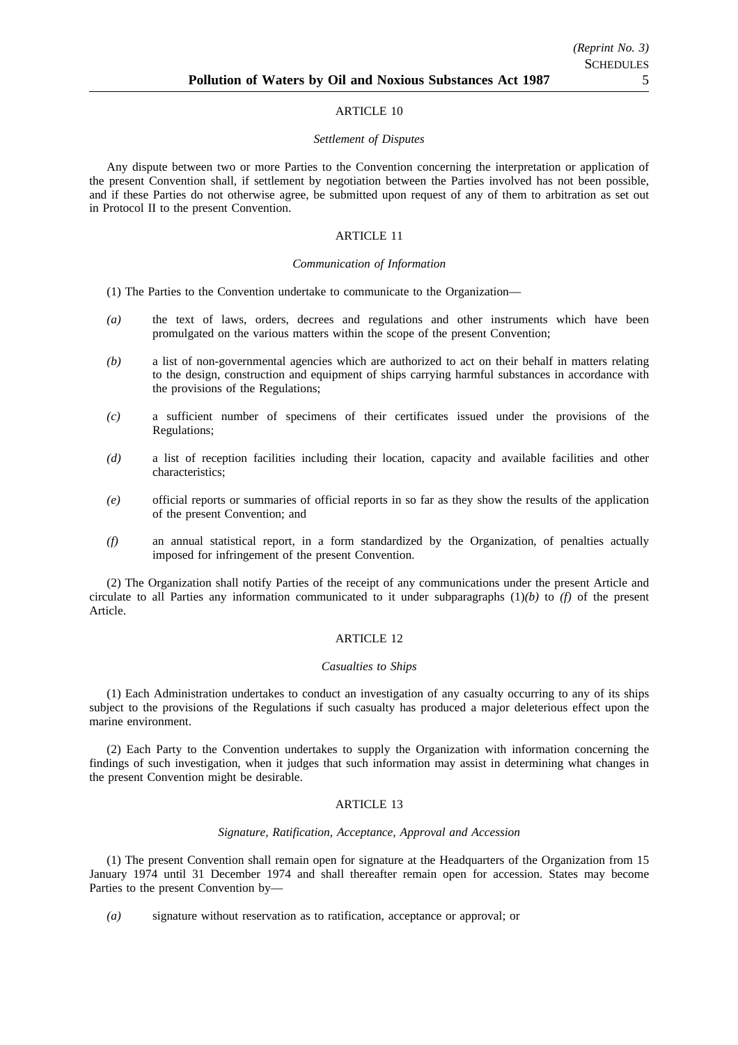## ARTICLE 10

*Settlement of Disputes*

Any dispute between two or more Parties to the Convention concerning the interpretation or application of the present Convention shall, if settlement by negotiation between the Parties involved has not been possible, and if these Parties do not otherwise agree, be submitted upon request of any of them to arbitration as set out in Protocol II to the present Convention.

## ARTICLE 11

*Communication of Information*

(1) The Parties to the Convention undertake to communicate to the Organization—

*(a)* the text of laws, orders, decrees and regulations and other instruments which have been promulgated on the various matters within the scope of the present Convention;

*(b)* a list of non-governmental agencies which are authorized to act on their behalf in matters relating to the design, construction and equipment of ships carrying harmful substances in accordance with the provisions of the Regulations;

*(c)* a sufficient number of specimens of their certificates issued under the provisions of the Regulations;

*(d)* a list of reception facilities including their location, capacity and available facilities and other characteristics;

*(e)* official reports or summaries of official reports in so far as they show the results of the application of the present Convention; and

*(f)* an annual statistical report, in a form standardized by the Organization, of penalties actually imposed for infringement of the present Convention.

(2) The Organization shall notify Parties of the receipt of any communications under the present Article and circulate to all Parties any information communicated to it under subparagraphs (1)*(b)* to *(f)* of the present Article.

## ARTICLE 12

*Casualties to Ships*

(1) Each Administration undertakes to conduct an investigation of any casualty occurring to any of its ships subject to the provisions of the Regulations if such casualty has produced a major deleterious effect upon the marine environment.

(2) Each Party to the Convention undertakes to supply the Organization with information concerning the findings of such investigation, when it judges that such information may assist in determining what changes in the present Convention might be desirable.

## ARTICLE 13

*Signature, Ratification, Acceptance, Approval and Accession*

(1) The present Convention shall remain open for signature at the Headquarters of the Organization from 15 January 1974 until 31 December 1974 and shall thereafter remain open for accession. States may become Parties to the present Convention by—

*(a)* signature without reservation as to ratification, acceptance or approval; or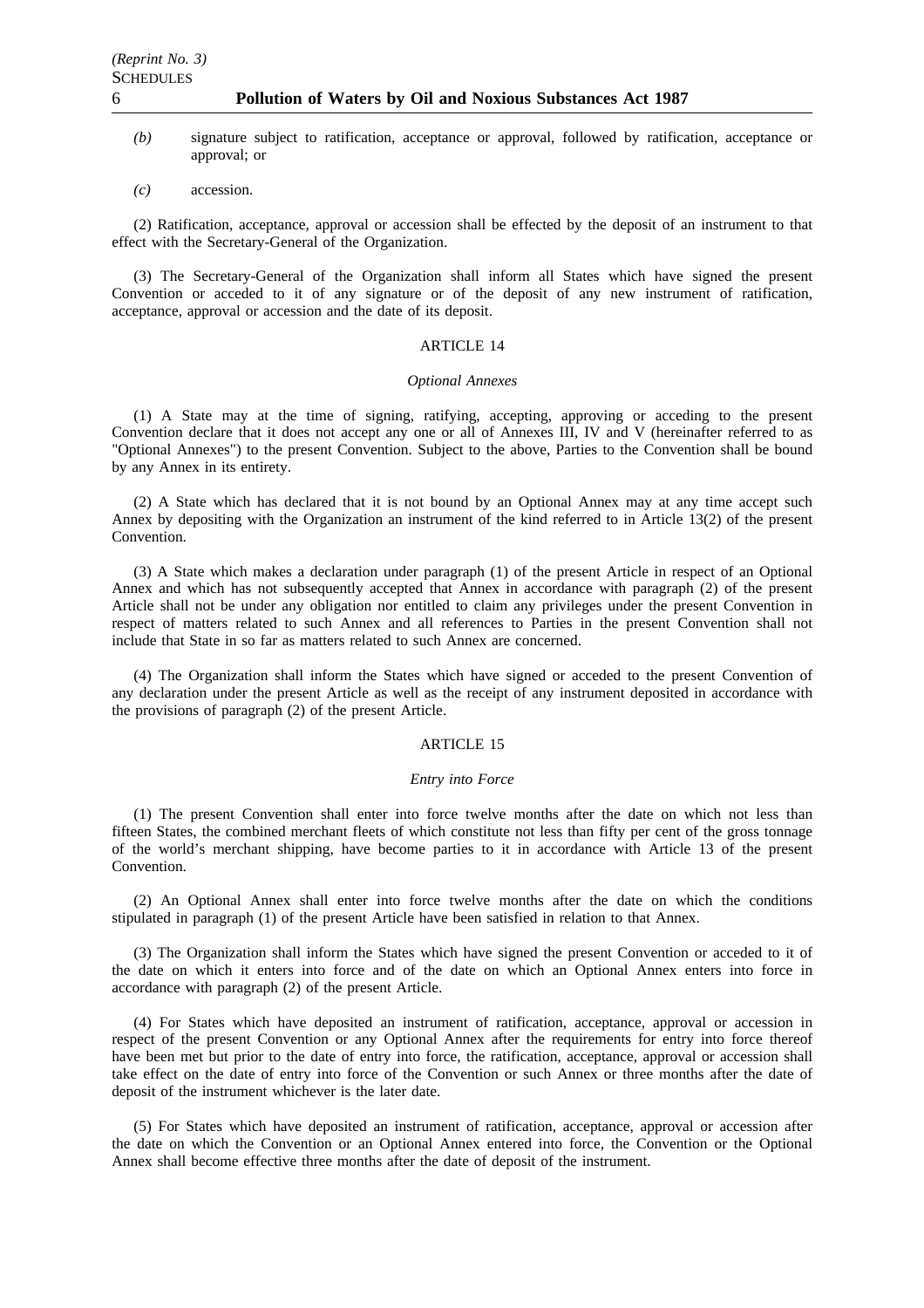*(b)* signature subject to ratification, acceptance or approval, followed by ratification, acceptance or approval; or

*(c)* accession.

(2) Ratification, acceptance, approval or accession shall be effected by the deposit of an instrument to that effect with the Secretary-General of the Organization.

(3) The Secretary-General of the Organization shall inform all States which have signed the present Convention or acceded to it of any signature or of the deposit of any new instrument of ratification, acceptance, approval or accession and the date of its deposit.

### ARTICLE 14

*Optional Annexes*

(1) A State may at the time of signing, ratifying, accepting, approving or acceding to the present Convention declare that it does not accept any one or all of Annexes III, IV and V (hereinafter referred to as "Optional Annexes") to the present Convention. Subject to the above, Parties to the Convention shall be bound by any Annex in its entirety.

(2) A State which has declared that it is not bound by an Optional Annex may at any time accept such Annex by depositing with the Organization an instrument of the kind referred to in Article 13(2) of the present Convention.

(3) A State which makes a declaration under paragraph (1) of the present Article in respect of an Optional Annex and which has not subsequently accepted that Annex in accordance with paragraph (2) of the present Article shall not be under any obligation nor entitled to claim any privileges under the present Convention in respect of matters related to such Annex and all references to Parties in the present Convention shall not include that State in so far as matters related to such Annex are concerned.

(4) The Organization shall inform the States which have signed or acceded to the present Convention of any declaration under the present Article as well as the receipt of any instrument deposited in accordance with the provisions of paragraph (2) of the present Article.

### ARTICLE 15

*Entry into Force*

(1) The present Convention shall enter into force twelve months after the date on which not less than fifteen States, the combined merchant fleets of which constitute not less than fifty per cent of the gross tonnage of the world's merchant shipping, have become parties to it in accordance with Article 13 of the present Convention.

(2) An Optional Annex shall enter into force twelve months after the date on which the conditions stipulated in paragraph (1) of the present Article have been satisfied in relation to that Annex.

(3) The Organization shall inform the States which have signed the present Convention or acceded to it of the date on which it enters into force and of the date on which an Optional Annex enters into force in accordance with paragraph (2) of the present Article.

(4) For States which have deposited an instrument of ratification, acceptance, approval or accession in respect of the present Convention or any Optional Annex after the requirements for entry into force thereof have been met but prior to the date of entry into force, the ratification, acceptance, approval or accession shall take effect on the date of entry into force of the Convention or such Annex or three months after the date of deposit of the instrument whichever is the later date.

(5) For States which have deposited an instrument of ratification, acceptance, approval or accession after the date on which the Convention or an Optional Annex entered into force, the Convention or the Optional Annex shall become effective three months after the date of deposit of the instrument.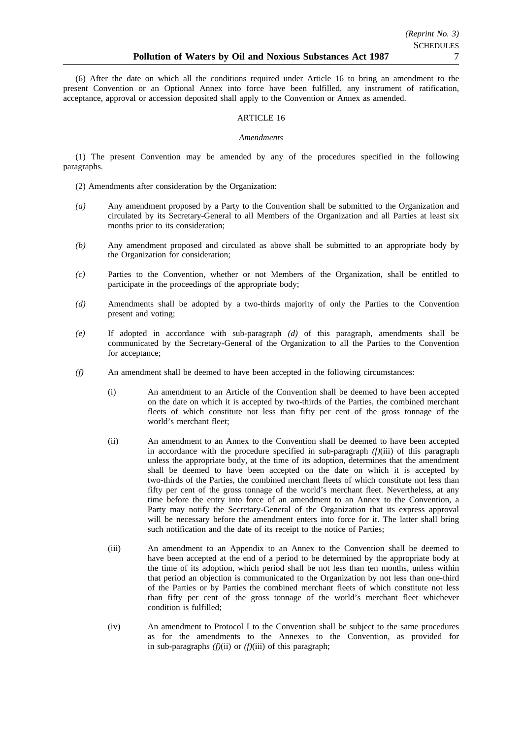(6) After the date on which all the conditions required under Article 16 to bring an amendment to the present Convention or an Optional Annex into force have been fulfilled, any instrument of ratification, acceptance, approval or accession deposited shall apply to the Convention or Annex as amended.

### ARTICLE 16

*Amendments*

(1) The present Convention may be amended by any of the procedures specified in the following paragraphs.

(2) Amendments after consideration by the Organization:

*(a)* Any amendment proposed by a Party to the Convention shall be submitted to the Organization and circulated by its Secretary-General to all Members of the Organization and all Parties at least six months prior to its consideration;

*(b)* Any amendment proposed and circulated as above shall be submitted to an appropriate body by the Organization for consideration;

*(c)* Parties to the Convention, whether or not Members of the Organization, shall be entitled to participate in the proceedings of the appropriate body;

*(d)* Amendments shall be adopted by a two-thirds majority of only the Parties to the Convention present and voting;

*(e)* If adopted in accordance with sub-paragraph *(d)* of this paragraph, amendments shall be communicated by the Secretary-General of the Organization to all the Parties to the Convention for acceptance;

*(f)* An amendment shall be deemed to have been accepted in the following circumstances:

(i) An amendment to an Article of the Convention shall be deemed to have been accepted on the date on which it is accepted by two-thirds of the Parties, the combined merchant fleets of which constitute not less than fifty per cent of the gross tonnage of the world's merchant fleet;

(ii) An amendment to an Annex to the Convention shall be deemed to have been accepted in accordance with the procedure specified in sub-paragraph *(f)*(iii) of this paragraph unless the appropriate body, at the time of its adoption, determines that the amendment shall be deemed to have been accepted on the date on which it is accepted by two-thirds of the Parties, the combined merchant fleets of which constitute not less than fifty per cent of the gross tonnage of the world's merchant fleet. Nevertheless, at any time before the entry into force of an amendment to an Annex to the Convention, a Party may notify the Secretary-General of the Organization that its express approval will be necessary before the amendment enters into force for it. The latter shall bring such notification and the date of its receipt to the notice of Parties;

(iii) An amendment to an Appendix to an Annex to the Convention shall be deemed to have been accepted at the end of a period to be determined by the appropriate body at the time of its adoption, which period shall be not less than ten months, unless within that period an objection is communicated to the Organization by not less than one-third of the Parties or by Parties the combined merchant fleets of which constitute not less than fifty per cent of the gross tonnage of the world's merchant fleet whichever condition is fulfilled;

(iv) An amendment to Protocol I to the Convention shall be subject to the same procedures as for the amendments to the Annexes to the Convention, as provided for in sub-paragraphs *(f)*(ii) or *(f)*(iii) of this paragraph;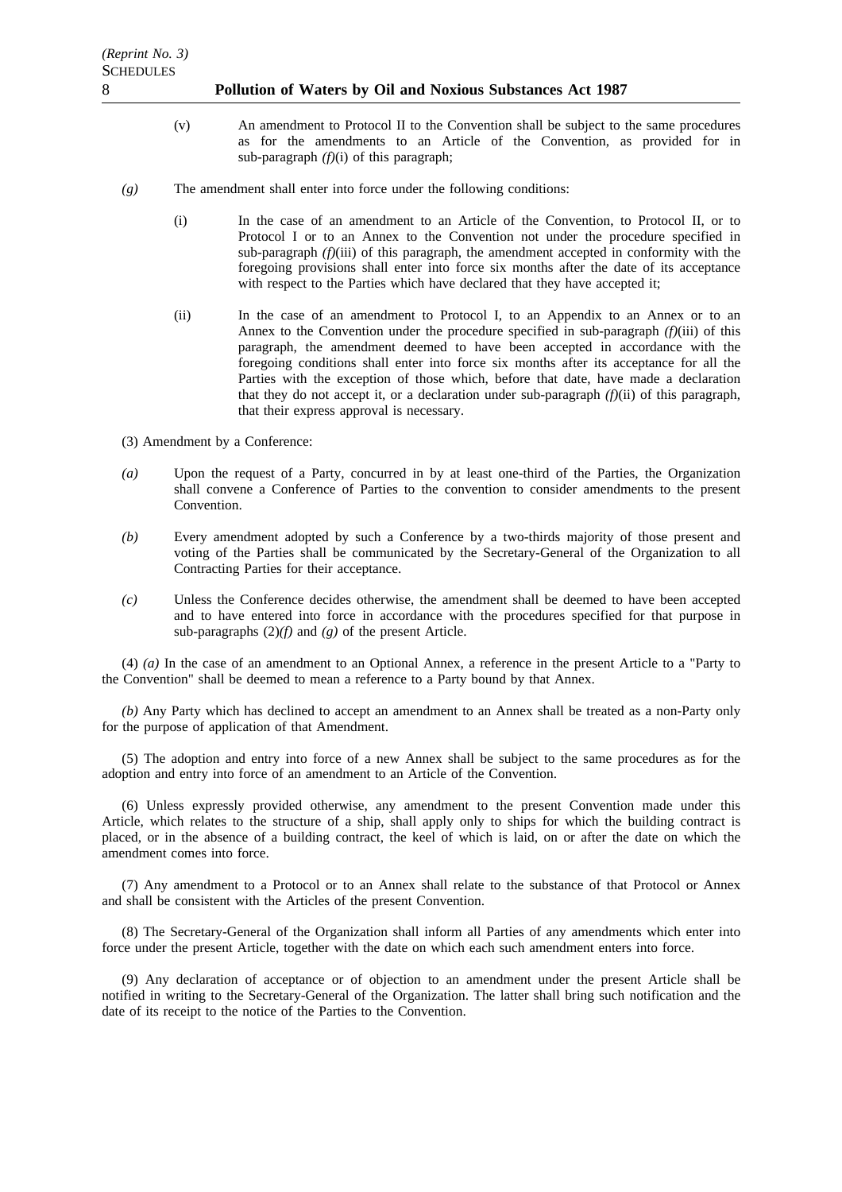(v) An amendment to Protocol II to the Convention shall be subject to the same procedures as for the amendments to an Article of the Convention, as provided for in sub-paragraph *(f)*(i) of this paragraph;

*(g)* The amendment shall enter into force under the following conditions:

(i) In the case of an amendment to an Article of the Convention, to Protocol II, or to Protocol I or to an Annex to the Convention not under the procedure specified in sub-paragraph *(f)*(iii) of this paragraph, the amendment accepted in conformity with the foregoing provisions shall enter into force six months after the date of its acceptance with respect to the Parties which have declared that they have accepted it;

(ii) In the case of an amendment to Protocol I, to an Appendix to an Annex or to an Annex to the Convention under the procedure specified in sub-paragraph *(f)*(iii) of this paragraph, the amendment deemed to have been accepted in accordance with the foregoing conditions shall enter into force six months after its acceptance for all the Parties with the exception of those which, before that date, have made a declaration that they do not accept it, or a declaration under sub-paragraph *(f)*(ii) of this paragraph, that their express approval is necessary.

(3) Amendment by a Conference:

*(a)* Upon the request of a Party, concurred in by at least one-third of the Parties, the Organization shall convene a Conference of Parties to the convention to consider amendments to the present Convention.

*(b)* Every amendment adopted by such a Conference by a two-thirds majority of those present and voting of the Parties shall be communicated by the Secretary-General of the Organization to all Contracting Parties for their acceptance.

*(c)* Unless the Conference decides otherwise, the amendment shall be deemed to have been accepted and to have entered into force in accordance with the procedures specified for that purpose in sub-paragraphs (2)*(f)* and *(g)* of the present Article.

(4) *(a)* In the case of an amendment to an Optional Annex, a reference in the present Article to a "Party to the Convention" shall be deemed to mean a reference to a Party bound by that Annex.

*(b)* Any Party which has declined to accept an amendment to an Annex shall be treated as a non-Party only for the purpose of application of that Amendment.

(5) The adoption and entry into force of a new Annex shall be subject to the same procedures as for the adoption and entry into force of an amendment to an Article of the Convention.

(6) Unless expressly provided otherwise, any amendment to the present Convention made under this Article, which relates to the structure of a ship, shall apply only to ships for which the building contract is placed, or in the absence of a building contract, the keel of which is laid, on or after the date on which the amendment comes into force.

(7) Any amendment to a Protocol or to an Annex shall relate to the substance of that Protocol or Annex and shall be consistent with the Articles of the present Convention.

(8) The Secretary-General of the Organization shall inform all Parties of any amendments which enter into force under the present Article, together with the date on which each such amendment enters into force.

(9) Any declaration of acceptance or of objection to an amendment under the present Article shall be notified in writing to the Secretary-General of the Organization. The latter shall bring such notification and the date of its receipt to the notice of the Parties to the Convention.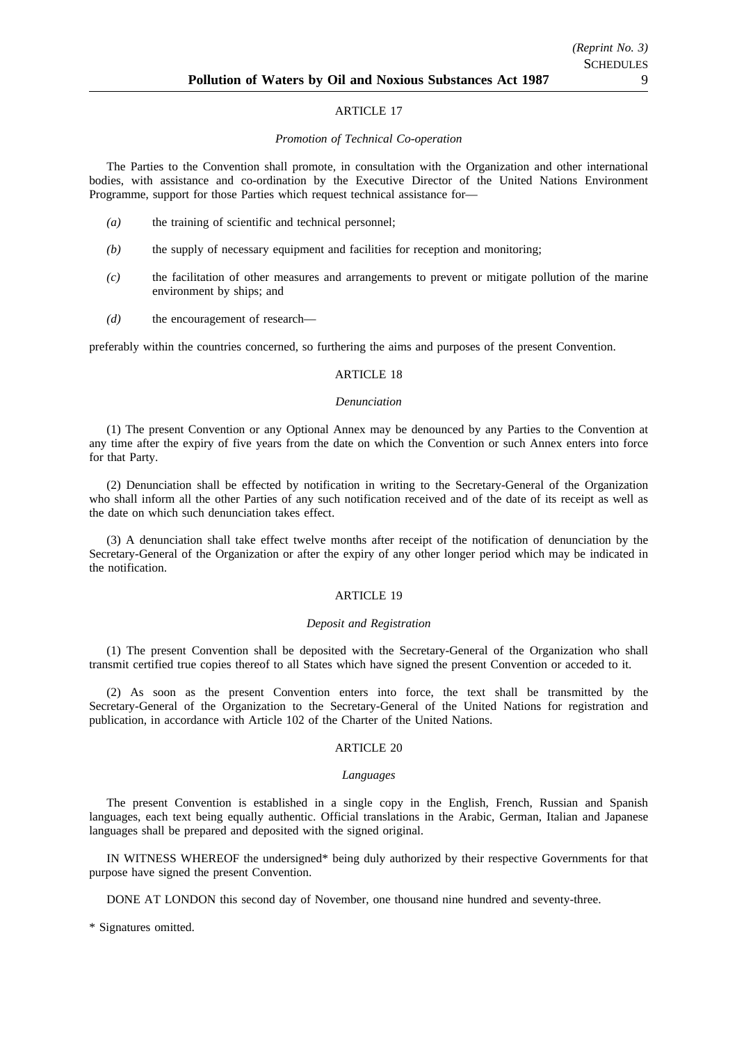### ARTICLE 17

*Promotion of Technical Co-operation*

The Parties to the Convention shall promote, in consultation with the Organization and other international bodies, with assistance and co-ordination by the Executive Director of the United Nations Environment Programme, support for those Parties which request technical assistance for—

*(a)* the training of scientific and technical personnel;

*(b)* the supply of necessary equipment and facilities for reception and monitoring;

*(c)* the facilitation of other measures and arrangements to prevent or mitigate pollution of the marine environment by ships; and

*(d)* the encouragement of research—

preferably within the countries concerned, so furthering the aims and purposes of the present Convention.

### ARTICLE 18

*Denunciation*

(1) The present Convention or any Optional Annex may be denounced by any Parties to the Convention at any time after the expiry of five years from the date on which the Convention or such Annex enters into force for that Party.

(2) Denunciation shall be effected by notification in writing to the Secretary-General of the Organization who shall inform all the other Parties of any such notification received and of the date of its receipt as well as the date on which such denunciation takes effect.

(3) A denunciation shall take effect twelve months after receipt of the notification of denunciation by the Secretary-General of the Organization or after the expiry of any other longer period which may be indicated in the notification.

### ARTICLE 19

*Deposit and Registration*

(1) The present Convention shall be deposited with the Secretary-General of the Organization who shall transmit certified true copies thereof to all States which have signed the present Convention or acceded to it.

(2) As soon as the present Convention enters into force, the text shall be transmitted by the Secretary-General of the Organization to the Secretary-General of the United Nations for registration and publication, in accordance with Article 102 of the Charter of the United Nations.

### ARTICLE 20

*Languages*

The present Convention is established in a single copy in the English, French, Russian and Spanish languages, each text being equally authentic. Official translations in the Arabic, German, Italian and Japanese languages shall be prepared and deposited with the signed original.

IN WITNESS WHEREOF the undersigned* being duly authorized by their respective Governments for that purpose have signed the present Convention.

DONE AT LONDON this second day of November, one thousand nine hundred and seventy-three.

\* Signatures omitted.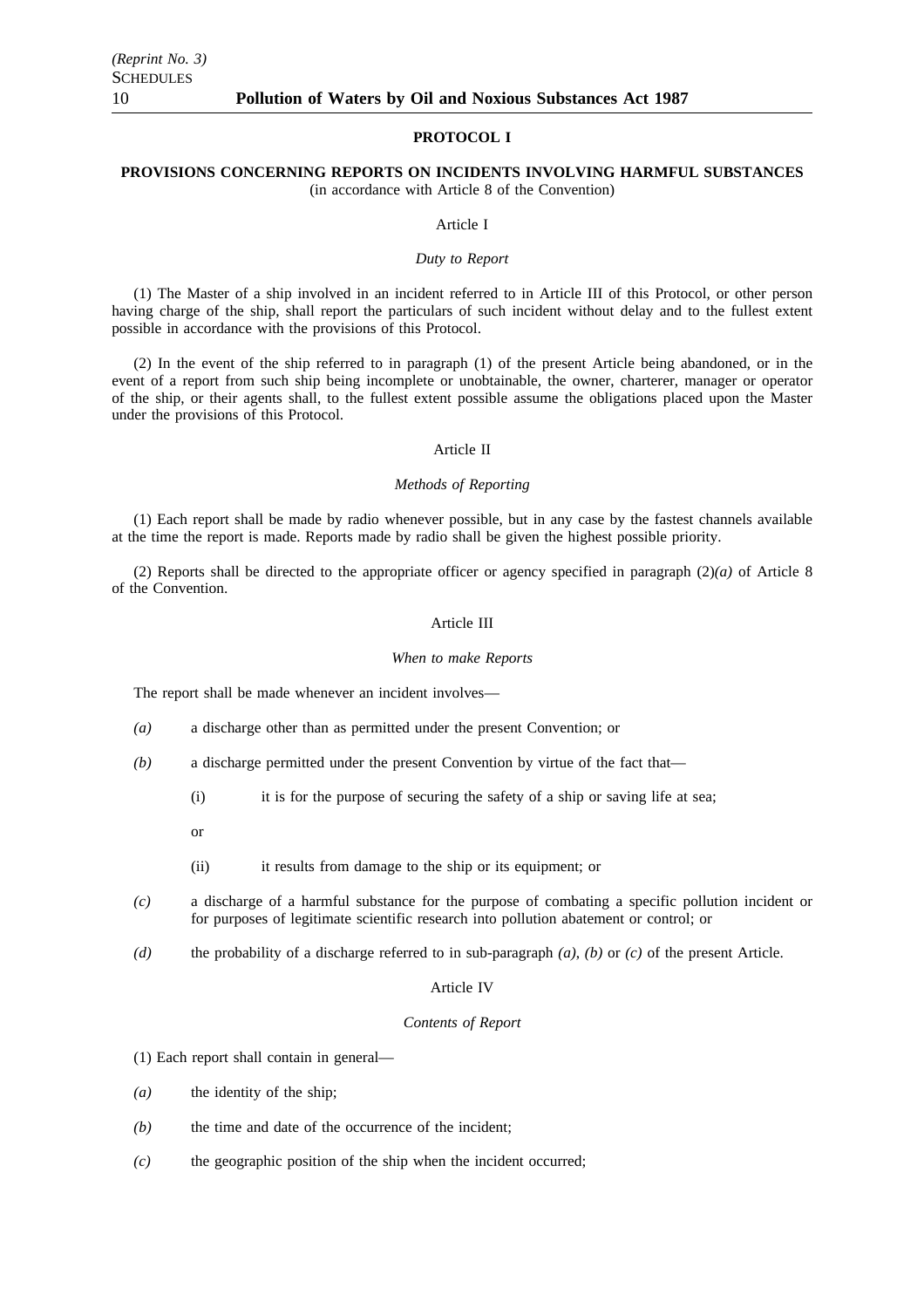**PROTOCOL I**

**PROVISIONS CONCERNING REPORTS ON INCIDENTS INVOLVING HARMFUL SUBSTANCES**
(in accordance with Article 8 of the Convention)

Article I

*Duty to Report*

(1) The Master of a ship involved in an incident referred to in Article III of this Protocol, or other person having charge of the ship, shall report the particulars of such incident without delay and to the fullest extent possible in accordance with the provisions of this Protocol.

(2) In the event of the ship referred to in paragraph (1) of the present Article being abandoned, or in the event of a report from such ship being incomplete or unobtainable, the owner, charterer, manager or operator of the ship, or their agents shall, to the fullest extent possible assume the obligations placed upon the Master under the provisions of this Protocol.

Article II

*Methods of Reporting*

(1) Each report shall be made by radio whenever possible, but in any case by the fastest channels available at the time the report is made. Reports made by radio shall be given the highest possible priority.

(2) Reports shall be directed to the appropriate officer or agency specified in paragraph (2)*(a)* of Article 8 of the Convention.

Article III

*When to make Reports*

The report shall be made whenever an incident involves—

*(a)* a discharge other than as permitted under the present Convention; or

*(b)* a discharge permitted under the present Convention by virtue of the fact that—

(i) it is for the purpose of securing the safety of a ship or saving life at sea;

or

(ii) it results from damage to the ship or its equipment; or

*(c)* a discharge of a harmful substance for the purpose of combating a specific pollution incident or for purposes of legitimate scientific research into pollution abatement or control; or

*(d)* the probability of a discharge referred to in sub-paragraph *(a)*, *(b)* or *(c)* of the present Article.

Article IV

*Contents of Report*

(1) Each report shall contain in general—

*(a)* the identity of the ship;

*(b)* the time and date of the occurrence of the incident;

*(c)* the geographic position of the ship when the incident occurred;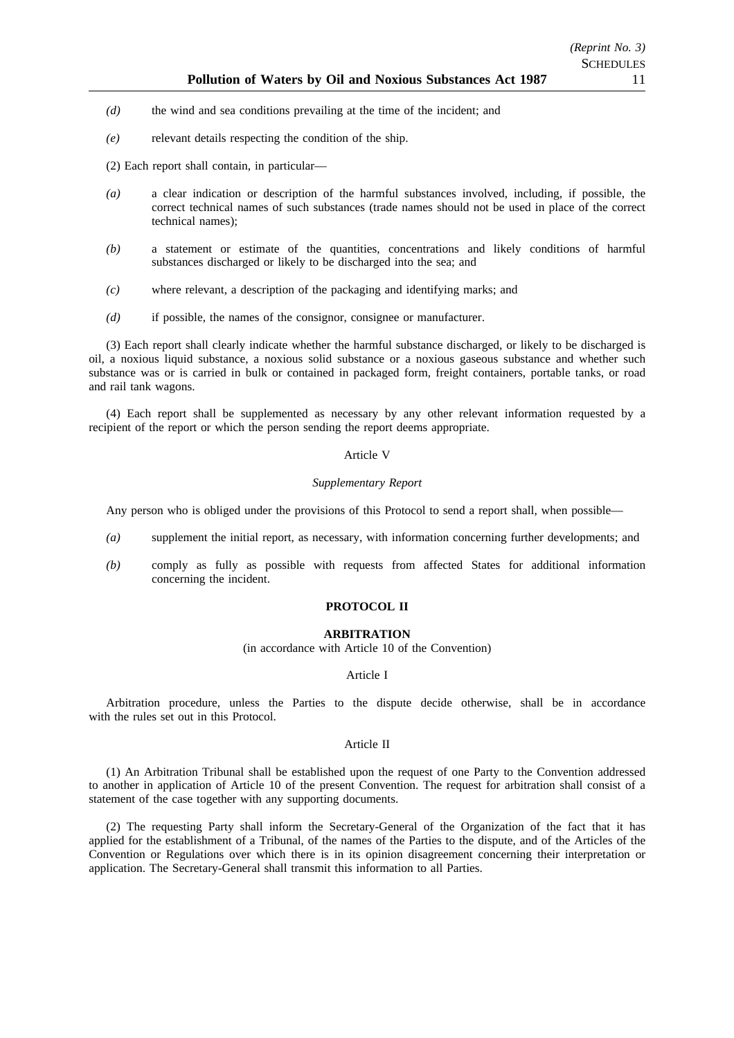*(d)* the wind and sea conditions prevailing at the time of the incident; and

*(e)* relevant details respecting the condition of the ship.

(2) Each report shall contain, in particular—

*(a)* a clear indication or description of the harmful substances involved, including, if possible, the correct technical names of such substances (trade names should not be used in place of the correct technical names);

*(b)* a statement or estimate of the quantities, concentrations and likely conditions of harmful substances discharged or likely to be discharged into the sea; and

*(c)* where relevant, a description of the packaging and identifying marks; and

*(d)* if possible, the names of the consignor, consignee or manufacturer.

(3) Each report shall clearly indicate whether the harmful substance discharged, or likely to be discharged is oil, a noxious liquid substance, a noxious solid substance or a noxious gaseous substance and whether such substance was or is carried in bulk or contained in packaged form, freight containers, portable tanks, or road and rail tank wagons.

(4) Each report shall be supplemented as necessary by any other relevant information requested by a recipient of the report or which the person sending the report deems appropriate.

Article V

*Supplementary Report*

Any person who is obliged under the provisions of this Protocol to send a report shall, when possible—

*(a)* supplement the initial report, as necessary, with information concerning further developments; and

*(b)* comply as fully as possible with requests from affected States for additional information concerning the incident.

## PROTOCOL II

### ARBITRATION

(in accordance with Article 10 of the Convention)

Article I

Arbitration procedure, unless the Parties to the dispute decide otherwise, shall be in accordance with the rules set out in this Protocol.

Article II

(1) An Arbitration Tribunal shall be established upon the request of one Party to the Convention addressed to another in application of Article 10 of the present Convention. The request for arbitration shall consist of a statement of the case together with any supporting documents.

(2) The requesting Party shall inform the Secretary-General of the Organization of the fact that it has applied for the establishment of a Tribunal, of the names of the Parties to the dispute, and of the Articles of the Convention or Regulations over which there is in its opinion disagreement concerning their interpretation or application. The Secretary-General shall transmit this information to all Parties.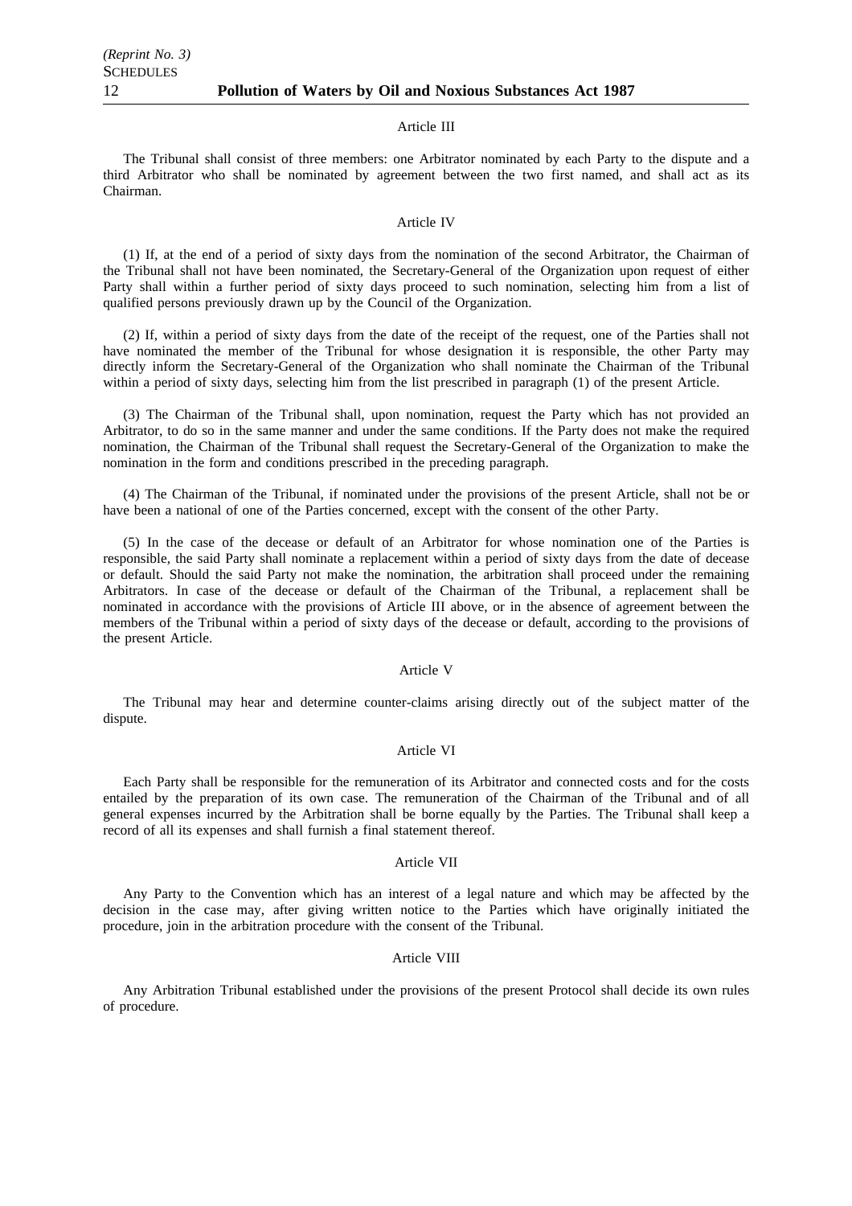## Article III

The Tribunal shall consist of three members: one Arbitrator nominated by each Party to the dispute and a third Arbitrator who shall be nominated by agreement between the two first named, and shall act as its Chairman.

## Article IV

(1) If, at the end of a period of sixty days from the nomination of the second Arbitrator, the Chairman of the Tribunal shall not have been nominated, the Secretary-General of the Organization upon request of either Party shall within a further period of sixty days proceed to such nomination, selecting him from a list of qualified persons previously drawn up by the Council of the Organization.

(2) If, within a period of sixty days from the date of the receipt of the request, one of the Parties shall not have nominated the member of the Tribunal for whose designation it is responsible, the other Party may directly inform the Secretary-General of the Organization who shall nominate the Chairman of the Tribunal within a period of sixty days, selecting him from the list prescribed in paragraph (1) of the present Article.

(3) The Chairman of the Tribunal shall, upon nomination, request the Party which has not provided an Arbitrator, to do so in the same manner and under the same conditions. If the Party does not make the required nomination, the Chairman of the Tribunal shall request the Secretary-General of the Organization to make the nomination in the form and conditions prescribed in the preceding paragraph.

(4) The Chairman of the Tribunal, if nominated under the provisions of the present Article, shall not be or have been a national of one of the Parties concerned, except with the consent of the other Party.

(5) In the case of the decease or default of an Arbitrator for whose nomination one of the Parties is responsible, the said Party shall nominate a replacement within a period of sixty days from the date of decease or default. Should the said Party not make the nomination, the arbitration shall proceed under the remaining Arbitrators. In case of the decease or default of the Chairman of the Tribunal, a replacement shall be nominated in accordance with the provisions of Article III above, or in the absence of agreement between the members of the Tribunal within a period of sixty days of the decease or default, according to the provisions of the present Article.

## Article V

The Tribunal may hear and determine counter-claims arising directly out of the subject matter of the dispute.

## Article VI

Each Party shall be responsible for the remuneration of its Arbitrator and connected costs and for the costs entailed by the preparation of its own case. The remuneration of the Chairman of the Tribunal and of all general expenses incurred by the Arbitration shall be borne equally by the Parties. The Tribunal shall keep a record of all its expenses and shall furnish a final statement thereof.

## Article VII

Any Party to the Convention which has an interest of a legal nature and which may be affected by the decision in the case may, after giving written notice to the Parties which have originally initiated the procedure, join in the arbitration procedure with the consent of the Tribunal.

## Article VIII

Any Arbitration Tribunal established under the provisions of the present Protocol shall decide its own rules of procedure.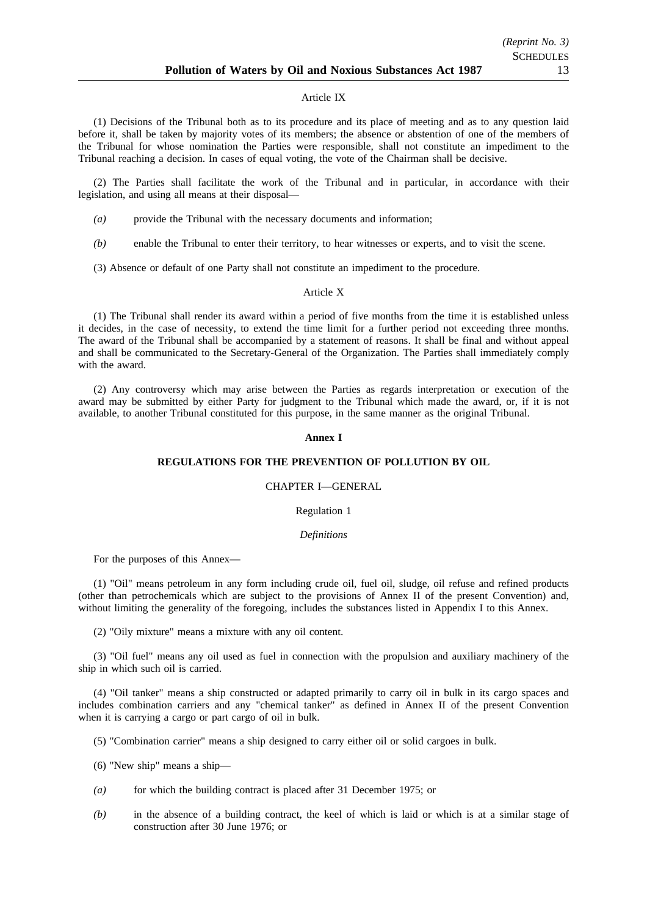Article IX

(1) Decisions of the Tribunal both as to its procedure and its place of meeting and as to any question laid before it, shall be taken by majority votes of its members; the absence or abstention of one of the members of the Tribunal for whose nomination the Parties were responsible, shall not constitute an impediment to the Tribunal reaching a decision. In cases of equal voting, the vote of the Chairman shall be decisive.

(2) The Parties shall facilitate the work of the Tribunal and in particular, in accordance with their legislation, and using all means at their disposal—

*(a)* provide the Tribunal with the necessary documents and information;

*(b)* enable the Tribunal to enter their territory, to hear witnesses or experts, and to visit the scene.

(3) Absence or default of one Party shall not constitute an impediment to the procedure.

Article X

(1) The Tribunal shall render its award within a period of five months from the time it is established unless it decides, in the case of necessity, to extend the time limit for a further period not exceeding three months. The award of the Tribunal shall be accompanied by a statement of reasons. It shall be final and without appeal and shall be communicated to the Secretary-General of the Organization. The Parties shall immediately comply with the award.

(2) Any controversy which may arise between the Parties as regards interpretation or execution of the award may be submitted by either Party for judgment to the Tribunal which made the award, or, if it is not available, to another Tribunal constituted for this purpose, in the same manner as the original Tribunal.

**Annex I**

**REGULATIONS FOR THE PREVENTION OF POLLUTION BY OIL**

CHAPTER I—GENERAL

Regulation 1

*Definitions*

For the purposes of this Annex—

(1) "Oil" means petroleum in any form including crude oil, fuel oil, sludge, oil refuse and refined products (other than petrochemicals which are subject to the provisions of Annex II of the present Convention) and, without limiting the generality of the foregoing, includes the substances listed in Appendix I to this Annex.

(2) "Oily mixture" means a mixture with any oil content.

(3) "Oil fuel" means any oil used as fuel in connection with the propulsion and auxiliary machinery of the ship in which such oil is carried.

(4) "Oil tanker" means a ship constructed or adapted primarily to carry oil in bulk in its cargo spaces and includes combination carriers and any "chemical tanker" as defined in Annex II of the present Convention when it is carrying a cargo or part cargo of oil in bulk.

(5) "Combination carrier" means a ship designed to carry either oil or solid cargoes in bulk.

(6) "New ship" means a ship—

*(a)* for which the building contract is placed after 31 December 1975; or

*(b)* in the absence of a building contract, the keel of which is laid or which is at a similar stage of construction after 30 June 1976; or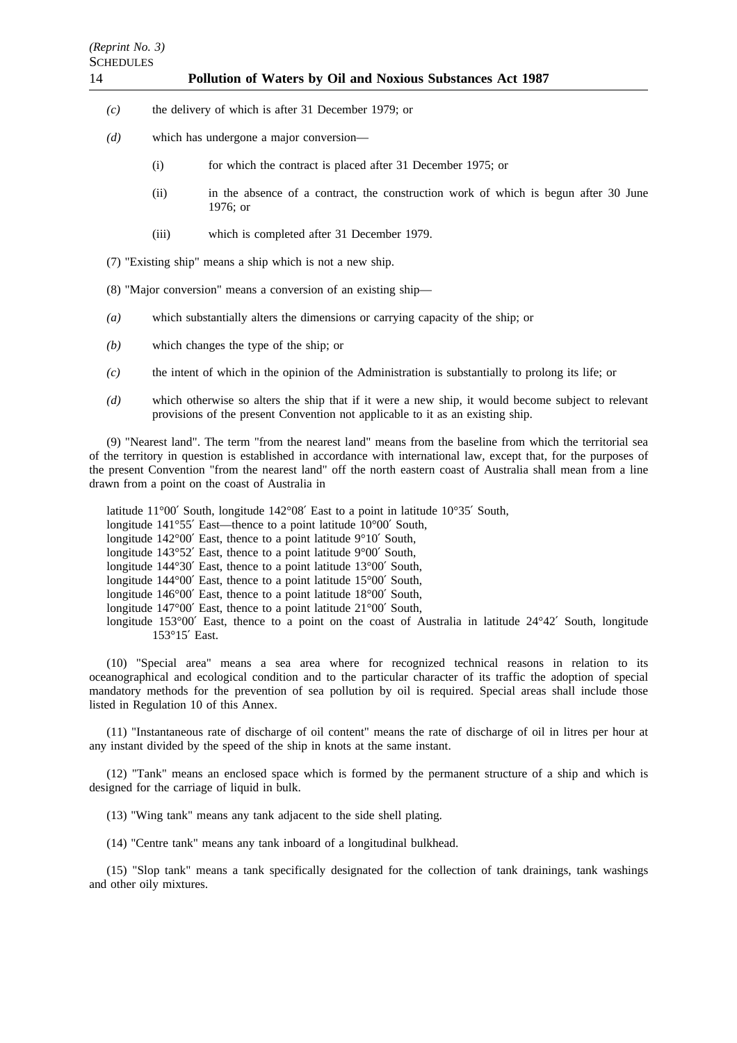*(c)* the delivery of which is after 31 December 1979; or

*(d)* which has undergone a major conversion—

(i) for which the contract is placed after 31 December 1975; or

(ii) in the absence of a contract, the construction work of which is begun after 30 June 1976; or

(iii) which is completed after 31 December 1979.

(7) "Existing ship" means a ship which is not a new ship.

(8) "Major conversion" means a conversion of an existing ship—

*(a)* which substantially alters the dimensions or carrying capacity of the ship; or

*(b)* which changes the type of the ship; or

*(c)* the intent of which in the opinion of the Administration is substantially to prolong its life; or

*(d)* which otherwise so alters the ship that if it were a new ship, it would become subject to relevant provisions of the present Convention not applicable to it as an existing ship.

(9) "Nearest land". The term "from the nearest land" means from the baseline from which the territorial sea of the territory in question is established in accordance with international law, except that, for the purposes of the present Convention "from the nearest land" off the north eastern coast of Australia shall mean from a line drawn from a point on the coast of Australia in

latitude 11°00′ South, longitude 142°08′ East to a point in latitude 10°35′ South,
longitude 141°55′ East—thence to a point latitude 10°00′ South,
longitude 142°00′ East, thence to a point latitude 9°10′ South,
longitude 143°52′ East, thence to a point latitude 9°00′ South,
longitude 144°30′ East, thence to a point latitude 13°00′ South,
longitude 144°00′ East, thence to a point latitude 15°00′ South,
longitude 146°00′ East, thence to a point latitude 18°00′ South,
longitude 147°00′ East, thence to a point latitude 21°00′ South,
longitude 153°00′ East, thence to a point on the coast of Australia in latitude 24°42′ South, longitude 153°15′ East.

(10) "Special area" means a sea area where for recognized technical reasons in relation to its oceanographical and ecological condition and to the particular character of its traffic the adoption of special mandatory methods for the prevention of sea pollution by oil is required. Special areas shall include those listed in Regulation 10 of this Annex.

(11) "Instantaneous rate of discharge of oil content" means the rate of discharge of oil in litres per hour at any instant divided by the speed of the ship in knots at the same instant.

(12) "Tank" means an enclosed space which is formed by the permanent structure of a ship and which is designed for the carriage of liquid in bulk.

(13) "Wing tank" means any tank adjacent to the side shell plating.

(14) "Centre tank" means any tank inboard of a longitudinal bulkhead.

(15) "Slop tank" means a tank specifically designated for the collection of tank drainings, tank washings and other oily mixtures.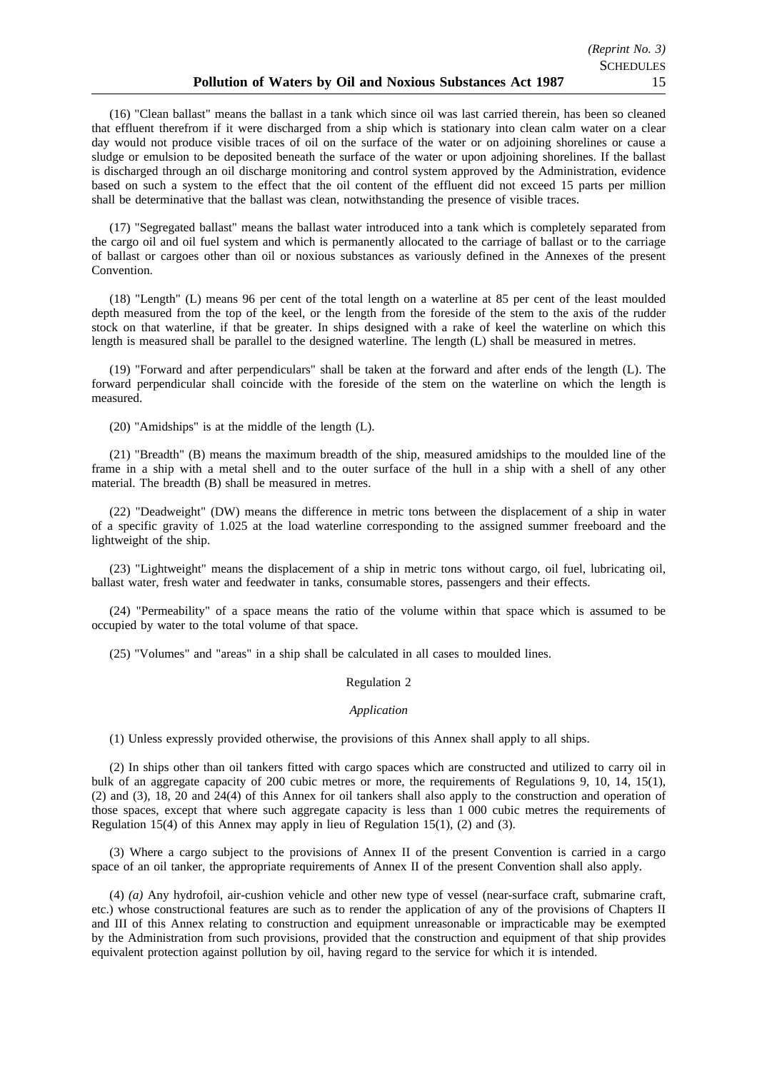(16) "Clean ballast" means the ballast in a tank which since oil was last carried therein, has been so cleaned that effluent therefrom if it were discharged from a ship which is stationary into clean calm water on a clear day would not produce visible traces of oil on the surface of the water or on adjoining shorelines or cause a sludge or emulsion to be deposited beneath the surface of the water or upon adjoining shorelines. If the ballast is discharged through an oil discharge monitoring and control system approved by the Administration, evidence based on such a system to the effect that the oil content of the effluent did not exceed 15 parts per million shall be determinative that the ballast was clean, notwithstanding the presence of visible traces.

(17) "Segregated ballast" means the ballast water introduced into a tank which is completely separated from the cargo oil and oil fuel system and which is permanently allocated to the carriage of ballast or to the carriage of ballast or cargoes other than oil or noxious substances as variously defined in the Annexes of the present Convention.

(18) "Length" (L) means 96 per cent of the total length on a waterline at 85 per cent of the least moulded depth measured from the top of the keel, or the length from the foreside of the stem to the axis of the rudder stock on that waterline, if that be greater. In ships designed with a rake of keel the waterline on which this length is measured shall be parallel to the designed waterline. The length (L) shall be measured in metres.

(19) "Forward and after perpendiculars" shall be taken at the forward and after ends of the length (L). The forward perpendicular shall coincide with the foreside of the stem on the waterline on which the length is measured.

(20) "Amidships" is at the middle of the length (L).

(21) "Breadth" (B) means the maximum breadth of the ship, measured amidships to the moulded line of the frame in a ship with a metal shell and to the outer surface of the hull in a ship with a shell of any other material. The breadth (B) shall be measured in metres.

(22) "Deadweight" (DW) means the difference in metric tons between the displacement of a ship in water of a specific gravity of 1.025 at the load waterline corresponding to the assigned summer freeboard and the lightweight of the ship.

(23) "Lightweight" means the displacement of a ship in metric tons without cargo, oil fuel, lubricating oil, ballast water, fresh water and feedwater in tanks, consumable stores, passengers and their effects.

(24) "Permeability" of a space means the ratio of the volume within that space which is assumed to be occupied by water to the total volume of that space.

(25) "Volumes" and "areas" in a ship shall be calculated in all cases to moulded lines.

Regulation 2

*Application*

(1) Unless expressly provided otherwise, the provisions of this Annex shall apply to all ships.

(2) In ships other than oil tankers fitted with cargo spaces which are constructed and utilized to carry oil in bulk of an aggregate capacity of 200 cubic metres or more, the requirements of Regulations 9, 10, 14, 15(1), (2) and (3), 18, 20 and 24(4) of this Annex for oil tankers shall also apply to the construction and operation of those spaces, except that where such aggregate capacity is less than 1 000 cubic metres the requirements of Regulation 15(4) of this Annex may apply in lieu of Regulation 15(1), (2) and (3).

(3) Where a cargo subject to the provisions of Annex II of the present Convention is carried in a cargo space of an oil tanker, the appropriate requirements of Annex II of the present Convention shall also apply.

(4) *(a)* Any hydrofoil, air-cushion vehicle and other new type of vessel (near-surface craft, submarine craft, etc.) whose constructional features are such as to render the application of any of the provisions of Chapters II and III of this Annex relating to construction and equipment unreasonable or impracticable may be exempted by the Administration from such provisions, provided that the construction and equipment of that ship provides equivalent protection against pollution by oil, having regard to the service for which it is intended.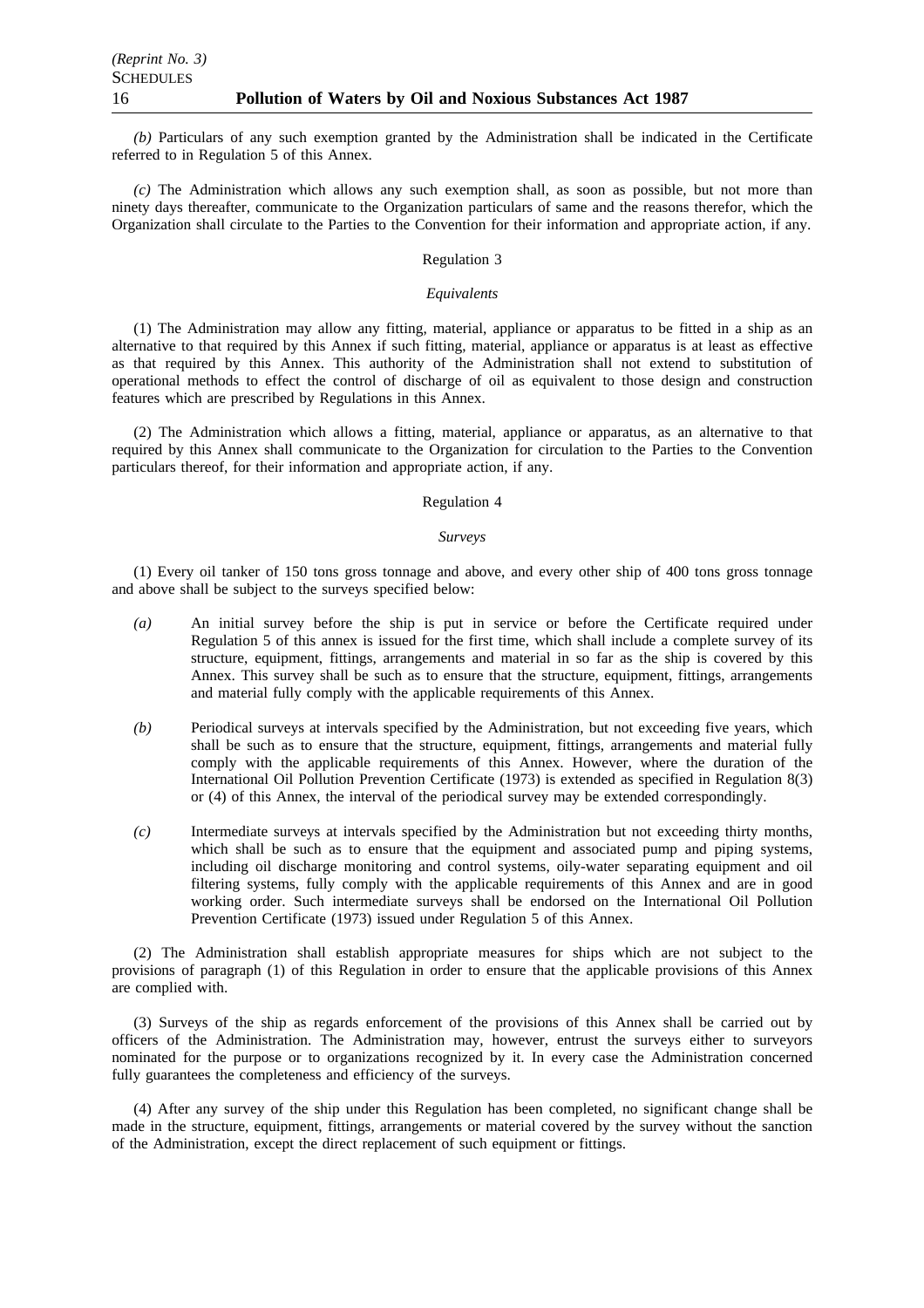*(b)* Particulars of any such exemption granted by the Administration shall be indicated in the Certificate referred to in Regulation 5 of this Annex.

*(c)* The Administration which allows any such exemption shall, as soon as possible, but not more than ninety days thereafter, communicate to the Organization particulars of same and the reasons therefor, which the Organization shall circulate to the Parties to the Convention for their information and appropriate action, if any.

Regulation 3

*Equivalents*

(1) The Administration may allow any fitting, material, appliance or apparatus to be fitted in a ship as an alternative to that required by this Annex if such fitting, material, appliance or apparatus is at least as effective as that required by this Annex. This authority of the Administration shall not extend to substitution of operational methods to effect the control of discharge of oil as equivalent to those design and construction features which are prescribed by Regulations in this Annex.

(2) The Administration which allows a fitting, material, appliance or apparatus, as an alternative to that required by this Annex shall communicate to the Organization for circulation to the Parties to the Convention particulars thereof, for their information and appropriate action, if any.

Regulation 4

*Surveys*

(1) Every oil tanker of 150 tons gross tonnage and above, and every other ship of 400 tons gross tonnage and above shall be subject to the surveys specified below:

*(a)* An initial survey before the ship is put in service or before the Certificate required under Regulation 5 of this annex is issued for the first time, which shall include a complete survey of its structure, equipment, fittings, arrangements and material in so far as the ship is covered by this Annex. This survey shall be such as to ensure that the structure, equipment, fittings, arrangements and material fully comply with the applicable requirements of this Annex.

*(b)* Periodical surveys at intervals specified by the Administration, but not exceeding five years, which shall be such as to ensure that the structure, equipment, fittings, arrangements and material fully comply with the applicable requirements of this Annex. However, where the duration of the International Oil Pollution Prevention Certificate (1973) is extended as specified in Regulation 8(3) or (4) of this Annex, the interval of the periodical survey may be extended correspondingly.

*(c)* Intermediate surveys at intervals specified by the Administration but not exceeding thirty months, which shall be such as to ensure that the equipment and associated pump and piping systems, including oil discharge monitoring and control systems, oily-water separating equipment and oil filtering systems, fully comply with the applicable requirements of this Annex and are in good working order. Such intermediate surveys shall be endorsed on the International Oil Pollution Prevention Certificate (1973) issued under Regulation 5 of this Annex.

(2) The Administration shall establish appropriate measures for ships which are not subject to the provisions of paragraph (1) of this Regulation in order to ensure that the applicable provisions of this Annex are complied with.

(3) Surveys of the ship as regards enforcement of the provisions of this Annex shall be carried out by officers of the Administration. The Administration may, however, entrust the surveys either to surveyors nominated for the purpose or to organizations recognized by it. In every case the Administration concerned fully guarantees the completeness and efficiency of the surveys.

(4) After any survey of the ship under this Regulation has been completed, no significant change shall be made in the structure, equipment, fittings, arrangements or material covered by the survey without the sanction of the Administration, except the direct replacement of such equipment or fittings.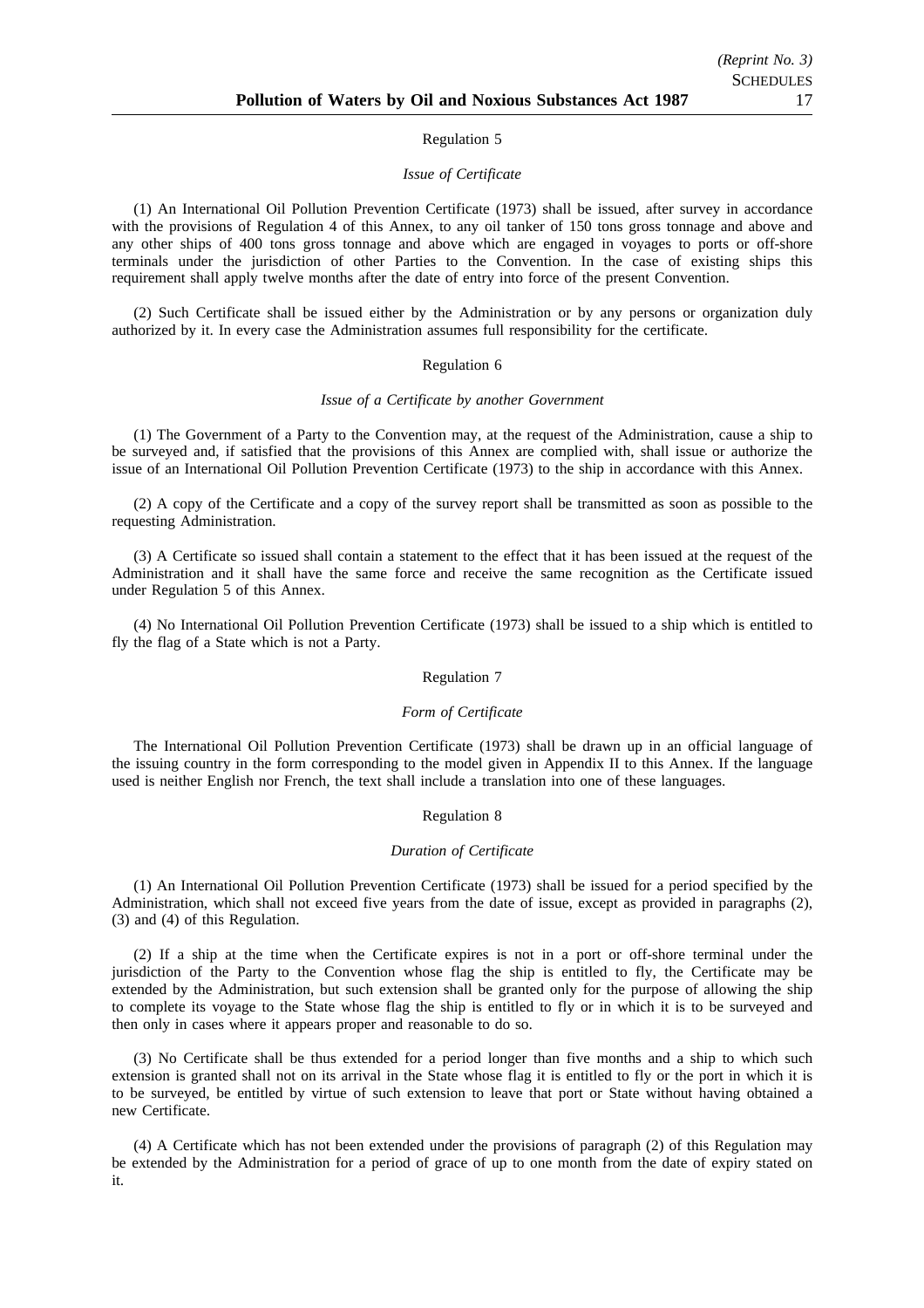Regulation 5

*Issue of Certificate*

(1) An International Oil Pollution Prevention Certificate (1973) shall be issued, after survey in accordance with the provisions of Regulation 4 of this Annex, to any oil tanker of 150 tons gross tonnage and above and any other ships of 400 tons gross tonnage and above which are engaged in voyages to ports or off-shore terminals under the jurisdiction of other Parties to the Convention. In the case of existing ships this requirement shall apply twelve months after the date of entry into force of the present Convention.

(2) Such Certificate shall be issued either by the Administration or by any persons or organization duly authorized by it. In every case the Administration assumes full responsibility for the certificate.

Regulation 6

*Issue of a Certificate by another Government*

(1) The Government of a Party to the Convention may, at the request of the Administration, cause a ship to be surveyed and, if satisfied that the provisions of this Annex are complied with, shall issue or authorize the issue of an International Oil Pollution Prevention Certificate (1973) to the ship in accordance with this Annex.

(2) A copy of the Certificate and a copy of the survey report shall be transmitted as soon as possible to the requesting Administration.

(3) A Certificate so issued shall contain a statement to the effect that it has been issued at the request of the Administration and it shall have the same force and receive the same recognition as the Certificate issued under Regulation 5 of this Annex.

(4) No International Oil Pollution Prevention Certificate (1973) shall be issued to a ship which is entitled to fly the flag of a State which is not a Party.

Regulation 7

*Form of Certificate*

The International Oil Pollution Prevention Certificate (1973) shall be drawn up in an official language of the issuing country in the form corresponding to the model given in Appendix II to this Annex. If the language used is neither English nor French, the text shall include a translation into one of these languages.

Regulation 8

*Duration of Certificate*

(1) An International Oil Pollution Prevention Certificate (1973) shall be issued for a period specified by the Administration, which shall not exceed five years from the date of issue, except as provided in paragraphs (2), (3) and (4) of this Regulation.

(2) If a ship at the time when the Certificate expires is not in a port or off-shore terminal under the jurisdiction of the Party to the Convention whose flag the ship is entitled to fly, the Certificate may be extended by the Administration, but such extension shall be granted only for the purpose of allowing the ship to complete its voyage to the State whose flag the ship is entitled to fly or in which it is to be surveyed and then only in cases where it appears proper and reasonable to do so.

(3) No Certificate shall be thus extended for a period longer than five months and a ship to which such extension is granted shall not on its arrival in the State whose flag it is entitled to fly or the port in which it is to be surveyed, be entitled by virtue of such extension to leave that port or State without having obtained a new Certificate.

(4) A Certificate which has not been extended under the provisions of paragraph (2) of this Regulation may be extended by the Administration for a period of grace of up to one month from the date of expiry stated on it.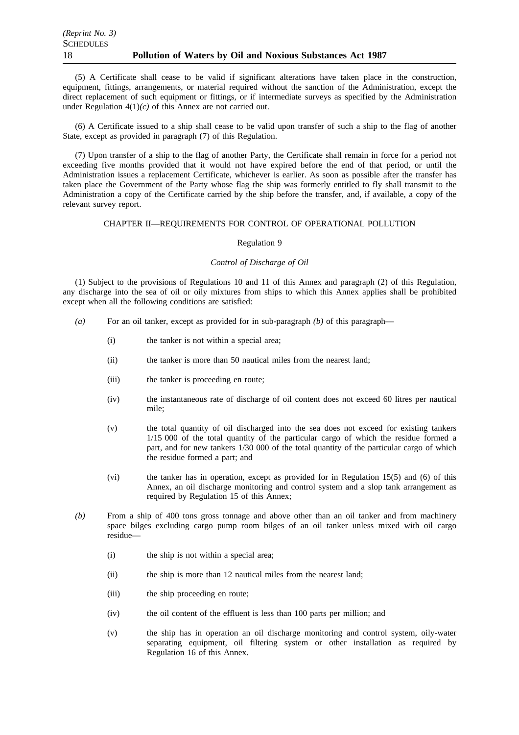(5) A Certificate shall cease to be valid if significant alterations have taken place in the construction, equipment, fittings, arrangements, or material required without the sanction of the Administration, except the direct replacement of such equipment or fittings, or if intermediate surveys as specified by the Administration under Regulation 4(1)*(c)* of this Annex are not carried out.

(6) A Certificate issued to a ship shall cease to be valid upon transfer of such a ship to the flag of another State, except as provided in paragraph (7) of this Regulation.

(7) Upon transfer of a ship to the flag of another Party, the Certificate shall remain in force for a period not exceeding five months provided that it would not have expired before the end of that period, or until the Administration issues a replacement Certificate, whichever is earlier. As soon as possible after the transfer has taken place the Government of the Party whose flag the ship was formerly entitled to fly shall transmit to the Administration a copy of the Certificate carried by the ship before the transfer, and, if available, a copy of the relevant survey report.

CHAPTER II—REQUIREMENTS FOR CONTROL OF OPERATIONAL POLLUTION

Regulation 9

*Control of Discharge of Oil*

(1) Subject to the provisions of Regulations 10 and 11 of this Annex and paragraph (2) of this Regulation, any discharge into the sea of oil or oily mixtures from ships to which this Annex applies shall be prohibited except when all the following conditions are satisfied:

*(a)* For an oil tanker, except as provided for in sub-paragraph *(b)* of this paragraph—

(i) the tanker is not within a special area;

(ii) the tanker is more than 50 nautical miles from the nearest land;

(iii) the tanker is proceeding en route;

(iv) the instantaneous rate of discharge of oil content does not exceed 60 litres per nautical mile;

(v) the total quantity of oil discharged into the sea does not exceed for existing tankers 1/15 000 of the total quantity of the particular cargo of which the residue formed a part, and for new tankers 1/30 000 of the total quantity of the particular cargo of which the residue formed a part; and

(vi) the tanker has in operation, except as provided for in Regulation 15(5) and (6) of this Annex, an oil discharge monitoring and control system and a slop tank arrangement as required by Regulation 15 of this Annex;

*(b)* From a ship of 400 tons gross tonnage and above other than an oil tanker and from machinery space bilges excluding cargo pump room bilges of an oil tanker unless mixed with oil cargo residue—

(i) the ship is not within a special area;

(ii) the ship is more than 12 nautical miles from the nearest land;

(iii) the ship proceeding en route;

(iv) the oil content of the effluent is less than 100 parts per million; and

(v) the ship has in operation an oil discharge monitoring and control system, oily-water separating equipment, oil filtering system or other installation as required by Regulation 16 of this Annex.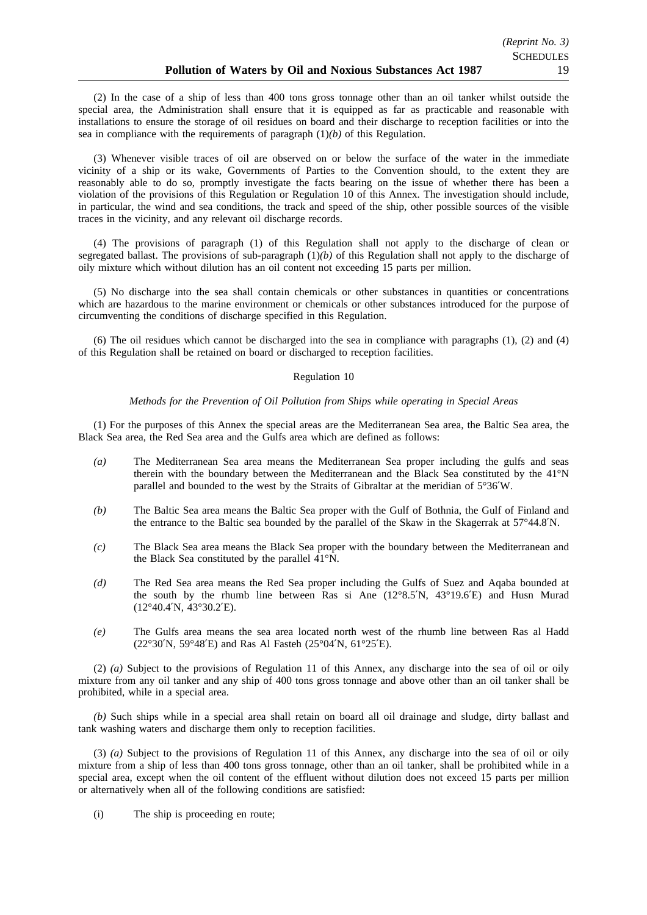(2) In the case of a ship of less than 400 tons gross tonnage other than an oil tanker whilst outside the special area, the Administration shall ensure that it is equipped as far as practicable and reasonable with installations to ensure the storage of oil residues on board and their discharge to reception facilities or into the sea in compliance with the requirements of paragraph (1)*(b)* of this Regulation.

(3) Whenever visible traces of oil are observed on or below the surface of the water in the immediate vicinity of a ship or its wake, Governments of Parties to the Convention should, to the extent they are reasonably able to do so, promptly investigate the facts bearing on the issue of whether there has been a violation of the provisions of this Regulation or Regulation 10 of this Annex. The investigation should include, in particular, the wind and sea conditions, the track and speed of the ship, other possible sources of the visible traces in the vicinity, and any relevant oil discharge records.

(4) The provisions of paragraph (1) of this Regulation shall not apply to the discharge of clean or segregated ballast. The provisions of sub-paragraph (1)*(b)* of this Regulation shall not apply to the discharge of oily mixture which without dilution has an oil content not exceeding 15 parts per million.

(5) No discharge into the sea shall contain chemicals or other substances in quantities or concentrations which are hazardous to the marine environment or chemicals or other substances introduced for the purpose of circumventing the conditions of discharge specified in this Regulation.

(6) The oil residues which cannot be discharged into the sea in compliance with paragraphs (1), (2) and (4) of this Regulation shall be retained on board or discharged to reception facilities.

Regulation 10

*Methods for the Prevention of Oil Pollution from Ships while operating in Special Areas*

(1) For the purposes of this Annex the special areas are the Mediterranean Sea area, the Baltic Sea area, the Black Sea area, the Red Sea area and the Gulfs area which are defined as follows:

- *(a)* The Mediterranean Sea area means the Mediterranean Sea proper including the gulfs and seas therein with the boundary between the Mediterranean and the Black Sea constituted by the 41°N parallel and bounded to the west by the Straits of Gibraltar at the meridian of 5°36′W.
- *(b)* The Baltic Sea area means the Baltic Sea proper with the Gulf of Bothnia, the Gulf of Finland and the entrance to the Baltic sea bounded by the parallel of the Skaw in the Skagerrak at 57°44.8′N.
- *(c)* The Black Sea area means the Black Sea proper with the boundary between the Mediterranean and the Black Sea constituted by the parallel 41°N.
- *(d)* The Red Sea area means the Red Sea proper including the Gulfs of Suez and Aqaba bounded at the south by the rhumb line between Ras si Ane (12°8.5′N, 43°19.6′E) and Husn Murad (12°40.4′N, 43°30.2′E).
- *(e)* The Gulfs area means the sea area located north west of the rhumb line between Ras al Hadd (22°30′N, 59°48′E) and Ras Al Fasteh (25°04′N, 61°25′E).

(2) *(a)* Subject to the provisions of Regulation 11 of this Annex, any discharge into the sea of oil or oily mixture from any oil tanker and any ship of 400 tons gross tonnage and above other than an oil tanker shall be prohibited, while in a special area.

*(b)* Such ships while in a special area shall retain on board all oil drainage and sludge, dirty ballast and tank washing waters and discharge them only to reception facilities.

(3) *(a)* Subject to the provisions of Regulation 11 of this Annex, any discharge into the sea of oil or oily mixture from a ship of less than 400 tons gross tonnage, other than an oil tanker, shall be prohibited while in a special area, except when the oil content of the effluent without dilution does not exceed 15 parts per million or alternatively when all of the following conditions are satisfied:

- (i) The ship is proceeding en route;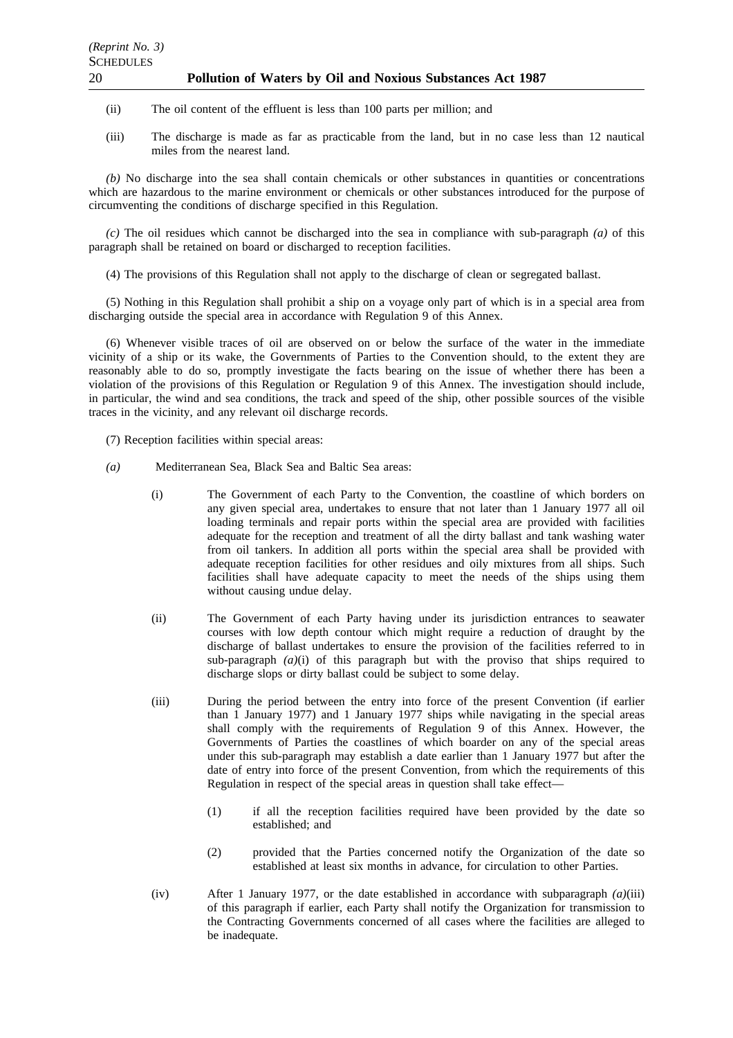(ii) The oil content of the effluent is less than 100 parts per million; and

(iii) The discharge is made as far as practicable from the land, but in no case less than 12 nautical miles from the nearest land.

*(b)* No discharge into the sea shall contain chemicals or other substances in quantities or concentrations which are hazardous to the marine environment or chemicals or other substances introduced for the purpose of circumventing the conditions of discharge specified in this Regulation.

*(c)* The oil residues which cannot be discharged into the sea in compliance with sub-paragraph *(a)* of this paragraph shall be retained on board or discharged to reception facilities.

(4) The provisions of this Regulation shall not apply to the discharge of clean or segregated ballast.

(5) Nothing in this Regulation shall prohibit a ship on a voyage only part of which is in a special area from discharging outside the special area in accordance with Regulation 9 of this Annex.

(6) Whenever visible traces of oil are observed on or below the surface of the water in the immediate vicinity of a ship or its wake, the Governments of Parties to the Convention should, to the extent they are reasonably able to do so, promptly investigate the facts bearing on the issue of whether there has been a violation of the provisions of this Regulation or Regulation 9 of this Annex. The investigation should include, in particular, the wind and sea conditions, the track and speed of the ship, other possible sources of the visible traces in the vicinity, and any relevant oil discharge records.

(7) Reception facilities within special areas:

*(a)* Mediterranean Sea, Black Sea and Baltic Sea areas:

(i) The Government of each Party to the Convention, the coastline of which borders on any given special area, undertakes to ensure that not later than 1 January 1977 all oil loading terminals and repair ports within the special area are provided with facilities adequate for the reception and treatment of all the dirty ballast and tank washing water from oil tankers. In addition all ports within the special area shall be provided with adequate reception facilities for other residues and oily mixtures from all ships. Such facilities shall have adequate capacity to meet the needs of the ships using them without causing undue delay.

(ii) The Government of each Party having under its jurisdiction entrances to seawater courses with low depth contour which might require a reduction of draught by the discharge of ballast undertakes to ensure the provision of the facilities referred to in sub-paragraph *(a)*(i) of this paragraph but with the proviso that ships required to discharge slops or dirty ballast could be subject to some delay.

(iii) During the period between the entry into force of the present Convention (if earlier than 1 January 1977) and 1 January 1977 ships while navigating in the special areas shall comply with the requirements of Regulation 9 of this Annex. However, the Governments of Parties the coastlines of which boarder on any of the special areas under this sub-paragraph may establish a date earlier than 1 January 1977 but after the date of entry into force of the present Convention, from which the requirements of this Regulation in respect of the special areas in question shall take effect—

(1) if all the reception facilities required have been provided by the date so established; and

(2) provided that the Parties concerned notify the Organization of the date so established at least six months in advance, for circulation to other Parties.

(iv) After 1 January 1977, or the date established in accordance with subparagraph *(a)*(iii) of this paragraph if earlier, each Party shall notify the Organization for transmission to the Contracting Governments concerned of all cases where the facilities are alleged to be inadequate.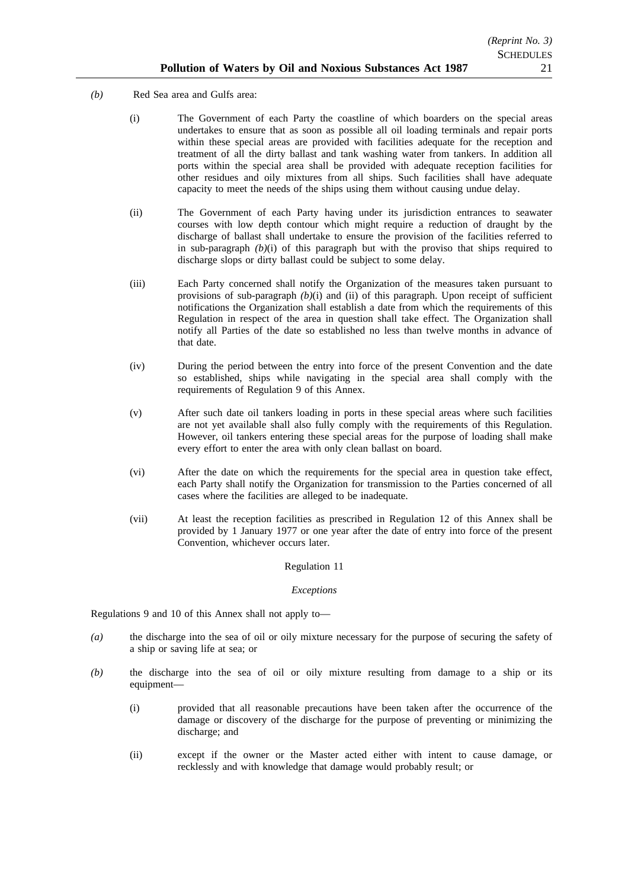*(b)* Red Sea area and Gulfs area:

(i) The Government of each Party the coastline of which boarders on the special areas undertakes to ensure that as soon as possible all oil loading terminals and repair ports within these special areas are provided with facilities adequate for the reception and treatment of all the dirty ballast and tank washing water from tankers. In addition all ports within the special area shall be provided with adequate reception facilities for other residues and oily mixtures from all ships. Such facilities shall have adequate capacity to meet the needs of the ships using them without causing undue delay.

(ii) The Government of each Party having under its jurisdiction entrances to seawater courses with low depth contour which might require a reduction of draught by the discharge of ballast shall undertake to ensure the provision of the facilities referred to in sub-paragraph *(b)*(i) of this paragraph but with the proviso that ships required to discharge slops or dirty ballast could be subject to some delay.

(iii) Each Party concerned shall notify the Organization of the measures taken pursuant to provisions of sub-paragraph *(b)*(i) and (ii) of this paragraph. Upon receipt of sufficient notifications the Organization shall establish a date from which the requirements of this Regulation in respect of the area in question shall take effect. The Organization shall notify all Parties of the date so established no less than twelve months in advance of that date.

(iv) During the period between the entry into force of the present Convention and the date so established, ships while navigating in the special area shall comply with the requirements of Regulation 9 of this Annex.

(v) After such date oil tankers loading in ports in these special areas where such facilities are not yet available shall also fully comply with the requirements of this Regulation. However, oil tankers entering these special areas for the purpose of loading shall make every effort to enter the area with only clean ballast on board.

(vi) After the date on which the requirements for the special area in question take effect, each Party shall notify the Organization for transmission to the Parties concerned of all cases where the facilities are alleged to be inadequate.

(vii) At least the reception facilities as prescribed in Regulation 12 of this Annex shall be provided by 1 January 1977 or one year after the date of entry into force of the present Convention, whichever occurs later.

Regulation 11

*Exceptions*

Regulations 9 and 10 of this Annex shall not apply to—

*(a)* the discharge into the sea of oil or oily mixture necessary for the purpose of securing the safety of a ship or saving life at sea; or

*(b)* the discharge into the sea of oil or oily mixture resulting from damage to a ship or its equipment—

(i) provided that all reasonable precautions have been taken after the occurrence of the damage or discovery of the discharge for the purpose of preventing or minimizing the discharge; and

(ii) except if the owner or the Master acted either with intent to cause damage, or recklessly and with knowledge that damage would probably result; or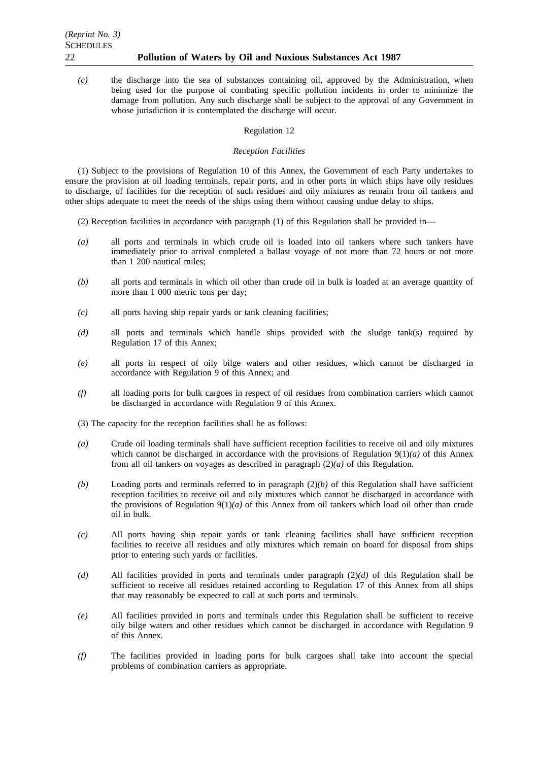*(c)* the discharge into the sea of substances containing oil, approved by the Administration, when being used for the purpose of combating specific pollution incidents in order to minimize the damage from pollution. Any such discharge shall be subject to the approval of any Government in whose jurisdiction it is contemplated the discharge will occur.

Regulation 12

*Reception Facilities*

(1) Subject to the provisions of Regulation 10 of this Annex, the Government of each Party undertakes to ensure the provision at oil loading terminals, repair ports, and in other ports in which ships have oily residues to discharge, of facilities for the reception of such residues and oily mixtures as remain from oil tankers and other ships adequate to meet the needs of the ships using them without causing undue delay to ships.

(2) Reception facilities in accordance with paragraph (1) of this Regulation shall be provided in—

*(a)* all ports and terminals in which crude oil is loaded into oil tankers where such tankers have immediately prior to arrival completed a ballast voyage of not more than 72 hours or not more than 1 200 nautical miles;

*(b)* all ports and terminals in which oil other than crude oil in bulk is loaded at an average quantity of more than 1 000 metric tons per day;

*(c)* all ports having ship repair yards or tank cleaning facilities;

*(d)* all ports and terminals which handle ships provided with the sludge tank(s) required by Regulation 17 of this Annex;

*(e)* all ports in respect of oily bilge waters and other residues, which cannot be discharged in accordance with Regulation 9 of this Annex; and

*(f)* all loading ports for bulk cargoes in respect of oil residues from combination carriers which cannot be discharged in accordance with Regulation 9 of this Annex.

(3) The capacity for the reception facilities shall be as follows:

*(a)* Crude oil loading terminals shall have sufficient reception facilities to receive oil and oily mixtures which cannot be discharged in accordance with the provisions of Regulation 9(1)*(a)* of this Annex from all oil tankers on voyages as described in paragraph (2)*(a)* of this Regulation.

*(b)* Loading ports and terminals referred to in paragraph (2)*(b)* of this Regulation shall have sufficient reception facilities to receive oil and oily mixtures which cannot be discharged in accordance with the provisions of Regulation 9(1)*(a)* of this Annex from oil tankers which load oil other than crude oil in bulk.

*(c)* All ports having ship repair yards or tank cleaning facilities shall have sufficient reception facilities to receive all residues and oily mixtures which remain on board for disposal from ships prior to entering such yards or facilities.

*(d)* All facilities provided in ports and terminals under paragraph (2)*(d)* of this Regulation shall be sufficient to receive all residues retained according to Regulation 17 of this Annex from all ships that may reasonably be expected to call at such ports and terminals.

*(e)* All facilities provided in ports and terminals under this Regulation shall be sufficient to receive oily bilge waters and other residues which cannot be discharged in accordance with Regulation 9 of this Annex.

*(f)* The facilities provided in loading ports for bulk cargoes shall take into account the special problems of combination carriers as appropriate.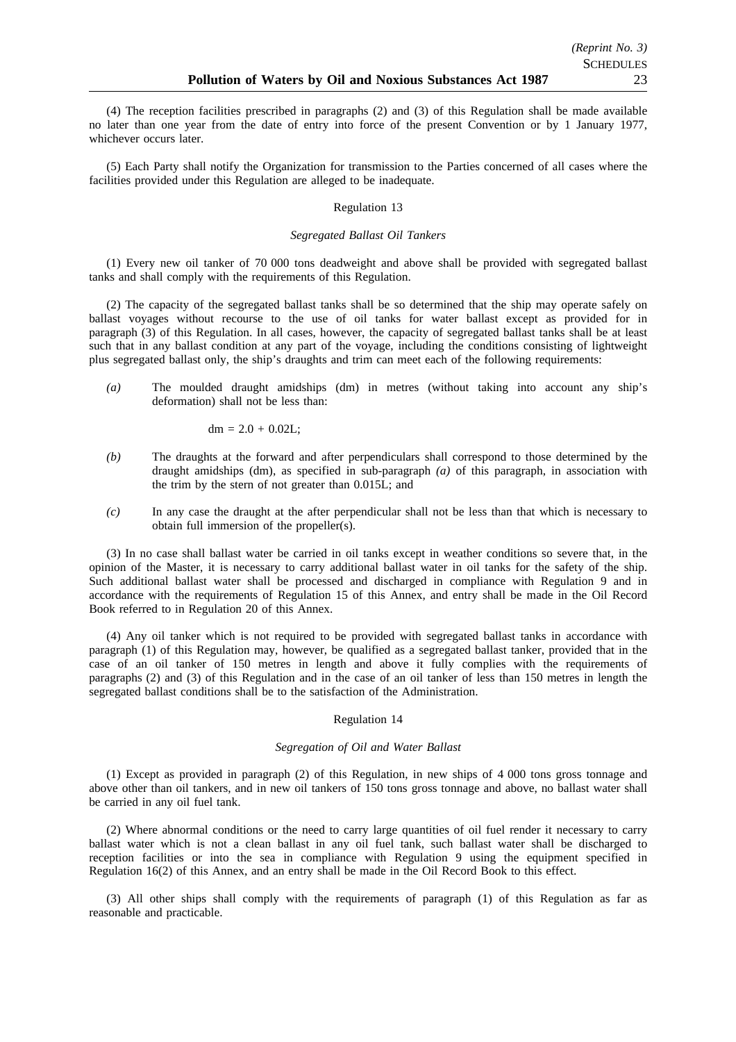(4) The reception facilities prescribed in paragraphs (2) and (3) of this Regulation shall be made available no later than one year from the date of entry into force of the present Convention or by 1 January 1977, whichever occurs later.

(5) Each Party shall notify the Organization for transmission to the Parties concerned of all cases where the facilities provided under this Regulation are alleged to be inadequate.

Regulation 13

*Segregated Ballast Oil Tankers*

(1) Every new oil tanker of 70 000 tons deadweight and above shall be provided with segregated ballast tanks and shall comply with the requirements of this Regulation.

(2) The capacity of the segregated ballast tanks shall be so determined that the ship may operate safely on ballast voyages without recourse to the use of oil tanks for water ballast except as provided for in paragraph (3) of this Regulation. In all cases, however, the capacity of segregated ballast tanks shall be at least such that in any ballast condition at any part of the voyage, including the conditions consisting of lightweight plus segregated ballast only, the ship's draughts and trim can meet each of the following requirements:

*(a)* The moulded draught amidships (dm) in metres (without taking into account any ship's deformation) shall not be less than:

$$dm = 2.0 + 0.02L;$$

*(b)* The draughts at the forward and after perpendiculars shall correspond to those determined by the draught amidships (dm), as specified in sub-paragraph *(a)* of this paragraph, in association with the trim by the stern of not greater than 0.015L; and

*(c)* In any case the draught at the after perpendicular shall not be less than that which is necessary to obtain full immersion of the propeller(s).

(3) In no case shall ballast water be carried in oil tanks except in weather conditions so severe that, in the opinion of the Master, it is necessary to carry additional ballast water in oil tanks for the safety of the ship. Such additional ballast water shall be processed and discharged in compliance with Regulation 9 and in accordance with the requirements of Regulation 15 of this Annex, and entry shall be made in the Oil Record Book referred to in Regulation 20 of this Annex.

(4) Any oil tanker which is not required to be provided with segregated ballast tanks in accordance with paragraph (1) of this Regulation may, however, be qualified as a segregated ballast tanker, provided that in the case of an oil tanker of 150 metres in length and above it fully complies with the requirements of paragraphs (2) and (3) of this Regulation and in the case of an oil tanker of less than 150 metres in length the segregated ballast conditions shall be to the satisfaction of the Administration.

Regulation 14

*Segregation of Oil and Water Ballast*

(1) Except as provided in paragraph (2) of this Regulation, in new ships of 4 000 tons gross tonnage and above other than oil tankers, and in new oil tankers of 150 tons gross tonnage and above, no ballast water shall be carried in any oil fuel tank.

(2) Where abnormal conditions or the need to carry large quantities of oil fuel render it necessary to carry ballast water which is not a clean ballast in any oil fuel tank, such ballast water shall be discharged to reception facilities or into the sea in compliance with Regulation 9 using the equipment specified in Regulation 16(2) of this Annex, and an entry shall be made in the Oil Record Book to this effect.

(3) All other ships shall comply with the requirements of paragraph (1) of this Regulation as far as reasonable and practicable.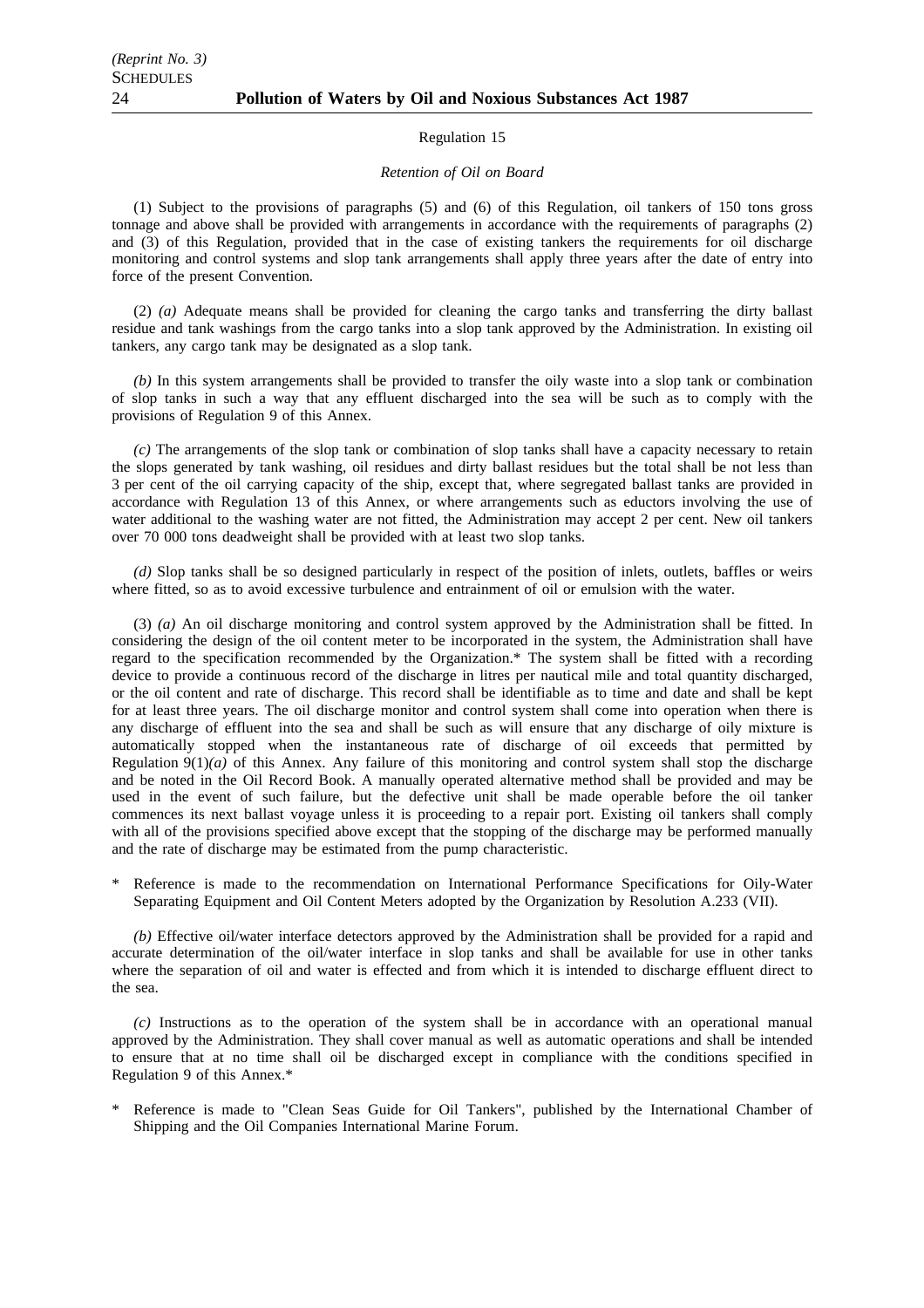## Regulation 15

*Retention of Oil on Board*

(1) Subject to the provisions of paragraphs (5) and (6) of this Regulation, oil tankers of 150 tons gross tonnage and above shall be provided with arrangements in accordance with the requirements of paragraphs (2) and (3) of this Regulation, provided that in the case of existing tankers the requirements for oil discharge monitoring and control systems and slop tank arrangements shall apply three years after the date of entry into force of the present Convention.

(2) *(a)* Adequate means shall be provided for cleaning the cargo tanks and transferring the dirty ballast residue and tank washings from the cargo tanks into a slop tank approved by the Administration. In existing oil tankers, any cargo tank may be designated as a slop tank.

*(b)* In this system arrangements shall be provided to transfer the oily waste into a slop tank or combination of slop tanks in such a way that any effluent discharged into the sea will be such as to comply with the provisions of Regulation 9 of this Annex.

*(c)* The arrangements of the slop tank or combination of slop tanks shall have a capacity necessary to retain the slops generated by tank washing, oil residues and dirty ballast residues but the total shall be not less than 3 per cent of the oil carrying capacity of the ship, except that, where segregated ballast tanks are provided in accordance with Regulation 13 of this Annex, or where arrangements such as eductors involving the use of water additional to the washing water are not fitted, the Administration may accept 2 per cent. New oil tankers over 70 000 tons deadweight shall be provided with at least two slop tanks.

*(d)* Slop tanks shall be so designed particularly in respect of the position of inlets, outlets, baffles or weirs where fitted, so as to avoid excessive turbulence and entrainment of oil or emulsion with the water.

(3) *(a)* An oil discharge monitoring and control system approved by the Administration shall be fitted. In considering the design of the oil content meter to be incorporated in the system, the Administration shall have regard to the specification recommended by the Organization.* The system shall be fitted with a recording device to provide a continuous record of the discharge in litres per nautical mile and total quantity discharged, or the oil content and rate of discharge. This record shall be identifiable as to time and date and shall be kept for at least three years. The oil discharge monitor and control system shall come into operation when there is any discharge of effluent into the sea and shall be such as will ensure that any discharge of oily mixture is automatically stopped when the instantaneous rate of discharge of oil exceeds that permitted by Regulation 9(1)*(a)* of this Annex. Any failure of this monitoring and control system shall stop the discharge and be noted in the Oil Record Book. A manually operated alternative method shall be provided and may be used in the event of such failure, but the defective unit shall be made operable before the oil tanker commences its next ballast voyage unless it is proceeding to a repair port. Existing oil tankers shall comply with all of the provisions specified above except that the stopping of the discharge may be performed manually and the rate of discharge may be estimated from the pump characteristic.

\* Reference is made to the recommendation on International Performance Specifications for Oily-Water Separating Equipment and Oil Content Meters adopted by the Organization by Resolution A.233 (VII).

*(b)* Effective oil/water interface detectors approved by the Administration shall be provided for a rapid and accurate determination of the oil/water interface in slop tanks and shall be available for use in other tanks where the separation of oil and water is effected and from which it is intended to discharge effluent direct to the sea.

*(c)* Instructions as to the operation of the system shall be in accordance with an operational manual approved by the Administration. They shall cover manual as well as automatic operations and shall be intended to ensure that at no time shall oil be discharged except in compliance with the conditions specified in Regulation 9 of this Annex.*

\* Reference is made to "Clean Seas Guide for Oil Tankers", published by the International Chamber of Shipping and the Oil Companies International Marine Forum.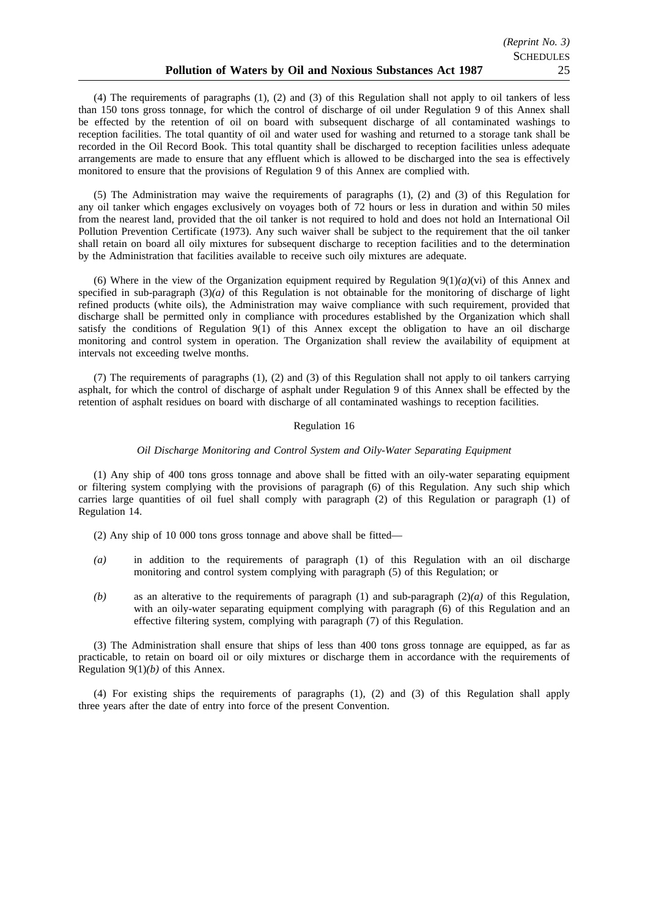(4) The requirements of paragraphs (1), (2) and (3) of this Regulation shall not apply to oil tankers of less than 150 tons gross tonnage, for which the control of discharge of oil under Regulation 9 of this Annex shall be effected by the retention of oil on board with subsequent discharge of all contaminated washings to reception facilities. The total quantity of oil and water used for washing and returned to a storage tank shall be recorded in the Oil Record Book. This total quantity shall be discharged to reception facilities unless adequate arrangements are made to ensure that any effluent which is allowed to be discharged into the sea is effectively monitored to ensure that the provisions of Regulation 9 of this Annex are complied with.

(5) The Administration may waive the requirements of paragraphs (1), (2) and (3) of this Regulation for any oil tanker which engages exclusively on voyages both of 72 hours or less in duration and within 50 miles from the nearest land, provided that the oil tanker is not required to hold and does not hold an International Oil Pollution Prevention Certificate (1973). Any such waiver shall be subject to the requirement that the oil tanker shall retain on board all oily mixtures for subsequent discharge to reception facilities and to the determination by the Administration that facilities available to receive such oily mixtures are adequate.

(6) Where in the view of the Organization equipment required by Regulation 9(1)*(a)*(vi) of this Annex and specified in sub-paragraph (3)*(a)* of this Regulation is not obtainable for the monitoring of discharge of light refined products (white oils), the Administration may waive compliance with such requirement, provided that discharge shall be permitted only in compliance with procedures established by the Organization which shall satisfy the conditions of Regulation 9(1) of this Annex except the obligation to have an oil discharge monitoring and control system in operation. The Organization shall review the availability of equipment at intervals not exceeding twelve months.

(7) The requirements of paragraphs (1), (2) and (3) of this Regulation shall not apply to oil tankers carrying asphalt, for which the control of discharge of asphalt under Regulation 9 of this Annex shall be effected by the retention of asphalt residues on board with discharge of all contaminated washings to reception facilities.

Regulation 16

*Oil Discharge Monitoring and Control System and Oily-Water Separating Equipment*

(1) Any ship of 400 tons gross tonnage and above shall be fitted with an oily-water separating equipment or filtering system complying with the provisions of paragraph (6) of this Regulation. Any such ship which carries large quantities of oil fuel shall comply with paragraph (2) of this Regulation or paragraph (1) of Regulation 14.

(2) Any ship of 10 000 tons gross tonnage and above shall be fitted—

*(a)* in addition to the requirements of paragraph (1) of this Regulation with an oil discharge monitoring and control system complying with paragraph (5) of this Regulation; or

*(b)* as an alterative to the requirements of paragraph (1) and sub-paragraph (2)*(a)* of this Regulation, with an oily-water separating equipment complying with paragraph (6) of this Regulation and an effective filtering system, complying with paragraph (7) of this Regulation.

(3) The Administration shall ensure that ships of less than 400 tons gross tonnage are equipped, as far as practicable, to retain on board oil or oily mixtures or discharge them in accordance with the requirements of Regulation 9(1)*(b)* of this Annex.

(4) For existing ships the requirements of paragraphs (1), (2) and (3) of this Regulation shall apply three years after the date of entry into force of the present Convention.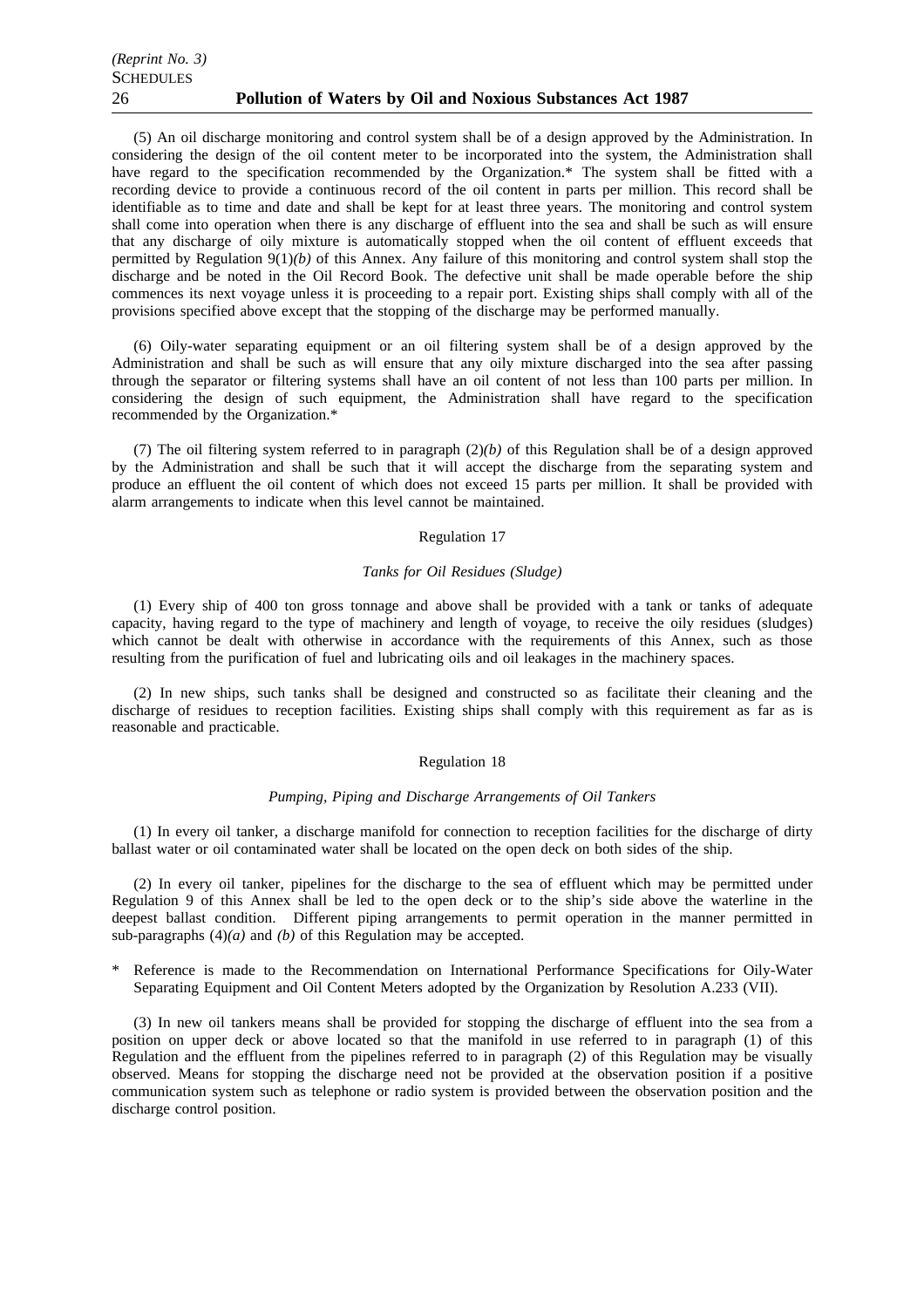(5) An oil discharge monitoring and control system shall be of a design approved by the Administration. In considering the design of the oil content meter to be incorporated into the system, the Administration shall have regard to the specification recommended by the Organization.* The system shall be fitted with a recording device to provide a continuous record of the oil content in parts per million. This record shall be identifiable as to time and date and shall be kept for at least three years. The monitoring and control system shall come into operation when there is any discharge of effluent into the sea and shall be such as will ensure that any discharge of oily mixture is automatically stopped when the oil content of effluent exceeds that permitted by Regulation 9(1)*(b)* of this Annex. Any failure of this monitoring and control system shall stop the discharge and be noted in the Oil Record Book. The defective unit shall be made operable before the ship commences its next voyage unless it is proceeding to a repair port. Existing ships shall comply with all of the provisions specified above except that the stopping of the discharge may be performed manually.

(6) Oily-water separating equipment or an oil filtering system shall be of a design approved by the Administration and shall be such as will ensure that any oily mixture discharged into the sea after passing through the separator or filtering systems shall have an oil content of not less than 100 parts per million. In considering the design of such equipment, the Administration shall have regard to the specification recommended by the Organization.*

(7) The oil filtering system referred to in paragraph (2)*(b)* of this Regulation shall be of a design approved by the Administration and shall be such that it will accept the discharge from the separating system and produce an effluent the oil content of which does not exceed 15 parts per million. It shall be provided with alarm arrangements to indicate when this level cannot be maintained.

Regulation 17

*Tanks for Oil Residues (Sludge)*

(1) Every ship of 400 ton gross tonnage and above shall be provided with a tank or tanks of adequate capacity, having regard to the type of machinery and length of voyage, to receive the oily residues (sludges) which cannot be dealt with otherwise in accordance with the requirements of this Annex, such as those resulting from the purification of fuel and lubricating oils and oil leakages in the machinery spaces.

(2) In new ships, such tanks shall be designed and constructed so as facilitate their cleaning and the discharge of residues to reception facilities. Existing ships shall comply with this requirement as far as is reasonable and practicable.

Regulation 18

*Pumping, Piping and Discharge Arrangements of Oil Tankers*

(1) In every oil tanker, a discharge manifold for connection to reception facilities for the discharge of dirty ballast water or oil contaminated water shall be located on the open deck on both sides of the ship.

(2) In every oil tanker, pipelines for the discharge to the sea of effluent which may be permitted under Regulation 9 of this Annex shall be led to the open deck or to the ship's side above the waterline in the deepest ballast condition. Different piping arrangements to permit operation in the manner permitted in sub-paragraphs (4)*(a)* and *(b)* of this Regulation may be accepted.

\* Reference is made to the Recommendation on International Performance Specifications for Oily-Water Separating Equipment and Oil Content Meters adopted by the Organization by Resolution A.233 (VII).

(3) In new oil tankers means shall be provided for stopping the discharge of effluent into the sea from a position on upper deck or above located so that the manifold in use referred to in paragraph (1) of this Regulation and the effluent from the pipelines referred to in paragraph (2) of this Regulation may be visually observed. Means for stopping the discharge need not be provided at the observation position if a positive communication system such as telephone or radio system is provided between the observation position and the discharge control position.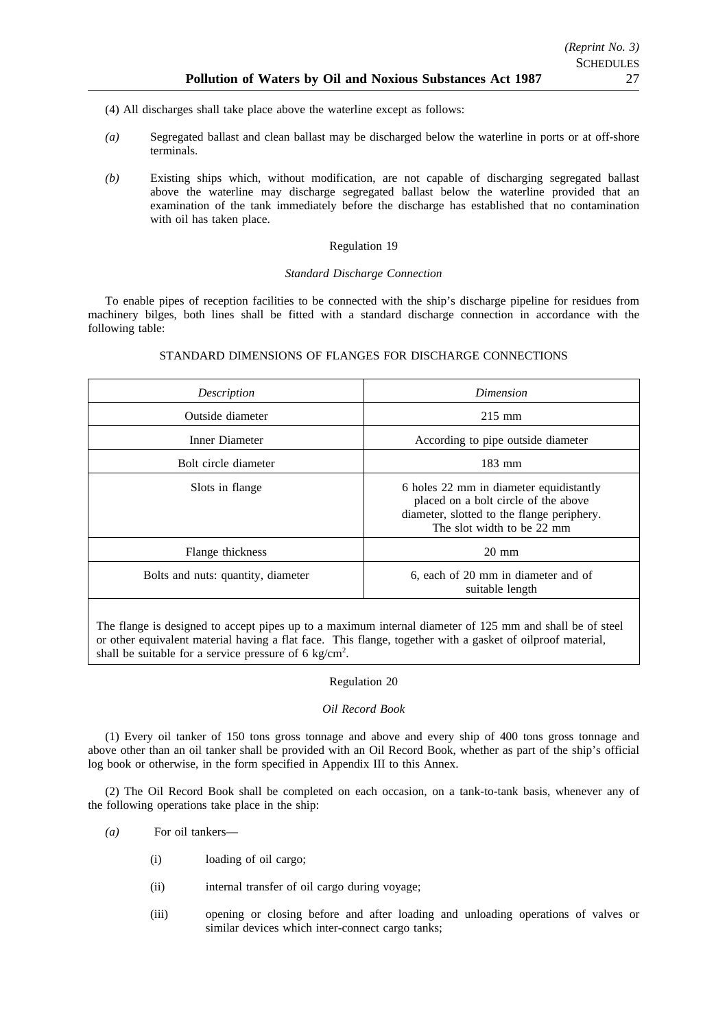(4) All discharges shall take place above the waterline except as follows:

*(a)* Segregated ballast and clean ballast may be discharged below the waterline in ports or at off-shore terminals.

*(b)* Existing ships which, without modification, are not capable of discharging segregated ballast above the waterline may discharge segregated ballast below the waterline provided that an examination of the tank immediately before the discharge has established that no contamination with oil has taken place.

Regulation 19

*Standard Discharge Connection*

To enable pipes of reception facilities to be connected with the ship's discharge pipeline for residues from machinery bilges, both lines shall be fitted with a standard discharge connection in accordance with the following table:

STANDARD DIMENSIONS OF FLANGES FOR DISCHARGE CONNECTIONS

| *Description* | *Dimension* |
|---|---|
| Outside diameter | 215 mm |
| Inner Diameter | According to pipe outside diameter |
| Bolt circle diameter | 183 mm |
| Slots in flange | 6 holes 22 mm in diameter equidistantly placed on a bolt circle of the above diameter, slotted to the flange periphery. The slot width to be 22 mm |
| Flange thickness | 20 mm |
| Bolts and nuts: quantity, diameter | 6, each of 20 mm in diameter and of suitable length |

The flange is designed to accept pipes up to a maximum internal diameter of 125 mm and shall be of steel or other equivalent material having a flat face. This flange, together with a gasket of oilproof material, shall be suitable for a service pressure of 6 $kg/cm^2$.

Regulation 20

*Oil Record Book*

(1) Every oil tanker of 150 tons gross tonnage and above and every ship of 400 tons gross tonnage and above other than an oil tanker shall be provided with an Oil Record Book, whether as part of the ship's official log book or otherwise, in the form specified in Appendix III to this Annex.

(2) The Oil Record Book shall be completed on each occasion, on a tank-to-tank basis, whenever any of the following operations take place in the ship:

*(a)* For oil tankers—

(i) loading of oil cargo;

(ii) internal transfer of oil cargo during voyage;

(iii) opening or closing before and after loading and unloading operations of valves or similar devices which inter-connect cargo tanks;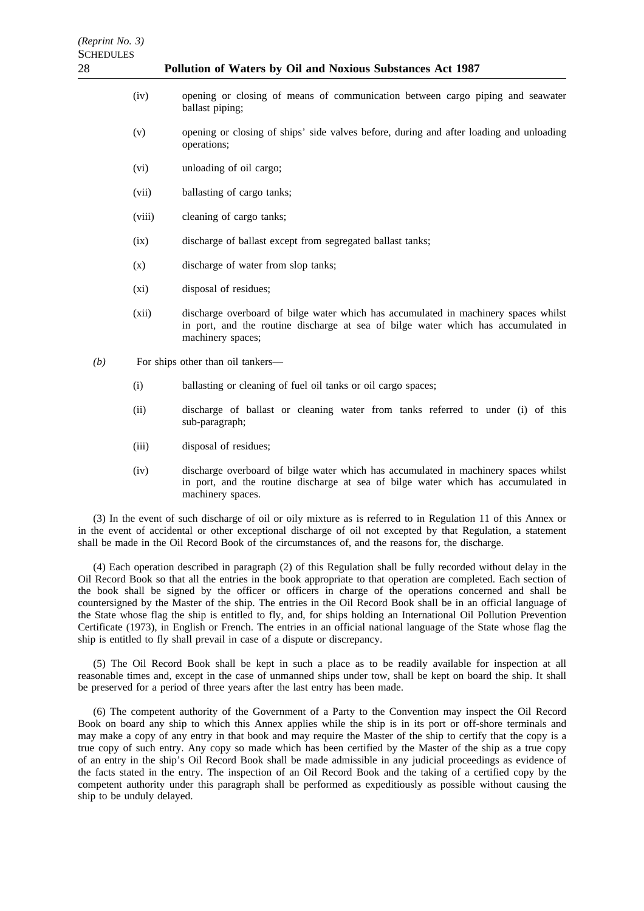(iv) opening or closing of means of communication between cargo piping and seawater ballast piping;

(v) opening or closing of ships' side valves before, during and after loading and unloading operations;

(vi) unloading of oil cargo;

(vii) ballasting of cargo tanks;

(viii) cleaning of cargo tanks;

(ix) discharge of ballast except from segregated ballast tanks;

(x) discharge of water from slop tanks;

(xi) disposal of residues;

(xii) discharge overboard of bilge water which has accumulated in machinery spaces whilst in port, and the routine discharge at sea of bilge water which has accumulated in machinery spaces;

*(b)* For ships other than oil tankers—

(i) ballasting or cleaning of fuel oil tanks or oil cargo spaces;

(ii) discharge of ballast or cleaning water from tanks referred to under (i) of this sub-paragraph;

(iii) disposal of residues;

(iv) discharge overboard of bilge water which has accumulated in machinery spaces whilst in port, and the routine discharge at sea of bilge water which has accumulated in machinery spaces.

(3) In the event of such discharge of oil or oily mixture as is referred to in Regulation 11 of this Annex or in the event of accidental or other exceptional discharge of oil not excepted by that Regulation, a statement shall be made in the Oil Record Book of the circumstances of, and the reasons for, the discharge.

(4) Each operation described in paragraph (2) of this Regulation shall be fully recorded without delay in the Oil Record Book so that all the entries in the book appropriate to that operation are completed. Each section of the book shall be signed by the officer or officers in charge of the operations concerned and shall be countersigned by the Master of the ship. The entries in the Oil Record Book shall be in an official language of the State whose flag the ship is entitled to fly, and, for ships holding an International Oil Pollution Prevention Certificate (1973), in English or French. The entries in an official national language of the State whose flag the ship is entitled to fly shall prevail in case of a dispute or discrepancy.

(5) The Oil Record Book shall be kept in such a place as to be readily available for inspection at all reasonable times and, except in the case of unmanned ships under tow, shall be kept on board the ship. It shall be preserved for a period of three years after the last entry has been made.

(6) The competent authority of the Government of a Party to the Convention may inspect the Oil Record Book on board any ship to which this Annex applies while the ship is in its port or off-shore terminals and may make a copy of any entry in that book and may require the Master of the ship to certify that the copy is a true copy of such entry. Any copy so made which has been certified by the Master of the ship as a true copy of an entry in the ship's Oil Record Book shall be made admissible in any judicial proceedings as evidence of the facts stated in the entry. The inspection of an Oil Record Book and the taking of a certified copy by the competent authority under this paragraph shall be performed as expeditiously as possible without causing the ship to be unduly delayed.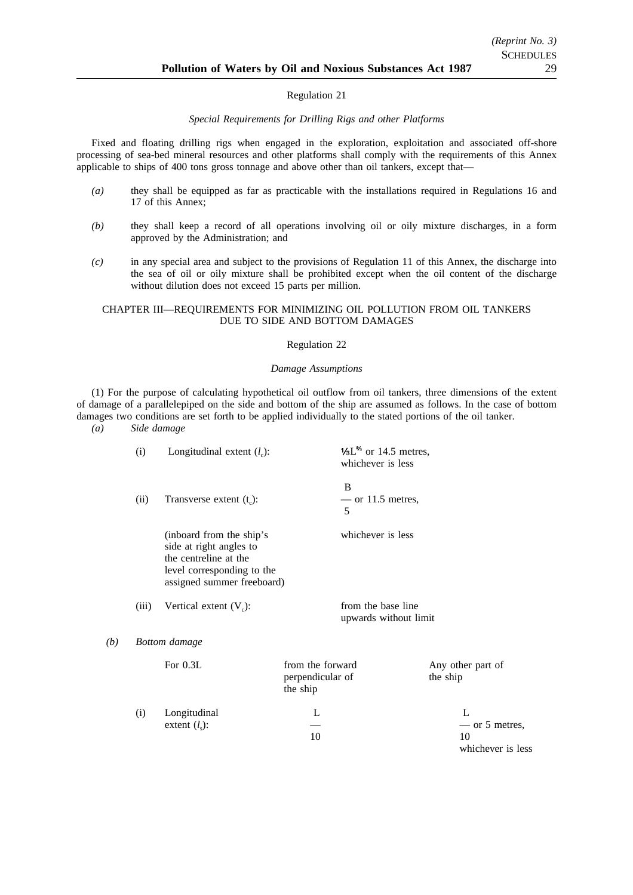Regulation 21

*Special Requirements for Drilling Rigs and other Platforms*

Fixed and floating drilling rigs when engaged in the exploration, exploitation and associated off-shore processing of sea-bed mineral resources and other platforms shall comply with the requirements of this Annex applicable to ships of 400 tons gross tonnage and above other than oil tankers, except that—

*(a)* they shall be equipped as far as practicable with the installations required in Regulations 16 and 17 of this Annex;

*(b)* they shall keep a record of all operations involving oil or oily mixture discharges, in a form approved by the Administration; and

*(c)* in any special area and subject to the provisions of Regulation 11 of this Annex, the discharge into the sea of oil or oily mixture shall be prohibited except when the oil content of the discharge without dilution does not exceed 15 parts per million.

CHAPTER III—REQUIREMENTS FOR MINIMIZING OIL POLLUTION FROM OIL TANKERS DUE TO SIDE AND BOTTOM DAMAGES

Regulation 22

*Damage Assumptions*

(1) For the purpose of calculating hypothetical oil outflow from oil tankers, three dimensions of the extent of damage of a parallelepiped on the side and bottom of the ship are assumed as follows. In the case of bottom damages two conditions are set forth to be applied individually to the stated portions of the oil tanker.

*(a)* *Side damage*

| | | |
|---|---|---|
| (i) | Longitudinal extent ($l_c$): | $\frac{1}{3}L^{\frac{2}{3}}$ or 14.5 metres, whichever is less |
| (ii) | Transverse extent ($t_c$): (inboard from the ship's side at right angles to the centreline at the level corresponding to the assigned summer freeboard) | $\frac{B}{5}$ or 11.5 metres, whichever is less |
| (iii) | Vertical extent ($V_c$): | from the base line upwards without limit |

*(b)* *Bottom damage*

| | | | |
|---|---|---|---|
| | For 0.3L | from the forward perpendicular of the ship | Any other part of the ship |
| (i) | Longitudinal extent ($l_s$): | $\frac{L}{10}$ | $\frac{L}{10}$ or 5 metres, whichever is less |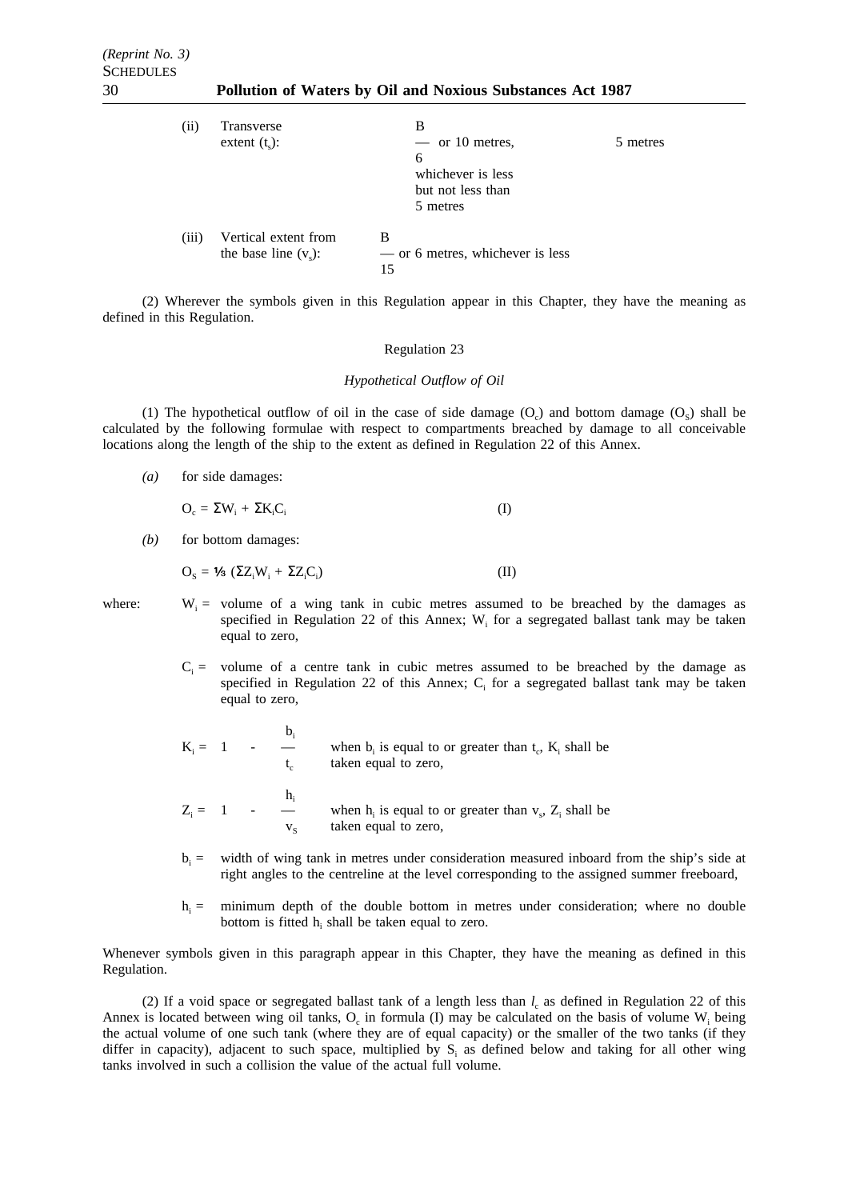| | | | |
|---|---|---|---|
| (ii) | Transverse extent ($t_c$): | $\frac{B}{6}$ or 10 metres, whichever is less but not less than 5 metres | 5 metres |
| (iii) | Vertical extent from the base line ($v_s$): | $\frac{B}{15}$ or 6 metres, whichever is less | |

(2) Wherever the symbols given in this Regulation appear in this Chapter, they have the meaning as defined in this Regulation.

## Regulation 23

### *Hypothetical Outflow of Oil*

(1) The hypothetical outflow of oil in the case of side damage ($O_c$) and bottom damage ($O_S$) shall be calculated by the following formulae with respect to compartments breached by damage to all conceivable locations along the length of the ship to the extent as defined in Regulation 22 of this Annex.

*(a)* for side damages:

$$O_c = \Sigma W_i + \Sigma K_i C_i \qquad \text{(I)}$$

*(b)* for bottom damages:

$$O_S = \tfrac{1}{3} (\Sigma Z_i W_i + \Sigma Z_i C_i) \qquad \text{(II)}$$

where:

$W_i$ = volume of a wing tank in cubic metres assumed to be breached by the damages as specified in Regulation 22 of this Annex; $W_i$ for a segregated ballast tank may be taken equal to zero,

$C_i$ = volume of a centre tank in cubic metres assumed to be breached by the damage as specified in Regulation 22 of this Annex; $C_i$ for a segregated ballast tank may be taken equal to zero,

$K_i = 1 - \frac{b_i}{t_c}$ when $b_i$ is equal to or greater than $t_c$, $K_i$ shall be taken equal to zero,

$Z_i = 1 - \frac{h_i}{v_S}$ when $h_i$ is equal to or greater than $v_s$, $Z_i$ shall be taken equal to zero,

$b_i$ = width of wing tank in metres under consideration measured inboard from the ship's side at right angles to the centreline at the level corresponding to the assigned summer freeboard,

$h_i$ = minimum depth of the double bottom in metres under consideration; where no double bottom is fitted $h_i$ shall be taken equal to zero.

Whenever symbols given in this paragraph appear in this Chapter, they have the meaning as defined in this Regulation.

(2) If a void space or segregated ballast tank of a length less than $l_c$ as defined in Regulation 22 of this Annex is located between wing oil tanks, $O_c$ in formula (I) may be calculated on the basis of volume $W_i$ being the actual volume of one such tank (where they are of equal capacity) or the smaller of the two tanks (if they differ in capacity), adjacent to such space, multiplied by $S_i$ as defined below and taking for all other wing tanks involved in such a collision the value of the actual full volume.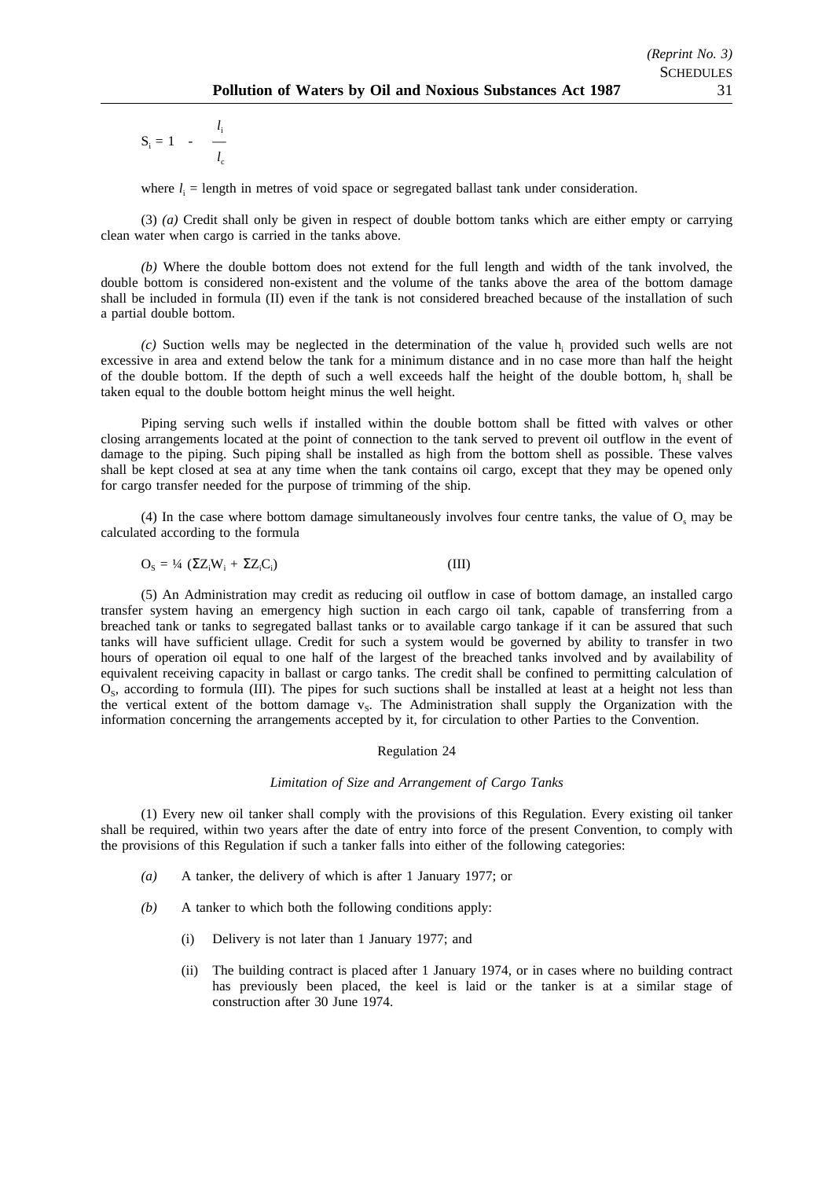$$S_i = 1 - \frac{l_i}{l_c}$$

where $l_i$ = length in metres of void space or segregated ballast tank under consideration.

(3) *(a)* Credit shall only be given in respect of double bottom tanks which are either empty or carrying clean water when cargo is carried in the tanks above.

*(b)* Where the double bottom does not extend for the full length and width of the tank involved, the double bottom is considered non-existent and the volume of the tanks above the area of the bottom damage shall be included in formula (II) even if the tank is not considered breached because of the installation of such a partial double bottom.

*(c)* Suction wells may be neglected in the determination of the value $h_i$ provided such wells are not excessive in area and extend below the tank for a minimum distance and in no case more than half the height of the double bottom. If the depth of such a well exceeds half the height of the double bottom, $h_i$ shall be taken equal to the double bottom height minus the well height.

Piping serving such wells if installed within the double bottom shall be fitted with valves or other closing arrangements located at the point of connection to the tank served to prevent oil outflow in the event of damage to the piping. Such piping shall be installed as high from the bottom shell as possible. These valves shall be kept closed at sea at any time when the tank contains oil cargo, except that they may be opened only for cargo transfer needed for the purpose of trimming of the ship.

(4) In the case where bottom damage simultaneously involves four centre tanks, the value of $O_s$ may be calculated according to the formula

$$O_S = \tfrac{1}{4} \left(\Sigma Z_i W_i + \Sigma Z_i C_i\right) \qquad \text{(III)}$$

(5) An Administration may credit as reducing oil outflow in case of bottom damage, an installed cargo transfer system having an emergency high suction in each cargo oil tank, capable of transferring from a breached tank or tanks to segregated ballast tanks or to available cargo tankage if it can be assured that such tanks will have sufficient ullage. Credit for such a system would be governed by ability to transfer in two hours of operation oil equal to one half of the largest of the breached tanks involved and by availability of equivalent receiving capacity in ballast or cargo tanks. The credit shall be confined to permitting calculation of $O_S$, according to formula (III). The pipes for such suctions shall be installed at least at a height not less than the vertical extent of the bottom damage $v_S$. The Administration shall supply the Organization with the information concerning the arrangements accepted by it, for circulation to other Parties to the Convention.

## Regulation 24

*Limitation of Size and Arrangement of Cargo Tanks*

(1) Every new oil tanker shall comply with the provisions of this Regulation. Every existing oil tanker shall be required, within two years after the date of entry into force of the present Convention, to comply with the provisions of this Regulation if such a tanker falls into either of the following categories:

*(a)* A tanker, the delivery of which is after 1 January 1977; or

*(b)* A tanker to which both the following conditions apply:

(i) Delivery is not later than 1 January 1977; and

(ii) The building contract is placed after 1 January 1974, or in cases where no building contract has previously been placed, the keel is laid or the tanker is at a similar stage of construction after 30 June 1974.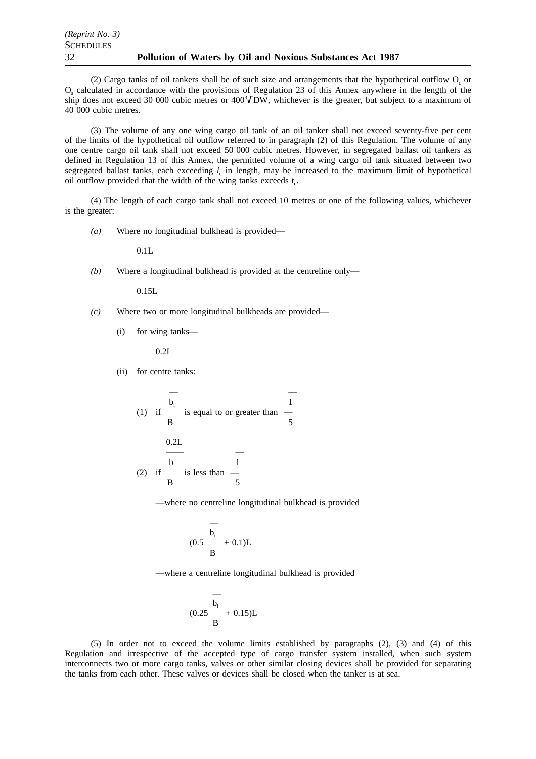(2) Cargo tanks of oil tankers shall be of such size and arrangements that the hypothetical outflow $O_c$ or $O_s$ calculated in accordance with the provisions of Regulation 23 of this Annex anywhere in the length of the ship does not exceed 30 000 cubic metres or $400\sqrt[3]{DW}$, whichever is the greater, but subject to a maximum of 40 000 cubic metres.

(3) The volume of any one wing cargo oil tank of an oil tanker shall not exceed seventy-five per cent of the limits of the hypothetical oil outflow referred to in paragraph (2) of this Regulation. The volume of any one centre cargo oil tank shall not exceed 50 000 cubic metres. However, in segregated ballast oil tankers as defined in Regulation 13 of this Annex, the permitted volume of a wing cargo oil tank situated between two segregated ballast tanks, each exceeding $l_c$ in length, may be increased to the maximum limit of hypothetical oil outflow provided that the width of the wing tanks exceeds $t_c$.

(4) The length of each cargo tank shall not exceed 10 metres or one of the following values, whichever is the greater:

*(a)* Where no longitudinal bulkhead is provided—

$$0.1L$$

*(b)* Where a longitudinal bulkhead is provided at the centreline only—

$$0.15L$$

*(c)* Where two or more longitudinal bulkheads are provided—

(i) for wing tanks—

$$0.2L$$

(ii) for centre tanks:

(1) if $\dfrac{b_i}{B}$ is equal to or greater than $\dfrac{1}{5}$

$$0.2L$$

(2) if $\dfrac{b_i}{B}$ is less than $\dfrac{1}{5}$

—where no centreline longitudinal bulkhead is provided

$$\left(0.5\frac{b_i}{B} + 0.1\right)L$$

—where a centreline longitudinal bulkhead is provided

$$\left(0.25\frac{b_i}{B} + 0.15\right)L$$

(5) In order not to exceed the volume limits established by paragraphs (2), (3) and (4) of this Regulation and irrespective of the accepted type of cargo transfer system installed, when such system interconnects two or more cargo tanks, valves or other similar closing devices shall be provided for separating the tanks from each other. These valves or devices shall be closed when the tanker is at sea.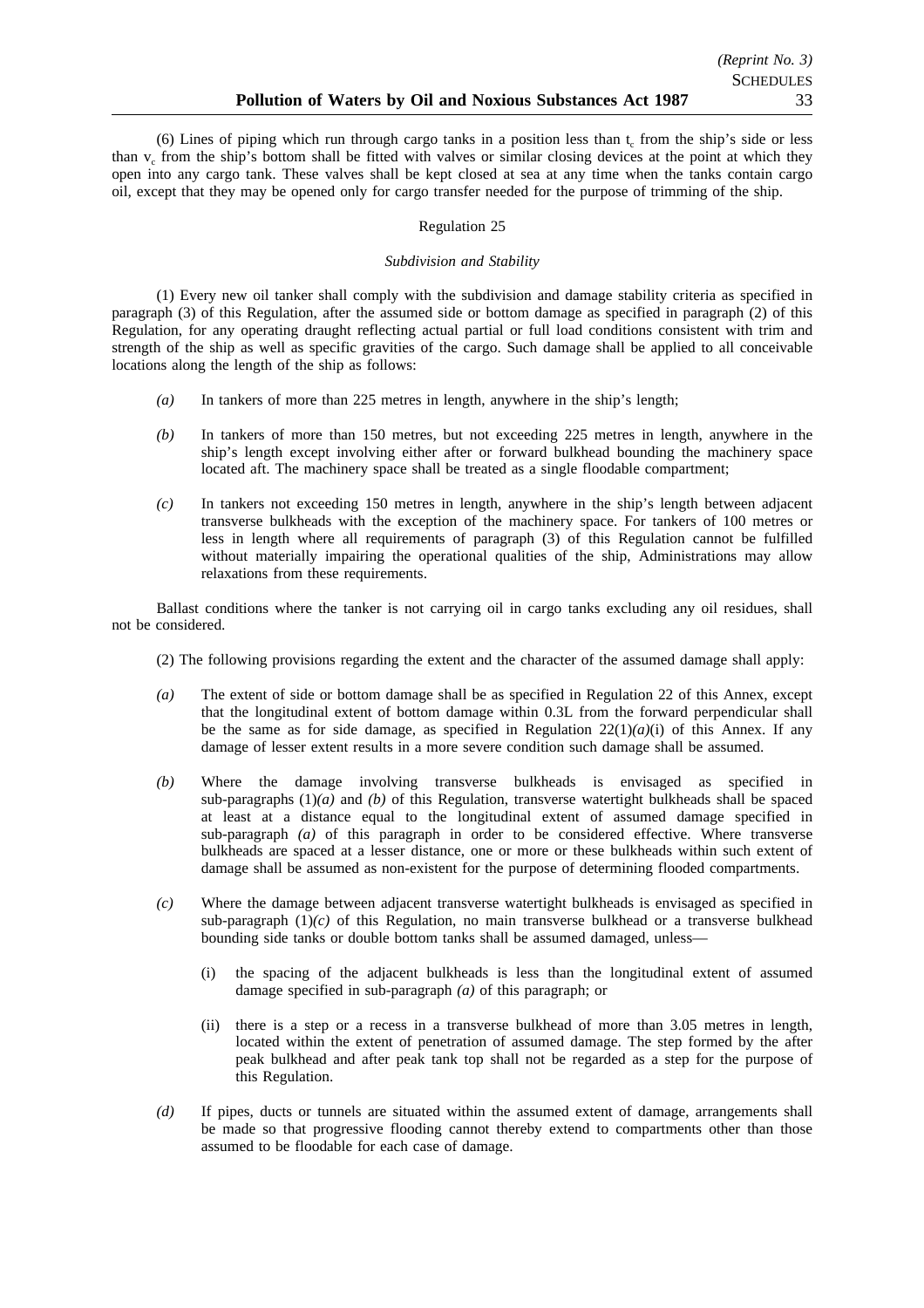(6) Lines of piping which run through cargo tanks in a position less than $t_c$ from the ship's side or less than $v_c$ from the ship's bottom shall be fitted with valves or similar closing devices at the point at which they open into any cargo tank. These valves shall be kept closed at sea at any time when the tanks contain cargo oil, except that they may be opened only for cargo transfer needed for the purpose of trimming of the ship.

Regulation 25

*Subdivision and Stability*

(1) Every new oil tanker shall comply with the subdivision and damage stability criteria as specified in paragraph (3) of this Regulation, after the assumed side or bottom damage as specified in paragraph (2) of this Regulation, for any operating draught reflecting actual partial or full load conditions consistent with trim and strength of the ship as well as specific gravities of the cargo. Such damage shall be applied to all conceivable locations along the length of the ship as follows:

- *(a)* In tankers of more than 225 metres in length, anywhere in the ship's length;
- *(b)* In tankers of more than 150 metres, but not exceeding 225 metres in length, anywhere in the ship's length except involving either after or forward bulkhead bounding the machinery space located aft. The machinery space shall be treated as a single floodable compartment;
- *(c)* In tankers not exceeding 150 metres in length, anywhere in the ship's length between adjacent transverse bulkheads with the exception of the machinery space. For tankers of 100 metres or less in length where all requirements of paragraph (3) of this Regulation cannot be fulfilled without materially impairing the operational qualities of the ship, Administrations may allow relaxations from these requirements.

Ballast conditions where the tanker is not carrying oil in cargo tanks excluding any oil residues, shall not be considered.

(2) The following provisions regarding the extent and the character of the assumed damage shall apply:

- *(a)* The extent of side or bottom damage shall be as specified in Regulation 22 of this Annex, except that the longitudinal extent of bottom damage within 0.3L from the forward perpendicular shall be the same as for side damage, as specified in Regulation 22(1)*(a)*(i) of this Annex. If any damage of lesser extent results in a more severe condition such damage shall be assumed.
- *(b)* Where the damage involving transverse bulkheads is envisaged as specified in sub-paragraphs (1)*(a)* and *(b)* of this Regulation, transverse watertight bulkheads shall be spaced at least at a distance equal to the longitudinal extent of assumed damage specified in sub-paragraph *(a)* of this paragraph in order to be considered effective. Where transverse bulkheads are spaced at a lesser distance, one or more or these bulkheads within such extent of damage shall be assumed as non-existent for the purpose of determining flooded compartments.
- *(c)* Where the damage between adjacent transverse watertight bulkheads is envisaged as specified in sub-paragraph (1)*(c)* of this Regulation, no main transverse bulkhead or a transverse bulkhead bounding side tanks or double bottom tanks shall be assumed damaged, unless—
  - (i) the spacing of the adjacent bulkheads is less than the longitudinal extent of assumed damage specified in sub-paragraph *(a)* of this paragraph; or
  - (ii) there is a step or a recess in a transverse bulkhead of more than 3.05 metres in length, located within the extent of penetration of assumed damage. The step formed by the after peak bulkhead and after peak tank top shall not be regarded as a step for the purpose of this Regulation.
- *(d)* If pipes, ducts or tunnels are situated within the assumed extent of damage, arrangements shall be made so that progressive flooding cannot thereby extend to compartments other than those assumed to be floodable for each case of damage.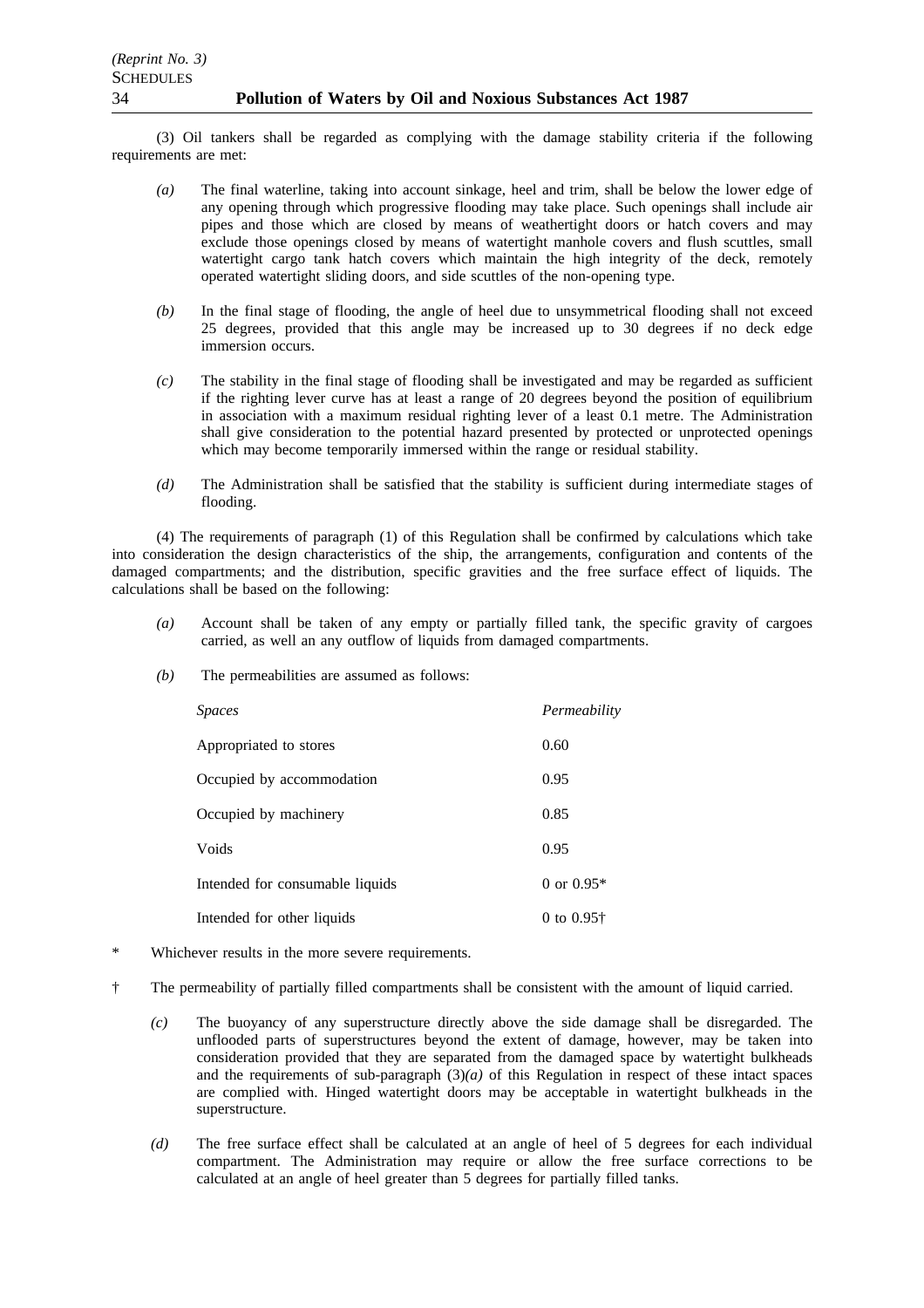(3) Oil tankers shall be regarded as complying with the damage stability criteria if the following requirements are met:

*(a)* The final waterline, taking into account sinkage, heel and trim, shall be below the lower edge of any opening through which progressive flooding may take place. Such openings shall include air pipes and those which are closed by means of weathertight doors or hatch covers and may exclude those openings closed by means of watertight manhole covers and flush scuttles, small watertight cargo tank hatch covers which maintain the high integrity of the deck, remotely operated watertight sliding doors, and side scuttles of the non-opening type.

*(b)* In the final stage of flooding, the angle of heel due to unsymmetrical flooding shall not exceed 25 degrees, provided that this angle may be increased up to 30 degrees if no deck edge immersion occurs.

*(c)* The stability in the final stage of flooding shall be investigated and may be regarded as sufficient if the righting lever curve has at least a range of 20 degrees beyond the position of equilibrium in association with a maximum residual righting lever of a least 0.1 metre. The Administration shall give consideration to the potential hazard presented by protected or unprotected openings which may become temporarily immersed within the range or residual stability.

*(d)* The Administration shall be satisfied that the stability is sufficient during intermediate stages of flooding.

(4) The requirements of paragraph (1) of this Regulation shall be confirmed by calculations which take into consideration the design characteristics of the ship, the arrangements, configuration and contents of the damaged compartments; and the distribution, specific gravities and the free surface effect of liquids. The calculations shall be based on the following:

*(a)* Account shall be taken of any empty or partially filled tank, the specific gravity of cargoes carried, as well an any outflow of liquids from damaged compartments.

*(b)* The permeabilities are assumed as follows:

| *Spaces* | *Permeability* |
|---|---|
| Appropriated to stores | 0.60 |
| Occupied by accommodation | 0.95 |
| Occupied by machinery | 0.85 |
| Voids | 0.95 |
| Intended for consumable liquids | 0 or 0.95* |
| Intended for other liquids | 0 to 0.95† |

\* Whichever results in the more severe requirements.

† The permeability of partially filled compartments shall be consistent with the amount of liquid carried.

*(c)* The buoyancy of any superstructure directly above the side damage shall be disregarded. The unflooded parts of superstructures beyond the extent of damage, however, may be taken into consideration provided that they are separated from the damaged space by watertight bulkheads and the requirements of sub-paragraph (3)*(a)* of this Regulation in respect of these intact spaces are complied with. Hinged watertight doors may be acceptable in watertight bulkheads in the superstructure.

*(d)* The free surface effect shall be calculated at an angle of heel of 5 degrees for each individual compartment. The Administration may require or allow the free surface corrections to be calculated at an angle of heel greater than 5 degrees for partially filled tanks.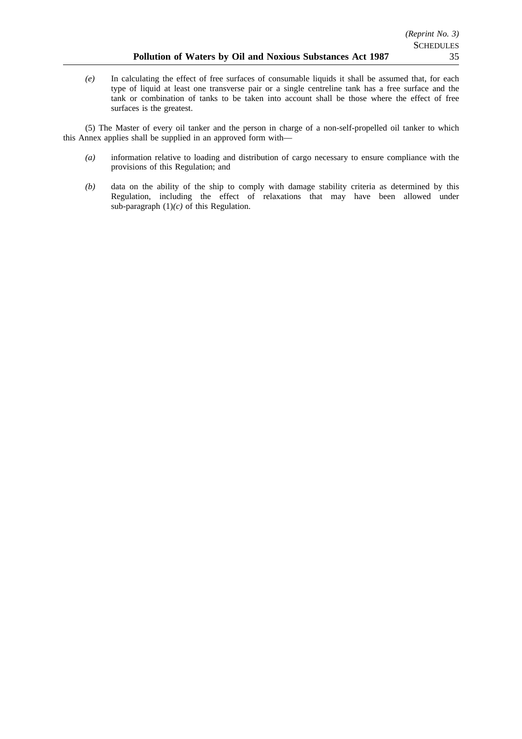*(e)* In calculating the effect of free surfaces of consumable liquids it shall be assumed that, for each type of liquid at least one transverse pair or a single centreline tank has a free surface and the tank or combination of tanks to be taken into account shall be those where the effect of free surfaces is the greatest.

(5) The Master of every oil tanker and the person in charge of a non-self-propelled oil tanker to which this Annex applies shall be supplied in an approved form with—

*(a)* information relative to loading and distribution of cargo necessary to ensure compliance with the provisions of this Regulation; and

*(b)* data on the ability of the ship to comply with damage stability criteria as determined by this Regulation, including the effect of relaxations that may have been allowed under sub-paragraph (1)*(c)* of this Regulation.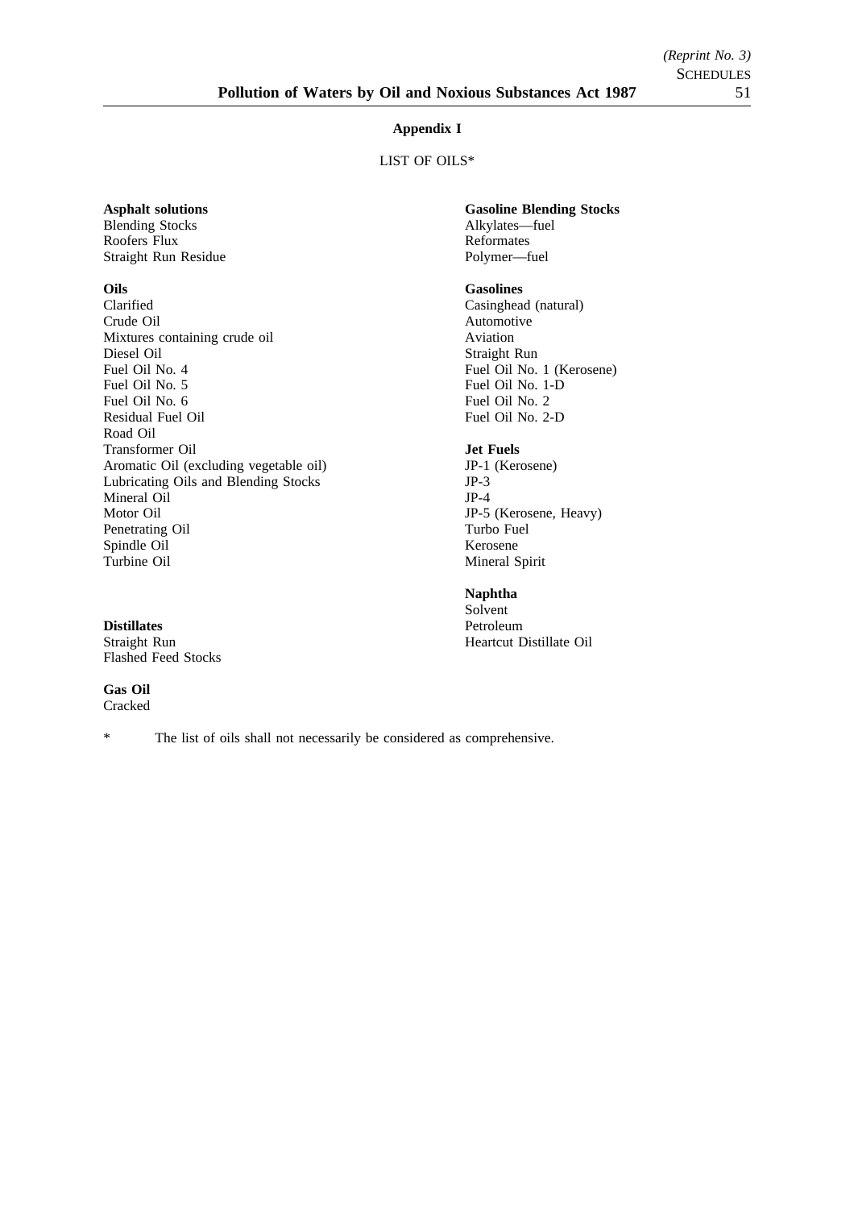## Appendix I

LIST OF OILS*

**Asphalt solutions**
Blending Stocks
Roofers Flux
Straight Run Residue

**Oils**
Clarified
Crude Oil
Mixtures containing crude oil
Diesel Oil
Fuel Oil No. 4
Fuel Oil No. 5
Fuel Oil No. 6
Residual Fuel Oil
Road Oil
Transformer Oil
Aromatic Oil (excluding vegetable oil)
Lubricating Oils and Blending Stocks
Mineral Oil
Motor Oil
Penetrating Oil
Spindle Oil
Turbine Oil

**Distillates**
Straight Run
Flashed Feed Stocks

**Gas Oil**
Cracked

**Gasoline Blending Stocks**
Alkylates—fuel
Reformates
Polymer—fuel

**Gasolines**
Casinghead (natural)
Automotive
Aviation
Straight Run
Fuel Oil No. 1 (Kerosene)
Fuel Oil No. 1-D
Fuel Oil No. 2
Fuel Oil No. 2-D

**Jet Fuels**
JP-1 (Kerosene)
JP-3
JP-4
JP-5 (Kerosene, Heavy)
Turbo Fuel
Kerosene
Mineral Spirit

**Naphtha**
Solvent
Petroleum
Heartcut Distillate Oil

\* The list of oils shall not necessarily be considered as comprehensive.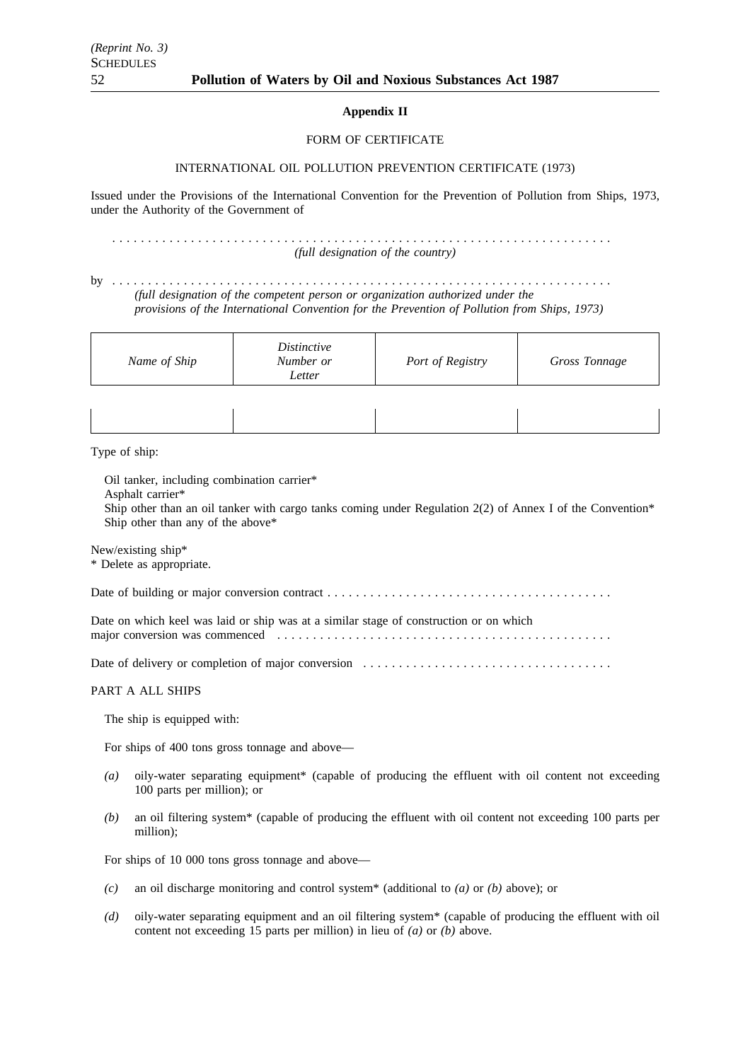**Appendix II**

FORM OF CERTIFICATE

INTERNATIONAL OIL POLLUTION PREVENTION CERTIFICATE (1973)

Issued under the Provisions of the International Convention for the Prevention of Pollution from Ships, 1973, under the Authority of the Government of

. . . . . . . . . . . . . . . . . . . . . . . . . . . . . . . . . . . . . . . . . . . . . . . . . . . . . . . . . . . . . . . . . . . .
*(full designation of the country)*

by . . . . . . . . . . . . . . . . . . . . . . . . . . . . . . . . . . . . . . . . . . . . . . . . . . . . . . . . . . . . . . . . . . . .
*(full designation of the competent person or organization authorized under the provisions of the International Convention for the Prevention of Pollution from Ships, 1973)*

| *Name of Ship* | *Distinctive Number or Letter* | *Port of Registry* | *Gross Tonnage* |
|---|---|---|---|
| | | | |

Type of ship:

Oil tanker, including combination carrier*
Asphalt carrier*
Ship other than an oil tanker with cargo tanks coming under Regulation 2(2) of Annex I of the Convention*
Ship other than any of the above*

New/existing ship*
* Delete as appropriate.

Date of building or major conversion contract . . . . . . . . . . . . . . . . . . . . . . . . . . . . . . . . . . . . . . . .

Date on which keel was laid or ship was at a similar stage of construction or on which major conversion was commenced . . . . . . . . . . . . . . . . . . . . . . . . . . . . . . . . . . . . . . . . . . . . . .

Date of delivery or completion of major conversion . . . . . . . . . . . . . . . . . . . . . . . . . . . . . . . . . . .

PART A ALL SHIPS

The ship is equipped with:

For ships of 400 tons gross tonnage and above—

*(a)* oily-water separating equipment* (capable of producing the effluent with oil content not exceeding 100 parts per million); or

*(b)* an oil filtering system* (capable of producing the effluent with oil content not exceeding 100 parts per million);

For ships of 10 000 tons gross tonnage and above—

*(c)* an oil discharge monitoring and control system* (additional to *(a)* or *(b)* above); or

*(d)* oily-water separating equipment and an oil filtering system* (capable of producing the effluent with oil content not exceeding 15 parts per million) in lieu of *(a)* or *(b)* above.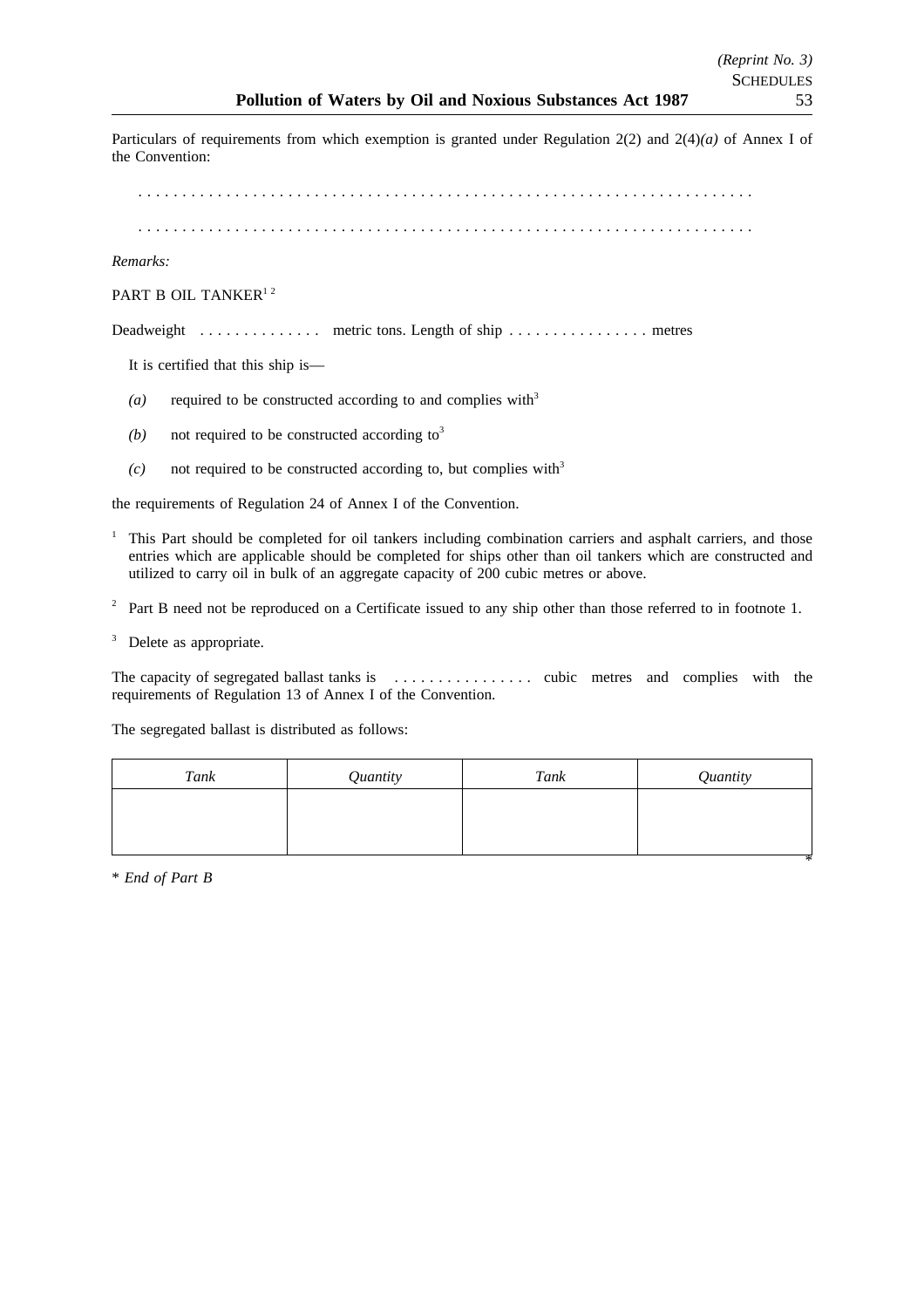Particulars of requirements from which exemption is granted under Regulation 2(2) and 2(4)*(a)* of Annex I of the Convention:

. . . . . . . . . . . . . . . . . . . . . . . . . . . . . . . . . . . . . . . . . . . . . . . . . . . . . . . . . . . . . . . . . . . .

. . . . . . . . . . . . . . . . . . . . . . . . . . . . . . . . . . . . . . . . . . . . . . . . . . . . . . . . . . . . . . . . . . . .

*Remarks:*

PART B OIL TANKER[1 2]

Deadweight . . . . . . . . . . . . . . metric tons. Length of ship . . . . . . . . . . . . . . . . metres

It is certified that this ship is—

*(a)* required to be constructed according to and complies with[3]

*(b)* not required to be constructed according to[3]

*(c)* not required to be constructed according to, but complies with[3]

the requirements of Regulation 24 of Annex I of the Convention.

[1] This Part should be completed for oil tankers including combination carriers and asphalt carriers, and those entries which are applicable should be completed for ships other than oil tankers which are constructed and utilized to carry oil in bulk of an aggregate capacity of 200 cubic metres or above.

[2] Part B need not be reproduced on a Certificate issued to any ship other than those referred to in footnote 1.

[3] Delete as appropriate.

The capacity of segregated ballast tanks is . . . . . . . . . . . . . . . . cubic metres and complies with the requirements of Regulation 13 of Annex I of the Convention.

The segregated ballast is distributed as follows:

| *Tank* | *Quantity* | *Tank* | *Quantity* |
|---|---|---|---|
| | | | |

\*

\* *End of Part B*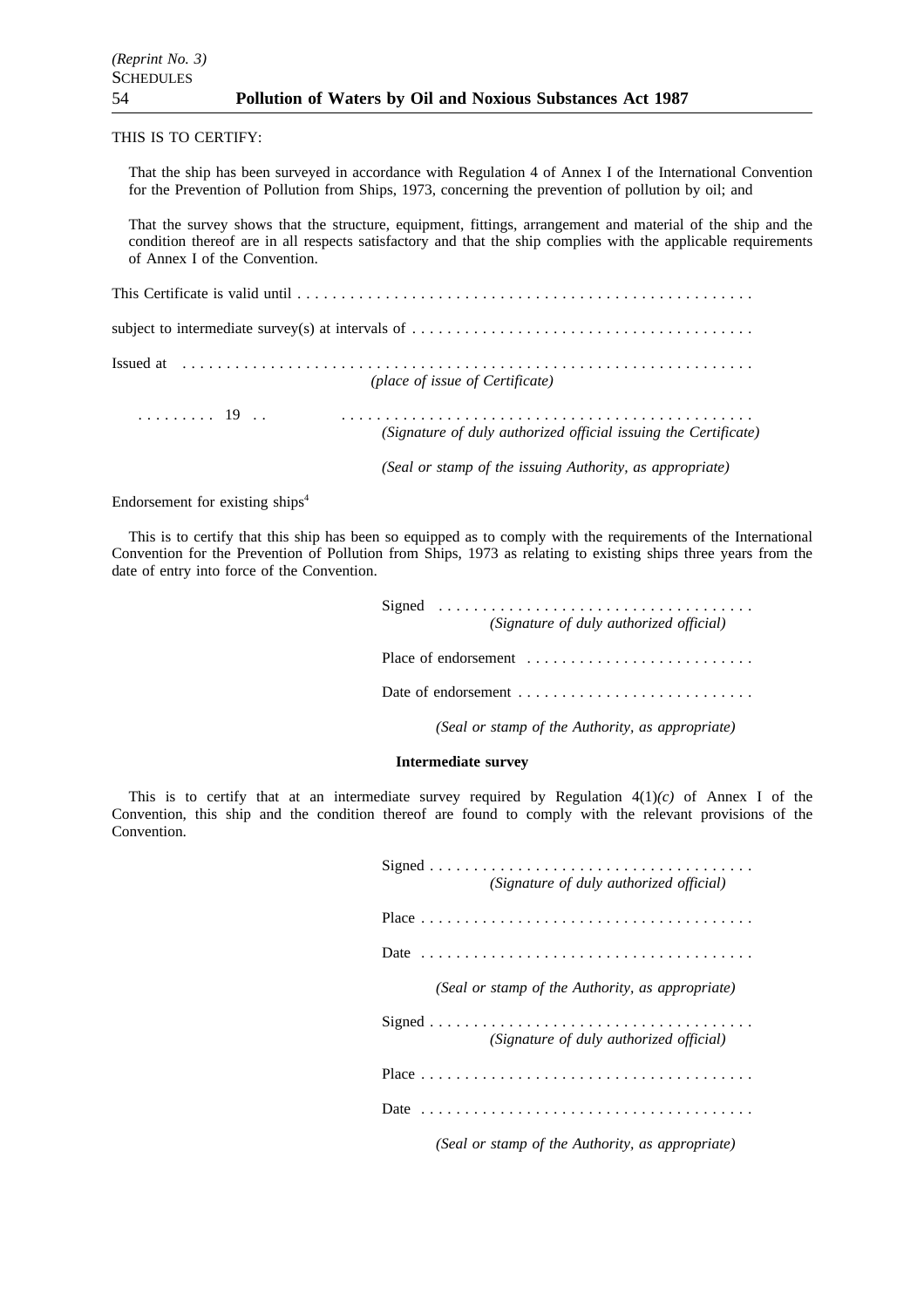THIS IS TO CERTIFY:

That the ship has been surveyed in accordance with Regulation 4 of Annex I of the International Convention for the Prevention of Pollution from Ships, 1973, concerning the prevention of pollution by oil; and

That the survey shows that the structure, equipment, fittings, arrangement and material of the ship and the condition thereof are in all respects satisfactory and that the ship complies with the applicable requirements of Annex I of the Convention.

This Certificate is valid until . . . . . . . . . . . . . . . . . . . . . . . . . . . . . . . . . . . . . . . . . . . . . . . . . . . .

subject to intermediate survey(s) at intervals of . . . . . . . . . . . . . . . . . . . . . . . . . . . . . . . . . . . . . . .

Issued at . . . . . . . . . . . . . . . . . . . . . . . . . . . . . . . . . . . . . . . . . . . . . . . . . . . . . . . . . . . . . . . . .
*(place of issue of Certificate)*

. . . . . . . . . 19 . . . . . . . . . . . . . . . . . . . . . . . . . . . . . . . . . . . . . . . . . . . . . . . . . . . .
*(Signature of duly authorized official issuing the Certificate)*

*(Seal or stamp of the issuing Authority, as appropriate)*

Endorsement for existing ships[4]

This is to certify that this ship has been so equipped as to comply with the requirements of the International Convention for the Prevention of Pollution from Ships, 1973 as relating to existing ships three years from the date of entry into force of the Convention.

Signed . . . . . . . . . . . . . . . . . . . . . . . . . . . . . . . . . . . .
*(Signature of duly authorized official)*

Place of endorsement . . . . . . . . . . . . . . . . . . . . . . . . . .

Date of endorsement . . . . . . . . . . . . . . . . . . . . . . . . . . .

*(Seal or stamp of the Authority, as appropriate)*

**Intermediate survey**

This is to certify that at an intermediate survey required by Regulation 4(1)*(c)* of Annex I of the Convention, this ship and the condition thereof are found to comply with the relevant provisions of the Convention.

Signed . . . . . . . . . . . . . . . . . . . . . . . . . . . . . . . . . . . . .
*(Signature of duly authorized official)*

Place . . . . . . . . . . . . . . . . . . . . . . . . . . . . . . . . . . . . . .

Date . . . . . . . . . . . . . . . . . . . . . . . . . . . . . . . . . . . . . .

*(Seal or stamp of the Authority, as appropriate)*

Signed . . . . . . . . . . . . . . . . . . . . . . . . . . . . . . . . . . . . .
*(Signature of duly authorized official)*

Place . . . . . . . . . . . . . . . . . . . . . . . . . . . . . . . . . . . . . .

Date . . . . . . . . . . . . . . . . . . . . . . . . . . . . . . . . . . . . . .

*(Seal or stamp of the Authority, as appropriate)*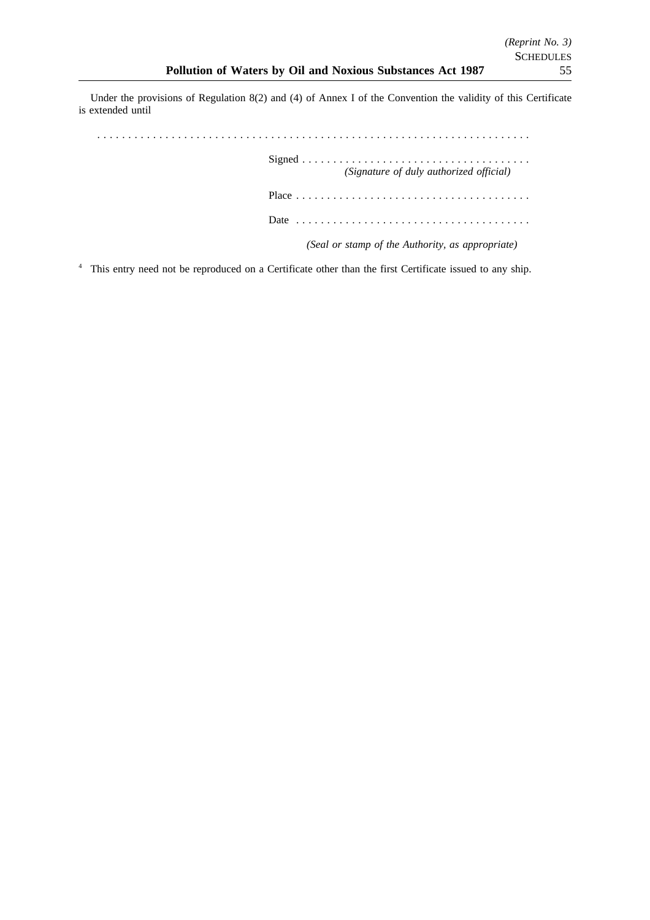Under the provisions of Regulation 8(2) and (4) of Annex I of the Convention the validity of this Certificate is extended until

. . . . . . . . . . . . . . . . . . . . . . . . . . . . . . . . . . . . . . . . . . . . . . . . . . . . . . . . . . . . . . . . . . . . .

Signed . . . . . . . . . . . . . . . . . . . . . . . . . . . . . . . . . . . . .
*(Signature of duly authorized official)*

Place . . . . . . . . . . . . . . . . . . . . . . . . . . . . . . . . . . . . . .

Date . . . . . . . . . . . . . . . . . . . . . . . . . . . . . . . . . . . . . .

*(Seal or stamp of the Authority, as appropriate)*

[4] This entry need not be reproduced on a Certificate other than the first Certificate issued to any ship.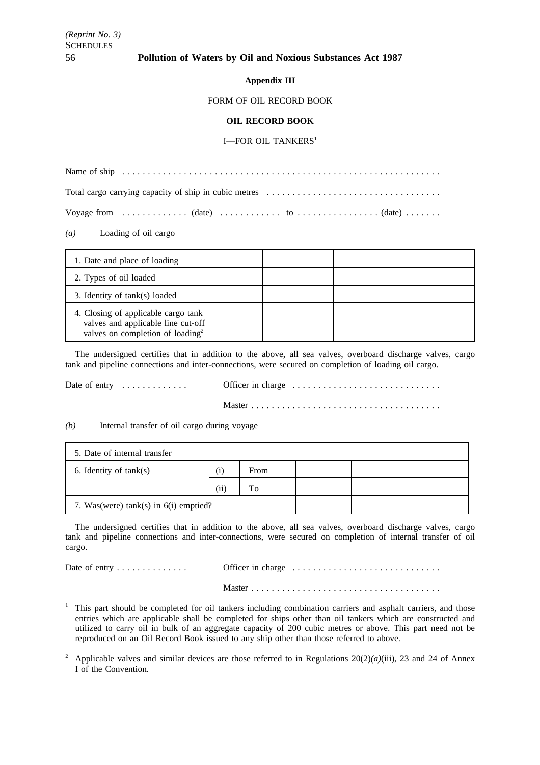**Appendix III**

FORM OF OIL RECORD BOOK

**OIL RECORD BOOK**

I—FOR OIL TANKERS[1]

Name of ship . . . . . . . . . . . . . . . . . . . . . . . . . . . . . . . . . . . . . . . . . . . . . . . . . . . . . . . . . . . . .

Total cargo carrying capacity of ship in cubic metres . . . . . . . . . . . . . . . . . . . . . . . . . . . . . . . . .

Voyage from . . . . . . . . . . . . . (date) . . . . . . . . . . . . to . . . . . . . . . . . . . . . . (date) . . . . . . .

*(a)* Loading of oil cargo

| | | | |
|---|---|---|---|
| 1. Date and place of loading | | | |
| 2. Types of oil loaded | | | |
| 3. Identity of tank(s) loaded | | | |
| 4. Closing of applicable cargo tank valves and applicable line cut-off valves on completion of loading[2] | | | |

The undersigned certifies that in addition to the above, all sea valves, overboard discharge valves, cargo tank and pipeline connections and inter-connections, were secured on completion of loading oil cargo.

Date of entry . . . . . . . . . . . . . Officer in charge . . . . . . . . . . . . . . . . . . . . . . . . . . . .

Master . . . . . . . . . . . . . . . . . . . . . . . . . . . . . . . . . . . . .

*(b)* Internal transfer of oil cargo during voyage

| | | | | | |
|---|---|---|---|---|---|
| 5. Date of internal transfer | | | | | |
| 6. Identity of tank(s) | (i) | From | | | |
| | (ii) | To | | | |
| 7. Was(were) tank(s) in 6(i) emptied? | | | | | |

The undersigned certifies that in addition to the above, all sea valves, overboard discharge valves, cargo tank and pipeline connections and inter-connections, were secured on completion of internal transfer of oil cargo.

Date of entry . . . . . . . . . . . . . Officer in charge . . . . . . . . . . . . . . . . . . . . . . . . . . . .

Master . . . . . . . . . . . . . . . . . . . . . . . . . . . . . . . . . . . . .

[1] This part should be completed for oil tankers including combination carriers and asphalt carriers, and those entries which are applicable shall be completed for ships other than oil tankers which are constructed and utilized to carry oil in bulk of an aggregate capacity of 200 cubic metres or above. This part need not be reproduced on an Oil Record Book issued to any ship other than those referred to above.

[2] Applicable valves and similar devices are those referred to in Regulations 20(2)*(a)*(iii), 23 and 24 of Annex I of the Convention.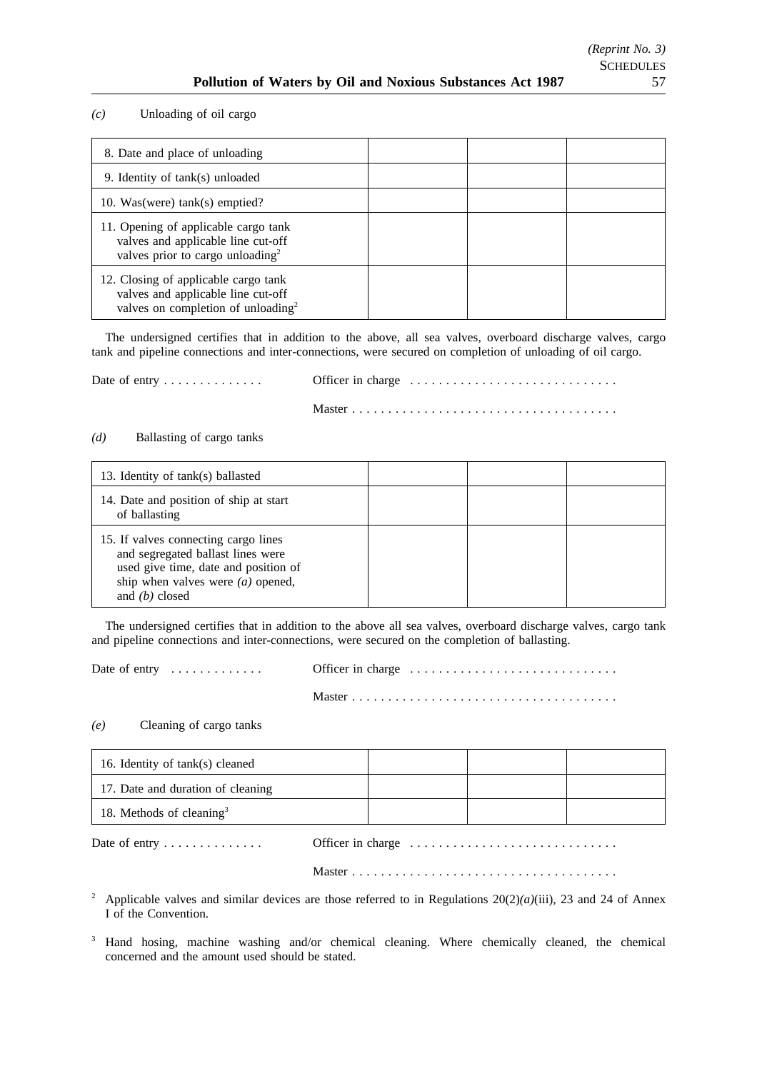*(c)* Unloading of oil cargo

| | | | |
|---|---|---|---|
| 8. Date and place of unloading | | | |
| 9. Identity of tank(s) unloaded | | | |
| 10. Was(were) tank(s) emptied? | | | |
| 11. Opening of applicable cargo tank valves and applicable line cut-off valves prior to cargo unloading[2] | | | |
| 12. Closing of applicable cargo tank valves and applicable line cut-off valves on completion of unloading[2] | | | |

The undersigned certifies that in addition to the above, all sea valves, overboard discharge valves, cargo tank and pipeline connections and inter-connections, were secured on completion of unloading of oil cargo.

Date of entry . . . . . . . . . . . . . Officer in charge . . . . . . . . . . . . . . . . . . . . . . . . . . . .

Master . . . . . . . . . . . . . . . . . . . . . . . . . . . . . . . . . . . . .

*(d)* Ballasting of cargo tanks

| | | | |
|---|---|---|---|
| 13. Identity of tank(s) ballasted | | | |
| 14. Date and position of ship at start of ballasting | | | |
| 15. If valves connecting cargo lines and segregated ballast lines were used give time, date and position of ship when valves were *(a)* opened, and *(b)* closed | | | |

The undersigned certifies that in addition to the above all sea valves, overboard discharge valves, cargo tank and pipeline connections and inter-connections, were secured on the completion of ballasting.

Date of entry . . . . . . . . . . . . Officer in charge . . . . . . . . . . . . . . . . . . . . . . . . . . . .

Master . . . . . . . . . . . . . . . . . . . . . . . . . . . . . . . . . . . . .

*(e)* Cleaning of cargo tanks

| | | | |
|---|---|---|---|
| 16. Identity of tank(s) cleaned | | | |
| 17. Date and duration of cleaning | | | |
| 18. Methods of cleaning[3] | | | |

Date of entry . . . . . . . . . . . . . Officer in charge . . . . . . . . . . . . . . . . . . . . . . . . . . . .

Master . . . . . . . . . . . . . . . . . . . . . . . . . . . . . . . . . . . . .

[2] Applicable valves and similar devices are those referred to in Regulations 20(2)*(a)*(iii), 23 and 24 of Annex I of the Convention.

[3] Hand hosing, machine washing and/or chemical cleaning. Where chemically cleaned, the chemical concerned and the amount used should be stated.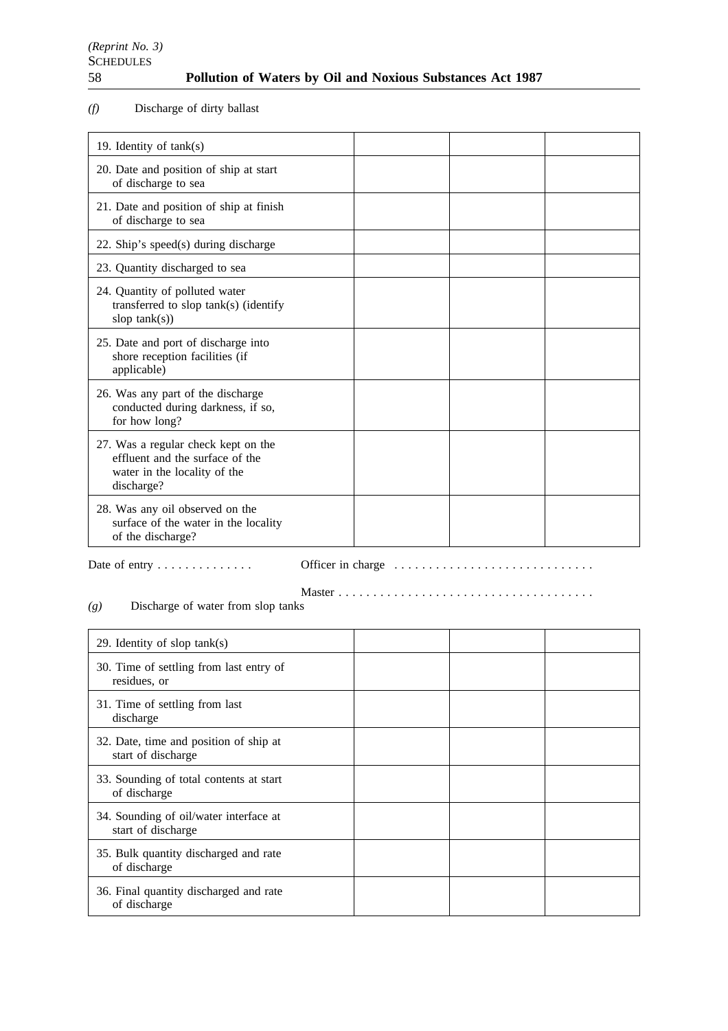*(f)* Discharge of dirty ballast

| | | | |
|---|---|---|---|
| 19. Identity of tank(s) | | | |
| 20. Date and position of ship at start of discharge to sea | | | |
| 21. Date and position of ship at finish of discharge to sea | | | |
| 22. Ship's speed(s) during discharge | | | |
| 23. Quantity discharged to sea | | | |
| 24. Quantity of polluted water transferred to slop tank(s) (identify slop tank(s)) | | | |
| 25. Date and port of discharge into shore reception facilities (if applicable) | | | |
| 26. Was any part of the discharge conducted during darkness, if so, for how long? | | | |
| 27. Was a regular check kept on the effluent and the surface of the water in the locality of the discharge? | | | |
| 28. Was any oil observed on the surface of the water in the locality of the discharge? | | | |

Date of entry . . . . . . . . . . . . . . Officer in charge . . . . . . . . . . . . . . . . . . . . . . . . . . . . .

Master . . . . . . . . . . . . . . . . . . . . . . . . . . . . . . . . . . . . .

*(g)* Discharge of water from slop tanks

| | | | |
|---|---|---|---|
| 29. Identity of slop tank(s) | | | |
| 30. Time of settling from last entry of residues, or | | | |
| 31. Time of settling from last discharge | | | |
| 32. Date, time and position of ship at start of discharge | | | |
| 33. Sounding of total contents at start of discharge | | | |
| 34. Sounding of oil/water interface at start of discharge | | | |
| 35. Bulk quantity discharged and rate of discharge | | | |
| 36. Final quantity discharged and rate of discharge | | | |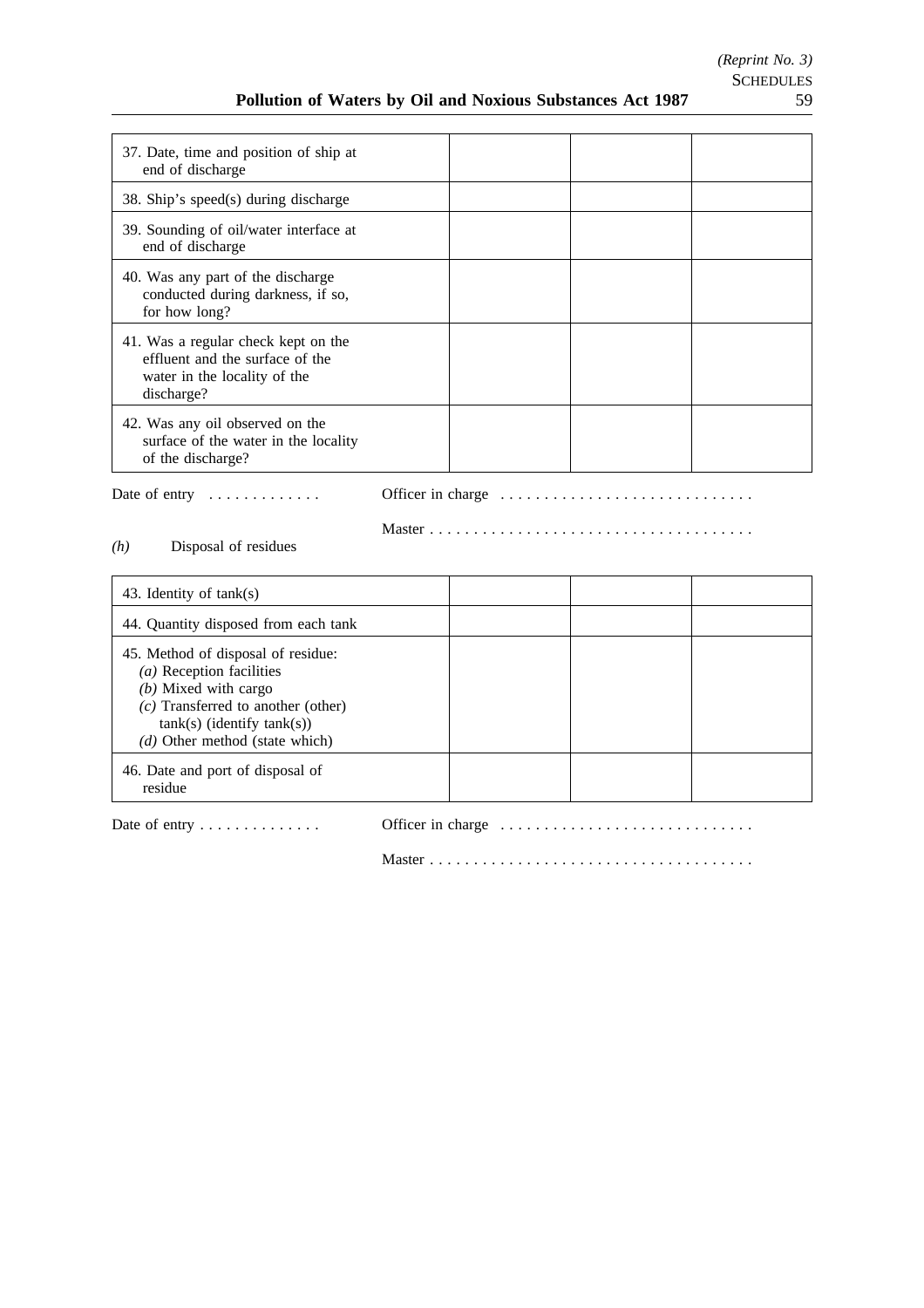| 37. Date, time and position of ship at end of discharge | | | |
|---|---|---|---|
| 38. Ship's speed(s) during discharge | | | |
| 39. Sounding of oil/water interface at end of discharge | | | |
| 40. Was any part of the discharge conducted during darkness, if so, for how long? | | | |
| 41. Was a regular check kept on the effluent and the surface of the water in the locality of the discharge? | | | |
| 42. Was any oil observed on the surface of the water in the locality of the discharge? | | | |

Date of entry . . . . . . . . . . . . . Officer in charge . . . . . . . . . . . . . . . . . . . . . . . . . . . .

Master . . . . . . . . . . . . . . . . . . . . . . . . . . . . . . . . . . . . .

*(h)* Disposal of residues

| 43. Identity of tank(s) | | | |
|---|---|---|---|
| 44. Quantity disposed from each tank | | | |
| 45. Method of disposal of residue: *(a)* Reception facilities *(b)* Mixed with cargo *(c)* Transferred to another (other) tank(s) (identify tank(s)) *(d)* Other method (state which) | | | |
| 46. Date and port of disposal of residue | | | |

Date of entry . . . . . . . . . . . . . . Officer in charge . . . . . . . . . . . . . . . . . . . . . . . . . . . .

Master . . . . . . . . . . . . . . . . . . . . . . . . . . . . . . . . . . . . .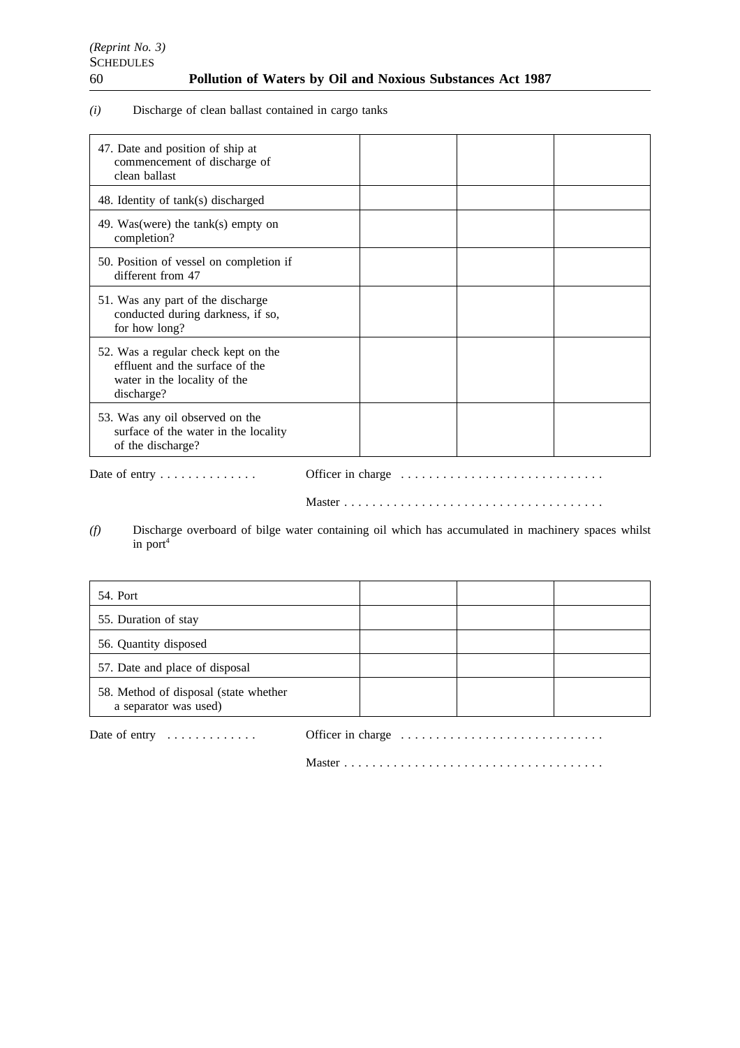*(i)* Discharge of clean ballast contained in cargo tanks

| | | | |
|---|---|---|---|
| 47. Date and position of ship at commencement of discharge of clean ballast | | | |
| 48. Identity of tank(s) discharged | | | |
| 49. Was(were) the tank(s) empty on completion? | | | |
| 50. Position of vessel on completion if different from 47 | | | |
| 51. Was any part of the discharge conducted during darkness, if so, for how long? | | | |
| 52. Was a regular check kept on the effluent and the surface of the water in the locality of the discharge? | | | |
| 53. Was any oil observed on the surface of the water in the locality of the discharge? | | | |

Date of entry . . . . . . . . . . . . . . Officer in charge . . . . . . . . . . . . . . . . . . . . . . . . . . . .

Master . . . . . . . . . . . . . . . . . . . . . . . . . . . . . . . . . . . . .

*(f)* Discharge overboard of bilge water containing oil which has accumulated in machinery spaces whilst in port[4]

| | | | |
|---|---|---|---|
| 54. Port | | | |
| 55. Duration of stay | | | |
| 56. Quantity disposed | | | |
| 57. Date and place of disposal | | | |
| 58. Method of disposal (state whether a separator was used) | | | |

Date of entry . . . . . . . . . . . . . Officer in charge . . . . . . . . . . . . . . . . . . . . . . . . . . . .

Master . . . . . . . . . . . . . . . . . . . . . . . . . . . . . . . . . . . . .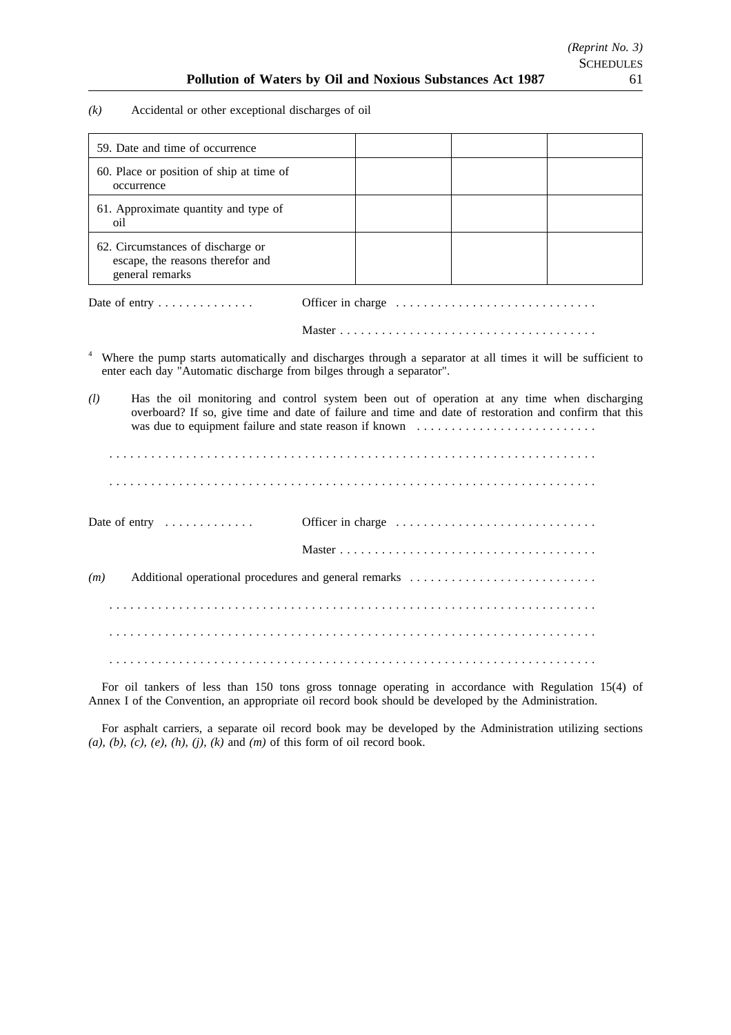*(k)* Accidental or other exceptional discharges of oil

| | | | |
|---|---|---|---|
| 59. Date and time of occurrence | | | |
| 60. Place or position of ship at time of occurrence | | | |
| 61. Approximate quantity and type of oil | | | |
| 62. Circumstances of discharge or escape, the reasons therefor and general remarks | | | |

Date of entry . . . . . . . . . . . . . Officer in charge . . . . . . . . . . . . . . . . . . . . . . . . . . . .

Master . . . . . . . . . . . . . . . . . . . . . . . . . . . . . . . . . . . .

[4] Where the pump starts automatically and discharges through a separator at all times it will be sufficient to enter each day "Automatic discharge from bilges through a separator".

*(l)* Has the oil monitoring and control system been out of operation at any time when discharging overboard? If so, give time and date of failure and time and date of restoration and confirm that this was due to equipment failure and state reason if known . . . . . . . . . . . . . . . . . . . . . . . . .

. . . . . . . . . . . . . . . . . . . . . . . . . . . . . . . . . . . . . . . . . . . . . . . . . . . . . . . . . . . . . . . . . .

. . . . . . . . . . . . . . . . . . . . . . . . . . . . . . . . . . . . . . . . . . . . . . . . . . . . . . . . . . . . . . . . . .

Date of entry . . . . . . . . . . . . Officer in charge . . . . . . . . . . . . . . . . . . . . . . . . . . . .

Master . . . . . . . . . . . . . . . . . . . . . . . . . . . . . . . . . . . .

*(m)* Additional operational procedures and general remarks . . . . . . . . . . . . . . . . . . . . . . . . . .

. . . . . . . . . . . . . . . . . . . . . . . . . . . . . . . . . . . . . . . . . . . . . . . . . . . . . . . . . . . . . . . . . .

. . . . . . . . . . . . . . . . . . . . . . . . . . . . . . . . . . . . . . . . . . . . . . . . . . . . . . . . . . . . . . . . . .

. . . . . . . . . . . . . . . . . . . . . . . . . . . . . . . . . . . . . . . . . . . . . . . . . . . . . . . . . . . . . . . . . .

For oil tankers of less than 150 tons gross tonnage operating in accordance with Regulation 15(4) of Annex I of the Convention, an appropriate oil record book should be developed by the Administration.

For asphalt carriers, a separate oil record book may be developed by the Administration utilizing sections *(a)*, *(b)*, *(c)*, *(e)*, *(h)*, *(j)*, *(k)* and *(m)* of this form of oil record book.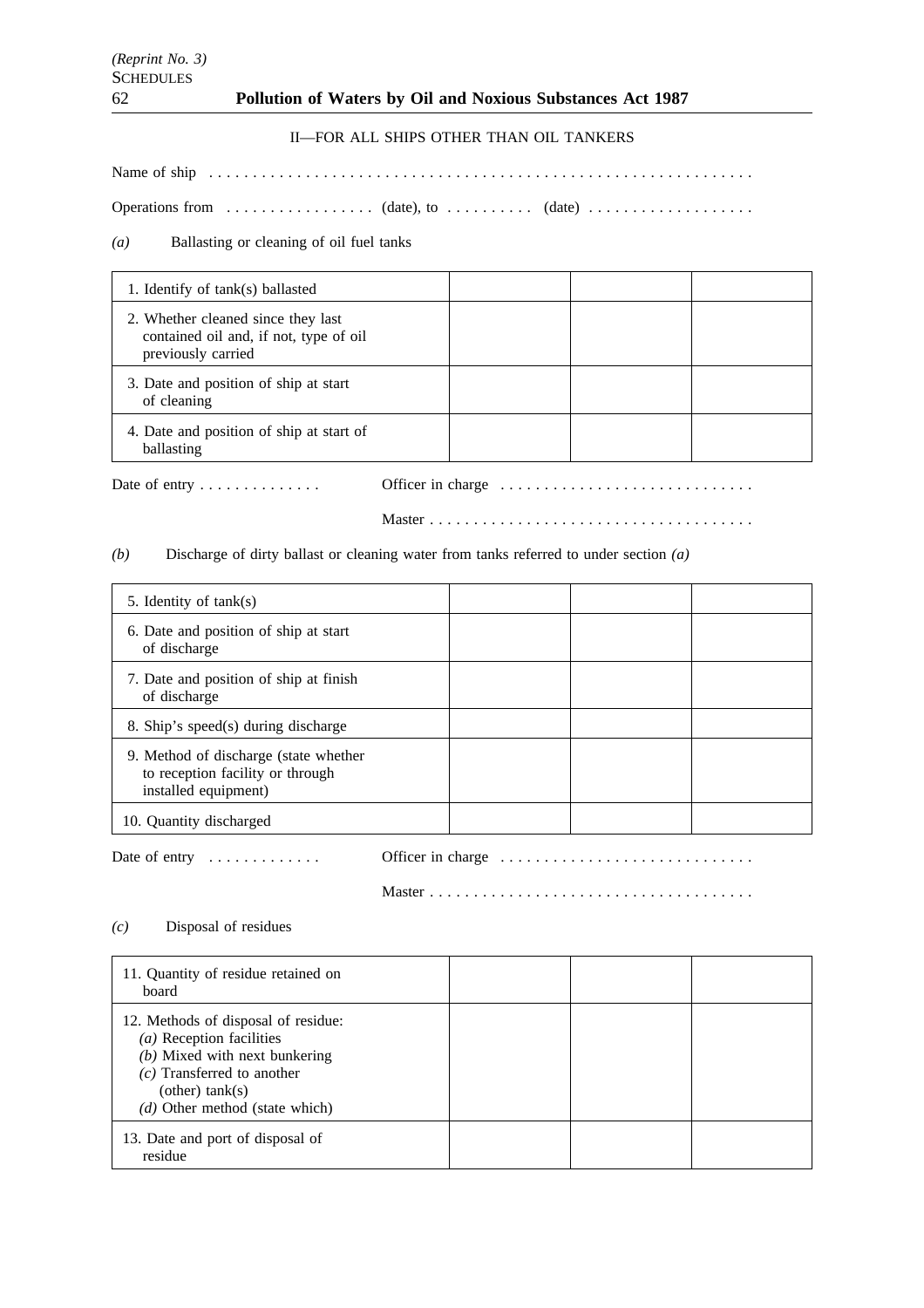II—FOR ALL SHIPS OTHER THAN OIL TANKERS

Name of ship . . . . . . . . . . . . . . . . . . . . . . . . . . . . . . . . . . . . . . . . . . . . . . . . . . . . . . . . . . . . . .

Operations from . . . . . . . . . . . . . . . . . (date), to . . . . . . . . . . (date) . . . . . . . . . . . . . . . . . . .

*(a)* Ballasting or cleaning of oil fuel tanks

| | | | |
|---|---|---|---|
| 1. Identify of tank(s) ballasted | | | |
| 2. Whether cleaned since they last contained oil and, if not, type of oil previously carried | | | |
| 3. Date and position of ship at start of cleaning | | | |
| 4. Date and position of ship at start of ballasting | | | |

Date of entry . . . . . . . . . . . . . . Officer in charge . . . . . . . . . . . . . . . . . . . . . . . . . . . . .

Master . . . . . . . . . . . . . . . . . . . . . . . . . . . . . . . . . . . . .

*(b)* Discharge of dirty ballast or cleaning water from tanks referred to under section *(a)*

| | | | |
|---|---|---|---|
| 5. Identity of tank(s) | | | |
| 6. Date and position of ship at start of discharge | | | |
| 7. Date and position of ship at finish of discharge | | | |
| 8. Ship's speed(s) during discharge | | | |
| 9. Method of discharge (state whether to reception facility or through installed equipment) | | | |
| 10. Quantity discharged | | | |

Date of entry . . . . . . . . . . . . . Officer in charge . . . . . . . . . . . . . . . . . . . . . . . . . . . . .

Master . . . . . . . . . . . . . . . . . . . . . . . . . . . . . . . . . . . . .

*(c)* Disposal of residues

| | | | |
|---|---|---|---|
| 11. Quantity of residue retained on board | | | |
| 12. Methods of disposal of residue: *(a)* Reception facilities *(b)* Mixed with next bunkering *(c)* Transferred to another (other) tank(s) *(d)* Other method (state which) | | | |
| 13. Date and port of disposal of residue | | | |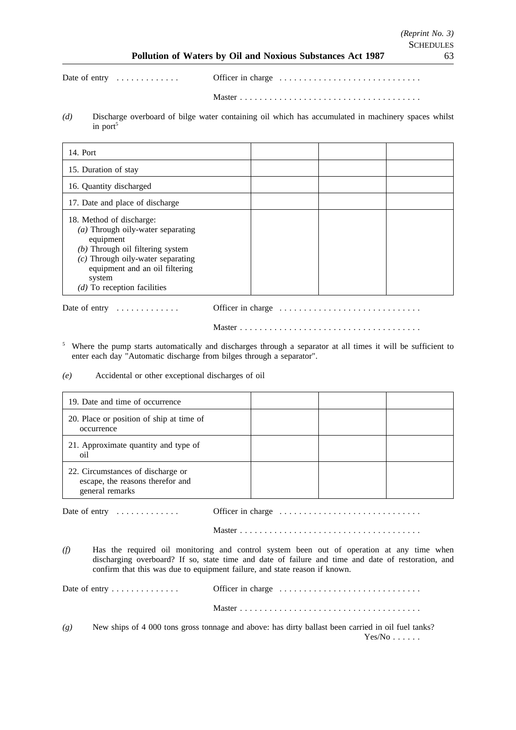Date of entry . . . . . . . . . . . . . Officer in charge . . . . . . . . . . . . . . . . . . . . . . . . . . . . .

Master . . . . . . . . . . . . . . . . . . . . . . . . . . . . . . . . . . . . .

*(d)* Discharge overboard of bilge water containing oil which has accumulated in machinery spaces whilst in port[5]

| 14. Port | | | |
|---|---|---|---|
| 15. Duration of stay | | | |
| 16. Quantity discharged | | | |
| 17. Date and place of discharge | | | |
| 18. Method of discharge: *(a)* Through oily-water separating equipment *(b)* Through oil filtering system *(c)* Through oily-water separating equipment and an oil filtering system *(d)* To reception facilities | | | |

Date of entry . . . . . . . . . . . . . Officer in charge . . . . . . . . . . . . . . . . . . . . . . . . . . . . .

Master . . . . . . . . . . . . . . . . . . . . . . . . . . . . . . . . . . . . .

[5] Where the pump starts automatically and discharges through a separator at all times it will be sufficient to enter each day "Automatic discharge from bilges through a separator".

*(e)* Accidental or other exceptional discharges of oil

| 19. Date and time of occurrence | | | |
|---|---|---|---|
| 20. Place or position of ship at time of occurrence | | | |
| 21. Approximate quantity and type of oil | | | |
| 22. Circumstances of discharge or escape, the reasons therefor and general remarks | | | |

Date of entry . . . . . . . . . . . . . Officer in charge . . . . . . . . . . . . . . . . . . . . . . . . . . . . .

Master . . . . . . . . . . . . . . . . . . . . . . . . . . . . . . . . . . . . .

*(f)* Has the required oil monitoring and control system been out of operation at any time when discharging overboard? If so, state time and date of failure and time and date of restoration, and confirm that this was due to equipment failure, and state reason if known.

Date of entry . . . . . . . . . . . . . Officer in charge . . . . . . . . . . . . . . . . . . . . . . . . . . . . .

Master . . . . . . . . . . . . . . . . . . . . . . . . . . . . . . . . . . . . .

*(g)* New ships of 4 000 tons gross tonnage and above: has dirty ballast been carried in oil fuel tanks?
Yes/No . . . . . .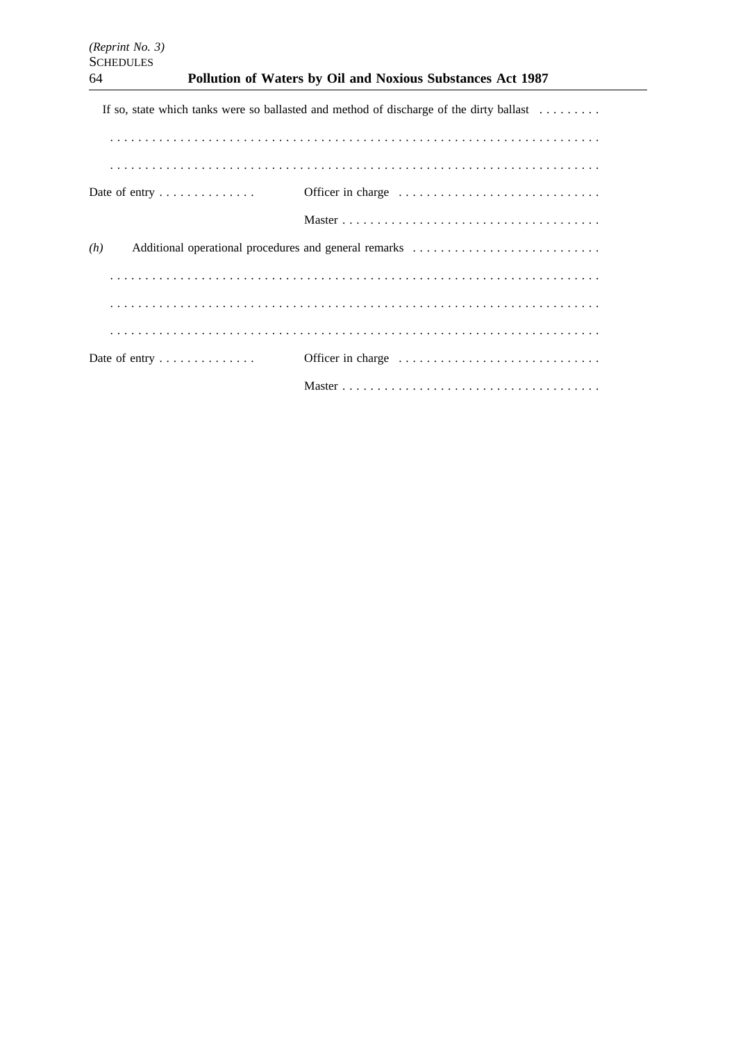If so, state which tanks were so ballasted and method of discharge of the dirty ballast . . . . . . . . .

. . . . . . . . . . . . . . . . . . . . . . . . . . . . . . . . . . . . . . . . . . . . . . . . . . . . . . . . . . . . . . . . . . .

. . . . . . . . . . . . . . . . . . . . . . . . . . . . . . . . . . . . . . . . . . . . . . . . . . . . . . . . . . . . . . . . . . .

Date of entry . . . . . . . . . . . . . . Officer in charge . . . . . . . . . . . . . . . . . . . . . . . . . . . . .

Master . . . . . . . . . . . . . . . . . . . . . . . . . . . . . . . . . . . . .

*(h)* Additional operational procedures and general remarks . . . . . . . . . . . . . . . . . . . . . . . . . . .

. . . . . . . . . . . . . . . . . . . . . . . . . . . . . . . . . . . . . . . . . . . . . . . . . . . . . . . . . . . . . . . . . . .

. . . . . . . . . . . . . . . . . . . . . . . . . . . . . . . . . . . . . . . . . . . . . . . . . . . . . . . . . . . . . . . . . . .

. . . . . . . . . . . . . . . . . . . . . . . . . . . . . . . . . . . . . . . . . . . . . . . . . . . . . . . . . . . . . . . . . . .

Date of entry . . . . . . . . . . . . . . Officer in charge . . . . . . . . . . . . . . . . . . . . . . . . . . . . .

Master . . . . . . . . . . . . . . . . . . . . . . . . . . . . . . . . . . . . .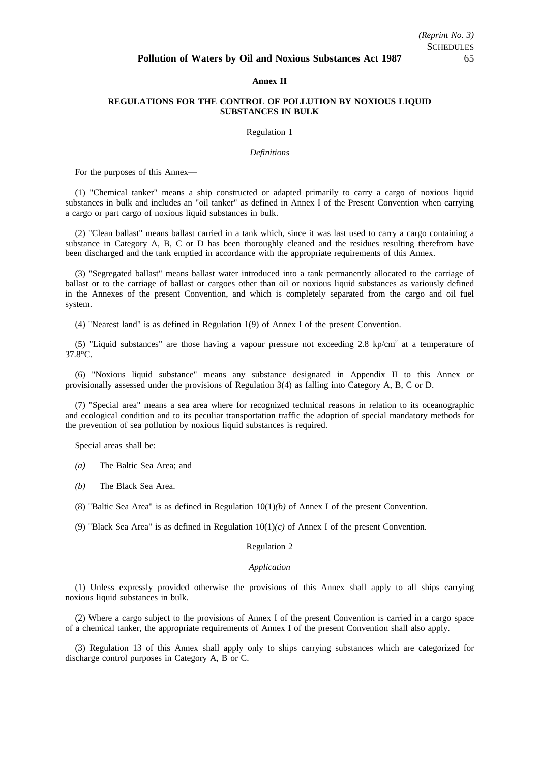## Annex II

### REGULATIONS FOR THE CONTROL OF POLLUTION BY NOXIOUS LIQUID SUBSTANCES IN BULK

Regulation 1

*Definitions*

For the purposes of this Annex—

(1) "Chemical tanker" means a ship constructed or adapted primarily to carry a cargo of noxious liquid substances in bulk and includes an "oil tanker" as defined in Annex I of the Present Convention when carrying a cargo or part cargo of noxious liquid substances in bulk.

(2) "Clean ballast" means ballast carried in a tank which, since it was last used to carry a cargo containing a substance in Category A, B, C or D has been thoroughly cleaned and the residues resulting therefrom have been discharged and the tank emptied in accordance with the appropriate requirements of this Annex.

(3) "Segregated ballast" means ballast water introduced into a tank permanently allocated to the carriage of ballast or to the carriage of ballast or cargoes other than oil or noxious liquid substances as variously defined in the Annexes of the present Convention, and which is completely separated from the cargo and oil fuel system.

(4) "Nearest land" is as defined in Regulation 1(9) of Annex I of the present Convention.

(5) "Liquid substances" are those having a vapour pressure not exceeding 2.8 $kp/cm^2$ at a temperature of 37.8°C.

(6) "Noxious liquid substance" means any substance designated in Appendix II to this Annex or provisionally assessed under the provisions of Regulation 3(4) as falling into Category A, B, C or D.

(7) "Special area" means a sea area where for recognized technical reasons in relation to its oceanographic and ecological condition and to its peculiar transportation traffic the adoption of special mandatory methods for the prevention of sea pollution by noxious liquid substances is required.

Special areas shall be:

*(a)* The Baltic Sea Area; and

*(b)* The Black Sea Area.

(8) "Baltic Sea Area" is as defined in Regulation 10(1)*(b)* of Annex I of the present Convention.

(9) "Black Sea Area" is as defined in Regulation 10(1)*(c)* of Annex I of the present Convention.

Regulation 2

*Application*

(1) Unless expressly provided otherwise the provisions of this Annex shall apply to all ships carrying noxious liquid substances in bulk.

(2) Where a cargo subject to the provisions of Annex I of the present Convention is carried in a cargo space of a chemical tanker, the appropriate requirements of Annex I of the present Convention shall also apply.

(3) Regulation 13 of this Annex shall apply only to ships carrying substances which are categorized for discharge control purposes in Category A, B or C.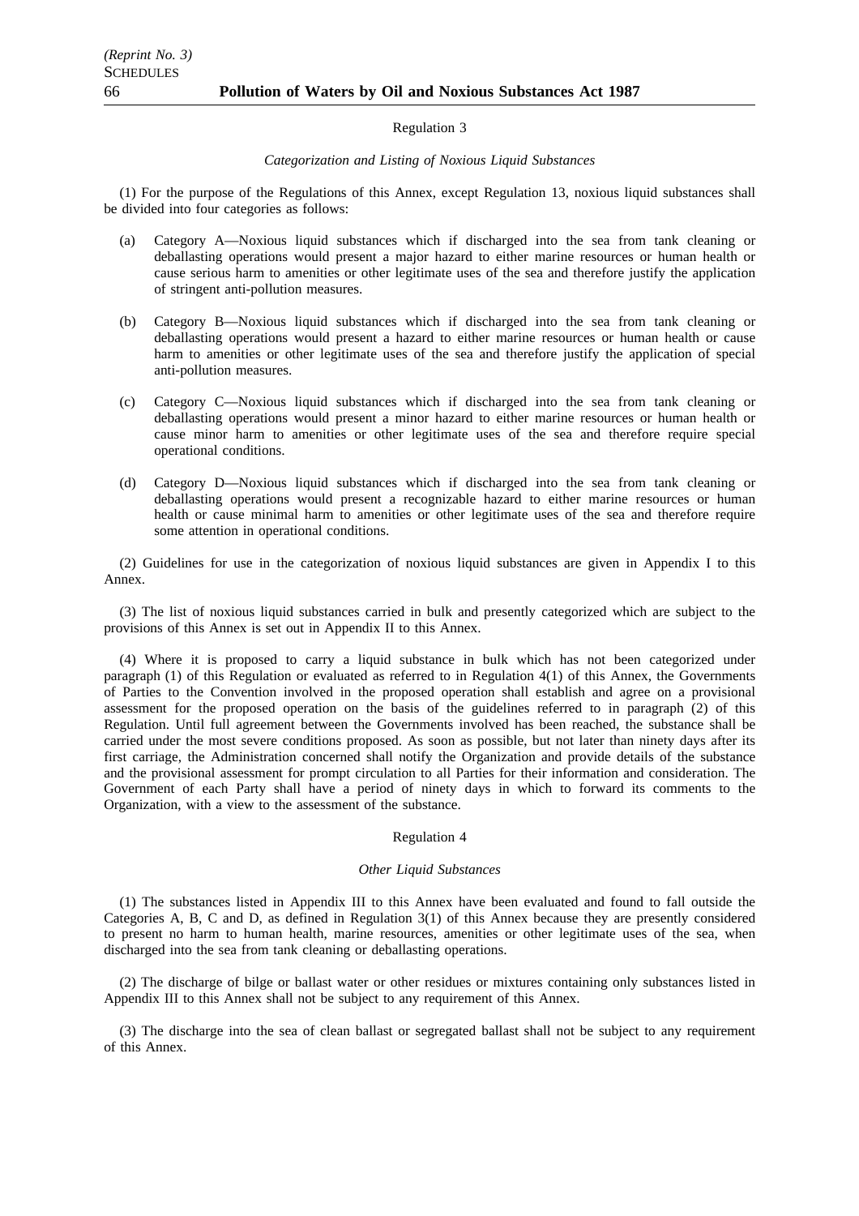Regulation 3

*Categorization and Listing of Noxious Liquid Substances*

(1) For the purpose of the Regulations of this Annex, except Regulation 13, noxious liquid substances shall be divided into four categories as follows:

(a) Category A—Noxious liquid substances which if discharged into the sea from tank cleaning or deballasting operations would present a major hazard to either marine resources or human health or cause serious harm to amenities or other legitimate uses of the sea and therefore justify the application of stringent anti-pollution measures.

(b) Category B—Noxious liquid substances which if discharged into the sea from tank cleaning or deballasting operations would present a hazard to either marine resources or human health or cause harm to amenities or other legitimate uses of the sea and therefore justify the application of special anti-pollution measures.

(c) Category C—Noxious liquid substances which if discharged into the sea from tank cleaning or deballasting operations would present a minor hazard to either marine resources or human health or cause minor harm to amenities or other legitimate uses of the sea and therefore require special operational conditions.

(d) Category D—Noxious liquid substances which if discharged into the sea from tank cleaning or deballasting operations would present a recognizable hazard to either marine resources or human health or cause minimal harm to amenities or other legitimate uses of the sea and therefore require some attention in operational conditions.

(2) Guidelines for use in the categorization of noxious liquid substances are given in Appendix I to this Annex.

(3) The list of noxious liquid substances carried in bulk and presently categorized which are subject to the provisions of this Annex is set out in Appendix II to this Annex.

(4) Where it is proposed to carry a liquid substance in bulk which has not been categorized under paragraph (1) of this Regulation or evaluated as referred to in Regulation 4(1) of this Annex, the Governments of Parties to the Convention involved in the proposed operation shall establish and agree on a provisional assessment for the proposed operation on the basis of the guidelines referred to in paragraph (2) of this Regulation. Until full agreement between the Governments involved has been reached, the substance shall be carried under the most severe conditions proposed. As soon as possible, but not later than ninety days after its first carriage, the Administration concerned shall notify the Organization and provide details of the substance and the provisional assessment for prompt circulation to all Parties for their information and consideration. The Government of each Party shall have a period of ninety days in which to forward its comments to the Organization, with a view to the assessment of the substance.

Regulation 4

*Other Liquid Substances*

(1) The substances listed in Appendix III to this Annex have been evaluated and found to fall outside the Categories A, B, C and D, as defined in Regulation 3(1) of this Annex because they are presently considered to present no harm to human health, marine resources, amenities or other legitimate uses of the sea, when discharged into the sea from tank cleaning or deballasting operations.

(2) The discharge of bilge or ballast water or other residues or mixtures containing only substances listed in Appendix III to this Annex shall not be subject to any requirement of this Annex.

(3) The discharge into the sea of clean ballast or segregated ballast shall not be subject to any requirement of this Annex.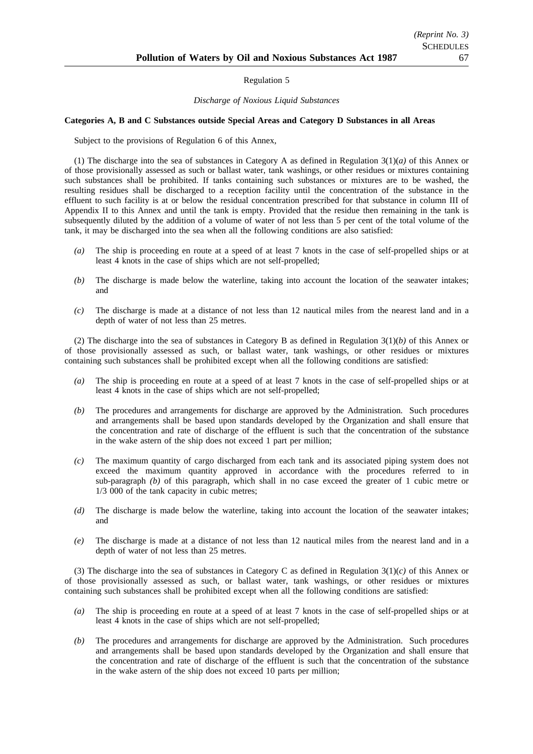Regulation 5

*Discharge of Noxious Liquid Substances*

**Categories A, B and C Substances outside Special Areas and Category D Substances in all Areas**

Subject to the provisions of Regulation 6 of this Annex,

(1) The discharge into the sea of substances in Category A as defined in Regulation 3(1)*(a)* of this Annex or of those provisionally assessed as such or ballast water, tank washings, or other residues or mixtures containing such substances shall be prohibited. If tanks containing such substances or mixtures are to be washed, the resulting residues shall be discharged to a reception facility until the concentration of the substance in the effluent to such facility is at or below the residual concentration prescribed for that substance in column III of Appendix II to this Annex and until the tank is empty. Provided that the residue then remaining in the tank is subsequently diluted by the addition of a volume of water of not less than 5 per cent of the total volume of the tank, it may be discharged into the sea when all the following conditions are also satisfied:

- *(a)* The ship is proceeding en route at a speed of at least 7 knots in the case of self-propelled ships or at least 4 knots in the case of ships which are not self-propelled;
- *(b)* The discharge is made below the waterline, taking into account the location of the seawater intakes; and
- *(c)* The discharge is made at a distance of not less than 12 nautical miles from the nearest land and in a depth of water of not less than 25 metres.

(2) The discharge into the sea of substances in Category B as defined in Regulation 3(1)*(b)* of this Annex or of those provisionally assessed as such, or ballast water, tank washings, or other residues or mixtures containing such substances shall be prohibited except when all the following conditions are satisfied:

- *(a)* The ship is proceeding en route at a speed of at least 7 knots in the case of self-propelled ships or at least 4 knots in the case of ships which are not self-propelled;
- *(b)* The procedures and arrangements for discharge are approved by the Administration. Such procedures and arrangements shall be based upon standards developed by the Organization and shall ensure that the concentration and rate of discharge of the effluent is such that the concentration of the substance in the wake astern of the ship does not exceed 1 part per million;
- *(c)* The maximum quantity of cargo discharged from each tank and its associated piping system does not exceed the maximum quantity approved in accordance with the procedures referred to in sub-paragraph *(b)* of this paragraph, which shall in no case exceed the greater of 1 cubic metre or 1/3 000 of the tank capacity in cubic metres;
- *(d)* The discharge is made below the waterline, taking into account the location of the seawater intakes; and
- *(e)* The discharge is made at a distance of not less than 12 nautical miles from the nearest land and in a depth of water of not less than 25 metres.

(3) The discharge into the sea of substances in Category C as defined in Regulation 3(1)*(c)* of this Annex or of those provisionally assessed as such, or ballast water, tank washings, or other residues or mixtures containing such substances shall be prohibited except when all the following conditions are satisfied:

- *(a)* The ship is proceeding en route at a speed of at least 7 knots in the case of self-propelled ships or at least 4 knots in the case of ships which are not self-propelled;
- *(b)* The procedures and arrangements for discharge are approved by the Administration. Such procedures and arrangements shall be based upon standards developed by the Organization and shall ensure that the concentration and rate of discharge of the effluent is such that the concentration of the substance in the wake astern of the ship does not exceed 10 parts per million;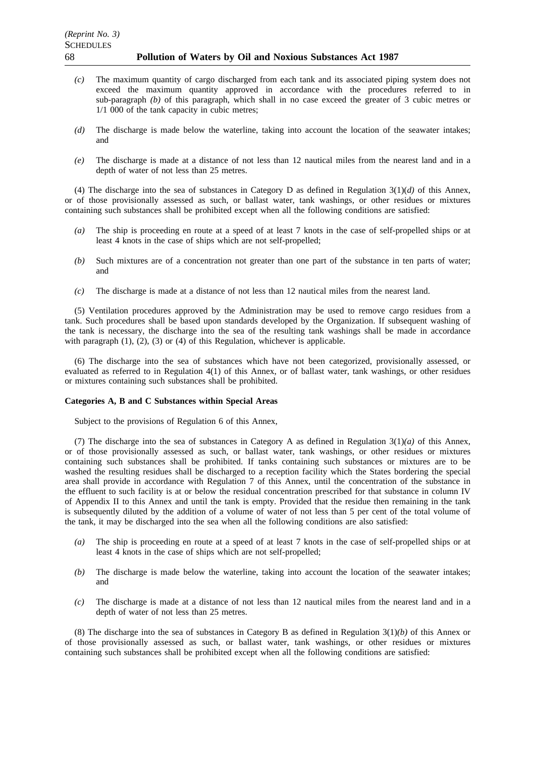- *(c)* The maximum quantity of cargo discharged from each tank and its associated piping system does not exceed the maximum quantity approved in accordance with the procedures referred to in sub-paragraph *(b)* of this paragraph, which shall in no case exceed the greater of 3 cubic metres or 1/1 000 of the tank capacity in cubic metres;
- *(d)* The discharge is made below the waterline, taking into account the location of the seawater intakes; and
- *(e)* The discharge is made at a distance of not less than 12 nautical miles from the nearest land and in a depth of water of not less than 25 metres.

(4) The discharge into the sea of substances in Category D as defined in Regulation 3(1)*(d)* of this Annex, or of those provisionally assessed as such, or ballast water, tank washings, or other residues or mixtures containing such substances shall be prohibited except when all the following conditions are satisfied:

- *(a)* The ship is proceeding en route at a speed of at least 7 knots in the case of self-propelled ships or at least 4 knots in the case of ships which are not self-propelled;
- *(b)* Such mixtures are of a concentration not greater than one part of the substance in ten parts of water; and
- *(c)* The discharge is made at a distance of not less than 12 nautical miles from the nearest land.

(5) Ventilation procedures approved by the Administration may be used to remove cargo residues from a tank. Such procedures shall be based upon standards developed by the Organization. If subsequent washing of the tank is necessary, the discharge into the sea of the resulting tank washings shall be made in accordance with paragraph (1), (2), (3) or (4) of this Regulation, whichever is applicable.

(6) The discharge into the sea of substances which have not been categorized, provisionally assessed, or evaluated as referred to in Regulation 4(1) of this Annex, or of ballast water, tank washings, or other residues or mixtures containing such substances shall be prohibited.

**Categories A, B and C Substances within Special Areas**

Subject to the provisions of Regulation 6 of this Annex,

(7) The discharge into the sea of substances in Category A as defined in Regulation 3(1)*(a)* of this Annex, or of those provisionally assessed as such, or ballast water, tank washings, or other residues or mixtures containing such substances shall be prohibited. If tanks containing such substances or mixtures are to be washed the resulting residues shall be discharged to a reception facility which the States bordering the special area shall provide in accordance with Regulation 7 of this Annex, until the concentration of the substance in the effluent to such facility is at or below the residual concentration prescribed for that substance in column IV of Appendix II to this Annex and until the tank is empty. Provided that the residue then remaining in the tank is subsequently diluted by the addition of a volume of water of not less than 5 per cent of the total volume of the tank, it may be discharged into the sea when all the following conditions are also satisfied:

- *(a)* The ship is proceeding en route at a speed of at least 7 knots in the case of self-propelled ships or at least 4 knots in the case of ships which are not self-propelled;
- *(b)* The discharge is made below the waterline, taking into account the location of the seawater intakes; and
- *(c)* The discharge is made at a distance of not less than 12 nautical miles from the nearest land and in a depth of water of not less than 25 metres.

(8) The discharge into the sea of substances in Category B as defined in Regulation 3(1)*(b)* of this Annex or of those provisionally assessed as such, or ballast water, tank washings, or other residues or mixtures containing such substances shall be prohibited except when all the following conditions are satisfied: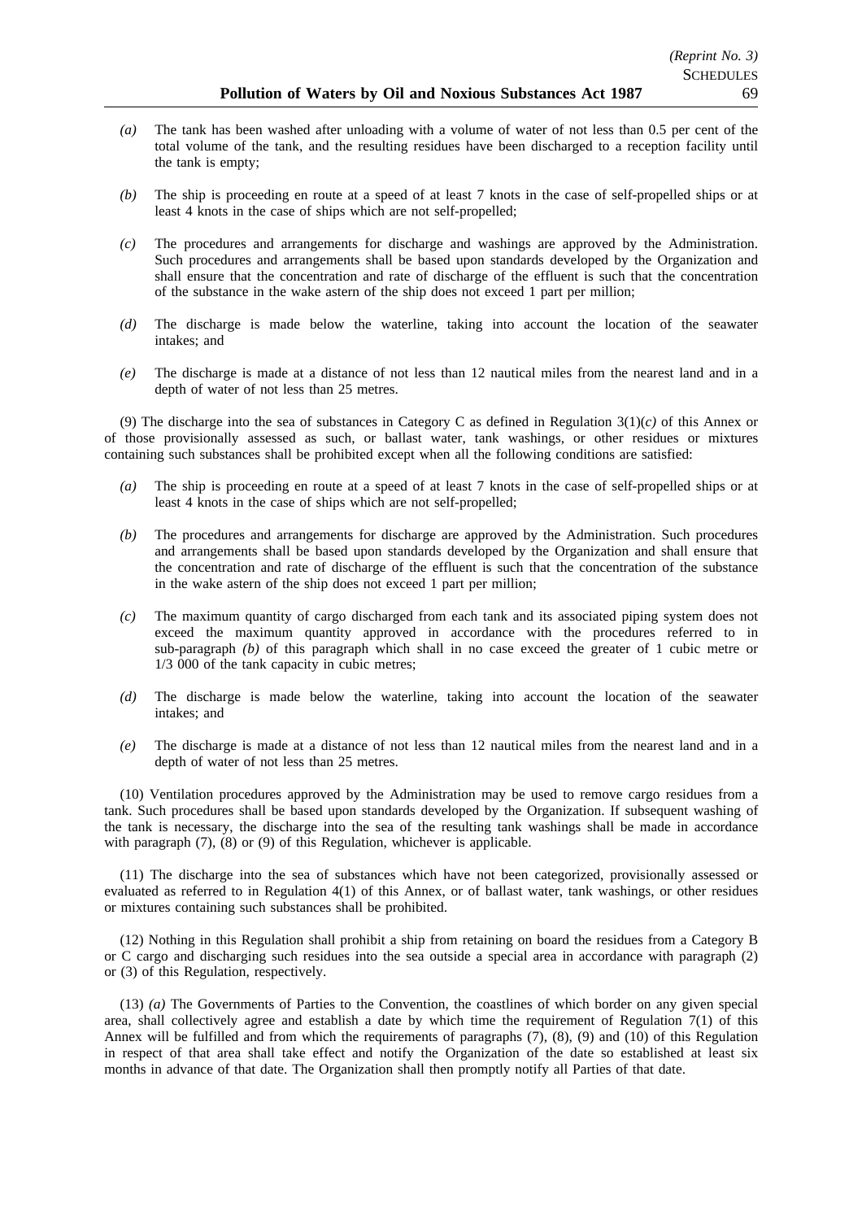*(a)* The tank has been washed after unloading with a volume of water of not less than 0.5 per cent of the total volume of the tank, and the resulting residues have been discharged to a reception facility until the tank is empty;

*(b)* The ship is proceeding en route at a speed of at least 7 knots in the case of self-propelled ships or at least 4 knots in the case of ships which are not self-propelled;

*(c)* The procedures and arrangements for discharge and washings are approved by the Administration. Such procedures and arrangements shall be based upon standards developed by the Organization and shall ensure that the concentration and rate of discharge of the effluent is such that the concentration of the substance in the wake astern of the ship does not exceed 1 part per million;

*(d)* The discharge is made below the waterline, taking into account the location of the seawater intakes; and

*(e)* The discharge is made at a distance of not less than 12 nautical miles from the nearest land and in a depth of water of not less than 25 metres.

(9) The discharge into the sea of substances in Category C as defined in Regulation 3(1)*(c)* of this Annex or of those provisionally assessed as such, or ballast water, tank washings, or other residues or mixtures containing such substances shall be prohibited except when all the following conditions are satisfied:

*(a)* The ship is proceeding en route at a speed of at least 7 knots in the case of self-propelled ships or at least 4 knots in the case of ships which are not self-propelled;

*(b)* The procedures and arrangements for discharge are approved by the Administration. Such procedures and arrangements shall be based upon standards developed by the Organization and shall ensure that the concentration and rate of discharge of the effluent is such that the concentration of the substance in the wake astern of the ship does not exceed 1 part per million;

*(c)* The maximum quantity of cargo discharged from each tank and its associated piping system does not exceed the maximum quantity approved in accordance with the procedures referred to in sub-paragraph *(b)* of this paragraph which shall in no case exceed the greater of 1 cubic metre or 1/3 000 of the tank capacity in cubic metres;

*(d)* The discharge is made below the waterline, taking into account the location of the seawater intakes; and

*(e)* The discharge is made at a distance of not less than 12 nautical miles from the nearest land and in a depth of water of not less than 25 metres.

(10) Ventilation procedures approved by the Administration may be used to remove cargo residues from a tank. Such procedures shall be based upon standards developed by the Organization. If subsequent washing of the tank is necessary, the discharge into the sea of the resulting tank washings shall be made in accordance with paragraph (7), (8) or (9) of this Regulation, whichever is applicable.

(11) The discharge into the sea of substances which have not been categorized, provisionally assessed or evaluated as referred to in Regulation 4(1) of this Annex, or of ballast water, tank washings, or other residues or mixtures containing such substances shall be prohibited.

(12) Nothing in this Regulation shall prohibit a ship from retaining on board the residues from a Category B or C cargo and discharging such residues into the sea outside a special area in accordance with paragraph (2) or (3) of this Regulation, respectively.

(13) *(a)* The Governments of Parties to the Convention, the coastlines of which border on any given special area, shall collectively agree and establish a date by which time the requirement of Regulation 7(1) of this Annex will be fulfilled and from which the requirements of paragraphs (7), (8), (9) and (10) of this Regulation in respect of that area shall take effect and notify the Organization of the date so established at least six months in advance of that date. The Organization shall then promptly notify all Parties of that date.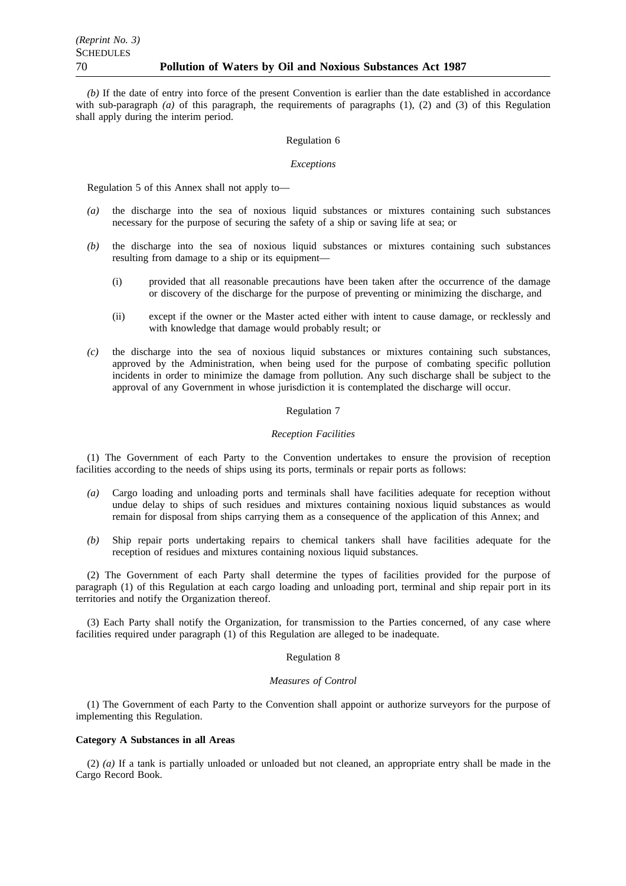*(b)* If the date of entry into force of the present Convention is earlier than the date established in accordance with sub-paragraph *(a)* of this paragraph, the requirements of paragraphs (1), (2) and (3) of this Regulation shall apply during the interim period.

Regulation 6

*Exceptions*

Regulation 5 of this Annex shall not apply to—

*(a)* the discharge into the sea of noxious liquid substances or mixtures containing such substances necessary for the purpose of securing the safety of a ship or saving life at sea; or

*(b)* the discharge into the sea of noxious liquid substances or mixtures containing such substances resulting from damage to a ship or its equipment—

(i) provided that all reasonable precautions have been taken after the occurrence of the damage or discovery of the discharge for the purpose of preventing or minimizing the discharge, and

(ii) except if the owner or the Master acted either with intent to cause damage, or recklessly and with knowledge that damage would probably result; or

*(c)* the discharge into the sea of noxious liquid substances or mixtures containing such substances, approved by the Administration, when being used for the purpose of combating specific pollution incidents in order to minimize the damage from pollution. Any such discharge shall be subject to the approval of any Government in whose jurisdiction it is contemplated the discharge will occur.

Regulation 7

*Reception Facilities*

(1) The Government of each Party to the Convention undertakes to ensure the provision of reception facilities according to the needs of ships using its ports, terminals or repair ports as follows:

*(a)* Cargo loading and unloading ports and terminals shall have facilities adequate for reception without undue delay to ships of such residues and mixtures containing noxious liquid substances as would remain for disposal from ships carrying them as a consequence of the application of this Annex; and

*(b)* Ship repair ports undertaking repairs to chemical tankers shall have facilities adequate for the reception of residues and mixtures containing noxious liquid substances.

(2) The Government of each Party shall determine the types of facilities provided for the purpose of paragraph (1) of this Regulation at each cargo loading and unloading port, terminal and ship repair port in its territories and notify the Organization thereof.

(3) Each Party shall notify the Organization, for transmission to the Parties concerned, of any case where facilities required under paragraph (1) of this Regulation are alleged to be inadequate.

Regulation 8

*Measures of Control*

(1) The Government of each Party to the Convention shall appoint or authorize surveyors for the purpose of implementing this Regulation.

**Category A Substances in all Areas**

(2) *(a)* If a tank is partially unloaded or unloaded but not cleaned, an appropriate entry shall be made in the Cargo Record Book.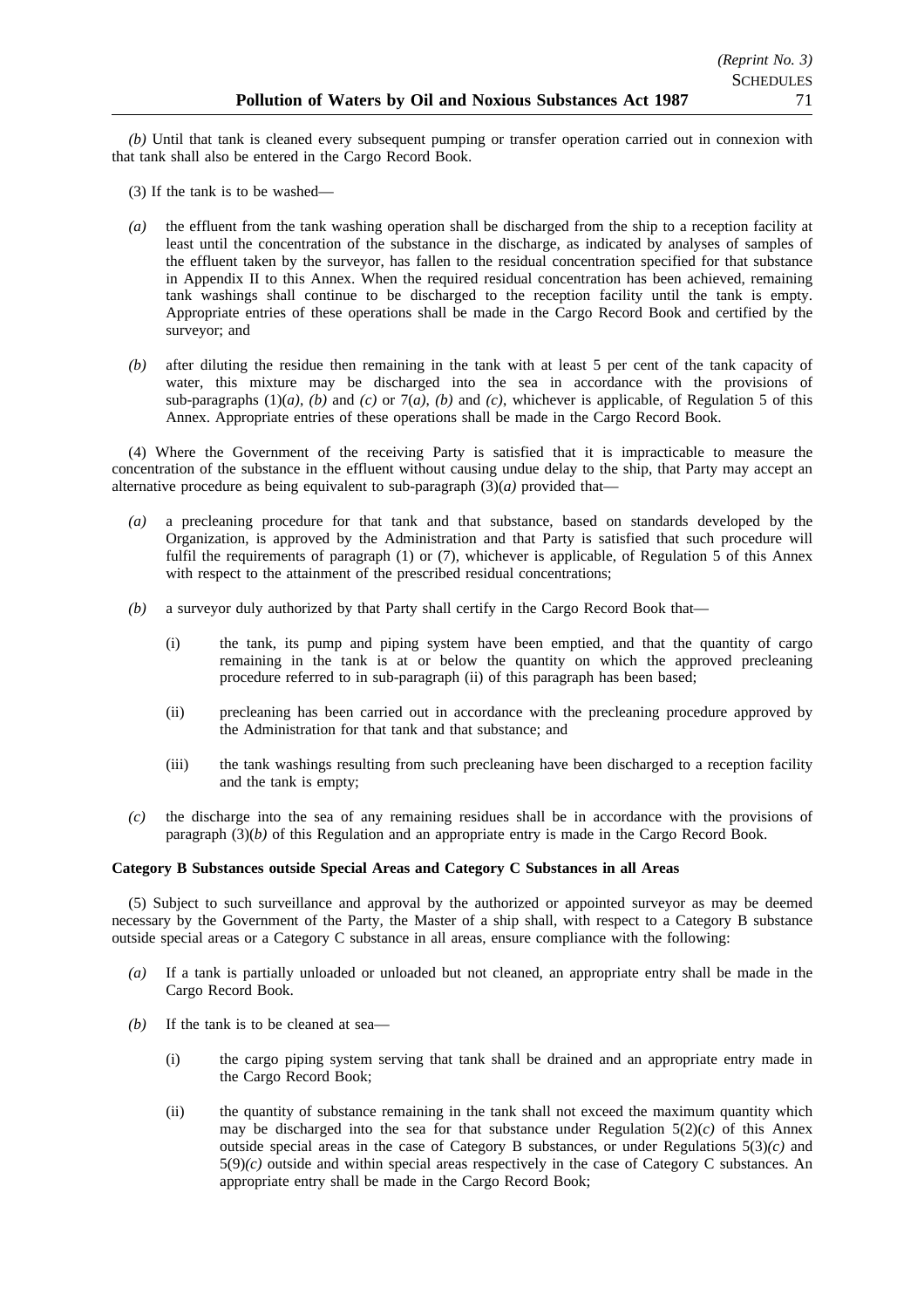*(b)* Until that tank is cleaned every subsequent pumping or transfer operation carried out in connexion with that tank shall also be entered in the Cargo Record Book.

(3) If the tank is to be washed—

*(a)* the effluent from the tank washing operation shall be discharged from the ship to a reception facility at least until the concentration of the substance in the discharge, as indicated by analyses of samples of the effluent taken by the surveyor, has fallen to the residual concentration specified for that substance in Appendix II to this Annex. When the required residual concentration has been achieved, remaining tank washings shall continue to be discharged to the reception facility until the tank is empty. Appropriate entries of these operations shall be made in the Cargo Record Book and certified by the surveyor; and

*(b)* after diluting the residue then remaining in the tank with at least 5 per cent of the tank capacity of water, this mixture may be discharged into the sea in accordance with the provisions of sub-paragraphs (1)*(a)*, *(b)* and *(c)* or 7*(a)*, *(b)* and *(c)*, whichever is applicable, of Regulation 5 of this Annex. Appropriate entries of these operations shall be made in the Cargo Record Book.

(4) Where the Government of the receiving Party is satisfied that it is impracticable to measure the concentration of the substance in the effluent without causing undue delay to the ship, that Party may accept an alternative procedure as being equivalent to sub-paragraph (3)*(a)* provided that—

*(a)* a precleaning procedure for that tank and that substance, based on standards developed by the Organization, is approved by the Administration and that Party is satisfied that such procedure will fulfil the requirements of paragraph (1) or (7), whichever is applicable, of Regulation 5 of this Annex with respect to the attainment of the prescribed residual concentrations;

*(b)* a surveyor duly authorized by that Party shall certify in the Cargo Record Book that—

(i) the tank, its pump and piping system have been emptied, and that the quantity of cargo remaining in the tank is at or below the quantity on which the approved precleaning procedure referred to in sub-paragraph (ii) of this paragraph has been based;

(ii) precleaning has been carried out in accordance with the precleaning procedure approved by the Administration for that tank and that substance; and

(iii) the tank washings resulting from such precleaning have been discharged to a reception facility and the tank is empty;

*(c)* the discharge into the sea of any remaining residues shall be in accordance with the provisions of paragraph (3)*(b)* of this Regulation and an appropriate entry is made in the Cargo Record Book.

**Category B Substances outside Special Areas and Category C Substances in all Areas**

(5) Subject to such surveillance and approval by the authorized or appointed surveyor as may be deemed necessary by the Government of the Party, the Master of a ship shall, with respect to a Category B substance outside special areas or a Category C substance in all areas, ensure compliance with the following:

*(a)* If a tank is partially unloaded or unloaded but not cleaned, an appropriate entry shall be made in the Cargo Record Book.

*(b)* If the tank is to be cleaned at sea—

(i) the cargo piping system serving that tank shall be drained and an appropriate entry made in the Cargo Record Book;

(ii) the quantity of substance remaining in the tank shall not exceed the maximum quantity which may be discharged into the sea for that substance under Regulation 5(2)*(c)* of this Annex outside special areas in the case of Category B substances, or under Regulations 5(3)*(c)* and 5(9)*(c)* outside and within special areas respectively in the case of Category C substances. An appropriate entry shall be made in the Cargo Record Book;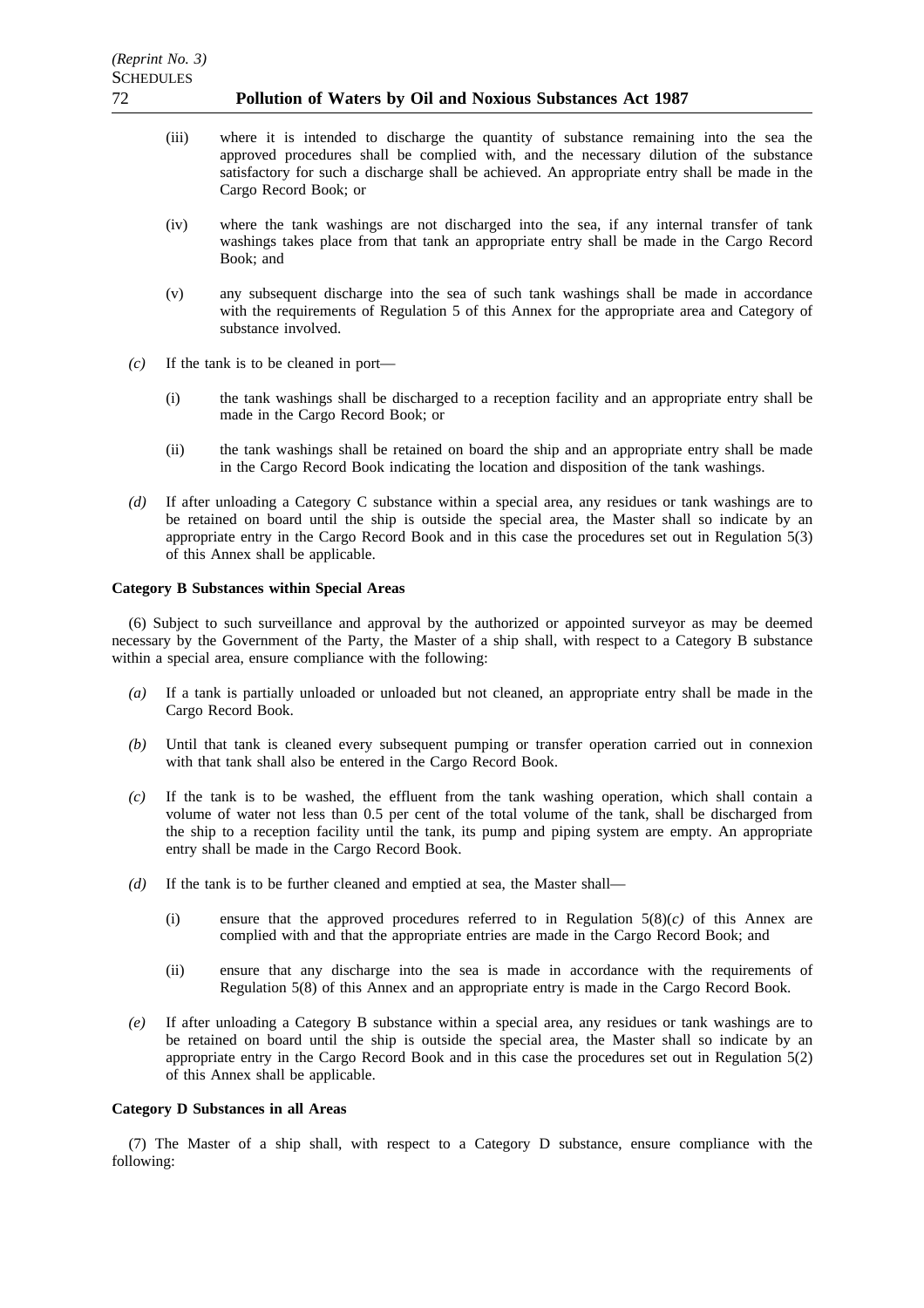(iii) where it is intended to discharge the quantity of substance remaining into the sea the approved procedures shall be complied with, and the necessary dilution of the substance satisfactory for such a discharge shall be achieved. An appropriate entry shall be made in the Cargo Record Book; or

(iv) where the tank washings are not discharged into the sea, if any internal transfer of tank washings takes place from that tank an appropriate entry shall be made in the Cargo Record Book; and

(v) any subsequent discharge into the sea of such tank washings shall be made in accordance with the requirements of Regulation 5 of this Annex for the appropriate area and Category of substance involved.

*(c)* If the tank is to be cleaned in port—

(i) the tank washings shall be discharged to a reception facility and an appropriate entry shall be made in the Cargo Record Book; or

(ii) the tank washings shall be retained on board the ship and an appropriate entry shall be made in the Cargo Record Book indicating the location and disposition of the tank washings.

*(d)* If after unloading a Category C substance within a special area, any residues or tank washings are to be retained on board until the ship is outside the special area, the Master shall so indicate by an appropriate entry in the Cargo Record Book and in this case the procedures set out in Regulation 5(3) of this Annex shall be applicable.

**Category B Substances within Special Areas**

(6) Subject to such surveillance and approval by the authorized or appointed surveyor as may be deemed necessary by the Government of the Party, the Master of a ship shall, with respect to a Category B substance within a special area, ensure compliance with the following:

*(a)* If a tank is partially unloaded or unloaded but not cleaned, an appropriate entry shall be made in the Cargo Record Book.

*(b)* Until that tank is cleaned every subsequent pumping or transfer operation carried out in connexion with that tank shall also be entered in the Cargo Record Book.

*(c)* If the tank is to be washed, the effluent from the tank washing operation, which shall contain a volume of water not less than 0.5 per cent of the total volume of the tank, shall be discharged from the ship to a reception facility until the tank, its pump and piping system are empty. An appropriate entry shall be made in the Cargo Record Book.

*(d)* If the tank is to be further cleaned and emptied at sea, the Master shall—

(i) ensure that the approved procedures referred to in Regulation 5(8)*(c)* of this Annex are complied with and that the appropriate entries are made in the Cargo Record Book; and

(ii) ensure that any discharge into the sea is made in accordance with the requirements of Regulation 5(8) of this Annex and an appropriate entry is made in the Cargo Record Book.

*(e)* If after unloading a Category B substance within a special area, any residues or tank washings are to be retained on board until the ship is outside the special area, the Master shall so indicate by an appropriate entry in the Cargo Record Book and in this case the procedures set out in Regulation 5(2) of this Annex shall be applicable.

**Category D Substances in all Areas**

(7) The Master of a ship shall, with respect to a Category D substance, ensure compliance with the following: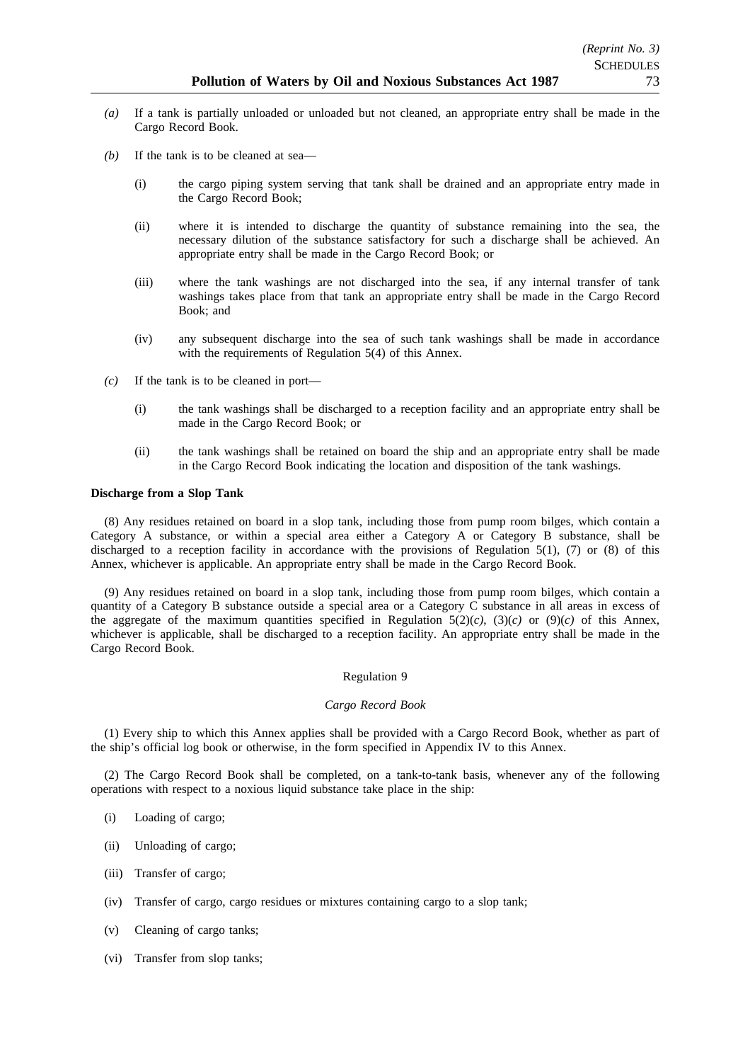*(a)* If a tank is partially unloaded or unloaded but not cleaned, an appropriate entry shall be made in the Cargo Record Book.

*(b)* If the tank is to be cleaned at sea—

(i) the cargo piping system serving that tank shall be drained and an appropriate entry made in the Cargo Record Book;

(ii) where it is intended to discharge the quantity of substance remaining into the sea, the necessary dilution of the substance satisfactory for such a discharge shall be achieved. An appropriate entry shall be made in the Cargo Record Book; or

(iii) where the tank washings are not discharged into the sea, if any internal transfer of tank washings takes place from that tank an appropriate entry shall be made in the Cargo Record Book; and

(iv) any subsequent discharge into the sea of such tank washings shall be made in accordance with the requirements of Regulation 5(4) of this Annex.

*(c)* If the tank is to be cleaned in port—

(i) the tank washings shall be discharged to a reception facility and an appropriate entry shall be made in the Cargo Record Book; or

(ii) the tank washings shall be retained on board the ship and an appropriate entry shall be made in the Cargo Record Book indicating the location and disposition of the tank washings.

**Discharge from a Slop Tank**

(8) Any residues retained on board in a slop tank, including those from pump room bilges, which contain a Category A substance, or within a special area either a Category A or Category B substance, shall be discharged to a reception facility in accordance with the provisions of Regulation 5(1), (7) or (8) of this Annex, whichever is applicable. An appropriate entry shall be made in the Cargo Record Book.

(9) Any residues retained on board in a slop tank, including those from pump room bilges, which contain a quantity of a Category B substance outside a special area or a Category C substance in all areas in excess of the aggregate of the maximum quantities specified in Regulation 5(2)*(c)*, (3)*(c)* or (9)*(c)* of this Annex, whichever is applicable, shall be discharged to a reception facility. An appropriate entry shall be made in the Cargo Record Book.

Regulation 9

*Cargo Record Book*

(1) Every ship to which this Annex applies shall be provided with a Cargo Record Book, whether as part of the ship's official log book or otherwise, in the form specified in Appendix IV to this Annex.

(2) The Cargo Record Book shall be completed, on a tank-to-tank basis, whenever any of the following operations with respect to a noxious liquid substance take place in the ship:

(i) Loading of cargo;

(ii) Unloading of cargo;

(iii) Transfer of cargo;

(iv) Transfer of cargo, cargo residues or mixtures containing cargo to a slop tank;

(v) Cleaning of cargo tanks;

(vi) Transfer from slop tanks;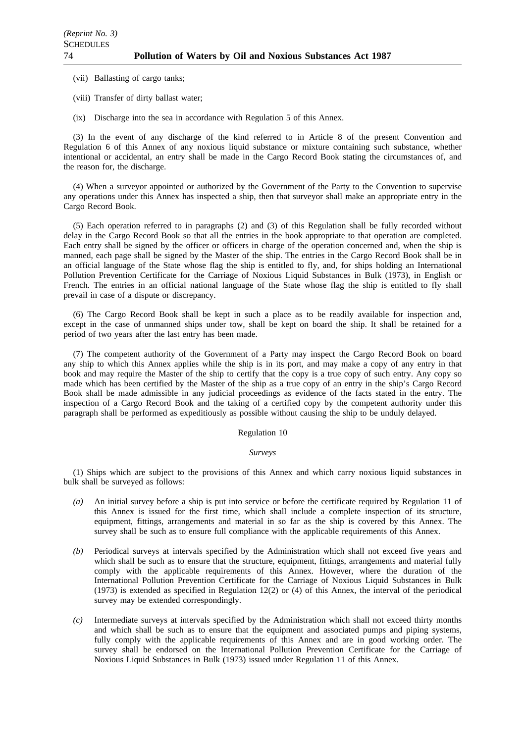(vii) Ballasting of cargo tanks;

(viii) Transfer of dirty ballast water;

(ix) Discharge into the sea in accordance with Regulation 5 of this Annex.

(3) In the event of any discharge of the kind referred to in Article 8 of the present Convention and Regulation 6 of this Annex of any noxious liquid substance or mixture containing such substance, whether intentional or accidental, an entry shall be made in the Cargo Record Book stating the circumstances of, and the reason for, the discharge.

(4) When a surveyor appointed or authorized by the Government of the Party to the Convention to supervise any operations under this Annex has inspected a ship, then that surveyor shall make an appropriate entry in the Cargo Record Book.

(5) Each operation referred to in paragraphs (2) and (3) of this Regulation shall be fully recorded without delay in the Cargo Record Book so that all the entries in the book appropriate to that operation are completed. Each entry shall be signed by the officer or officers in charge of the operation concerned and, when the ship is manned, each page shall be signed by the Master of the ship. The entries in the Cargo Record Book shall be in an official language of the State whose flag the ship is entitled to fly, and, for ships holding an International Pollution Prevention Certificate for the Carriage of Noxious Liquid Substances in Bulk (1973), in English or French. The entries in an official national language of the State whose flag the ship is entitled to fly shall prevail in case of a dispute or discrepancy.

(6) The Cargo Record Book shall be kept in such a place as to be readily available for inspection and, except in the case of unmanned ships under tow, shall be kept on board the ship. It shall be retained for a period of two years after the last entry has been made.

(7) The competent authority of the Government of a Party may inspect the Cargo Record Book on board any ship to which this Annex applies while the ship is in its port, and may make a copy of any entry in that book and may require the Master of the ship to certify that the copy is a true copy of such entry. Any copy so made which has been certified by the Master of the ship as a true copy of an entry in the ship's Cargo Record Book shall be made admissible in any judicial proceedings as evidence of the facts stated in the entry. The inspection of a Cargo Record Book and the taking of a certified copy by the competent authority under this paragraph shall be performed as expeditiously as possible without causing the ship to be unduly delayed.

Regulation 10

*Surveys*

(1) Ships which are subject to the provisions of this Annex and which carry noxious liquid substances in bulk shall be surveyed as follows:

*(a)* An initial survey before a ship is put into service or before the certificate required by Regulation 11 of this Annex is issued for the first time, which shall include a complete inspection of its structure, equipment, fittings, arrangements and material in so far as the ship is covered by this Annex. The survey shall be such as to ensure full compliance with the applicable requirements of this Annex.

*(b)* Periodical surveys at intervals specified by the Administration which shall not exceed five years and which shall be such as to ensure that the structure, equipment, fittings, arrangements and material fully comply with the applicable requirements of this Annex. However, where the duration of the International Pollution Prevention Certificate for the Carriage of Noxious Liquid Substances in Bulk (1973) is extended as specified in Regulation 12(2) or (4) of this Annex, the interval of the periodical survey may be extended correspondingly.

*(c)* Intermediate surveys at intervals specified by the Administration which shall not exceed thirty months and which shall be such as to ensure that the equipment and associated pumps and piping systems, fully comply with the applicable requirements of this Annex and are in good working order. The survey shall be endorsed on the International Pollution Prevention Certificate for the Carriage of Noxious Liquid Substances in Bulk (1973) issued under Regulation 11 of this Annex.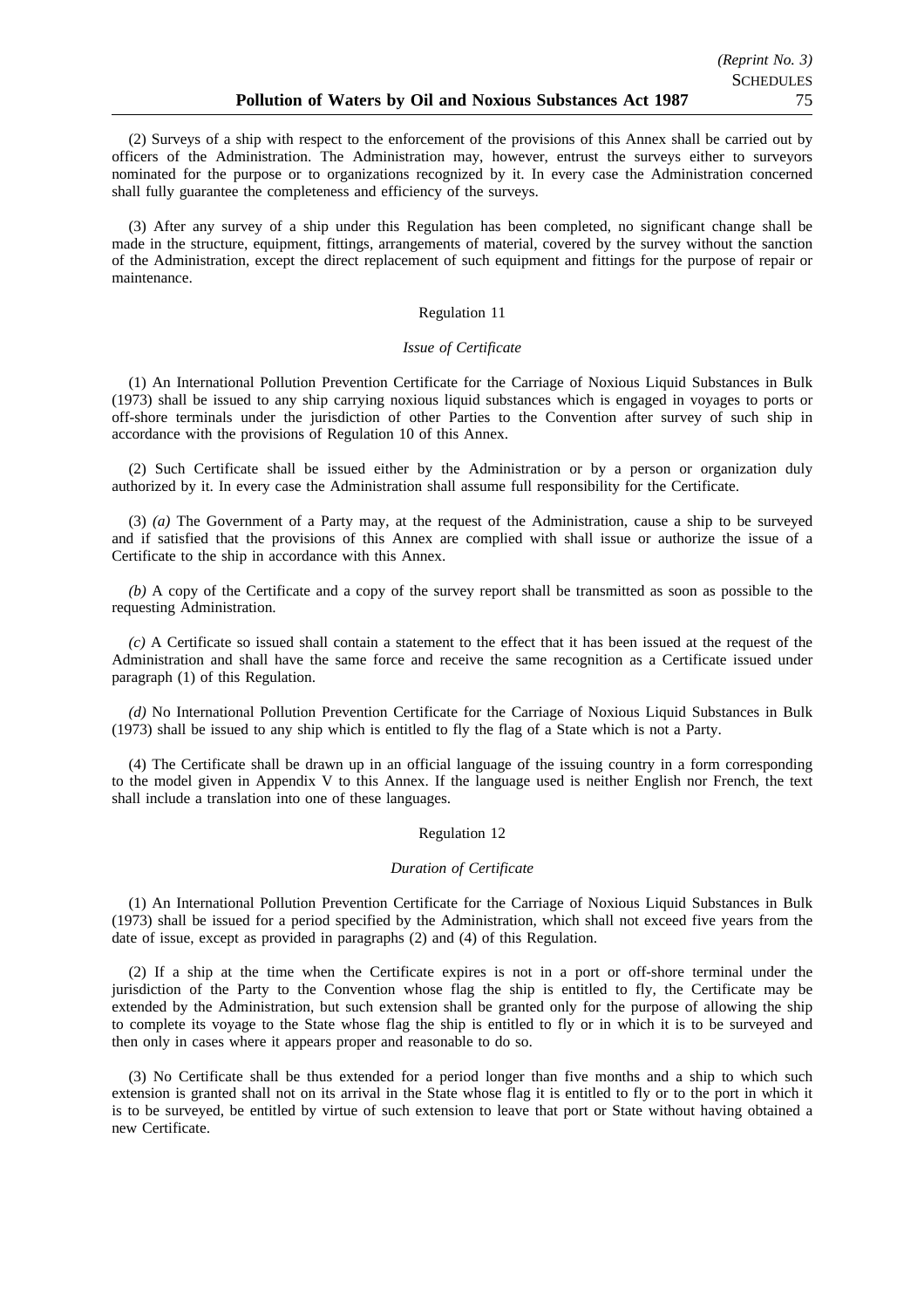(2) Surveys of a ship with respect to the enforcement of the provisions of this Annex shall be carried out by officers of the Administration. The Administration may, however, entrust the surveys either to surveyors nominated for the purpose or to organizations recognized by it. In every case the Administration concerned shall fully guarantee the completeness and efficiency of the surveys.

(3) After any survey of a ship under this Regulation has been completed, no significant change shall be made in the structure, equipment, fittings, arrangements of material, covered by the survey without the sanction of the Administration, except the direct replacement of such equipment and fittings for the purpose of repair or maintenance.

Regulation 11

*Issue of Certificate*

(1) An International Pollution Prevention Certificate for the Carriage of Noxious Liquid Substances in Bulk (1973) shall be issued to any ship carrying noxious liquid substances which is engaged in voyages to ports or off-shore terminals under the jurisdiction of other Parties to the Convention after survey of such ship in accordance with the provisions of Regulation 10 of this Annex.

(2) Such Certificate shall be issued either by the Administration or by a person or organization duly authorized by it. In every case the Administration shall assume full responsibility for the Certificate.

(3) *(a)* The Government of a Party may, at the request of the Administration, cause a ship to be surveyed and if satisfied that the provisions of this Annex are complied with shall issue or authorize the issue of a Certificate to the ship in accordance with this Annex.

*(b)* A copy of the Certificate and a copy of the survey report shall be transmitted as soon as possible to the requesting Administration.

*(c)* A Certificate so issued shall contain a statement to the effect that it has been issued at the request of the Administration and shall have the same force and receive the same recognition as a Certificate issued under paragraph (1) of this Regulation.

*(d)* No International Pollution Prevention Certificate for the Carriage of Noxious Liquid Substances in Bulk (1973) shall be issued to any ship which is entitled to fly the flag of a State which is not a Party.

(4) The Certificate shall be drawn up in an official language of the issuing country in a form corresponding to the model given in Appendix V to this Annex. If the language used is neither English nor French, the text shall include a translation into one of these languages.

Regulation 12

*Duration of Certificate*

(1) An International Pollution Prevention Certificate for the Carriage of Noxious Liquid Substances in Bulk (1973) shall be issued for a period specified by the Administration, which shall not exceed five years from the date of issue, except as provided in paragraphs (2) and (4) of this Regulation.

(2) If a ship at the time when the Certificate expires is not in a port or off-shore terminal under the jurisdiction of the Party to the Convention whose flag the ship is entitled to fly, the Certificate may be extended by the Administration, but such extension shall be granted only for the purpose of allowing the ship to complete its voyage to the State whose flag the ship is entitled to fly or in which it is to be surveyed and then only in cases where it appears proper and reasonable to do so.

(3) No Certificate shall be thus extended for a period longer than five months and a ship to which such extension is granted shall not on its arrival in the State whose flag it is entitled to fly or to the port in which it is to be surveyed, be entitled by virtue of such extension to leave that port or State without having obtained a new Certificate.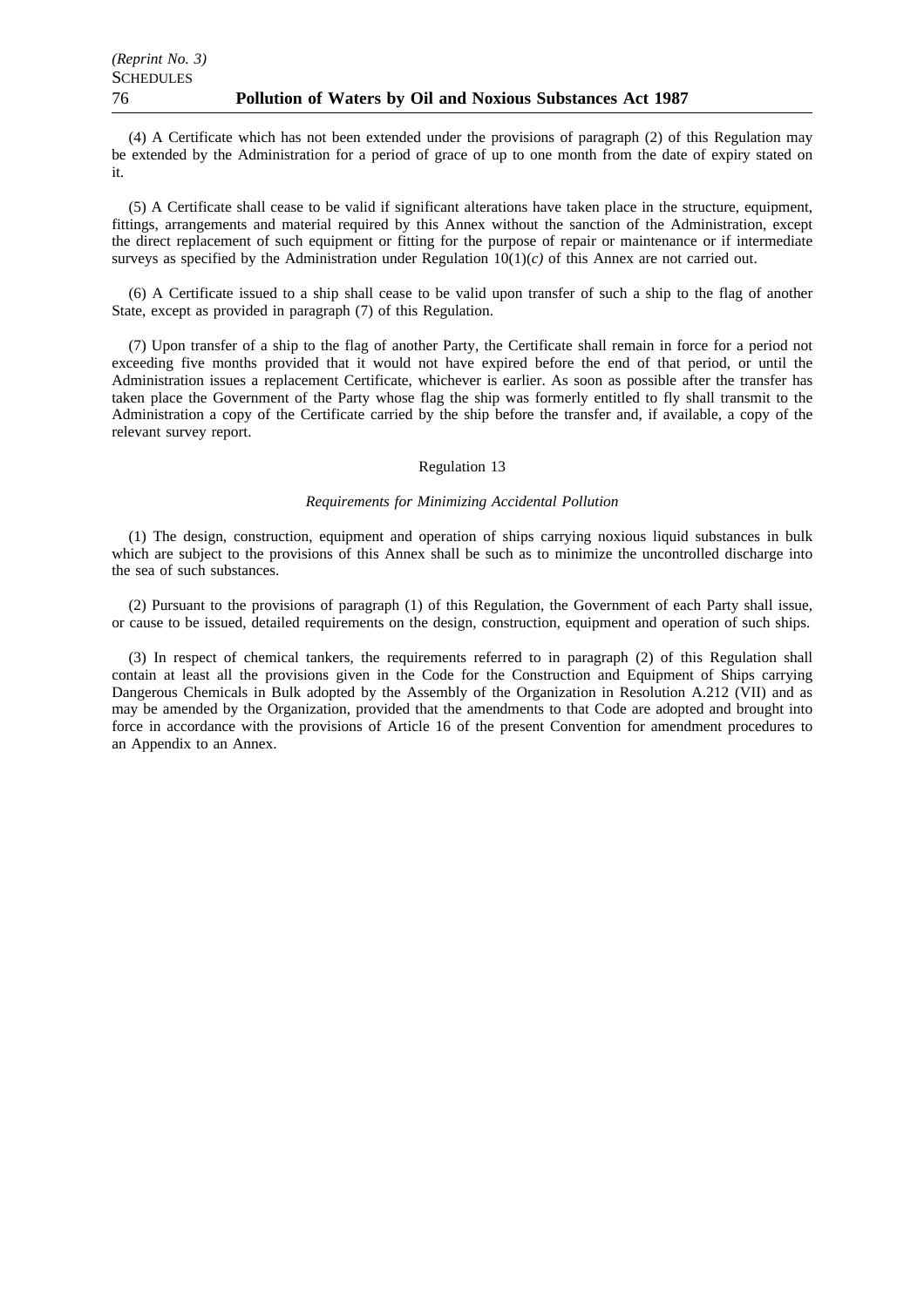(4) A Certificate which has not been extended under the provisions of paragraph (2) of this Regulation may be extended by the Administration for a period of grace of up to one month from the date of expiry stated on it.

(5) A Certificate shall cease to be valid if significant alterations have taken place in the structure, equipment, fittings, arrangements and material required by this Annex without the sanction of the Administration, except the direct replacement of such equipment or fitting for the purpose of repair or maintenance or if intermediate surveys as specified by the Administration under Regulation 10(1)(*c)* of this Annex are not carried out.

(6) A Certificate issued to a ship shall cease to be valid upon transfer of such a ship to the flag of another State, except as provided in paragraph (7) of this Regulation.

(7) Upon transfer of a ship to the flag of another Party, the Certificate shall remain in force for a period not exceeding five months provided that it would not have expired before the end of that period, or until the Administration issues a replacement Certificate, whichever is earlier. As soon as possible after the transfer has taken place the Government of the Party whose flag the ship was formerly entitled to fly shall transmit to the Administration a copy of the Certificate carried by the ship before the transfer and, if available, a copy of the relevant survey report.

Regulation 13

*Requirements for Minimizing Accidental Pollution*

(1) The design, construction, equipment and operation of ships carrying noxious liquid substances in bulk which are subject to the provisions of this Annex shall be such as to minimize the uncontrolled discharge into the sea of such substances.

(2) Pursuant to the provisions of paragraph (1) of this Regulation, the Government of each Party shall issue, or cause to be issued, detailed requirements on the design, construction, equipment and operation of such ships.

(3) In respect of chemical tankers, the requirements referred to in paragraph (2) of this Regulation shall contain at least all the provisions given in the Code for the Construction and Equipment of Ships carrying Dangerous Chemicals in Bulk adopted by the Assembly of the Organization in Resolution A.212 (VII) and as may be amended by the Organization, provided that the amendments to that Code are adopted and brought into force in accordance with the provisions of Article 16 of the present Convention for amendment procedures to an Appendix to an Annex.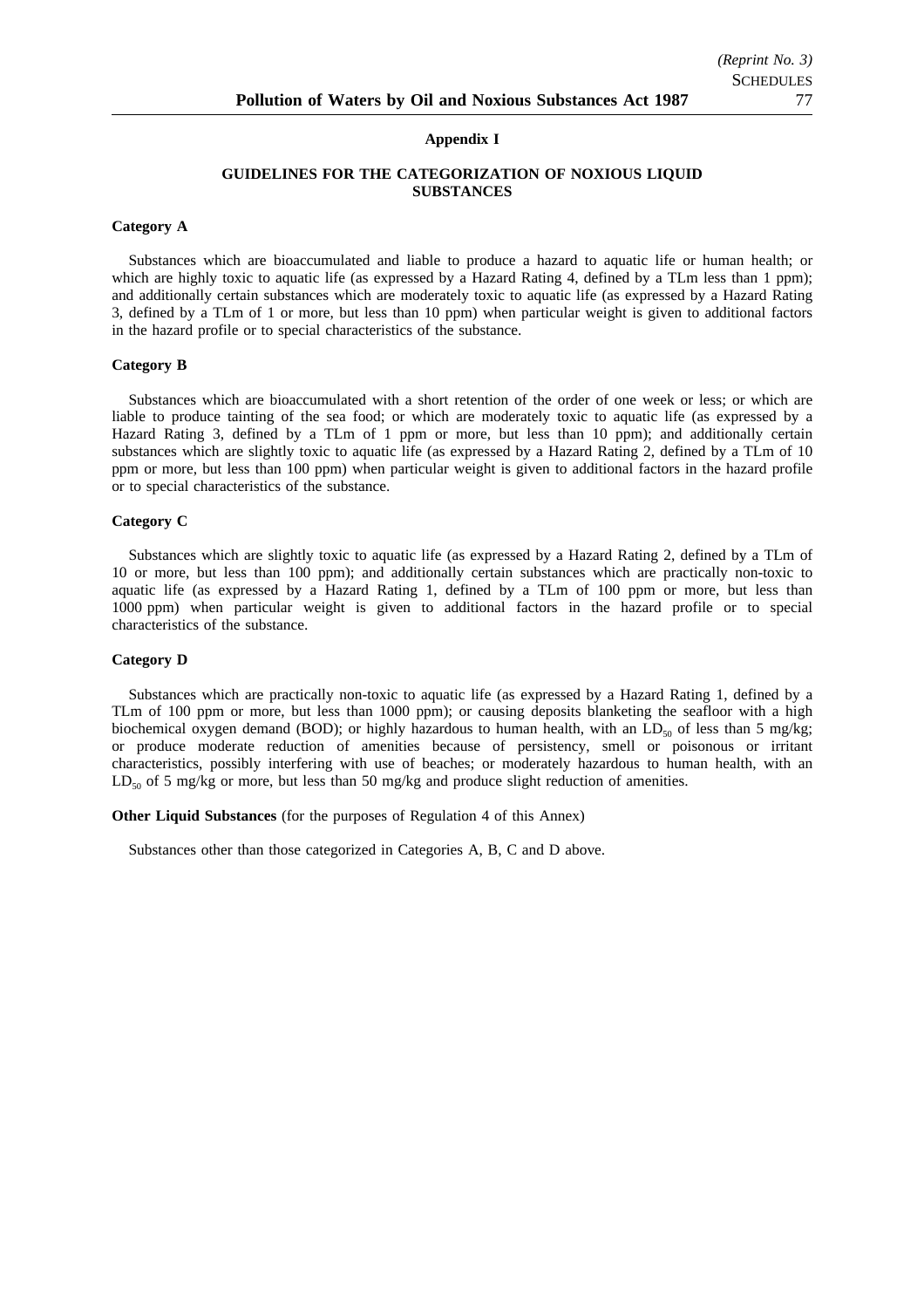## Appendix I

### GUIDELINES FOR THE CATEGORIZATION OF NOXIOUS LIQUID SUBSTANCES

**Category A**

Substances which are bioaccumulated and liable to produce a hazard to aquatic life or human health; or which are highly toxic to aquatic life (as expressed by a Hazard Rating 4, defined by a TLm less than 1 ppm); and additionally certain substances which are moderately toxic to aquatic life (as expressed by a Hazard Rating 3, defined by a TLm of 1 or more, but less than 10 ppm) when particular weight is given to additional factors in the hazard profile or to special characteristics of the substance.

**Category B**

Substances which are bioaccumulated with a short retention of the order of one week or less; or which are liable to produce tainting of the sea food; or which are moderately toxic to aquatic life (as expressed by a Hazard Rating 3, defined by a TLm of 1 ppm or more, but less than 10 ppm); and additionally certain substances which are slightly toxic to aquatic life (as expressed by a Hazard Rating 2, defined by a TLm of 10 ppm or more, but less than 100 ppm) when particular weight is given to additional factors in the hazard profile or to special characteristics of the substance.

**Category C**

Substances which are slightly toxic to aquatic life (as expressed by a Hazard Rating 2, defined by a TLm of 10 or more, but less than 100 ppm); and additionally certain substances which are practically non-toxic to aquatic life (as expressed by a Hazard Rating 1, defined by a TLm of 100 ppm or more, but less than 1000 ppm) when particular weight is given to additional factors in the hazard profile or to special characteristics of the substance.

**Category D**

Substances which are practically non-toxic to aquatic life (as expressed by a Hazard Rating 1, defined by a TLm of 100 ppm or more, but less than 1000 ppm); or causing deposits blanketing the seafloor with a high biochemical oxygen demand (BOD); or highly hazardous to human health, with an $LD_{50}$ of less than 5 mg/kg; or produce moderate reduction of amenities because of persistency, smell or poisonous or irritant characteristics, possibly interfering with use of beaches; or moderately hazardous to human health, with an $LD_{50}$ of 5 mg/kg or more, but less than 50 mg/kg and produce slight reduction of amenities.

**Other Liquid Substances** (for the purposes of Regulation 4 of this Annex)

Substances other than those categorized in Categories A, B, C and D above.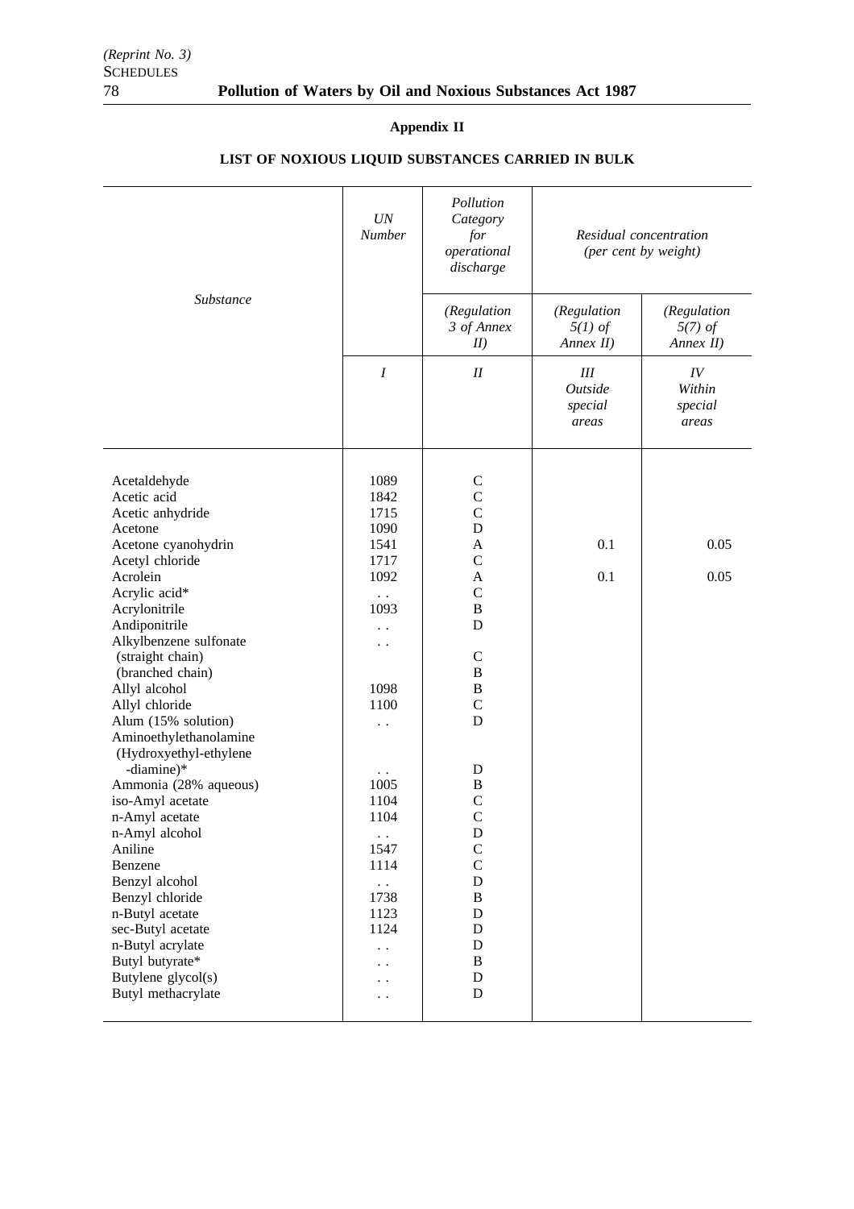## Appendix II

### LIST OF NOXIOUS LIQUID SUBSTANCES CARRIED IN BULK

| *Substance* | *UN Number* | *Pollution Category for operational discharge* | *Residual concentration (per cent by weight)* | |
|---|---|---|---|---|
| | | *(Regulation 3 of Annex II)* | *(Regulation 5(1) of Annex II)* | *(Regulation 5(7) of Annex II)* |
| | *I* | *II* | *III Outside special areas* | *IV Within special areas* |
| Acetaldehyde | 1089 | C | | |
| Acetic acid | 1842 | C | | |
| Acetic anhydride | 1715 | C | | |
| Acetone | 1090 | D | | |
| Acetone cyanohydrin | 1541 | A | 0.1 | 0.05 |
| Acetyl chloride | 1717 | C | | |
| Acrolein | 1092 | A | 0.1 | 0.05 |
| Acrylic acid* | . . | C | | |
| Acrylonitrile | 1093 | B | | |
| Andiponitrile | . . | D | | |
| Alkylbenzene sulfonate | . . | | | |
| (straight chain) | | C | | |
| (branched chain) | | B | | |
| Allyl alcohol | 1098 | B | | |
| Allyl chloride | 1100 | C | | |
| Alum (15% solution) | . . | D | | |
| Aminoethylethanolamine (Hydroxyethyl-ethylene -diamine)* | . . | D | | |
| Ammonia (28% aqueous) | 1005 | B | | |
| iso-Amyl acetate | 1104 | C | | |
| n-Amyl acetate | 1104 | C | | |
| n-Amyl alcohol | . . | D | | |
| Aniline | 1547 | C | | |
| Benzene | 1114 | C | | |
| Benzyl alcohol | . . | D | | |
| Benzyl chloride | 1738 | B | | |
| n-Butyl acetate | 1123 | D | | |
| sec-Butyl acetate | 1124 | D | | |
| n-Butyl acrylate | . . | D | | |
| Butyl butyrate* | . . | B | | |
| Butylene glycol(s) | . . | D | | |
| Butyl methacrylate | . . | D | | |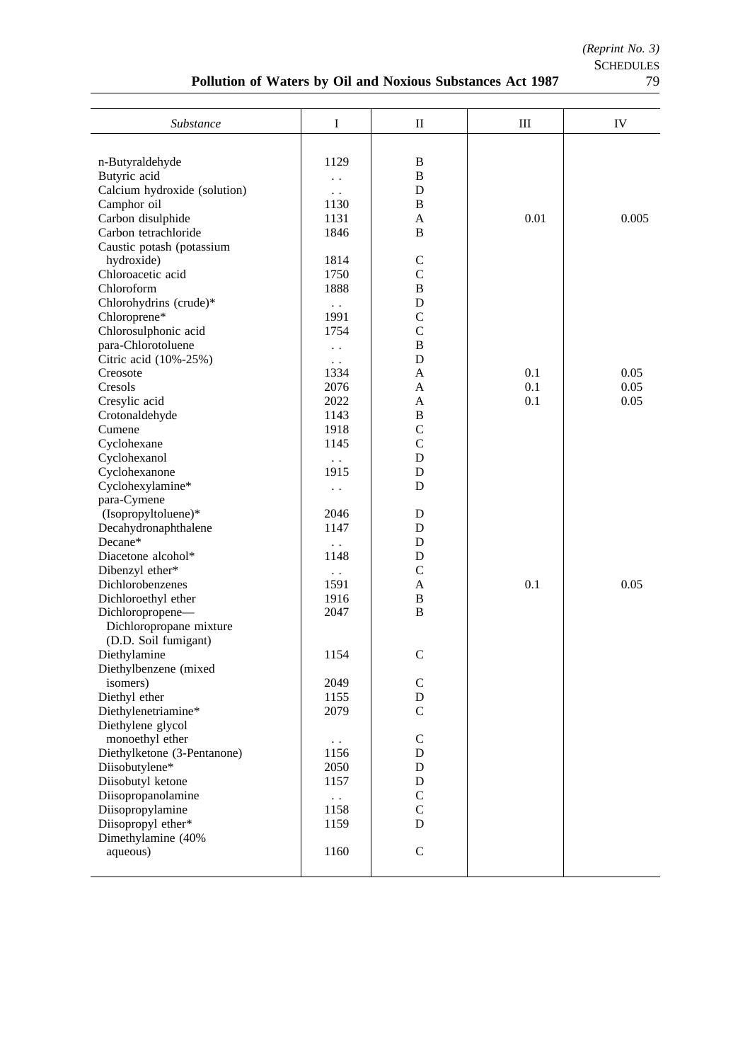| *Substance* | I | II | III | IV |
|---|---|---|---|---|
| n-Butyraldehyde | 1129 | B | | |
| Butyric acid | . . | B | | |
| Calcium hydroxide (solution) | . . | D | | |
| Camphor oil | 1130 | B | | |
| Carbon disulphide | 1131 | A | 0.01 | 0.005 |
| Carbon tetrachloride | 1846 | B | | |
| Caustic potash (potassium hydroxide) | 1814 | C | | |
| Chloroacetic acid | 1750 | C | | |
| Chloroform | 1888 | B | | |
| Chlorohydrins (crude)* | . . | D | | |
| Chloroprene* | 1991 | C | | |
| Chlorosulphonic acid | 1754 | C | | |
| para-Chlorotoluene | . . | B | | |
| Citric acid (10%-25%) | . . | D | | |
| Creosote | 1334 | A | 0.1 | 0.05 |
| Cresols | 2076 | A | 0.1 | 0.05 |
| Cresylic acid | 2022 | A | 0.1 | 0.05 |
| Crotonaldehyde | 1143 | B | | |
| Cumene | 1918 | C | | |
| Cyclohexane | 1145 | C | | |
| Cyclohexanol | . . | D | | |
| Cyclohexanone | 1915 | D | | |
| Cyclohexylamine* | . . | D | | |
| para-Cymene (Isopropyltoluene)* | 2046 | D | | |
| Decahydronaphthalene | 1147 | D | | |
| Decane* | . . | D | | |
| Diacetone alcohol* | 1148 | D | | |
| Dibenzyl ether* | . . | C | | |
| Dichlorobenzenes | 1591 | A | 0.1 | 0.05 |
| Dichloroethyl ether | 1916 | B | | |
| Dichloropropene—Dichloropropane mixture (D.D. Soil fumigant) | 2047 | B | | |
| Diethylamine | 1154 | C | | |
| Diethylbenzene (mixed isomers) | 2049 | C | | |
| Diethyl ether | 1155 | D | | |
| Diethylenetriamine* | 2079 | C | | |
| Diethylene glycol monoethyl ether | . . | C | | |
| Diethylketone (3-Pentanone) | 1156 | D | | |
| Diisobutylene* | 2050 | D | | |
| Diisobutyl ketone | 1157 | D | | |
| Diisopropanolamine | . . | C | | |
| Diisopropylamine | 1158 | C | | |
| Diisopropyl ether* | 1159 | D | | |
| Dimethylamine (40% aqueous) | 1160 | C | | |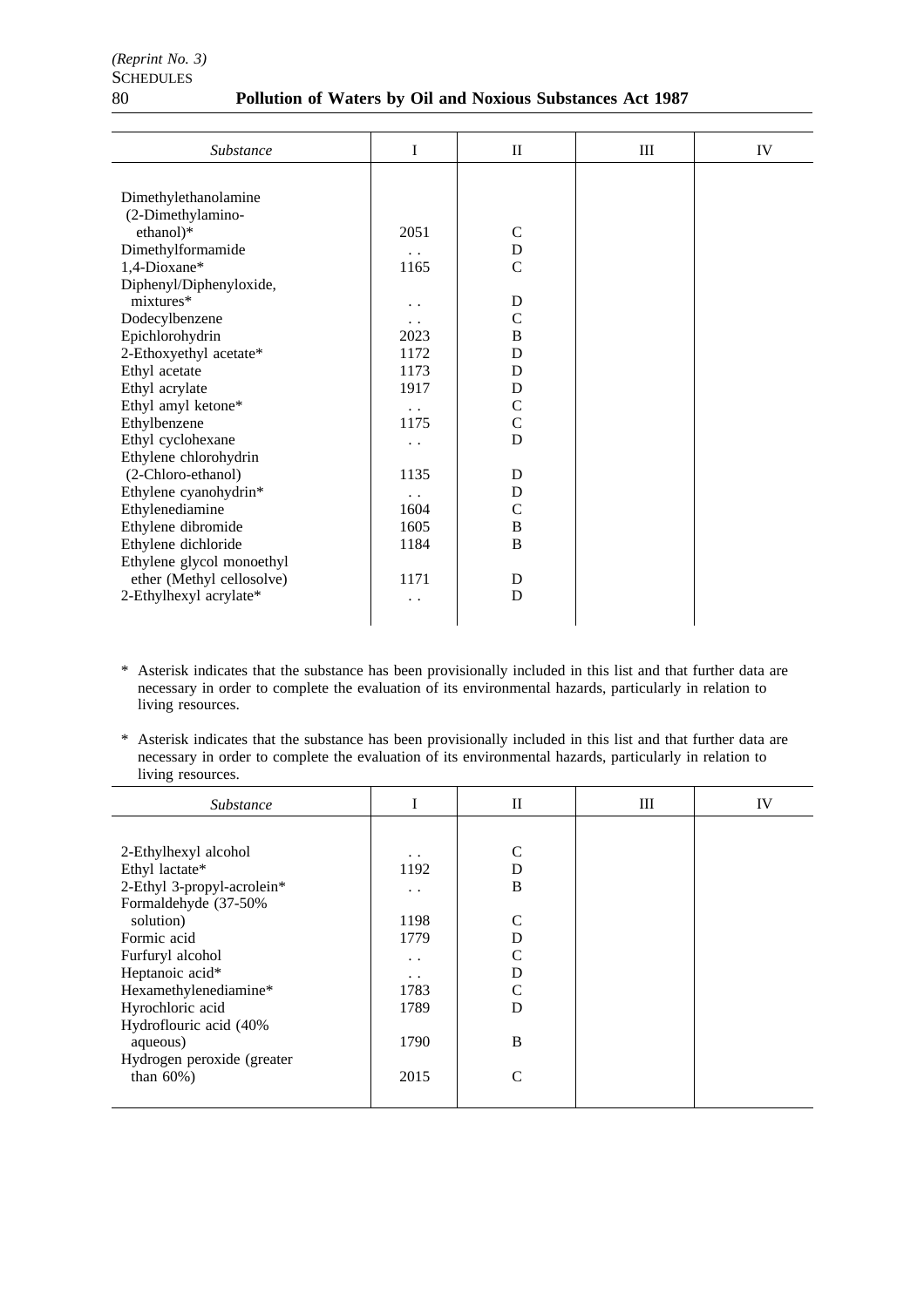| *Substance* | I | II | III | IV |
|---|---|---|---|---|
| Dimethylethanolamine (2-Dimethylamino-ethanol)* | 2051 | C | | |
| Dimethylformamide | . . | D | | |
| 1,4-Dioxane* | 1165 | C | | |
| Diphenyl/Diphenyloxide, mixtures* | . . | D | | |
| Dodecylbenzene | . . | C | | |
| Epichlorohydrin | 2023 | B | | |
| 2-Ethoxyethyl acetate* | 1172 | D | | |
| Ethyl acetate | 1173 | D | | |
| Ethyl acrylate | 1917 | D | | |
| Ethyl amyl ketone* | . . | C | | |
| Ethylbenzene | 1175 | C | | |
| Ethyl cyclohexane | . . | D | | |
| Ethylene chlorohydrin (2-Chloro-ethanol) | 1135 | D | | |
| Ethylene cyanohydrin* | . . | D | | |
| Ethylenediamine | 1604 | C | | |
| Ethylene dibromide | 1605 | B | | |
| Ethylene dichloride | 1184 | B | | |
| Ethylene glycol monoethyl ether (Methyl cellosolve) | 1171 | D | | |
| 2-Ethylhexyl acrylate* | . . | D | | |

\* Asterisk indicates that the substance has been provisionally included in this list and that further data are necessary in order to complete the evaluation of its environmental hazards, particularly in relation to living resources.

\* Asterisk indicates that the substance has been provisionally included in this list and that further data are necessary in order to complete the evaluation of its environmental hazards, particularly in relation to living resources.

| *Substance* | I | II | III | IV |
|---|---|---|---|---|
| 2-Ethylhexyl alcohol | . . | C | | |
| Ethyl lactate* | 1192 | D | | |
| 2-Ethyl 3-propyl-acrolein* | . . | B | | |
| Formaldehyde (37-50% solution) | 1198 | C | | |
| Formic acid | 1779 | D | | |
| Furfuryl alcohol | . . | C | | |
| Heptanoic acid* | . . | D | | |
| Hexamethylenediamine* | 1783 | C | | |
| Hyrochloric acid | 1789 | D | | |
| Hydroflouric acid (40% aqueous) | 1790 | B | | |
| Hydrogen peroxide (greater than 60%) | 2015 | C | | |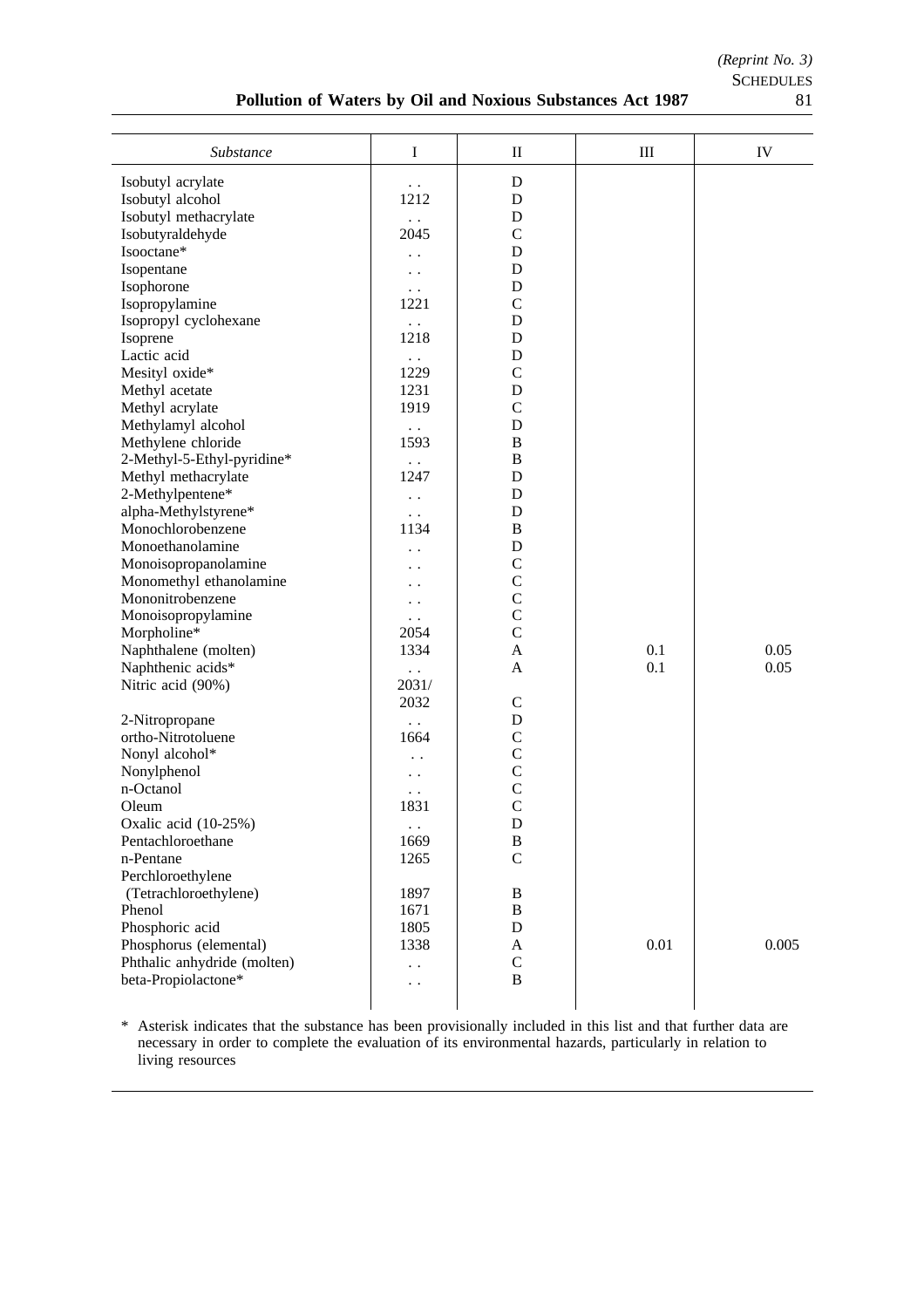| *Substance* | I | II | III | IV |
|---|---|---|---|---|
| Isobutyl acrylate | . . | D | | |
| Isobutyl alcohol | 1212 | D | | |
| Isobutyl methacrylate | . . | D | | |
| Isobutyraldehyde | 2045 | C | | |
| Isooctane* | . . | D | | |
| Isopentane | . . | D | | |
| Isophorone | . . | D | | |
| Isopropylamine | 1221 | C | | |
| Isopropyl cyclohexane | . . | D | | |
| Isoprene | 1218 | D | | |
| Lactic acid | . . | D | | |
| Mesityl oxide* | 1229 | C | | |
| Methyl acetate | 1231 | D | | |
| Methyl acrylate | 1919 | C | | |
| Methylamyl alcohol | . . | D | | |
| Methylene chloride | 1593 | B | | |
| 2-Methyl-5-Ethyl-pyridine* | . . | B | | |
| Methyl methacrylate | 1247 | D | | |
| 2-Methylpentene* | . . | D | | |
| alpha-Methylstyrene* | . . | D | | |
| Monochlorobenzene | 1134 | B | | |
| Monoethanolamine | . . | D | | |
| Monoisopropanolamine | . . | C | | |
| Monomethyl ethanolamine | . . | C | | |
| Mononitrobenzene | . . | C | | |
| Monoisopropylamine | . . | C | | |
| Morpholine* | 2054 | C | | |
| Naphthalene (molten) | 1334 | A | 0.1 | 0.05 |
| Naphthenic acids* | . . | A | 0.1 | 0.05 |
| Nitric acid (90%) | 2031/ 2032 | C | | |
| 2-Nitropropane | . . | D | | |
| ortho-Nitrotoluene | 1664 | C | | |
| Nonyl alcohol* | . . | C | | |
| Nonylphenol | . . | C | | |
| n-Octanol | . . | C | | |
| Oleum | 1831 | C | | |
| Oxalic acid (10-25%) | . . | D | | |
| Pentachloroethane | 1669 | B | | |
| n-Pentane | 1265 | C | | |
| Perchloroethylene (Tetrachloroethylene) | 1897 | B | | |
| Phenol | 1671 | B | | |
| Phosphoric acid | 1805 | D | | |
| Phosphorus (elemental) | 1338 | A | 0.01 | 0.005 |
| Phthalic anhydride (molten) | . . | C | | |
| beta-Propiolactone* | . . | B | | |

\* Asterisk indicates that the substance has been provisionally included in this list and that further data are necessary in order to complete the evaluation of its environmental hazards, particularly in relation to living resources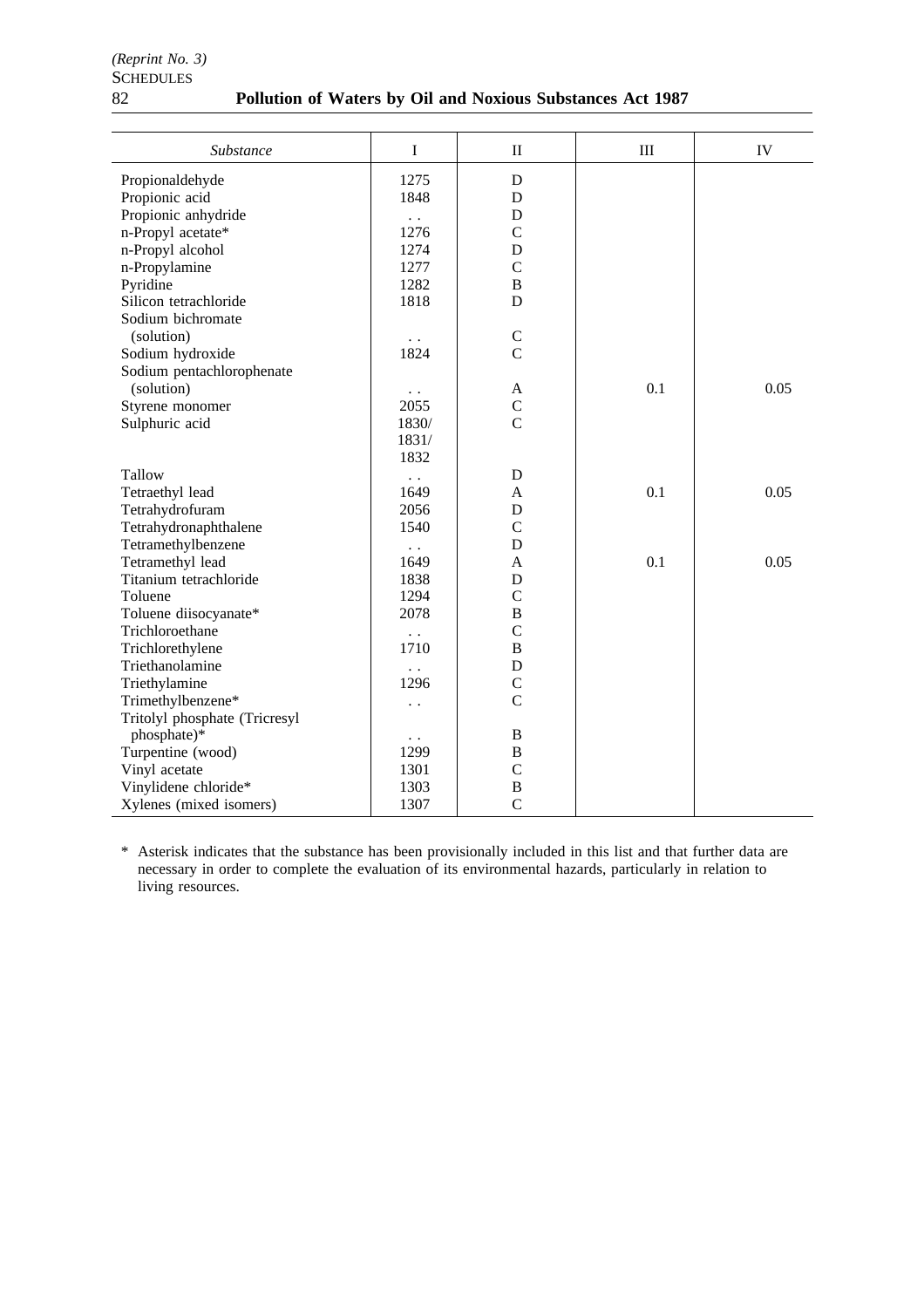| *Substance* | I | II | III | IV |
|---|---|---|---|---|
| Propionaldehyde | 1275 | D | | |
| Propionic acid | 1848 | D | | |
| Propionic anhydride | . . | D | | |
| n-Propyl acetate* | 1276 | C | | |
| n-Propyl alcohol | 1274 | D | | |
| n-Propylamine | 1277 | C | | |
| Pyridine | 1282 | B | | |
| Silicon tetrachloride | 1818 | D | | |
| Sodium bichromate (solution) | . . | C | | |
| Sodium hydroxide | 1824 | C | | |
| Sodium pentachlorophenate (solution) | . . | A | 0.1 | 0.05 |
| Styrene monomer | 2055 | C | | |
| Sulphuric acid | 1830/ 1831/ 1832 | C | | |
| Tallow | . . | D | | |
| Tetraethyl lead | 1649 | A | 0.1 | 0.05 |
| Tetrahydrofuram | 2056 | D | | |
| Tetrahydronaphthalene | 1540 | C | | |
| Tetramethylbenzene | . . | D | | |
| Tetramethyl lead | 1649 | A | 0.1 | 0.05 |
| Titanium tetrachloride | 1838 | D | | |
| Toluene | 1294 | C | | |
| Toluene diisocyanate* | 2078 | B | | |
| Trichloroethane | . . | C | | |
| Trichlorethylene | 1710 | B | | |
| Triethanolamine | . . | D | | |
| Triethylamine | 1296 | C | | |
| Trimethylbenzene* | . . | C | | |
| Tritolyl phosphate (Tricresyl phosphate)* | . . | B | | |
| Turpentine (wood) | 1299 | B | | |
| Vinyl acetate | 1301 | C | | |
| Vinylidene chloride* | 1303 | B | | |
| Xylenes (mixed isomers) | 1307 | C | | |

\* Asterisk indicates that the substance has been provisionally included in this list and that further data are necessary in order to complete the evaluation of its environmental hazards, particularly in relation to living resources.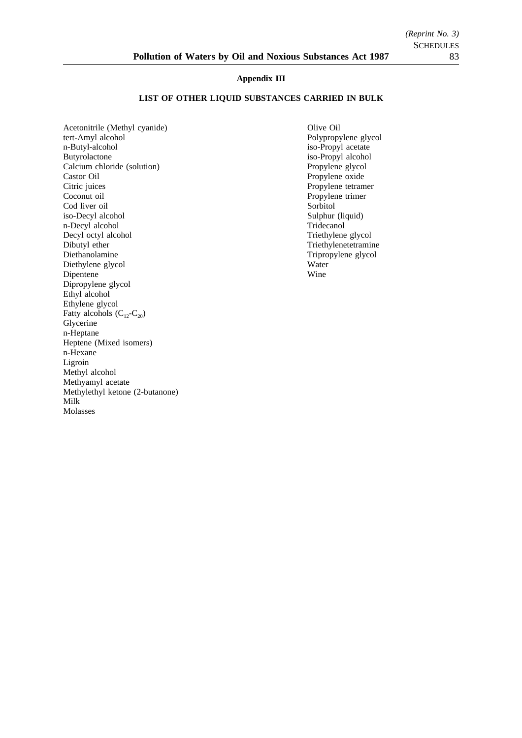## Appendix III

### LIST OF OTHER LIQUID SUBSTANCES CARRIED IN BULK

Acetonitrile (Methyl cyanide)
tert-Amyl alcohol
n-Butyl-alcohol
Butyrolactone
Calcium chloride (solution)
Castor Oil
Citric juices
Coconut oil
Cod liver oil
iso-Decyl alcohol
n-Decyl alcohol
Decyl octyl alcohol
Dibutyl ether
Diethanolamine
Diethylene glycol
Dipentene
Dipropylene glycol
Ethyl alcohol
Ethylene glycol
Fatty alcohols ($C_{12}$-$C_{20}$)
Glycerine
n-Heptane
Heptene (Mixed isomers)
n-Hexane
Ligroin
Methyl alcohol
Methyamyl acetate
Methylethyl ketone (2-butanone)
Milk
Molasses
Olive Oil
Polypropylene glycol
iso-Propyl acetate
iso-Propyl alcohol
Propylene glycol
Propylene oxide
Propylene tetramer
Propylene trimer
Sorbitol
Sulphur (liquid)
Tridecanol
Triethylene glycol
Triethylenetetramine
Tripropylene glycol
Water
Wine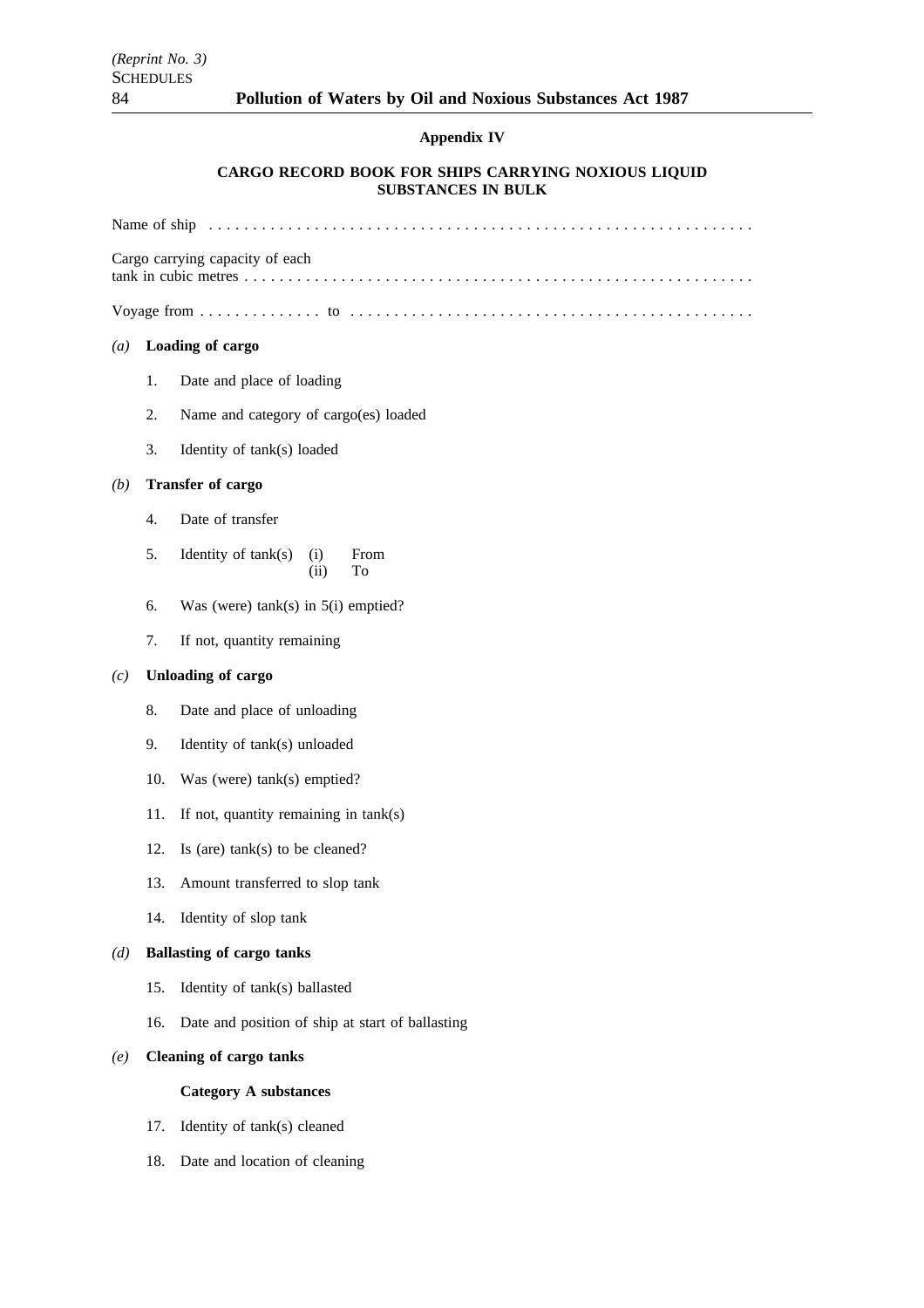**Appendix IV**

**CARGO RECORD BOOK FOR SHIPS CARRYING NOXIOUS LIQUID SUBSTANCES IN BULK**

Name of ship . . . . . . . . . . . . . . . . . . . . . . . . . . . . . . . . . . . . . . . . . . . . . . . . . . . . . . . . . . . . .

Cargo carrying capacity of each tank in cubic metres . . . . . . . . . . . . . . . . . . . . . . . . . . . . . . . . . . . . . . . . . . . . . . . . . . . . . . . . . .

Voyage from . . . . . . . . . . . . . . to . . . . . . . . . . . . . . . . . . . . . . . . . . . . . . . . . . . . . . . . . . . . . .

*(a)* **Loading of cargo**

1. Date and place of loading
2. Name and category of cargo(es) loaded
3. Identity of tank(s) loaded

*(b)* **Transfer of cargo**

4. Date of transfer
5. Identity of tank(s) (i) From
   (ii) To
6. Was (were) tank(s) in 5(i) emptied?
7. If not, quantity remaining

*(c)* **Unloading of cargo**

8. Date and place of unloading
9. Identity of tank(s) unloaded
10. Was (were) tank(s) emptied?
11. If not, quantity remaining in tank(s)
12. Is (are) tank(s) to be cleaned?
13. Amount transferred to slop tank
14. Identity of slop tank

*(d)* **Ballasting of cargo tanks**

15. Identity of tank(s) ballasted
16. Date and position of ship at start of ballasting

*(e)* **Cleaning of cargo tanks**

**Category A substances**

17. Identity of tank(s) cleaned
18. Date and location of cleaning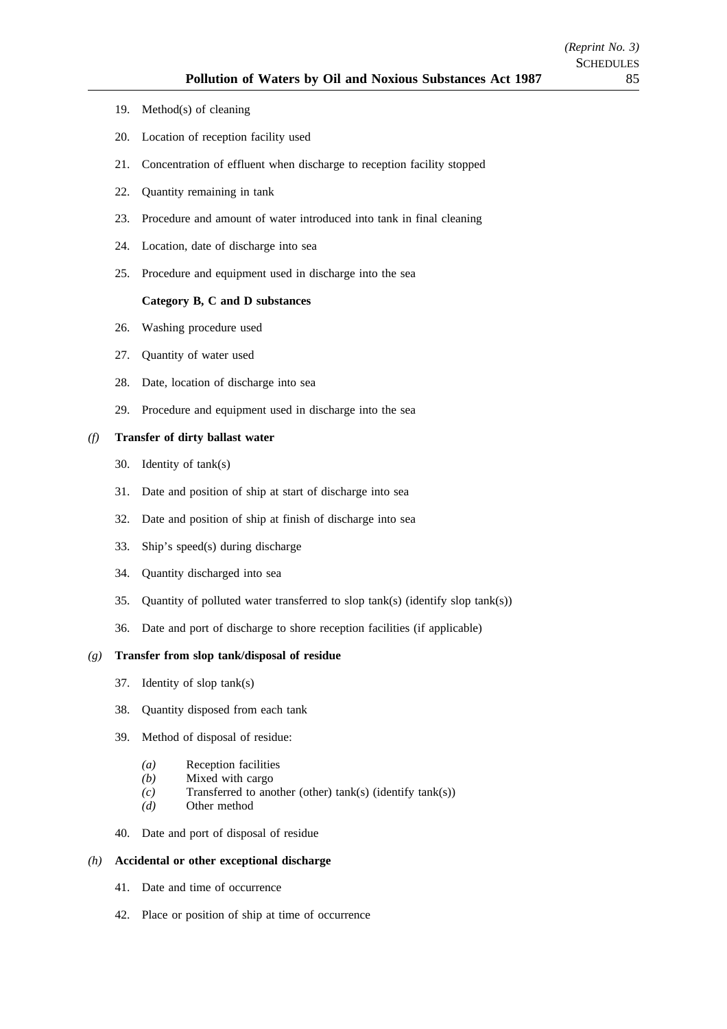19. Method(s) of cleaning

20. Location of reception facility used

21. Concentration of effluent when discharge to reception facility stopped

22. Quantity remaining in tank

23. Procedure and amount of water introduced into tank in final cleaning

24. Location, date of discharge into sea

25. Procedure and equipment used in discharge into the sea

**Category B, C and D substances**

26. Washing procedure used

27. Quantity of water used

28. Date, location of discharge into sea

29. Procedure and equipment used in discharge into the sea

*(f)* **Transfer of dirty ballast water**

30. Identity of tank(s)

31. Date and position of ship at start of discharge into sea

32. Date and position of ship at finish of discharge into sea

33. Ship's speed(s) during discharge

34. Quantity discharged into sea

35. Quantity of polluted water transferred to slop tank(s) (identify slop tank(s))

36. Date and port of discharge to shore reception facilities (if applicable)

*(g)* **Transfer from slop tank/disposal of residue**

37. Identity of slop tank(s)

38. Quantity disposed from each tank

39. Method of disposal of residue:

    *(a)* Reception facilities
    *(b)* Mixed with cargo
    *(c)* Transferred to another (other) tank(s) (identify tank(s))
    *(d)* Other method

40. Date and port of disposal of residue

*(h)* **Accidental or other exceptional discharge**

41. Date and time of occurrence

42. Place or position of ship at time of occurrence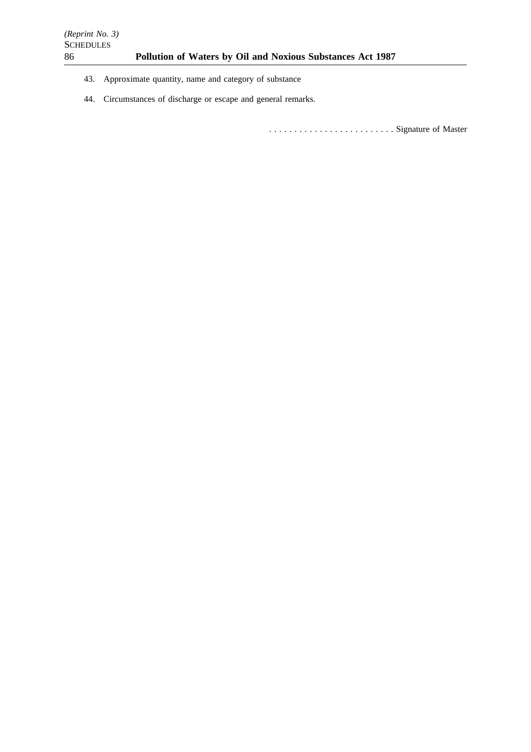43. Approximate quantity, name and category of substance

44. Circumstances of discharge or escape and general remarks.

. . . . . . . . . . . . . . . . . . . . . . . . . Signature of Master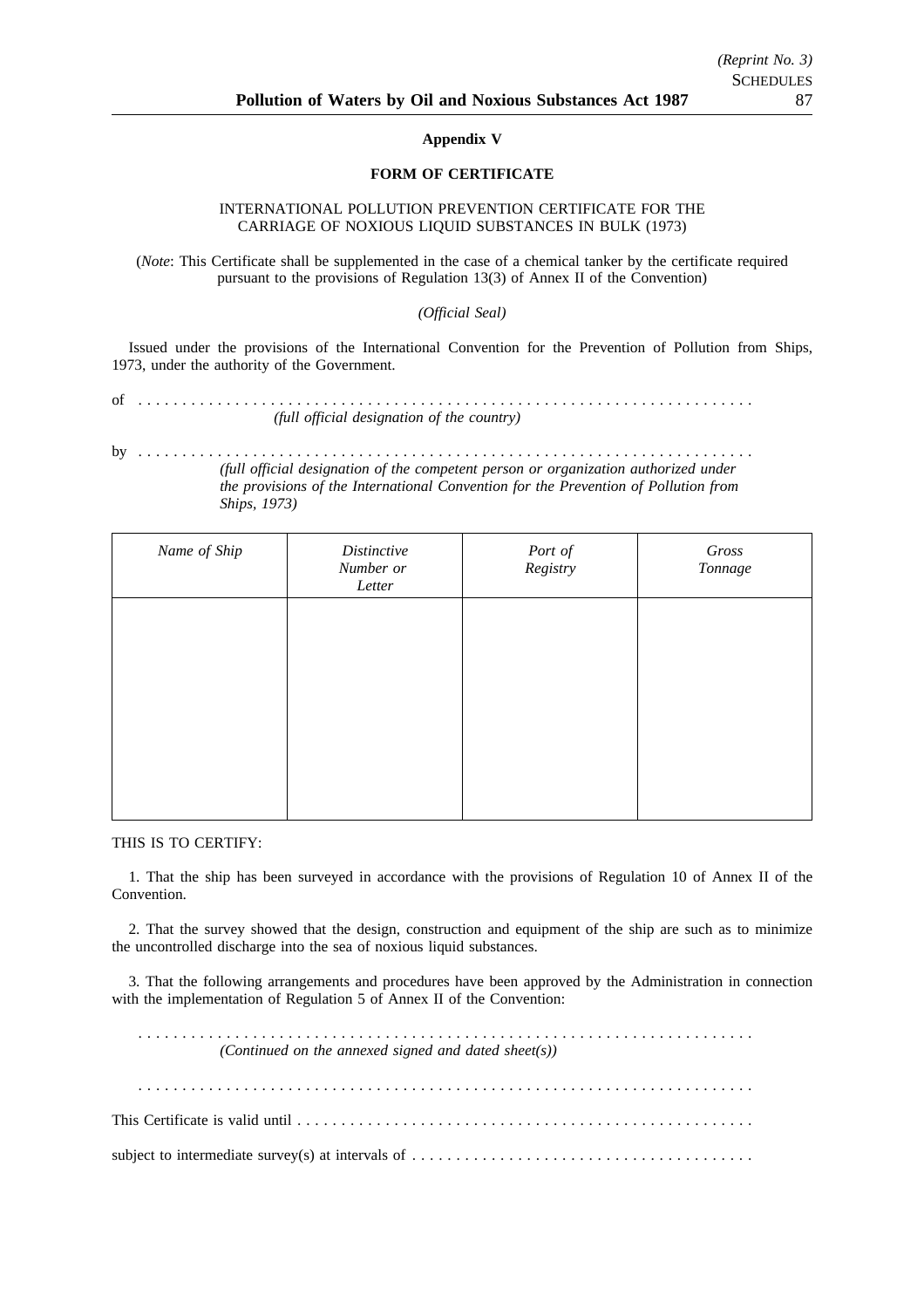**Appendix V**

**FORM OF CERTIFICATE**

INTERNATIONAL POLLUTION PREVENTION CERTIFICATE FOR THE CARRIAGE OF NOXIOUS LIQUID SUBSTANCES IN BULK (1973)

(*Note*: This Certificate shall be supplemented in the case of a chemical tanker by the certificate required pursuant to the provisions of Regulation 13(3) of Annex II of the Convention)

*(Official Seal)*

Issued under the provisions of the International Convention for the Prevention of Pollution from Ships, 1973, under the authority of the Government.

of . . . . . . . . . . . . . . . . . . . . . . . . . . . . . . . . . . . . . . . . . . . . . . . . . . . . . . . . . . . . . . . . . . . .
*(full official designation of the country)*

by . . . . . . . . . . . . . . . . . . . . . . . . . . . . . . . . . . . . . . . . . . . . . . . . . . . . . . . . . . . . . . . . . . . .
*(full official designation of the competent person or organization authorized under the provisions of the International Convention for the Prevention of Pollution from Ships, 1973)*

| *Name of Ship* | *Distinctive Number or Letter* | *Port of Registry* | *Gross Tonnage* |
|---|---|---|---|
| | | | |

THIS IS TO CERTIFY:

1. That the ship has been surveyed in accordance with the provisions of Regulation 10 of Annex II of the Convention.

2. That the survey showed that the design, construction and equipment of the ship are such as to minimize the uncontrolled discharge into the sea of noxious liquid substances.

3. That the following arrangements and procedures have been approved by the Administration in connection with the implementation of Regulation 5 of Annex II of the Convention:

. . . . . . . . . . . . . . . . . . . . . . . . . . . . . . . . . . . . . . . . . . . . . . . . . . . . . . . . . . . . . . . . . . . .
*(Continued on the annexed signed and dated sheet(s))*

. . . . . . . . . . . . . . . . . . . . . . . . . . . . . . . . . . . . . . . . . . . . . . . . . . . . . . . . . . . . . . . . . . . .

This Certificate is valid until . . . . . . . . . . . . . . . . . . . . . . . . . . . . . . . . . . . . . . . . . . . . . . . . . . . .

subject to intermediate survey(s) at intervals of . . . . . . . . . . . . . . . . . . . . . . . . . . . . . . . . . . . . . .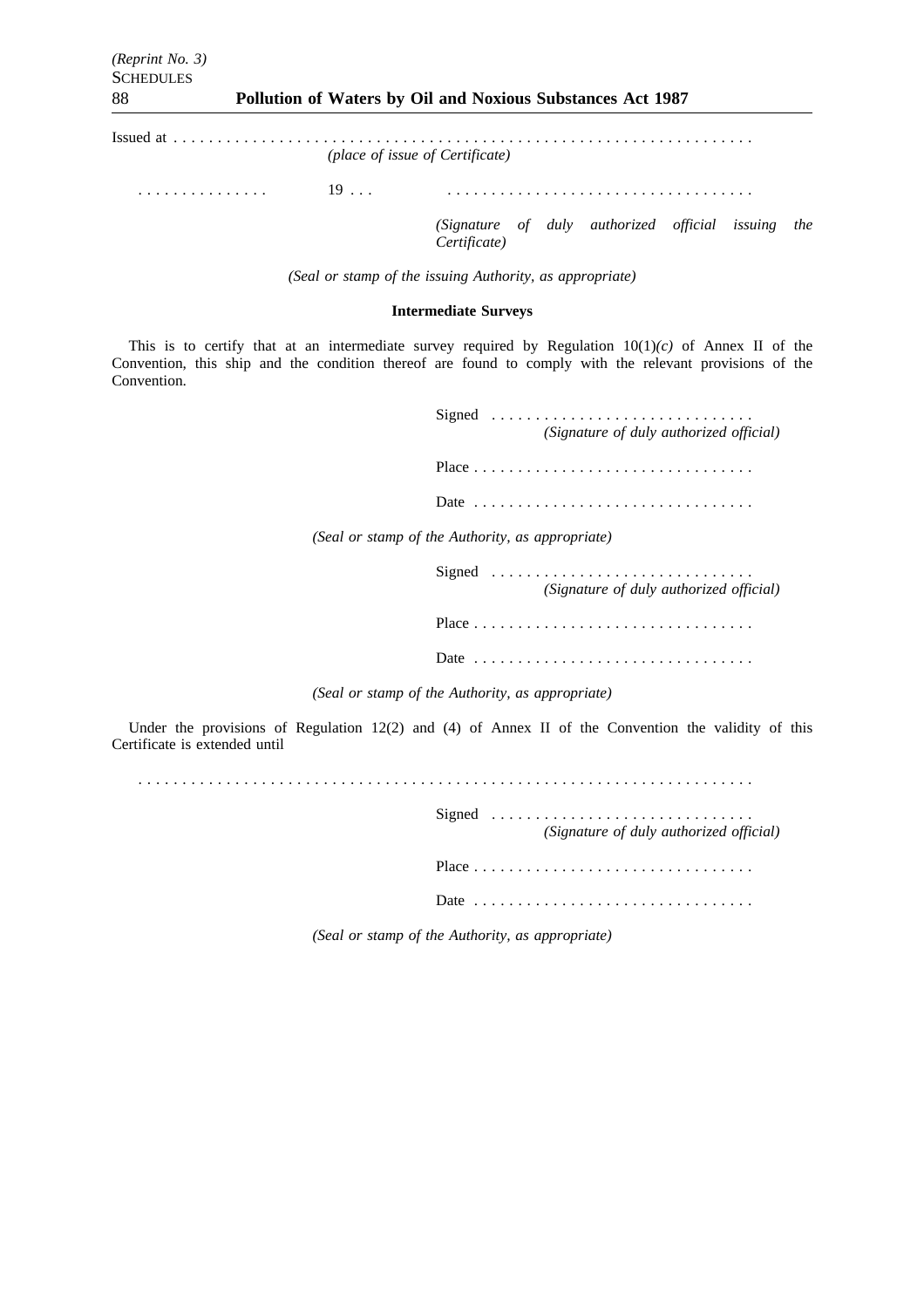Issued at . . . . . . . . . . . . . . . . . . . . . . . . . . . . . . . . . . . . . . . . . . . . . . . . . . . . . . . . . . . . . . . . . .
*(place of issue of Certificate)*

. . . . . . . . . . . . . . . 19 . . . . . . . . . . . . . . . . . . . . . . . . . . . . . . . . . . . . . . .

*(Signature of duly authorized official issuing the Certificate)*

*(Seal or stamp of the issuing Authority, as appropriate)*

**Intermediate Surveys**

This is to certify that at an intermediate survey required by Regulation 10(1)*(c)* of Annex II of the Convention, this ship and the condition thereof are found to comply with the relevant provisions of the Convention.

Signed . . . . . . . . . . . . . . . . . . . . . . . . . . . . . .
*(Signature of duly authorized official)*

Place . . . . . . . . . . . . . . . . . . . . . . . . . . . . . . . .

Date . . . . . . . . . . . . . . . . . . . . . . . . . . . . . . . .

*(Seal or stamp of the Authority, as appropriate)*

Signed . . . . . . . . . . . . . . . . . . . . . . . . . . . . . .
*(Signature of duly authorized official)*

Place . . . . . . . . . . . . . . . . . . . . . . . . . . . . . . . .

Date . . . . . . . . . . . . . . . . . . . . . . . . . . . . . . . .

*(Seal or stamp of the Authority, as appropriate)*

Under the provisions of Regulation 12(2) and (4) of Annex II of the Convention the validity of this Certificate is extended until

. . . . . . . . . . . . . . . . . . . . . . . . . . . . . . . . . . . . . . . . . . . . . . . . . . . . . . . . . . . . . . . . . . . . . . .

Signed . . . . . . . . . . . . . . . . . . . . . . . . . . . . . .
*(Signature of duly authorized official)*

Place . . . . . . . . . . . . . . . . . . . . . . . . . . . . . . . .

Date . . . . . . . . . . . . . . . . . . . . . . . . . . . . . . . .

*(Seal or stamp of the Authority, as appropriate)*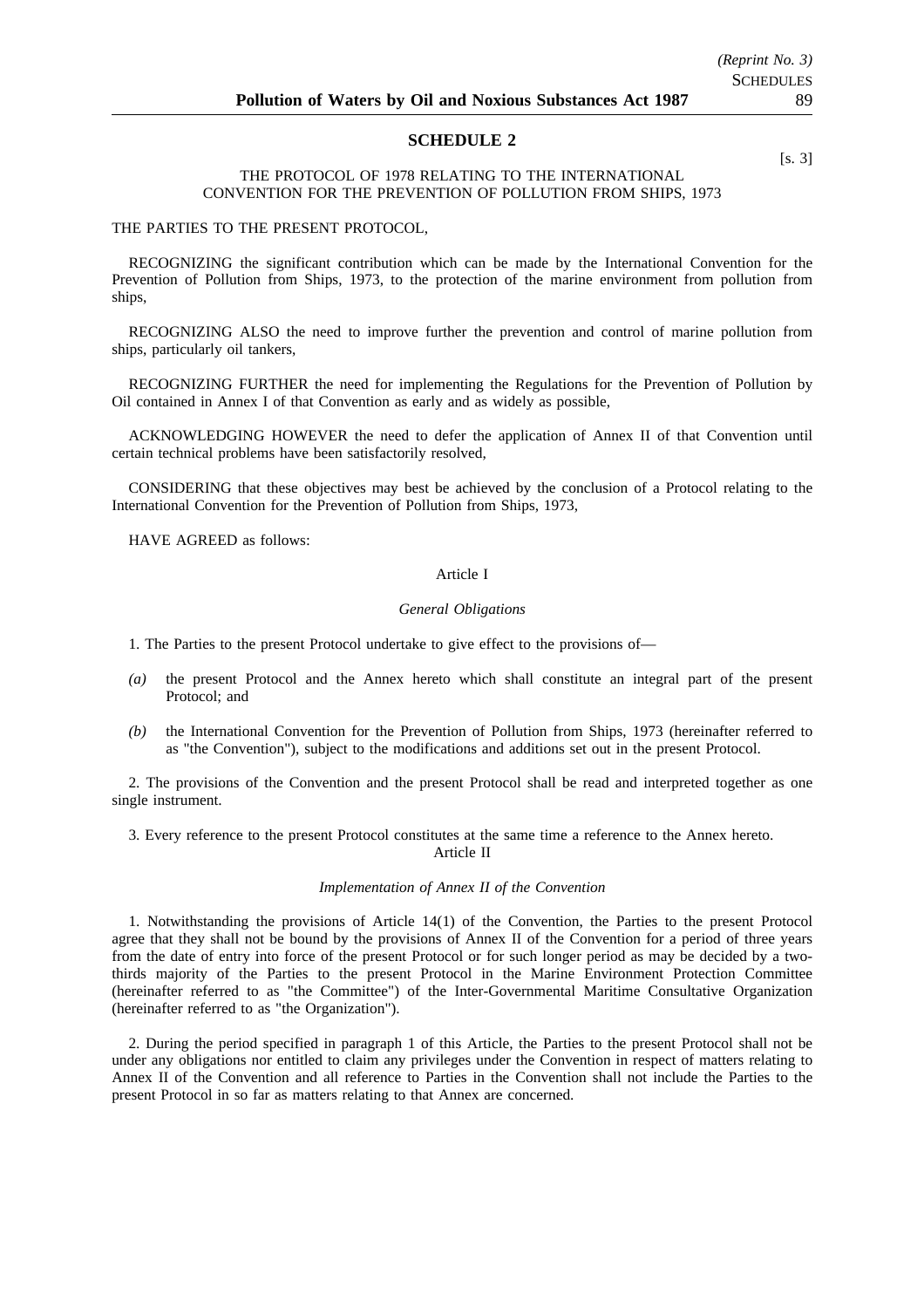## SCHEDULE 2

[s. 3]

THE PROTOCOL OF 1978 RELATING TO THE INTERNATIONAL CONVENTION FOR THE PREVENTION OF POLLUTION FROM SHIPS, 1973

THE PARTIES TO THE PRESENT PROTOCOL,

RECOGNIZING the significant contribution which can be made by the International Convention for the Prevention of Pollution from Ships, 1973, to the protection of the marine environment from pollution from ships,

RECOGNIZING ALSO the need to improve further the prevention and control of marine pollution from ships, particularly oil tankers,

RECOGNIZING FURTHER the need for implementing the Regulations for the Prevention of Pollution by Oil contained in Annex I of that Convention as early and as widely as possible,

ACKNOWLEDGING HOWEVER the need to defer the application of Annex II of that Convention until certain technical problems have been satisfactorily resolved,

CONSIDERING that these objectives may best be achieved by the conclusion of a Protocol relating to the International Convention for the Prevention of Pollution from Ships, 1973,

HAVE AGREED as follows:

### Article I

*General Obligations*

1. The Parties to the present Protocol undertake to give effect to the provisions of—

*(a)* the present Protocol and the Annex hereto which shall constitute an integral part of the present Protocol; and

*(b)* the International Convention for the Prevention of Pollution from Ships, 1973 (hereinafter referred to as "the Convention"), subject to the modifications and additions set out in the present Protocol.

2. The provisions of the Convention and the present Protocol shall be read and interpreted together as one single instrument.

3. Every reference to the present Protocol constitutes at the same time a reference to the Annex hereto.

### Article II

*Implementation of Annex II of the Convention*

1. Notwithstanding the provisions of Article 14(1) of the Convention, the Parties to the present Protocol agree that they shall not be bound by the provisions of Annex II of the Convention for a period of three years from the date of entry into force of the present Protocol or for such longer period as may be decided by a two-thirds majority of the Parties to the present Protocol in the Marine Environment Protection Committee (hereinafter referred to as "the Committee") of the Inter-Governmental Maritime Consultative Organization (hereinafter referred to as "the Organization").

2. During the period specified in paragraph 1 of this Article, the Parties to the present Protocol shall not be under any obligations nor entitled to claim any privileges under the Convention in respect of matters relating to Annex II of the Convention and all reference to Parties in the Convention shall not include the Parties to the present Protocol in so far as matters relating to that Annex are concerned.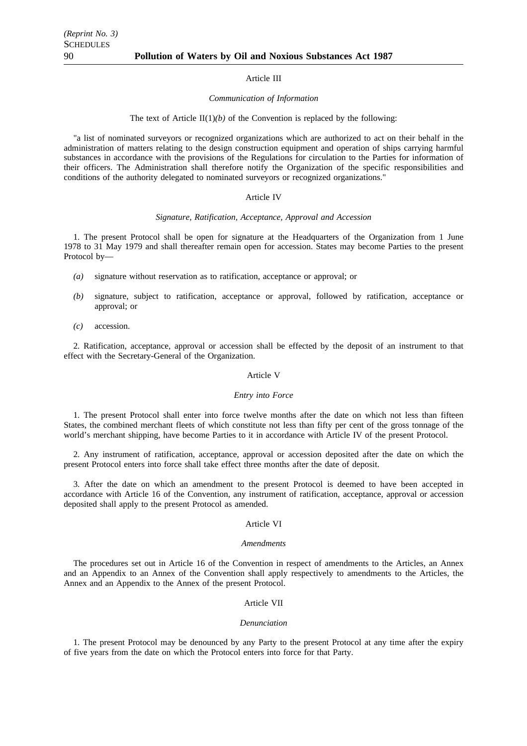Article III

*Communication of Information*

The text of Article II(1)*(b)* of the Convention is replaced by the following:

"a list of nominated surveyors or recognized organizations which are authorized to act on their behalf in the administration of matters relating to the design construction equipment and operation of ships carrying harmful substances in accordance with the provisions of the Regulations for circulation to the Parties for information of their officers. The Administration shall therefore notify the Organization of the specific responsibilities and conditions of the authority delegated to nominated surveyors or recognized organizations."

Article IV

*Signature, Ratification, Acceptance, Approval and Accession*

1. The present Protocol shall be open for signature at the Headquarters of the Organization from 1 June 1978 to 31 May 1979 and shall thereafter remain open for accession. States may become Parties to the present Protocol by—

*(a)* signature without reservation as to ratification, acceptance or approval; or

*(b)* signature, subject to ratification, acceptance or approval, followed by ratification, acceptance or approval; or

*(c)* accession.

2. Ratification, acceptance, approval or accession shall be effected by the deposit of an instrument to that effect with the Secretary-General of the Organization.

Article V

*Entry into Force*

1. The present Protocol shall enter into force twelve months after the date on which not less than fifteen States, the combined merchant fleets of which constitute not less than fifty per cent of the gross tonnage of the world's merchant shipping, have become Parties to it in accordance with Article IV of the present Protocol.

2. Any instrument of ratification, acceptance, approval or accession deposited after the date on which the present Protocol enters into force shall take effect three months after the date of deposit.

3. After the date on which an amendment to the present Protocol is deemed to have been accepted in accordance with Article 16 of the Convention, any instrument of ratification, acceptance, approval or accession deposited shall apply to the present Protocol as amended.

Article VI

*Amendments*

The procedures set out in Article 16 of the Convention in respect of amendments to the Articles, an Annex and an Appendix to an Annex of the Convention shall apply respectively to amendments to the Articles, the Annex and an Appendix to the Annex of the present Protocol.

Article VII

*Denunciation*

1. The present Protocol may be denounced by any Party to the present Protocol at any time after the expiry of five years from the date on which the Protocol enters into force for that Party.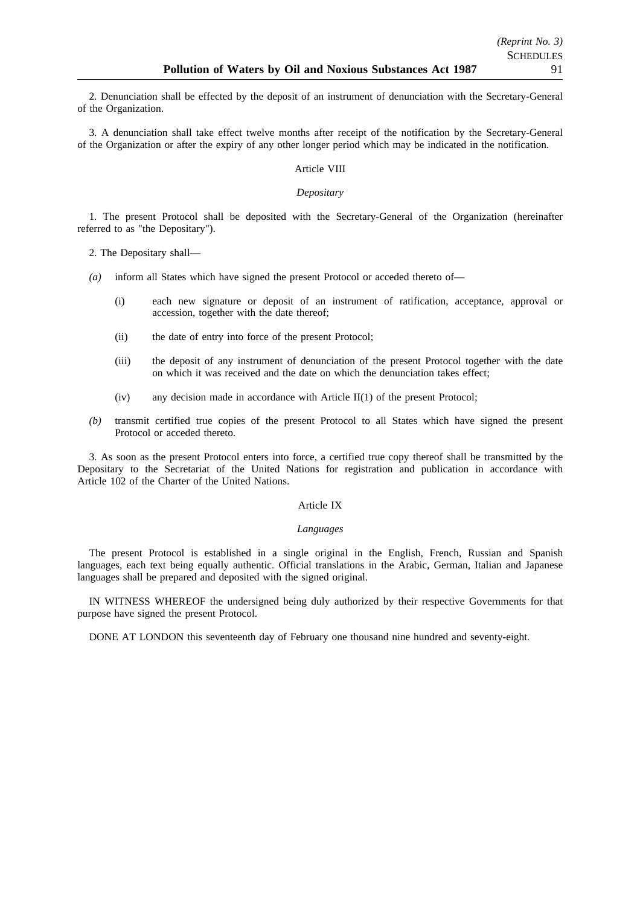2. Denunciation shall be effected by the deposit of an instrument of denunciation with the Secretary-General of the Organization.

3. A denunciation shall take effect twelve months after receipt of the notification by the Secretary-General of the Organization or after the expiry of any other longer period which may be indicated in the notification.

Article VIII

*Depositary*

1. The present Protocol shall be deposited with the Secretary-General of the Organization (hereinafter referred to as "the Depositary").

2. The Depositary shall—

*(a)* inform all States which have signed the present Protocol or acceded thereto of—

 (i) each new signature or deposit of an instrument of ratification, acceptance, approval or accession, together with the date thereof;

 (ii) the date of entry into force of the present Protocol;

 (iii) the deposit of any instrument of denunciation of the present Protocol together with the date on which it was received and the date on which the denunciation takes effect;

 (iv) any decision made in accordance with Article II(1) of the present Protocol;

*(b)* transmit certified true copies of the present Protocol to all States which have signed the present Protocol or acceded thereto.

3. As soon as the present Protocol enters into force, a certified true copy thereof shall be transmitted by the Depositary to the Secretariat of the United Nations for registration and publication in accordance with Article 102 of the Charter of the United Nations.

Article IX

*Languages*

The present Protocol is established in a single original in the English, French, Russian and Spanish languages, each text being equally authentic. Official translations in the Arabic, German, Italian and Japanese languages shall be prepared and deposited with the signed original.

IN WITNESS WHEREOF the undersigned being duly authorized by their respective Governments for that purpose have signed the present Protocol.

DONE AT LONDON this seventeenth day of February one thousand nine hundred and seventy-eight.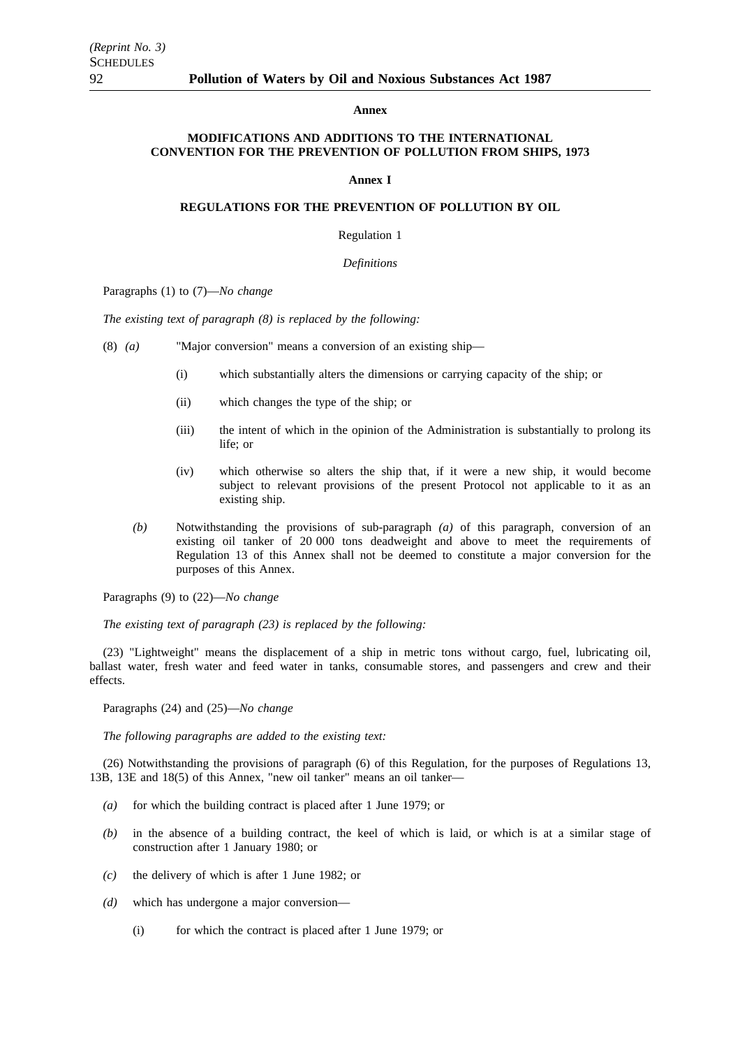**Annex**

**MODIFICATIONS AND ADDITIONS TO THE INTERNATIONAL CONVENTION FOR THE PREVENTION OF POLLUTION FROM SHIPS, 1973**

**Annex I**

**REGULATIONS FOR THE PREVENTION OF POLLUTION BY OIL**

Regulation 1

*Definitions*

Paragraphs (1) to (7)—*No change*

*The existing text of paragraph (8) is replaced by the following:*

(8) *(a)* "Major conversion" means a conversion of an existing ship—

- (i) which substantially alters the dimensions or carrying capacity of the ship; or
- (ii) which changes the type of the ship; or
- (iii) the intent of which in the opinion of the Administration is substantially to prolong its life; or
- (iv) which otherwise so alters the ship that, if it were a new ship, it would become subject to relevant provisions of the present Protocol not applicable to it as an existing ship.

*(b)* Notwithstanding the provisions of sub-paragraph *(a)* of this paragraph, conversion of an existing oil tanker of 20 000 tons deadweight and above to meet the requirements of Regulation 13 of this Annex shall not be deemed to constitute a major conversion for the purposes of this Annex.

Paragraphs (9) to (22)—*No change*

*The existing text of paragraph (23) is replaced by the following:*

(23) "Lightweight" means the displacement of a ship in metric tons without cargo, fuel, lubricating oil, ballast water, fresh water and feed water in tanks, consumable stores, and passengers and crew and their effects.

Paragraphs (24) and (25)—*No change*

*The following paragraphs are added to the existing text:*

(26) Notwithstanding the provisions of paragraph (6) of this Regulation, for the purposes of Regulations 13, 13B, 13E and 18(5) of this Annex, "new oil tanker" means an oil tanker—

- *(a)* for which the building contract is placed after 1 June 1979; or
- *(b)* in the absence of a building contract, the keel of which is laid, or which is at a similar stage of construction after 1 January 1980; or
- *(c)* the delivery of which is after 1 June 1982; or
- *(d)* which has undergone a major conversion—
  - (i) for which the contract is placed after 1 June 1979; or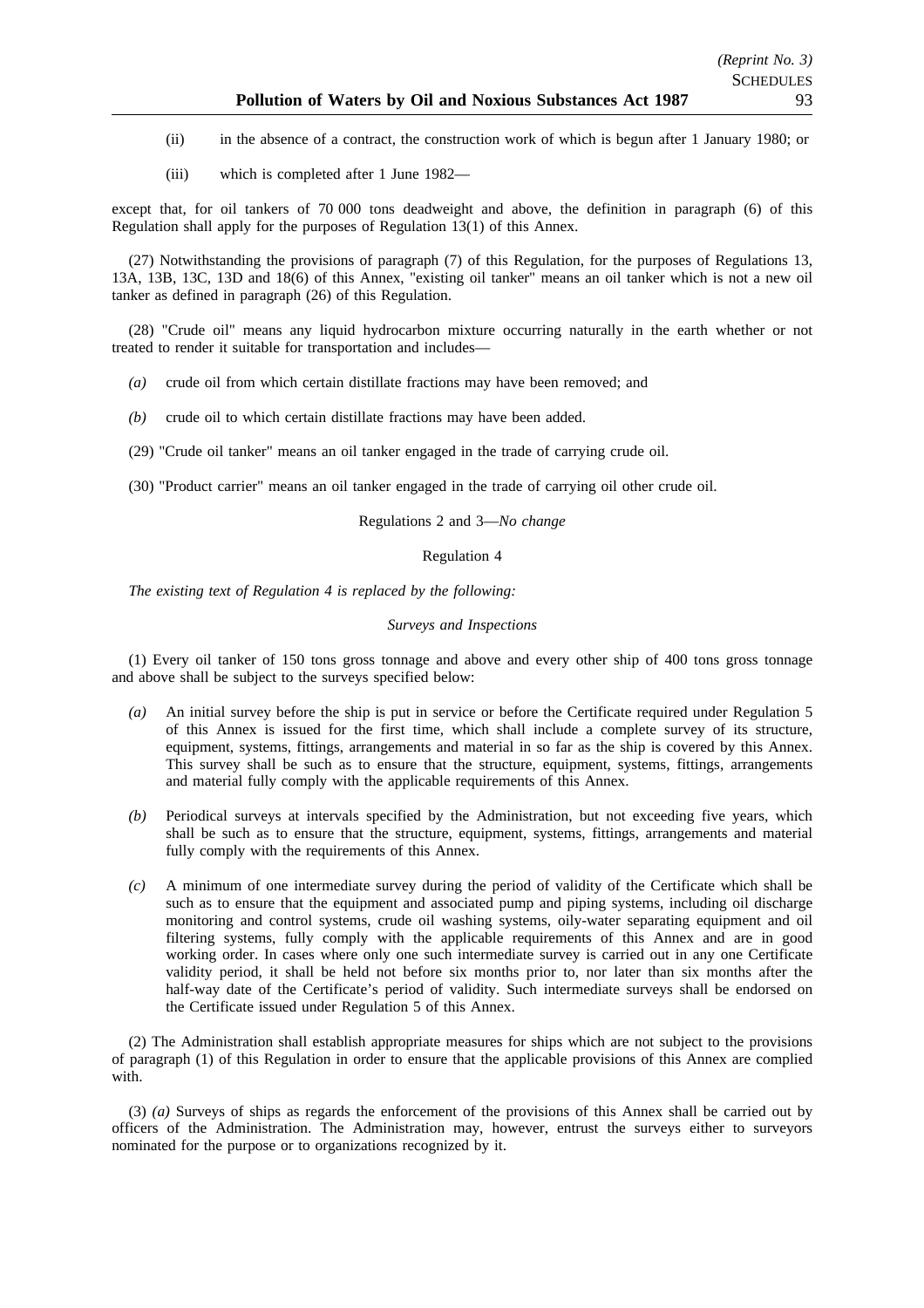(ii) in the absence of a contract, the construction work of which is begun after 1 January 1980; or

(iii) which is completed after 1 June 1982—

except that, for oil tankers of 70 000 tons deadweight and above, the definition in paragraph (6) of this Regulation shall apply for the purposes of Regulation 13(1) of this Annex.

(27) Notwithstanding the provisions of paragraph (7) of this Regulation, for the purposes of Regulations 13, 13A, 13B, 13C, 13D and 18(6) of this Annex, "existing oil tanker" means an oil tanker which is not a new oil tanker as defined in paragraph (26) of this Regulation.

(28) "Crude oil" means any liquid hydrocarbon mixture occurring naturally in the earth whether or not treated to render it suitable for transportation and includes—

*(a)* crude oil from which certain distillate fractions may have been removed; and

*(b)* crude oil to which certain distillate fractions may have been added.

(29) "Crude oil tanker" means an oil tanker engaged in the trade of carrying crude oil.

(30) "Product carrier" means an oil tanker engaged in the trade of carrying oil other crude oil.

Regulations 2 and 3—*No change*

Regulation 4

*The existing text of Regulation 4 is replaced by the following:*

*Surveys and Inspections*

(1) Every oil tanker of 150 tons gross tonnage and above and every other ship of 400 tons gross tonnage and above shall be subject to the surveys specified below:

*(a)* An initial survey before the ship is put in service or before the Certificate required under Regulation 5 of this Annex is issued for the first time, which shall include a complete survey of its structure, equipment, systems, fittings, arrangements and material in so far as the ship is covered by this Annex. This survey shall be such as to ensure that the structure, equipment, systems, fittings, arrangements and material fully comply with the applicable requirements of this Annex.

*(b)* Periodical surveys at intervals specified by the Administration, but not exceeding five years, which shall be such as to ensure that the structure, equipment, systems, fittings, arrangements and material fully comply with the requirements of this Annex.

*(c)* A minimum of one intermediate survey during the period of validity of the Certificate which shall be such as to ensure that the equipment and associated pump and piping systems, including oil discharge monitoring and control systems, crude oil washing systems, oily-water separating equipment and oil filtering systems, fully comply with the applicable requirements of this Annex and are in good working order. In cases where only one such intermediate survey is carried out in any one Certificate validity period, it shall be held not before six months prior to, nor later than six months after the half-way date of the Certificate's period of validity. Such intermediate surveys shall be endorsed on the Certificate issued under Regulation 5 of this Annex.

(2) The Administration shall establish appropriate measures for ships which are not subject to the provisions of paragraph (1) of this Regulation in order to ensure that the applicable provisions of this Annex are complied with.

(3) *(a)* Surveys of ships as regards the enforcement of the provisions of this Annex shall be carried out by officers of the Administration. The Administration may, however, entrust the surveys either to surveyors nominated for the purpose or to organizations recognized by it.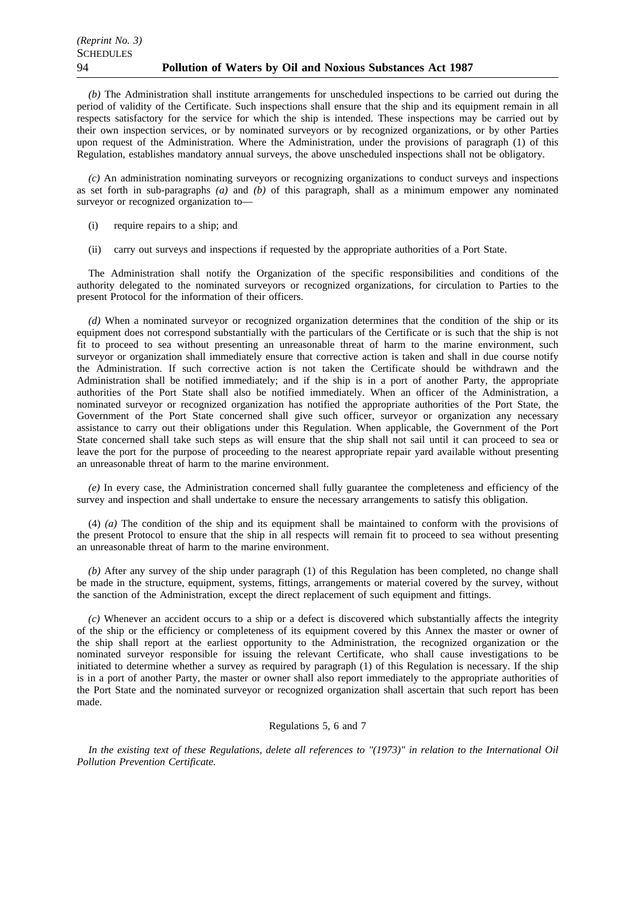*(b)* The Administration shall institute arrangements for unscheduled inspections to be carried out during the period of validity of the Certificate. Such inspections shall ensure that the ship and its equipment remain in all respects satisfactory for the service for which the ship is intended. These inspections may be carried out by their own inspection services, or by nominated surveyors or by recognized organizations, or by other Parties upon request of the Administration. Where the Administration, under the provisions of paragraph (1) of this Regulation, establishes mandatory annual surveys, the above unscheduled inspections shall not be obligatory.

*(c)* An administration nominating surveyors or recognizing organizations to conduct surveys and inspections as set forth in sub-paragraphs *(a)* and *(b)* of this paragraph, shall as a minimum empower any nominated surveyor or recognized organization to—

(i) require repairs to a ship; and

(ii) carry out surveys and inspections if requested by the appropriate authorities of a Port State.

The Administration shall notify the Organization of the specific responsibilities and conditions of the authority delegated to the nominated surveyors or recognized organizations, for circulation to Parties to the present Protocol for the information of their officers.

*(d)* When a nominated surveyor or recognized organization determines that the condition of the ship or its equipment does not correspond substantially with the particulars of the Certificate or is such that the ship is not fit to proceed to sea without presenting an unreasonable threat of harm to the marine environment, such surveyor or organization shall immediately ensure that corrective action is taken and shall in due course notify the Administration. If such corrective action is not taken the Certificate should be withdrawn and the Administration shall be notified immediately; and if the ship is in a port of another Party, the appropriate authorities of the Port State shall also be notified immediately. When an officer of the Administration, a nominated surveyor or recognized organization has notified the appropriate authorities of the Port State, the Government of the Port State concerned shall give such officer, surveyor or organization any necessary assistance to carry out their obligations under this Regulation. When applicable, the Government of the Port State concerned shall take such steps as will ensure that the ship shall not sail until it can proceed to sea or leave the port for the purpose of proceeding to the nearest appropriate repair yard available without presenting an unreasonable threat of harm to the marine environment.

*(e)* In every case, the Administration concerned shall fully guarantee the completeness and efficiency of the survey and inspection and shall undertake to ensure the necessary arrangements to satisfy this obligation.

(4) *(a)* The condition of the ship and its equipment shall be maintained to conform with the provisions of the present Protocol to ensure that the ship in all respects will remain fit to proceed to sea without presenting an unreasonable threat of harm to the marine environment.

*(b)* After any survey of the ship under paragraph (1) of this Regulation has been completed, no change shall be made in the structure, equipment, systems, fittings, arrangements or material covered by the survey, without the sanction of the Administration, except the direct replacement of such equipment and fittings.

*(c)* Whenever an accident occurs to a ship or a defect is discovered which substantially affects the integrity of the ship or the efficiency or completeness of its equipment covered by this Annex the master or owner of the ship shall report at the earliest opportunity to the Administration, the recognized organization or the nominated surveyor responsible for issuing the relevant Certificate, who shall cause investigations to be initiated to determine whether a survey as required by paragraph (1) of this Regulation is necessary. If the ship is in a port of another Party, the master or owner shall also report immediately to the appropriate authorities of the Port State and the nominated surveyor or recognized organization shall ascertain that such report has been made.

Regulations 5, 6 and 7

*In the existing text of these Regulations, delete all references to "(1973)" in relation to the International Oil Pollution Prevention Certificate.*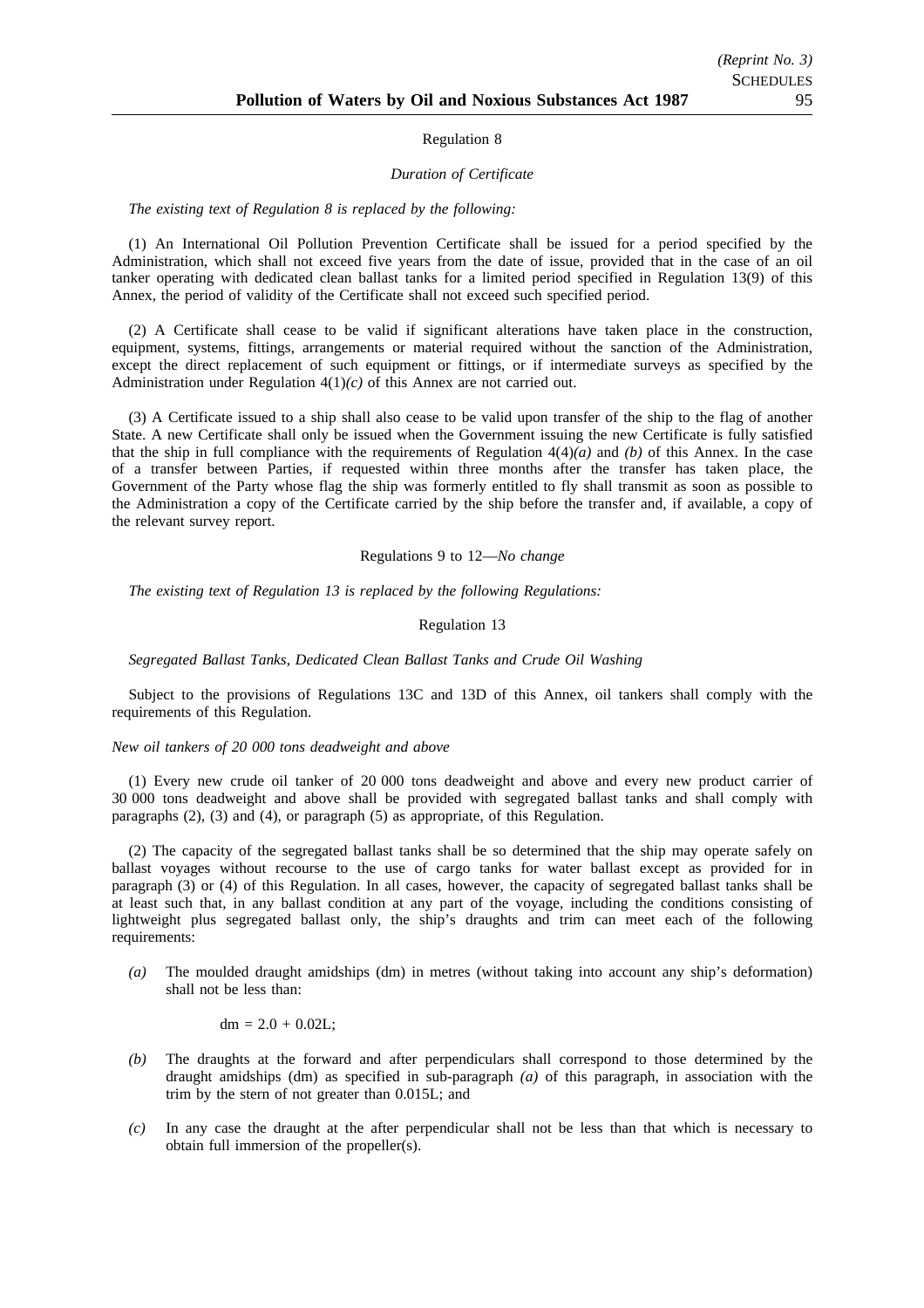Regulation 8

*Duration of Certificate*

*The existing text of Regulation 8 is replaced by the following:*

(1) An International Oil Pollution Prevention Certificate shall be issued for a period specified by the Administration, which shall not exceed five years from the date of issue, provided that in the case of an oil tanker operating with dedicated clean ballast tanks for a limited period specified in Regulation 13(9) of this Annex, the period of validity of the Certificate shall not exceed such specified period.

(2) A Certificate shall cease to be valid if significant alterations have taken place in the construction, equipment, systems, fittings, arrangements or material required without the sanction of the Administration, except the direct replacement of such equipment or fittings, or if intermediate surveys as specified by the Administration under Regulation 4(1)*(c)* of this Annex are not carried out.

(3) A Certificate issued to a ship shall also cease to be valid upon transfer of the ship to the flag of another State. A new Certificate shall only be issued when the Government issuing the new Certificate is fully satisfied that the ship in full compliance with the requirements of Regulation 4(4)*(a)* and *(b)* of this Annex. In the case of a transfer between Parties, if requested within three months after the transfer has taken place, the Government of the Party whose flag the ship was formerly entitled to fly shall transmit as soon as possible to the Administration a copy of the Certificate carried by the ship before the transfer and, if available, a copy of the relevant survey report.

Regulations 9 to 12—*No change*

*The existing text of Regulation 13 is replaced by the following Regulations:*

Regulation 13

*Segregated Ballast Tanks, Dedicated Clean Ballast Tanks and Crude Oil Washing*

Subject to the provisions of Regulations 13C and 13D of this Annex, oil tankers shall comply with the requirements of this Regulation.

*New oil tankers of 20 000 tons deadweight and above*

(1) Every new crude oil tanker of 20 000 tons deadweight and above and every new product carrier of 30 000 tons deadweight and above shall be provided with segregated ballast tanks and shall comply with paragraphs (2), (3) and (4), or paragraph (5) as appropriate, of this Regulation.

(2) The capacity of the segregated ballast tanks shall be so determined that the ship may operate safely on ballast voyages without recourse to the use of cargo tanks for water ballast except as provided for in paragraph (3) or (4) of this Regulation. In all cases, however, the capacity of segregated ballast tanks shall be at least such that, in any ballast condition at any part of the voyage, including the conditions consisting of lightweight plus segregated ballast only, the ship's draughts and trim can meet each of the following requirements:

*(a)* The moulded draught amidships (dm) in metres (without taking into account any ship's deformation) shall not be less than:

$$dm = 2.0 + 0.02L;$$

*(b)* The draughts at the forward and after perpendiculars shall correspond to those determined by the draught amidships (dm) as specified in sub-paragraph *(a)* of this paragraph, in association with the trim by the stern of not greater than 0.015L; and

*(c)* In any case the draught at the after perpendicular shall not be less than that which is necessary to obtain full immersion of the propeller(s).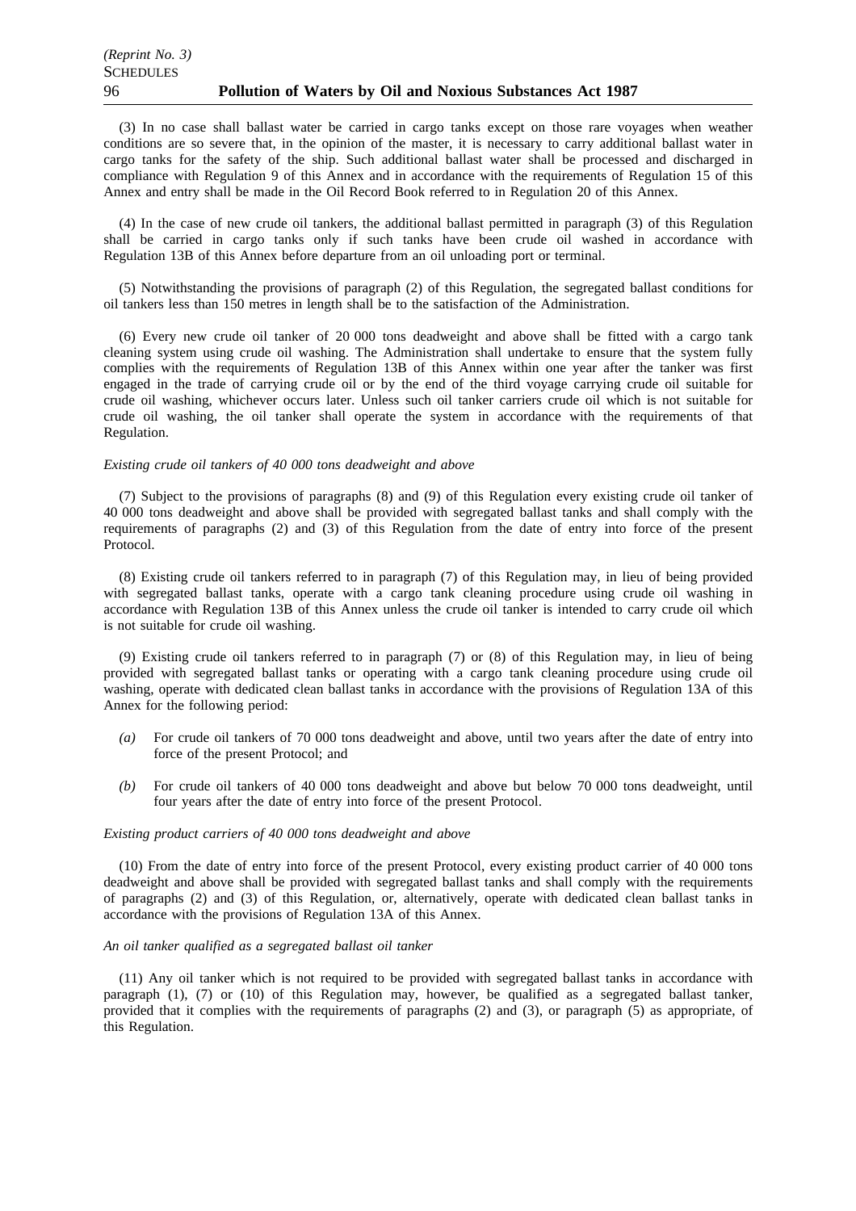(3) In no case shall ballast water be carried in cargo tanks except on those rare voyages when weather conditions are so severe that, in the opinion of the master, it is necessary to carry additional ballast water in cargo tanks for the safety of the ship. Such additional ballast water shall be processed and discharged in compliance with Regulation 9 of this Annex and in accordance with the requirements of Regulation 15 of this Annex and entry shall be made in the Oil Record Book referred to in Regulation 20 of this Annex.

(4) In the case of new crude oil tankers, the additional ballast permitted in paragraph (3) of this Regulation shall be carried in cargo tanks only if such tanks have been crude oil washed in accordance with Regulation 13B of this Annex before departure from an oil unloading port or terminal.

(5) Notwithstanding the provisions of paragraph (2) of this Regulation, the segregated ballast conditions for oil tankers less than 150 metres in length shall be to the satisfaction of the Administration.

(6) Every new crude oil tanker of 20 000 tons deadweight and above shall be fitted with a cargo tank cleaning system using crude oil washing. The Administration shall undertake to ensure that the system fully complies with the requirements of Regulation 13B of this Annex within one year after the tanker was first engaged in the trade of carrying crude oil or by the end of the third voyage carrying crude oil suitable for crude oil washing, whichever occurs later. Unless such oil tanker carriers crude oil which is not suitable for crude oil washing, the oil tanker shall operate the system in accordance with the requirements of that Regulation.

*Existing crude oil tankers of 40 000 tons deadweight and above*

(7) Subject to the provisions of paragraphs (8) and (9) of this Regulation every existing crude oil tanker of 40 000 tons deadweight and above shall be provided with segregated ballast tanks and shall comply with the requirements of paragraphs (2) and (3) of this Regulation from the date of entry into force of the present Protocol.

(8) Existing crude oil tankers referred to in paragraph (7) of this Regulation may, in lieu of being provided with segregated ballast tanks, operate with a cargo tank cleaning procedure using crude oil washing in accordance with Regulation 13B of this Annex unless the crude oil tanker is intended to carry crude oil which is not suitable for crude oil washing.

(9) Existing crude oil tankers referred to in paragraph (7) or (8) of this Regulation may, in lieu of being provided with segregated ballast tanks or operating with a cargo tank cleaning procedure using crude oil washing, operate with dedicated clean ballast tanks in accordance with the provisions of Regulation 13A of this Annex for the following period:

- *(a)* For crude oil tankers of 70 000 tons deadweight and above, until two years after the date of entry into force of the present Protocol; and
- *(b)* For crude oil tankers of 40 000 tons deadweight and above but below 70 000 tons deadweight, until four years after the date of entry into force of the present Protocol.

*Existing product carriers of 40 000 tons deadweight and above*

(10) From the date of entry into force of the present Protocol, every existing product carrier of 40 000 tons deadweight and above shall be provided with segregated ballast tanks and shall comply with the requirements of paragraphs (2) and (3) of this Regulation, or, alternatively, operate with dedicated clean ballast tanks in accordance with the provisions of Regulation 13A of this Annex.

*An oil tanker qualified as a segregated ballast oil tanker*

(11) Any oil tanker which is not required to be provided with segregated ballast tanks in accordance with paragraph (1), (7) or (10) of this Regulation may, however, be qualified as a segregated ballast tanker, provided that it complies with the requirements of paragraphs (2) and (3), or paragraph (5) as appropriate, of this Regulation.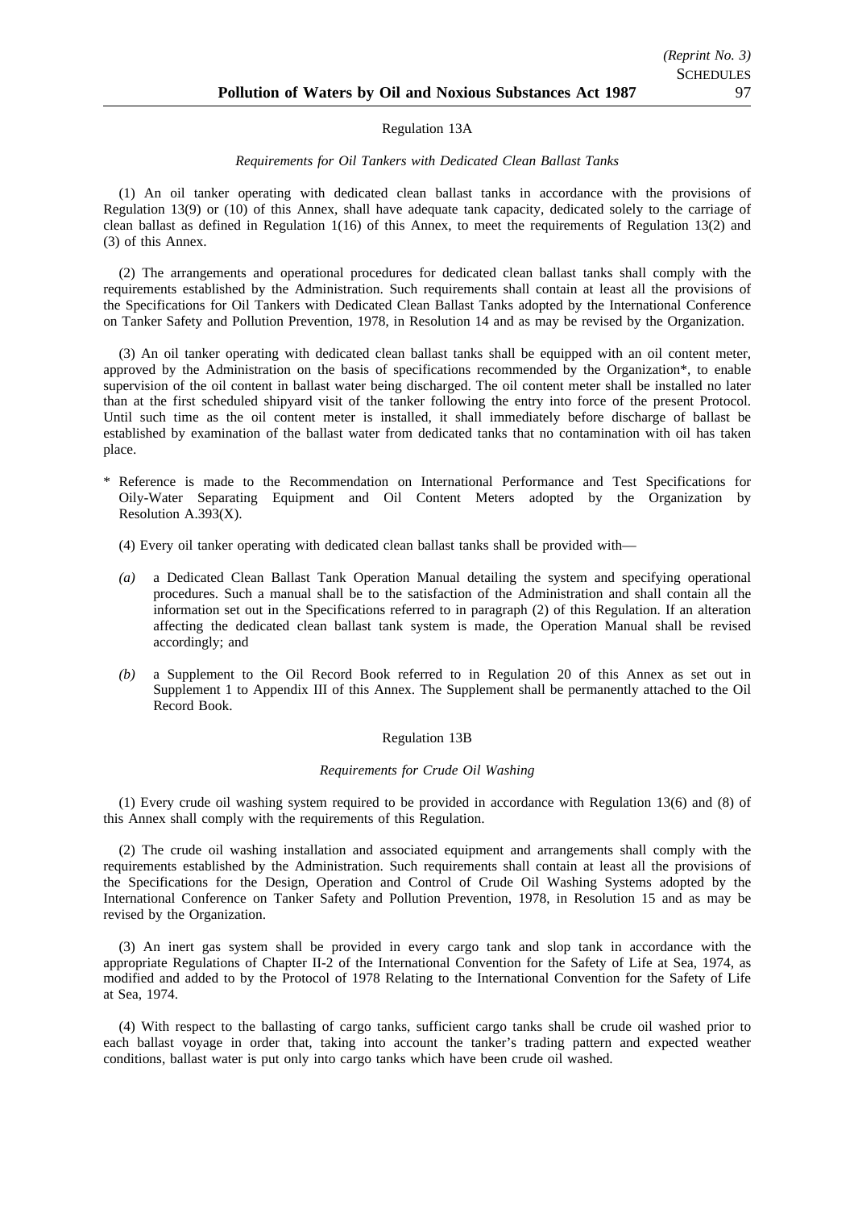## Regulation 13A

*Requirements for Oil Tankers with Dedicated Clean Ballast Tanks*

(1) An oil tanker operating with dedicated clean ballast tanks in accordance with the provisions of Regulation 13(9) or (10) of this Annex, shall have adequate tank capacity, dedicated solely to the carriage of clean ballast as defined in Regulation 1(16) of this Annex, to meet the requirements of Regulation 13(2) and (3) of this Annex.

(2) The arrangements and operational procedures for dedicated clean ballast tanks shall comply with the requirements established by the Administration. Such requirements shall contain at least all the provisions of the Specifications for Oil Tankers with Dedicated Clean Ballast Tanks adopted by the International Conference on Tanker Safety and Pollution Prevention, 1978, in Resolution 14 and as may be revised by the Organization.

(3) An oil tanker operating with dedicated clean ballast tanks shall be equipped with an oil content meter, approved by the Administration on the basis of specifications recommended by the Organization*, to enable supervision of the oil content in ballast water being discharged. The oil content meter shall be installed no later than at the first scheduled shipyard visit of the tanker following the entry into force of the present Protocol. Until such time as the oil content meter is installed, it shall immediately before discharge of ballast be established by examination of the ballast water from dedicated tanks that no contamination with oil has taken place.

\* Reference is made to the Recommendation on International Performance and Test Specifications for Oily-Water Separating Equipment and Oil Content Meters adopted by the Organization by Resolution A.393(X).

(4) Every oil tanker operating with dedicated clean ballast tanks shall be provided with—

*(a)* a Dedicated Clean Ballast Tank Operation Manual detailing the system and specifying operational procedures. Such a manual shall be to the satisfaction of the Administration and shall contain all the information set out in the Specifications referred to in paragraph (2) of this Regulation. If an alteration affecting the dedicated clean ballast tank system is made, the Operation Manual shall be revised accordingly; and

*(b)* a Supplement to the Oil Record Book referred to in Regulation 20 of this Annex as set out in Supplement 1 to Appendix III of this Annex. The Supplement shall be permanently attached to the Oil Record Book.

## Regulation 13B

*Requirements for Crude Oil Washing*

(1) Every crude oil washing system required to be provided in accordance with Regulation 13(6) and (8) of this Annex shall comply with the requirements of this Regulation.

(2) The crude oil washing installation and associated equipment and arrangements shall comply with the requirements established by the Administration. Such requirements shall contain at least all the provisions of the Specifications for the Design, Operation and Control of Crude Oil Washing Systems adopted by the International Conference on Tanker Safety and Pollution Prevention, 1978, in Resolution 15 and as may be revised by the Organization.

(3) An inert gas system shall be provided in every cargo tank and slop tank in accordance with the appropriate Regulations of Chapter II-2 of the International Convention for the Safety of Life at Sea, 1974, as modified and added to by the Protocol of 1978 Relating to the International Convention for the Safety of Life at Sea, 1974.

(4) With respect to the ballasting of cargo tanks, sufficient cargo tanks shall be crude oil washed prior to each ballast voyage in order that, taking into account the tanker's trading pattern and expected weather conditions, ballast water is put only into cargo tanks which have been crude oil washed.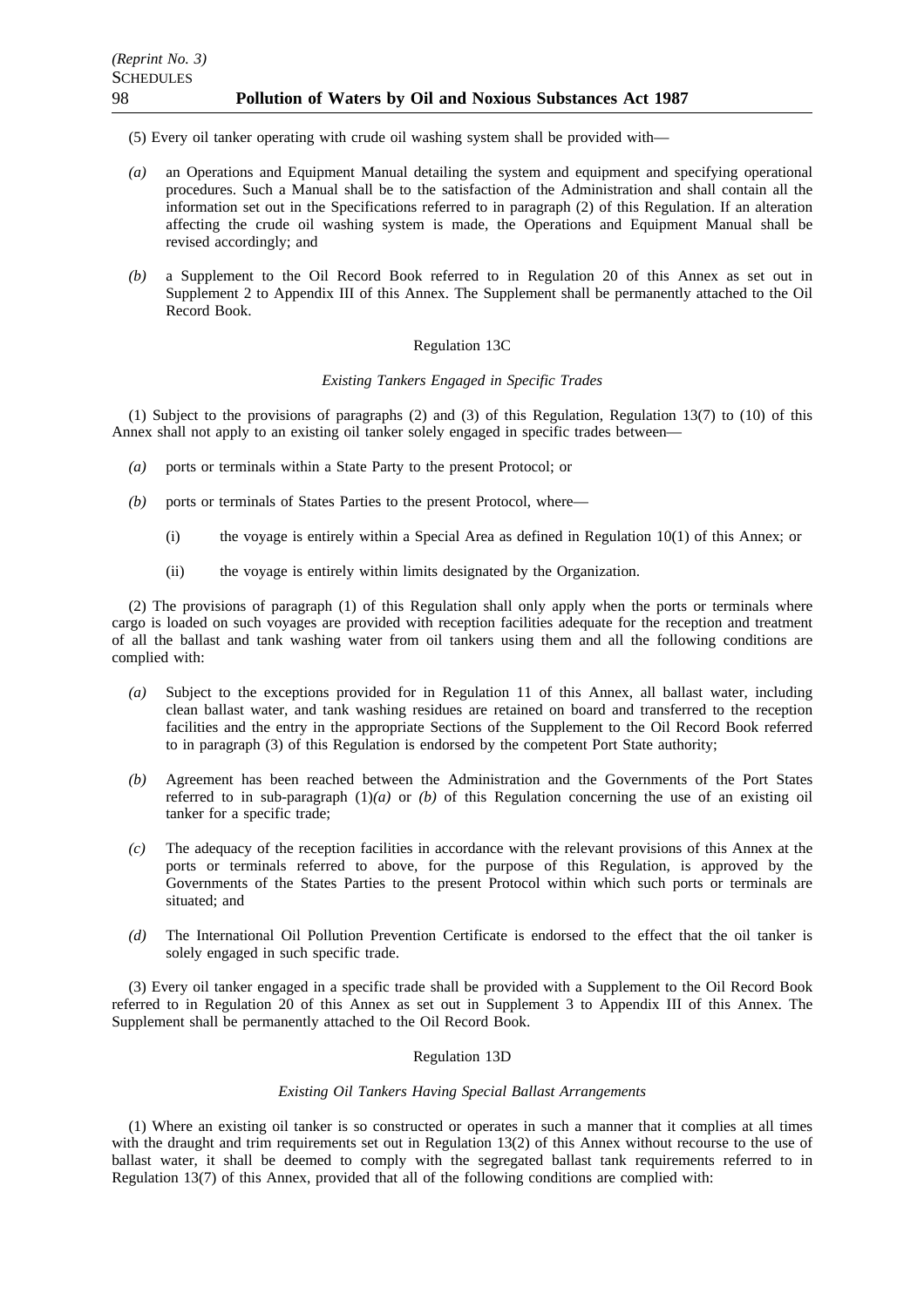(5) Every oil tanker operating with crude oil washing system shall be provided with—

*(a)* an Operations and Equipment Manual detailing the system and equipment and specifying operational procedures. Such a Manual shall be to the satisfaction of the Administration and shall contain all the information set out in the Specifications referred to in paragraph (2) of this Regulation. If an alteration affecting the crude oil washing system is made, the Operations and Equipment Manual shall be revised accordingly; and

*(b)* a Supplement to the Oil Record Book referred to in Regulation 20 of this Annex as set out in Supplement 2 to Appendix III of this Annex. The Supplement shall be permanently attached to the Oil Record Book.

Regulation 13C

*Existing Tankers Engaged in Specific Trades*

(1) Subject to the provisions of paragraphs (2) and (3) of this Regulation, Regulation 13(7) to (10) of this Annex shall not apply to an existing oil tanker solely engaged in specific trades between—

*(a)* ports or terminals within a State Party to the present Protocol; or

*(b)* ports or terminals of States Parties to the present Protocol, where—

(i) the voyage is entirely within a Special Area as defined in Regulation 10(1) of this Annex; or

(ii) the voyage is entirely within limits designated by the Organization.

(2) The provisions of paragraph (1) of this Regulation shall only apply when the ports or terminals where cargo is loaded on such voyages are provided with reception facilities adequate for the reception and treatment of all the ballast and tank washing water from oil tankers using them and all the following conditions are complied with:

*(a)* Subject to the exceptions provided for in Regulation 11 of this Annex, all ballast water, including clean ballast water, and tank washing residues are retained on board and transferred to the reception facilities and the entry in the appropriate Sections of the Supplement to the Oil Record Book referred to in paragraph (3) of this Regulation is endorsed by the competent Port State authority;

*(b)* Agreement has been reached between the Administration and the Governments of the Port States referred to in sub-paragraph (1)*(a)* or *(b)* of this Regulation concerning the use of an existing oil tanker for a specific trade;

*(c)* The adequacy of the reception facilities in accordance with the relevant provisions of this Annex at the ports or terminals referred to above, for the purpose of this Regulation, is approved by the Governments of the States Parties to the present Protocol within which such ports or terminals are situated; and

*(d)* The International Oil Pollution Prevention Certificate is endorsed to the effect that the oil tanker is solely engaged in such specific trade.

(3) Every oil tanker engaged in a specific trade shall be provided with a Supplement to the Oil Record Book referred to in Regulation 20 of this Annex as set out in Supplement 3 to Appendix III of this Annex. The Supplement shall be permanently attached to the Oil Record Book.

Regulation 13D

*Existing Oil Tankers Having Special Ballast Arrangements*

(1) Where an existing oil tanker is so constructed or operates in such a manner that it complies at all times with the draught and trim requirements set out in Regulation 13(2) of this Annex without recourse to the use of ballast water, it shall be deemed to comply with the segregated ballast tank requirements referred to in Regulation 13(7) of this Annex, provided that all of the following conditions are complied with: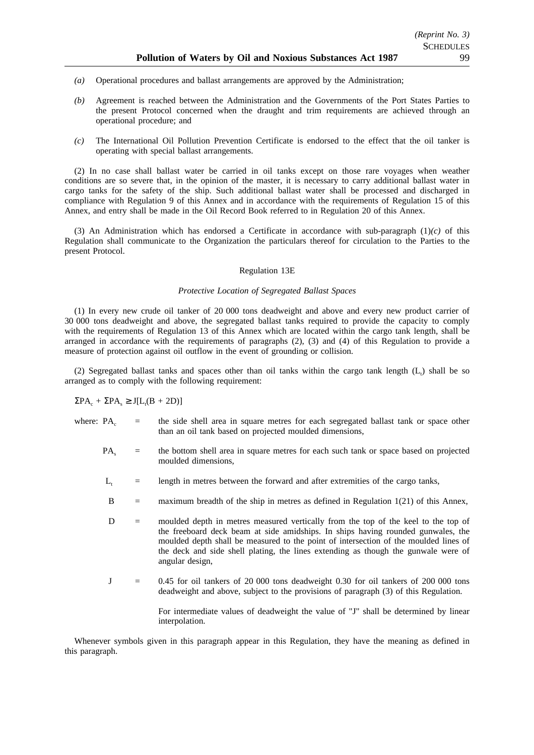*(a)* Operational procedures and ballast arrangements are approved by the Administration;

*(b)* Agreement is reached between the Administration and the Governments of the Port States Parties to the present Protocol concerned when the draught and trim requirements are achieved through an operational procedure; and

*(c)* The International Oil Pollution Prevention Certificate is endorsed to the effect that the oil tanker is operating with special ballast arrangements.

(2) In no case shall ballast water be carried in oil tanks except on those rare voyages when weather conditions are so severe that, in the opinion of the master, it is necessary to carry additional ballast water in cargo tanks for the safety of the ship. Such additional ballast water shall be processed and discharged in compliance with Regulation 9 of this Annex and in accordance with the requirements of Regulation 15 of this Annex, and entry shall be made in the Oil Record Book referred to in Regulation 20 of this Annex.

(3) An Administration which has endorsed a Certificate in accordance with sub-paragraph (1)*(c)* of this Regulation shall communicate to the Organization the particulars thereof for circulation to the Parties to the present Protocol.

Regulation 13E

*Protective Location of Segregated Ballast Spaces*

(1) In every new crude oil tanker of 20 000 tons deadweight and above and every new product carrier of 30 000 tons deadweight and above, the segregated ballast tanks required to provide the capacity to comply with the requirements of Regulation 13 of this Annex which are located within the cargo tank length, shall be arranged in accordance with the requirements of paragraphs (2), (3) and (4) of this Regulation to provide a measure of protection against oil outflow in the event of grounding or collision.

(2) Segregated ballast tanks and spaces other than oil tanks within the cargo tank length ($L_t$) shall be so arranged as to comply with the following requirement:

$$\Sigma PA_c + \Sigma PA_s \geq J[L_t(B + 2D)]$$

where: $PA_c$ = the side shell area in square metres for each segregated ballast tank or space other than an oil tank based on projected moulded dimensions,

$PA_s$ = the bottom shell area in square metres for each such tank or space based on projected moulded dimensions,

$L_t$ = length in metres between the forward and after extremities of the cargo tanks,

$B$ = maximum breadth of the ship in metres as defined in Regulation 1(21) of this Annex,

$D$ = moulded depth in metres measured vertically from the top of the keel to the top of the freeboard deck beam at side amidships. In ships having rounded gunwales, the moulded depth shall be measured to the point of intersection of the moulded lines of the deck and side shell plating, the lines extending as though the gunwale were of angular design,

$J$ = 0.45 for oil tankers of 20 000 tons deadweight 0.30 for oil tankers of 200 000 tons deadweight and above, subject to the provisions of paragraph (3) of this Regulation.

For intermediate values of deadweight the value of "J" shall be determined by linear interpolation.

Whenever symbols given in this paragraph appear in this Regulation, they have the meaning as defined in this paragraph.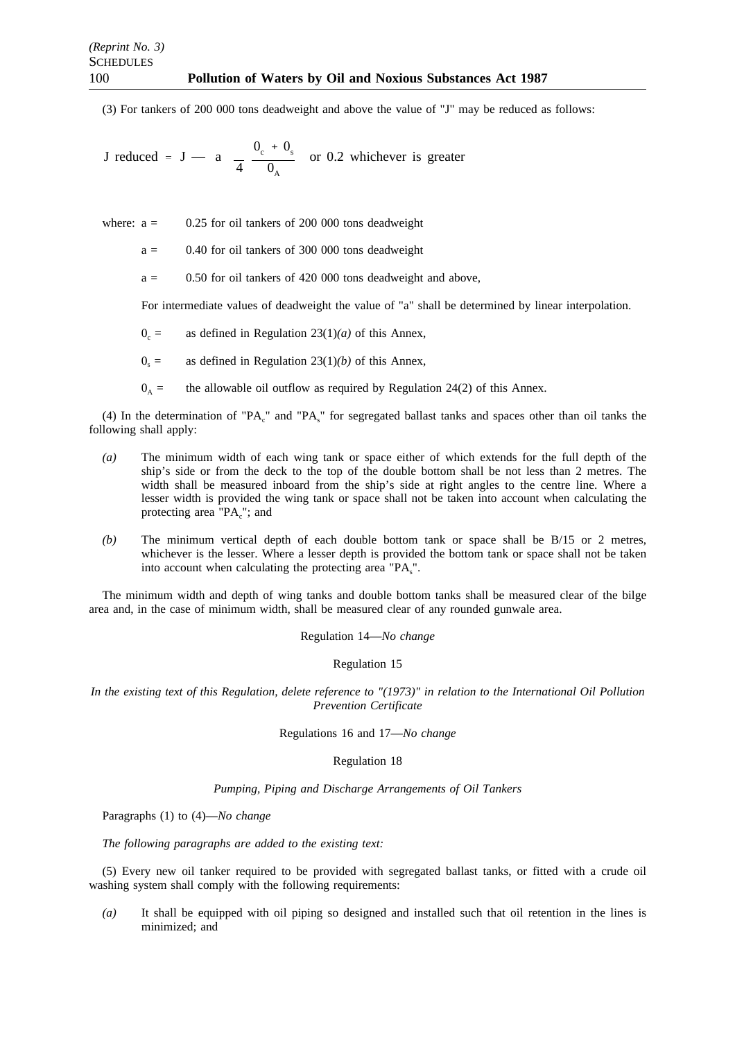(3) For tankers of 200 000 tons deadweight and above the value of "J" may be reduced as follows:

$$J \text{ reduced} = J - \left( a - \frac{4 \left( O_c + O_s \right)}{O_A} \right) \text{ or } 0.2 \text{ whichever is greater}$$

where: a = 0.25 for oil tankers of 200 000 tons deadweight

a = 0.40 for oil tankers of 300 000 tons deadweight

a = 0.50 for oil tankers of 420 000 tons deadweight and above,

For intermediate values of deadweight the value of "a" shall be determined by linear interpolation.

$O_c$ = as defined in Regulation 23(1)*(a)* of this Annex,

$O_s$ = as defined in Regulation 23(1)*(b)* of this Annex,

$O_A$ = the allowable oil outflow as required by Regulation 24(2) of this Annex.

(4) In the determination of "$PA_c$" and "$PA_s$" for segregated ballast tanks and spaces other than oil tanks the following shall apply:

*(a)* The minimum width of each wing tank or space either of which extends for the full depth of the ship's side or from the deck to the top of the double bottom shall be not less than 2 metres. The width shall be measured inboard from the ship's side at right angles to the centre line. Where a lesser width is provided the wing tank or space shall not be taken into account when calculating the protecting area "$PA_c$"; and

*(b)* The minimum vertical depth of each double bottom tank or space shall be B/15 or 2 metres, whichever is the lesser. Where a lesser depth is provided the bottom tank or space shall not be taken into account when calculating the protecting area "$PA_s$".

The minimum width and depth of wing tanks and double bottom tanks shall be measured clear of the bilge area and, in the case of minimum width, shall be measured clear of any rounded gunwale area.

Regulation 14—*No change*

Regulation 15

*In the existing text of this Regulation, delete reference to "(1973)" in relation to the International Oil Pollution Prevention Certificate*

Regulations 16 and 17—*No change*

Regulation 18

*Pumping, Piping and Discharge Arrangements of Oil Tankers*

Paragraphs (1) to (4)—*No change*

*The following paragraphs are added to the existing text:*

(5) Every new oil tanker required to be provided with segregated ballast tanks, or fitted with a crude oil washing system shall comply with the following requirements:

*(a)* It shall be equipped with oil piping so designed and installed such that oil retention in the lines is minimized; and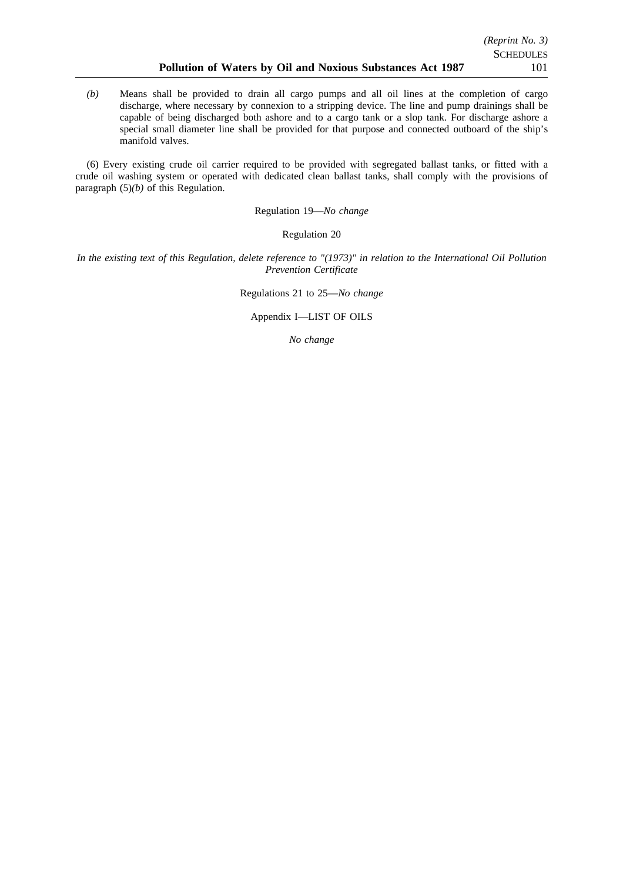*(b)* Means shall be provided to drain all cargo pumps and all oil lines at the completion of cargo discharge, where necessary by connexion to a stripping device. The line and pump drainings shall be capable of being discharged both ashore and to a cargo tank or a slop tank. For discharge ashore a special small diameter line shall be provided for that purpose and connected outboard of the ship's manifold valves.

(6) Every existing crude oil carrier required to be provided with segregated ballast tanks, or fitted with a crude oil washing system or operated with dedicated clean ballast tanks, shall comply with the provisions of paragraph (5)*(b)* of this Regulation.

Regulation 19—*No change*

Regulation 20

*In the existing text of this Regulation, delete reference to "(1973)" in relation to the International Oil Pollution Prevention Certificate*

Regulations 21 to 25—*No change*

Appendix I—LIST OF OILS

*No change*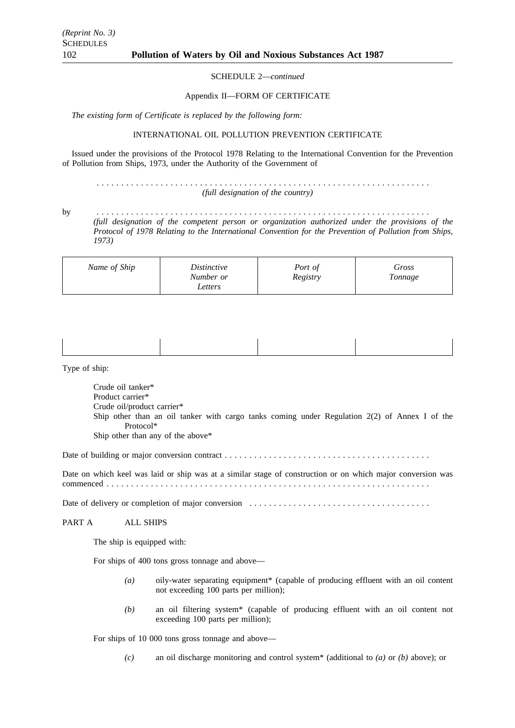SCHEDULE 2—*continued*

Appendix II—FORM OF CERTIFICATE

*The existing form of Certificate is replaced by the following form:*

INTERNATIONAL OIL POLLUTION PREVENTION CERTIFICATE

Issued under the provisions of the Protocol 1978 Relating to the International Convention for the Prevention of Pollution from Ships, 1973, under the Authority of the Government of

. . . . . . . . . . . . . . . . . . . . . . . . . . . . . . . . . . . . . . . . . . . . . . . . . . . . . . . . . . . . . . . . . .
*(full designation of the country)*

by . . . . . . . . . . . . . . . . . . . . . . . . . . . . . . . . . . . . . . . . . . . . . . . . . . . . . . . . . . . . . . . . . .
*(full designation of the competent person or organization authorized under the provisions of the Protocol of 1978 Relating to the International Convention for the Prevention of Pollution from Ships, 1973)*

| *Name of Ship* | *Distinctive Number or Letters* | *Port of Registry* | *Gross Tonnage* |
|---|---|---|---|
| | | | |

Type of ship:

Crude oil tanker*
Product carrier*
Crude oil/product carrier*
Ship other than an oil tanker with cargo tanks coming under Regulation 2(2) of Annex I of the Protocol*
Ship other than any of the above*

Date of building or major conversion contract . . . . . . . . . . . . . . . . . . . . . . . . . . . . . . . . . . . . . . . . . .

Date on which keel was laid or ship was at a similar stage of construction or on which major conversion was commenced . . . . . . . . . . . . . . . . . . . . . . . . . . . . . . . . . . . . . . . . . . . . . . . . . . . . . . . . . . . . . . . . . .

Date of delivery or completion of major conversion . . . . . . . . . . . . . . . . . . . . . . . . . . . . . . . . . . . . .

PART A ALL SHIPS

The ship is equipped with:

For ships of 400 tons gross tonnage and above—

*(a)* oily-water separating equipment* (capable of producing effluent with an oil content not exceeding 100 parts per million);

*(b)* an oil filtering system* (capable of producing effluent with an oil content not exceeding 100 parts per million);

For ships of 10 000 tons gross tonnage and above—

*(c)* an oil discharge monitoring and control system* (additional to *(a)* or *(b)* above); or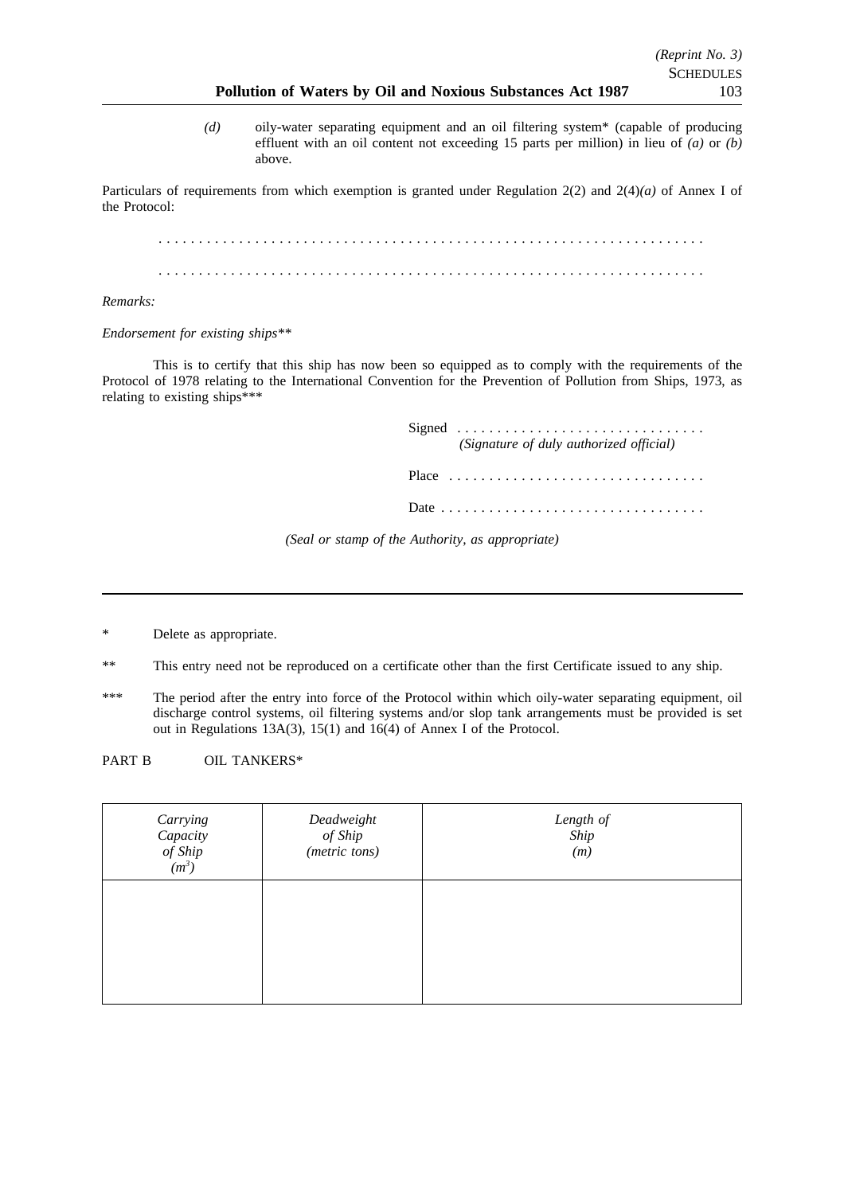*(d)* oily-water separating equipment and an oil filtering system* (capable of producing effluent with an oil content not exceeding 15 parts per million) in lieu of *(a)* or *(b)* above.

Particulars of requirements from which exemption is granted under Regulation 2(2) and 2(4)*(a)* of Annex I of the Protocol:

. . . . . . . . . . . . . . . . . . . . . . . . . . . . . . . . . . . . . . . . . . . . . . . . . . . . . . . . . . . . . . . . . . .

. . . . . . . . . . . . . . . . . . . . . . . . . . . . . . . . . . . . . . . . . . . . . . . . . . . . . . . . . . . . . . . . . . .

*Remarks:*

*Endorsement for existing ships***

This is to certify that this ship has now been so equipped as to comply with the requirements of the Protocol of 1978 relating to the International Convention for the Prevention of Pollution from Ships, 1973, as relating to existing ships***

Signed . . . . . . . . . . . . . . . . . . . . . . . . . . . . . . .
*(Signature of duly authorized official)*

Place . . . . . . . . . . . . . . . . . . . . . . . . . . . . . . . .

Date . . . . . . . . . . . . . . . . . . . . . . . . . . . . . . . . .

*(Seal or stamp of the Authority, as appropriate)*

---

\* Delete as appropriate.

\*\* This entry need not be reproduced on a certificate other than the first Certificate issued to any ship.

\*\*\* The period after the entry into force of the Protocol within which oily-water separating equipment, oil discharge control systems, oil filtering systems and/or slop tank arrangements must be provided is set out in Regulations 13A(3), 15(1) and 16(4) of Annex I of the Protocol.

PART B OIL TANKERS*

| *Carrying Capacity of Ship ($m^3$)* | *Deadweight of Ship (metric tons)* | *Length of Ship (m)* |
|---|---|---|
| | | |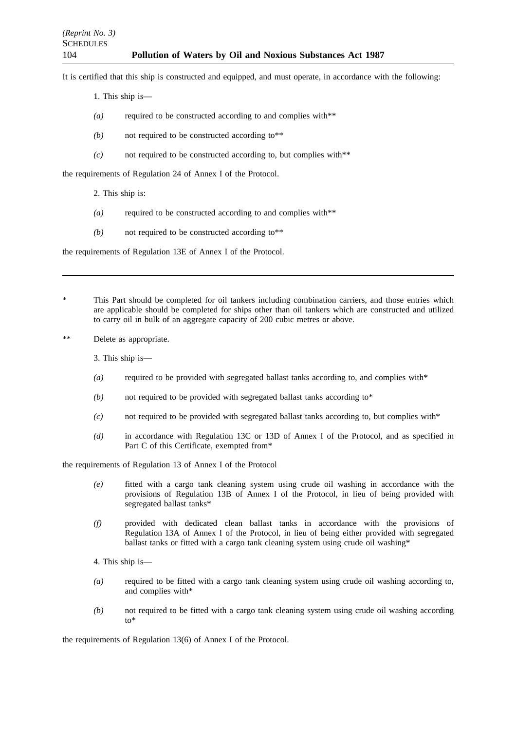It is certified that this ship is constructed and equipped, and must operate, in accordance with the following:

1. This ship is—

*(a)* required to be constructed according to and complies with**

*(b)* not required to be constructed according to**

*(c)* not required to be constructed according to, but complies with**

the requirements of Regulation 24 of Annex I of the Protocol.

2. This ship is:

*(a)* required to be constructed according to and complies with**

*(b)* not required to be constructed according to**

the requirements of Regulation 13E of Annex I of the Protocol.

---

\* This Part should be completed for oil tankers including combination carriers, and those entries which are applicable should be completed for ships other than oil tankers which are constructed and utilized to carry oil in bulk of an aggregate capacity of 200 cubic metres or above.

** Delete as appropriate.

3. This ship is—

*(a)* required to be provided with segregated ballast tanks according to, and complies with*

*(b)* not required to be provided with segregated ballast tanks according to*

*(c)* not required to be provided with segregated ballast tanks according to, but complies with*

*(d)* in accordance with Regulation 13C or 13D of Annex I of the Protocol, and as specified in Part C of this Certificate, exempted from*

the requirements of Regulation 13 of Annex I of the Protocol

*(e)* fitted with a cargo tank cleaning system using crude oil washing in accordance with the provisions of Regulation 13B of Annex I of the Protocol, in lieu of being provided with segregated ballast tanks*

*(f)* provided with dedicated clean ballast tanks in accordance with the provisions of Regulation 13A of Annex I of the Protocol, in lieu of being either provided with segregated ballast tanks or fitted with a cargo tank cleaning system using crude oil washing*

4. This ship is—

*(a)* required to be fitted with a cargo tank cleaning system using crude oil washing according to, and complies with*

*(b)* not required to be fitted with a cargo tank cleaning system using crude oil washing according to*

the requirements of Regulation 13(6) of Annex I of the Protocol.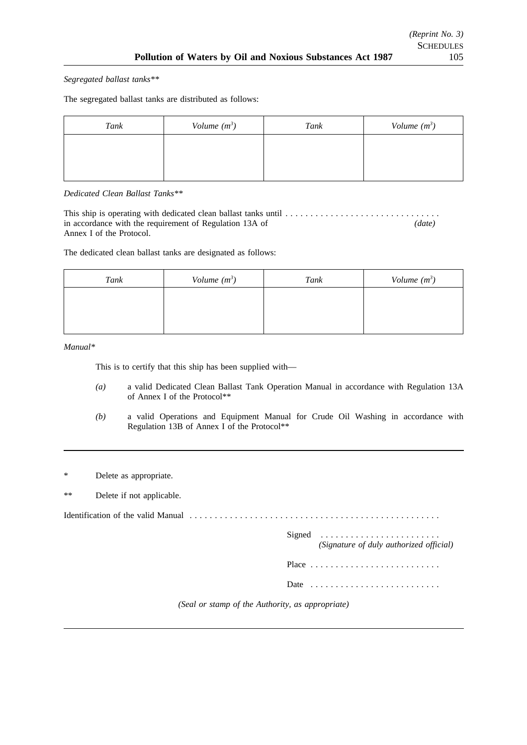*Segregated ballast tanks***

The segregated ballast tanks are distributed as follows:

| *Tank* | *Volume* ($m^3$) | *Tank* | *Volume* ($m^3$) |
|---|---|---|---|
| | | | |

*Dedicated Clean Ballast Tanks***

This ship is operating with dedicated clean ballast tanks until . . . . . . . . . . . . . . . . . . . . . . . . . . . . . . . . in accordance with the requirement of Regulation 13A of Annex I of the Protocol. *(date)*

The dedicated clean ballast tanks are designated as follows:

| *Tank* | *Volume* ($m^3$) | *Tank* | *Volume* ($m^3$) |
|---|---|---|---|
| | | | |

*Manual**

This is to certify that this ship has been supplied with—

*(a)* a valid Dedicated Clean Ballast Tank Operation Manual in accordance with Regulation 13A of Annex I of the Protocol**

*(b)* a valid Operations and Equipment Manual for Crude Oil Washing in accordance with Regulation 13B of Annex I of the Protocol**

---

\* Delete as appropriate.

** Delete if not applicable.

Identification of the valid Manual . . . . . . . . . . . . . . . . . . . . . . . . . . . . . . . . . . . . . . . . . . . . . . . . . .

Signed . . . . . . . . . . . . . . . . . . . . . . . .
*(Signature of duly authorized official)*

Place . . . . . . . . . . . . . . . . . . . . . . . . . .

Date . . . . . . . . . . . . . . . . . . . . . . . . . .

*(Seal or stamp of the Authority, as appropriate)*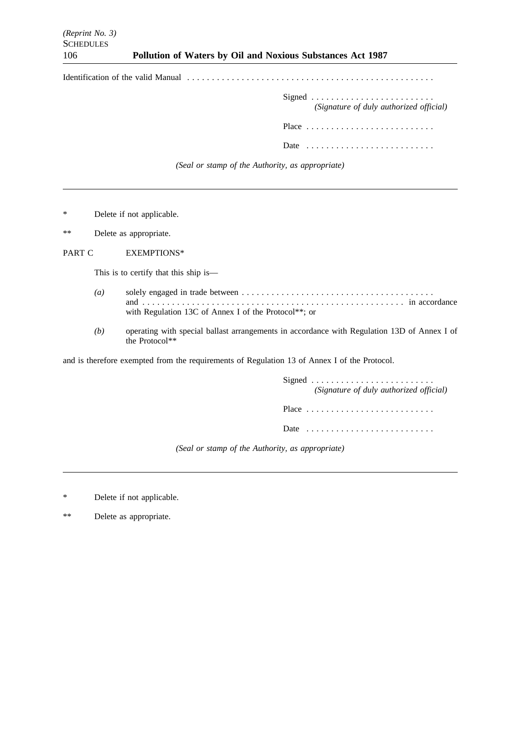Identification of the valid Manual . . . . . . . . . . . . . . . . . . . . . . . . . . . . . . . . . . . . . . . . . . . . . . . . . .

Signed . . . . . . . . . . . . . . . . . . . . . . . . .
*(Signature of duly authorized official)*

Place . . . . . . . . . . . . . . . . . . . . . . . . . .

Date . . . . . . . . . . . . . . . . . . . . . . . . . .

*(Seal or stamp of the Authority, as appropriate)*

---

\* Delete if not applicable.

\*\* Delete as appropriate.

PART C EXEMPTIONS*

This is to certify that this ship is—

*(a)* solely engaged in trade between . . . . . . . . . . . . . . . . . . . . . . . . . . . . . . . . . . . . . . . and . . . . . . . . . . . . . . . . . . . . . . . . . . . . . . . . . . . . . . . . . . . . . in accordance with Regulation 13C of Annex I of the Protocol**; or

*(b)* operating with special ballast arrangements in accordance with Regulation 13D of Annex I of the Protocol**

and is therefore exempted from the requirements of Regulation 13 of Annex I of the Protocol.

Signed . . . . . . . . . . . . . . . . . . . . . . . . .
*(Signature of duly authorized official)*

Place . . . . . . . . . . . . . . . . . . . . . . . . . .

Date . . . . . . . . . . . . . . . . . . . . . . . . . .

*(Seal or stamp of the Authority, as appropriate)*

---

\* Delete if not applicable.

\*\* Delete as appropriate.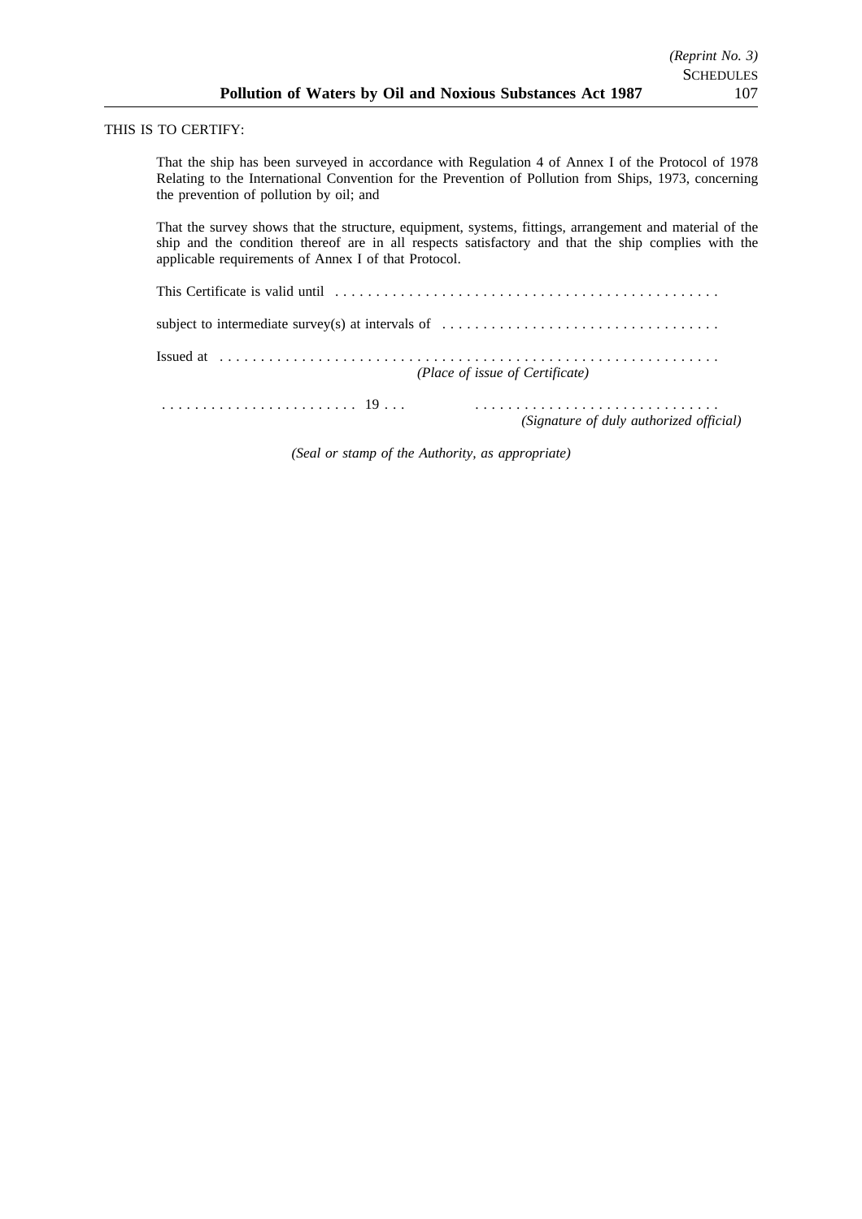THIS IS TO CERTIFY:

That the ship has been surveyed in accordance with Regulation 4 of Annex I of the Protocol of 1978 Relating to the International Convention for the Prevention of Pollution from Ships, 1973, concerning the prevention of pollution by oil; and

That the survey shows that the structure, equipment, systems, fittings, arrangement and material of the ship and the condition thereof are in all respects satisfactory and that the ship complies with the applicable requirements of Annex I of that Protocol.

This Certificate is valid until . . . . . . . . . . . . . . . . . . . . . . . . . . . . . . . . . . . . . . . . . . . . . . . .

subject to intermediate survey(s) at intervals of . . . . . . . . . . . . . . . . . . . . . . . . . . . . . . . . . .

Issued at . . . . . . . . . . . . . . . . . . . . . . . . . . . . . . . . . . . . . . . . . . . . . . . . . . . . . . . . . . . .
*(Place of issue of Certificate)*

. . . . . . . . . . . . . . . . . . . . . . . . 19 . . . . . . . . . . . . . . . . . . . . . . . . . . . . . . . . . .
*(Signature of duly authorized official)*

*(Seal or stamp of the Authority, as appropriate)*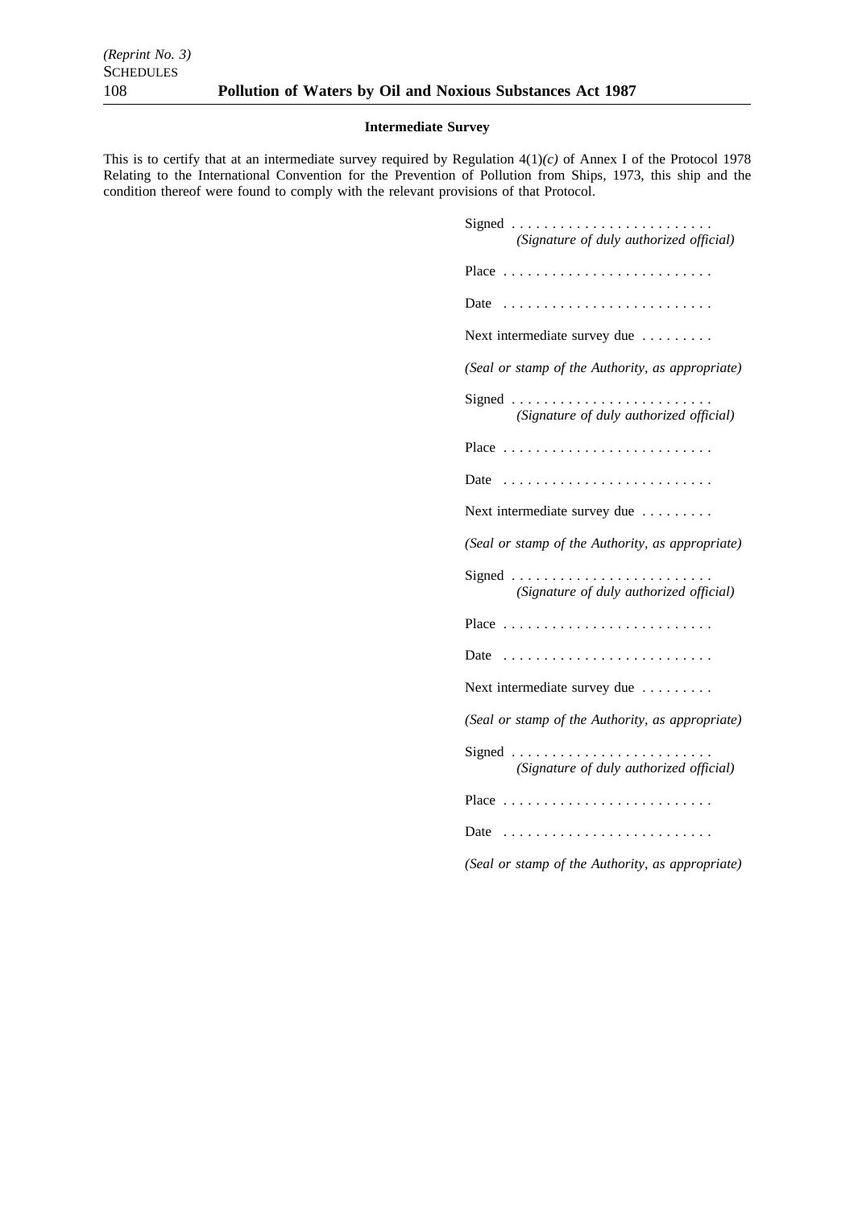**Intermediate Survey**

This is to certify that at an intermediate survey required by Regulation 4(1)*(c)* of Annex I of the Protocol 1978 Relating to the International Convention for the Prevention of Pollution from Ships, 1973, this ship and the condition thereof were found to comply with the relevant provisions of that Protocol.

Signed . . . . . . . . . . . . . . . . . . . . . . . . .
*(Signature of duly authorized official)*

Place . . . . . . . . . . . . . . . . . . . . . . . . . .

Date . . . . . . . . . . . . . . . . . . . . . . . . . .

Next intermediate survey due . . . . . . . . .

*(Seal or stamp of the Authority, as appropriate)*

Signed . . . . . . . . . . . . . . . . . . . . . . . . .
*(Signature of duly authorized official)*

Place . . . . . . . . . . . . . . . . . . . . . . . . . .

Date . . . . . . . . . . . . . . . . . . . . . . . . . .

Next intermediate survey due . . . . . . . . .

*(Seal or stamp of the Authority, as appropriate)*

Signed . . . . . . . . . . . . . . . . . . . . . . . . .
*(Signature of duly authorized official)*

Place . . . . . . . . . . . . . . . . . . . . . . . . . .

Date . . . . . . . . . . . . . . . . . . . . . . . . . .

Next intermediate survey due . . . . . . . . .

*(Seal or stamp of the Authority, as appropriate)*

Signed . . . . . . . . . . . . . . . . . . . . . . . . .
*(Signature of duly authorized official)*

Place . . . . . . . . . . . . . . . . . . . . . . . . . .

Date . . . . . . . . . . . . . . . . . . . . . . . . . .

*(Seal or stamp of the Authority, as appropriate)*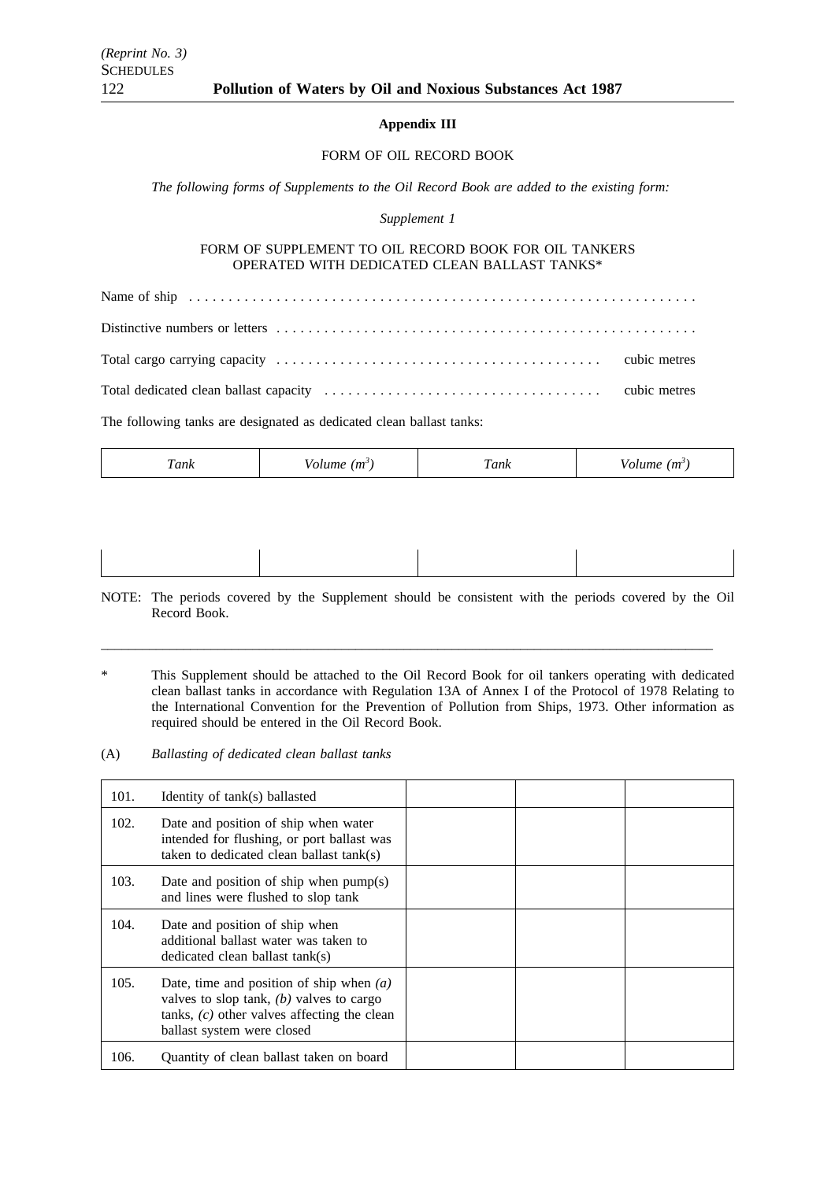## Appendix III

FORM OF OIL RECORD BOOK

*The following forms of Supplements to the Oil Record Book are added to the existing form:*

*Supplement 1*

FORM OF SUPPLEMENT TO OIL RECORD BOOK FOR OIL TANKERS OPERATED WITH DEDICATED CLEAN BALLAST TANKS*

Name of ship . . . . . . . . . . . . . . . . . . . . . . . . . . . . . . . . . . . . . . . . . . . . . . . . . . . . . . . . . . . . . . .

Distinctive numbers or letters . . . . . . . . . . . . . . . . . . . . . . . . . . . . . . . . . . . . . . . . . . . . . . . . . . . .

Total cargo carrying capacity . . . . . . . . . . . . . . . . . . . . . . . . . . . . . . . . . . . . . . . cubic metres

Total dedicated clean ballast capacity . . . . . . . . . . . . . . . . . . . . . . . . . . . . . . . . . . cubic metres

The following tanks are designated as dedicated clean ballast tanks:

| *Tank* | *Volume* $(m^3)$ | *Tank* | *Volume* $(m^3)$ |
|---|---|---|---|
| | | | |

NOTE: The periods covered by the Supplement should be consistent with the periods covered by the Oil Record Book.

---

\* This Supplement should be attached to the Oil Record Book for oil tankers operating with dedicated clean ballast tanks in accordance with Regulation 13A of Annex I of the Protocol of 1978 Relating to the International Convention for the Prevention of Pollution from Ships, 1973. Other information as required should be entered in the Oil Record Book.

(A) *Ballasting of dedicated clean ballast tanks*

| | | | | |
|---|---|---|---|---|
| 101. | Identity of tank(s) ballasted | | | |
| 102. | Date and position of ship when water intended for flushing, or port ballast was taken to dedicated clean ballast tank(s) | | | |
| 103. | Date and position of ship when pump(s) and lines were flushed to slop tank | | | |
| 104. | Date and position of ship when additional ballast water was taken to dedicated clean ballast tank(s) | | | |
| 105. | Date, time and position of ship when *(a)* valves to slop tank, *(b)* valves to cargo tanks, *(c)* other valves affecting the clean ballast system were closed | | | |
| 106. | Quantity of clean ballast taken on board | | | |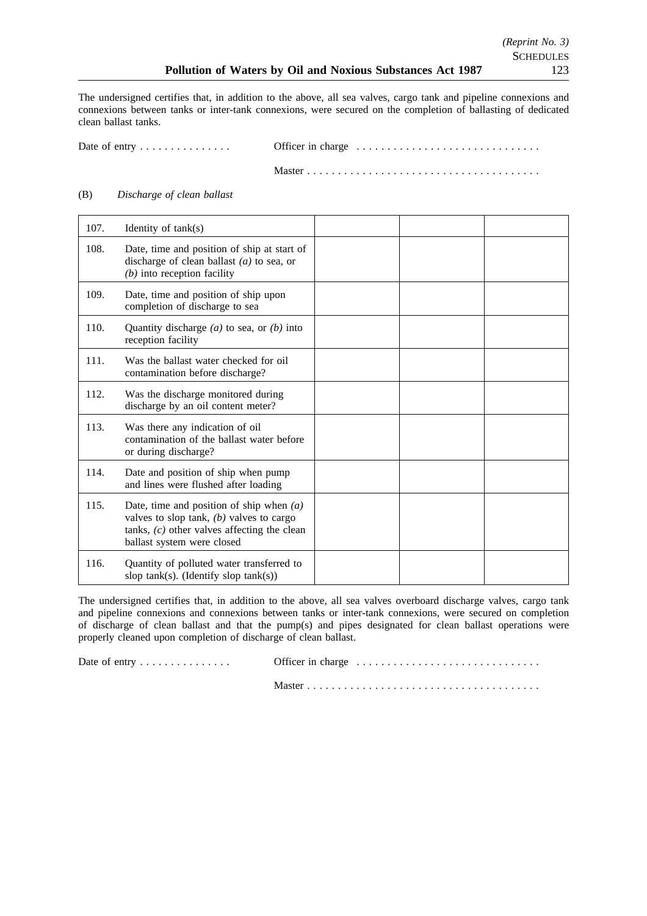The undersigned certifies that, in addition to the above, all sea valves, cargo tank and pipeline connexions and connexions between tanks or inter-tank connexions, were secured on the completion of ballasting of dedicated clean ballast tanks.

Date of entry . . . . . . . . . . . . . . .        Officer in charge . . . . . . . . . . . . . . . . . . . . . . . . . . . . . .

Master . . . . . . . . . . . . . . . . . . . . . . . . . . . . . . . . . . . . . .

(B) *Discharge of clean ballast*

| | | | | |
|---|---|---|---|---|
| 107. | Identity of tank(s) | | | |
| 108. | Date, time and position of ship at start of discharge of clean ballast *(a)* to sea, or *(b)* into reception facility | | | |
| 109. | Date, time and position of ship upon completion of discharge to sea | | | |
| 110. | Quantity discharge *(a)* to sea, or *(b)* into reception facility | | | |
| 111. | Was the ballast water checked for oil contamination before discharge? | | | |
| 112. | Was the discharge monitored during discharge by an oil content meter? | | | |
| 113. | Was there any indication of oil contamination of the ballast water before or during discharge? | | | |
| 114. | Date and position of ship when pump and lines were flushed after loading | | | |
| 115. | Date, time and position of ship when *(a)* valves to slop tank, *(b)* valves to cargo tanks, *(c)* other valves affecting the clean ballast system were closed | | | |
| 116. | Quantity of polluted water transferred to slop tank(s). (Identify slop tank(s)) | | | |

The undersigned certifies that, in addition to the above, all sea valves overboard discharge valves, cargo tank and pipeline connexions and connexions between tanks or inter-tank connexions, were secured on completion of discharge of clean ballast and that the pump(s) and pipes designated for clean ballast operations were properly cleaned upon completion of discharge of clean ballast.

Date of entry . . . . . . . . . . . . . . .        Officer in charge . . . . . . . . . . . . . . . . . . . . . . . . . . . . . .

Master . . . . . . . . . . . . . . . . . . . . . . . . . . . . . . . . . . . . . .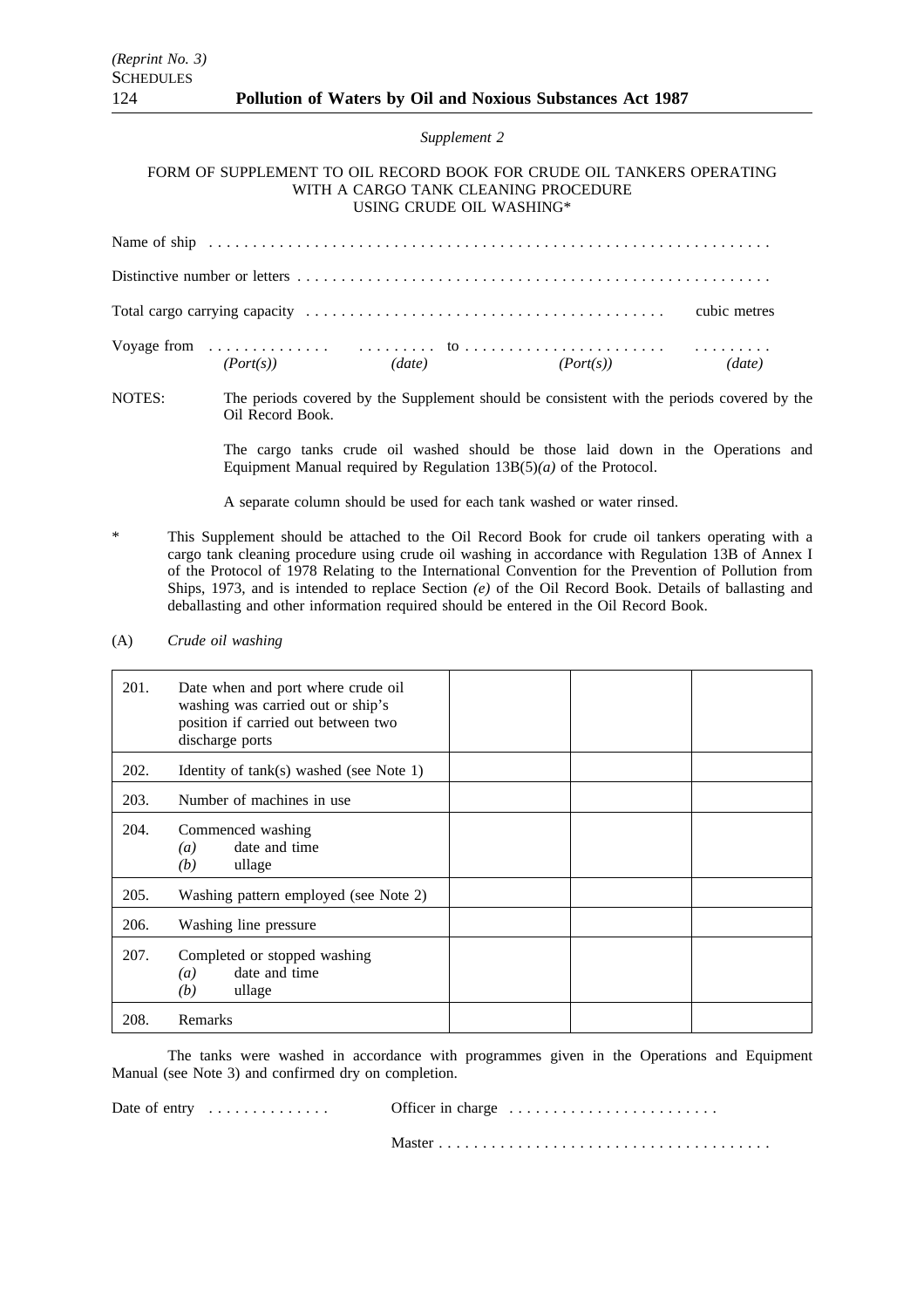*Supplement 2*

FORM OF SUPPLEMENT TO OIL RECORD BOOK FOR CRUDE OIL TANKERS OPERATING WITH A CARGO TANK CLEANING PROCEDURE USING CRUDE OIL WASHING*

Name of ship . . . . . . . . . . . . . . . . . . . . . . . . . . . . . . . . . . . . . . . . . . . . . . . . . . . . . . . . . . . . . . . .

Distinctive number or letters . . . . . . . . . . . . . . . . . . . . . . . . . . . . . . . . . . . . . . . . . . . . . . . . . . . . .

Total cargo carrying capacity . . . . . . . . . . . . . . . . . . . . . . . . . . . . . . . . . . . . . . . . cubic metres

Voyage from . . . . . . . . . . . . . . (*Port(s)*) . . . . . . . . . (*date*) to . . . . . . . . . . . . . . . . . . . . . . . (*Port(s)*) . . . . . . . . . (*date*)

NOTES: The periods covered by the Supplement should be consistent with the periods covered by the Oil Record Book.

The cargo tanks crude oil washed should be those laid down in the Operations and Equipment Manual required by Regulation 13B(5)*(a)* of the Protocol.

A separate column should be used for each tank washed or water rinsed.

\* This Supplement should be attached to the Oil Record Book for crude oil tankers operating with a cargo tank cleaning procedure using crude oil washing in accordance with Regulation 13B of Annex I of the Protocol of 1978 Relating to the International Convention for the Prevention of Pollution from Ships, 1973, and is intended to replace Section *(e)* of the Oil Record Book. Details of ballasting and deballasting and other information required should be entered in the Oil Record Book.

(A) *Crude oil washing*

| | | | | |
|---|---|---|---|---|
| 201. | Date when and port where crude oil washing was carried out or ship's position if carried out between two discharge ports | | | |
| 202. | Identity of tank(s) washed (see Note 1) | | | |
| 203. | Number of machines in use | | | |
| 204. | Commenced washing<br>*(a)* date and time<br>*(b)* ullage | | | |
| 205. | Washing pattern employed (see Note 2) | | | |
| 206. | Washing line pressure | | | |
| 207. | Completed or stopped washing<br>*(a)* date and time<br>*(b)* ullage | | | |
| 208. | Remarks | | | |

The tanks were washed in accordance with programmes given in the Operations and Equipment Manual (see Note 3) and confirmed dry on completion.

Date of entry . . . . . . . . . . . . . . Officer in charge . . . . . . . . . . . . . . . . . . . . . . . .

Master . . . . . . . . . . . . . . . . . . . . . . . . . . . . . . . . . . . . . .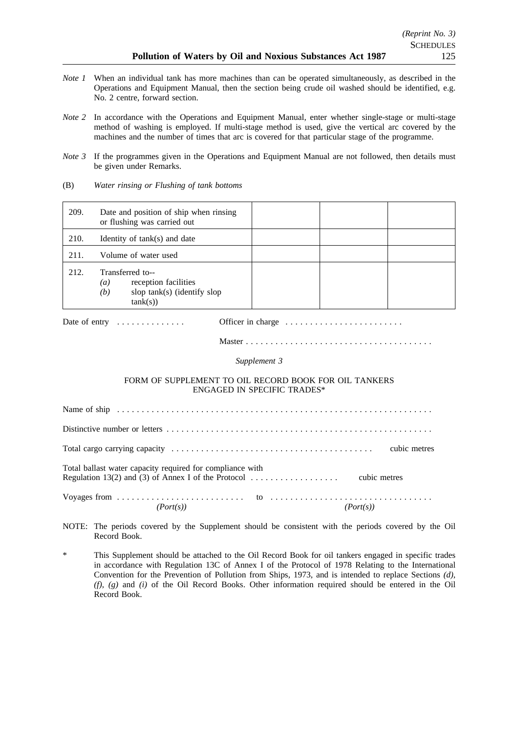*Note 1* When an individual tank has more machines than can be operated simultaneously, as described in the Operations and Equipment Manual, then the section being crude oil washed should be identified, e.g. No. 2 centre, forward section.

*Note 2* In accordance with the Operations and Equipment Manual, enter whether single-stage or multi-stage method of washing is employed. If multi-stage method is used, give the vertical arc covered by the machines and the number of times that arc is covered for that particular stage of the programme.

*Note 3* If the programmes given in the Operations and Equipment Manual are not followed, then details must be given under Remarks.

(B) *Water rinsing or Flushing of tank bottoms*

| | | | | |
|---|---|---|---|---|
| 209. | Date and position of ship when rinsing or flushing was carried out | | | |
| 210. | Identity of tank(s) and date | | | |
| 211. | Volume of water used | | | |
| 212. | Transferred to-- *(a)* reception facilities *(b)* slop tank(s) (identify slop tank(s)) | | | |

Date of entry . . . . . . . . . . . . .     Officer in charge . . . . . . . . . . . . . . . . . . . . . . . .

Master . . . . . . . . . . . . . . . . . . . . . . . . . . . . . . . . . . . . . .

*Supplement 3*

FORM OF SUPPLEMENT TO OIL RECORD BOOK FOR OIL TANKERS ENGAGED IN SPECIFIC TRADES*

Name of ship . . . . . . . . . . . . . . . . . . . . . . . . . . . . . . . . . . . . . . . . . . . . . . . . . . . . . . . . . . . . . . . . .

Distinctive number or letters . . . . . . . . . . . . . . . . . . . . . . . . . . . . . . . . . . . . . . . . . . . . . . . . . . . . . .

Total cargo carrying capacity . . . . . . . . . . . . . . . . . . . . . . . . . . . . . . . . . . . . . . . . . cubic metres

Total ballast water capacity required for compliance with Regulation 13(2) and (3) of Annex I of the Protocol . . . . . . . . . . . . . . . . . . cubic metres

Voyages from . . . . . . . . . . . . . . . . . . . . . . . . . . to . . . . . . . . . . . . . . . . . . . . . . . . . . . . . . . . .
*(Port(s))*     *(Port(s))*

NOTE: The periods covered by the Supplement should be consistent with the periods covered by the Oil Record Book.

\* This Supplement should be attached to the Oil Record Book for oil tankers engaged in specific trades in accordance with Regulation 13C of Annex I of the Protocol of 1978 Relating to the International Convention for the Prevention of Pollution from Ships, 1973, and is intended to replace Sections *(d)*, *(f)*, *(g)* and *(i)* of the Oil Record Books. Other information required should be entered in the Oil Record Book.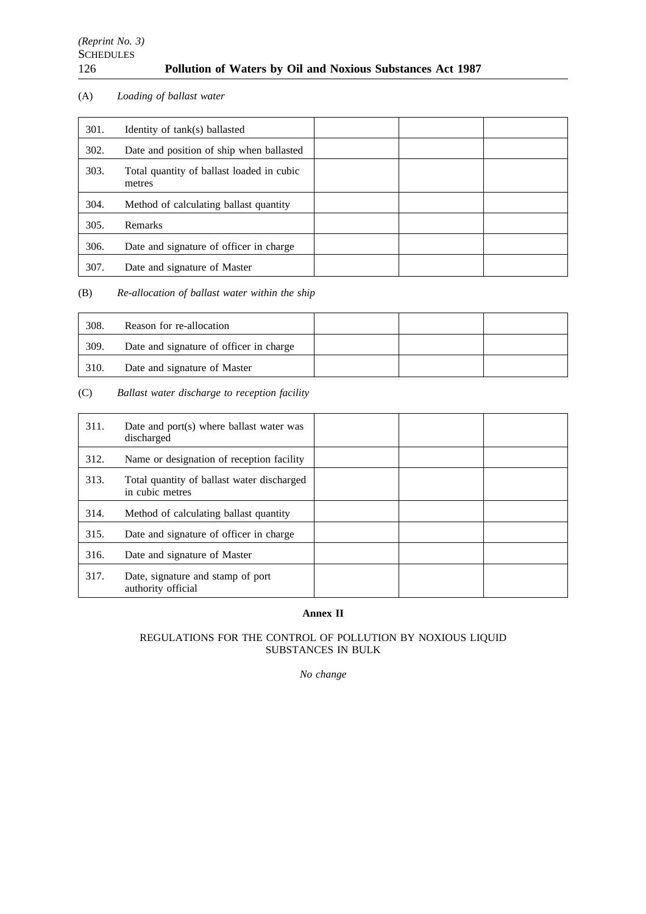(A) *Loading of ballast water*

| | | | | |
|---|---|---|---|---|
| 301. | Identity of tank(s) ballasted | | | |
| 302. | Date and position of ship when ballasted | | | |
| 303. | Total quantity of ballast loaded in cubic metres | | | |
| 304. | Method of calculating ballast quantity | | | |
| 305. | Remarks | | | |
| 306. | Date and signature of officer in charge | | | |
| 307. | Date and signature of Master | | | |

(B) *Re-allocation of ballast water within the ship*

| | | | | |
|---|---|---|---|---|
| 308. | Reason for re-allocation | | | |
| 309. | Date and signature of officer in charge | | | |
| 310. | Date and signature of Master | | | |

(C) *Ballast water discharge to reception facility*

| | | | | |
|---|---|---|---|---|
| 311. | Date and port(s) where ballast water was discharged | | | |
| 312. | Name or designation of reception facility | | | |
| 313. | Total quantity of ballast water discharged in cubic metres | | | |
| 314. | Method of calculating ballast quantity | | | |
| 315. | Date and signature of officer in charge | | | |
| 316. | Date and signature of Master | | | |
| 317. | Date, signature and stamp of port authority official | | | |

**Annex II**

REGULATIONS FOR THE CONTROL OF POLLUTION BY NOXIOUS LIQUID SUBSTANCES IN BULK

*No change*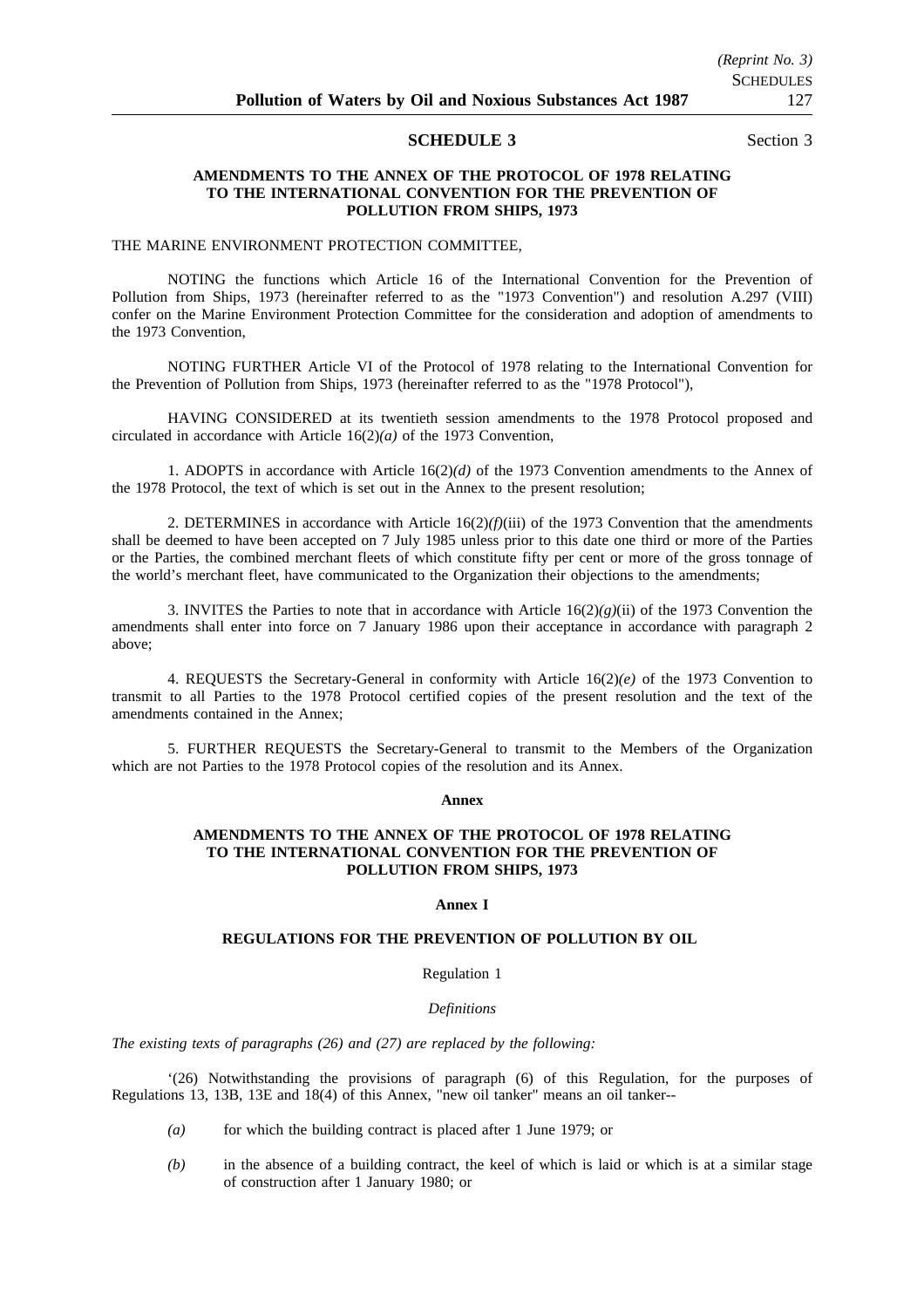## SCHEDULE 3

Section 3

### AMENDMENTS TO THE ANNEX OF THE PROTOCOL OF 1978 RELATING TO THE INTERNATIONAL CONVENTION FOR THE PREVENTION OF POLLUTION FROM SHIPS, 1973

THE MARINE ENVIRONMENT PROTECTION COMMITTEE,

NOTING the functions which Article 16 of the International Convention for the Prevention of Pollution from Ships, 1973 (hereinafter referred to as the "1973 Convention") and resolution A.297 (VIII) confer on the Marine Environment Protection Committee for the consideration and adoption of amendments to the 1973 Convention,

NOTING FURTHER Article VI of the Protocol of 1978 relating to the International Convention for the Prevention of Pollution from Ships, 1973 (hereinafter referred to as the "1978 Protocol"),

HAVING CONSIDERED at its twentieth session amendments to the 1978 Protocol proposed and circulated in accordance with Article 16(2)*(a)* of the 1973 Convention,

1. ADOPTS in accordance with Article 16(2)*(d)* of the 1973 Convention amendments to the Annex of the 1978 Protocol, the text of which is set out in the Annex to the present resolution;

2. DETERMINES in accordance with Article 16(2)*(f)*(iii) of the 1973 Convention that the amendments shall be deemed to have been accepted on 7 July 1985 unless prior to this date one third or more of the Parties or the Parties, the combined merchant fleets of which constitute fifty per cent or more of the gross tonnage of the world's merchant fleet, have communicated to the Organization their objections to the amendments;

3. INVITES the Parties to note that in accordance with Article 16(2)*(g)*(ii) of the 1973 Convention the amendments shall enter into force on 7 January 1986 upon their acceptance in accordance with paragraph 2 above;

4. REQUESTS the Secretary-General in conformity with Article 16(2)*(e)* of the 1973 Convention to transmit to all Parties to the 1978 Protocol certified copies of the present resolution and the text of the amendments contained in the Annex;

5. FURTHER REQUESTS the Secretary-General to transmit to the Members of the Organization which are not Parties to the 1978 Protocol copies of the resolution and its Annex.

**Annex**

### AMENDMENTS TO THE ANNEX OF THE PROTOCOL OF 1978 RELATING TO THE INTERNATIONAL CONVENTION FOR THE PREVENTION OF POLLUTION FROM SHIPS, 1973

**Annex I**

**REGULATIONS FOR THE PREVENTION OF POLLUTION BY OIL**

Regulation 1

*Definitions*

*The existing texts of paragraphs (26) and (27) are replaced by the following:*

'(26) Notwithstanding the provisions of paragraph (6) of this Regulation, for the purposes of Regulations 13, 13B, 13E and 18(4) of this Annex, "new oil tanker" means an oil tanker--

- *(a)* for which the building contract is placed after 1 June 1979; or
- *(b)* in the absence of a building contract, the keel of which is laid or which is at a similar stage of construction after 1 January 1980; or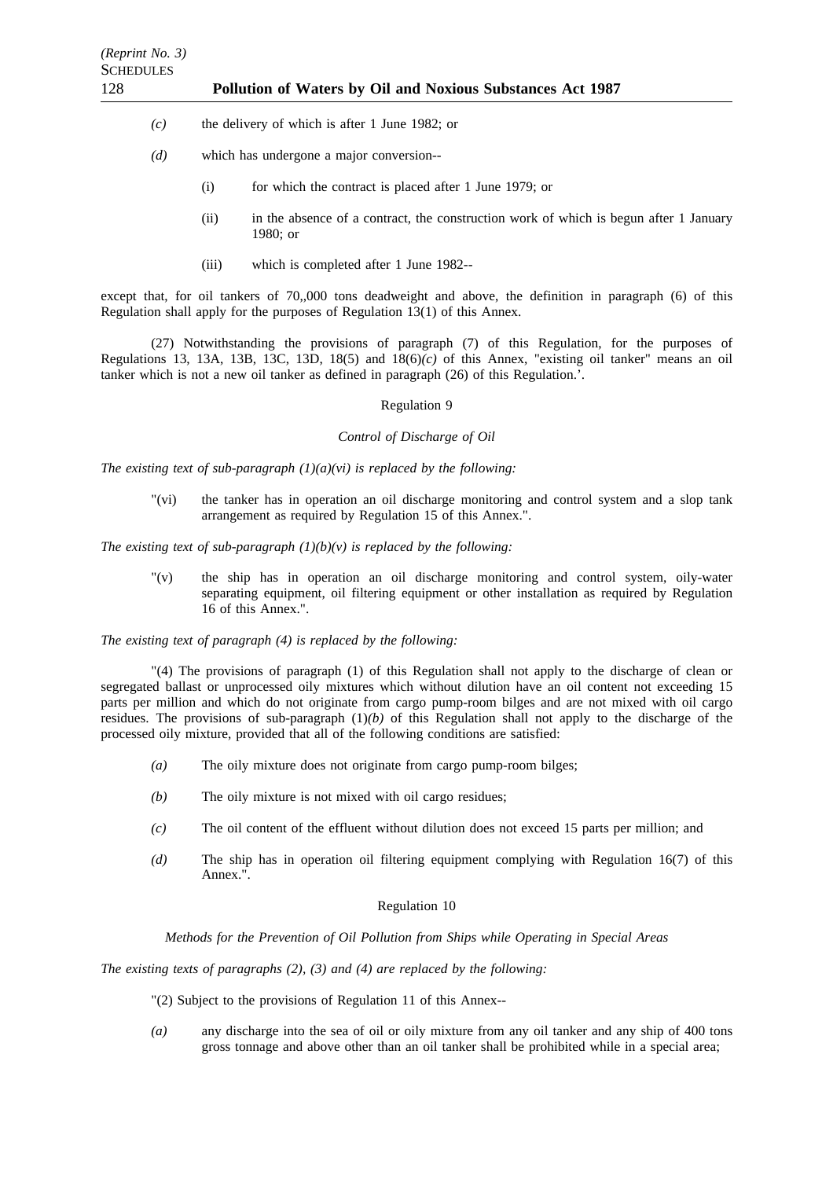*(c)* the delivery of which is after 1 June 1982; or

*(d)* which has undergone a major conversion--

(i) for which the contract is placed after 1 June 1979; or

(ii) in the absence of a contract, the construction work of which is begun after 1 January 1980; or

(iii) which is completed after 1 June 1982--

except that, for oil tankers of 70,,000 tons deadweight and above, the definition in paragraph (6) of this Regulation shall apply for the purposes of Regulation 13(1) of this Annex.

(27) Notwithstanding the provisions of paragraph (7) of this Regulation, for the purposes of Regulations 13, 13A, 13B, 13C, 13D, 18(5) and 18(6)*(c)* of this Annex, "existing oil tanker" means an oil tanker which is not a new oil tanker as defined in paragraph (26) of this Regulation.'.

Regulation 9

*Control of Discharge of Oil*

*The existing text of sub-paragraph (1)(a)(vi) is replaced by the following:*

"(vi) the tanker has in operation an oil discharge monitoring and control system and a slop tank arrangement as required by Regulation 15 of this Annex.".

*The existing text of sub-paragraph (1)(b)(v) is replaced by the following:*

"(v) the ship has in operation an oil discharge monitoring and control system, oily-water separating equipment, oil filtering equipment or other installation as required by Regulation 16 of this Annex.".

*The existing text of paragraph (4) is replaced by the following:*

"(4) The provisions of paragraph (1) of this Regulation shall not apply to the discharge of clean or segregated ballast or unprocessed oily mixtures which without dilution have an oil content not exceeding 15 parts per million and which do not originate from cargo pump-room bilges and are not mixed with oil cargo residues. The provisions of sub-paragraph (1)*(b)* of this Regulation shall not apply to the discharge of the processed oily mixture, provided that all of the following conditions are satisfied:

*(a)* The oily mixture does not originate from cargo pump-room bilges;

*(b)* The oily mixture is not mixed with oil cargo residues;

*(c)* The oil content of the effluent without dilution does not exceed 15 parts per million; and

*(d)* The ship has in operation oil filtering equipment complying with Regulation 16(7) of this Annex.".

Regulation 10

*Methods for the Prevention of Oil Pollution from Ships while Operating in Special Areas*

*The existing texts of paragraphs (2), (3) and (4) are replaced by the following:*

"(2) Subject to the provisions of Regulation 11 of this Annex--

*(a)* any discharge into the sea of oil or oily mixture from any oil tanker and any ship of 400 tons gross tonnage and above other than an oil tanker shall be prohibited while in a special area;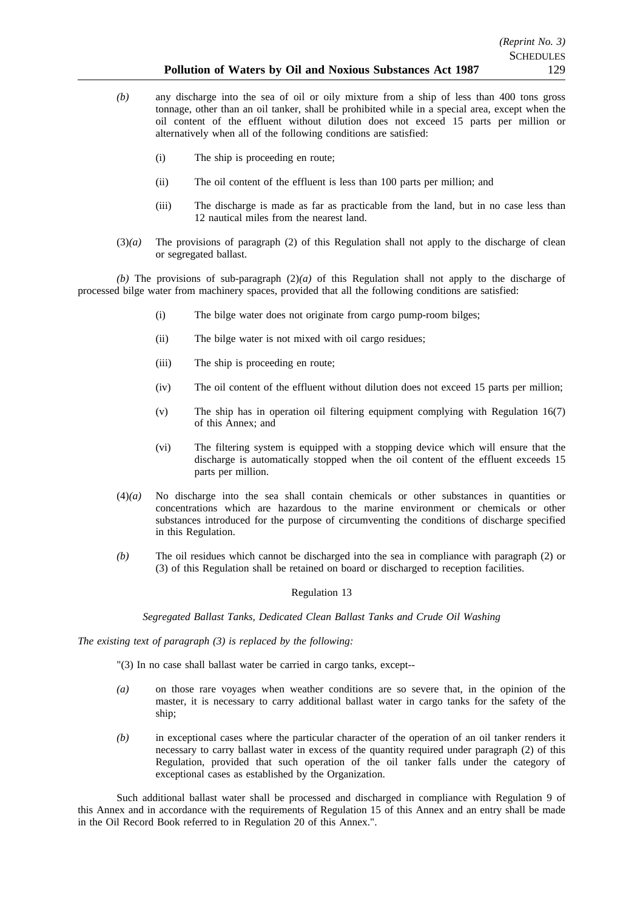*(b)* any discharge into the sea of oil or oily mixture from a ship of less than 400 tons gross tonnage, other than an oil tanker, shall be prohibited while in a special area, except when the oil content of the effluent without dilution does not exceed 15 parts per million or alternatively when all of the following conditions are satisfied:

(i) The ship is proceeding en route;

(ii) The oil content of the effluent is less than 100 parts per million; and

(iii) The discharge is made as far as practicable from the land, but in no case less than 12 nautical miles from the nearest land.

(3)*(a)* The provisions of paragraph (2) of this Regulation shall not apply to the discharge of clean or segregated ballast.

*(b)* The provisions of sub-paragraph (2)*(a)* of this Regulation shall not apply to the discharge of processed bilge water from machinery spaces, provided that all the following conditions are satisfied:

(i) The bilge water does not originate from cargo pump-room bilges;

(ii) The bilge water is not mixed with oil cargo residues;

(iii) The ship is proceeding en route;

(iv) The oil content of the effluent without dilution does not exceed 15 parts per million;

(v) The ship has in operation oil filtering equipment complying with Regulation 16(7) of this Annex; and

(vi) The filtering system is equipped with a stopping device which will ensure that the discharge is automatically stopped when the oil content of the effluent exceeds 15 parts per million.

(4)*(a)* No discharge into the sea shall contain chemicals or other substances in quantities or concentrations which are hazardous to the marine environment or chemicals or other substances introduced for the purpose of circumventing the conditions of discharge specified in this Regulation.

*(b)* The oil residues which cannot be discharged into the sea in compliance with paragraph (2) or (3) of this Regulation shall be retained on board or discharged to reception facilities.

Regulation 13

*Segregated Ballast Tanks, Dedicated Clean Ballast Tanks and Crude Oil Washing*

*The existing text of paragraph (3) is replaced by the following:*

"(3) In no case shall ballast water be carried in cargo tanks, except--

*(a)* on those rare voyages when weather conditions are so severe that, in the opinion of the master, it is necessary to carry additional ballast water in cargo tanks for the safety of the ship;

*(b)* in exceptional cases where the particular character of the operation of an oil tanker renders it necessary to carry ballast water in excess of the quantity required under paragraph (2) of this Regulation, provided that such operation of the oil tanker falls under the category of exceptional cases as established by the Organization.

Such additional ballast water shall be processed and discharged in compliance with Regulation 9 of this Annex and in accordance with the requirements of Regulation 15 of this Annex and an entry shall be made in the Oil Record Book referred to in Regulation 20 of this Annex.".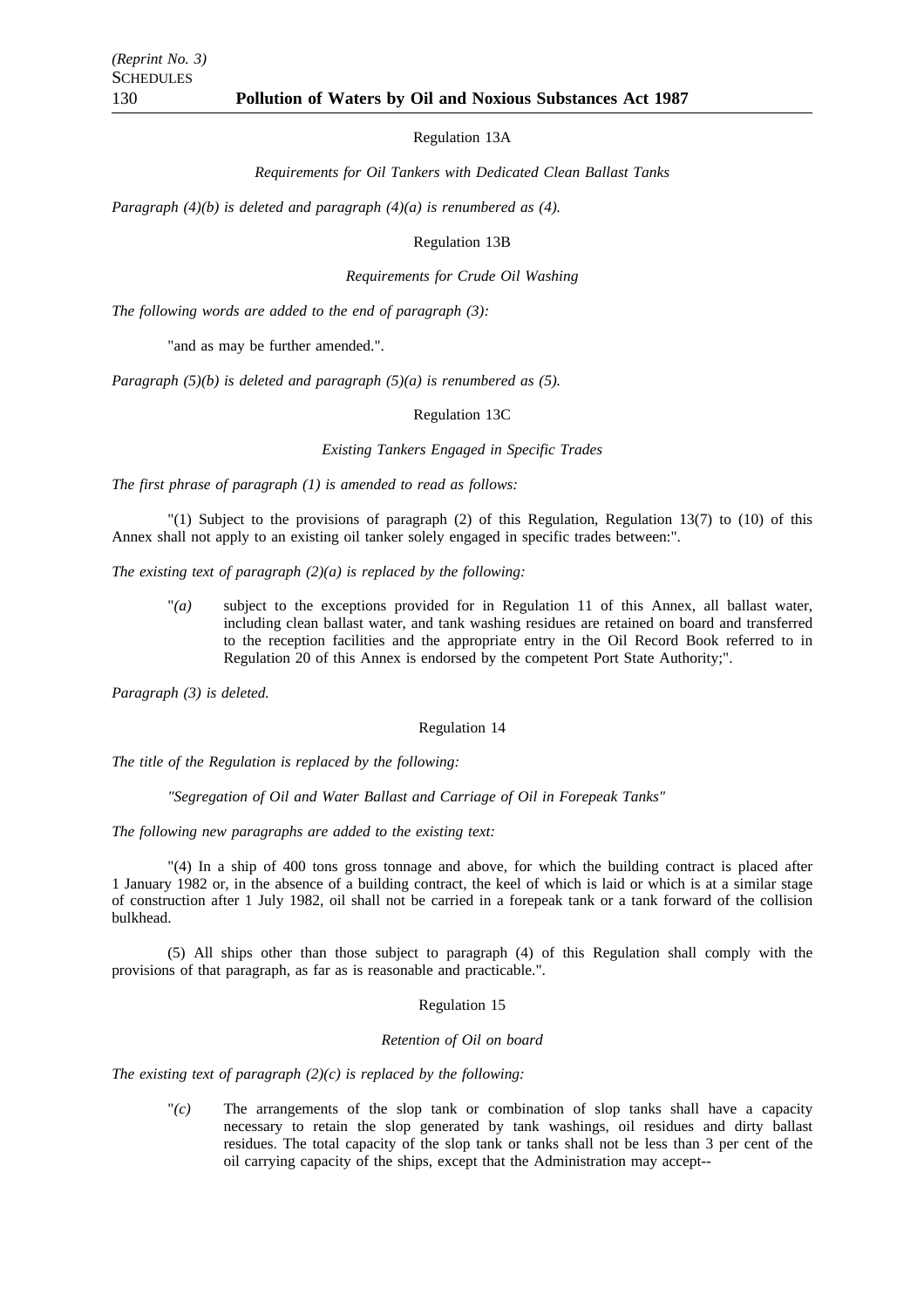Regulation 13A

*Requirements for Oil Tankers with Dedicated Clean Ballast Tanks*

*Paragraph (4)(b) is deleted and paragraph (4)(a) is renumbered as (4).*

Regulation 13B

*Requirements for Crude Oil Washing*

*The following words are added to the end of paragraph (3):*

"and as may be further amended.".

*Paragraph (5)(b) is deleted and paragraph (5)(a) is renumbered as (5).*

Regulation 13C

*Existing Tankers Engaged in Specific Trades*

*The first phrase of paragraph (1) is amended to read as follows:*

"(1) Subject to the provisions of paragraph (2) of this Regulation, Regulation 13(7) to (10) of this Annex shall not apply to an existing oil tanker solely engaged in specific trades between:".

*The existing text of paragraph (2)(a) is replaced by the following:*

"*(a)* subject to the exceptions provided for in Regulation 11 of this Annex, all ballast water, including clean ballast water, and tank washing residues are retained on board and transferred to the reception facilities and the appropriate entry in the Oil Record Book referred to in Regulation 20 of this Annex is endorsed by the competent Port State Authority;".

*Paragraph (3) is deleted.*

Regulation 14

*The title of the Regulation is replaced by the following:*

*"Segregation of Oil and Water Ballast and Carriage of Oil in Forepeak Tanks"*

*The following new paragraphs are added to the existing text:*

"(4) In a ship of 400 tons gross tonnage and above, for which the building contract is placed after 1 January 1982 or, in the absence of a building contract, the keel of which is laid or which is at a similar stage of construction after 1 July 1982, oil shall not be carried in a forepeak tank or a tank forward of the collision bulkhead.

(5) All ships other than those subject to paragraph (4) of this Regulation shall comply with the provisions of that paragraph, as far as is reasonable and practicable.".

Regulation 15

*Retention of Oil on board*

*The existing text of paragraph (2)(c) is replaced by the following:*

"*(c)* The arrangements of the slop tank or combination of slop tanks shall have a capacity necessary to retain the slop generated by tank washings, oil residues and dirty ballast residues. The total capacity of the slop tank or tanks shall not be less than 3 per cent of the oil carrying capacity of the ships, except that the Administration may accept--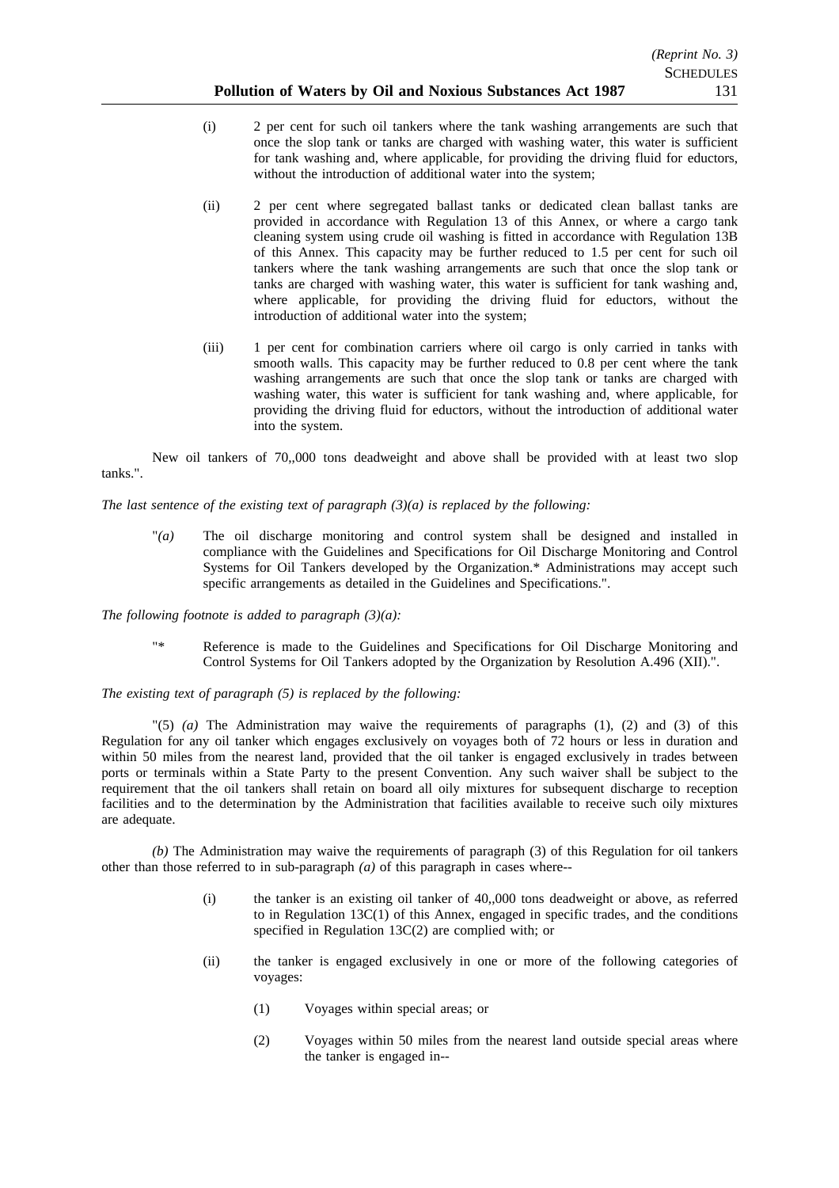(i) 2 per cent for such oil tankers where the tank washing arrangements are such that once the slop tank or tanks are charged with washing water, this water is sufficient for tank washing and, where applicable, for providing the driving fluid for eductors, without the introduction of additional water into the system;

(ii) 2 per cent where segregated ballast tanks or dedicated clean ballast tanks are provided in accordance with Regulation 13 of this Annex, or where a cargo tank cleaning system using crude oil washing is fitted in accordance with Regulation 13B of this Annex. This capacity may be further reduced to 1.5 per cent for such oil tankers where the tank washing arrangements are such that once the slop tank or tanks are charged with washing water, this water is sufficient for tank washing and, where applicable, for providing the driving fluid for eductors, without the introduction of additional water into the system;

(iii) 1 per cent for combination carriers where oil cargo is only carried in tanks with smooth walls. This capacity may be further reduced to 0.8 per cent where the tank washing arrangements are such that once the slop tank or tanks are charged with washing water, this water is sufficient for tank washing and, where applicable, for providing the driving fluid for eductors, without the introduction of additional water into the system.

New oil tankers of 70,,000 tons deadweight and above shall be provided with at least two slop tanks.".

*The last sentence of the existing text of paragraph (3)(a) is replaced by the following:*

"*(a)* The oil discharge monitoring and control system shall be designed and installed in compliance with the Guidelines and Specifications for Oil Discharge Monitoring and Control Systems for Oil Tankers developed by the Organization.* Administrations may accept such specific arrangements as detailed in the Guidelines and Specifications.".

*The following footnote is added to paragraph (3)(a):*

"* Reference is made to the Guidelines and Specifications for Oil Discharge Monitoring and Control Systems for Oil Tankers adopted by the Organization by Resolution A.496 (XII).".

*The existing text of paragraph (5) is replaced by the following:*

"(5) *(a)* The Administration may waive the requirements of paragraphs (1), (2) and (3) of this Regulation for any oil tanker which engages exclusively on voyages both of 72 hours or less in duration and within 50 miles from the nearest land, provided that the oil tanker is engaged exclusively in trades between ports or terminals within a State Party to the present Convention. Any such waiver shall be subject to the requirement that the oil tankers shall retain on board all oily mixtures for subsequent discharge to reception facilities and to the determination by the Administration that facilities available to receive such oily mixtures are adequate.

*(b)* The Administration may waive the requirements of paragraph (3) of this Regulation for oil tankers other than those referred to in sub-paragraph *(a)* of this paragraph in cases where--

(i) the tanker is an existing oil tanker of 40,,000 tons deadweight or above, as referred to in Regulation 13C(1) of this Annex, engaged in specific trades, and the conditions specified in Regulation 13C(2) are complied with; or

(ii) the tanker is engaged exclusively in one or more of the following categories of voyages:

(1) Voyages within special areas; or

(2) Voyages within 50 miles from the nearest land outside special areas where the tanker is engaged in--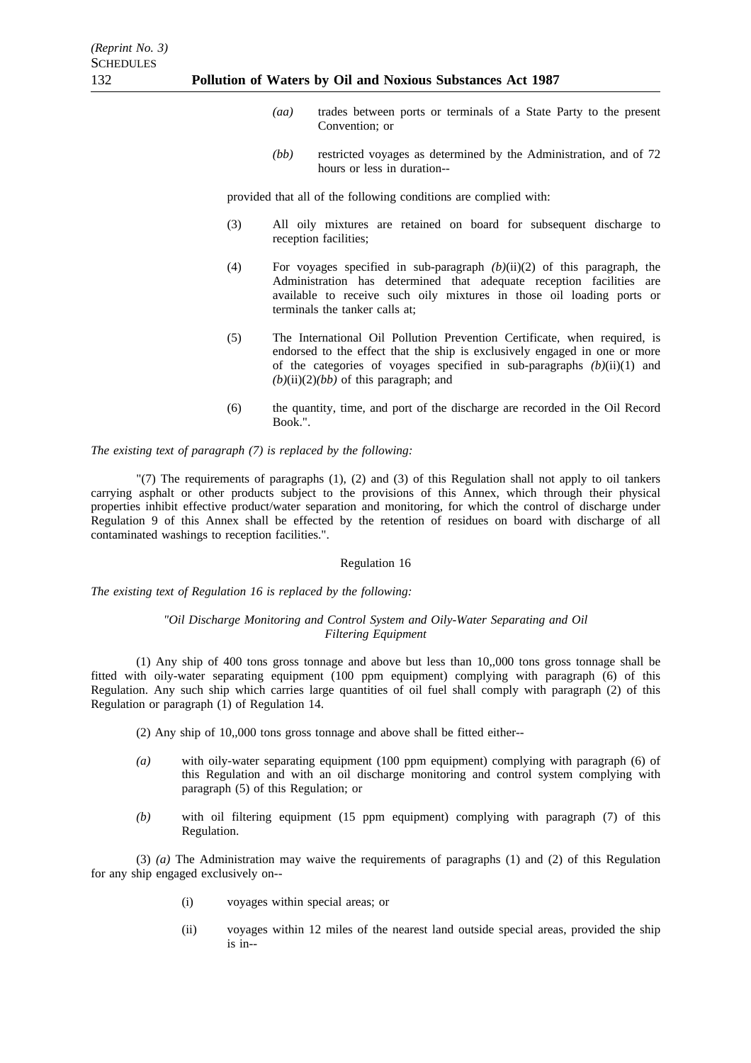(aa) trades between ports or terminals of a State Party to the present Convention; or

(bb) restricted voyages as determined by the Administration, and of 72 hours or less in duration--

provided that all of the following conditions are complied with:

(3) All oily mixtures are retained on board for subsequent discharge to reception facilities;

(4) For voyages specified in sub-paragraph *(b)*(ii)(2) of this paragraph, the Administration has determined that adequate reception facilities are available to receive such oily mixtures in those oil loading ports or terminals the tanker calls at;

(5) The International Oil Pollution Prevention Certificate, when required, is endorsed to the effect that the ship is exclusively engaged in one or more of the categories of voyages specified in sub-paragraphs *(b)*(ii)(1) and *(b)*(ii)(2)*(bb)* of this paragraph; and

(6) the quantity, time, and port of the discharge are recorded in the Oil Record Book.".

*The existing text of paragraph (7) is replaced by the following:*

"(7) The requirements of paragraphs (1), (2) and (3) of this Regulation shall not apply to oil tankers carrying asphalt or other products subject to the provisions of this Annex, which through their physical properties inhibit effective product/water separation and monitoring, for which the control of discharge under Regulation 9 of this Annex shall be effected by the retention of residues on board with discharge of all contaminated washings to reception facilities.".

Regulation 16

*The existing text of Regulation 16 is replaced by the following:*

*"Oil Discharge Monitoring and Control System and Oily-Water Separating and Oil Filtering Equipment*

(1) Any ship of 400 tons gross tonnage and above but less than 10,,000 tons gross tonnage shall be fitted with oily-water separating equipment (100 ppm equipment) complying with paragraph (6) of this Regulation. Any such ship which carries large quantities of oil fuel shall comply with paragraph (2) of this Regulation or paragraph (1) of Regulation 14.

(2) Any ship of 10,,000 tons gross tonnage and above shall be fitted either--

*(a)* with oily-water separating equipment (100 ppm equipment) complying with paragraph (6) of this Regulation and with an oil discharge monitoring and control system complying with paragraph (5) of this Regulation; or

*(b)* with oil filtering equipment (15 ppm equipment) complying with paragraph (7) of this Regulation.

(3) *(a)* The Administration may waive the requirements of paragraphs (1) and (2) of this Regulation for any ship engaged exclusively on--

(i) voyages within special areas; or

(ii) voyages within 12 miles of the nearest land outside special areas, provided the ship is in--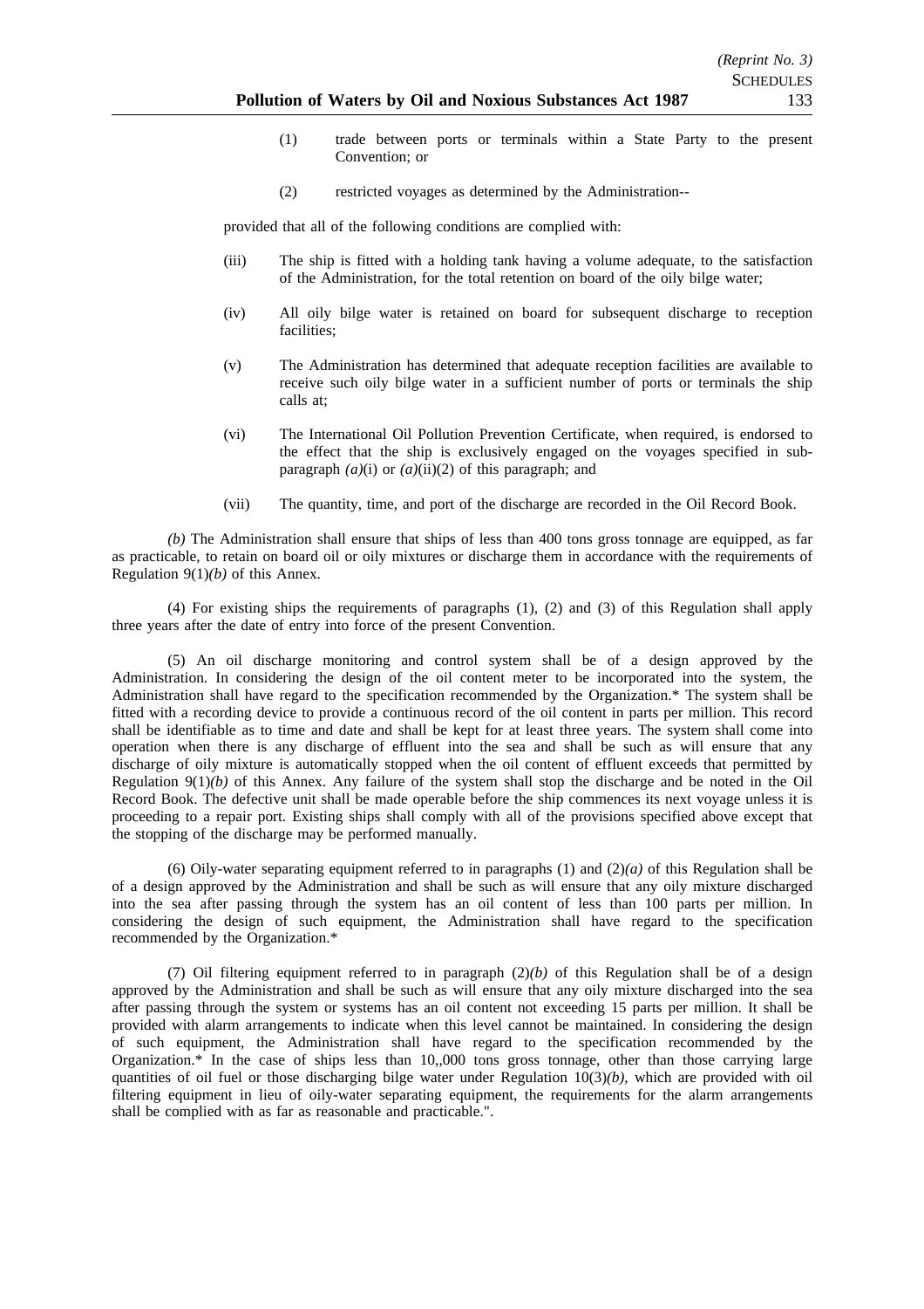(1) trade between ports or terminals within a State Party to the present Convention; or

(2) restricted voyages as determined by the Administration--

provided that all of the following conditions are complied with:

(iii) The ship is fitted with a holding tank having a volume adequate, to the satisfaction of the Administration, for the total retention on board of the oily bilge water;

(iv) All oily bilge water is retained on board for subsequent discharge to reception facilities;

(v) The Administration has determined that adequate reception facilities are available to receive such oily bilge water in a sufficient number of ports or terminals the ship calls at;

(vi) The International Oil Pollution Prevention Certificate, when required, is endorsed to the effect that the ship is exclusively engaged on the voyages specified in sub-paragraph *(a)*(i) or *(a)*(ii)(2) of this paragraph; and

(vii) The quantity, time, and port of the discharge are recorded in the Oil Record Book.

*(b)* The Administration shall ensure that ships of less than 400 tons gross tonnage are equipped, as far as practicable, to retain on board oil or oily mixtures or discharge them in accordance with the requirements of Regulation 9(1)*(b)* of this Annex.

(4) For existing ships the requirements of paragraphs (1), (2) and (3) of this Regulation shall apply three years after the date of entry into force of the present Convention.

(5) An oil discharge monitoring and control system shall be of a design approved by the Administration. In considering the design of the oil content meter to be incorporated into the system, the Administration shall have regard to the specification recommended by the Organization.* The system shall be fitted with a recording device to provide a continuous record of the oil content in parts per million. This record shall be identifiable as to time and date and shall be kept for at least three years. The system shall come into operation when there is any discharge of effluent into the sea and shall be such as will ensure that any discharge of oily mixture is automatically stopped when the oil content of effluent exceeds that permitted by Regulation 9(1)*(b)* of this Annex. Any failure of the system shall stop the discharge and be noted in the Oil Record Book. The defective unit shall be made operable before the ship commences its next voyage unless it is proceeding to a repair port. Existing ships shall comply with all of the provisions specified above except that the stopping of the discharge may be performed manually.

(6) Oily-water separating equipment referred to in paragraphs (1) and (2)*(a)* of this Regulation shall be of a design approved by the Administration and shall be such as will ensure that any oily mixture discharged into the sea after passing through the system has an oil content of less than 100 parts per million. In considering the design of such equipment, the Administration shall have regard to the specification recommended by the Organization.*

(7) Oil filtering equipment referred to in paragraph (2)*(b)* of this Regulation shall be of a design approved by the Administration and shall be such as will ensure that any oily mixture discharged into the sea after passing through the system or systems has an oil content not exceeding 15 parts per million. It shall be provided with alarm arrangements to indicate when this level cannot be maintained. In considering the design of such equipment, the Administration shall have regard to the specification recommended by the Organization.* In the case of ships less than 10,,000 tons gross tonnage, other than those carrying large quantities of oil fuel or those discharging bilge water under Regulation 10(3)*(b)*, which are provided with oil filtering equipment in lieu of oily-water separating equipment, the requirements for the alarm arrangements shall be complied with as far as reasonable and practicable.".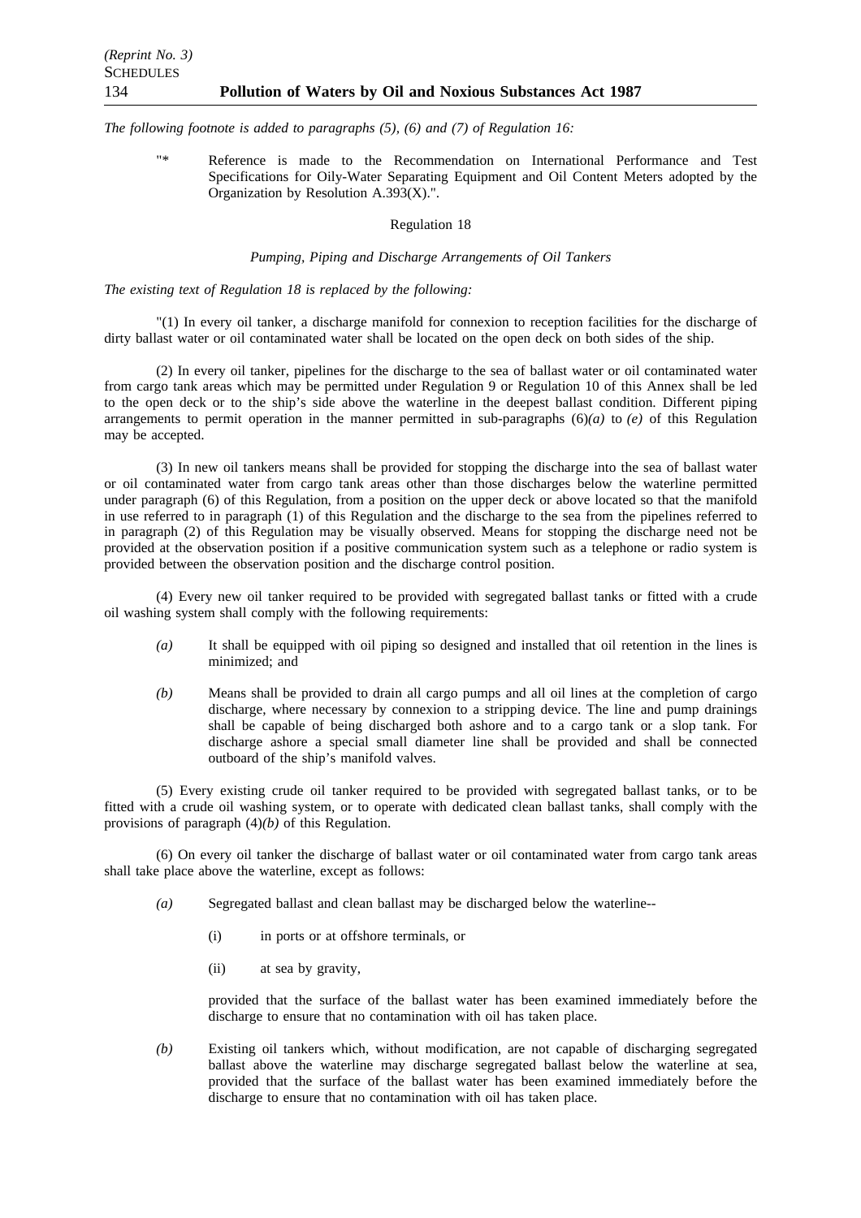*The following footnote is added to paragraphs (5), (6) and (7) of Regulation 16:*

> "* Reference is made to the Recommendation on International Performance and Test Specifications for Oily-Water Separating Equipment and Oil Content Meters adopted by the Organization by Resolution A.393(X).".

Regulation 18

*Pumping, Piping and Discharge Arrangements of Oil Tankers*

*The existing text of Regulation 18 is replaced by the following:*

"(1) In every oil tanker, a discharge manifold for connexion to reception facilities for the discharge of dirty ballast water or oil contaminated water shall be located on the open deck on both sides of the ship.

(2) In every oil tanker, pipelines for the discharge to the sea of ballast water or oil contaminated water from cargo tank areas which may be permitted under Regulation 9 or Regulation 10 of this Annex shall be led to the open deck or to the ship's side above the waterline in the deepest ballast condition. Different piping arrangements to permit operation in the manner permitted in sub-paragraphs (6)*(a)* to *(e)* of this Regulation may be accepted.

(3) In new oil tankers means shall be provided for stopping the discharge into the sea of ballast water or oil contaminated water from cargo tank areas other than those discharges below the waterline permitted under paragraph (6) of this Regulation, from a position on the upper deck or above located so that the manifold in use referred to in paragraph (1) of this Regulation and the discharge to the sea from the pipelines referred to in paragraph (2) of this Regulation may be visually observed. Means for stopping the discharge need not be provided at the observation position if a positive communication system such as a telephone or radio system is provided between the observation position and the discharge control position.

(4) Every new oil tanker required to be provided with segregated ballast tanks or fitted with a crude oil washing system shall comply with the following requirements:

- *(a)* It shall be equipped with oil piping so designed and installed that oil retention in the lines is minimized; and
- *(b)* Means shall be provided to drain all cargo pumps and all oil lines at the completion of cargo discharge, where necessary by connexion to a stripping device. The line and pump drainings shall be capable of being discharged both ashore and to a cargo tank or a slop tank. For discharge ashore a special small diameter line shall be provided and shall be connected outboard of the ship's manifold valves.

(5) Every existing crude oil tanker required to be provided with segregated ballast tanks, or to be fitted with a crude oil washing system, or to operate with dedicated clean ballast tanks, shall comply with the provisions of paragraph (4)*(b)* of this Regulation.

(6) On every oil tanker the discharge of ballast water or oil contaminated water from cargo tank areas shall take place above the waterline, except as follows:

- *(a)* Segregated ballast and clean ballast may be discharged below the waterline--
  - (i) in ports or at offshore terminals, or
  - (ii) at sea by gravity,

  provided that the surface of the ballast water has been examined immediately before the discharge to ensure that no contamination with oil has taken place.
- *(b)* Existing oil tankers which, without modification, are not capable of discharging segregated ballast above the waterline may discharge segregated ballast below the waterline at sea, provided that the surface of the ballast water has been examined immediately before the discharge to ensure that no contamination with oil has taken place.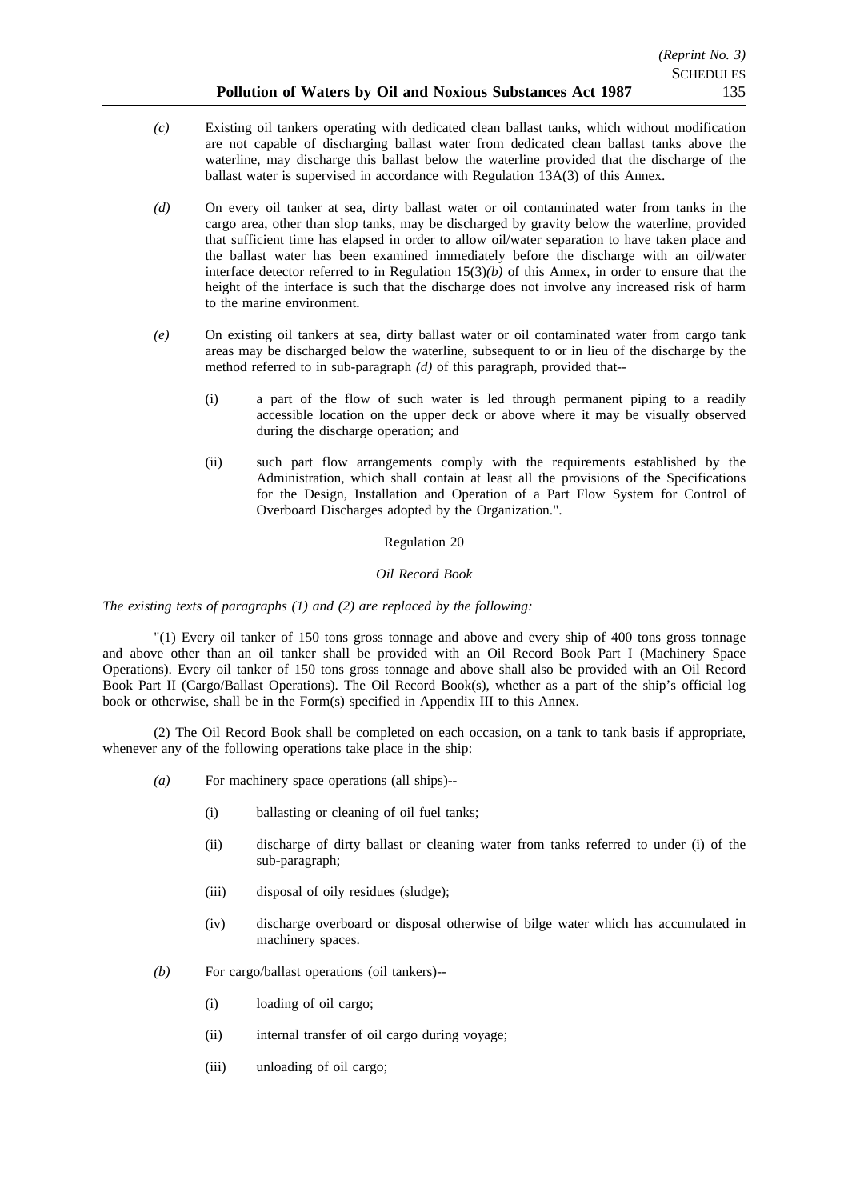*(c)* Existing oil tankers operating with dedicated clean ballast tanks, which without modification are not capable of discharging ballast water from dedicated clean ballast tanks above the waterline, may discharge this ballast below the waterline provided that the discharge of the ballast water is supervised in accordance with Regulation 13A(3) of this Annex.

*(d)* On every oil tanker at sea, dirty ballast water or oil contaminated water from tanks in the cargo area, other than slop tanks, may be discharged by gravity below the waterline, provided that sufficient time has elapsed in order to allow oil/water separation to have taken place and the ballast water has been examined immediately before the discharge with an oil/water interface detector referred to in Regulation 15(3)*(b)* of this Annex, in order to ensure that the height of the interface is such that the discharge does not involve any increased risk of harm to the marine environment.

*(e)* On existing oil tankers at sea, dirty ballast water or oil contaminated water from cargo tank areas may be discharged below the waterline, subsequent to or in lieu of the discharge by the method referred to in sub-paragraph *(d)* of this paragraph, provided that--

(i) a part of the flow of such water is led through permanent piping to a readily accessible location on the upper deck or above where it may be visually observed during the discharge operation; and

(ii) such part flow arrangements comply with the requirements established by the Administration, which shall contain at least all the provisions of the Specifications for the Design, Installation and Operation of a Part Flow System for Control of Overboard Discharges adopted by the Organization.".

Regulation 20

*Oil Record Book*

*The existing texts of paragraphs (1) and (2) are replaced by the following:*

"(1) Every oil tanker of 150 tons gross tonnage and above and every ship of 400 tons gross tonnage and above other than an oil tanker shall be provided with an Oil Record Book Part I (Machinery Space Operations). Every oil tanker of 150 tons gross tonnage and above shall also be provided with an Oil Record Book Part II (Cargo/Ballast Operations). The Oil Record Book(s), whether as a part of the ship's official log book or otherwise, shall be in the Form(s) specified in Appendix III to this Annex.

(2) The Oil Record Book shall be completed on each occasion, on a tank to tank basis if appropriate, whenever any of the following operations take place in the ship:

*(a)* For machinery space operations (all ships)--

(i) ballasting or cleaning of oil fuel tanks;

(ii) discharge of dirty ballast or cleaning water from tanks referred to under (i) of the sub-paragraph;

(iii) disposal of oily residues (sludge);

(iv) discharge overboard or disposal otherwise of bilge water which has accumulated in machinery spaces.

*(b)* For cargo/ballast operations (oil tankers)--

(i) loading of oil cargo;

(ii) internal transfer of oil cargo during voyage;

(iii) unloading of oil cargo;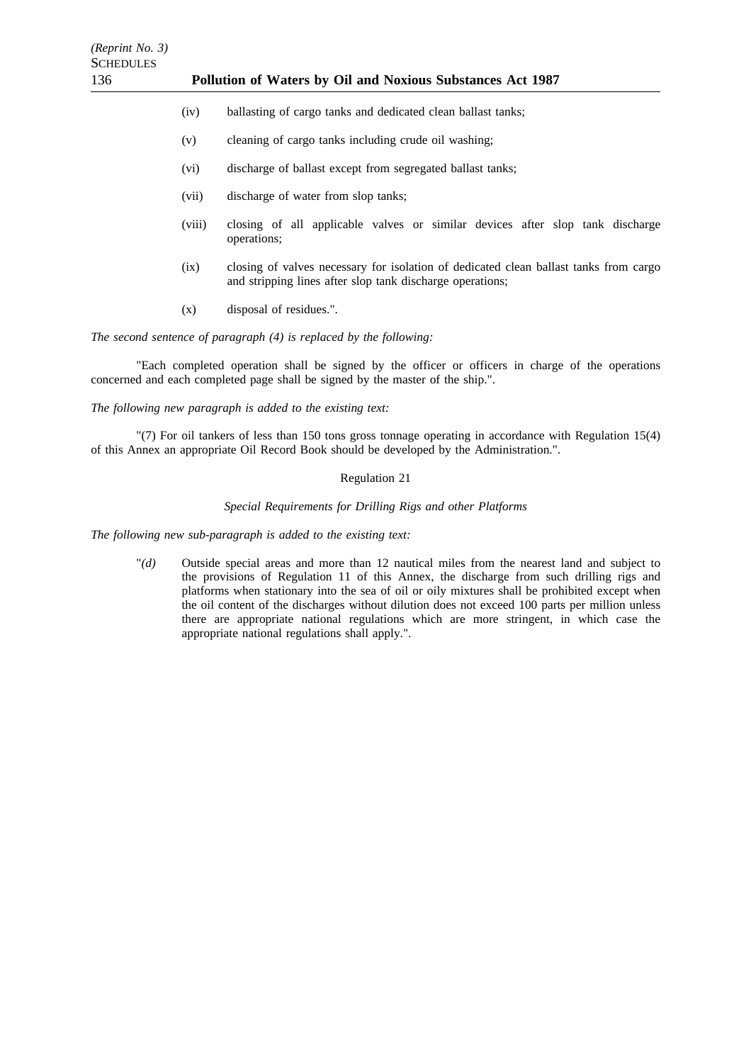(iv) ballasting of cargo tanks and dedicated clean ballast tanks;

(v) cleaning of cargo tanks including crude oil washing;

(vi) discharge of ballast except from segregated ballast tanks;

(vii) discharge of water from slop tanks;

(viii) closing of all applicable valves or similar devices after slop tank discharge operations;

(ix) closing of valves necessary for isolation of dedicated clean ballast tanks from cargo and stripping lines after slop tank discharge operations;

(x) disposal of residues.".

*The second sentence of paragraph (4) is replaced by the following:*

"Each completed operation shall be signed by the officer or officers in charge of the operations concerned and each completed page shall be signed by the master of the ship.".

*The following new paragraph is added to the existing text:*

"(7) For oil tankers of less than 150 tons gross tonnage operating in accordance with Regulation 15(4) of this Annex an appropriate Oil Record Book should be developed by the Administration.".

Regulation 21

*Special Requirements for Drilling Rigs and other Platforms*

*The following new sub-paragraph is added to the existing text:*

"*(d)* Outside special areas and more than 12 nautical miles from the nearest land and subject to the provisions of Regulation 11 of this Annex, the discharge from such drilling rigs and platforms when stationary into the sea of oil or oily mixtures shall be prohibited except when the oil content of the discharges without dilution does not exceed 100 parts per million unless there are appropriate national regulations which are more stringent, in which case the appropriate national regulations shall apply.".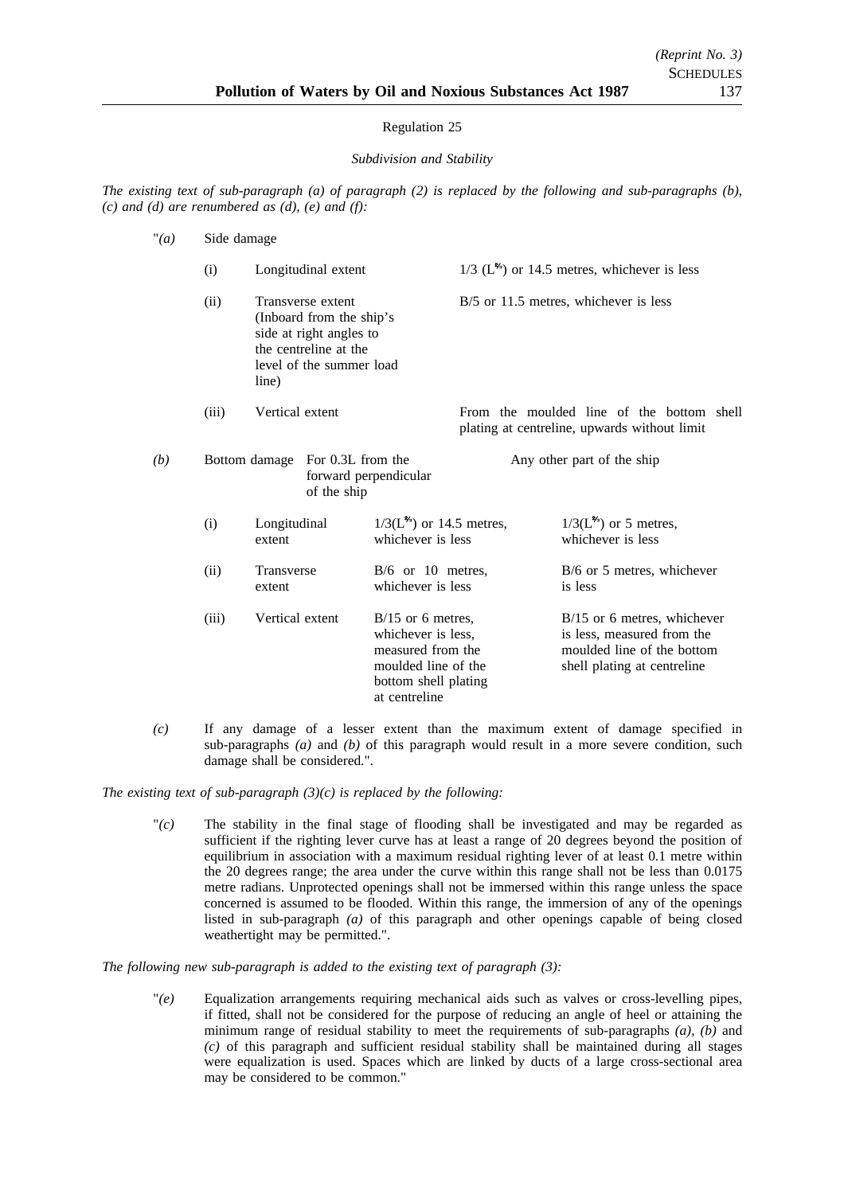Regulation 25

*Subdivision and Stability*

*The existing text of sub-paragraph (a) of paragraph (2) is replaced by the following and sub-paragraphs (b), (c) and (d) are renumbered as (d), (e) and (f):*

"*(a)* Side damage

| | | |
|---|---|---|
| (i) | Longitudinal extent | 1/3 ($L^{2/3}$) or 14.5 metres, whichever is less |
| (ii) | Transverse extent (Inboard from the ship's side at right angles to the centreline at the level of the summer load line) | B/5 or 11.5 metres, whichever is less |
| (iii) | Vertical extent | From the moulded line of the bottom shell plating at centreline, upwards without limit |

*(b)* Bottom damage

| | | For 0.3L from the forward perpendicular of the ship | Any other part of the ship |
|---|---|---|---|
| (i) | Longitudinal extent | 1/3($L^{2/3}$) or 14.5 metres, whichever is less | 1/3($L^{2/3}$) or 5 metres, whichever is less |
| (ii) | Transverse extent | B/6 or 10 metres, whichever is less | B/6 or 5 metres, whichever is less |
| (iii) | Vertical extent | B/15 or 6 metres, whichever is less, measured from the moulded line of the bottom shell plating at centreline | B/15 or 6 metres, whichever is less, measured from the moulded line of the bottom shell plating at centreline |

*(c)* If any damage of a lesser extent than the maximum extent of damage specified in sub-paragraphs *(a)* and *(b)* of this paragraph would result in a more severe condition, such damage shall be considered.".

*The existing text of sub-paragraph (3)(c) is replaced by the following:*

"*(c)* The stability in the final stage of flooding shall be investigated and may be regarded as sufficient if the righting lever curve has at least a range of 20 degrees beyond the position of equilibrium in association with a maximum residual righting lever of at least 0.1 metre within the 20 degrees range; the area under the curve within this range shall not be less than 0.0175 metre radians. Unprotected openings shall not be immersed within this range unless the space concerned is assumed to be flooded. Within this range, the immersion of any of the openings listed in sub-paragraph *(a)* of this paragraph and other openings capable of being closed weathertight may be permitted.".

*The following new sub-paragraph is added to the existing text of paragraph (3):*

"*(e)* Equalization arrangements requiring mechanical aids such as valves or cross-levelling pipes, if fitted, shall not be considered for the purpose of reducing an angle of heel or attaining the minimum range of residual stability to meet the requirements of sub-paragraphs *(a)*, *(b)* and *(c)* of this paragraph and sufficient residual stability shall be maintained during all stages were equalization is used. Spaces which are linked by ducts of a large cross-sectional area may be considered to be common."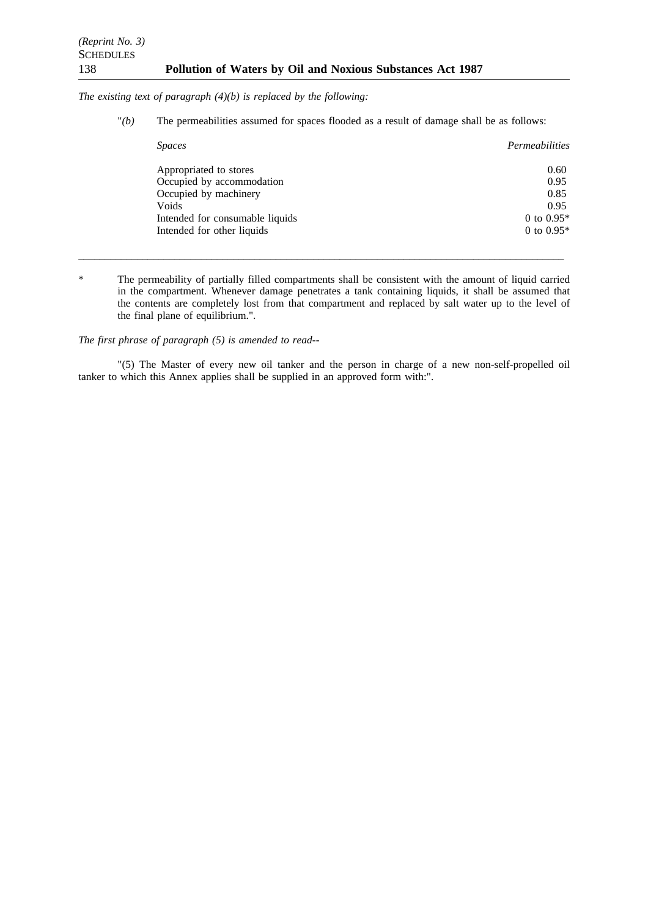*The existing text of paragraph (4)(b) is replaced by the following:*

"*(b)* The permeabilities assumed for spaces flooded as a result of damage shall be as follows:

| *Spaces* | *Permeabilities* |
|---|---|
| Appropriated to stores | 0.60 |
| Occupied by accommodation | 0.95 |
| Occupied by machinery | 0.85 |
| Voids | 0.95 |
| Intended for consumable liquids | 0 to 0.95* |
| Intended for other liquids | 0 to 0.95* |

---

\* The permeability of partially filled compartments shall be consistent with the amount of liquid carried in the compartment. Whenever damage penetrates a tank containing liquids, it shall be assumed that the contents are completely lost from that compartment and replaced by salt water up to the level of the final plane of equilibrium.".

*The first phrase of paragraph (5) is amended to read--*

"(5) The Master of every new oil tanker and the person in charge of a new non-self-propelled oil tanker to which this Annex applies shall be supplied in an approved form with:".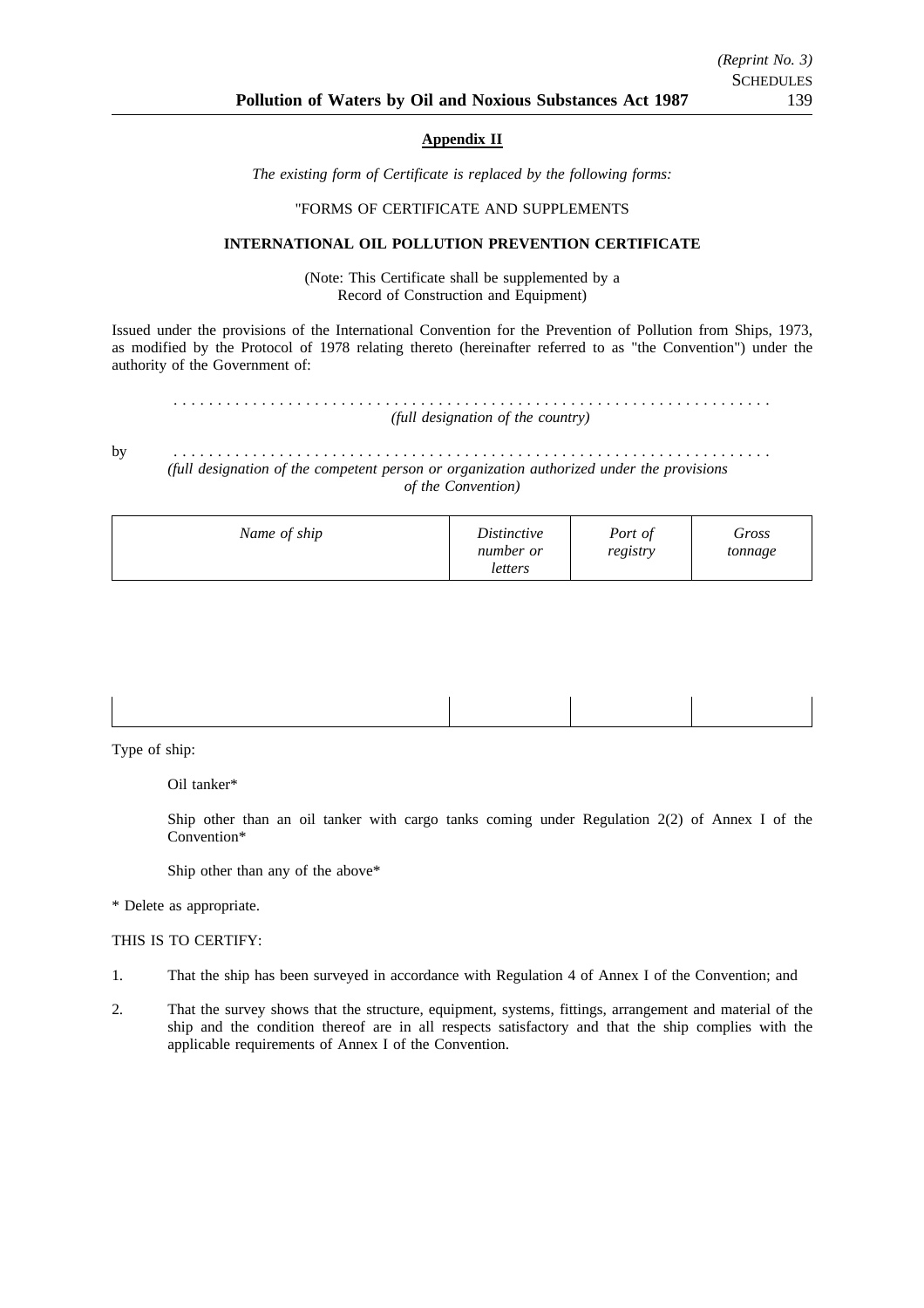## Appendix II

*The existing form of Certificate is replaced by the following forms:*

"FORMS OF CERTIFICATE AND SUPPLEMENTS

### INTERNATIONAL OIL POLLUTION PREVENTION CERTIFICATE

(Note: This Certificate shall be supplemented by a Record of Construction and Equipment)

Issued under the provisions of the International Convention for the Prevention of Pollution from Ships, 1973, as modified by the Protocol of 1978 relating thereto (hereinafter referred to as "the Convention") under the authority of the Government of:

. . . . . . . . . . . . . . . . . . . . . . . . . . . . . . . . . . . . . . . . . . . . . . . . . . . . . . . . . . . . . . . . . . . .
*(full designation of the country)*

by . . . . . . . . . . . . . . . . . . . . . . . . . . . . . . . . . . . . . . . . . . . . . . . . . . . . . . . . . . . . . . . . . . . .
*(full designation of the competent person or organization authorized under the provisions of the Convention)*

| *Name of ship* | *Distinctive number or letters* | *Port of registry* | *Gross tonnage* |
|---|---|---|---|
| | | | |

Type of ship:

Oil tanker*

Ship other than an oil tanker with cargo tanks coming under Regulation 2(2) of Annex I of the Convention*

Ship other than any of the above*

* Delete as appropriate.

THIS IS TO CERTIFY:

1. That the ship has been surveyed in accordance with Regulation 4 of Annex I of the Convention; and

2. That the survey shows that the structure, equipment, systems, fittings, arrangement and material of the ship and the condition thereof are in all respects satisfactory and that the ship complies with the applicable requirements of Annex I of the Convention.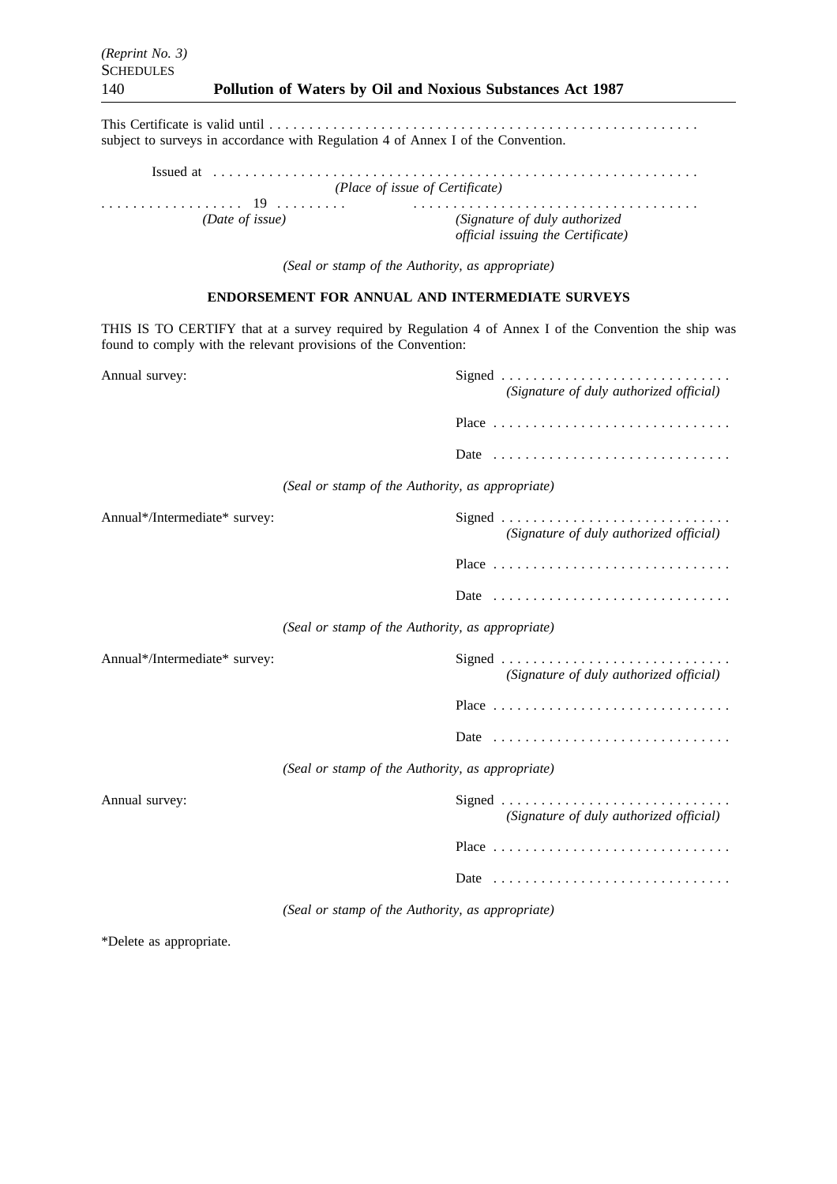This Certificate is valid until . . . . . . . . . . . . . . . . . . . . . . . . . . . . . . . . . . . . . . . . . . . . . . . . . . . . .
subject to surveys in accordance with Regulation 4 of Annex I of the Convention.

Issued at . . . . . . . . . . . . . . . . . . . . . . . . . . . . . . . . . . . . . . . . . . . . . . . . . . . . . . . . . . . .
*(Place of issue of Certificate)*

. . . . . . . . . . . . . . . . . . 19 . . . . . . . . . . . . . . . . . . . . . . . . . . . . . . . . . . . . . . . . . . . . . .
*(Date of issue)* *(Signature of duly authorized official issuing the Certificate)*

*(Seal or stamp of the Authority, as appropriate)*

**ENDORSEMENT FOR ANNUAL AND INTERMEDIATE SURVEYS**

THIS IS TO CERTIFY that at a survey required by Regulation 4 of Annex I of the Convention the ship was found to comply with the relevant provisions of the Convention:

Annual survey:

Signed . . . . . . . . . . . . . . . . . . . . . . . . . . . . .
*(Signature of duly authorized official)*

Place . . . . . . . . . . . . . . . . . . . . . . . . . . . . . .

Date . . . . . . . . . . . . . . . . . . . . . . . . . . . . . .

*(Seal or stamp of the Authority, as appropriate)*

Annual*/Intermediate* survey:

Signed . . . . . . . . . . . . . . . . . . . . . . . . . . . . .
*(Signature of duly authorized official)*

Place . . . . . . . . . . . . . . . . . . . . . . . . . . . . . .

Date . . . . . . . . . . . . . . . . . . . . . . . . . . . . . .

*(Seal or stamp of the Authority, as appropriate)*

Annual*/Intermediate* survey:

Signed . . . . . . . . . . . . . . . . . . . . . . . . . . . . .
*(Signature of duly authorized official)*

Place . . . . . . . . . . . . . . . . . . . . . . . . . . . . . .

Date . . . . . . . . . . . . . . . . . . . . . . . . . . . . . .

*(Seal or stamp of the Authority, as appropriate)*

Annual survey:

Signed . . . . . . . . . . . . . . . . . . . . . . . . . . . . .
*(Signature of duly authorized official)*

Place . . . . . . . . . . . . . . . . . . . . . . . . . . . . . .

Date . . . . . . . . . . . . . . . . . . . . . . . . . . . . . .

*(Seal or stamp of the Authority, as appropriate)*

*Delete as appropriate.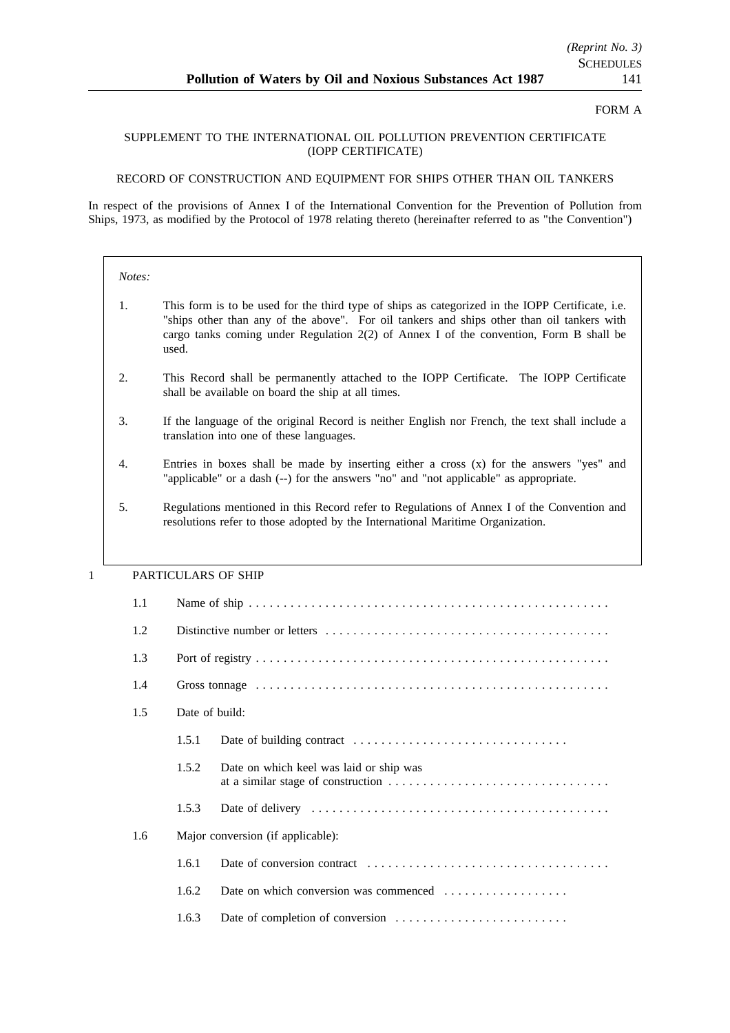FORM A

SUPPLEMENT TO THE INTERNATIONAL OIL POLLUTION PREVENTION CERTIFICATE (IOPP CERTIFICATE)

RECORD OF CONSTRUCTION AND EQUIPMENT FOR SHIPS OTHER THAN OIL TANKERS

In respect of the provisions of Annex I of the International Convention for the Prevention of Pollution from Ships, 1973, as modified by the Protocol of 1978 relating thereto (hereinafter referred to as "the Convention")

*Notes:*

1. This form is to be used for the third type of ships as categorized in the IOPP Certificate, i.e. "ships other than any of the above". For oil tankers and ships other than oil tankers with cargo tanks coming under Regulation 2(2) of Annex I of the convention, Form B shall be used.

2. This Record shall be permanently attached to the IOPP Certificate. The IOPP Certificate shall be available on board the ship at all times.

3. If the language of the original Record is neither English nor French, the text shall include a translation into one of these languages.

4. Entries in boxes shall be made by inserting either a cross (x) for the answers "yes" and "applicable" or a dash (--) for the answers "no" and "not applicable" as appropriate.

5. Regulations mentioned in this Record refer to Regulations of Annex I of the Convention and resolutions refer to those adopted by the International Maritime Organization.

1 PARTICULARS OF SHIP

1.1 Name of ship . . . . . . . . . . . . . . . . . . . . . . . . . . . . . . . . . . . . . . . . . . . . . . . . . . .

1.2 Distinctive number or letters . . . . . . . . . . . . . . . . . . . . . . . . . . . . . . . . . . . . . . . . .

1.3 Port of registry . . . . . . . . . . . . . . . . . . . . . . . . . . . . . . . . . . . . . . . . . . . . . . . . . . .

1.4 Gross tonnage . . . . . . . . . . . . . . . . . . . . . . . . . . . . . . . . . . . . . . . . . . . . . . . . . . .

1.5 Date of build:

1.5.1 Date of building contract . . . . . . . . . . . . . . . . . . . . . . . . . . . . . . .

1.5.2 Date on which keel was laid or ship was at a similar stage of construction . . . . . . . . . . . . . . . . . . . . . . . . . . . . . . . .

1.5.3 Date of delivery . . . . . . . . . . . . . . . . . . . . . . . . . . . . . . . . . . . . . . . . . . .

1.6 Major conversion (if applicable):

1.6.1 Date of conversion contract . . . . . . . . . . . . . . . . . . . . . . . . . . . . . . . . . . .

1.6.2 Date on which conversion was commenced . . . . . . . . . . . . . . . . . .

1.6.3 Date of completion of conversion . . . . . . . . . . . . . . . . . . . . . . . . .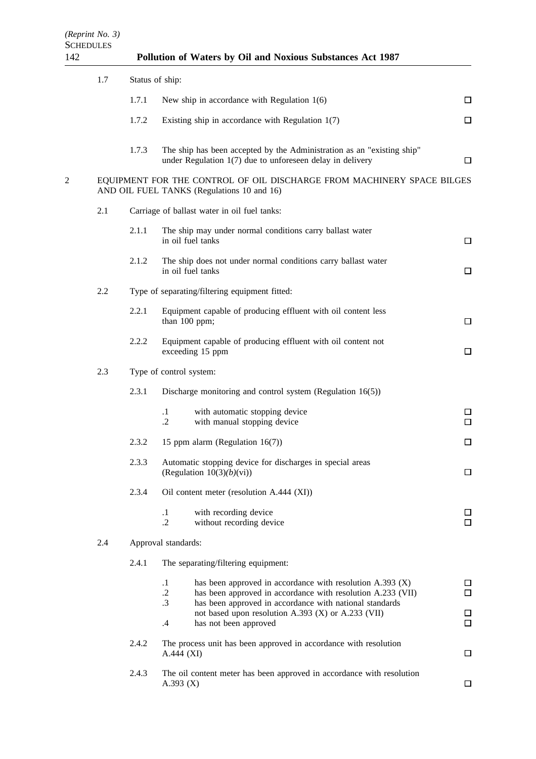1.7 Status of ship:

1.7.1 New ship in accordance with Regulation 1(6) ☐

1.7.2 Existing ship in accordance with Regulation 1(7) ☐

1.7.3 The ship has been accepted by the Administration as an "existing ship" under Regulation 1(7) due to unforeseen delay in delivery ☐

2 EQUIPMENT FOR THE CONTROL OF OIL DISCHARGE FROM MACHINERY SPACE BILGES AND OIL FUEL TANKS (Regulations 10 and 16)

2.1 Carriage of ballast water in oil fuel tanks:

2.1.1 The ship may under normal conditions carry ballast water in oil fuel tanks ☐

2.1.2 The ship does not under normal conditions carry ballast water in oil fuel tanks ☐

2.2 Type of separating/filtering equipment fitted:

2.2.1 Equipment capable of producing effluent with oil content less than 100 ppm; ☐

2.2.2 Equipment capable of producing effluent with oil content not exceeding 15 ppm ☐

2.3 Type of control system:

2.3.1 Discharge monitoring and control system (Regulation 16(5))

.1 with automatic stopping device ☐
.2 with manual stopping device ☐

2.3.2 15 ppm alarm (Regulation 16(7)) ☐

2.3.3 Automatic stopping device for discharges in special areas (Regulation 10(3)*(b)*(vi)) ☐

2.3.4 Oil content meter (resolution A.444 (XI))

.1 with recording device ☐
.2 without recording device ☐

2.4 Approval standards:

2.4.1 The separating/filtering equipment:

.1 has been approved in accordance with resolution A.393 (X) ☐
.2 has been approved in accordance with resolution A.233 (VII) ☐
.3 has been approved in accordance with national standards not based upon resolution A.393 (X) or A.233 (VII) ☐
.4 has not been approved ☐

2.4.2 The process unit has been approved in accordance with resolution A.444 (XI) ☐

2.4.3 The oil content meter has been approved in accordance with resolution A.393 (X) ☐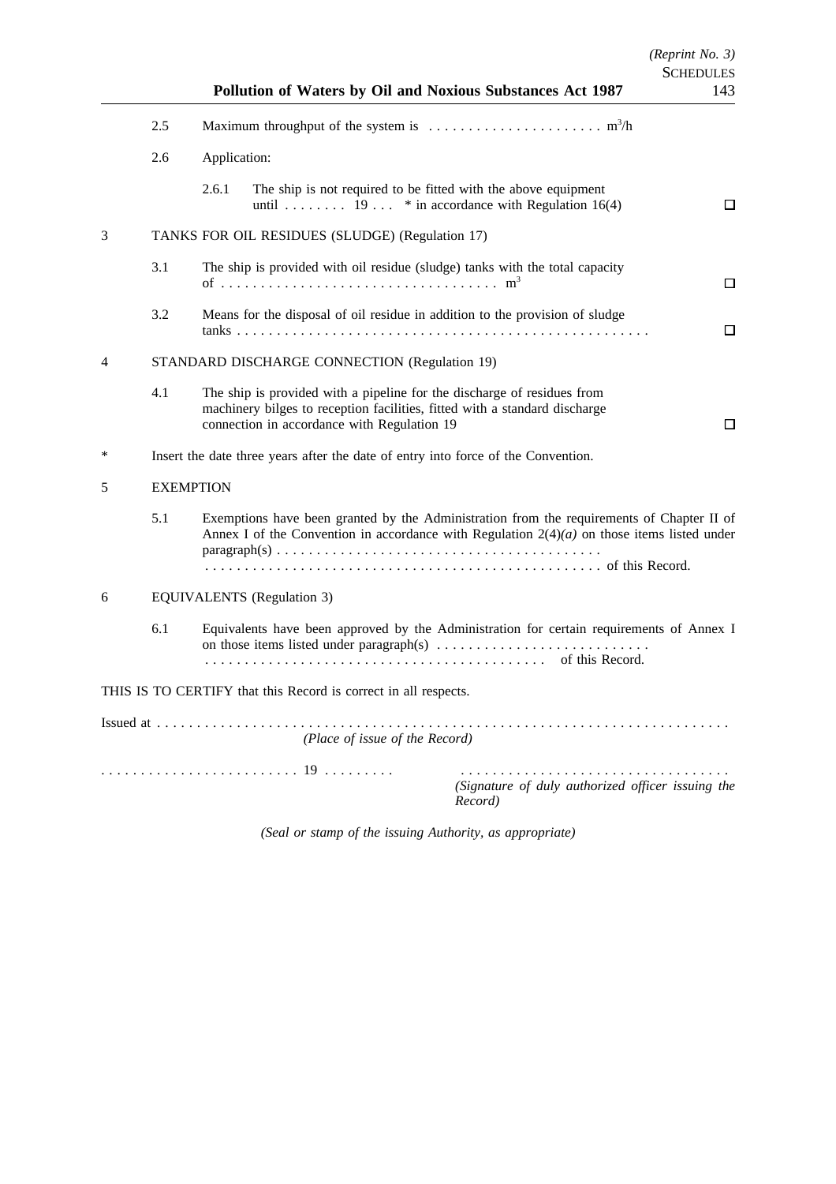2.5 Maximum throughput of the system is . . . . . . . . . . . . . . . . . . . . . . $m^3/h$

2.6 Application:

2.6.1 The ship is not required to be fitted with the above equipment until . . . . . . . . 19 . . . * in accordance with Regulation 16(4) ☐

3 TANKS FOR OIL RESIDUES (SLUDGE) (Regulation 17)

3.1 The ship is provided with oil residue (sludge) tanks with the total capacity of . . . . . . . . . . . . . . . . . . . . . . . . . . . . . . . . . . $m^3$ ☐

3.2 Means for the disposal of oil residue in addition to the provision of sludge tanks . . . . . . . . . . . . . . . . . . . . . . . . . . . . . . . . . . . . . . . . . . . . . . . . . . . . ☐

4 STANDARD DISCHARGE CONNECTION (Regulation 19)

4.1 The ship is provided with a pipeline for the discharge of residues from machinery bilges to reception facilities, fitted with a standard discharge connection in accordance with Regulation 19 ☐

* Insert the date three years after the date of entry into force of the Convention.

5 EXEMPTION

5.1 Exemptions have been granted by the Administration from the requirements of Chapter II of Annex I of the Convention in accordance with Regulation 2(4)*(a)* on those items listed under paragraph(s) . . . . . . . . . . . . . . . . . . . . . . . . . . . . . . . . . . . . . . . . . . . . . . . . . . . . . . . . . . . . . . . . . . . . . . . . . . . . . . . . . . . . . . . . . . . . . . . . . . . . . of this Record.

6 EQUIVALENTS (Regulation 3)

6.1 Equivalents have been approved by the Administration for certain requirements of Annex I on those items listed under paragraph(s) . . . . . . . . . . . . . . . . . . . . . . . . . . . . . . . . . . . . . . . . . . . . . . . . . . . . . . . . . . . . . . . . . . . . . of this Record.

THIS IS TO CERTIFY that this Record is correct in all respects.

Issued at . . . . . . . . . . . . . . . . . . . . . . . . . . . . . . . . . . . . . . . . . . . . . . . . . . . . . . . . . . . . . . . . . . . . . .
*(Place of issue of the Record)*

. . . . . . . . . . . . . . . . . . . . . . . . . 19 . . . . . . . . .       . . . . . . . . . . . . . . . . . . . . . . . . . . . . . . . . . .
*(Signature of duly authorized officer issuing the Record)*

*(Seal or stamp of the issuing Authority, as appropriate)*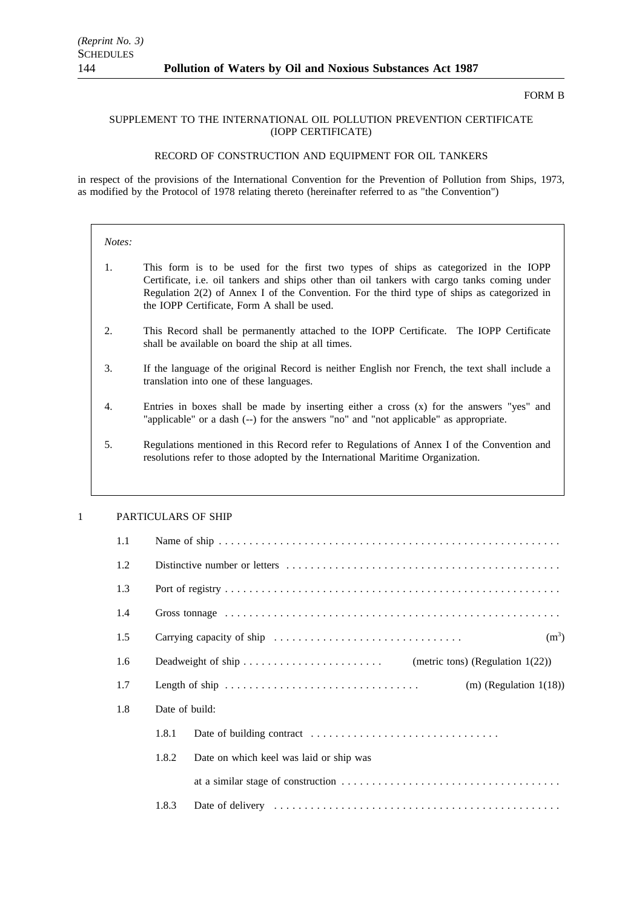FORM B

SUPPLEMENT TO THE INTERNATIONAL OIL POLLUTION PREVENTION CERTIFICATE (IOPP CERTIFICATE)

RECORD OF CONSTRUCTION AND EQUIPMENT FOR OIL TANKERS

in respect of the provisions of the International Convention for the Prevention of Pollution from Ships, 1973, as modified by the Protocol of 1978 relating thereto (hereinafter referred to as "the Convention")

*Notes:*

1. This form is to be used for the first two types of ships as categorized in the IOPP Certificate, i.e. oil tankers and ships other than oil tankers with cargo tanks coming under Regulation 2(2) of Annex I of the Convention. For the third type of ships as categorized in the IOPP Certificate, Form A shall be used.

2. This Record shall be permanently attached to the IOPP Certificate. The IOPP Certificate shall be available on board the ship at all times.

3. If the language of the original Record is neither English nor French, the text shall include a translation into one of these languages.

4. Entries in boxes shall be made by inserting either a cross (x) for the answers "yes" and "applicable" or a dash (--) for the answers "no" and "not applicable" as appropriate.

5. Regulations mentioned in this Record refer to Regulations of Annex I of the Convention and resolutions refer to those adopted by the International Maritime Organization.

1 PARTICULARS OF SHIP

1.1 Name of ship . . . . . . . . . . . . . . . . . . . . . . . . . . . . . . . . . . . . . . . . . . . . . . . . . . . . . .

1.2 Distinctive number or letters . . . . . . . . . . . . . . . . . . . . . . . . . . . . . . . . . . . . . . . . . . . . .

1.3 Port of registry . . . . . . . . . . . . . . . . . . . . . . . . . . . . . . . . . . . . . . . . . . . . . . . . . . . . . .

1.4 Gross tonnage . . . . . . . . . . . . . . . . . . . . . . . . . . . . . . . . . . . . . . . . . . . . . . . . . . . . . .

1.5 Carrying capacity of ship . . . . . . . . . . . . . . . . . . . . . . . . . . . . . . ($m^3$)

1.6 Deadweight of ship . . . . . . . . . . . . . . . . . . . . . . . (metric tons) (Regulation 1(22))

1.7 Length of ship . . . . . . . . . . . . . . . . . . . . . . . . . . . . . . . . (m) (Regulation 1(18))

1.8 Date of build:

1.8.1 Date of building contract . . . . . . . . . . . . . . . . . . . . . . . . . . . . . . .

1.8.2 Date on which keel was laid or ship was at a similar stage of construction . . . . . . . . . . . . . . . . . . . . . . . . . . . . . . . . . . . .

1.8.3 Date of delivery . . . . . . . . . . . . . . . . . . . . . . . . . . . . . . . . . . . . . . . . . . . . . . .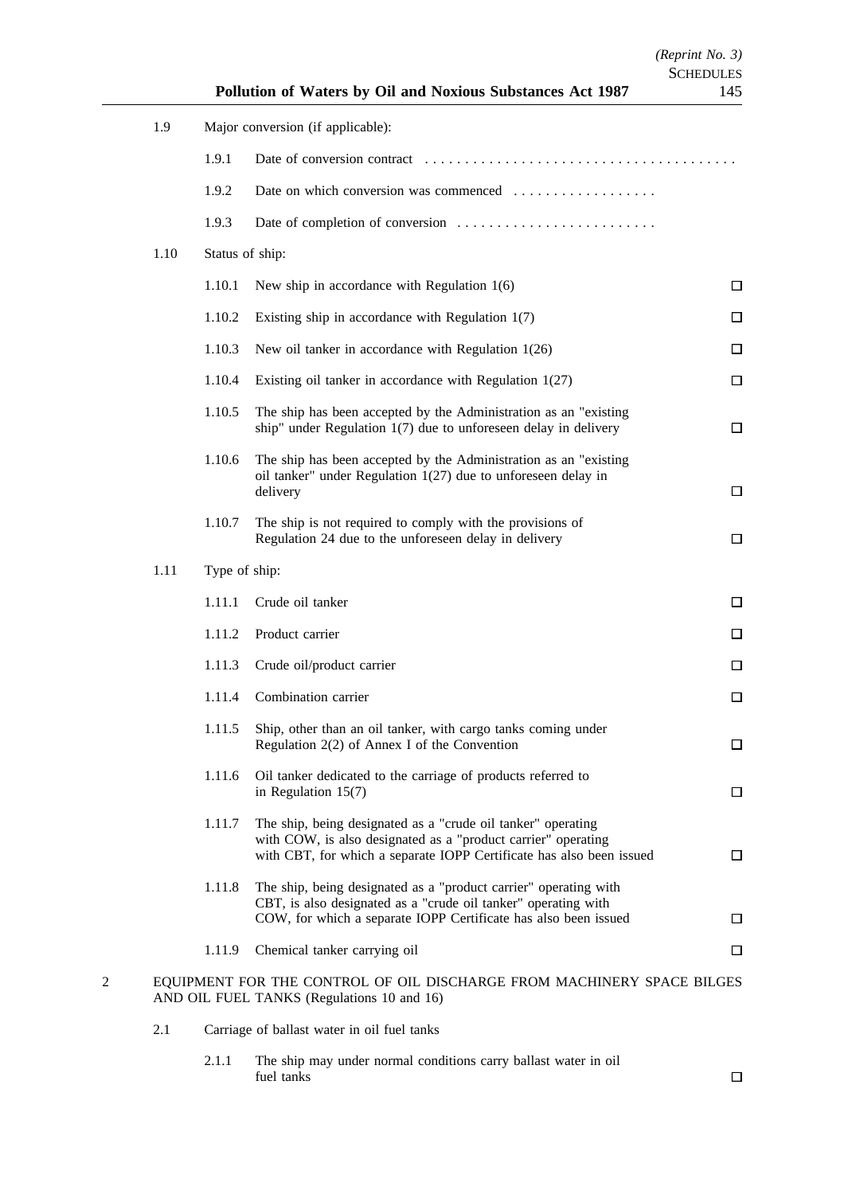1.9 Major conversion (if applicable):

1.9.1 Date of conversion contract . . . . . . . . . . . . . . . . . . . . . . . . . . . . . . . . . . . . . .

1.9.2 Date on which conversion was commenced . . . . . . . . . . . . . . . . . .

1.9.3 Date of completion of conversion . . . . . . . . . . . . . . . . . . . . . . . . .

1.10 Status of ship:

1.10.1 New ship in accordance with Regulation 1(6) ☐

1.10.2 Existing ship in accordance with Regulation 1(7) ☐

1.10.3 New oil tanker in accordance with Regulation 1(26) ☐

1.10.4 Existing oil tanker in accordance with Regulation 1(27) ☐

1.10.5 The ship has been accepted by the Administration as an "existing ship" under Regulation 1(7) due to unforeseen delay in delivery ☐

1.10.6 The ship has been accepted by the Administration as an "existing oil tanker" under Regulation 1(27) due to unforeseen delay in delivery ☐

1.10.7 The ship is not required to comply with the provisions of Regulation 24 due to the unforeseen delay in delivery ☐

1.11 Type of ship:

1.11.1 Crude oil tanker ☐

1.11.2 Product carrier ☐

1.11.3 Crude oil/product carrier ☐

1.11.4 Combination carrier ☐

1.11.5 Ship, other than an oil tanker, with cargo tanks coming under Regulation 2(2) of Annex I of the Convention ☐

1.11.6 Oil tanker dedicated to the carriage of products referred to in Regulation 15(7) ☐

1.11.7 The ship, being designated as a "crude oil tanker" operating with COW, is also designated as a "product carrier" operating with CBT, for which a separate IOPP Certificate has also been issued ☐

1.11.8 The ship, being designated as a "product carrier" operating with CBT, is also designated as a "crude oil tanker" operating with COW, for which a separate IOPP Certificate has also been issued ☐

1.11.9 Chemical tanker carrying oil ☐

2 EQUIPMENT FOR THE CONTROL OF OIL DISCHARGE FROM MACHINERY SPACE BILGES AND OIL FUEL TANKS (Regulations 10 and 16)

2.1 Carriage of ballast water in oil fuel tanks

2.1.1 The ship may under normal conditions carry ballast water in oil fuel tanks ☐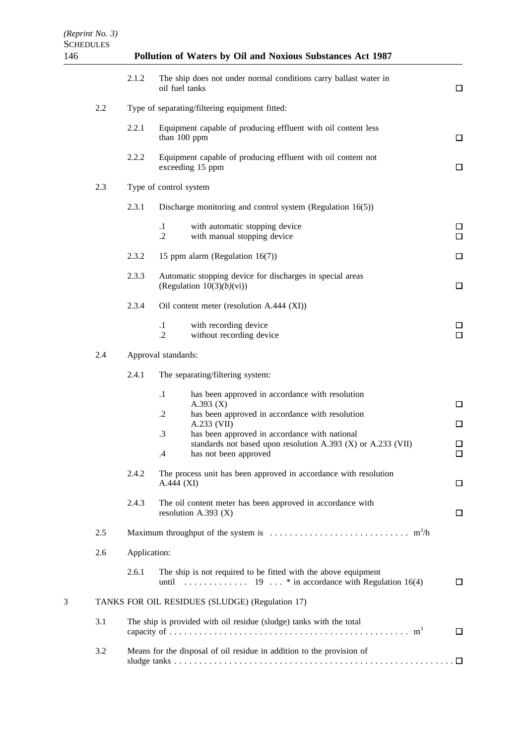2.1.2 The ship does not under normal conditions carry ballast water in oil fuel tanks ☐

2.2 Type of separating/filtering equipment fitted:

2.2.1 Equipment capable of producing effluent with oil content less than 100 ppm ☐

2.2.2 Equipment capable of producing effluent with oil content not exceeding 15 ppm ☐

2.3 Type of control system

2.3.1 Discharge monitoring and control system (Regulation 16(5))

.1 with automatic stopping device ☐
.2 with manual stopping device ☐

2.3.2 15 ppm alarm (Regulation 16(7)) ☐

2.3.3 Automatic stopping device for discharges in special areas (Regulation 10(3)*(b)*(vi)) ☐

2.3.4 Oil content meter (resolution A.444 (XI))

.1 with recording device ☐
.2 without recording device ☐

2.4 Approval standards:

2.4.1 The separating/filtering system:

.1 has been approved in accordance with resolution A.393 (X) ☐
.2 has been approved in accordance with resolution A.233 (VII) ☐
.3 has been approved in accordance with national standards not based upon resolution A.393 (X) or A.233 (VII) ☐
.4 has not been approved ☐

2.4.2 The process unit has been approved in accordance with resolution A.444 (XI) ☐

2.4.3 The oil content meter has been approved in accordance with resolution A.393 (X) ☐

2.5 Maximum throughput of the system is . . . . . . . . . . . . . . . . . . . . . . . . . . . . $m^3/h$

2.6 Application:

2.6.1 The ship is not required to be fitted with the above equipment until . . . . . . . . . . . . . 19 . . . * in accordance with Regulation 16(4) ☐

3 TANKS FOR OIL RESIDUES (SLUDGE) (Regulation 17)

3.1 The ship is provided with oil residue (sludge) tanks with the total capacity of . . . . . . . . . . . . . . . . . . . . . . . . . . . . . . . . . . . . . . . . . . . . . . . $m^3$ ☐

3.2 Means for the disposal of oil residue in addition to the provision of sludge tanks . . . . . . . . . . . . . . . . . . . . . . . . . . . . . . . . . . . . . . . . . . . . . . . . . . . . . . . ☐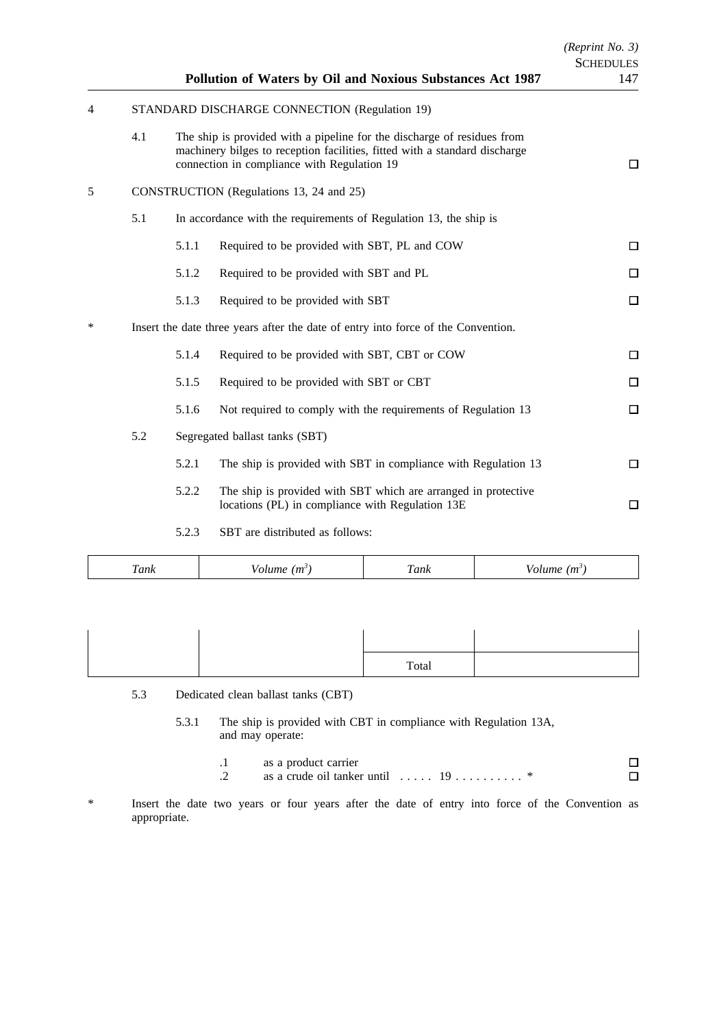4 STANDARD DISCHARGE CONNECTION (Regulation 19)

4.1 The ship is provided with a pipeline for the discharge of residues from machinery bilges to reception facilities, fitted with a standard discharge connection in compliance with Regulation 19 ☐

5 CONSTRUCTION (Regulations 13, 24 and 25)

5.1 In accordance with the requirements of Regulation 13, the ship is

5.1.1 Required to be provided with SBT, PL and COW ☐

5.1.2 Required to be provided with SBT and PL ☐

5.1.3 Required to be provided with SBT ☐

* Insert the date three years after the date of entry into force of the Convention.

5.1.4 Required to be provided with SBT, CBT or COW ☐

5.1.5 Required to be provided with SBT or CBT ☐

5.1.6 Not required to comply with the requirements of Regulation 13 ☐

5.2 Segregated ballast tanks (SBT)

5.2.1 The ship is provided with SBT in compliance with Regulation 13 ☐

5.2.2 The ship is provided with SBT which are arranged in protective locations (PL) in compliance with Regulation 13E ☐

5.2.3 SBT are distributed as follows:

| *Tank* | *Volume ($m^3$)* | *Tank* | *Volume ($m^3$)* |
|---|---|---|---|
| | | | |
| | | Total | |

5.3 Dedicated clean ballast tanks (CBT)

5.3.1 The ship is provided with CBT in compliance with Regulation 13A, and may operate:

.1 as a product carrier ☐

.2 as a crude oil tanker until . . . . . 19 . . . . . . . . . . * ☐

* Insert the date two years or four years after the date of entry into force of the Convention as appropriate.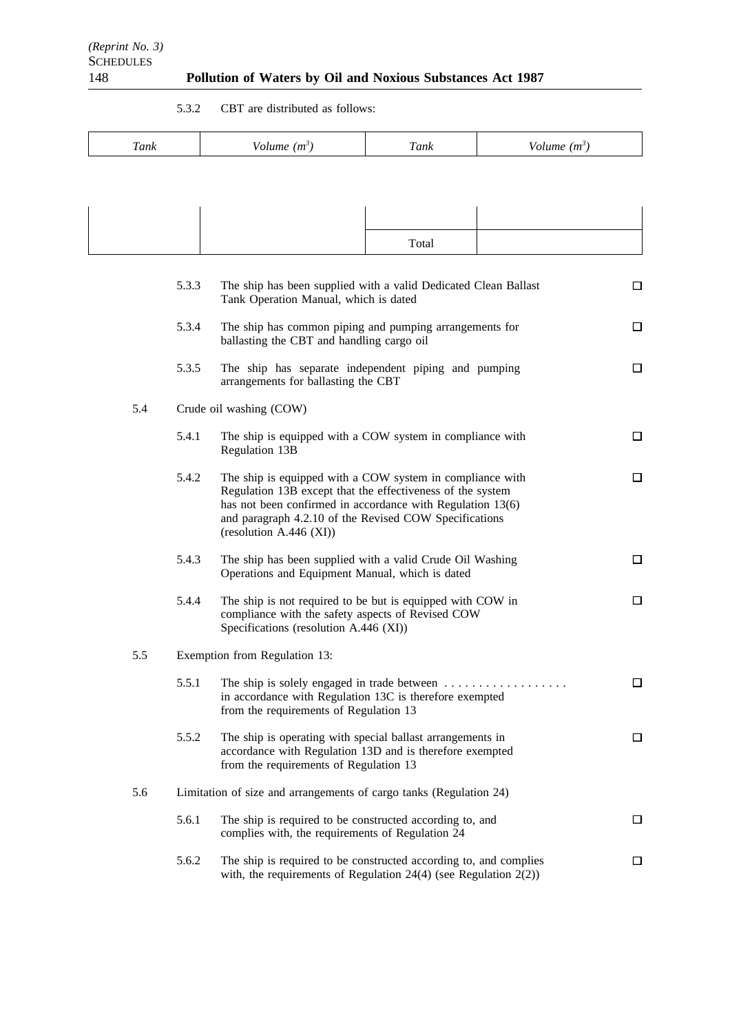5.3.2 CBT are distributed as follows:

| *Tank* | *Volume* $(m^3)$ | *Tank* | *Volume* $(m^3)$ |
|---|---|---|---|
| | | | |
| | | Total | |

5.3.3 The ship has been supplied with a valid Dedicated Clean Ballast Tank Operation Manual, which is dated ☐

5.3.4 The ship has common piping and pumping arrangements for ballasting the CBT and handling cargo oil ☐

5.3.5 The ship has separate independent piping and pumping arrangements for ballasting the CBT ☐

5.4 Crude oil washing (COW)

5.4.1 The ship is equipped with a COW system in compliance with Regulation 13B ☐

5.4.2 The ship is equipped with a COW system in compliance with Regulation 13B except that the effectiveness of the system has not been confirmed in accordance with Regulation 13(6) and paragraph 4.2.10 of the Revised COW Specifications (resolution A.446 (XI)) ☐

5.4.3 The ship has been supplied with a valid Crude Oil Washing Operations and Equipment Manual, which is dated ☐

5.4.4 The ship is not required to be but is equipped with COW in compliance with the safety aspects of Revised COW Specifications (resolution A.446 (XI)) ☐

5.5 Exemption from Regulation 13:

5.5.1 The ship is solely engaged in trade between . . . . . . . . . . . . . . . . . . in accordance with Regulation 13C is therefore exempted from the requirements of Regulation 13 ☐

5.5.2 The ship is operating with special ballast arrangements in accordance with Regulation 13D and is therefore exempted from the requirements of Regulation 13 ☐

5.6 Limitation of size and arrangements of cargo tanks (Regulation 24)

5.6.1 The ship is required to be constructed according to, and complies with, the requirements of Regulation 24 ☐

5.6.2 The ship is required to be constructed according to, and complies with, the requirements of Regulation 24(4) (see Regulation 2(2)) ☐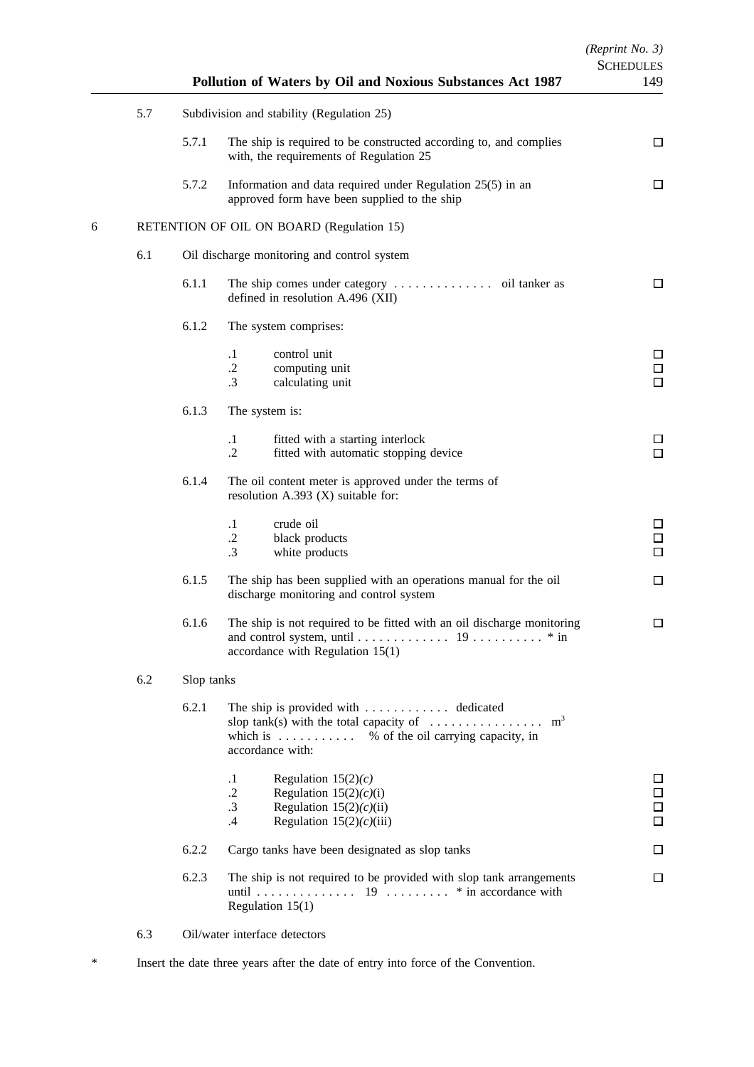5.7 Subdivision and stability (Regulation 25)

5.7.1 The ship is required to be constructed according to, and complies with, the requirements of Regulation 25 ☐

5.7.2 Information and data required under Regulation 25(5) in an approved form have been supplied to the ship ☐

6 RETENTION OF OIL ON BOARD (Regulation 15)

6.1 Oil discharge monitoring and control system

6.1.1 The ship comes under category . . . . . . . . . . . . . . oil tanker as defined in resolution A.496 (XII) ☐

6.1.2 The system comprises:

- .1 control unit ☐
- .2 computing unit ☐
- .3 calculating unit ☐

6.1.3 The system is:

- .1 fitted with a starting interlock ☐
- .2 fitted with automatic stopping device ☐

6.1.4 The oil content meter is approved under the terms of resolution A.393 (X) suitable for:

- .1 crude oil ☐
- .2 black products ☐
- .3 white products ☐

6.1.5 The ship has been supplied with an operations manual for the oil discharge monitoring and control system ☐

6.1.6 The ship is not required to be fitted with an oil discharge monitoring and control system, until . . . . . . . . . . . . . 19 . . . . . . . . . . * in accordance with Regulation 15(1) ☐

6.2 Slop tanks

6.2.1 The ship is provided with . . . . . . . . . . . . dedicated slop tank(s) with the total capacity of . . . . . . . . . . . . . . . . $m^3$ which is . . . . . . . . . . . % of the oil carrying capacity, in accordance with:

- .1 Regulation 15(2)*(c)* ☐
- .2 Regulation 15(2)*(c)*(i) ☐
- .3 Regulation 15(2)*(c)*(ii) ☐
- .4 Regulation 15(2)*(c)*(iii) ☐

6.2.2 Cargo tanks have been designated as slop tanks ☐

6.2.3 The ship is not required to be provided with slop tank arrangements until . . . . . . . . . . . . . . 19 . . . . . . . . . * in accordance with Regulation 15(1) ☐

6.3 Oil/water interface detectors

\* Insert the date three years after the date of entry into force of the Convention.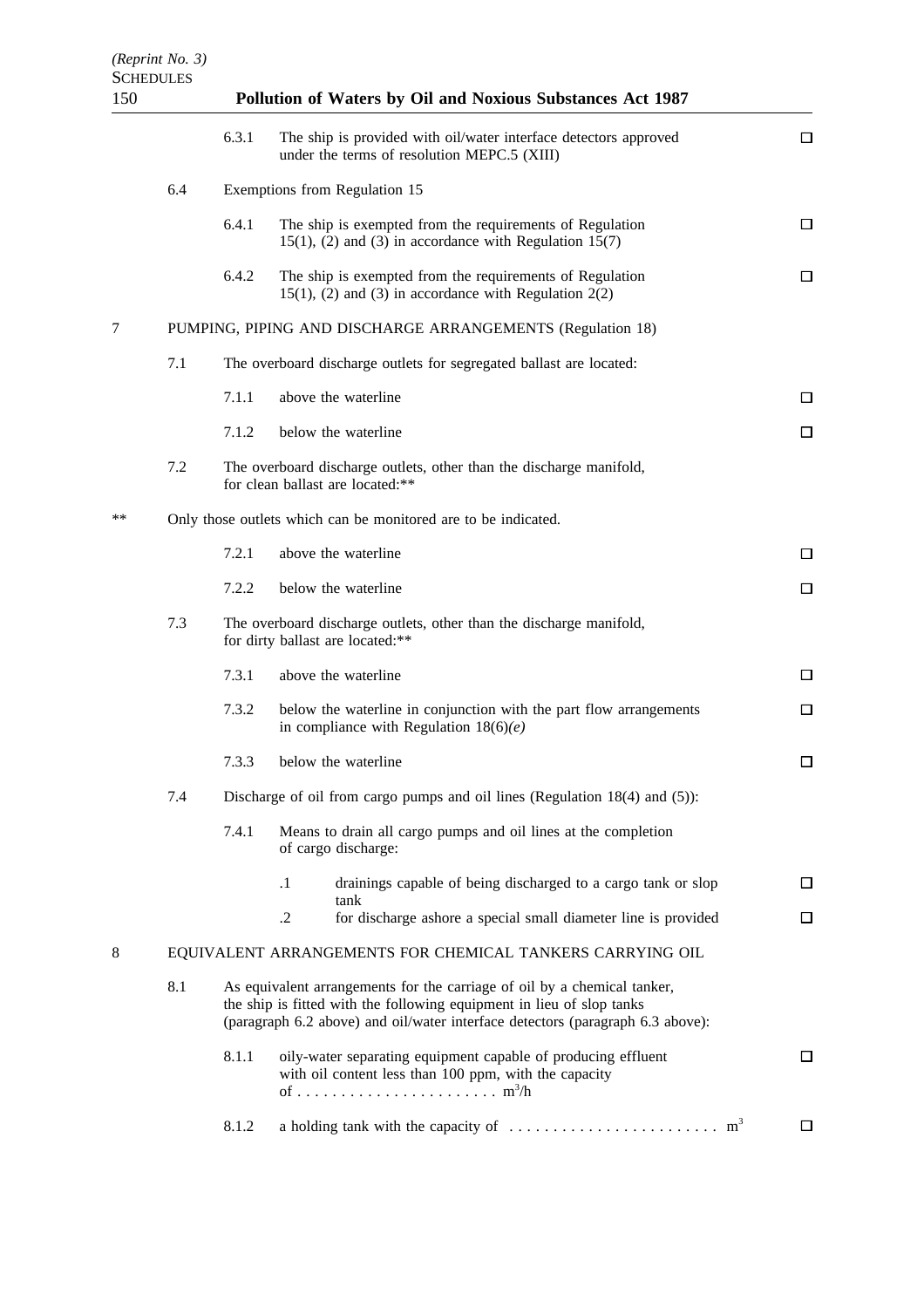6.3.1 The ship is provided with oil/water interface detectors approved under the terms of resolution MEPC.5 (XIII) ☐

6.4 Exemptions from Regulation 15

6.4.1 The ship is exempted from the requirements of Regulation 15(1), (2) and (3) in accordance with Regulation 15(7) ☐

6.4.2 The ship is exempted from the requirements of Regulation 15(1), (2) and (3) in accordance with Regulation 2(2) ☐

7 PUMPING, PIPING AND DISCHARGE ARRANGEMENTS (Regulation 18)

7.1 The overboard discharge outlets for segregated ballast are located:

7.1.1 above the waterline ☐

7.1.2 below the waterline ☐

7.2 The overboard discharge outlets, other than the discharge manifold, for clean ballast are located:**

** Only those outlets which can be monitored are to be indicated.

7.2.1 above the waterline ☐

7.2.2 below the waterline ☐

7.3 The overboard discharge outlets, other than the discharge manifold, for dirty ballast are located:**

7.3.1 above the waterline ☐

7.3.2 below the waterline in conjunction with the part flow arrangements in compliance with Regulation 18(6)*(e)* ☐

7.3.3 below the waterline ☐

7.4 Discharge of oil from cargo pumps and oil lines (Regulation 18(4) and (5)):

7.4.1 Means to drain all cargo pumps and oil lines at the completion of cargo discharge:

.1 drainings capable of being discharged to a cargo tank or slop tank ☐

.2 for discharge ashore a special small diameter line is provided ☐

8 EQUIVALENT ARRANGEMENTS FOR CHEMICAL TANKERS CARRYING OIL

8.1 As equivalent arrangements for the carriage of oil by a chemical tanker, the ship is fitted with the following equipment in lieu of slop tanks (paragraph 6.2 above) and oil/water interface detectors (paragraph 6.3 above):

8.1.1 oily-water separating equipment capable of producing effluent with oil content less than 100 ppm, with the capacity of . . . . . . . . . . . . . . . . . . . . . . . $m^3/h$ ☐

8.1.2 a holding tank with the capacity of . . . . . . . . . . . . . . . . . . . . . . . . $m^3$ ☐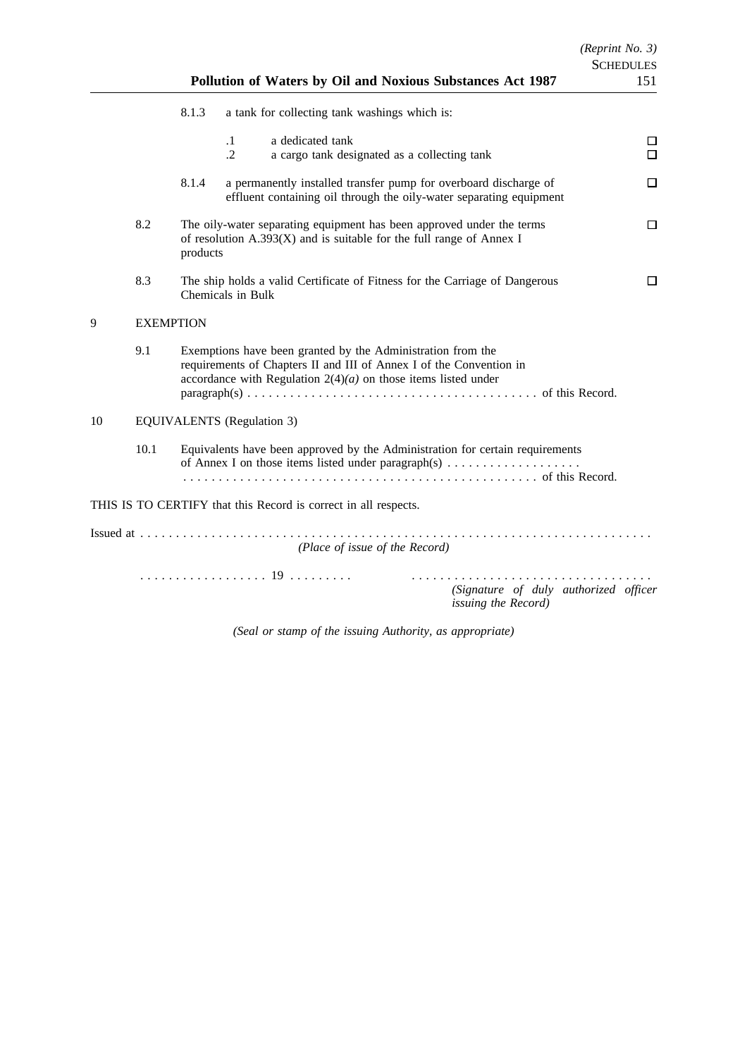8.1.3 a tank for collecting tank washings which is:

.1 a dedicated tank ☐
.2 a cargo tank designated as a collecting tank ☐

8.1.4 a permanently installed transfer pump for overboard discharge of effluent containing oil through the oily-water separating equipment ☐

8.2 The oily-water separating equipment has been approved under the terms of resolution A.393(X) and is suitable for the full range of Annex I products ☐

8.3 The ship holds a valid Certificate of Fitness for the Carriage of Dangerous Chemicals in Bulk ☐

9 EXEMPTION

9.1 Exemptions have been granted by the Administration from the requirements of Chapters II and III of Annex I of the Convention in accordance with Regulation 2(4)*(a)* on those items listed under paragraph(s) . . . . . . . . . . . . . . . . . . . . . . . . . . . . . . . . . . . . . . . . . of this Record.

10 EQUIVALENTS (Regulation 3)

10.1 Equivalents have been approved by the Administration for certain requirements of Annex I on those items listed under paragraph(s) . . . . . . . . . . . . . . . . . . . . . . . . . . . . . . . . . . . . . . . . . . . . . . . . . . . . . . . . . . . . . . . . . . . . . of this Record.

THIS IS TO CERTIFY that this Record is correct in all respects.

Issued at . . . . . . . . . . . . . . . . . . . . . . . . . . . . . . . . . . . . . . . . . . . . . . . . . . . . . . . . . . . . . . . . . . . . . . . .
*(Place of issue of the Record)*

. . . . . . . . . . . . . . . . . . 19 . . . . . . . . . . . . . . . . . . . . . . . . . . . . . . . . . . . . . . . . . . . . . . .
*(Signature of duly authorized officer issuing the Record)*

*(Seal or stamp of the issuing Authority, as appropriate)*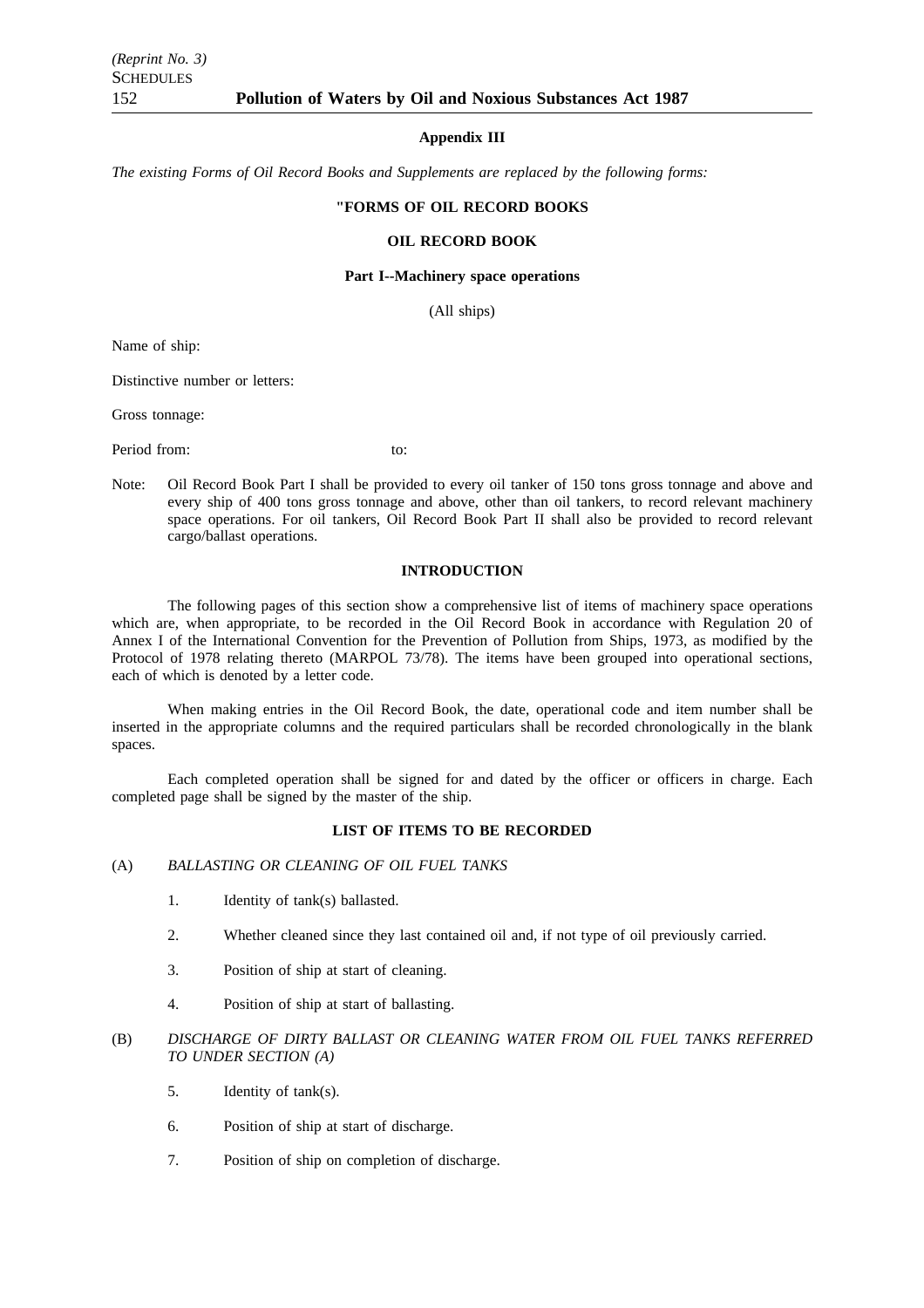## Appendix III

*The existing Forms of Oil Record Books and Supplements are replaced by the following forms:*

### "FORMS OF OIL RECORD BOOKS

### OIL RECORD BOOK

#### Part I--Machinery space operations

(All ships)

Name of ship:

Distinctive number or letters:

Gross tonnage:

Period from: to:

Note: Oil Record Book Part I shall be provided to every oil tanker of 150 tons gross tonnage and above and every ship of 400 tons gross tonnage and above, other than oil tankers, to record relevant machinery space operations. For oil tankers, Oil Record Book Part II shall also be provided to record relevant cargo/ballast operations.

#### INTRODUCTION

The following pages of this section show a comprehensive list of items of machinery space operations which are, when appropriate, to be recorded in the Oil Record Book in accordance with Regulation 20 of Annex I of the International Convention for the Prevention of Pollution from Ships, 1973, as modified by the Protocol of 1978 relating thereto (MARPOL 73/78). The items have been grouped into operational sections, each of which is denoted by a letter code.

When making entries in the Oil Record Book, the date, operational code and item number shall be inserted in the appropriate columns and the required particulars shall be recorded chronologically in the blank spaces.

Each completed operation shall be signed for and dated by the officer or officers in charge. Each completed page shall be signed by the master of the ship.

#### LIST OF ITEMS TO BE RECORDED

(A) *BALLASTING OR CLEANING OF OIL FUEL TANKS*

1. Identity of tank(s) ballasted.
2. Whether cleaned since they last contained oil and, if not type of oil previously carried.
3. Position of ship at start of cleaning.
4. Position of ship at start of ballasting.

(B) *DISCHARGE OF DIRTY BALLAST OR CLEANING WATER FROM OIL FUEL TANKS REFERRED TO UNDER SECTION (A)*

5. Identity of tank(s).
6. Position of ship at start of discharge.
7. Position of ship on completion of discharge.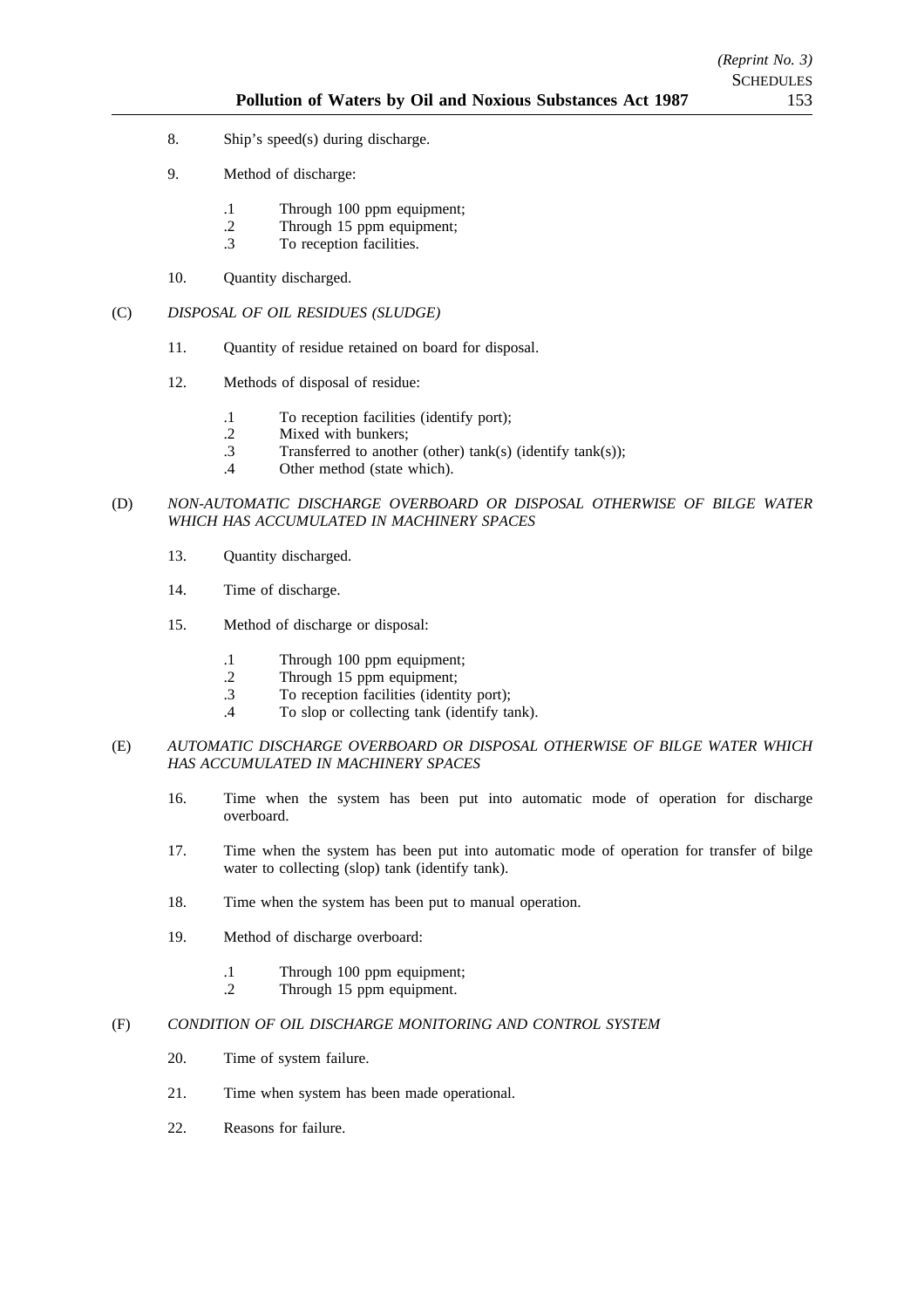8. Ship's speed(s) during discharge.

9. Method of discharge:

   .1 Through 100 ppm equipment;
   .2 Through 15 ppm equipment;
   .3 To reception facilities.

10. Quantity discharged.

(C) *DISPOSAL OF OIL RESIDUES (SLUDGE)*

11. Quantity of residue retained on board for disposal.

12. Methods of disposal of residue:

   .1 To reception facilities (identify port);
   .2 Mixed with bunkers;
   .3 Transferred to another (other) tank(s) (identify tank(s));
   .4 Other method (state which).

(D) *NON-AUTOMATIC DISCHARGE OVERBOARD OR DISPOSAL OTHERWISE OF BILGE WATER WHICH HAS ACCUMULATED IN MACHINERY SPACES*

13. Quantity discharged.

14. Time of discharge.

15. Method of discharge or disposal:

   .1 Through 100 ppm equipment;
   .2 Through 15 ppm equipment;
   .3 To reception facilities (identity port);
   .4 To slop or collecting tank (identify tank).

(E) *AUTOMATIC DISCHARGE OVERBOARD OR DISPOSAL OTHERWISE OF BILGE WATER WHICH HAS ACCUMULATED IN MACHINERY SPACES*

16. Time when the system has been put into automatic mode of operation for discharge overboard.

17. Time when the system has been put into automatic mode of operation for transfer of bilge water to collecting (slop) tank (identify tank).

18. Time when the system has been put to manual operation.

19. Method of discharge overboard:

   .1 Through 100 ppm equipment;
   .2 Through 15 ppm equipment.

(F) *CONDITION OF OIL DISCHARGE MONITORING AND CONTROL SYSTEM*

20. Time of system failure.

21. Time when system has been made operational.

22. Reasons for failure.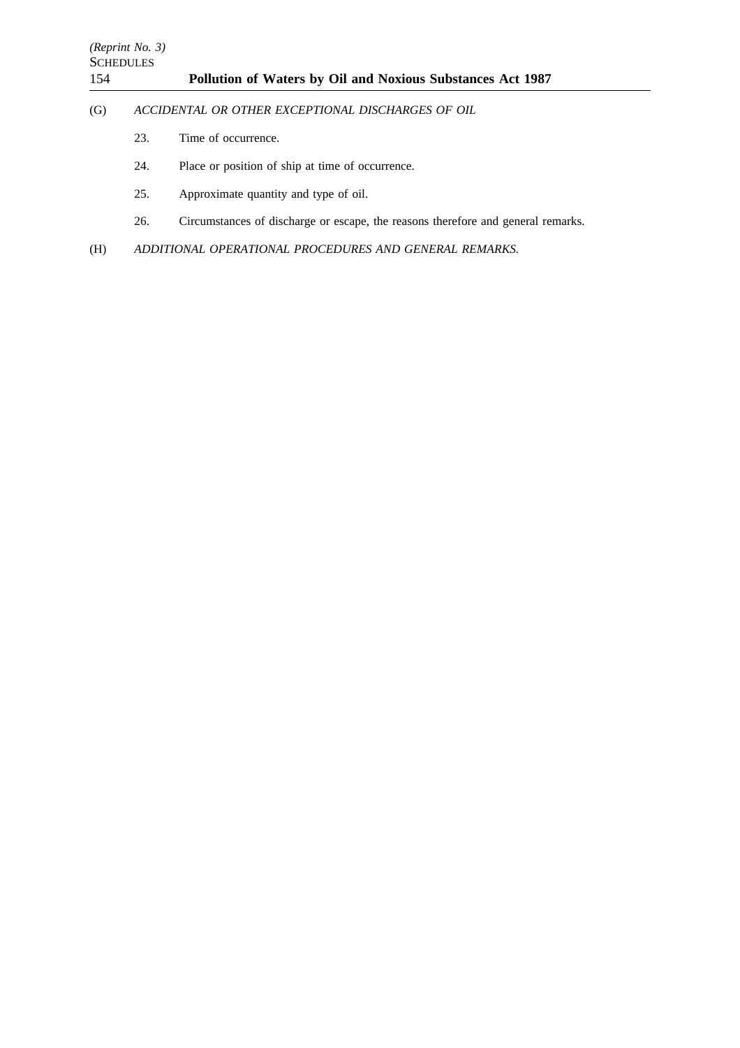(G) *ACCIDENTAL OR OTHER EXCEPTIONAL DISCHARGES OF OIL*

23. Time of occurrence.

24. Place or position of ship at time of occurrence.

25. Approximate quantity and type of oil.

26. Circumstances of discharge or escape, the reasons therefore and general remarks.

(H) *ADDITIONAL OPERATIONAL PROCEDURES AND GENERAL REMARKS.*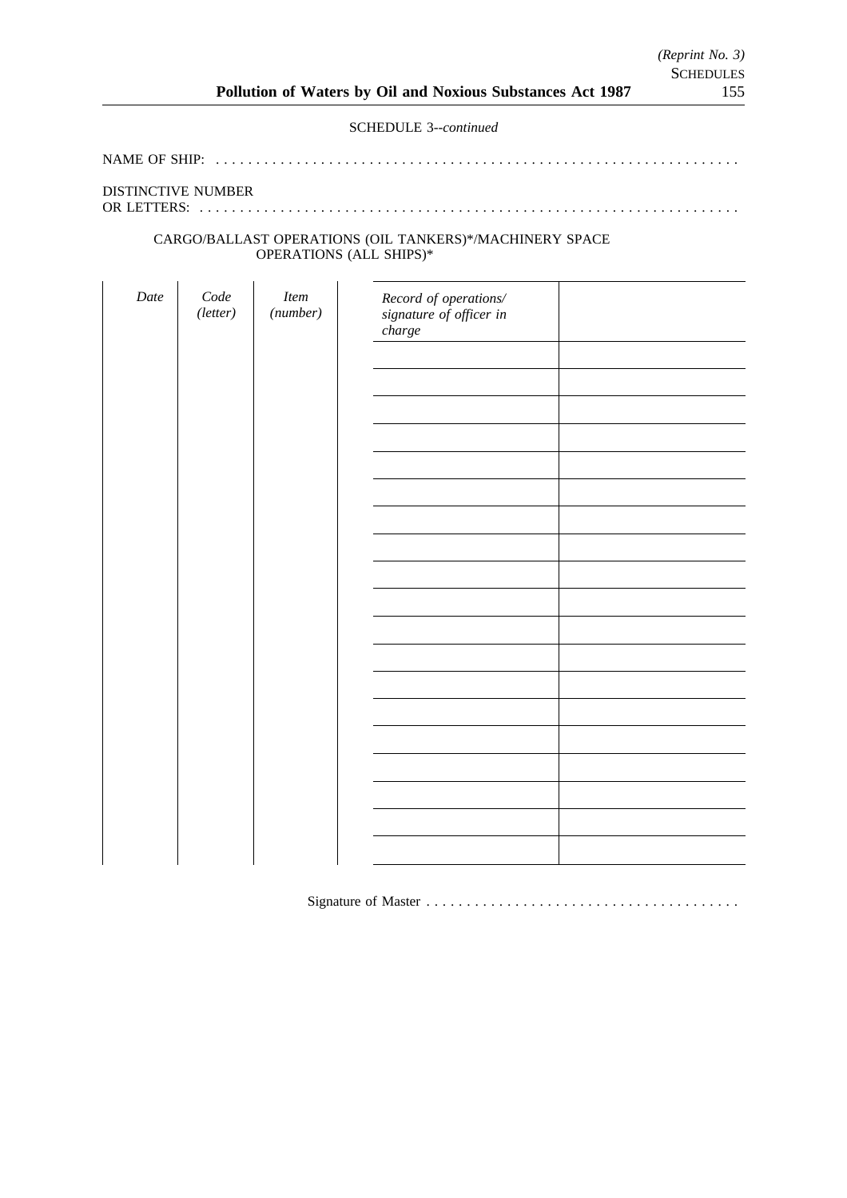SCHEDULE 3--*continued*

NAME OF SHIP: . . . . . . . . . . . . . . . . . . . . . . . . . . . . . . . . . . . . . . . . . . . . . . . . . . . . . . . . . . . . . . . . . .

DISTINCTIVE NUMBER
OR LETTERS: . . . . . . . . . . . . . . . . . . . . . . . . . . . . . . . . . . . . . . . . . . . . . . . . . . . . . . . . . . . . . . . . . . .

CARGO/BALLAST OPERATIONS (OIL TANKERS)*/MACHINERY SPACE OPERATIONS (ALL SHIPS)*

| *Date* | *Code (letter)* | *Item (number)* | *Record of operations/ signature of officer in charge* | |
|---|---|---|---|---|
| | | | | |
| | | | | |
| | | | | |
| | | | | |
| | | | | |
| | | | | |
| | | | | |
| | | | | |
| | | | | |
| | | | | |
| | | | | |
| | | | | |
| | | | | |
| | | | | |
| | | | | |
| | | | | |
| | | | | |
| | | | | |
| | | | | |

Signature of Master . . . . . . . . . . . . . . . . . . . . . . . . . . . . . . . . . . . . . .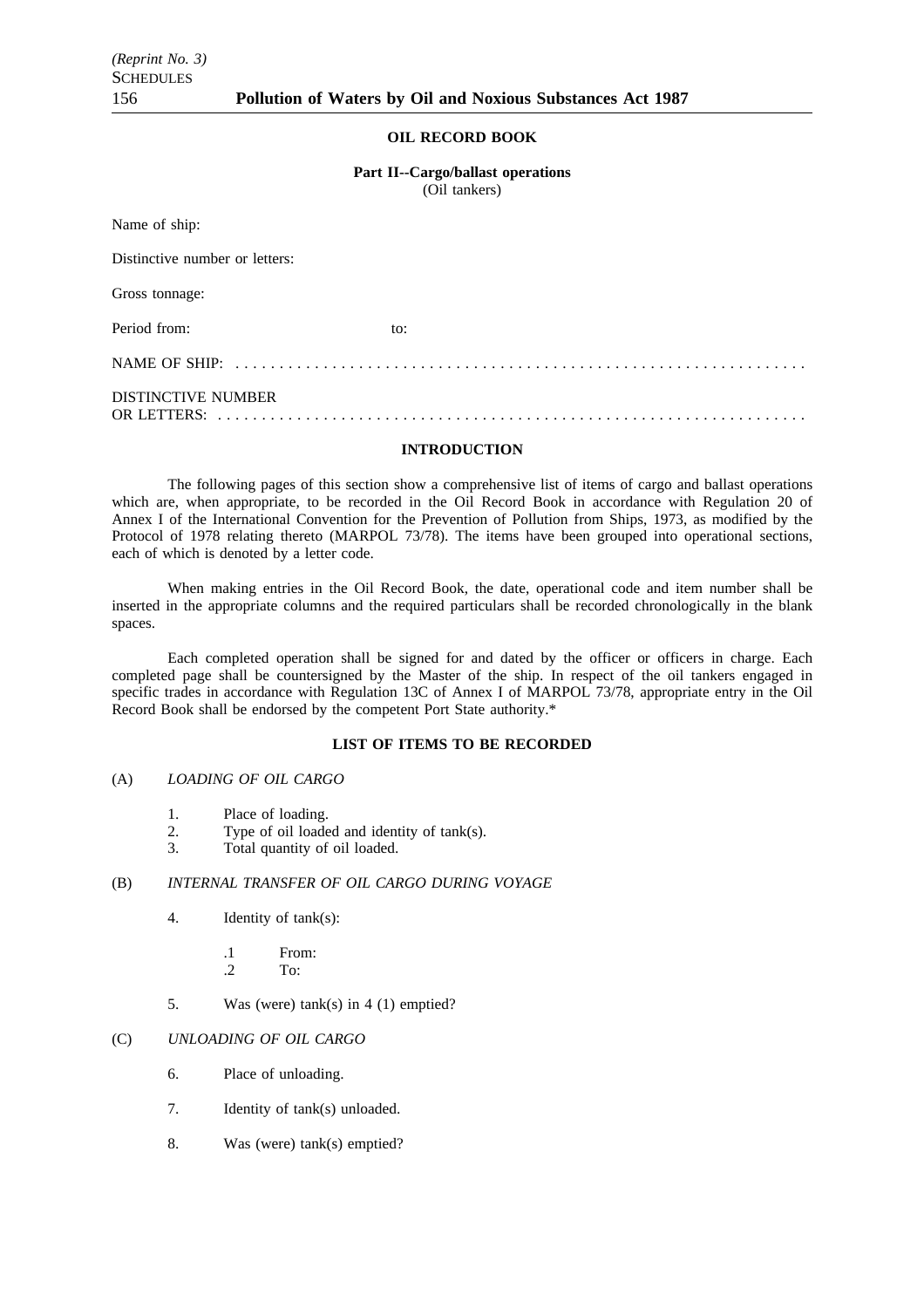## OIL RECORD BOOK

### Part II--Cargo/ballast operations

(Oil tankers)

Name of ship:

Distinctive number or letters:

Gross tonnage:

Period from: to:

NAME OF SHIP: . . . . . . . . . . . . . . . . . . . . . . . . . . . . . . . . . . . . . . . . . . . . . . . . . . . . . . . . . . . . . . . .

DISTINCTIVE NUMBER
OR LETTERS: . . . . . . . . . . . . . . . . . . . . . . . . . . . . . . . . . . . . . . . . . . . . . . . . . . . . . . . . . . . . . . . . . .

### INTRODUCTION

The following pages of this section show a comprehensive list of items of cargo and ballast operations which are, when appropriate, to be recorded in the Oil Record Book in accordance with Regulation 20 of Annex I of the International Convention for the Prevention of Pollution from Ships, 1973, as modified by the Protocol of 1978 relating thereto (MARPOL 73/78). The items have been grouped into operational sections, each of which is denoted by a letter code.

When making entries in the Oil Record Book, the date, operational code and item number shall be inserted in the appropriate columns and the required particulars shall be recorded chronologically in the blank spaces.

Each completed operation shall be signed for and dated by the officer or officers in charge. Each completed page shall be countersigned by the Master of the ship. In respect of the oil tankers engaged in specific trades in accordance with Regulation 13C of Annex I of MARPOL 73/78, appropriate entry in the Oil Record Book shall be endorsed by the competent Port State authority.*

### LIST OF ITEMS TO BE RECORDED

(A) *LOADING OF OIL CARGO*

1. Place of loading.
2. Type of oil loaded and identity of tank(s).
3. Total quantity of oil loaded.

(B) *INTERNAL TRANSFER OF OIL CARGO DURING VOYAGE*

4. Identity of tank(s):

   .1 From:
   .2 To:

5. Was (were) tank(s) in 4 (1) emptied?

(C) *UNLOADING OF OIL CARGO*

6. Place of unloading.

7. Identity of tank(s) unloaded.

8. Was (were) tank(s) emptied?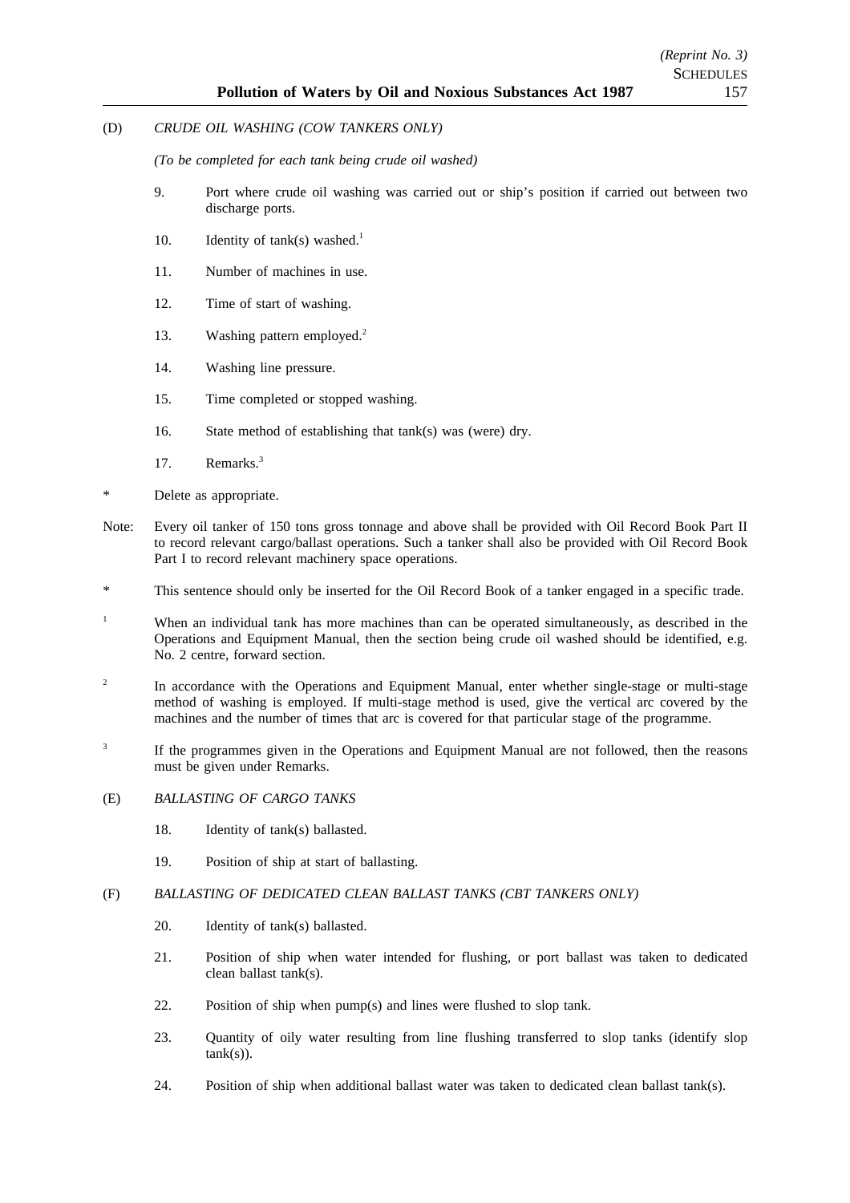(D) *CRUDE OIL WASHING (COW TANKERS ONLY)*

*(To be completed for each tank being crude oil washed)*

9. Port where crude oil washing was carried out or ship's position if carried out between two discharge ports.

10. Identity of tank(s) washed.[1]

11. Number of machines in use.

12. Time of start of washing.

13. Washing pattern employed.[2]

14. Washing line pressure.

15. Time completed or stopped washing.

16. State method of establishing that tank(s) was (were) dry.

17. Remarks.[3]

\* Delete as appropriate.

Note: Every oil tanker of 150 tons gross tonnage and above shall be provided with Oil Record Book Part II to record relevant cargo/ballast operations. Such a tanker shall also be provided with Oil Record Book Part I to record relevant machinery space operations.

\* This sentence should only be inserted for the Oil Record Book of a tanker engaged in a specific trade.

[1] When an individual tank has more machines than can be operated simultaneously, as described in the Operations and Equipment Manual, then the section being crude oil washed should be identified, e.g. No. 2 centre, forward section.

[2] In accordance with the Operations and Equipment Manual, enter whether single-stage or multi-stage method of washing is employed. If multi-stage method is used, give the vertical arc covered by the machines and the number of times that arc is covered for that particular stage of the programme.

[3] If the programmes given in the Operations and Equipment Manual are not followed, then the reasons must be given under Remarks.

(E) *BALLASTING OF CARGO TANKS*

18. Identity of tank(s) ballasted.

19. Position of ship at start of ballasting.

(F) *BALLASTING OF DEDICATED CLEAN BALLAST TANKS (CBT TANKERS ONLY)*

20. Identity of tank(s) ballasted.

21. Position of ship when water intended for flushing, or port ballast was taken to dedicated clean ballast tank(s).

22. Position of ship when pump(s) and lines were flushed to slop tank.

23. Quantity of oily water resulting from line flushing transferred to slop tanks (identify slop tank(s)).

24. Position of ship when additional ballast water was taken to dedicated clean ballast tank(s).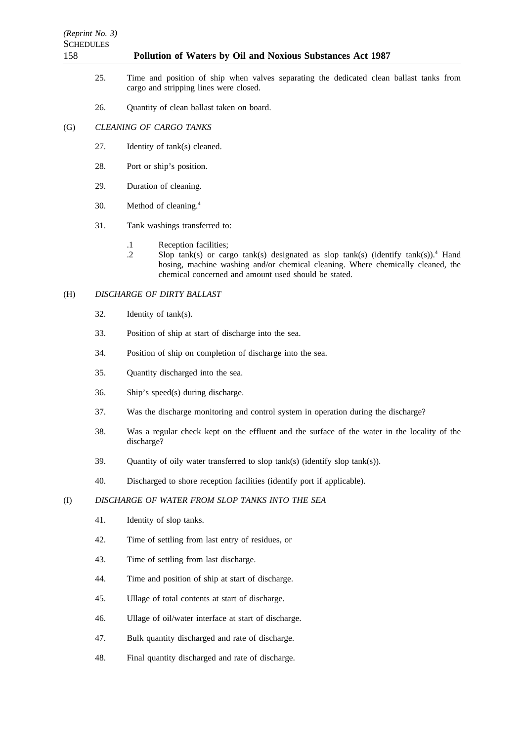25. Time and position of ship when valves separating the dedicated clean ballast tanks from cargo and stripping lines were closed.

26. Quantity of clean ballast taken on board.

(G) *CLEANING OF CARGO TANKS*

27. Identity of tank(s) cleaned.

28. Port or ship's position.

29. Duration of cleaning.

30. Method of cleaning.[4]

31. Tank washings transferred to:

  .1 Reception facilities;
  .2 Slop tank(s) or cargo tank(s) designated as slop tank(s) (identify tank(s)).[4] Hand hosing, machine washing and/or chemical cleaning. Where chemically cleaned, the chemical concerned and amount used should be stated.

(H) *DISCHARGE OF DIRTY BALLAST*

32. Identity of tank(s).

33. Position of ship at start of discharge into the sea.

34. Position of ship on completion of discharge into the sea.

35. Quantity discharged into the sea.

36. Ship's speed(s) during discharge.

37. Was the discharge monitoring and control system in operation during the discharge?

38. Was a regular check kept on the effluent and the surface of the water in the locality of the discharge?

39. Quantity of oily water transferred to slop tank(s) (identify slop tank(s)).

40. Discharged to shore reception facilities (identify port if applicable).

(I) *DISCHARGE OF WATER FROM SLOP TANKS INTO THE SEA*

41. Identity of slop tanks.

42. Time of settling from last entry of residues, or

43. Time of settling from last discharge.

44. Time and position of ship at start of discharge.

45. Ullage of total contents at start of discharge.

46. Ullage of oil/water interface at start of discharge.

47. Bulk quantity discharged and rate of discharge.

48. Final quantity discharged and rate of discharge.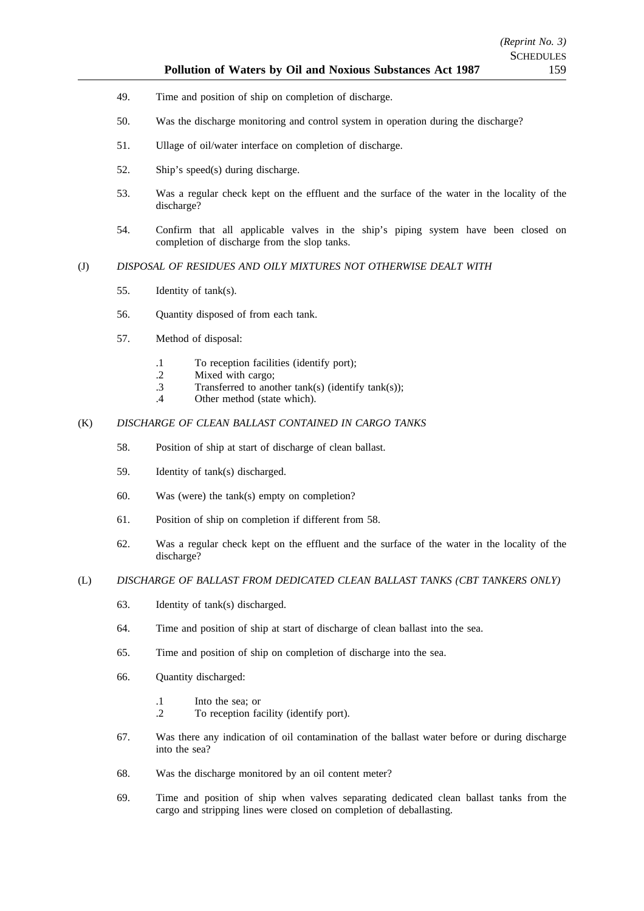49. Time and position of ship on completion of discharge.

50. Was the discharge monitoring and control system in operation during the discharge?

51. Ullage of oil/water interface on completion of discharge.

52. Ship's speed(s) during discharge.

53. Was a regular check kept on the effluent and the surface of the water in the locality of the discharge?

54. Confirm that all applicable valves in the ship's piping system have been closed on completion of discharge from the slop tanks.

(J) *DISPOSAL OF RESIDUES AND OILY MIXTURES NOT OTHERWISE DEALT WITH*

55. Identity of tank(s).

56. Quantity disposed of from each tank.

57. Method of disposal:

 .1 To reception facilities (identify port);
 .2 Mixed with cargo;
 .3 Transferred to another tank(s) (identify tank(s));
 .4 Other method (state which).

(K) *DISCHARGE OF CLEAN BALLAST CONTAINED IN CARGO TANKS*

58. Position of ship at start of discharge of clean ballast.

59. Identity of tank(s) discharged.

60. Was (were) the tank(s) empty on completion?

61. Position of ship on completion if different from 58.

62. Was a regular check kept on the effluent and the surface of the water in the locality of the discharge?

(L) *DISCHARGE OF BALLAST FROM DEDICATED CLEAN BALLAST TANKS (CBT TANKERS ONLY)*

63. Identity of tank(s) discharged.

64. Time and position of ship at start of discharge of clean ballast into the sea.

65. Time and position of ship on completion of discharge into the sea.

66. Quantity discharged:

 .1 Into the sea; or
 .2 To reception facility (identify port).

67. Was there any indication of oil contamination of the ballast water before or during discharge into the sea?

68. Was the discharge monitored by an oil content meter?

69. Time and position of ship when valves separating dedicated clean ballast tanks from the cargo and stripping lines were closed on completion of deballasting.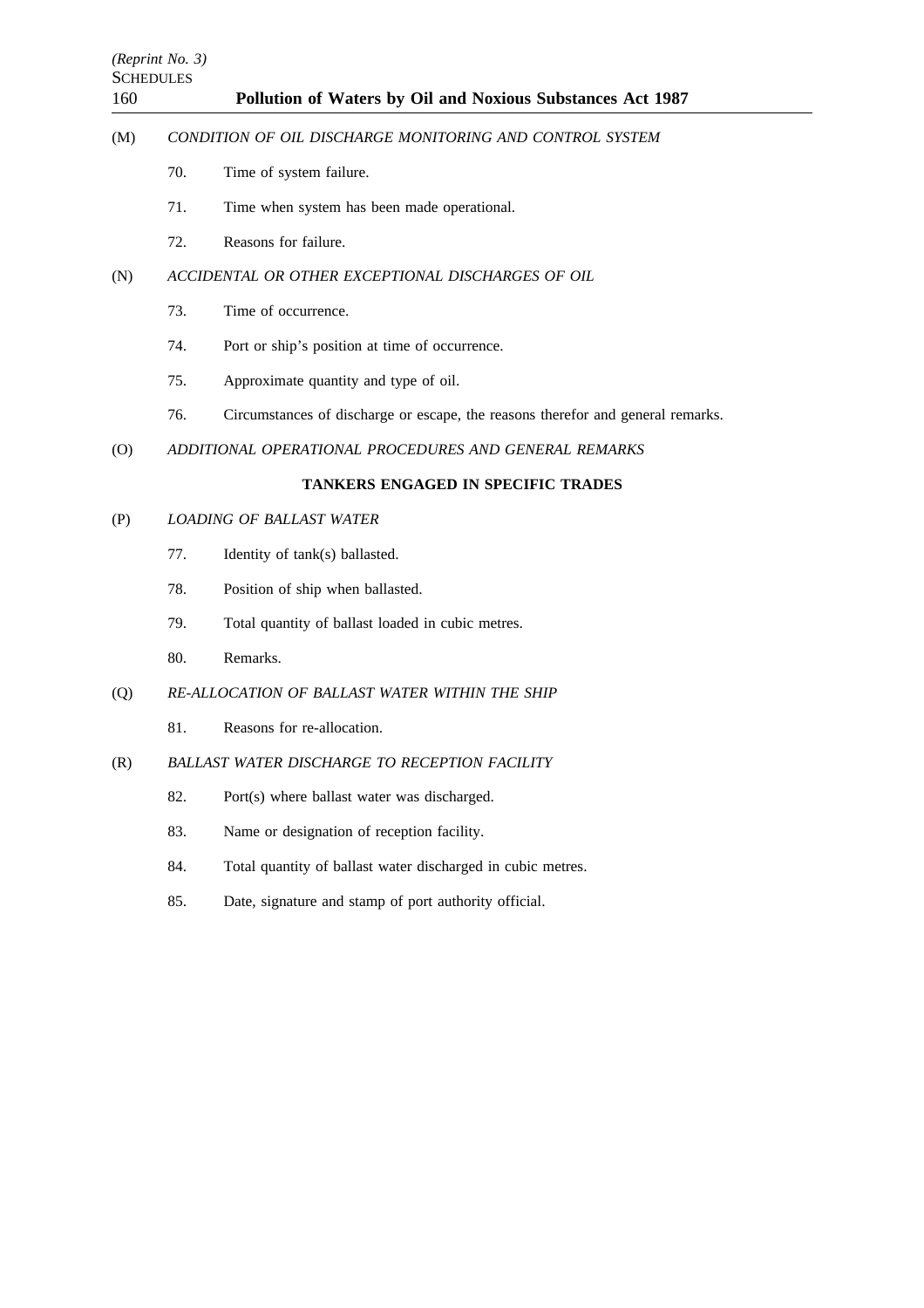(M) *CONDITION OF OIL DISCHARGE MONITORING AND CONTROL SYSTEM*

70. Time of system failure.

71. Time when system has been made operational.

72. Reasons for failure.

(N) *ACCIDENTAL OR OTHER EXCEPTIONAL DISCHARGES OF OIL*

73. Time of occurrence.

74. Port or ship's position at time of occurrence.

75. Approximate quantity and type of oil.

76. Circumstances of discharge or escape, the reasons therefor and general remarks.

(O) *ADDITIONAL OPERATIONAL PROCEDURES AND GENERAL REMARKS*

**TANKERS ENGAGED IN SPECIFIC TRADES**

(P) *LOADING OF BALLAST WATER*

77. Identity of tank(s) ballasted.

78. Position of ship when ballasted.

79. Total quantity of ballast loaded in cubic metres.

80. Remarks.

(Q) *RE-ALLOCATION OF BALLAST WATER WITHIN THE SHIP*

81. Reasons for re-allocation.

(R) *BALLAST WATER DISCHARGE TO RECEPTION FACILITY*

82. Port(s) where ballast water was discharged.

83. Name or designation of reception facility.

84. Total quantity of ballast water discharged in cubic metres.

85. Date, signature and stamp of port authority official.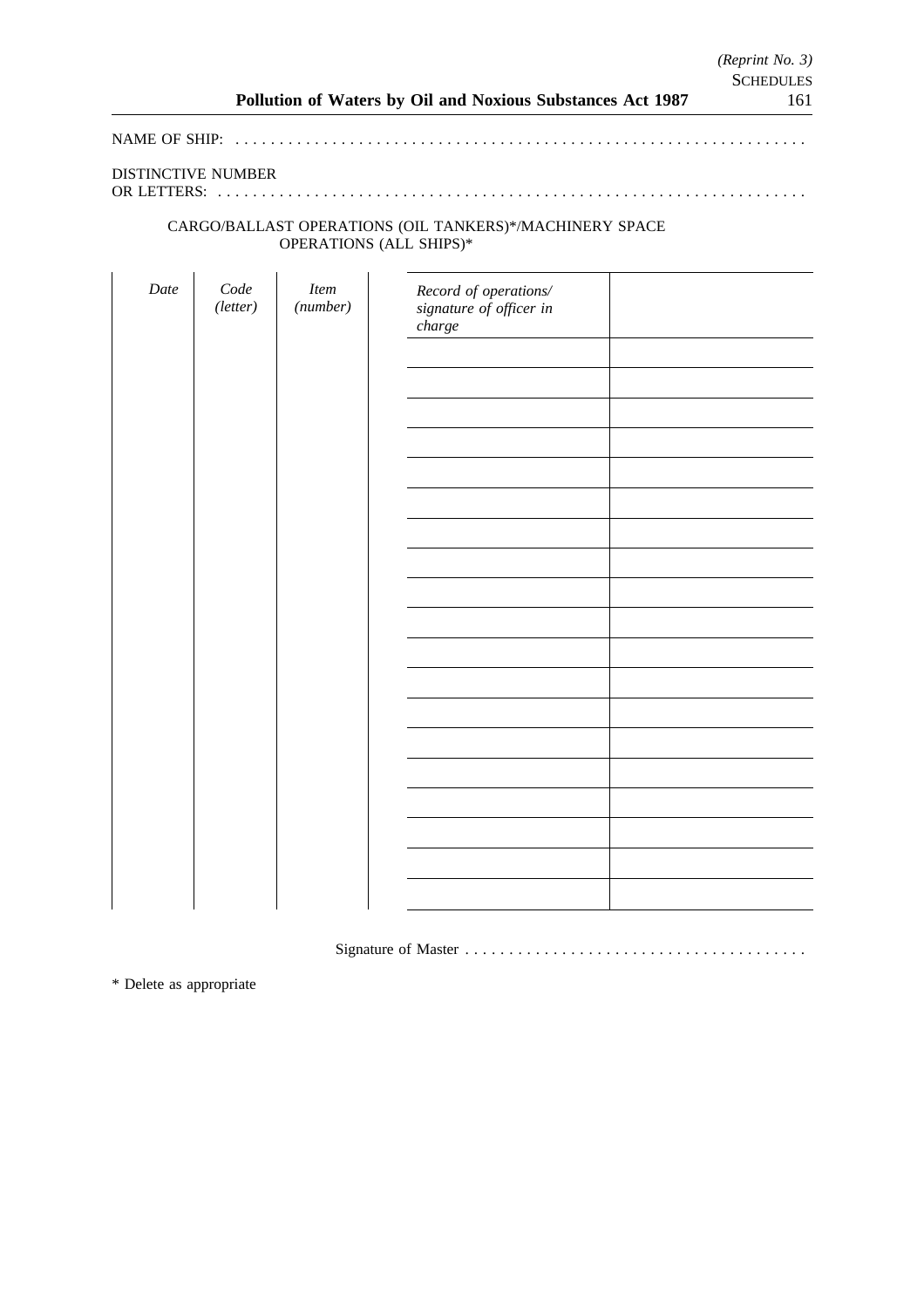NAME OF SHIP: . . . . . . . . . . . . . . . . . . . . . . . . . . . . . . . . . . . . . . . . . . . . . . . . . . . . . . . . . . . . . . . .

DISTINCTIVE NUMBER
OR LETTERS: . . . . . . . . . . . . . . . . . . . . . . . . . . . . . . . . . . . . . . . . . . . . . . . . . . . . . . . . . . . . . . . . . .

CARGO/BALLAST OPERATIONS (OIL TANKERS)*/MACHINERY SPACE OPERATIONS (ALL SHIPS)*

| *Date* | *Code (letter)* | *Item (number)* | *Record of operations/ signature of officer in charge* | |
|---|---|---|---|---|
| | | | | |
| | | | | |
| | | | | |
| | | | | |
| | | | | |
| | | | | |
| | | | | |
| | | | | |
| | | | | |
| | | | | |
| | | | | |
| | | | | |
| | | | | |
| | | | | |
| | | | | |
| | | | | |
| | | | | |
| | | | | |
| | | | | |
| | | | | |
| | | | | |

Signature of Master . . . . . . . . . . . . . . . . . . . . . . . . . . . . . . . . . . . . . . .

\* Delete as appropriate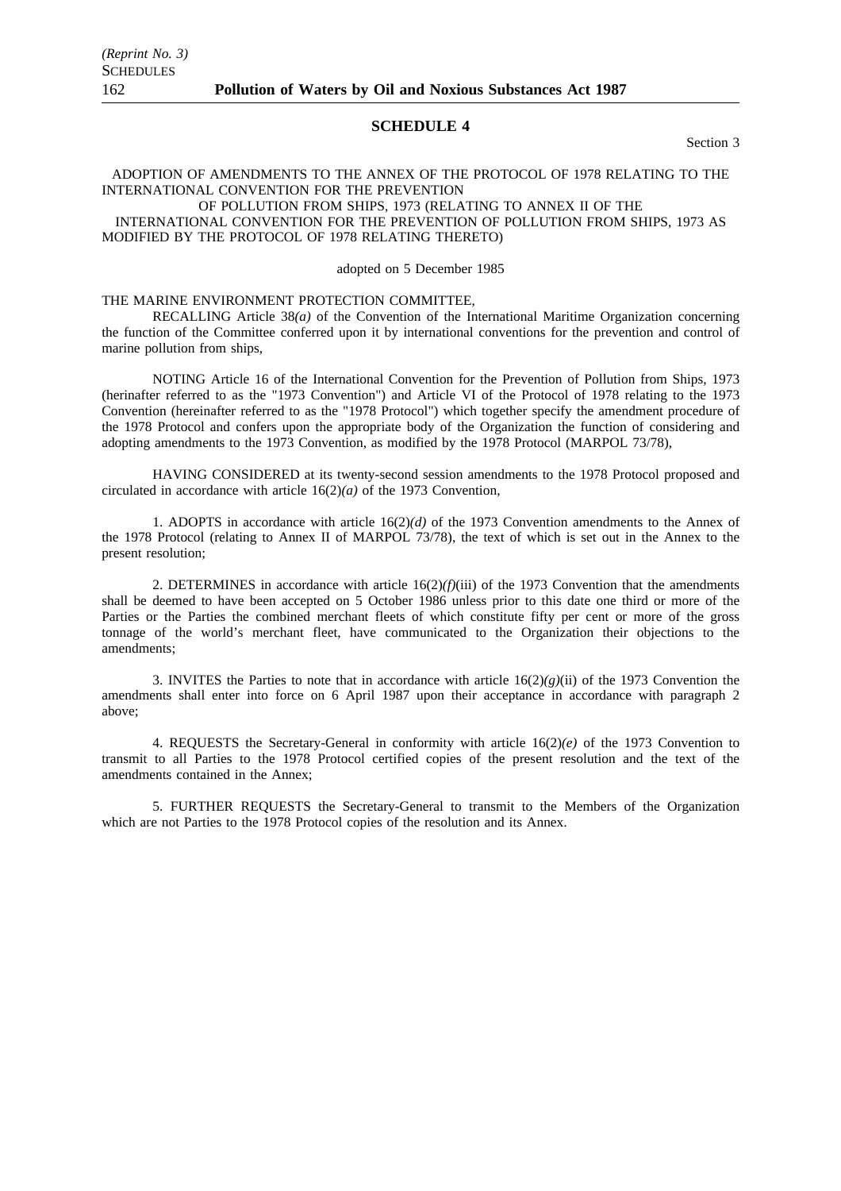## SCHEDULE 4

Section 3

ADOPTION OF AMENDMENTS TO THE ANNEX OF THE PROTOCOL OF 1978 RELATING TO THE INTERNATIONAL CONVENTION FOR THE PREVENTION OF POLLUTION FROM SHIPS, 1973 (RELATING TO ANNEX II OF THE INTERNATIONAL CONVENTION FOR THE PREVENTION OF POLLUTION FROM SHIPS, 1973 AS MODIFIED BY THE PROTOCOL OF 1978 RELATING THERETO)

adopted on 5 December 1985

THE MARINE ENVIRONMENT PROTECTION COMMITTEE,

RECALLING Article 38*(a)* of the Convention of the International Maritime Organization concerning the function of the Committee conferred upon it by international conventions for the prevention and control of marine pollution from ships,

NOTING Article 16 of the International Convention for the Prevention of Pollution from Ships, 1973 (herinafter referred to as the "1973 Convention") and Article VI of the Protocol of 1978 relating to the 1973 Convention (hereinafter referred to as the "1978 Protocol") which together specify the amendment procedure of the 1978 Protocol and confers upon the appropriate body of the Organization the function of considering and adopting amendments to the 1973 Convention, as modified by the 1978 Protocol (MARPOL 73/78),

HAVING CONSIDERED at its twenty-second session amendments to the 1978 Protocol proposed and circulated in accordance with article 16(2)*(a)* of the 1973 Convention,

1. ADOPTS in accordance with article 16(2)*(d)* of the 1973 Convention amendments to the Annex of the 1978 Protocol (relating to Annex II of MARPOL 73/78), the text of which is set out in the Annex to the present resolution;

2. DETERMINES in accordance with article 16(2)*(f)*(iii) of the 1973 Convention that the amendments shall be deemed to have been accepted on 5 October 1986 unless prior to this date one third or more of the Parties or the Parties the combined merchant fleets of which constitute fifty per cent or more of the gross tonnage of the world's merchant fleet, have communicated to the Organization their objections to the amendments;

3. INVITES the Parties to note that in accordance with article 16(2)*(g)*(ii) of the 1973 Convention the amendments shall enter into force on 6 April 1987 upon their acceptance in accordance with paragraph 2 above;

4. REQUESTS the Secretary-General in conformity with article 16(2)*(e)* of the 1973 Convention to transmit to all Parties to the 1978 Protocol certified copies of the present resolution and the text of the amendments contained in the Annex;

5. FURTHER REQUESTS the Secretary-General to transmit to the Members of the Organization which are not Parties to the 1978 Protocol copies of the resolution and its Annex.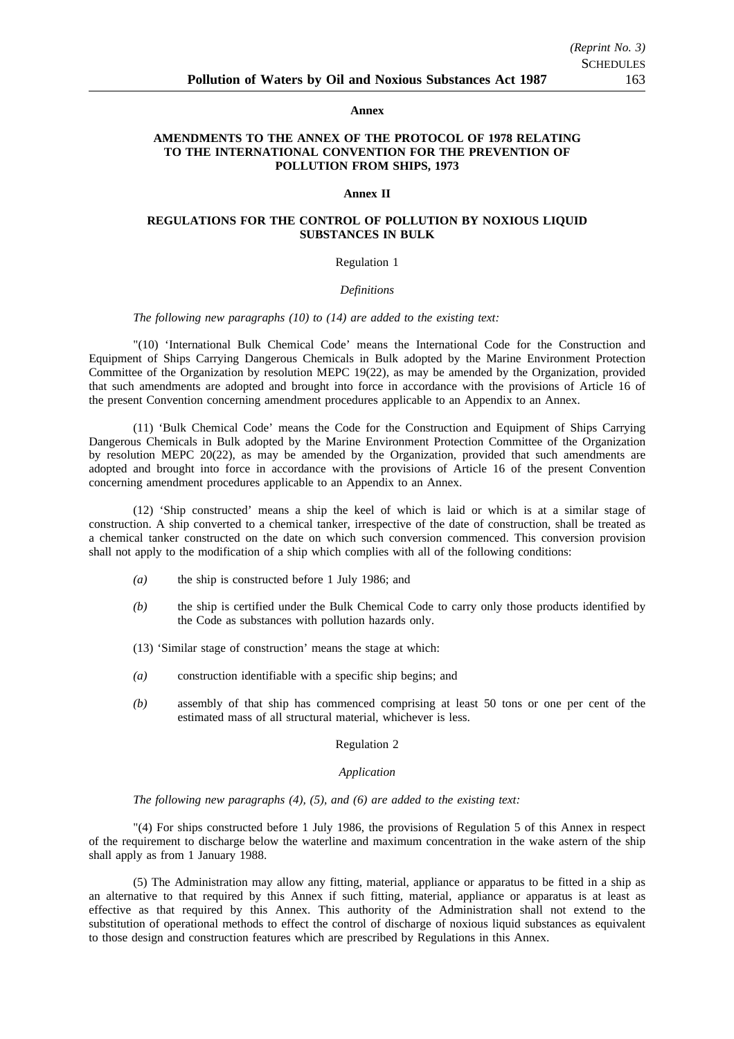**Annex**

**AMENDMENTS TO THE ANNEX OF THE PROTOCOL OF 1978 RELATING TO THE INTERNATIONAL CONVENTION FOR THE PREVENTION OF POLLUTION FROM SHIPS, 1973**

**Annex II**

**REGULATIONS FOR THE CONTROL OF POLLUTION BY NOXIOUS LIQUID SUBSTANCES IN BULK**

Regulation 1

*Definitions*

*The following new paragraphs (10) to (14) are added to the existing text:*

"(10) 'International Bulk Chemical Code' means the International Code for the Construction and Equipment of Ships Carrying Dangerous Chemicals in Bulk adopted by the Marine Environment Protection Committee of the Organization by resolution MEPC 19(22), as may be amended by the Organization, provided that such amendments are adopted and brought into force in accordance with the provisions of Article 16 of the present Convention concerning amendment procedures applicable to an Appendix to an Annex.

(11) 'Bulk Chemical Code' means the Code for the Construction and Equipment of Ships Carrying Dangerous Chemicals in Bulk adopted by the Marine Environment Protection Committee of the Organization by resolution MEPC 20(22), as may be amended by the Organization, provided that such amendments are adopted and brought into force in accordance with the provisions of Article 16 of the present Convention concerning amendment procedures applicable to an Appendix to an Annex.

(12) 'Ship constructed' means a ship the keel of which is laid or which is at a similar stage of construction. A ship converted to a chemical tanker, irrespective of the date of construction, shall be treated as a chemical tanker constructed on the date on which such conversion commenced. This conversion provision shall not apply to the modification of a ship which complies with all of the following conditions:

*(a)* the ship is constructed before 1 July 1986; and

*(b)* the ship is certified under the Bulk Chemical Code to carry only those products identified by the Code as substances with pollution hazards only.

(13) 'Similar stage of construction' means the stage at which:

*(a)* construction identifiable with a specific ship begins; and

*(b)* assembly of that ship has commenced comprising at least 50 tons or one per cent of the estimated mass of all structural material, whichever is less.

Regulation 2

*Application*

*The following new paragraphs (4), (5), and (6) are added to the existing text:*

"(4) For ships constructed before 1 July 1986, the provisions of Regulation 5 of this Annex in respect of the requirement to discharge below the waterline and maximum concentration in the wake astern of the ship shall apply as from 1 January 1988.

(5) The Administration may allow any fitting, material, appliance or apparatus to be fitted in a ship as an alternative to that required by this Annex if such fitting, material, appliance or apparatus is at least as effective as that required by this Annex. This authority of the Administration shall not extend to the substitution of operational methods to effect the control of discharge of noxious liquid substances as equivalent to those design and construction features which are prescribed by Regulations in this Annex.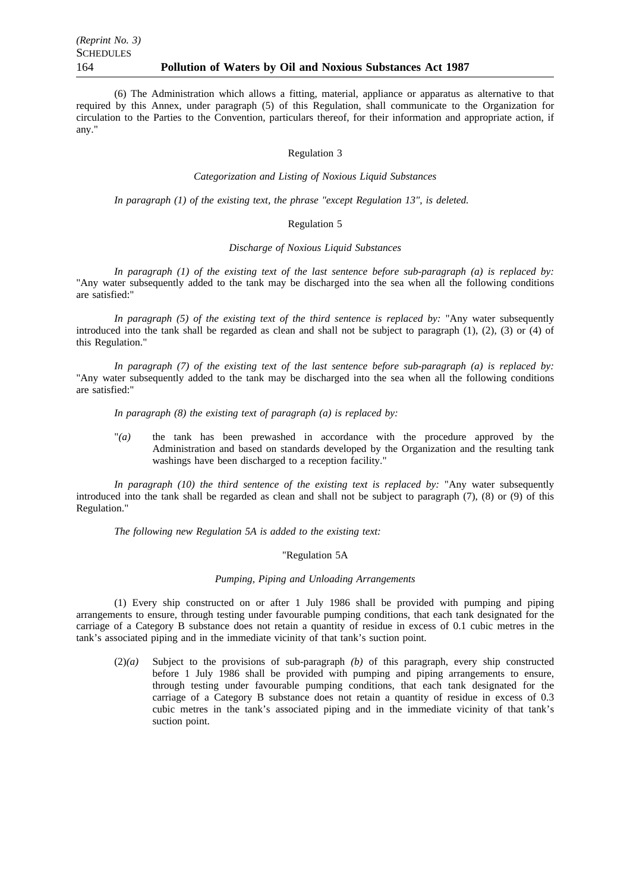(6) The Administration which allows a fitting, material, appliance or apparatus as alternative to that required by this Annex, under paragraph (5) of this Regulation, shall communicate to the Organization for circulation to the Parties to the Convention, particulars thereof, for their information and appropriate action, if any."

Regulation 3

*Categorization and Listing of Noxious Liquid Substances*

*In paragraph (1) of the existing text, the phrase "except Regulation 13", is deleted.*

Regulation 5

*Discharge of Noxious Liquid Substances*

*In paragraph (1) of the existing text of the last sentence before sub-paragraph (a) is replaced by:* "Any water subsequently added to the tank may be discharged into the sea when all the following conditions are satisfied:"

*In paragraph (5) of the existing text of the third sentence is replaced by:* "Any water subsequently introduced into the tank shall be regarded as clean and shall not be subject to paragraph (1), (2), (3) or (4) of this Regulation."

*In paragraph (7) of the existing text of the last sentence before sub-paragraph (a) is replaced by:* "Any water subsequently added to the tank may be discharged into the sea when all the following conditions are satisfied:"

*In paragraph (8) the existing text of paragraph (a) is replaced by:*

"*(a)* the tank has been prewashed in accordance with the procedure approved by the Administration and based on standards developed by the Organization and the resulting tank washings have been discharged to a reception facility."

*In paragraph (10) the third sentence of the existing text is replaced by:* "Any water subsequently introduced into the tank shall be regarded as clean and shall not be subject to paragraph (7), (8) or (9) of this Regulation."

*The following new Regulation 5A is added to the existing text:*

"Regulation 5A

*Pumping, Piping and Unloading Arrangements*

(1) Every ship constructed on or after 1 July 1986 shall be provided with pumping and piping arrangements to ensure, through testing under favourable pumping conditions, that each tank designated for the carriage of a Category B substance does not retain a quantity of residue in excess of 0.1 cubic metres in the tank's associated piping and in the immediate vicinity of that tank's suction point.

(2)*(a)* Subject to the provisions of sub-paragraph *(b)* of this paragraph, every ship constructed before 1 July 1986 shall be provided with pumping and piping arrangements to ensure, through testing under favourable pumping conditions, that each tank designated for the carriage of a Category B substance does not retain a quantity of residue in excess of 0.3 cubic metres in the tank's associated piping and in the immediate vicinity of that tank's suction point.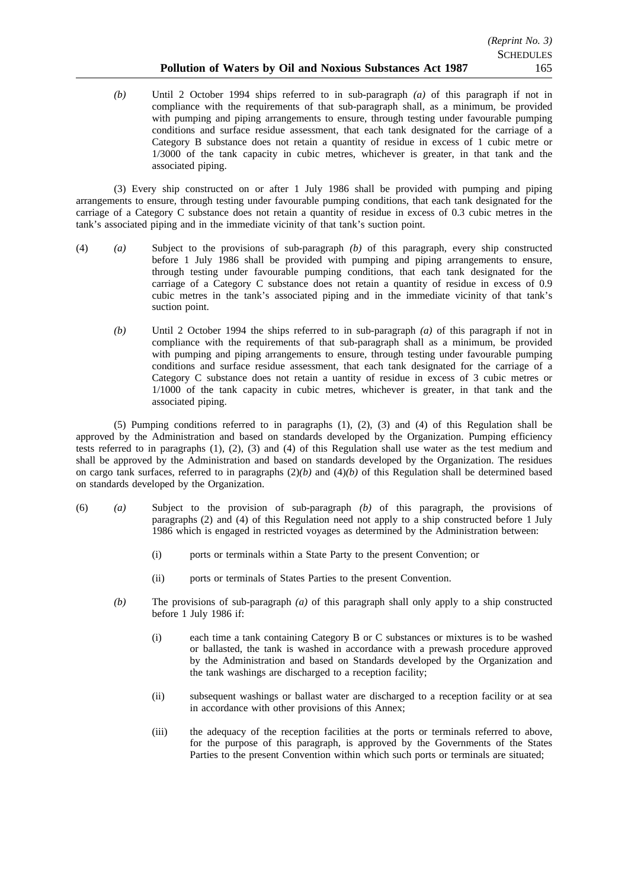*(b)* Until 2 October 1994 ships referred to in sub-paragraph *(a)* of this paragraph if not in compliance with the requirements of that sub-paragraph shall, as a minimum, be provided with pumping and piping arrangements to ensure, through testing under favourable pumping conditions and surface residue assessment, that each tank designated for the carriage of a Category B substance does not retain a quantity of residue in excess of 1 cubic metre or 1/3000 of the tank capacity in cubic metres, whichever is greater, in that tank and the associated piping.

(3) Every ship constructed on or after 1 July 1986 shall be provided with pumping and piping arrangements to ensure, through testing under favourable pumping conditions, that each tank designated for the carriage of a Category C substance does not retain a quantity of residue in excess of 0.3 cubic metres in the tank's associated piping and in the immediate vicinity of that tank's suction point.

(4) *(a)* Subject to the provisions of sub-paragraph *(b)* of this paragraph, every ship constructed before 1 July 1986 shall be provided with pumping and piping arrangements to ensure, through testing under favourable pumping conditions, that each tank designated for the carriage of a Category C substance does not retain a quantity of residue in excess of 0.9 cubic metres in the tank's associated piping and in the immediate vicinity of that tank's suction point.

*(b)* Until 2 October 1994 the ships referred to in sub-paragraph *(a)* of this paragraph if not in compliance with the requirements of that sub-paragraph shall as a minimum, be provided with pumping and piping arrangements to ensure, through testing under favourable pumping conditions and surface residue assessment, that each tank designated for the carriage of a Category C substance does not retain a uantity of residue in excess of 3 cubic metres or 1/1000 of the tank capacity in cubic metres, whichever is greater, in that tank and the associated piping.

(5) Pumping conditions referred to in paragraphs (1), (2), (3) and (4) of this Regulation shall be approved by the Administration and based on standards developed by the Organization. Pumping efficiency tests referred to in paragraphs (1), (2), (3) and (4) of this Regulation shall use water as the test medium and shall be approved by the Administration and based on standards developed by the Organization. The residues on cargo tank surfaces, referred to in paragraphs (2)*(b)* and (4)*(b)* of this Regulation shall be determined based on standards developed by the Organization.

(6) *(a)* Subject to the provision of sub-paragraph *(b)* of this paragraph, the provisions of paragraphs (2) and (4) of this Regulation need not apply to a ship constructed before 1 July 1986 which is engaged in restricted voyages as determined by the Administration between:

(i) ports or terminals within a State Party to the present Convention; or

(ii) ports or terminals of States Parties to the present Convention.

*(b)* The provisions of sub-paragraph *(a)* of this paragraph shall only apply to a ship constructed before 1 July 1986 if:

(i) each time a tank containing Category B or C substances or mixtures is to be washed or ballasted, the tank is washed in accordance with a prewash procedure approved by the Administration and based on Standards developed by the Organization and the tank washings are discharged to a reception facility;

(ii) subsequent washings or ballast water are discharged to a reception facility or at sea in accordance with other provisions of this Annex;

(iii) the adequacy of the reception facilities at the ports or terminals referred to above, for the purpose of this paragraph, is approved by the Governments of the States Parties to the present Convention within which such ports or terminals are situated;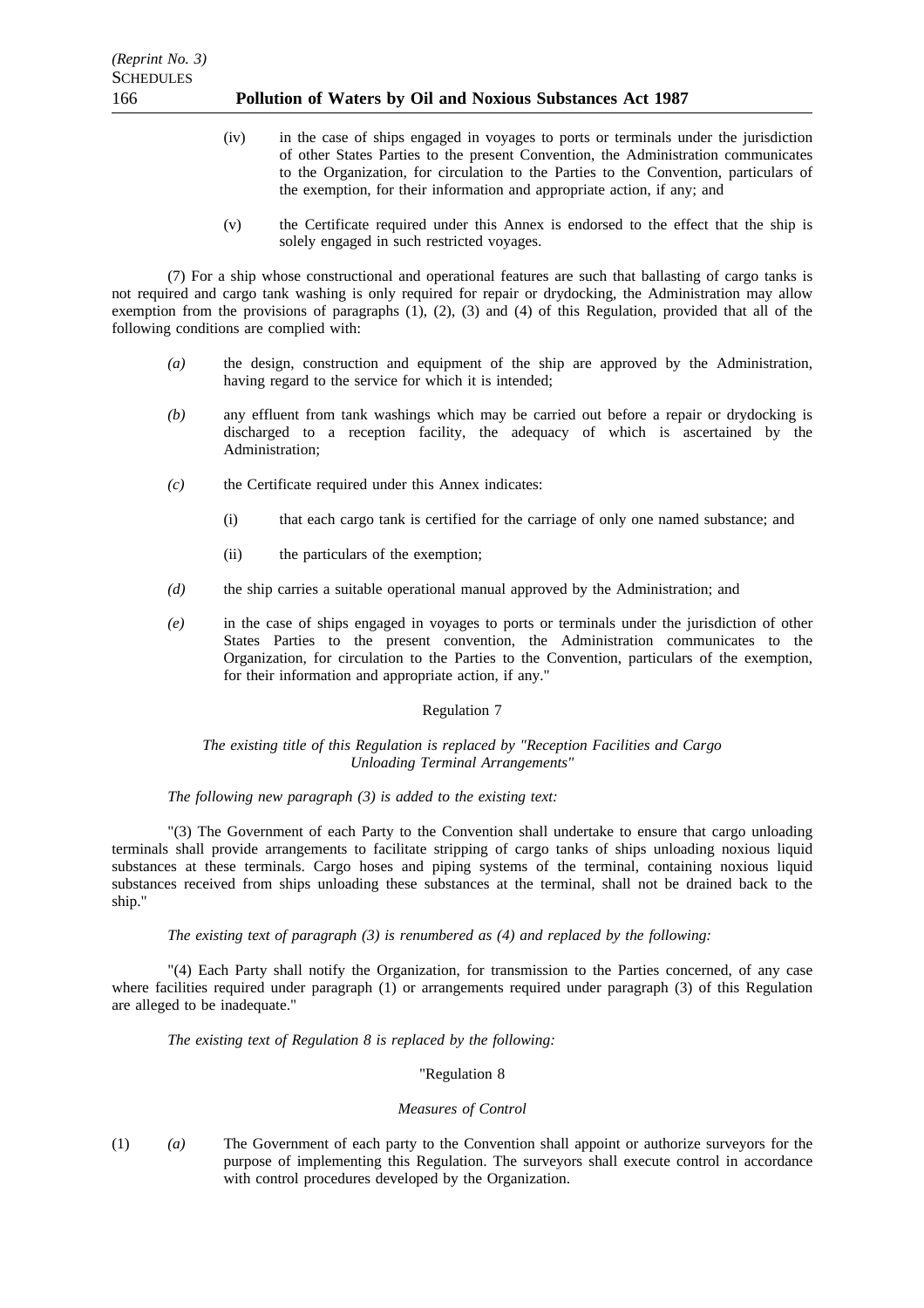(iv) in the case of ships engaged in voyages to ports or terminals under the jurisdiction of other States Parties to the present Convention, the Administration communicates to the Organization, for circulation to the Parties to the Convention, particulars of the exemption, for their information and appropriate action, if any; and

(v) the Certificate required under this Annex is endorsed to the effect that the ship is solely engaged in such restricted voyages.

(7) For a ship whose constructional and operational features are such that ballasting of cargo tanks is not required and cargo tank washing is only required for repair or drydocking, the Administration may allow exemption from the provisions of paragraphs (1), (2), (3) and (4) of this Regulation, provided that all of the following conditions are complied with:

*(a)* the design, construction and equipment of the ship are approved by the Administration, having regard to the service for which it is intended;

*(b)* any effluent from tank washings which may be carried out before a repair or drydocking is discharged to a reception facility, the adequacy of which is ascertained by the Administration;

*(c)* the Certificate required under this Annex indicates:

(i) that each cargo tank is certified for the carriage of only one named substance; and

(ii) the particulars of the exemption;

*(d)* the ship carries a suitable operational manual approved by the Administration; and

*(e)* in the case of ships engaged in voyages to ports or terminals under the jurisdiction of other States Parties to the present convention, the Administration communicates to the Organization, for circulation to the Parties to the Convention, particulars of the exemption, for their information and appropriate action, if any."

Regulation 7

*The existing title of this Regulation is replaced by "Reception Facilities and Cargo Unloading Terminal Arrangements"*

*The following new paragraph (3) is added to the existing text:*

"(3) The Government of each Party to the Convention shall undertake to ensure that cargo unloading terminals shall provide arrangements to facilitate stripping of cargo tanks of ships unloading noxious liquid substances at these terminals. Cargo hoses and piping systems of the terminal, containing noxious liquid substances received from ships unloading these substances at the terminal, shall not be drained back to the ship."

*The existing text of paragraph (3) is renumbered as (4) and replaced by the following:*

"(4) Each Party shall notify the Organization, for transmission to the Parties concerned, of any case where facilities required under paragraph (1) or arrangements required under paragraph (3) of this Regulation are alleged to be inadequate."

*The existing text of Regulation 8 is replaced by the following:*

"Regulation 8

*Measures of Control*

(1) *(a)* The Government of each party to the Convention shall appoint or authorize surveyors for the purpose of implementing this Regulation. The surveyors shall execute control in accordance with control procedures developed by the Organization.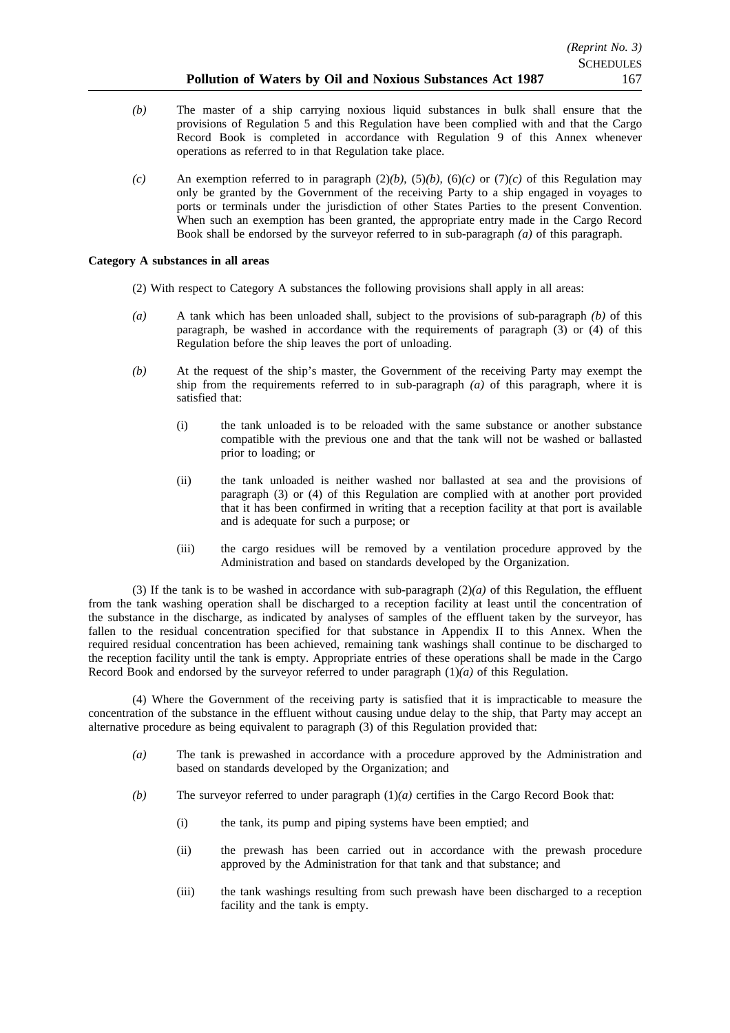*(b)* The master of a ship carrying noxious liquid substances in bulk shall ensure that the provisions of Regulation 5 and this Regulation have been complied with and that the Cargo Record Book is completed in accordance with Regulation 9 of this Annex whenever operations as referred to in that Regulation take place.

*(c)* An exemption referred to in paragraph (2)*(b)*, (5)*(b)*, (6)*(c)* or (7)*(c)* of this Regulation may only be granted by the Government of the receiving Party to a ship engaged in voyages to ports or terminals under the jurisdiction of other States Parties to the present Convention. When such an exemption has been granted, the appropriate entry made in the Cargo Record Book shall be endorsed by the surveyor referred to in sub-paragraph *(a)* of this paragraph.

**Category A substances in all areas**

(2) With respect to Category A substances the following provisions shall apply in all areas:

*(a)* A tank which has been unloaded shall, subject to the provisions of sub-paragraph *(b)* of this paragraph, be washed in accordance with the requirements of paragraph (3) or (4) of this Regulation before the ship leaves the port of unloading.

*(b)* At the request of the ship's master, the Government of the receiving Party may exempt the ship from the requirements referred to in sub-paragraph *(a)* of this paragraph, where it is satisfied that:

(i) the tank unloaded is to be reloaded with the same substance or another substance compatible with the previous one and that the tank will not be washed or ballasted prior to loading; or

(ii) the tank unloaded is neither washed nor ballasted at sea and the provisions of paragraph (3) or (4) of this Regulation are complied with at another port provided that it has been confirmed in writing that a reception facility at that port is available and is adequate for such a purpose; or

(iii) the cargo residues will be removed by a ventilation procedure approved by the Administration and based on standards developed by the Organization.

(3) If the tank is to be washed in accordance with sub-paragraph (2)*(a)* of this Regulation, the effluent from the tank washing operation shall be discharged to a reception facility at least until the concentration of the substance in the discharge, as indicated by analyses of samples of the effluent taken by the surveyor, has fallen to the residual concentration specified for that substance in Appendix II to this Annex. When the required residual concentration has been achieved, remaining tank washings shall continue to be discharged to the reception facility until the tank is empty. Appropriate entries of these operations shall be made in the Cargo Record Book and endorsed by the surveyor referred to under paragraph (1)*(a)* of this Regulation.

(4) Where the Government of the receiving party is satisfied that it is impracticable to measure the concentration of the substance in the effluent without causing undue delay to the ship, that Party may accept an alternative procedure as being equivalent to paragraph (3) of this Regulation provided that:

*(a)* The tank is prewashed in accordance with a procedure approved by the Administration and based on standards developed by the Organization; and

*(b)* The surveyor referred to under paragraph (1)*(a)* certifies in the Cargo Record Book that:

(i) the tank, its pump and piping systems have been emptied; and

(ii) the prewash has been carried out in accordance with the prewash procedure approved by the Administration for that tank and that substance; and

(iii) the tank washings resulting from such prewash have been discharged to a reception facility and the tank is empty.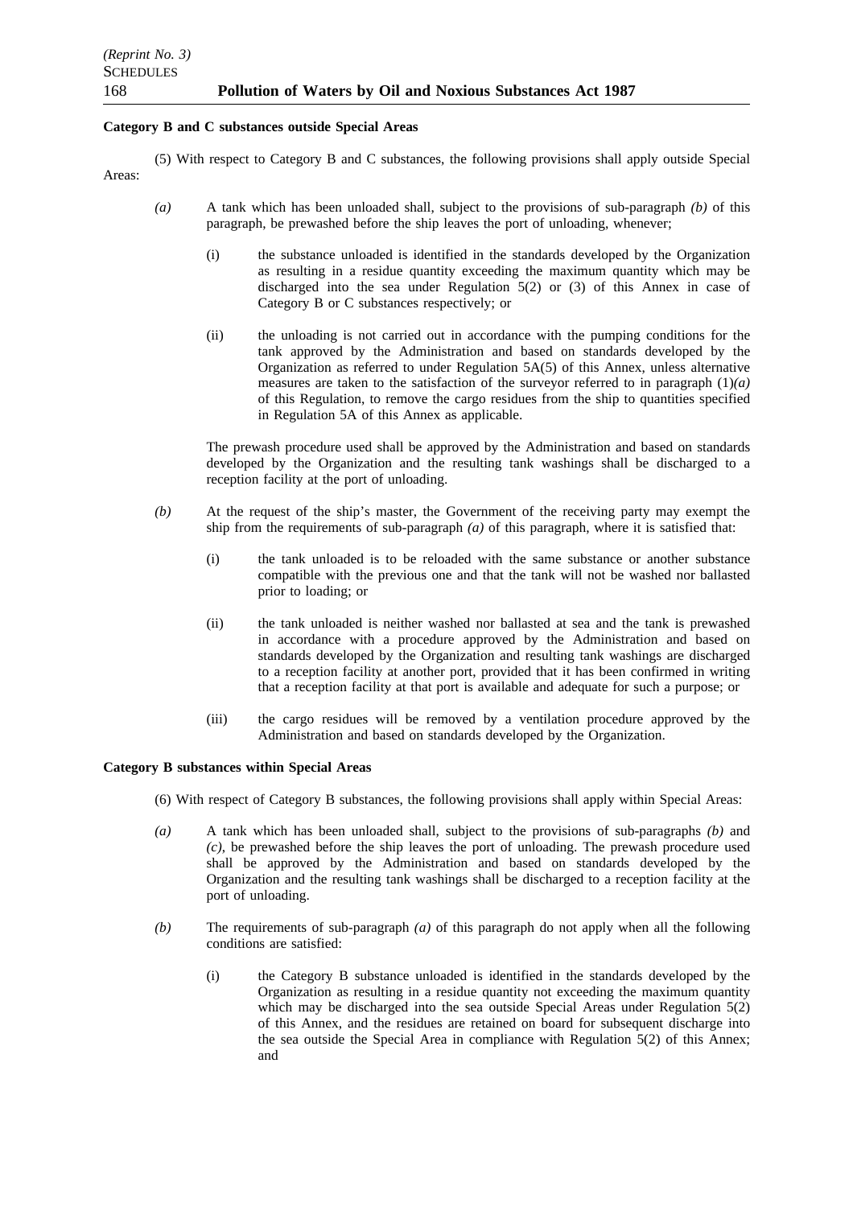**Category B and C substances outside Special Areas**

(5) With respect to Category B and C substances, the following provisions shall apply outside Special Areas:

*(a)* A tank which has been unloaded shall, subject to the provisions of sub-paragraph *(b)* of this paragraph, be prewashed before the ship leaves the port of unloading, whenever;

(i) the substance unloaded is identified in the standards developed by the Organization as resulting in a residue quantity exceeding the maximum quantity which may be discharged into the sea under Regulation 5(2) or (3) of this Annex in case of Category B or C substances respectively; or

(ii) the unloading is not carried out in accordance with the pumping conditions for the tank approved by the Administration and based on standards developed by the Organization as referred to under Regulation 5A(5) of this Annex, unless alternative measures are taken to the satisfaction of the surveyor referred to in paragraph (1)*(a)* of this Regulation, to remove the cargo residues from the ship to quantities specified in Regulation 5A of this Annex as applicable.

The prewash procedure used shall be approved by the Administration and based on standards developed by the Organization and the resulting tank washings shall be discharged to a reception facility at the port of unloading.

*(b)* At the request of the ship's master, the Government of the receiving party may exempt the ship from the requirements of sub-paragraph *(a)* of this paragraph, where it is satisfied that:

(i) the tank unloaded is to be reloaded with the same substance or another substance compatible with the previous one and that the tank will not be washed nor ballasted prior to loading; or

(ii) the tank unloaded is neither washed nor ballasted at sea and the tank is prewashed in accordance with a procedure approved by the Administration and based on standards developed by the Organization and resulting tank washings are discharged to a reception facility at another port, provided that it has been confirmed in writing that a reception facility at that port is available and adequate for such a purpose; or

(iii) the cargo residues will be removed by a ventilation procedure approved by the Administration and based on standards developed by the Organization.

**Category B substances within Special Areas**

(6) With respect of Category B substances, the following provisions shall apply within Special Areas:

*(a)* A tank which has been unloaded shall, subject to the provisions of sub-paragraphs *(b)* and *(c)*, be prewashed before the ship leaves the port of unloading. The prewash procedure used shall be approved by the Administration and based on standards developed by the Organization and the resulting tank washings shall be discharged to a reception facility at the port of unloading.

*(b)* The requirements of sub-paragraph *(a)* of this paragraph do not apply when all the following conditions are satisfied:

(i) the Category B substance unloaded is identified in the standards developed by the Organization as resulting in a residue quantity not exceeding the maximum quantity which may be discharged into the sea outside Special Areas under Regulation 5(2) of this Annex, and the residues are retained on board for subsequent discharge into the sea outside the Special Area in compliance with Regulation 5(2) of this Annex; and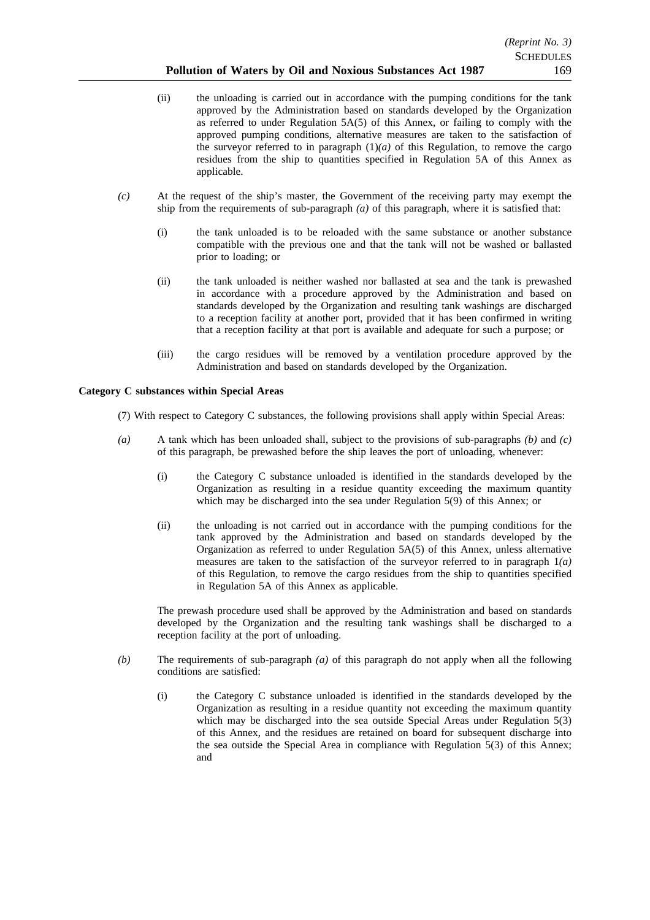(ii) the unloading is carried out in accordance with the pumping conditions for the tank approved by the Administration based on standards developed by the Organization as referred to under Regulation 5A(5) of this Annex, or failing to comply with the approved pumping conditions, alternative measures are taken to the satisfaction of the surveyor referred to in paragraph (1)*(a)* of this Regulation, to remove the cargo residues from the ship to quantities specified in Regulation 5A of this Annex as applicable.

*(c)* At the request of the ship's master, the Government of the receiving party may exempt the ship from the requirements of sub-paragraph *(a)* of this paragraph, where it is satisfied that:

(i) the tank unloaded is to be reloaded with the same substance or another substance compatible with the previous one and that the tank will not be washed or ballasted prior to loading; or

(ii) the tank unloaded is neither washed nor ballasted at sea and the tank is prewashed in accordance with a procedure approved by the Administration and based on standards developed by the Organization and resulting tank washings are discharged to a reception facility at another port, provided that it has been confirmed in writing that a reception facility at that port is available and adequate for such a purpose; or

(iii) the cargo residues will be removed by a ventilation procedure approved by the Administration and based on standards developed by the Organization.

**Category C substances within Special Areas**

(7) With respect to Category C substances, the following provisions shall apply within Special Areas:

*(a)* A tank which has been unloaded shall, subject to the provisions of sub-paragraphs *(b)* and *(c)* of this paragraph, be prewashed before the ship leaves the port of unloading, whenever:

(i) the Category C substance unloaded is identified in the standards developed by the Organization as resulting in a residue quantity exceeding the maximum quantity which may be discharged into the sea under Regulation 5(9) of this Annex; or

(ii) the unloading is not carried out in accordance with the pumping conditions for the tank approved by the Administration and based on standards developed by the Organization as referred to under Regulation 5A(5) of this Annex, unless alternative measures are taken to the satisfaction of the surveyor referred to in paragraph 1*(a)* of this Regulation, to remove the cargo residues from the ship to quantities specified in Regulation 5A of this Annex as applicable.

The prewash procedure used shall be approved by the Administration and based on standards developed by the Organization and the resulting tank washings shall be discharged to a reception facility at the port of unloading.

*(b)* The requirements of sub-paragraph *(a)* of this paragraph do not apply when all the following conditions are satisfied:

(i) the Category C substance unloaded is identified in the standards developed by the Organization as resulting in a residue quantity not exceeding the maximum quantity which may be discharged into the sea outside Special Areas under Regulation 5(3) of this Annex, and the residues are retained on board for subsequent discharge into the sea outside the Special Area in compliance with Regulation 5(3) of this Annex; and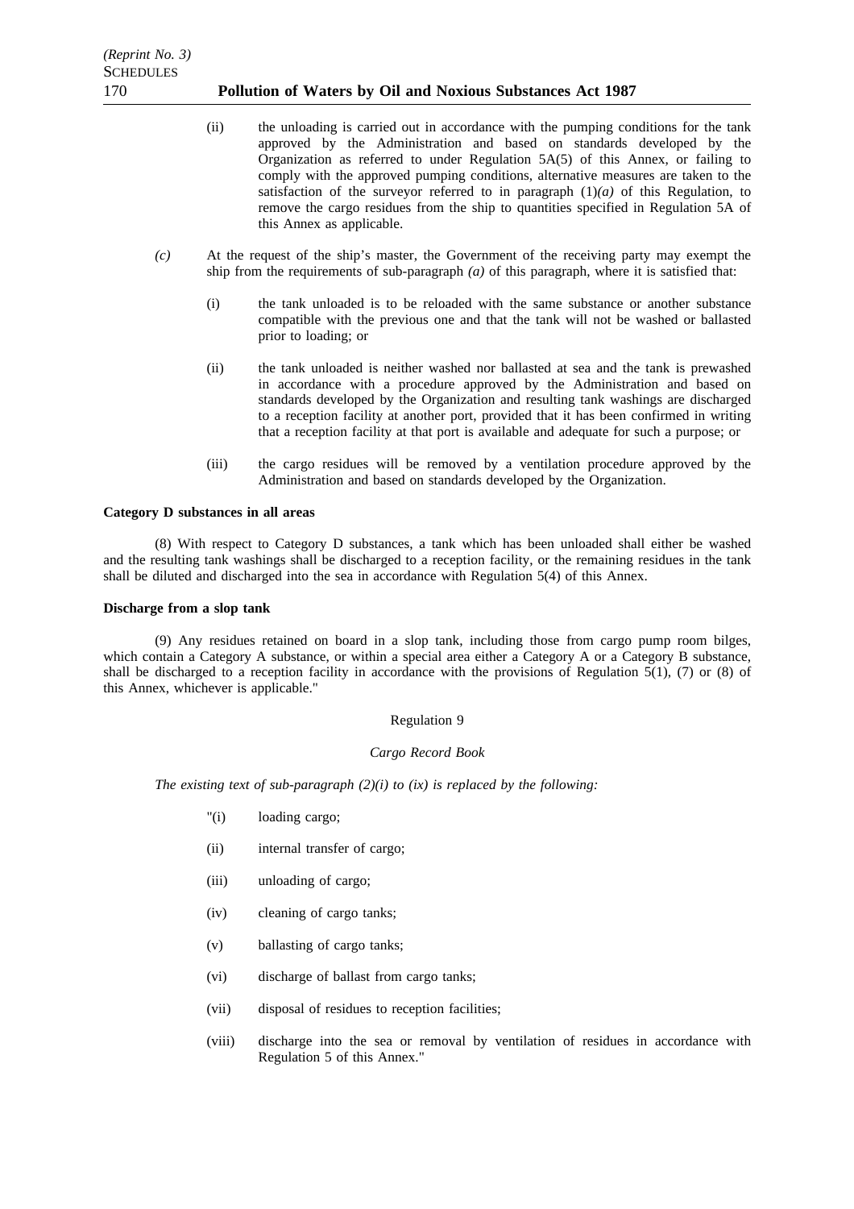(ii) the unloading is carried out in accordance with the pumping conditions for the tank approved by the Administration and based on standards developed by the Organization as referred to under Regulation 5A(5) of this Annex, or failing to comply with the approved pumping conditions, alternative measures are taken to the satisfaction of the surveyor referred to in paragraph (1)*(a)* of this Regulation, to remove the cargo residues from the ship to quantities specified in Regulation 5A of this Annex as applicable.

*(c)* At the request of the ship's master, the Government of the receiving party may exempt the ship from the requirements of sub-paragraph *(a)* of this paragraph, where it is satisfied that:

(i) the tank unloaded is to be reloaded with the same substance or another substance compatible with the previous one and that the tank will not be washed or ballasted prior to loading; or

(ii) the tank unloaded is neither washed nor ballasted at sea and the tank is prewashed in accordance with a procedure approved by the Administration and based on standards developed by the Organization and resulting tank washings are discharged to a reception facility at another port, provided that it has been confirmed in writing that a reception facility at that port is available and adequate for such a purpose; or

(iii) the cargo residues will be removed by a ventilation procedure approved by the Administration and based on standards developed by the Organization.

**Category D substances in all areas**

(8) With respect to Category D substances, a tank which has been unloaded shall either be washed and the resulting tank washings shall be discharged to a reception facility, or the remaining residues in the tank shall be diluted and discharged into the sea in accordance with Regulation 5(4) of this Annex.

**Discharge from a slop tank**

(9) Any residues retained on board in a slop tank, including those from cargo pump room bilges, which contain a Category A substance, or within a special area either a Category A or a Category B substance, shall be discharged to a reception facility in accordance with the provisions of Regulation 5(1), (7) or (8) of this Annex, whichever is applicable."

Regulation 9

*Cargo Record Book*

*The existing text of sub-paragraph (2)(i) to (ix) is replaced by the following:*

"(i) loading cargo;

(ii) internal transfer of cargo;

(iii) unloading of cargo;

(iv) cleaning of cargo tanks;

(v) ballasting of cargo tanks;

(vi) discharge of ballast from cargo tanks;

(vii) disposal of residues to reception facilities;

(viii) discharge into the sea or removal by ventilation of residues in accordance with Regulation 5 of this Annex."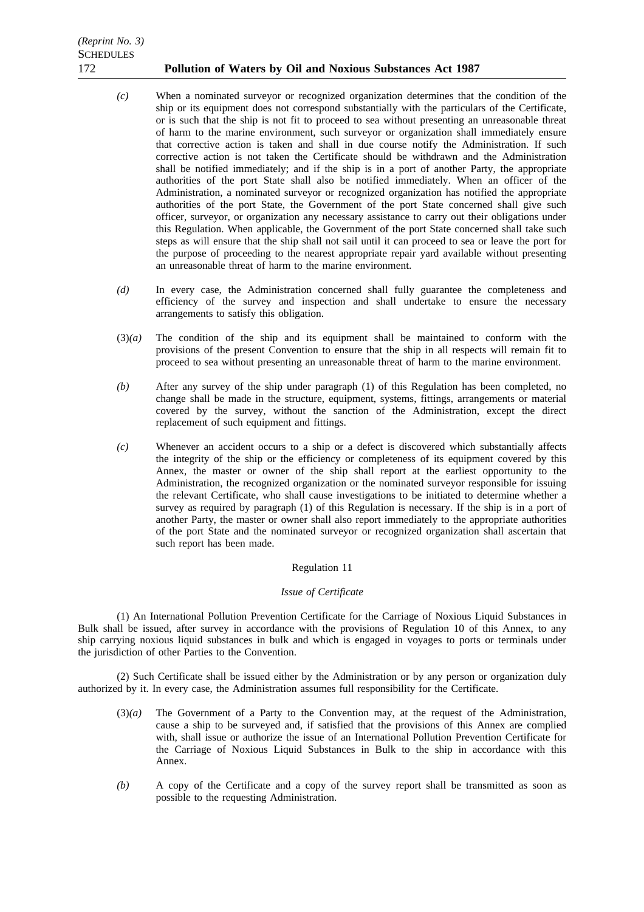(c) When a nominated surveyor or recognized organization determines that the condition of the ship or its equipment does not correspond substantially with the particulars of the Certificate, or is such that the ship is not fit to proceed to sea without presenting an unreasonable threat of harm to the marine environment, such surveyor or organization shall immediately ensure that corrective action is taken and shall in due course notify the Administration. If such corrective action is not taken the Certificate should be withdrawn and the Administration shall be notified immediately; and if the ship is in a port of another Party, the appropriate authorities of the port State shall also be notified immediately. When an officer of the Administration, a nominated surveyor or recognized organization has notified the appropriate authorities of the port State, the Government of the port State concerned shall give such officer, surveyor, or organization any necessary assistance to carry out their obligations under this Regulation. When applicable, the Government of the port State concerned shall take such steps as will ensure that the ship shall not sail until it can proceed to sea or leave the port for the purpose of proceeding to the nearest appropriate repair yard available without presenting an unreasonable threat of harm to the marine environment.

(d) In every case, the Administration concerned shall fully guarantee the completeness and efficiency of the survey and inspection and shall undertake to ensure the necessary arrangements to satisfy this obligation.

(3)(a) The condition of the ship and its equipment shall be maintained to conform with the provisions of the present Convention to ensure that the ship in all respects will remain fit to proceed to sea without presenting an unreasonable threat of harm to the marine environment.

(b) After any survey of the ship under paragraph (1) of this Regulation has been completed, no change shall be made in the structure, equipment, systems, fittings, arrangements or material covered by the survey, without the sanction of the Administration, except the direct replacement of such equipment and fittings.

(c) Whenever an accident occurs to a ship or a defect is discovered which substantially affects the integrity of the ship or the efficiency or completeness of its equipment covered by this Annex, the master or owner of the ship shall report at the earliest opportunity to the Administration, the recognized organization or the nominated surveyor responsible for issuing the relevant Certificate, who shall cause investigations to be initiated to determine whether a survey as required by paragraph (1) of this Regulation is necessary. If the ship is in a port of another Party, the master or owner shall also report immediately to the appropriate authorities of the port State and the nominated surveyor or recognized organization shall ascertain that such report has been made.

Regulation 11

*Issue of Certificate*

(1) An International Pollution Prevention Certificate for the Carriage of Noxious Liquid Substances in Bulk shall be issued, after survey in accordance with the provisions of Regulation 10 of this Annex, to any ship carrying noxious liquid substances in bulk and which is engaged in voyages to ports or terminals under the jurisdiction of other Parties to the Convention.

(2) Such Certificate shall be issued either by the Administration or by any person or organization duly authorized by it. In every case, the Administration assumes full responsibility for the Certificate.

(3)(a) The Government of a Party to the Convention may, at the request of the Administration, cause a ship to be surveyed and, if satisfied that the provisions of this Annex are complied with, shall issue or authorize the issue of an International Pollution Prevention Certificate for the Carriage of Noxious Liquid Substances in Bulk to the ship in accordance with this Annex.

(b) A copy of the Certificate and a copy of the survey report shall be transmitted as soon as possible to the requesting Administration.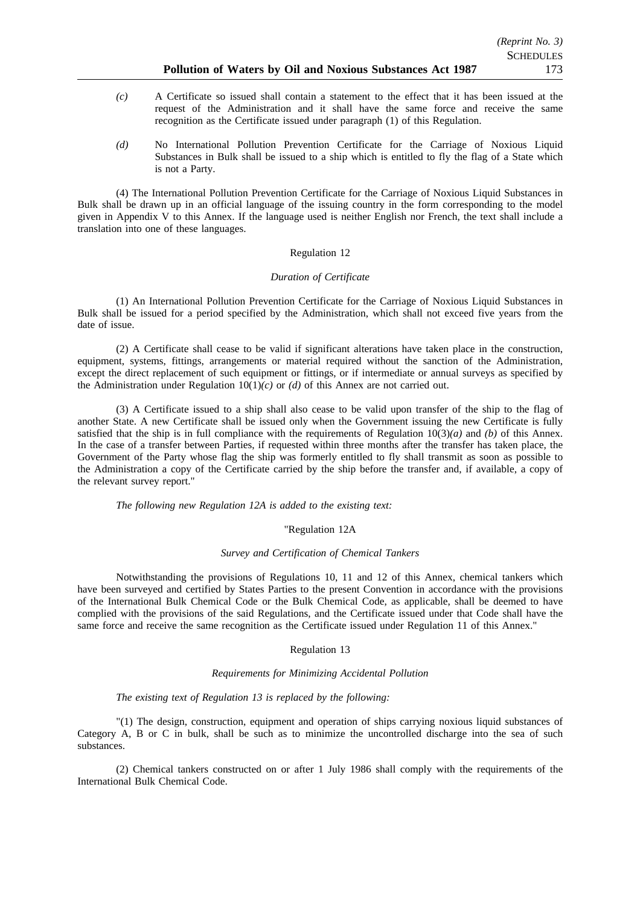*(c)* A Certificate so issued shall contain a statement to the effect that it has been issued at the request of the Administration and it shall have the same force and receive the same recognition as the Certificate issued under paragraph (1) of this Regulation.

*(d)* No International Pollution Prevention Certificate for the Carriage of Noxious Liquid Substances in Bulk shall be issued to a ship which is entitled to fly the flag of a State which is not a Party.

(4) The International Pollution Prevention Certificate for the Carriage of Noxious Liquid Substances in Bulk shall be drawn up in an official language of the issuing country in the form corresponding to the model given in Appendix V to this Annex. If the language used is neither English nor French, the text shall include a translation into one of these languages.

Regulation 12

*Duration of Certificate*

(1) An International Pollution Prevention Certificate for the Carriage of Noxious Liquid Substances in Bulk shall be issued for a period specified by the Administration, which shall not exceed five years from the date of issue.

(2) A Certificate shall cease to be valid if significant alterations have taken place in the construction, equipment, systems, fittings, arrangements or material required without the sanction of the Administration, except the direct replacement of such equipment or fittings, or if intermediate or annual surveys as specified by the Administration under Regulation 10(1)*(c)* or *(d)* of this Annex are not carried out.

(3) A Certificate issued to a ship shall also cease to be valid upon transfer of the ship to the flag of another State. A new Certificate shall be issued only when the Government issuing the new Certificate is fully satisfied that the ship is in full compliance with the requirements of Regulation 10(3)*(a)* and *(b)* of this Annex. In the case of a transfer between Parties, if requested within three months after the transfer has taken place, the Government of the Party whose flag the ship was formerly entitled to fly shall transmit as soon as possible to the Administration a copy of the Certificate carried by the ship before the transfer and, if available, a copy of the relevant survey report."

*The following new Regulation 12A is added to the existing text:*

"Regulation 12A

*Survey and Certification of Chemical Tankers*

Notwithstanding the provisions of Regulations 10, 11 and 12 of this Annex, chemical tankers which have been surveyed and certified by States Parties to the present Convention in accordance with the provisions of the International Bulk Chemical Code or the Bulk Chemical Code, as applicable, shall be deemed to have complied with the provisions of the said Regulations, and the Certificate issued under that Code shall have the same force and receive the same recognition as the Certificate issued under Regulation 11 of this Annex."

Regulation 13

*Requirements for Minimizing Accidental Pollution*

*The existing text of Regulation 13 is replaced by the following:*

"(1) The design, construction, equipment and operation of ships carrying noxious liquid substances of Category A, B or C in bulk, shall be such as to minimize the uncontrolled discharge into the sea of such substances.

(2) Chemical tankers constructed on or after 1 July 1986 shall comply with the requirements of the International Bulk Chemical Code.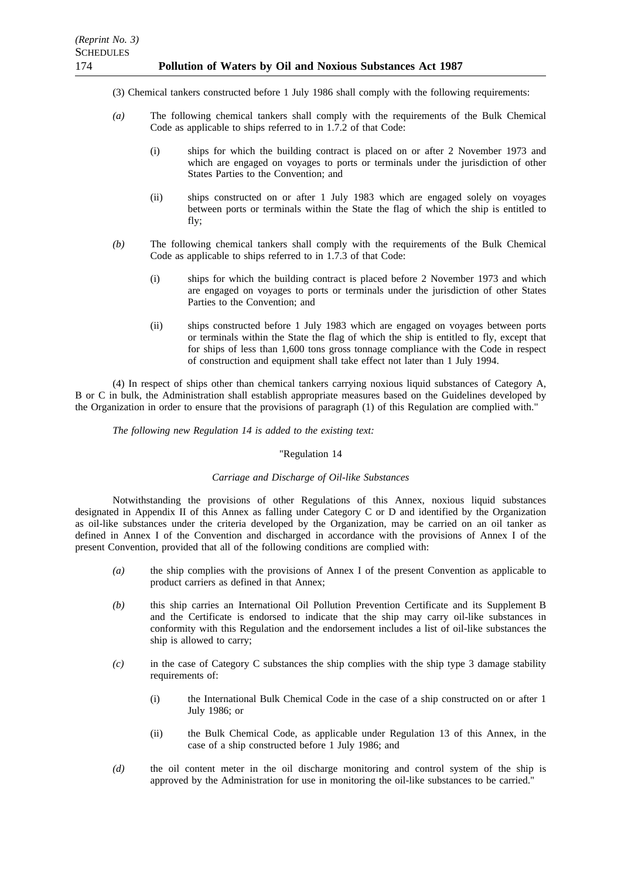(3) Chemical tankers constructed before 1 July 1986 shall comply with the following requirements:

*(a)* The following chemical tankers shall comply with the requirements of the Bulk Chemical Code as applicable to ships referred to in 1.7.2 of that Code:

(i) ships for which the building contract is placed on or after 2 November 1973 and which are engaged on voyages to ports or terminals under the jurisdiction of other States Parties to the Convention; and

(ii) ships constructed on or after 1 July 1983 which are engaged solely on voyages between ports or terminals within the State the flag of which the ship is entitled to fly;

*(b)* The following chemical tankers shall comply with the requirements of the Bulk Chemical Code as applicable to ships referred to in 1.7.3 of that Code:

(i) ships for which the building contract is placed before 2 November 1973 and which are engaged on voyages to ports or terminals under the jurisdiction of other States Parties to the Convention; and

(ii) ships constructed before 1 July 1983 which are engaged on voyages between ports or terminals within the State the flag of which the ship is entitled to fly, except that for ships of less than 1,600 tons gross tonnage compliance with the Code in respect of construction and equipment shall take effect not later than 1 July 1994.

(4) In respect of ships other than chemical tankers carrying noxious liquid substances of Category A, B or C in bulk, the Administration shall establish appropriate measures based on the Guidelines developed by the Organization in order to ensure that the provisions of paragraph (1) of this Regulation are complied with."

*The following new Regulation 14 is added to the existing text:*

"Regulation 14

*Carriage and Discharge of Oil-like Substances*

Notwithstanding the provisions of other Regulations of this Annex, noxious liquid substances designated in Appendix II of this Annex as falling under Category C or D and identified by the Organization as oil-like substances under the criteria developed by the Organization, may be carried on an oil tanker as defined in Annex I of the Convention and discharged in accordance with the provisions of Annex I of the present Convention, provided that all of the following conditions are complied with:

*(a)* the ship complies with the provisions of Annex I of the present Convention as applicable to product carriers as defined in that Annex;

*(b)* this ship carries an International Oil Pollution Prevention Certificate and its Supplement B and the Certificate is endorsed to indicate that the ship may carry oil-like substances in conformity with this Regulation and the endorsement includes a list of oil-like substances the ship is allowed to carry;

*(c)* in the case of Category C substances the ship complies with the ship type 3 damage stability requirements of:

(i) the International Bulk Chemical Code in the case of a ship constructed on or after 1 July 1986; or

(ii) the Bulk Chemical Code, as applicable under Regulation 13 of this Annex, in the case of a ship constructed before 1 July 1986; and

*(d)* the oil content meter in the oil discharge monitoring and control system of the ship is approved by the Administration for use in monitoring the oil-like substances to be carried."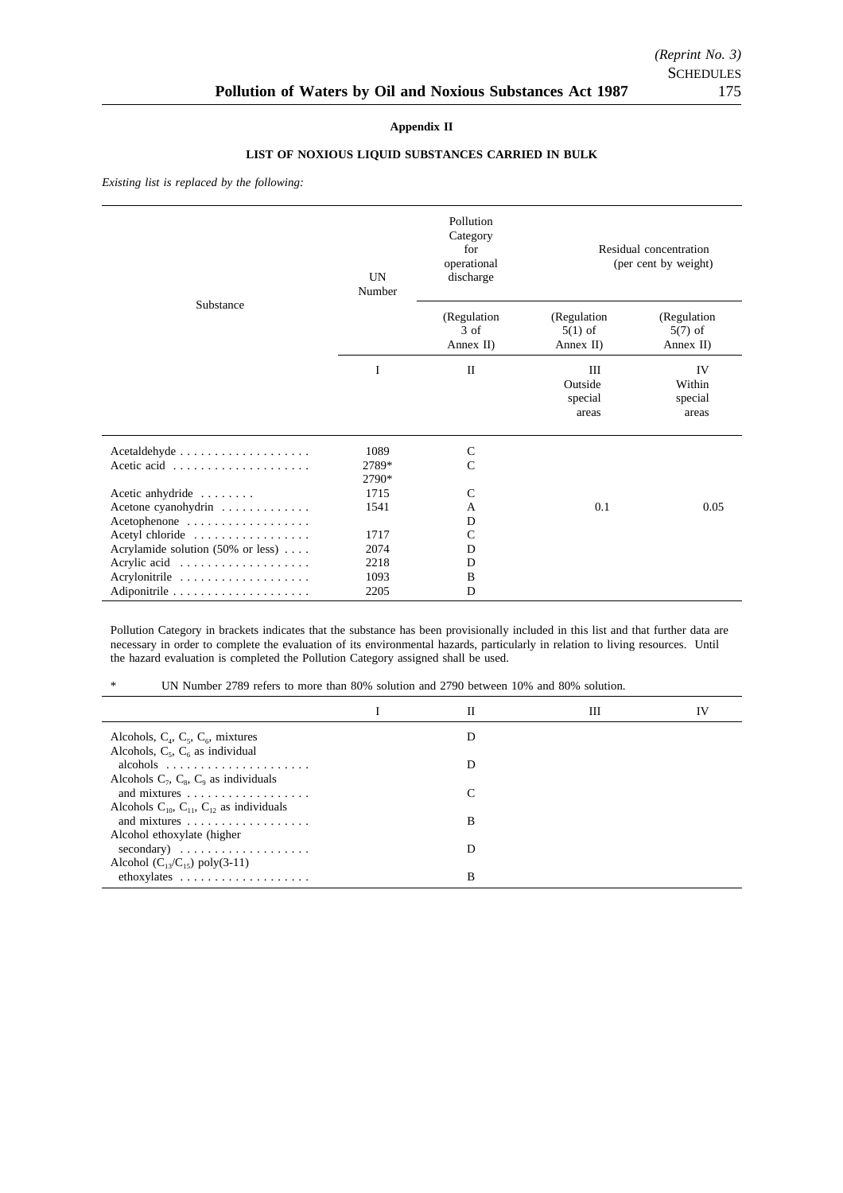**Appendix II**

**LIST OF NOXIOUS LIQUID SUBSTANCES CARRIED IN BULK**

*Existing list is replaced by the following:*

| Substance | UN Number | Pollution Category for operational discharge (Regulation 3 of Annex II) | Residual concentration (per cent by weight) (Regulation 5(1) of Annex II) | (Regulation 5(7) of Annex II) |
|---|---|---|---|---|
| | I | II | III Outside special areas | IV Within special areas |
| Acetaldehyde | 1089 | C | | |
| Acetic acid | 2789* 2790* | C | | |
| Acetic anhydride | 1715 | C | | |
| Acetone cyanohydrin | 1541 | A | 0.1 | 0.05 |
| Acetophenone | | D | | |
| Acetyl chloride | 1717 | C | | |
| Acrylamide solution (50% or less) | 2074 | D | | |
| Acrylic acid | 2218 | D | | |
| Acrylonitrile | 1093 | B | | |
| Adiponitrile | 2205 | D | | |

Pollution Category in brackets indicates that the substance has been provisionally included in this list and that further data are necessary in order to complete the evaluation of its environmental hazards, particularly in relation to living resources. Until the hazard evaluation is completed the Pollution Category assigned shall be used.

\* UN Number 2789 refers to more than 80% solution and 2790 between 10% and 80% solution.

| | I | II | III | IV |
|---|---|---|---|---|
| Alcohols, $C_4$, $C_5$, $C_6$, mixtures | | D | | |
| Alcohols, $C_5$, $C_6$ as individual alcohols | | D | | |
| Alcohols $C_7$, $C_8$, $C_9$ as individuals and mixtures | | C | | |
| Alcohols $C_{10}$, $C_{11}$, $C_{12}$ as individuals and mixtures | | B | | |
| Alcohol ethoxylate (higher secondary) | | D | | |
| Alcohol ($C_{13}$/$C_{15}$) poly(3-11) ethoxylates | | B | | |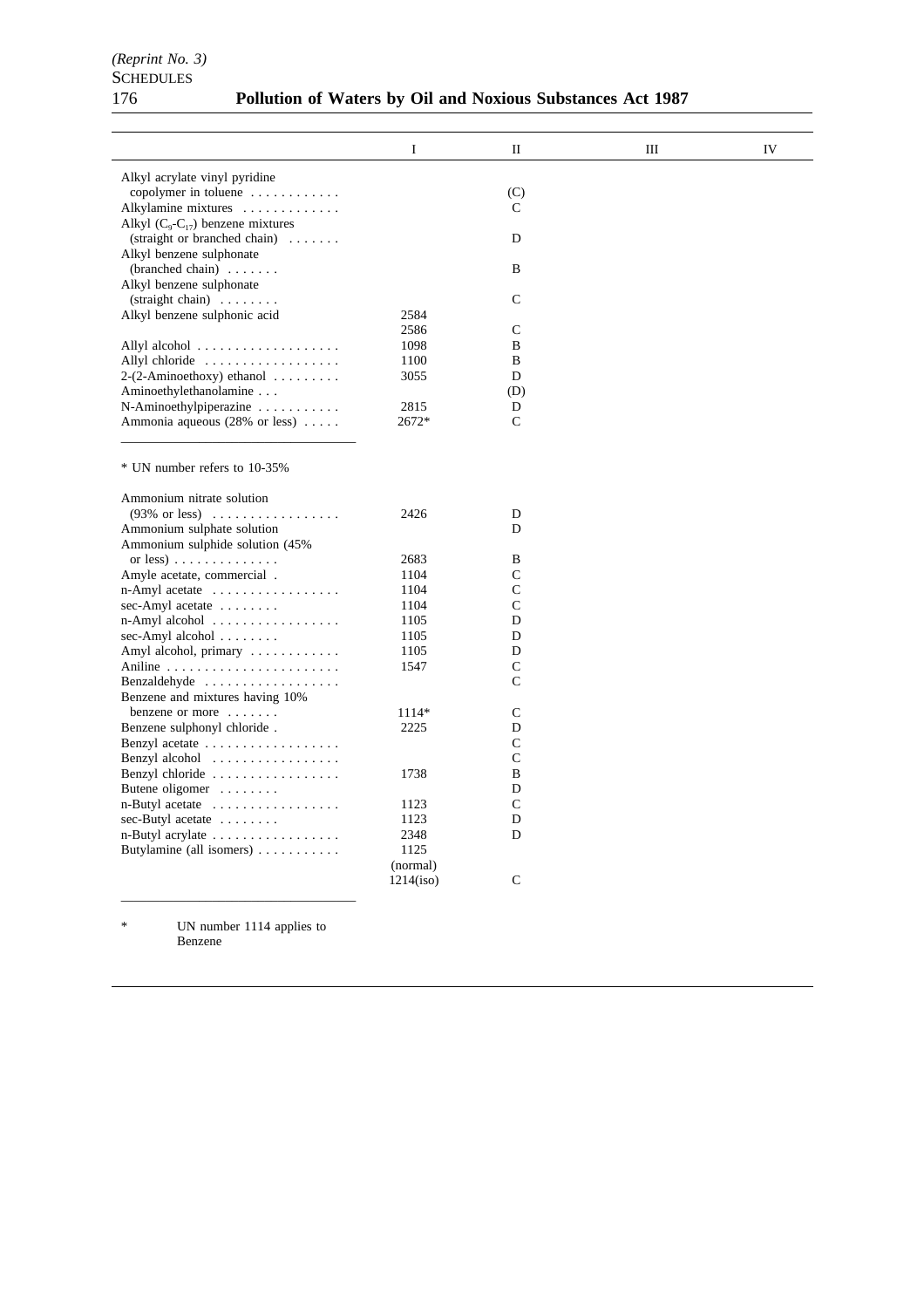| | I | II | III | IV |
|---|---|---|---|---|
| Alkyl acrylate vinyl pyridine copolymer in toluene | | (C) | | |
| Alkylamine mixtures | | C | | |
| Alkyl ($C_9$-$C_{17}$) benzene mixtures (straight or branched chain) | | D | | |
| Alkyl benzene sulphonate (branched chain) | | B | | |
| Alkyl benzene sulphonate (straight chain) | | C | | |
| Alkyl benzene sulphonic acid | 2584<br>2586 | C | | |
| Allyl alcohol | 1098 | B | | |
| Allyl chloride | 1100 | B | | |
| 2-(2-Aminoethoxy) ethanol | 3055 | D | | |
| Aminoethylethanolamine | | (D) | | |
| N-Aminoethylpiperazine | 2815 | D | | |
| Ammonia aqueous (28% or less) | 2672* | C | | |

* UN number refers to 10-35%

| | I | II | III | IV |
|---|---|---|---|---|
| Ammonium nitrate solution (93% or less) | 2426 | D | | |
| Ammonium sulphate solution | | D | | |
| Ammonium sulphide solution (45% or less) | 2683 | B | | |
| Amyle acetate, commercial | 1104 | C | | |
| n-Amyl acetate | 1104 | C | | |
| sec-Amyl acetate | 1104 | C | | |
| n-Amyl alcohol | 1105 | D | | |
| sec-Amyl alcohol | 1105 | D | | |
| Amyl alcohol, primary | 1105 | D | | |
| Aniline | 1547 | C | | |
| Benzaldehyde | | C | | |
| Benzene and mixtures having 10% benzene or more | 1114* | C | | |
| Benzene sulphonyl chloride | 2225 | D | | |
| Benzyl acetate | | C | | |
| Benzyl alcohol | | C | | |
| Benzyl chloride | 1738 | B | | |
| Butene oligomer | | D | | |
| n-Butyl acetate | 1123 | C | | |
| sec-Butyl acetate | 1123 | D | | |
| n-Butyl acrylate | 2348 | D | | |
| Butylamine (all isomers) | 1125 (normal)<br>1214(iso) | C | | |

* UN number 1114 applies to Benzene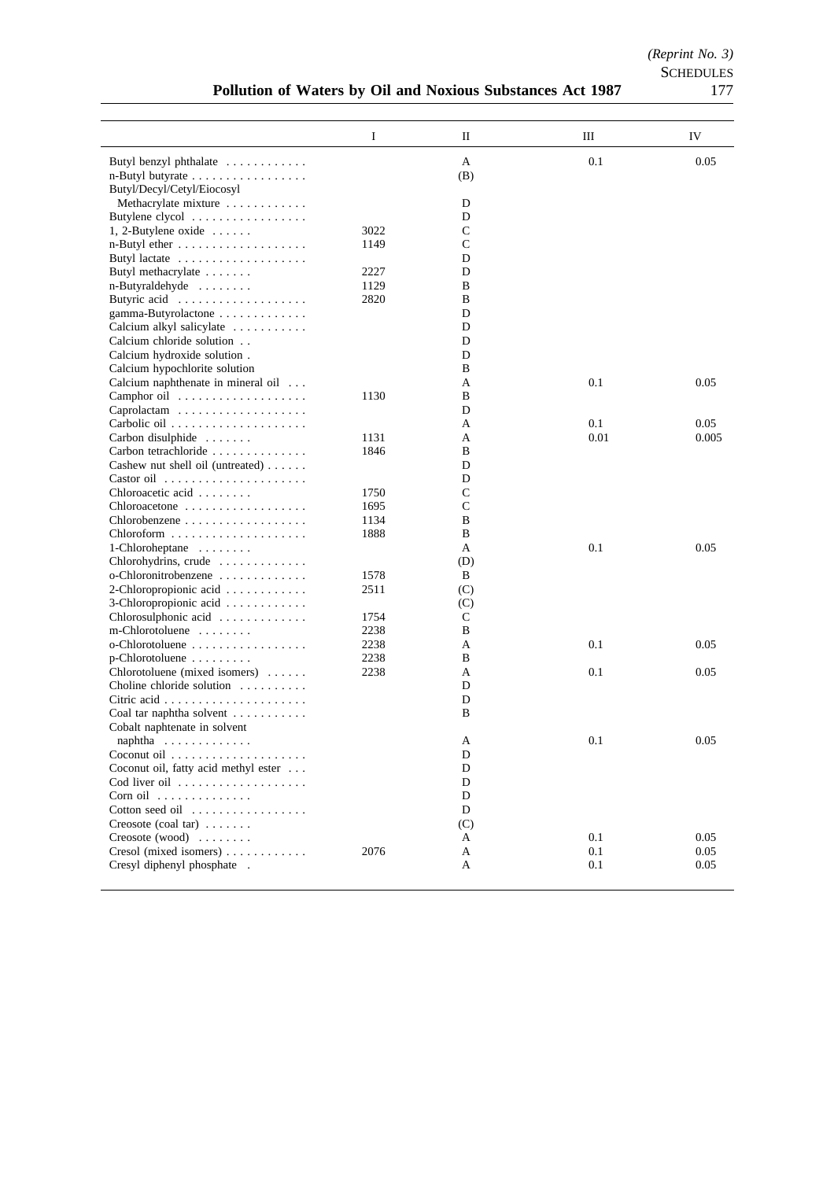| | I | II | III | IV |
|---|---|---|---|---|
| Butyl benzyl phthalate | | A | 0.1 | 0.05 |
| n-Butyl butyrate | | (B) | | |
| Butyl/Decyl/Cetyl/Eiocosyl Methacrylate mixture | | D | | |
| Butylene clycol | | D | | |
| 1, 2-Butylene oxide | 3022 | C | | |
| n-Butyl ether | 1149 | C | | |
| Butyl lactate | | D | | |
| Butyl methacrylate | 2227 | D | | |
| n-Butyraldehyde | 1129 | B | | |
| Butyric acid | 2820 | B | | |
| gamma-Butyrolactone | | D | | |
| Calcium alkyl salicylate | | D | | |
| Calcium chloride solution | | D | | |
| Calcium hydroxide solution | | D | | |
| Calcium hypochlorite solution | | B | | |
| Calcium naphthenate in mineral oil | | A | 0.1 | 0.05 |
| Camphor oil | 1130 | B | | |
| Caprolactam | | D | | |
| Carbolic oil | | A | 0.1 | 0.05 |
| Carbon disulphide | 1131 | A | 0.01 | 0.005 |
| Carbon tetrachloride | 1846 | B | | |
| Cashew nut shell oil (untreated) | | D | | |
| Castor oil | | D | | |
| Chloroacetic acid | 1750 | C | | |
| Chloroacetone | 1695 | C | | |
| Chlorobenzene | 1134 | B | | |
| Chloroform | 1888 | B | | |
| 1-Chloroheptane | | A | 0.1 | 0.05 |
| Chlorohydrins, crude | | (D) | | |
| o-Chloronitrobenzene | 1578 | B | | |
| 2-Chloropropionic acid | 2511 | (C) | | |
| 3-Chloropropionic acid | | (C) | | |
| Chlorosulphonic acid | 1754 | C | | |
| m-Chlorotoluene | 2238 | B | | |
| o-Chlorotoluene | 2238 | A | 0.1 | 0.05 |
| p-Chlorotoluene | 2238 | B | | |
| Chlorotoluene (mixed isomers) | 2238 | A | 0.1 | 0.05 |
| Choline chloride solution | | D | | |
| Citric acid | | D | | |
| Coal tar naphtha solvent | | B | | |
| Cobalt naphtenate in solvent naphtha | | A | 0.1 | 0.05 |
| Coconut oil | | D | | |
| Coconut oil, fatty acid methyl ester | | D | | |
| Cod liver oil | | D | | |
| Corn oil | | D | | |
| Cotton seed oil | | D | | |
| Creosote (coal tar) | | (C) | | |
| Creosote (wood) | | A | 0.1 | 0.05 |
| Cresol (mixed isomers) | 2076 | A | 0.1 | 0.05 |
| Cresyl diphenyl phosphate | | A | 0.1 | 0.05 |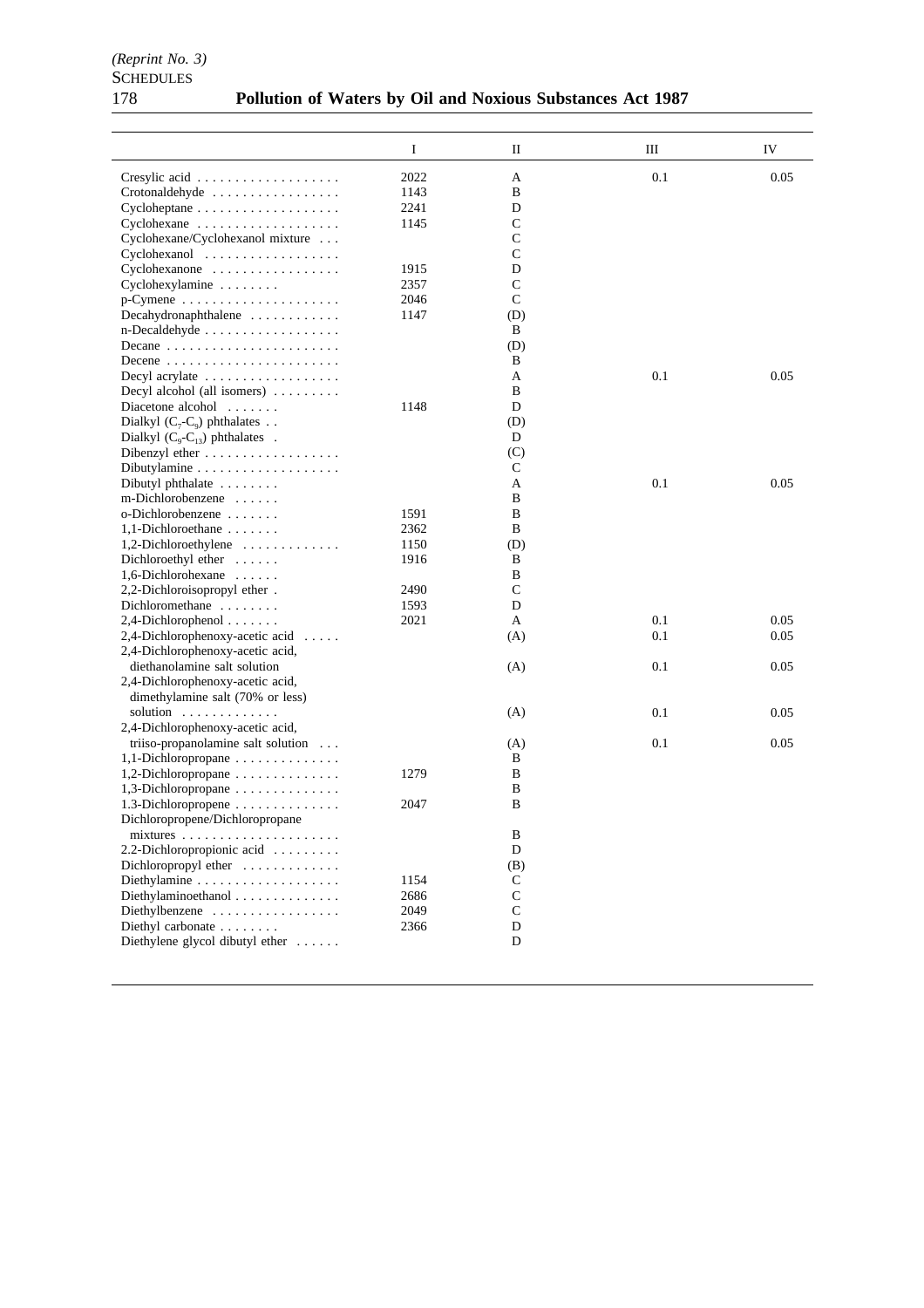| | I | II | III | IV |
|---|---|---|---|---|
| Cresylic acid | 2022 | A | 0.1 | 0.05 |
| Crotonaldehyde | 1143 | B | | |
| Cycloheptane | 2241 | D | | |
| Cyclohexane | 1145 | C | | |
| Cyclohexane/Cyclohexanol mixture | | C | | |
| Cyclohexanol | | C | | |
| Cyclohexanone | 1915 | D | | |
| Cyclohexylamine | 2357 | C | | |
| p-Cymene | 2046 | C | | |
| Decahydronaphthalene | 1147 | (D) | | |
| n-Decaldehyde | | B | | |
| Decane | | (D) | | |
| Decene | | B | | |
| Decyl acrylate | | A | 0.1 | 0.05 |
| Decyl alcohol (all isomers) | | B | | |
| Diacetone alcohol | 1148 | D | | |
| Dialkyl ($C_7$-$C_9$) phthalates | | (D) | | |
| Dialkyl ($C_9$-$C_{13}$) phthalates | | D | | |
| Dibenzyl ether | | (C) | | |
| Dibutylamine | | C | | |
| Dibutyl phthalate | | A | 0.1 | 0.05 |
| m-Dichlorobenzene | | B | | |
| o-Dichlorobenzene | 1591 | B | | |
| 1,1-Dichloroethane | 2362 | B | | |
| 1,2-Dichloroethylene | 1150 | (D) | | |
| Dichloroethyl ether | 1916 | B | | |
| 1,6-Dichlorohexane | | B | | |
| 2,2-Dichloroisopropyl ether | 2490 | C | | |
| Dichloromethane | 1593 | D | | |
| 2,4-Dichlorophenol | 2021 | A | 0.1 | 0.05 |
| 2,4-Dichlorophenoxy-acetic acid | | (A) | 0.1 | 0.05 |
| 2,4-Dichlorophenoxy-acetic acid, diethanolamine salt solution | | (A) | 0.1 | 0.05 |
| 2,4-Dichlorophenoxy-acetic acid, dimethylamine salt (70% or less) solution | | (A) | 0.1 | 0.05 |
| 2,4-Dichlorophenoxy-acetic acid, triiso-propanolamine salt solution | | (A) | 0.1 | 0.05 |
| 1,1-Dichloropropane | | B | | |
| 1,2-Dichloropropane | 1279 | B | | |
| 1,3-Dichloropropane | | B | | |
| 1.3-Dichloropropene | 2047 | B | | |
| Dichloropropene/Dichloropropane mixtures | | B | | |
| 2.2-Dichloropropionic acid | | D | | |
| Dichloropropyl ether | | (B) | | |
| Diethylamine | 1154 | C | | |
| Diethylaminoethanol | 2686 | C | | |
| Diethylbenzene | 2049 | C | | |
| Diethyl carbonate | 2366 | D | | |
| Diethylene glycol dibutyl ether | | D | | |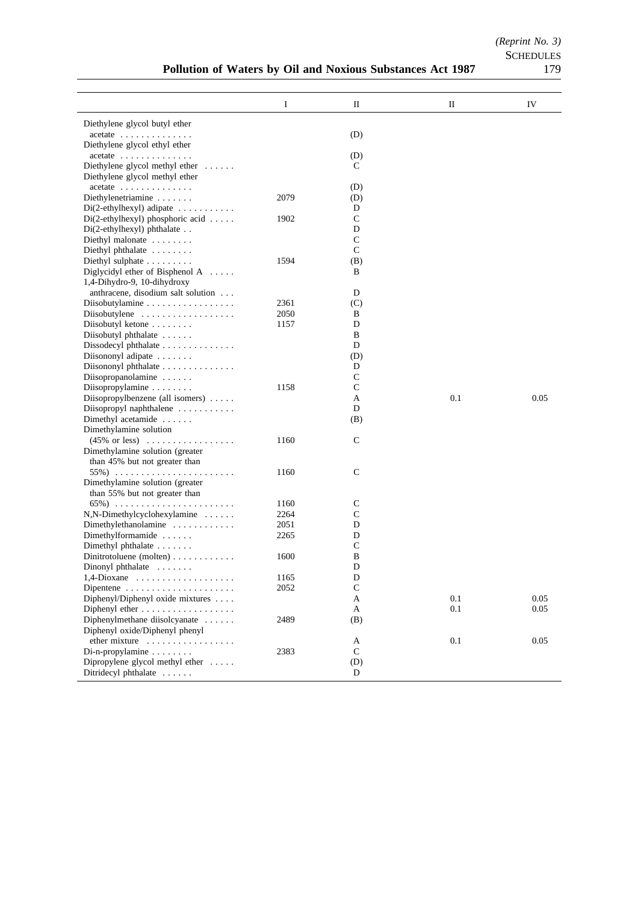| | I | II | II | IV |
|---|---|---|---|---|
| Diethylene glycol butyl ether acetate | | (D) | | |
| Diethylene glycol ethyl ether acetate | | (D) | | |
| Diethylene glycol methyl ether | | C | | |
| Diethylene glycol methyl ether acetate | | (D) | | |
| Diethylenetriamine | 2079 | (D) | | |
| Di(2-ethylhexyl) adipate | | D | | |
| Di(2-ethylhexyl) phosphoric acid | 1902 | C | | |
| Di(2-ethylhexyl) phthalate | | D | | |
| Diethyl malonate | | C | | |
| Diethyl phthalate | | C | | |
| Diethyl sulphate | 1594 | (B) | | |
| Diglycidyl ether of Bisphenol A | | B | | |
| 1,4-Dihydro-9, 10-dihydroxy anthracene, disodium salt solution | | D | | |
| Diisobutylamine | 2361 | (C) | | |
| Diisobutylene | 2050 | B | | |
| Diisobutyl ketone | 1157 | D | | |
| Diisobutyl phthalate | | B | | |
| Dissodecyl phthalate | | D | | |
| Diisononyl adipate | | (D) | | |
| Diisononyl phthalate | | D | | |
| Diisopropanolamine | | C | | |
| Diisopropylamine | 1158 | C | | |
| Diisopropylbenzene (all isomers) | | A | 0.1 | 0.05 |
| Diisopropyl naphthalene | | D | | |
| Dimethyl acetamide | | (B) | | |
| Dimethylamine solution (45% or less) | 1160 | C | | |
| Dimethylamine solution (greater than 45% but not greater than 55%) | 1160 | C | | |
| Dimethylamine solution (greater than 55% but not greater than 65%) | 1160 | C | | |
| N,N-Dimethylcyclohexylamine | 2264 | C | | |
| Dimethylethanolamine | 2051 | D | | |
| Dimethylformamide | 2265 | D | | |
| Dimethyl phthalate | | C | | |
| Dinitrotoluene (molten) | 1600 | B | | |
| Dinonyl phthalate | | D | | |
| 1,4-Dioxane | 1165 | D | | |
| Dipentene | 2052 | C | | |
| Diphenyl/Diphenyl oxide mixtures | | A | 0.1 | 0.05 |
| Diphenyl ether | | A | 0.1 | 0.05 |
| Diphenylmethane diisolcyanate | 2489 | (B) | | |
| Diphenyl oxide/Diphenyl phenyl ether mixture | | A | 0.1 | 0.05 |
| Di-n-propylamine | 2383 | C | | |
| Dipropylene glycol methyl ether | | (D) | | |
| Ditridecyl phthalate | | D | | |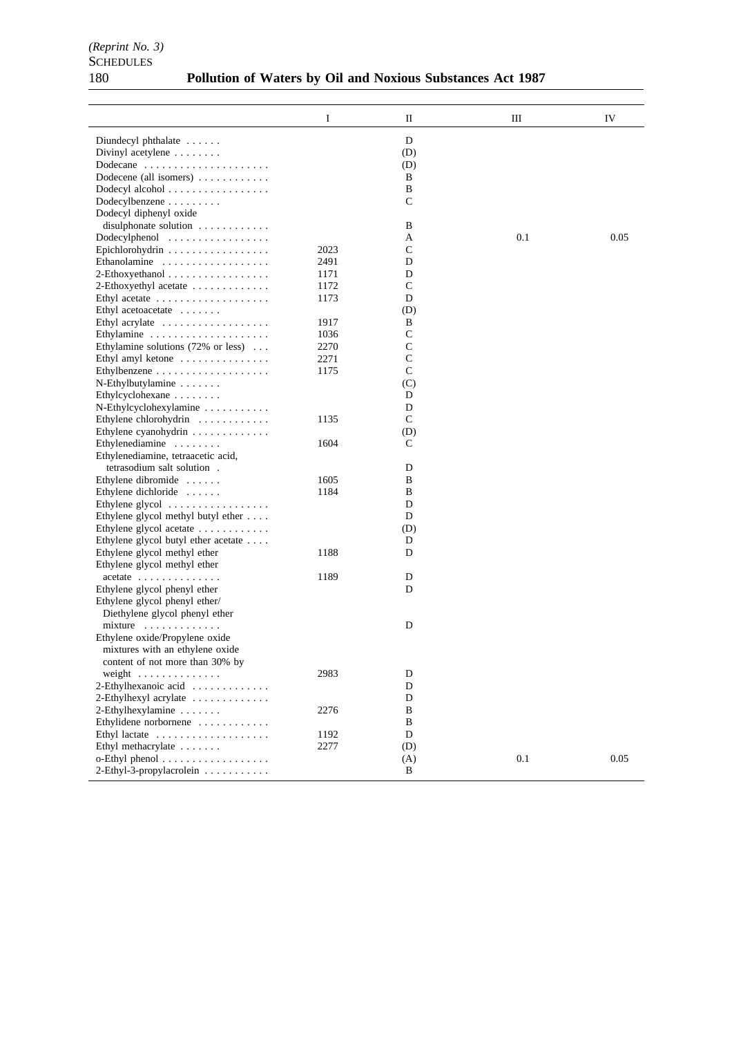| | I | II | III | IV |
|---|---|---|---|---|
| Diundecyl phthalate | | D | | |
| Divinyl acetylene | | (D) | | |
| Dodecane | | (D) | | |
| Dodecene (all isomers) | | B | | |
| Dodecyl alcohol | | B | | |
| Dodecylbenzene | | C | | |
| Dodecyl diphenyl oxide disulphonate solution | | B | | |
| Dodecylphenol | | A | 0.1 | 0.05 |
| Epichlorohydrin | 2023 | C | | |
| Ethanolamine | 2491 | D | | |
| 2-Ethoxyethanol | 1171 | D | | |
| 2-Ethoxyethyl acetate | 1172 | C | | |
| Ethyl acetate | 1173 | D | | |
| Ethyl acetoacetate | | (D) | | |
| Ethyl acrylate | 1917 | B | | |
| Ethylamine | 1036 | C | | |
| Ethylamine solutions (72% or less) | 2270 | C | | |
| Ethyl amyl ketone | 2271 | C | | |
| Ethylbenzene | 1175 | C | | |
| N-Ethylbutylamine | | (C) | | |
| Ethylcyclohexane | | D | | |
| N-Ethylcyclohexylamine | | D | | |
| Ethylene chlorohydrin | 1135 | C | | |
| Ethylene cyanohydrin | | (D) | | |
| Ethylenediamine | 1604 | C | | |
| Ethylenediamine, tetraacetic acid, tetrasodium salt solution | | D | | |
| Ethylene dibromide | 1605 | B | | |
| Ethylene dichloride | 1184 | B | | |
| Ethylene glycol | | D | | |
| Ethylene glycol methyl butyl ether | | D | | |
| Ethylene glycol acetate | | (D) | | |
| Ethylene glycol butyl ether acetate | | D | | |
| Ethylene glycol methyl ether | 1188 | D | | |
| Ethylene glycol methyl ether acetate | 1189 | D | | |
| Ethylene glycol phenyl ether | | D | | |
| Ethylene glycol phenyl ether/ Diethylene glycol phenyl ether mixture | | D | | |
| Ethylene oxide/Propylene oxide mixtures with an ethylene oxide content of not more than 30% by weight | 2983 | D | | |
| 2-Ethylhexanoic acid | | D | | |
| 2-Ethylhexyl acrylate | | D | | |
| 2-Ethylhexylamine | 2276 | B | | |
| Ethylidene norbornene | | B | | |
| Ethyl lactate | 1192 | D | | |
| Ethyl methacrylate | 2277 | (D) | | |
| o-Ethyl phenol | | (A) | 0.1 | 0.05 |
| 2-Ethyl-3-propylacrolein | | B | | |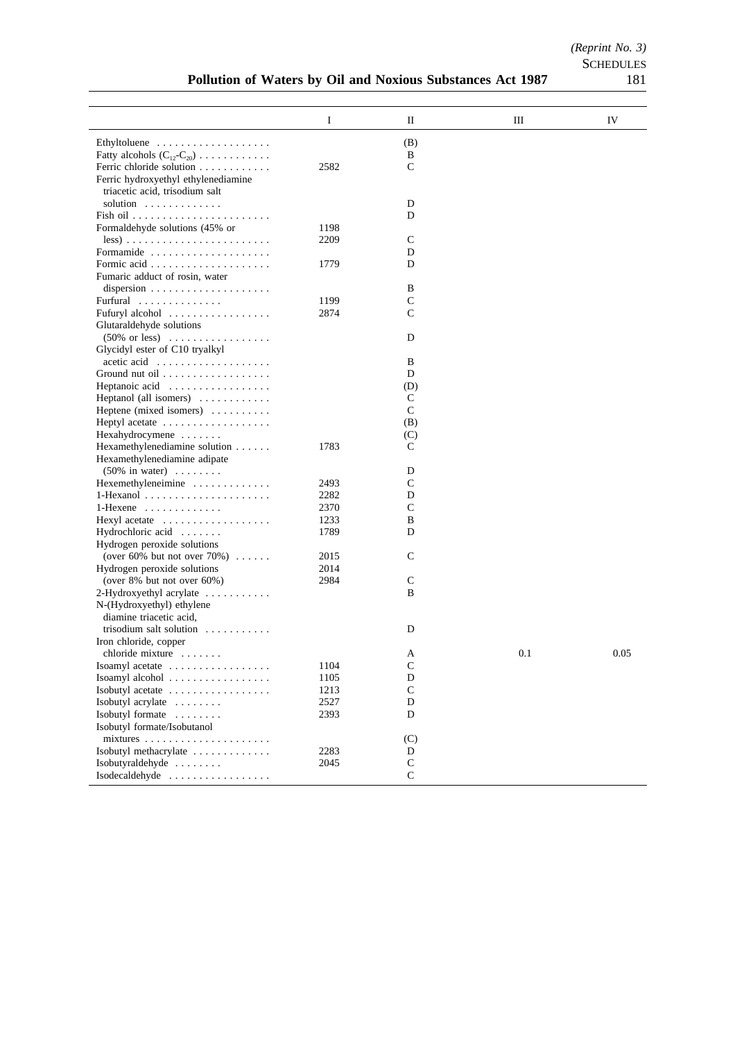| | I | II | III | IV |
|---|---|---|---|---|
| Ethyltoluene | | (B) | | |
| Fatty alcohols ($C_{12}$-$C_{20}$) | | B | | |
| Ferric chloride solution | 2582 | C | | |
| Ferric hydroxyethyl ethylenediamine triacetic acid, trisodium salt solution | | D | | |
| Fish oil | | D | | |
| Formaldehyde solutions (45% or less) | 1198<br>2209 | C | | |
| Formamide | | D | | |
| Formic acid | 1779 | D | | |
| Fumaric adduct of rosin, water dispersion | | B | | |
| Furfural | 1199 | C | | |
| Fufuryl alcohol | 2874 | C | | |
| Glutaraldehyde solutions (50% or less) | | D | | |
| Glycidyl ester of C10 tryalkyl acetic acid | | B | | |
| Ground nut oil | | D | | |
| Heptanoic acid | | (D) | | |
| Heptanol (all isomers) | | C | | |
| Heptene (mixed isomers) | | C | | |
| Heptyl acetate | | (B) | | |
| Hexahydrocymene | | (C) | | |
| Hexamethylenediamine solution | 1783 | C | | |
| Hexamethylenediamine adipate (50% in water) | | D | | |
| Hexemethyleneimine | 2493 | C | | |
| 1-Hexanol | 2282 | D | | |
| 1-Hexene | 2370 | C | | |
| Hexyl acetate | 1233 | B | | |
| Hydrochloric acid | 1789 | D | | |
| Hydrogen peroxide solutions (over 60% but not over 70%) | 2015 | C | | |
| Hydrogen peroxide solutions (over 8% but not over 60%) | 2014<br>2984 | C | | |
| 2-Hydroxyethyl acrylate | | B | | |
| N-(Hydroxyethyl) ethylene diamine triacetic acid, trisodium salt solution | | D | | |
| Iron chloride, copper chloride mixture | | A | 0.1 | 0.05 |
| Isoamyl acetate | 1104 | C | | |
| Isoamyl alcohol | 1105 | D | | |
| Isobutyl acetate | 1213 | C | | |
| Isobutyl acrylate | 2527 | D | | |
| Isobutyl formate | 2393 | D | | |
| Isobutyl formate/Isobutanol mixtures | | (C) | | |
| Isobutyl methacrylate | 2283 | D | | |
| Isobutyraldehyde | 2045 | C | | |
| Isodecaldehyde | | C | | |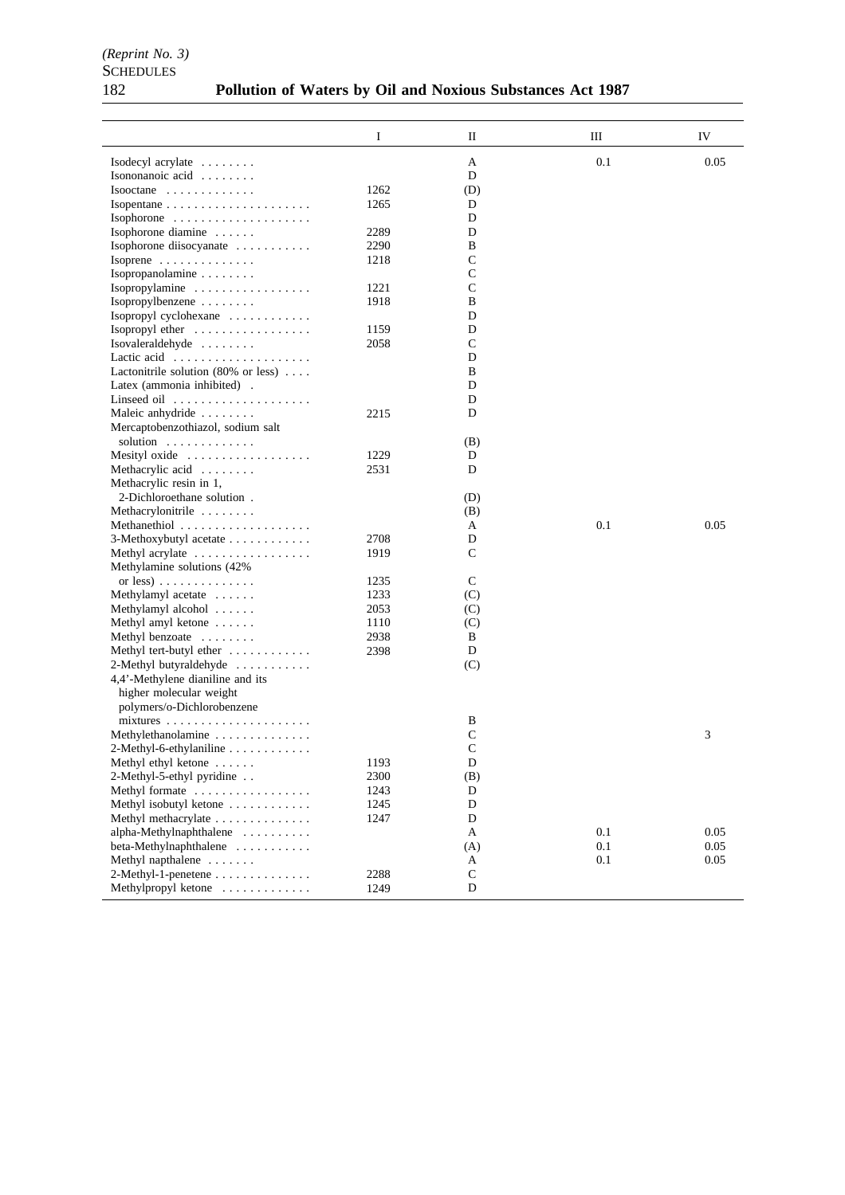| | I | II | III | IV |
|---|---|---|---|---|
| Isodecyl acrylate | | A | 0.1 | 0.05 |
| Isononanoic acid | | D | | |
| Isooctane | 1262 | (D) | | |
| Isopentane | 1265 | D | | |
| Isophorone | | D | | |
| Isophorone diamine | 2289 | D | | |
| Isophorone diisocyanate | 2290 | B | | |
| Isoprene | 1218 | C | | |
| Isopropanolamine | | C | | |
| Isopropylamine | 1221 | C | | |
| Isopropylbenzene | 1918 | B | | |
| Isopropyl cyclohexane | | D | | |
| Isopropyl ether | 1159 | D | | |
| Isovaleraldehyde | 2058 | C | | |
| Lactic acid | | D | | |
| Lactonitrile solution (80% or less) | | B | | |
| Latex (ammonia inhibited) | | D | | |
| Linseed oil | | D | | |
| Maleic anhydride | 2215 | D | | |
| Mercaptobenzothiazol, sodium salt solution | | (B) | | |
| Mesityl oxide | 1229 | D | | |
| Methacrylic acid | 2531 | D | | |
| Methacrylic resin in 1, 2-Dichloroethane solution | | (D) | | |
| Methacrylonitrile | | (B) | | |
| Methanethiol | | A | 0.1 | 0.05 |
| 3-Methoxybutyl acetate | 2708 | D | | |
| Methyl acrylate | 1919 | C | | |
| Methylamine solutions (42% or less) | 1235 | C | | |
| Methylamyl acetate | 1233 | (C) | | |
| Methylamyl alcohol | 2053 | (C) | | |
| Methyl amyl ketone | 1110 | (C) | | |
| Methyl benzoate | 2938 | B | | |
| Methyl tert-butyl ether | 2398 | D | | |
| 2-Methyl butyraldehyde | | (C) | | |
| 4,4'-Methylene dianiline and its higher molecular weight polymers/o-Dichlorobenzene mixtures | | B | | |
| Methylethanolamine | | C | | 3 |
| 2-Methyl-6-ethylaniline | | C | | |
| Methyl ethyl ketone | 1193 | D | | |
| 2-Methyl-5-ethyl pyridine | 2300 | (B) | | |
| Methyl formate | 1243 | D | | |
| Methyl isobutyl ketone | 1245 | D | | |
| Methyl methacrylate | 1247 | D | | |
| alpha-Methylnaphthalene | | A | 0.1 | 0.05 |
| beta-Methylnaphthalene | | (A) | 0.1 | 0.05 |
| Methyl napthalene | | A | 0.1 | 0.05 |
| 2-Methyl-1-penetene | 2288 | C | | |
| Methylpropyl ketone | 1249 | D | | |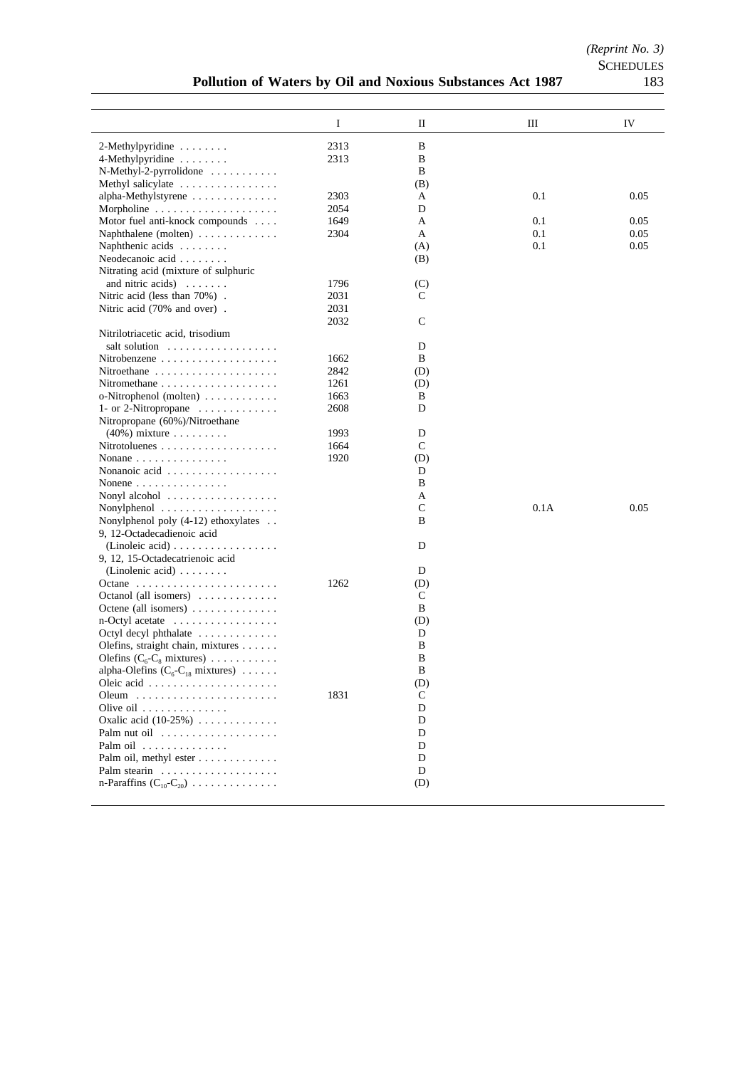|  | I | II | III | IV |
|---|---|---|---|---|
| 2-Methylpyridine | 2313 | B |  |  |
| 4-Methylpyridine | 2313 | B |  |  |
| N-Methyl-2-pyrrolidone |  | B |  |  |
| Methyl salicylate |  | (B) |  |  |
| alpha-Methylstyrene | 2303 | A | 0.1 | 0.05 |
| Morpholine | 2054 | D |  |  |
| Motor fuel anti-knock compounds | 1649 | A | 0.1 | 0.05 |
| Naphthalene (molten) | 2304 | A | 0.1 | 0.05 |
| Naphthenic acids |  | (A) | 0.1 | 0.05 |
| Neodecanoic acid |  | (B) |  |  |
| Nitrating acid (mixture of sulphuric and nitric acids) | 1796 | (C) |  |  |
| Nitric acid (less than 70%) | 2031 | C |  |  |
| Nitric acid (70% and over) | 2031<br>2032 | C |  |  |
| Nitrilotriacetic acid, trisodium salt solution |  | D |  |  |
| Nitrobenzene | 1662 | B |  |  |
| Nitroethane | 2842 | (D) |  |  |
| Nitromethane | 1261 | (D) |  |  |
| o-Nitrophenol (molten) | 1663 | B |  |  |
| 1- or 2-Nitropropane | 2608 | D |  |  |
| Nitropropane (60%)/Nitroethane (40%) mixture | 1993 | D |  |  |
| Nitrotoluenes | 1664 | C |  |  |
| Nonane | 1920 | (D) |  |  |
| Nonanoic acid |  | D |  |  |
| Nonene |  | B |  |  |
| Nonyl alcohol |  | A |  |  |
| Nonylphenol |  | C | 0.1A | 0.05 |
| Nonylphenol poly (4-12) ethoxylates |  | B |  |  |
| 9, 12-Octadecadienoic acid (Linoleic acid) |  | D |  |  |
| 9, 12, 15-Octadecatrienoic acid (Linolenic acid) |  | D |  |  |
| Octane | 1262 | (D) |  |  |
| Octanol (all isomers) |  | C |  |  |
| Octene (all isomers) |  | B |  |  |
| n-Octyl acetate |  | (D) |  |  |
| Octyl decyl phthalate |  | D |  |  |
| Olefins, straight chain, mixtures |  | B |  |  |
| Olefins ($C_6$-$C_8$ mixtures) |  | B |  |  |
| alpha-Olefins ($C_6$-$C_{18}$ mixtures) |  | B |  |  |
| Oleic acid |  | (D) |  |  |
| Oleum | 1831 | C |  |  |
| Olive oil |  | D |  |  |
| Oxalic acid (10-25%) |  | D |  |  |
| Palm nut oil |  | D |  |  |
| Palm oil |  | D |  |  |
| Palm oil, methyl ester |  | D |  |  |
| Palm stearin |  | D |  |  |
| n-Paraffins ($C_{10}$-$C_{20}$) |  | (D) |  |  |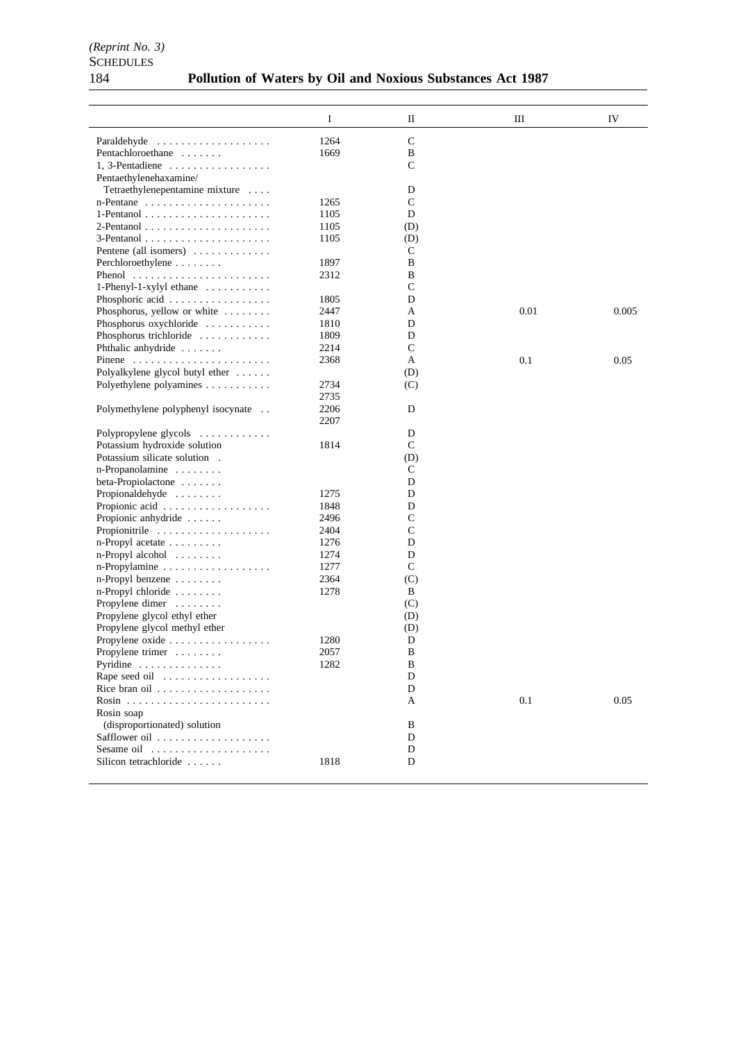| | I | II | III | IV |
|---|---|---|---|---|
| Paraldehyde | 1264 | C | | |
| Pentachloroethane | 1669 | B | | |
| 1, 3-Pentadiene | | C | | |
| Pentaethylenehaxamine/ Tetraethylenepentamine mixture | | D | | |
| n-Pentane | 1265 | C | | |
| 1-Pentanol | 1105 | D | | |
| 2-Pentanol | 1105 | (D) | | |
| 3-Pentanol | 1105 | (D) | | |
| Pentene (all isomers) | | C | | |
| Perchloroethylene | 1897 | B | | |
| Phenol | 2312 | B | | |
| 1-Phenyl-1-xylyl ethane | | C | | |
| Phosphoric acid | 1805 | D | | |
| Phosphorus, yellow or white | 2447 | A | 0.01 | 0.005 |
| Phosphorus oxychloride | 1810 | D | | |
| Phosphorus trichloride | 1809 | D | | |
| Phthalic anhydride | 2214 | C | | |
| Pinene | 2368 | A | 0.1 | 0.05 |
| Polyalkylene glycol butyl ether | | (D) | | |
| Polyethylene polyamines | 2734 2735 | (C) | | |
| Polymethylene polyphenyl isocynate | 2206 2207 | D | | |
| Polypropylene glycols | | D | | |
| Potassium hydroxide solution | 1814 | C | | |
| Potassium silicate solution | | (D) | | |
| n-Propanolamine | | C | | |
| beta-Propiolactone | | D | | |
| Propionaldehyde | 1275 | D | | |
| Propionic acid | 1848 | D | | |
| Propionic anhydride | 2496 | C | | |
| Propionitrile | 2404 | C | | |
| n-Propyl acetate | 1276 | D | | |
| n-Propyl alcohol | 1274 | D | | |
| n-Propylamine | 1277 | C | | |
| n-Propyl benzene | 2364 | (C) | | |
| n-Propyl chloride | 1278 | B | | |
| Propylene dimer | | (C) | | |
| Propylene glycol ethyl ether | | (D) | | |
| Propylene glycol methyl ether | | (D) | | |
| Propylene oxide | 1280 | D | | |
| Propylene trimer | 2057 | B | | |
| Pyridine | 1282 | B | | |
| Rape seed oil | | D | | |
| Rice bran oil | | D | | |
| Rosin | | A | 0.1 | 0.05 |
| Rosin soap (disproportionated) solution | | B | | |
| Safflower oil | | D | | |
| Sesame oil | | D | | |
| Silicon tetrachloride | 1818 | D | | |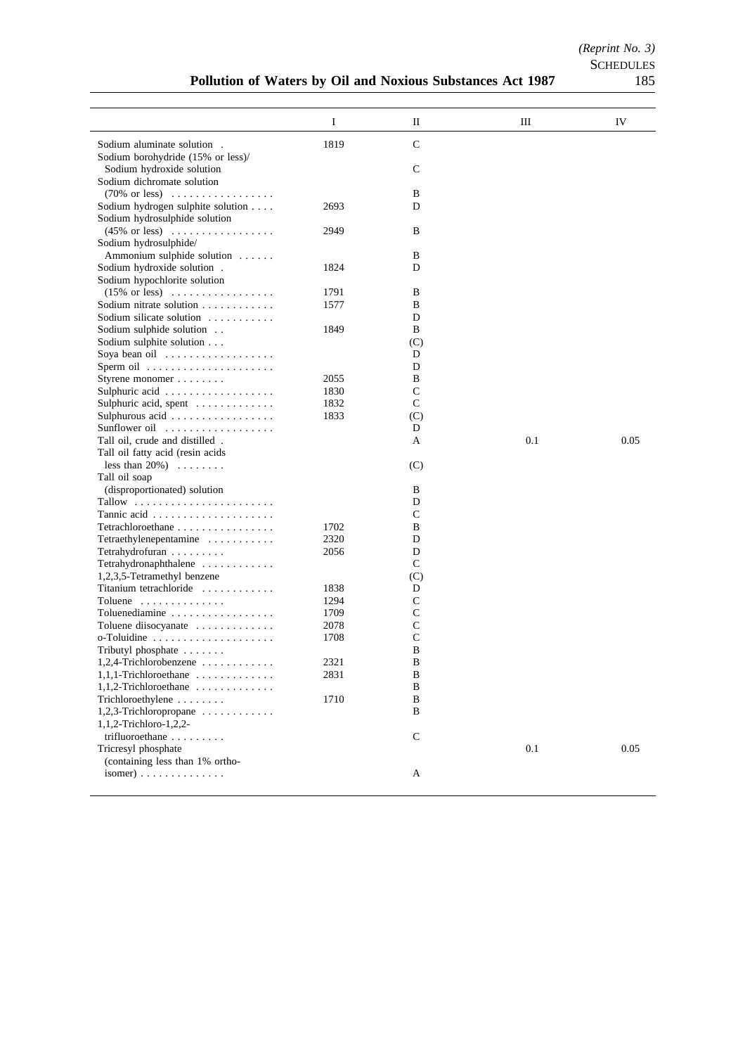| | I | II | III | IV |
|---|---|---|---|---|
| Sodium aluminate solution . | 1819 | C | | |
| Sodium borohydride (15% or less)/ Sodium hydroxide solution | | C | | |
| Sodium dichromate solution (70% or less) . . . . . . . . . . . . . . . . | | B | | |
| Sodium hydrogen sulphite solution . . . . | 2693 | D | | |
| Sodium hydrosulphide solution (45% or less) . . . . . . . . . . . . . . . . | 2949 | B | | |
| Sodium hydrosulphide/ Ammonium sulphide solution . . . . . . | | B | | |
| Sodium hydroxide solution . | 1824 | D | | |
| Sodium hypochlorite solution (15% or less) . . . . . . . . . . . . . . . . | 1791 | B | | |
| Sodium nitrate solution . . . . . . . . . . . | 1577 | B | | |
| Sodium silicate solution . . . . . . . . . . . | | D | | |
| Sodium sulphide solution . . | 1849 | B | | |
| Sodium sulphite solution . . . | | (C) | | |
| Soya bean oil . . . . . . . . . . . . . . . . . . | | D | | |
| Sperm oil . . . . . . . . . . . . . . . . . . . . . | | D | | |
| Styrene monomer . . . . . . . . | 2055 | B | | |
| Sulphuric acid . . . . . . . . . . . . . . . . . . | 1830 | C | | |
| Sulphuric acid, spent . . . . . . . . . . . . . | 1832 | C | | |
| Sulphurous acid . . . . . . . . . . . . . . . . . | 1833 | (C) | | |
| Sunflower oil . . . . . . . . . . . . . . . . . . | | D | | |
| Tall oil, crude and distilled . | | A | 0.1 | 0.05 |
| Tall oil fatty acid (resin acids less than 20%) . . . . . . . . | | (C) | | |
| Tall oil soap (disproportionated) solution | | B | | |
| Tallow . . . . . . . . . . . . . . . . . . . . . . . | | D | | |
| Tannic acid . . . . . . . . . . . . . . . . . . . . | | C | | |
| Tetrachloroethane . . . . . . . . . . . . . . . . | 1702 | B | | |
| Tetraethylenepentamine . . . . . . . . . . . | 2320 | D | | |
| Tetrahydrofuran . . . . . . . . . | 2056 | D | | |
| Tetrahydronaphthalene . . . . . . . . . . . . | | C | | |
| 1,2,3,5-Tetramethyl benzene | | (C) | | |
| Titanium tetrachloride . . . . . . . . . . . . | 1838 | D | | |
| Toluene . . . . . . . . . . . . . . | 1294 | C | | |
| Toluenediamine . . . . . . . . . . . . . . . . . | 1709 | C | | |
| Toluene diisocyanate . . . . . . . . . . . . . | 2078 | C | | |
| o-Toluidine . . . . . . . . . . . . . . . . . . . . | 1708 | C | | |
| Tributyl phosphate . . . . . . . | | B | | |
| 1,2,4-Trichlorobenzene . . . . . . . . . . . . | 2321 | B | | |
| 1,1,1-Trichloroethane . . . . . . . . . . . . . | 2831 | B | | |
| 1,1,2-Trichloroethane . . . . . . . . . . . . . | | B | | |
| Trichloroethylene . . . . . . . . | 1710 | B | | |
| 1,2,3-Trichloropropane . . . . . . . . . . . . | | B | | |
| 1,1,2-Trichloro-1,2,2-trifluoroethane . . . . . . . . . | | C | | |
| Tricresyl phosphate (containing less than 1% ortho-isomer) . . . . . . . . . . . . . | | A | 0.1 | 0.05 |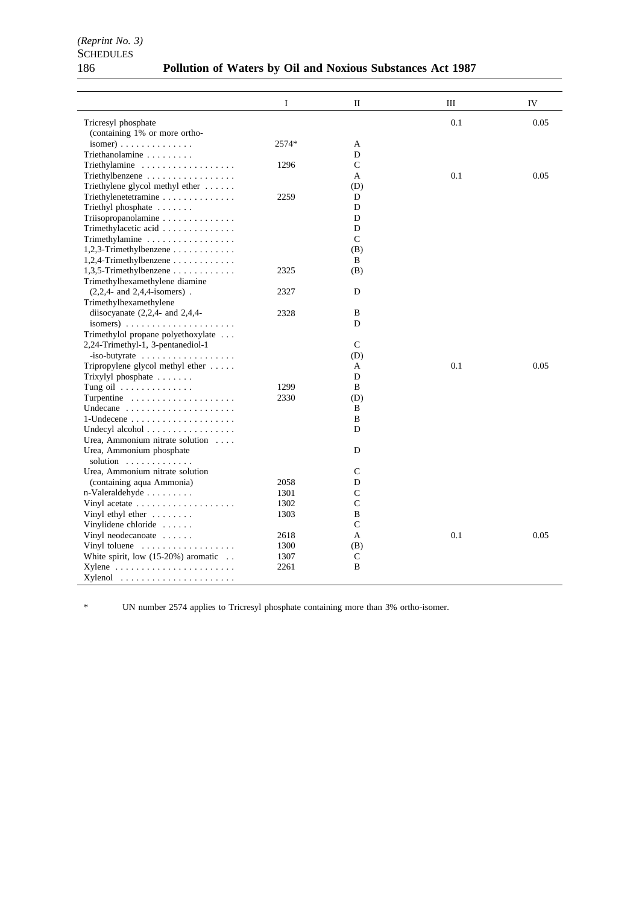| | I | II | III | IV |
|---|---|---|---|---|
| Tricresyl phosphate (containing 1% or more ortho-isomer) | 2574* | A | 0.1 | 0.05 |
| Triethanolamine | | D | | |
| Triethylamine | 1296 | C | | |
| Triethylbenzene | | A | 0.1 | 0.05 |
| Triethylene glycol methyl ether | | (D) | | |
| Triethylenetetramine | 2259 | D | | |
| Triethyl phosphate | | D | | |
| Triisopropanolamine | | D | | |
| Trimethylacetic acid | | D | | |
| Trimethylamine | | C | | |
| 1,2,3-Trimethylbenzene | | (B) | | |
| 1,2,4-Trimethylbenzene | | B | | |
| 1,3,5-Trimethylbenzene | 2325 | (B) | | |
| Trimethylhexamethylene diamine (2,2,4- and 2,4,4-isomers) | 2327 | D | | |
| Trimethylhexamethylene diisocyanate (2,2,4- and 2,4,4-isomers) | 2328 | B | | |
| Trimethylol propane polyethoxylate | | D | | |
| 2,24-Trimethyl-1, 3-pentanediol-1 -iso-butyrate | | C | | |
| Tripropylene glycol methyl ether | | (D) | | |
| Trixylyl phosphate | | A | 0.1 | 0.05 |
| Tung oil | | D | | |
| Turpentine | 1299 | B | | |
| Undecane | 2330 | (D) | | |
| 1-Undecene | | B | | |
| Undecyl alcohol | | B | | |
| Urea, Ammonium nitrate solution | | D | | |
| Urea, Ammonium phosphate solution | | D | | |
| Urea, Ammonium nitrate solution (containing aqua Ammonia) | | C | | |
| n-Valeraldehyde | 2058 | D | | |
| Vinyl acetate | 1301 | C | | |
| Vinyl ethyl ether | 1302 | C | | |
| Vinylidene chloride | 1303 | B | | |
| Vinyl neodecanoate | | C | | |
| Vinyl toluene | 2618 | A | 0.1 | 0.05 |
| White spirit, low (15-20%) aromatic | 1300 | (B) | | |
| Xylene | 1307 | C | | |
| Xylenol | 2261 | B | | |

\* UN number 2574 applies to Tricresyl phosphate containing more than 3% ortho-isomer.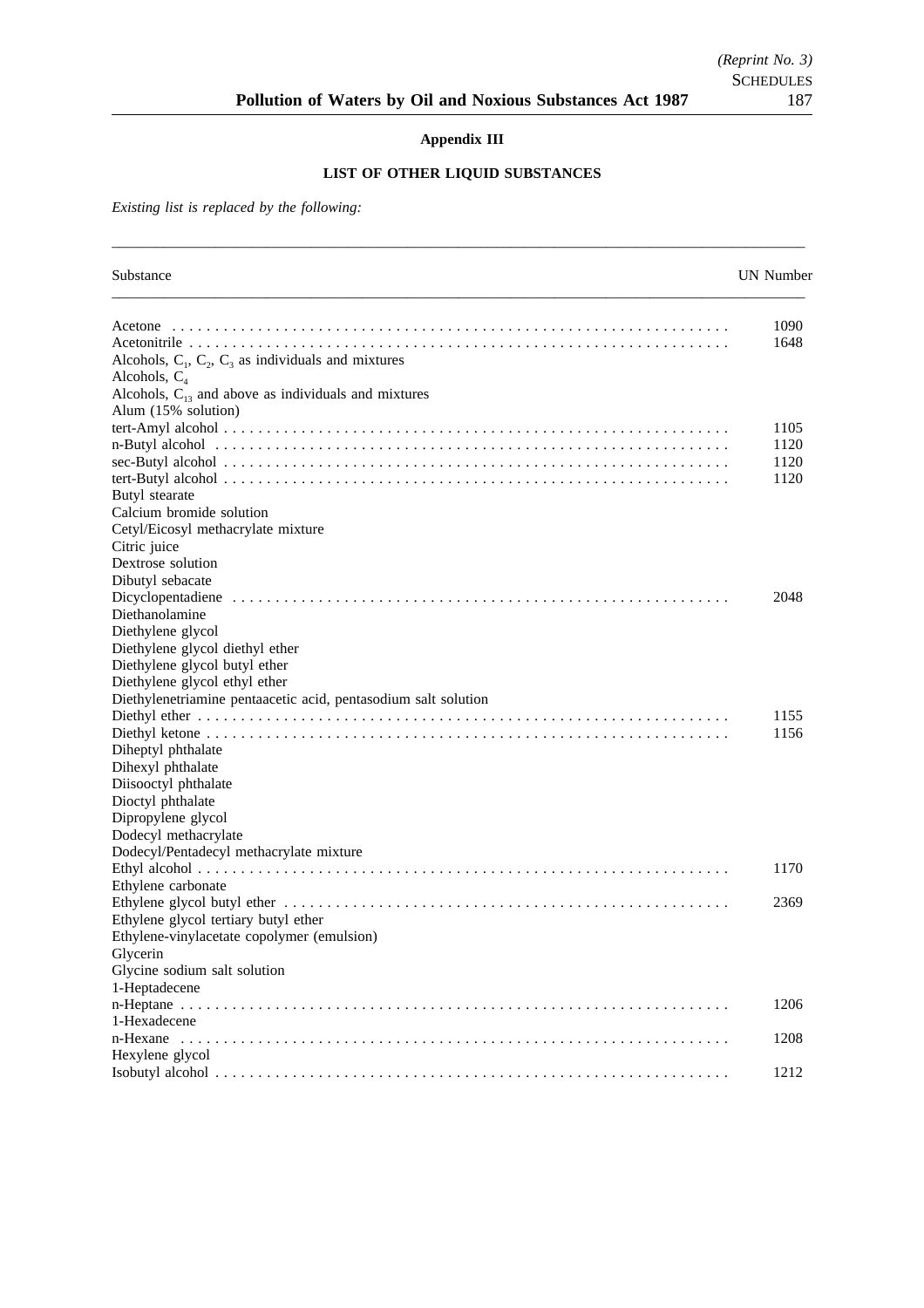## Appendix III

### LIST OF OTHER LIQUID SUBSTANCES

*Existing list is replaced by the following:*

| Substance | UN Number |
|---|---|
| Acetone | 1090 |
| Acetonitrile | 1648 |
| Alcohols, $C_1$, $C_2$, $C_3$ as individuals and mixtures | |
| Alcohols, $C_4$ | |
| Alcohols, $C_{13}$ and above as individuals and mixtures | |
| Alum (15% solution) | |
| tert-Amyl alcohol | 1105 |
| n-Butyl alcohol | 1120 |
| sec-Butyl alcohol | 1120 |
| tert-Butyl alcohol | 1120 |
| Butyl stearate | |
| Calcium bromide solution | |
| Cetyl/Eicosyl methacrylate mixture | |
| Citric juice | |
| Dextrose solution | |
| Dibutyl sebacate | |
| Dicyclopentadiene | 2048 |
| Diethanolamine | |
| Diethylene glycol | |
| Diethylene glycol diethyl ether | |
| Diethylene glycol butyl ether | |
| Diethylene glycol ethyl ether | |
| Diethylenetriamine pentaacetic acid, pentasodium salt solution | |
| Diethyl ether | 1155 |
| Diethyl ketone | 1156 |
| Diheptyl phthalate | |
| Dihexyl phthalate | |
| Diisooctyl phthalate | |
| Dioctyl phthalate | |
| Dipropylene glycol | |
| Dodecyl methacrylate | |
| Dodecyl/Pentadecyl methacrylate mixture | |
| Ethyl alcohol | 1170 |
| Ethylene carbonate | |
| Ethylene glycol butyl ether | 2369 |
| Ethylene glycol tertiary butyl ether | |
| Ethylene-vinylacetate copolymer (emulsion) | |
| Glycerin | |
| Glycine sodium salt solution | |
| 1-Heptadecene | |
| n-Heptane | 1206 |
| 1-Hexadecene | |
| n-Hexane | 1208 |
| Hexylene glycol | |
| Isobutyl alcohol | 1212 |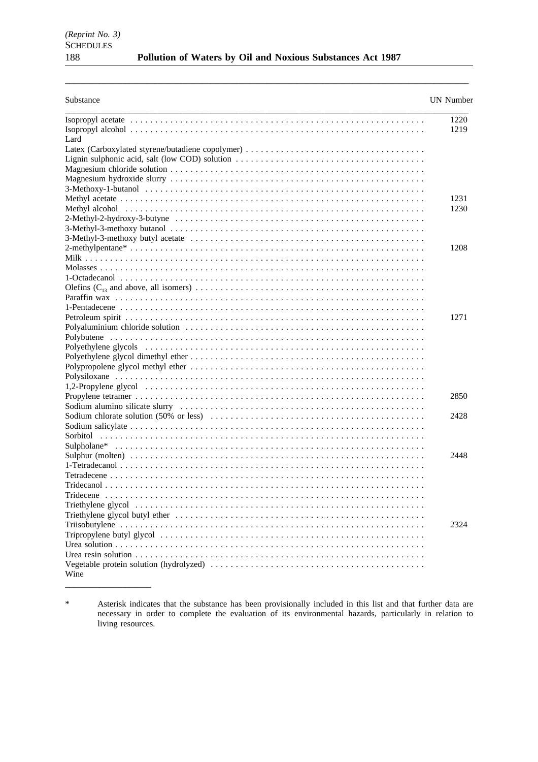| Substance | UN Number |
|---|---|
| Isopropyl acetate | 1220 |
| Isopropyl alcohol | 1219 |
| Lard | |
| Latex (Carboxylated styrene/butadiene copolymer) | |
| Lignin sulphonic acid, salt (low COD) solution | |
| Magnesium chloride solution | |
| Magnesium hydroxide slurry | |
| 3-Methoxy-1-butanol | |
| Methyl acetate | 1231 |
| Methyl alcohol | 1230 |
| 2-Methyl-2-hydroxy-3-butyne | |
| 3-Methyl-3-methoxy butanol | |
| 3-Methyl-3-methoxy butyl acetate | |
| 2-methylpentane* | 1208 |
| Milk | |
| Molasses | |
| 1-Octadecanol | |
| Olefins ($C_{13}$ and above, all isomers) | |
| Paraffin wax | |
| 1-Pentadecene | |
| Petroleum spirit | 1271 |
| Polyaluminium chloride solution | |
| Polybutene | |
| Polyethylene glycols | |
| Polyethylene glycol dimethyl ether | |
| Polypropolene glycol methyl ether | |
| Polysiloxane | |
| 1,2-Propylene glycol | |
| Propylene tetramer | 2850 |
| Sodium alumino silicate slurry | |
| Sodium chlorate solution (50% or less) | 2428 |
| Sodium salicylate | |
| Sorbitol | |
| Sulpholane* | |
| Sulphur (molten) | 2448 |
| 1-Tetradecanol | |
| Tetradecene | |
| Tridecanol | |
| Tridecene | |
| Triethylene glycol | |
| Triethylene glycol butyl ether | |
| Triisobutylene | 2324 |
| Tripropylene butyl glycol | |
| Urea solution | |
| Urea resin solution | |
| Vegetable protein solution (hydrolyzed) | |
| Wine | |

\* Asterisk indicates that the substance has been provisionally included in this list and that further data are necessary in order to complete the evaluation of its environmental hazards, particularly in relation to living resources.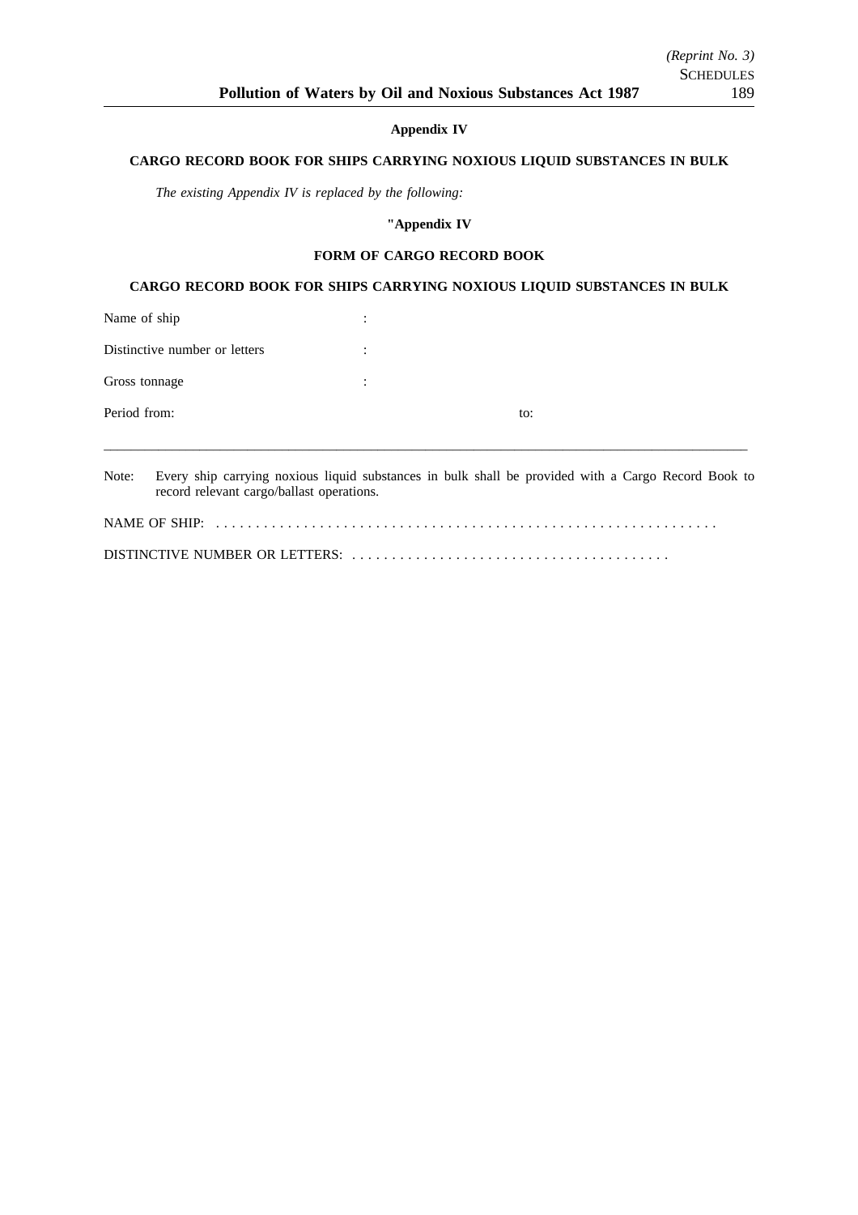**Appendix IV**

**CARGO RECORD BOOK FOR SHIPS CARRYING NOXIOUS LIQUID SUBSTANCES IN BULK**

*The existing Appendix IV is replaced by the following:*

**"Appendix IV**

**FORM OF CARGO RECORD BOOK**

**CARGO RECORD BOOK FOR SHIPS CARRYING NOXIOUS LIQUID SUBSTANCES IN BULK**

Name of ship :

Distinctive number or letters :

Gross tonnage :

Period from: to:

---

Note: Every ship carrying noxious liquid substances in bulk shall be provided with a Cargo Record Book to record relevant cargo/ballast operations.

NAME OF SHIP: . . . . . . . . . . . . . . . . . . . . . . . . . . . . . . . . . . . . . . . . . . . . . . . . . . . . . . . . . . . . . .

DISTINCTIVE NUMBER OR LETTERS: . . . . . . . . . . . . . . . . . . . . . . . . . . . . . . . . . . . . . . .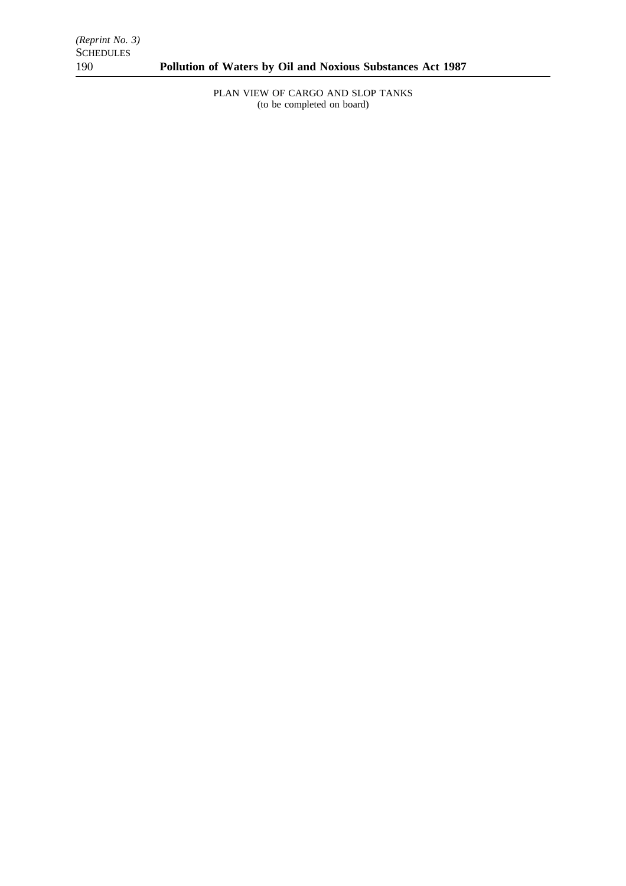PLAN VIEW OF CARGO AND SLOP TANKS
(to be completed on board)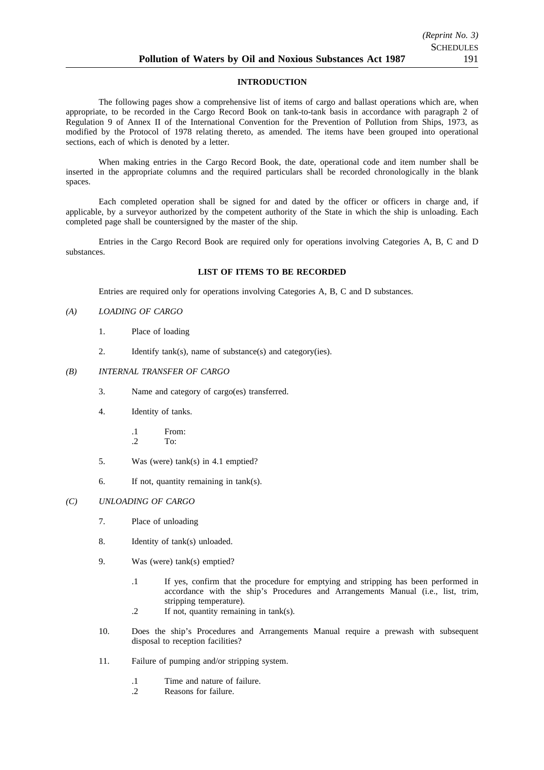## INTRODUCTION

The following pages show a comprehensive list of items of cargo and ballast operations which are, when appropriate, to be recorded in the Cargo Record Book on tank-to-tank basis in accordance with paragraph 2 of Regulation 9 of Annex II of the International Convention for the Prevention of Pollution from Ships, 1973, as modified by the Protocol of 1978 relating thereto, as amended. The items have been grouped into operational sections, each of which is denoted by a letter.

When making entries in the Cargo Record Book, the date, operational code and item number shall be inserted in the appropriate columns and the required particulars shall be recorded chronologically in the blank spaces.

Each completed operation shall be signed for and dated by the officer or officers in charge and, if applicable, by a surveyor authorized by the competent authority of the State in which the ship is unloading. Each completed page shall be countersigned by the master of the ship.

Entries in the Cargo Record Book are required only for operations involving Categories A, B, C and D substances.

## LIST OF ITEMS TO BE RECORDED

Entries are required only for operations involving Categories A, B, C and D substances.

*(A) LOADING OF CARGO*

1. Place of loading

2. Identify tank(s), name of substance(s) and category(ies).

*(B) INTERNAL TRANSFER OF CARGO*

3. Name and category of cargo(es) transferred.

4. Identity of tanks.

   .1 From:
   .2 To:

5. Was (were) tank(s) in 4.1 emptied?

6. If not, quantity remaining in tank(s).

*(C) UNLOADING OF CARGO*

7. Place of unloading

8. Identity of tank(s) unloaded.

9. Was (were) tank(s) emptied?

   .1 If yes, confirm that the procedure for emptying and stripping has been performed in accordance with the ship's Procedures and Arrangements Manual (i.e., list, trim, stripping temperature).
   .2 If not, quantity remaining in tank(s).

10. Does the ship's Procedures and Arrangements Manual require a prewash with subsequent disposal to reception facilities?

11. Failure of pumping and/or stripping system.

   .1 Time and nature of failure.
   .2 Reasons for failure.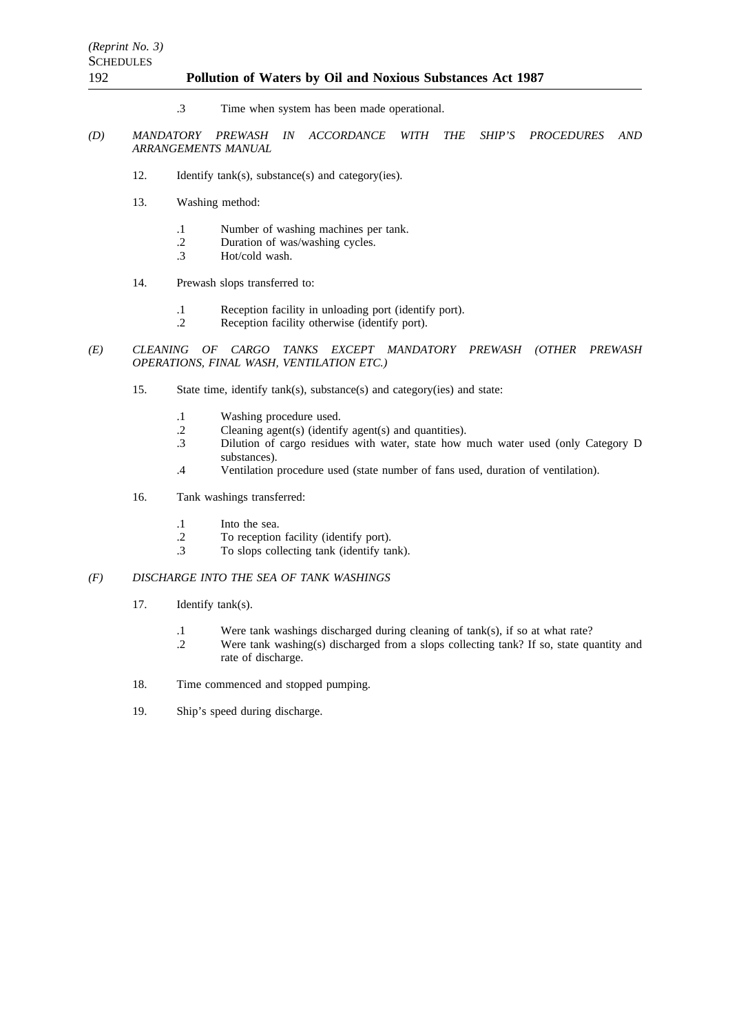.3 Time when system has been made operational.

*(D) MANDATORY PREWASH IN ACCORDANCE WITH THE SHIP'S PROCEDURES AND ARRANGEMENTS MANUAL*

12. Identify tank(s), substance(s) and category(ies).

13. Washing method:

    .1 Number of washing machines per tank.
    .2 Duration of was/washing cycles.
    .3 Hot/cold wash.

14. Prewash slops transferred to:

    .1 Reception facility in unloading port (identify port).
    .2 Reception facility otherwise (identify port).

*(E) CLEANING OF CARGO TANKS EXCEPT MANDATORY PREWASH (OTHER PREWASH OPERATIONS, FINAL WASH, VENTILATION ETC.)*

15. State time, identify tank(s), substance(s) and category(ies) and state:

    .1 Washing procedure used.
    .2 Cleaning agent(s) (identify agent(s) and quantities).
    .3 Dilution of cargo residues with water, state how much water used (only Category D substances).
    .4 Ventilation procedure used (state number of fans used, duration of ventilation).

16. Tank washings transferred:

    .1 Into the sea.
    .2 To reception facility (identify port).
    .3 To slops collecting tank (identify tank).

*(F) DISCHARGE INTO THE SEA OF TANK WASHINGS*

17. Identify tank(s).

    .1 Were tank washings discharged during cleaning of tank(s), if so at what rate?
    .2 Were tank washing(s) discharged from a slops collecting tank? If so, state quantity and rate of discharge.

18. Time commenced and stopped pumping.

19. Ship's speed during discharge.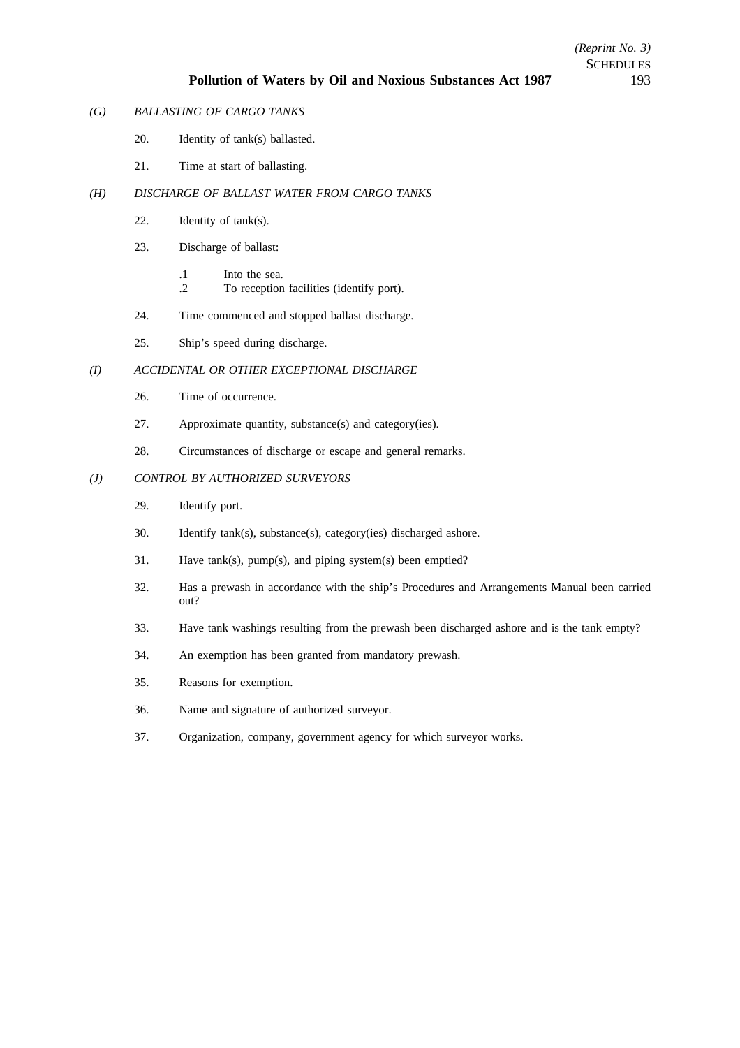*(G) BALLASTING OF CARGO TANKS*

20. Identity of tank(s) ballasted.

21. Time at start of ballasting.

*(H) DISCHARGE OF BALLAST WATER FROM CARGO TANKS*

22. Identity of tank(s).

23. Discharge of ballast:

    .1 Into the sea.
    .2 To reception facilities (identify port).

24. Time commenced and stopped ballast discharge.

25. Ship's speed during discharge.

*(I) ACCIDENTAL OR OTHER EXCEPTIONAL DISCHARGE*

26. Time of occurrence.

27. Approximate quantity, substance(s) and category(ies).

28. Circumstances of discharge or escape and general remarks.

*(J) CONTROL BY AUTHORIZED SURVEYORS*

29. Identify port.

30. Identify tank(s), substance(s), category(ies) discharged ashore.

31. Have tank(s), pump(s), and piping system(s) been emptied?

32. Has a prewash in accordance with the ship's Procedures and Arrangements Manual been carried out?

33. Have tank washings resulting from the prewash been discharged ashore and is the tank empty?

34. An exemption has been granted from mandatory prewash.

35. Reasons for exemption.

36. Name and signature of authorized surveyor.

37. Organization, company, government agency for which surveyor works.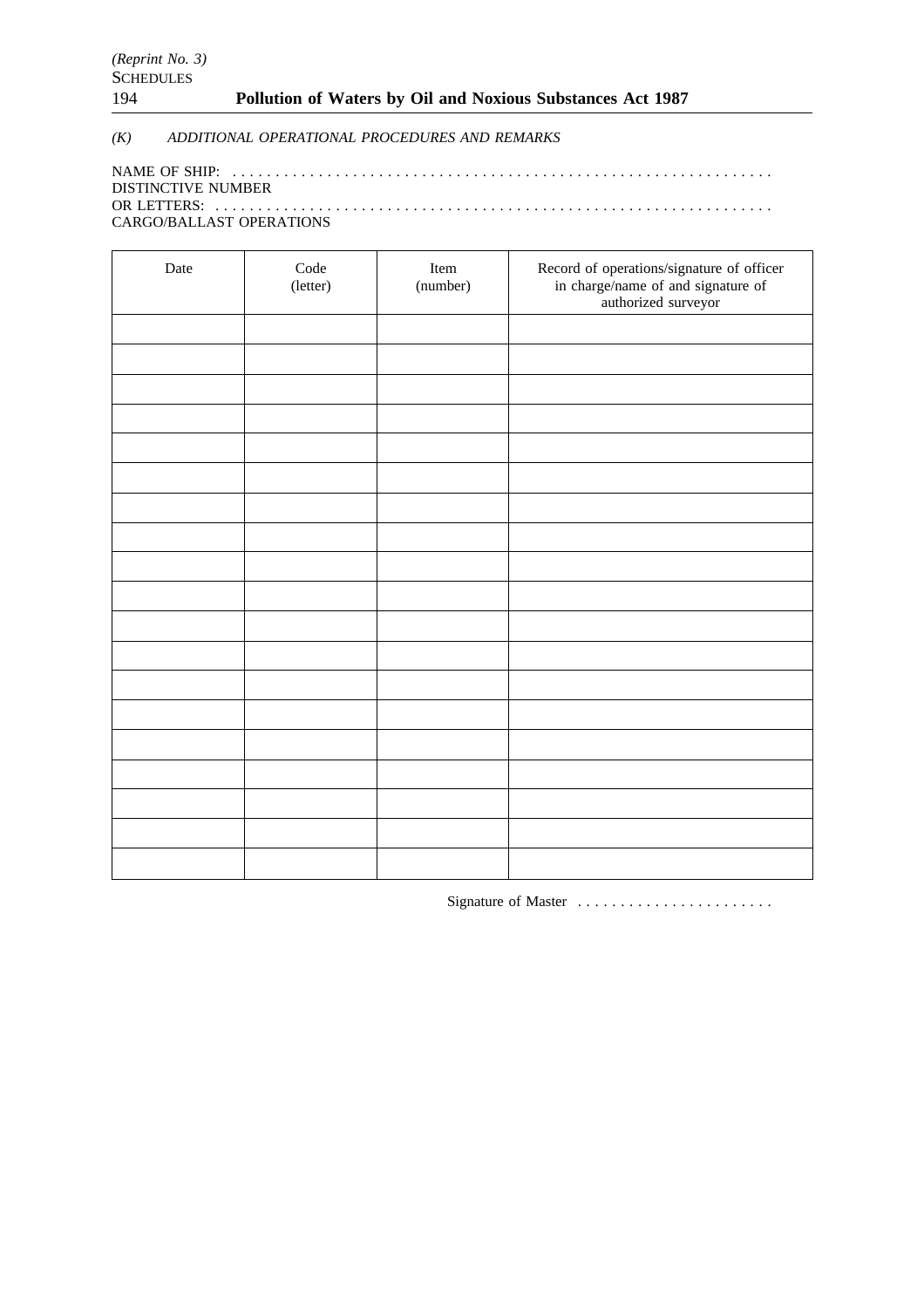*(K) ADDITIONAL OPERATIONAL PROCEDURES AND REMARKS*

NAME OF SHIP: . . . . . . . . . . . . . . . . . . . . . . . . . . . . . . . . . . . . . . . . . . . . . . . . . . . . . . . . . . . . . .
DISTINCTIVE NUMBER
OR LETTERS: . . . . . . . . . . . . . . . . . . . . . . . . . . . . . . . . . . . . . . . . . . . . . . . . . . . . . . . . . . . . . . . .
CARGO/BALLAST OPERATIONS

| Date | Code (letter) | Item (number) | Record of operations/signature of officer in charge/name of and signature of authorized surveyor |
|---|---|---|---|
| | | | |
| | | | |
| | | | |
| | | | |
| | | | |
| | | | |
| | | | |
| | | | |
| | | | |
| | | | |
| | | | |
| | | | |
| | | | |
| | | | |
| | | | |
| | | | |
| | | | |
| | | | |
| | | | |

Signature of Master . . . . . . . . . . . . . . . . . . . . . . .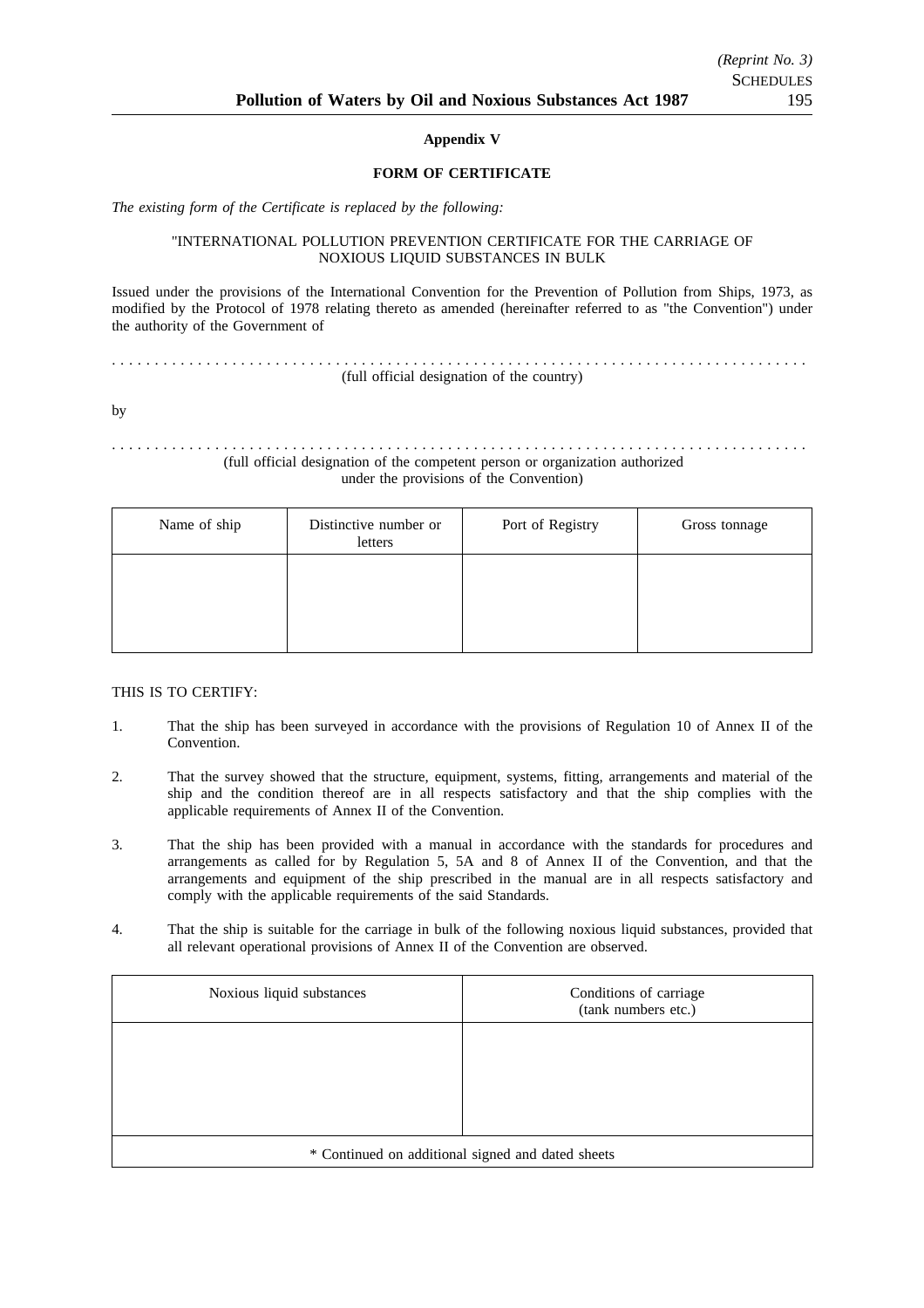**Appendix V**

**FORM OF CERTIFICATE**

*The existing form of the Certificate is replaced by the following:*

"INTERNATIONAL POLLUTION PREVENTION CERTIFICATE FOR THE CARRIAGE OF NOXIOUS LIQUID SUBSTANCES IN BULK

Issued under the provisions of the International Convention for the Prevention of Pollution from Ships, 1973, as modified by the Protocol of 1978 relating thereto as amended (hereinafter referred to as "the Convention") under the authority of the Government of

. . . . . . . . . . . . . . . . . . . . . . . . . . . . . . . . . . . . . . . . . . . . . . . . . . . . . . . . . . . . . . . . . . . . . . . . . . . . . . . . .
(full official designation of the country)

by

. . . . . . . . . . . . . . . . . . . . . . . . . . . . . . . . . . . . . . . . . . . . . . . . . . . . . . . . . . . . . . . . . . . . . . . . . . . . . . . . .
(full official designation of the competent person or organization authorized under the provisions of the Convention)

| Name of ship | Distinctive number or letters | Port of Registry | Gross tonnage |
|---|---|---|---|
| | | | |

THIS IS TO CERTIFY:

1. That the ship has been surveyed in accordance with the provisions of Regulation 10 of Annex II of the Convention.

2. That the survey showed that the structure, equipment, systems, fitting, arrangements and material of the ship and the condition thereof are in all respects satisfactory and that the ship complies with the applicable requirements of Annex II of the Convention.

3. That the ship has been provided with a manual in accordance with the standards for procedures and arrangements as called for by Regulation 5, 5A and 8 of Annex II of the Convention, and that the arrangements and equipment of the ship prescribed in the manual are in all respects satisfactory and comply with the applicable requirements of the said Standards.

4. That the ship is suitable for the carriage in bulk of the following noxious liquid substances, provided that all relevant operational provisions of Annex II of the Convention are observed.

| Noxious liquid substances | Conditions of carriage (tank numbers etc.) |
|---|---|
| | |
| * Continued on additional signed and dated sheets | |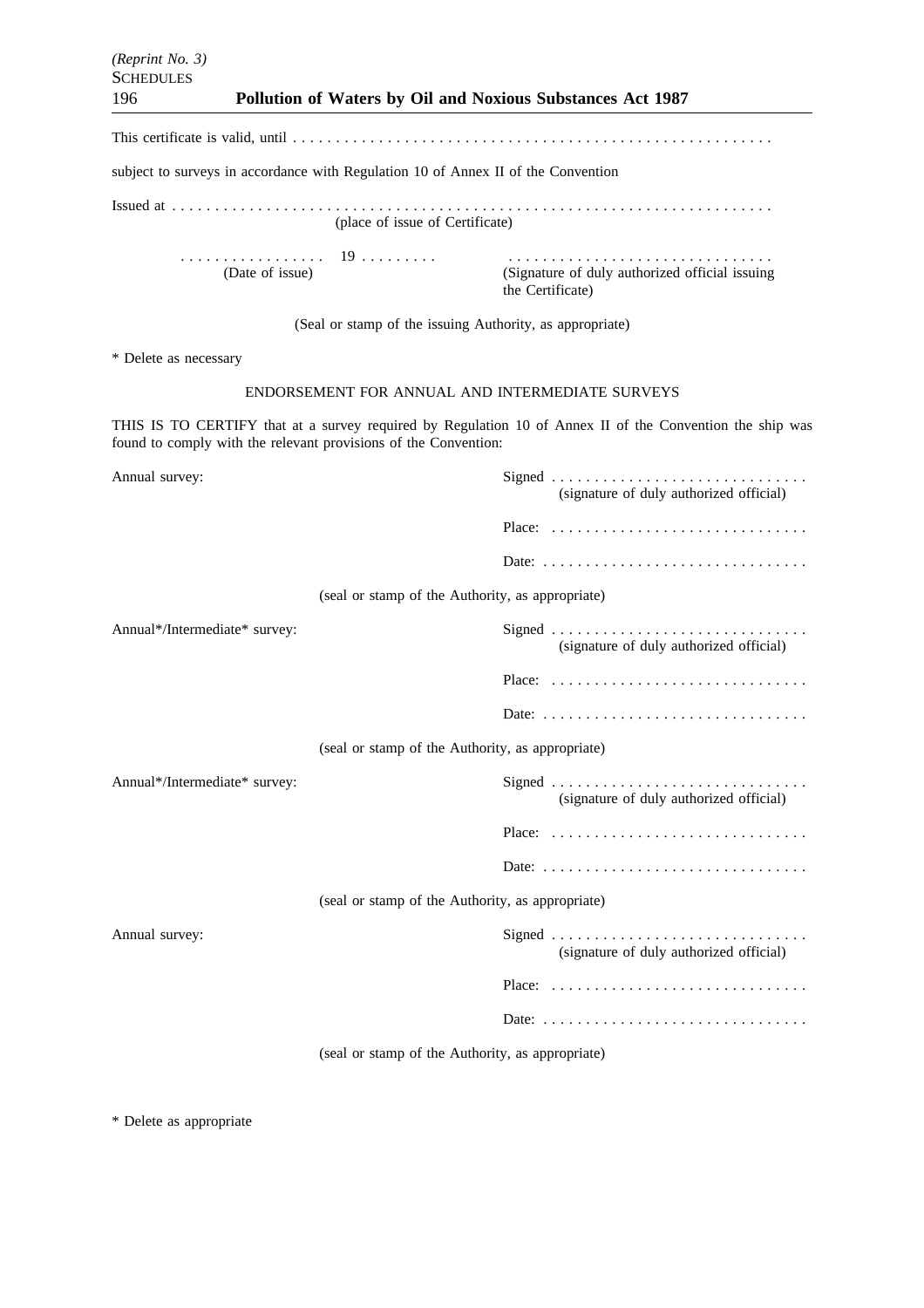This certificate is valid, until . . . . . . . . . . . . . . . . . . . . . . . . . . . . . . . . . . . . . . . . . . . . . . . . . . . . . . .

subject to surveys in accordance with Regulation 10 of Annex II of the Convention

Issued at . . . . . . . . . . . . . . . . . . . . . . . . . . . . . . . . . . . . . . . . . . . . . . . . . . . . . . . . . . . . . . . . . . . . . . . .
(place of issue of Certificate)

. . . . . . . . . . . . . . . . . 19 . . . . . . . . .
(Date of issue)

. . . . . . . . . . . . . . . . . . . . . . . . . . . . . . .
(Signature of duly authorized official issuing the Certificate)

(Seal or stamp of the issuing Authority, as appropriate)

* Delete as necessary

ENDORSEMENT FOR ANNUAL AND INTERMEDIATE SURVEYS

THIS IS TO CERTIFY that at a survey required by Regulation 10 of Annex II of the Convention the ship was found to comply with the relevant provisions of the Convention:

Annual survey:

Signed . . . . . . . . . . . . . . . . . . . . . . . . . . . . . .
(signature of duly authorized official)

Place: . . . . . . . . . . . . . . . . . . . . . . . . . . . . . .

Date: . . . . . . . . . . . . . . . . . . . . . . . . . . . . . . .

(seal or stamp of the Authority, as appropriate)

Annual*/Intermediate* survey:

Signed . . . . . . . . . . . . . . . . . . . . . . . . . . . . . .
(signature of duly authorized official)

Place: . . . . . . . . . . . . . . . . . . . . . . . . . . . . . .

Date: . . . . . . . . . . . . . . . . . . . . . . . . . . . . . . .

(seal or stamp of the Authority, as appropriate)

Annual*/Intermediate* survey:

Signed . . . . . . . . . . . . . . . . . . . . . . . . . . . . . .
(signature of duly authorized official)

Place: . . . . . . . . . . . . . . . . . . . . . . . . . . . . . .

Date: . . . . . . . . . . . . . . . . . . . . . . . . . . . . . . .

(seal or stamp of the Authority, as appropriate)

Annual survey:

Signed . . . . . . . . . . . . . . . . . . . . . . . . . . . . . .
(signature of duly authorized official)

Place: . . . . . . . . . . . . . . . . . . . . . . . . . . . . . .

Date: . . . . . . . . . . . . . . . . . . . . . . . . . . . . . . .

(seal or stamp of the Authority, as appropriate)

* Delete as appropriate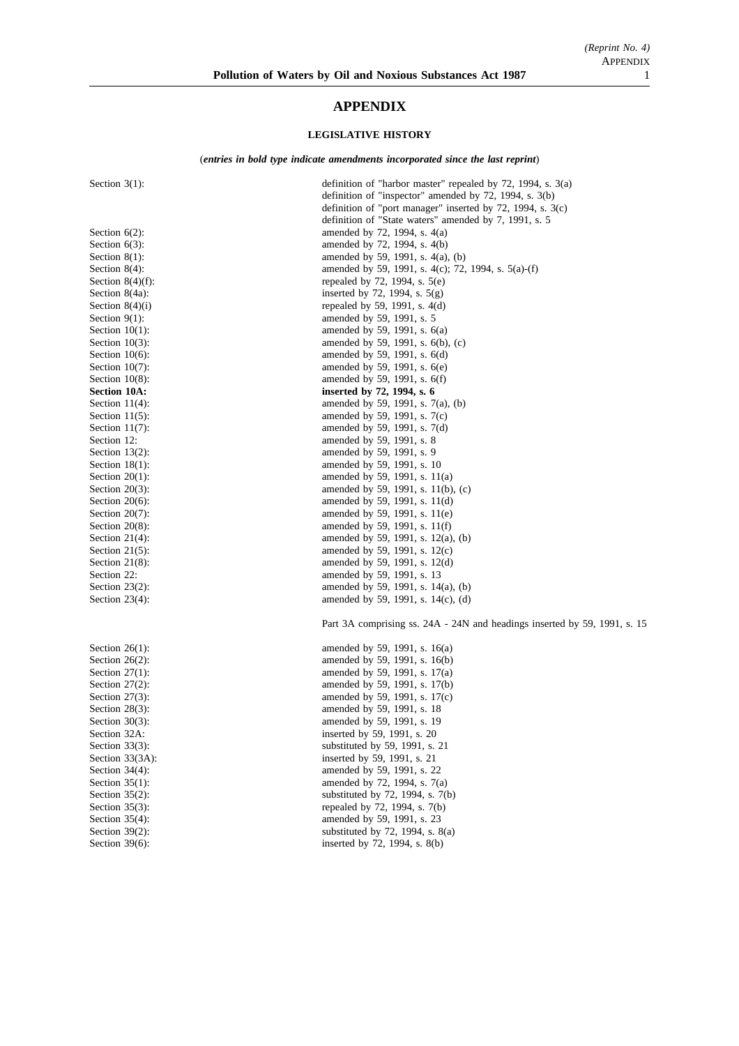# APPENDIX

## LEGISLATIVE HISTORY

(*entries in bold type indicate amendments incorporated since the last reprint*)

| | |
|---|---|
| Section 3(1): | definition of "harbor master" repealed by 72, 1994, s. 3(a) |
| | definition of "inspector" amended by 72, 1994, s. 3(b) |
| | definition of "port manager" inserted by 72, 1994, s. 3(c) |
| | definition of "State waters" amended by 7, 1991, s. 5 |
| Section 6(2): | amended by 72, 1994, s. 4(a) |
| Section 6(3): | amended by 72, 1994, s. 4(b) |
| Section 8(1): | amended by 59, 1991, s. 4(a), (b) |
| Section 8(4): | amended by 59, 1991, s. 4(c); 72, 1994, s. 5(a)-(f) |
| Section 8(4)(f): | repealed by 72, 1994, s. 5(e) |
| Section 8(4a): | inserted by 72, 1994, s. 5(g) |
| Section 8(4)(i) | repealed by 59, 1991, s. 4(d) |
| Section 9(1): | amended by 59, 1991, s. 5 |
| Section 10(1): | amended by 59, 1991, s. 6(a) |
| Section 10(3): | amended by 59, 1991, s. 6(b), (c) |
| Section 10(6): | amended by 59, 1991, s. 6(d) |
| Section 10(7): | amended by 59, 1991, s. 6(e) |
| Section 10(8): | amended by 59, 1991, s. 6(f) |
| **Section 10A:** | **inserted by 72, 1994, s. 6** |
| Section 11(4): | amended by 59, 1991, s. 7(a), (b) |
| Section 11(5): | amended by 59, 1991, s. 7(c) |
| Section 11(7): | amended by 59, 1991, s. 7(d) |
| Section 12: | amended by 59, 1991, s. 8 |
| Section 13(2): | amended by 59, 1991, s. 9 |
| Section 18(1): | amended by 59, 1991, s. 10 |
| Section 20(1): | amended by 59, 1991, s. 11(a) |
| Section 20(3): | amended by 59, 1991, s. 11(b), (c) |
| Section 20(6): | amended by 59, 1991, s. 11(d) |
| Section 20(7): | amended by 59, 1991, s. 11(e) |
| Section 20(8): | amended by 59, 1991, s. 11(f) |
| Section 21(4): | amended by 59, 1991, s. 12(a), (b) |
| Section 21(5): | amended by 59, 1991, s. 12(c) |
| Section 21(8): | amended by 59, 1991, s. 12(d) |
| Section 22: | amended by 59, 1991, s. 13 |
| Section 23(2): | amended by 59, 1991, s. 14(a), (b) |
| Section 23(4): | amended by 59, 1991, s. 14(c), (d) |
| | Part 3A comprising ss. 24A - 24N and headings inserted by 59, 1991, s. 15 |
| Section 26(1): | amended by 59, 1991, s. 16(a) |
| Section 26(2): | amended by 59, 1991, s. 16(b) |
| Section 27(1): | amended by 59, 1991, s. 17(a) |
| Section 27(2): | amended by 59, 1991, s. 17(b) |
| Section 27(3): | amended by 59, 1991, s. 17(c) |
| Section 28(3): | amended by 59, 1991, s. 18 |
| Section 30(3): | amended by 59, 1991, s. 19 |
| Section 32A: | inserted by 59, 1991, s. 20 |
| Section 33(3): | substituted by 59, 1991, s. 21 |
| Section 33(3A): | inserted by 59, 1991, s. 21 |
| Section 34(4): | amended by 59, 1991, s. 22 |
| Section 35(1): | amended by 72, 1994, s. 7(a) |
| Section 35(2): | substituted by 72, 1994, s. 7(b) |
| Section 35(3): | repealed by 72, 1994, s. 7(b) |
| Section 35(4): | amended by 59, 1991, s. 23 |
| Section 39(2): | substituted by 72, 1994, s. 8(a) |
| Section 39(6): | inserted by 72, 1994, s. 8(b) |